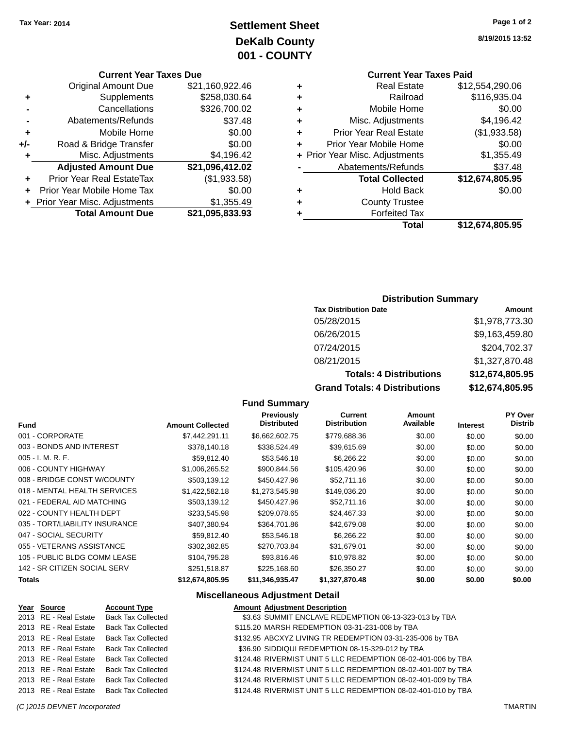Tax Year: 2014

# Settlement Sheet
## DeKalb County
## 001 - COUNTY

8/19/2015 13:52

### Current Year Taxes Due

| | | |
|---|---|---|
| | Original Amount Due | $21,160,922.46 |
| + | Supplements | $258,030.64 |
| - | Cancellations | $326,700.02 |
| - | Abatements/Refunds | $37.48 |
| + | Mobile Home | $0.00 |
| +/- | Road & Bridge Transfer | $0.00 |
| + | Misc. Adjustments | $4,196.42 |
| | **Adjusted Amount Due** | **$21,096,412.02** |
| + | Prior Year Real EstateTax | ($1,933.58) |
| + | Prior Year Mobile Home Tax | $0.00 |
| + | Prior Year Misc. Adjustments | $1,355.49 |
| | **Total Amount Due** | **$21,095,833.93** |

### Current Year Taxes Paid

| | | |
|---|---|---|
| + | Real Estate | $12,554,290.06 |
| + | Railroad | $116,935.04 |
| + | Mobile Home | $0.00 |
| + | Misc. Adjustments | $4,196.42 |
| + | Prior Year Real Estate | ($1,933.58) |
| + | Prior Year Mobile Home | $0.00 |
| + | Prior Year Misc. Adjustments | $1,355.49 |
| - | Abatements/Refunds | $37.48 |
| | **Total Collected** | **$12,674,805.95** |
| + | Hold Back | $0.00 |
| + | County Trustee | |
| + | Forfeited Tax | |
| | **Total** | **$12,674,805.95** |

### Distribution Summary

| Tax Distribution Date | Amount |
|---|---|
| 05/28/2015 | $1,978,773.30 |
| 06/26/2015 | $9,163,459.80 |
| 07/24/2015 | $204,702.37 |
| 08/21/2015 | $1,327,870.48 |
| **Totals: 4 Distributions** | **$12,674,805.95** |
| **Grand Totals: 4 Distributions** | **$12,674,805.95** |

### Fund Summary

| Fund | Amount Collected | Previously Distributed | Current Distribution | Amount Available | Interest | PY Over Distrib |
|---|---|---|---|---|---|---|
| 001 - CORPORATE | $7,442,291.11 | $6,662,602.75 | $779,688.36 | $0.00 | $0.00 | $0.00 |
| 003 - BONDS AND INTEREST | $378,140.18 | $338,524.49 | $39,615.69 | $0.00 | $0.00 | $0.00 |
| 005 - I. M. R. F. | $59,812.40 | $53,546.18 | $6,266.22 | $0.00 | $0.00 | $0.00 |
| 006 - COUNTY HIGHWAY | $1,006,265.52 | $900,844.56 | $105,420.96 | $0.00 | $0.00 | $0.00 |
| 008 - BRIDGE CONST W/COUNTY | $503,139.12 | $450,427.96 | $52,711.16 | $0.00 | $0.00 | $0.00 |
| 018 - MENTAL HEALTH SERVICES | $1,422,582.18 | $1,273,545.98 | $149,036.20 | $0.00 | $0.00 | $0.00 |
| 021 - FEDERAL AID MATCHING | $503,139.12 | $450,427.96 | $52,711.16 | $0.00 | $0.00 | $0.00 |
| 022 - COUNTY HEALTH DEPT | $233,545.98 | $209,078.65 | $24,467.33 | $0.00 | $0.00 | $0.00 |
| 035 - TORT/LIABILITY INSURANCE | $407,380.94 | $364,701.86 | $42,679.08 | $0.00 | $0.00 | $0.00 |
| 047 - SOCIAL SECURITY | $59,812.40 | $53,546.18 | $6,266.22 | $0.00 | $0.00 | $0.00 |
| 055 - VETERANS ASSISTANCE | $302,382.85 | $270,703.84 | $31,679.01 | $0.00 | $0.00 | $0.00 |
| 105 - PUBLIC BLDG COMM LEASE | $104,795.28 | $93,816.46 | $10,978.82 | $0.00 | $0.00 | $0.00 |
| 142 - SR CITIZEN SOCIAL SERV | $251,518.87 | $225,168.60 | $26,350.27 | $0.00 | $0.00 | $0.00 |
| **Totals** | **$12,674,805.95** | **$11,346,935.47** | **$1,327,870.48** | **$0.00** | **$0.00** | **$0.00** |

### Miscellaneous Adjustment Detail

| Year | Source | Account Type | Amount | Adjustment Description |
|---|---|---|---|---|
| 2013 | RE - Real Estate | Back Tax Collected | $3.63 | SUMMIT ENCLAVE REDEMPTION 08-13-323-013 by TBA |
| 2013 | RE - Real Estate | Back Tax Collected | $115.20 | MARSH REDEMPTION 03-31-231-008 by TBA |
| 2013 | RE - Real Estate | Back Tax Collected | $132.95 | ABCXYZ LIVING TR REDEMPTION 03-31-235-006 by TBA |
| 2013 | RE - Real Estate | Back Tax Collected | $36.90 | SIDDIQUI REDEMPTION 08-15-329-012 by TBA |
| 2013 | RE - Real Estate | Back Tax Collected | $124.48 | RIVERMIST UNIT 5 LLC REDEMPTION 08-02-401-006 by TBA |
| 2013 | RE - Real Estate | Back Tax Collected | $124.48 | RIVERMIST UNIT 5 LLC REDEMPTION 08-02-401-007 by TBA |
| 2013 | RE - Real Estate | Back Tax Collected | $124.48 | RIVERMIST UNIT 5 LLC REDEMPTION 08-02-401-009 by TBA |
| 2013 | RE - Real Estate | Back Tax Collected | $124.48 | RIVERMIST UNIT 5 LLC REDEMPTION 08-02-401-010 by TBA |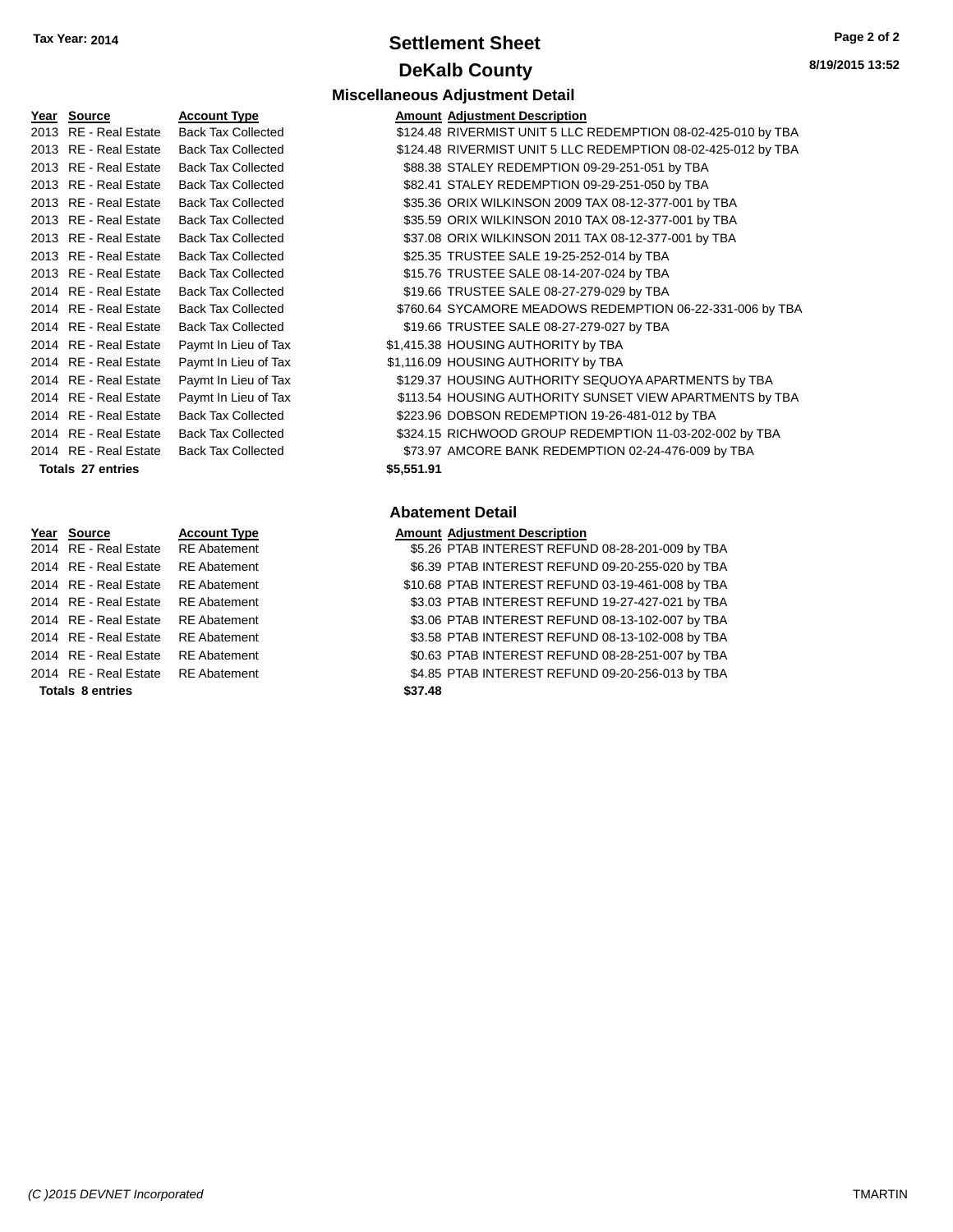**Tax Year: 2014**

# Settlement Sheet

## DeKalb County

### Miscellaneous Adjustment Detail

| Year | Source | Account Type | Amount | Adjustment Description |
|---|---|---|---|---|
| 2013 | RE - Real Estate | Back Tax Collected | $124.48 | RIVERMIST UNIT 5 LLC REDEMPTION 08-02-425-010 by TBA |
| 2013 | RE - Real Estate | Back Tax Collected | $124.48 | RIVERMIST UNIT 5 LLC REDEMPTION 08-02-425-012 by TBA |
| 2013 | RE - Real Estate | Back Tax Collected | $88.38 | STALEY REDEMPTION 09-29-251-051 by TBA |
| 2013 | RE - Real Estate | Back Tax Collected | $82.41 | STALEY REDEMPTION 09-29-251-050 by TBA |
| 2013 | RE - Real Estate | Back Tax Collected | $35.36 | ORIX WILKINSON 2009 TAX 08-12-377-001 by TBA |
| 2013 | RE - Real Estate | Back Tax Collected | $35.59 | ORIX WILKINSON 2010 TAX 08-12-377-001 by TBA |
| 2013 | RE - Real Estate | Back Tax Collected | $37.08 | ORIX WILKINSON 2011 TAX 08-12-377-001 by TBA |
| 2013 | RE - Real Estate | Back Tax Collected | $25.35 | TRUSTEE SALE 19-25-252-014 by TBA |
| 2013 | RE - Real Estate | Back Tax Collected | $15.76 | TRUSTEE SALE 08-14-207-024 by TBA |
| 2014 | RE - Real Estate | Back Tax Collected | $19.66 | TRUSTEE SALE 08-27-279-029 by TBA |
| 2014 | RE - Real Estate | Back Tax Collected | $760.64 | SYCAMORE MEADOWS REDEMPTION 06-22-331-006 by TBA |
| 2014 | RE - Real Estate | Back Tax Collected | $19.66 | TRUSTEE SALE 08-27-279-027 by TBA |
| 2014 | RE - Real Estate | Paymt In Lieu of Tax | $1,415.38 | HOUSING AUTHORITY by TBA |
| 2014 | RE - Real Estate | Paymt In Lieu of Tax | $1,116.09 | HOUSING AUTHORITY by TBA |
| 2014 | RE - Real Estate | Paymt In Lieu of Tax | $129.37 | HOUSING AUTHORITY SEQUOYA APARTMENTS by TBA |
| 2014 | RE - Real Estate | Paymt In Lieu of Tax | $113.54 | HOUSING AUTHORITY SUNSET VIEW APARTMENTS by TBA |
| 2014 | RE - Real Estate | Back Tax Collected | $223.96 | DOBSON REDEMPTION 19-26-481-012 by TBA |
| 2014 | RE - Real Estate | Back Tax Collected | $324.15 | RICHWOOD GROUP REDEMPTION 11-03-202-002 by TBA |
| 2014 | RE - Real Estate | Back Tax Collected | $73.97 | AMCORE BANK REDEMPTION 02-24-476-009 by TBA |
| **Totals 27 entries** | | | **$5,551.91** | |

### Abatement Detail

| Year | Source | Account Type | Amount | Adjustment Description |
|---|---|---|---|---|
| 2014 | RE - Real Estate | RE Abatement | $5.26 | PTAB INTEREST REFUND 08-28-201-009 by TBA |
| 2014 | RE - Real Estate | RE Abatement | $6.39 | PTAB INTEREST REFUND 09-20-255-020 by TBA |
| 2014 | RE - Real Estate | RE Abatement | $10.68 | PTAB INTEREST REFUND 03-19-461-008 by TBA |
| 2014 | RE - Real Estate | RE Abatement | $3.03 | PTAB INTEREST REFUND 19-27-427-021 by TBA |
| 2014 | RE - Real Estate | RE Abatement | $3.06 | PTAB INTEREST REFUND 08-13-102-007 by TBA |
| 2014 | RE - Real Estate | RE Abatement | $3.58 | PTAB INTEREST REFUND 08-13-102-008 by TBA |
| 2014 | RE - Real Estate | RE Abatement | $0.63 | PTAB INTEREST REFUND 08-28-251-007 by TBA |
| 2014 | RE - Real Estate | RE Abatement | $4.85 | PTAB INTEREST REFUND 09-20-256-013 by TBA |
| **Totals 8 entries** | | | **$37.48** | |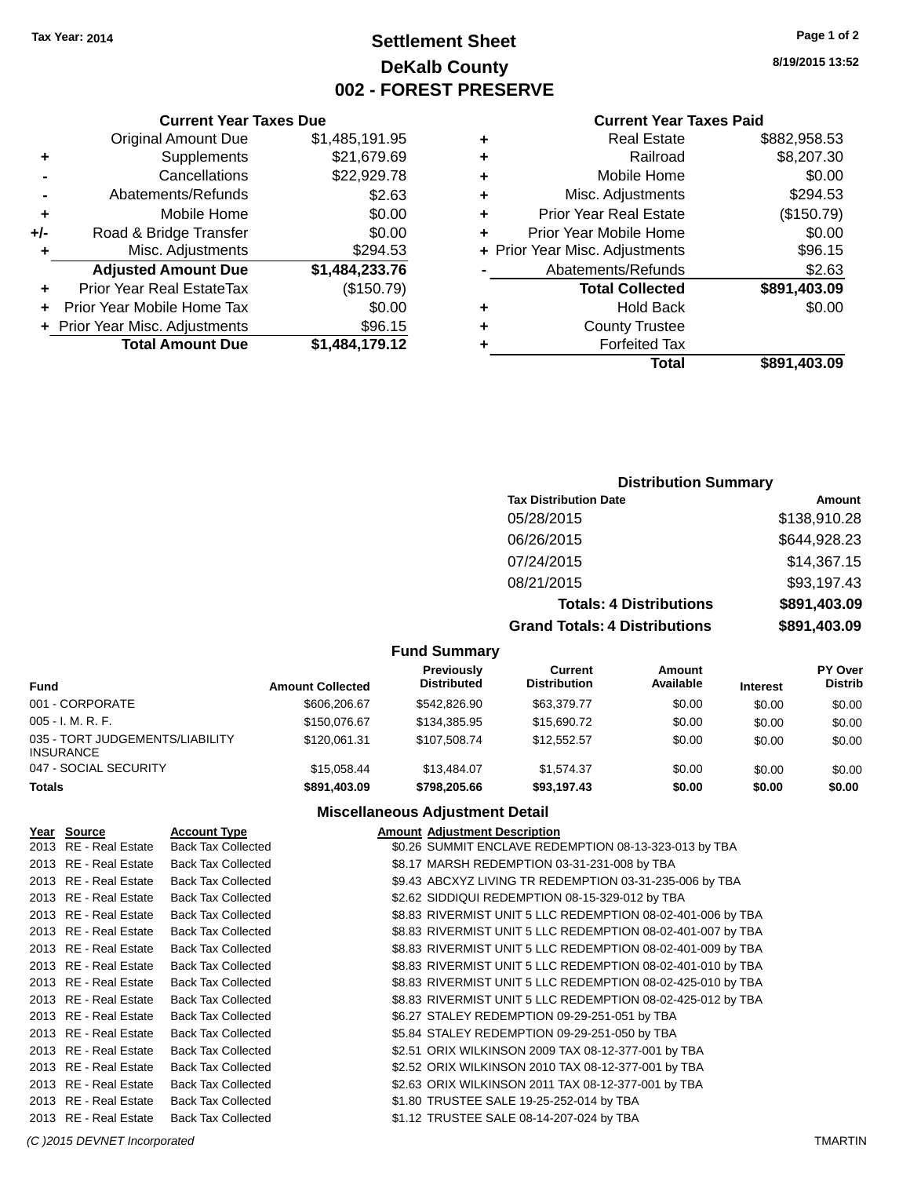Tax Year: 2014

# Settlement Sheet
## DeKalb County
## 002 - FOREST PRESERVE

8/19/2015 13:52

### Current Year Taxes Due

| | | |
|---|---|---|
| | Original Amount Due | $1,485,191.95 |
| + | Supplements | $21,679.69 |
| - | Cancellations | $22,929.78 |
| - | Abatements/Refunds | $2.63 |
| + | Mobile Home | $0.00 |
| +/- | Road & Bridge Transfer | $0.00 |
| + | Misc. Adjustments | $294.53 |
| | **Adjusted Amount Due** | **$1,484,233.76** |
| + | Prior Year Real EstateTax | ($150.79) |
| + | Prior Year Mobile Home Tax | $0.00 |
| + | Prior Year Misc. Adjustments | $96.15 |
| | **Total Amount Due** | **$1,484,179.12** |

### Current Year Taxes Paid

| | | |
|---|---|---|
| + | Real Estate | $882,958.53 |
| + | Railroad | $8,207.30 |
| + | Mobile Home | $0.00 |
| + | Misc. Adjustments | $294.53 |
| + | Prior Year Real Estate | ($150.79) |
| + | Prior Year Mobile Home | $0.00 |
| + | Prior Year Misc. Adjustments | $96.15 |
| - | Abatements/Refunds | $2.63 |
| | **Total Collected** | **$891,403.09** |
| + | Hold Back | $0.00 |
| + | County Trustee | |
| + | Forfeited Tax | |
| | **Total** | **$891,403.09** |

### Distribution Summary

| Tax Distribution Date | Amount |
|---|---|
| 05/28/2015 | $138,910.28 |
| 06/26/2015 | $644,928.23 |
| 07/24/2015 | $14,367.15 |
| 08/21/2015 | $93,197.43 |
| **Totals: 4 Distributions** | **$891,403.09** |
| **Grand Totals: 4 Distributions** | **$891,403.09** |

### Fund Summary

| Fund | Amount Collected | Previously Distributed | Current Distribution | Amount Available | Interest | PY Over Distrib |
|---|---|---|---|---|---|---|
| 001 - CORPORATE | $606,206.67 | $542,826.90 | $63,379.77 | $0.00 | $0.00 | $0.00 |
| 005 - I. M. R. F. | $150,076.67 | $134,385.95 | $15,690.72 | $0.00 | $0.00 | $0.00 |
| 035 - TORT JUDGEMENTS/LIABILITY INSURANCE | $120,061.31 | $107,508.74 | $12,552.57 | $0.00 | $0.00 | $0.00 |
| 047 - SOCIAL SECURITY | $15,058.44 | $13,484.07 | $1,574.37 | $0.00 | $0.00 | $0.00 |
| **Totals** | **$891,403.09** | **$798,205.66** | **$93,197.43** | **$0.00** | **$0.00** | **$0.00** |

### Miscellaneous Adjustment Detail

| Year | Source | Account Type | Amount | Adjustment Description |
|---|---|---|---|---|
| 2013 | RE - Real Estate | Back Tax Collected | $0.26 | SUMMIT ENCLAVE REDEMPTION 08-13-323-013 by TBA |
| 2013 | RE - Real Estate | Back Tax Collected | $8.17 | MARSH REDEMPTION 03-31-231-008 by TBA |
| 2013 | RE - Real Estate | Back Tax Collected | $9.43 | ABCXYZ LIVING TR REDEMPTION 03-31-235-006 by TBA |
| 2013 | RE - Real Estate | Back Tax Collected | $2.62 | SIDDIQUI REDEMPTION 08-15-329-012 by TBA |
| 2013 | RE - Real Estate | Back Tax Collected | $8.83 | RIVERMIST UNIT 5 LLC REDEMPTION 08-02-401-006 by TBA |
| 2013 | RE - Real Estate | Back Tax Collected | $8.83 | RIVERMIST UNIT 5 LLC REDEMPTION 08-02-401-007 by TBA |
| 2013 | RE - Real Estate | Back Tax Collected | $8.83 | RIVERMIST UNIT 5 LLC REDEMPTION 08-02-401-009 by TBA |
| 2013 | RE - Real Estate | Back Tax Collected | $8.83 | RIVERMIST UNIT 5 LLC REDEMPTION 08-02-401-010 by TBA |
| 2013 | RE - Real Estate | Back Tax Collected | $8.83 | RIVERMIST UNIT 5 LLC REDEMPTION 08-02-425-010 by TBA |
| 2013 | RE - Real Estate | Back Tax Collected | $8.83 | RIVERMIST UNIT 5 LLC REDEMPTION 08-02-425-012 by TBA |
| 2013 | RE - Real Estate | Back Tax Collected | $6.27 | STALEY REDEMPTION 09-29-251-051 by TBA |
| 2013 | RE - Real Estate | Back Tax Collected | $5.84 | STALEY REDEMPTION 09-29-251-050 by TBA |
| 2013 | RE - Real Estate | Back Tax Collected | $2.51 | ORIX WILKINSON 2009 TAX 08-12-377-001 by TBA |
| 2013 | RE - Real Estate | Back Tax Collected | $2.52 | ORIX WILKINSON 2010 TAX 08-12-377-001 by TBA |
| 2013 | RE - Real Estate | Back Tax Collected | $2.63 | ORIX WILKINSON 2011 TAX 08-12-377-001 by TBA |
| 2013 | RE - Real Estate | Back Tax Collected | $1.80 | TRUSTEE SALE 19-25-252-014 by TBA |
| 2013 | RE - Real Estate | Back Tax Collected | $1.12 | TRUSTEE SALE 08-14-207-024 by TBA |

(C )2015 DEVNET Incorporated TMARTIN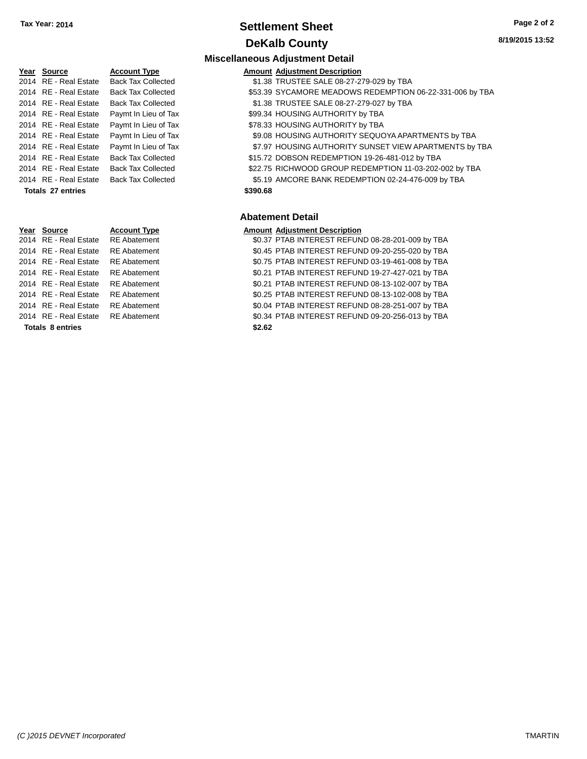# Settlement Sheet

## DeKalb County

Tax Year: 2014

8/19/2015 13:52

### Miscellaneous Adjustment Detail

| Year | Source | Account Type | Amount | Adjustment Description |
|---|---|---|---|---|
| 2014 | RE - Real Estate | Back Tax Collected | $1.38 | TRUSTEE SALE 08-27-279-029 by TBA |
| 2014 | RE - Real Estate | Back Tax Collected | $53.39 | SYCAMORE MEADOWS REDEMPTION 06-22-331-006 by TBA |
| 2014 | RE - Real Estate | Back Tax Collected | $1.38 | TRUSTEE SALE 08-27-279-027 by TBA |
| 2014 | RE - Real Estate | Paymt In Lieu of Tax | $99.34 | HOUSING AUTHORITY by TBA |
| 2014 | RE - Real Estate | Paymt In Lieu of Tax | $78.33 | HOUSING AUTHORITY by TBA |
| 2014 | RE - Real Estate | Paymt In Lieu of Tax | $9.08 | HOUSING AUTHORITY SEQUOYA APARTMENTS by TBA |
| 2014 | RE - Real Estate | Paymt In Lieu of Tax | $7.97 | HOUSING AUTHORITY SUNSET VIEW APARTMENTS by TBA |
| 2014 | RE - Real Estate | Back Tax Collected | $15.72 | DOBSON REDEMPTION 19-26-481-012 by TBA |
| 2014 | RE - Real Estate | Back Tax Collected | $22.75 | RICHWOOD GROUP REDEMPTION 11-03-202-002 by TBA |
| 2014 | RE - Real Estate | Back Tax Collected | $5.19 | AMCORE BANK REDEMPTION 02-24-476-009 by TBA |
| **Totals 27 entries** | | | **$390.68** | |

### Abatement Detail

| Year | Source | Account Type | Amount | Adjustment Description |
|---|---|---|---|---|
| 2014 | RE - Real Estate | RE Abatement | $0.37 | PTAB INTEREST REFUND 08-28-201-009 by TBA |
| 2014 | RE - Real Estate | RE Abatement | $0.45 | PTAB INTEREST REFUND 09-20-255-020 by TBA |
| 2014 | RE - Real Estate | RE Abatement | $0.75 | PTAB INTEREST REFUND 03-19-461-008 by TBA |
| 2014 | RE - Real Estate | RE Abatement | $0.21 | PTAB INTEREST REFUND 19-27-427-021 by TBA |
| 2014 | RE - Real Estate | RE Abatement | $0.21 | PTAB INTEREST REFUND 08-13-102-007 by TBA |
| 2014 | RE - Real Estate | RE Abatement | $0.25 | PTAB INTEREST REFUND 08-13-102-008 by TBA |
| 2014 | RE - Real Estate | RE Abatement | $0.04 | PTAB INTEREST REFUND 08-28-251-007 by TBA |
| 2014 | RE - Real Estate | RE Abatement | $0.34 | PTAB INTEREST REFUND 09-20-256-013 by TBA |
| **Totals 8 entries** | | | **$2.62** | |

*(C )2015 DEVNET Incorporated* TMARTIN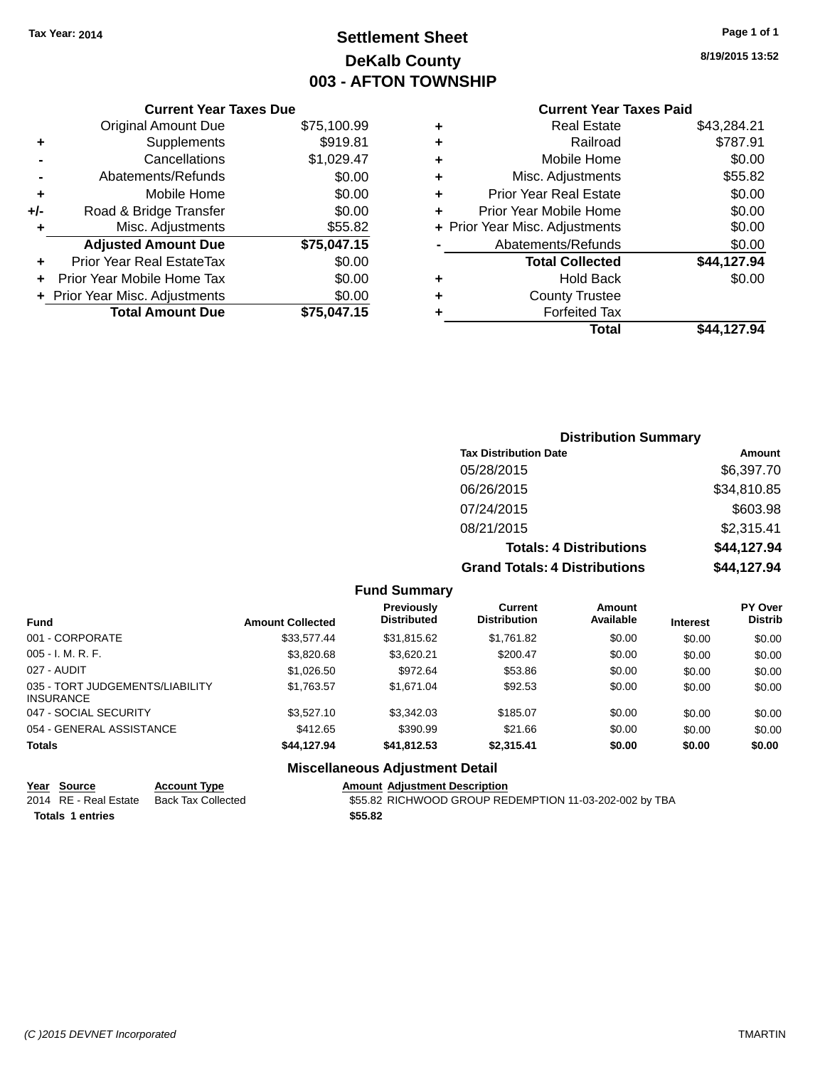Tax Year: 2014

# Settlement Sheet
## DeKalb County
## 003 - AFTON TOWNSHIP

8/19/2015 13:52

### Current Year Taxes Due

| | | |
|---|---|---|
| | Original Amount Due | $75,100.99 |
| + | Supplements | $919.81 |
| - | Cancellations | $1,029.47 |
| - | Abatements/Refunds | $0.00 |
| + | Mobile Home | $0.00 |
| +/- | Road & Bridge Transfer | $0.00 |
| + | Misc. Adjustments | $55.82 |
| | **Adjusted Amount Due** | **$75,047.15** |
| + | Prior Year Real EstateTax | $0.00 |
| + | Prior Year Mobile Home Tax | $0.00 |
| + | Prior Year Misc. Adjustments | $0.00 |
| | **Total Amount Due** | **$75,047.15** |

### Current Year Taxes Paid

| | | |
|---|---|---|
| + | Real Estate | $43,284.21 |
| + | Railroad | $787.91 |
| + | Mobile Home | $0.00 |
| + | Misc. Adjustments | $55.82 |
| + | Prior Year Real Estate | $0.00 |
| + | Prior Year Mobile Home | $0.00 |
| + | Prior Year Misc. Adjustments | $0.00 |
| - | Abatements/Refunds | $0.00 |
| | **Total Collected** | **$44,127.94** |
| + | Hold Back | $0.00 |
| + | County Trustee | |
| + | Forfeited Tax | |
| | **Total** | **$44,127.94** |

### Distribution Summary

| Tax Distribution Date | Amount |
|---|---|
| 05/28/2015 | $6,397.70 |
| 06/26/2015 | $34,810.85 |
| 07/24/2015 | $603.98 |
| 08/21/2015 | $2,315.41 |
| **Totals: 4 Distributions** | **$44,127.94** |
| **Grand Totals: 4 Distributions** | **$44,127.94** |

### Fund Summary

| Fund | Amount Collected | Previously Distributed | Current Distribution | Amount Available | Interest | PY Over Distrib |
|---|---|---|---|---|---|---|
| 001 - CORPORATE | $33,577.44 | $31,815.62 | $1,761.82 | $0.00 | $0.00 | $0.00 |
| 005 - I. M. R. F. | $3,820.68 | $3,620.21 | $200.47 | $0.00 | $0.00 | $0.00 |
| 027 - AUDIT | $1,026.50 | $972.64 | $53.86 | $0.00 | $0.00 | $0.00 |
| 035 - TORT JUDGEMENTS/LIABILITY INSURANCE | $1,763.57 | $1,671.04 | $92.53 | $0.00 | $0.00 | $0.00 |
| 047 - SOCIAL SECURITY | $3,527.10 | $3,342.03 | $185.07 | $0.00 | $0.00 | $0.00 |
| 054 - GENERAL ASSISTANCE | $412.65 | $390.99 | $21.66 | $0.00 | $0.00 | $0.00 |
| **Totals** | **$44,127.94** | **$41,812.53** | **$2,315.41** | **$0.00** | **$0.00** | **$0.00** |

### Miscellaneous Adjustment Detail

| Year | Source | Account Type | Amount | Adjustment Description |
|---|---|---|---|---|
| 2014 | RE - Real Estate | Back Tax Collected | $55.82 | RICHWOOD GROUP REDEMPTION 11-03-202-002 by TBA |
| **Totals** | **1 entries** | | **$55.82** | |

(C )2015 DEVNET Incorporated TMARTIN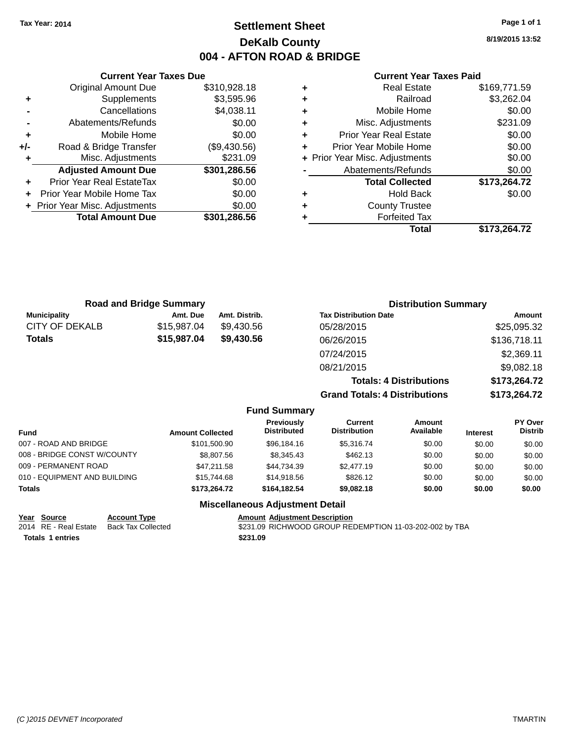Tax Year: 2014

# Settlement Sheet

## DeKalb County

## 004 - AFTON ROAD & BRIDGE

8/19/2015 13:52

### Current Year Taxes Due

| | | |
|---|---|---|
| | Original Amount Due | $310,928.18 |
| + | Supplements | $3,595.96 |
| - | Cancellations | $4,038.11 |
| - | Abatements/Refunds | $0.00 |
| + | Mobile Home | $0.00 |
| +/- | Road & Bridge Transfer | ($9,430.56) |
| + | Misc. Adjustments | $231.09 |
| | **Adjusted Amount Due** | **$301,286.56** |
| + | Prior Year Real EstateTax | $0.00 |
| + | Prior Year Mobile Home Tax | $0.00 |
| + | Prior Year Misc. Adjustments | $0.00 |
| | **Total Amount Due** | **$301,286.56** |

### Current Year Taxes Paid

| | | |
|---|---|---|
| + | Real Estate | $169,771.59 |
| + | Railroad | $3,262.04 |
| + | Mobile Home | $0.00 |
| + | Misc. Adjustments | $231.09 |
| + | Prior Year Real Estate | $0.00 |
| + | Prior Year Mobile Home | $0.00 |
| + | Prior Year Misc. Adjustments | $0.00 |
| - | Abatements/Refunds | $0.00 |
| | **Total Collected** | **$173,264.72** |
| + | Hold Back | $0.00 |
| + | County Trustee | |
| + | Forfeited Tax | |
| | **Total** | **$173,264.72** |

### Road and Bridge Summary

| Municipality | Amt. Due | Amt. Distrib. |
|---|---|---|
| CITY OF DEKALB | $15,987.04 | $9,430.56 |
| **Totals** | **$15,987.04** | **$9,430.56** |

### Distribution Summary

| Tax Distribution Date | Amount |
|---|---|
| 05/28/2015 | $25,095.32 |
| 06/26/2015 | $136,718.11 |
| 07/24/2015 | $2,369.11 |
| 08/21/2015 | $9,082.18 |
| **Totals: 4 Distributions** | **$173,264.72** |
| **Grand Totals: 4 Distributions** | **$173,264.72** |

### Fund Summary

| Fund | Amount Collected | Previously Distributed | Current Distribution | Amount Available | Interest | PY Over Distrib |
|---|---|---|---|---|---|---|
| 007 - ROAD AND BRIDGE | $101,500.90 | $96,184.16 | $5,316.74 | $0.00 | $0.00 | $0.00 |
| 008 - BRIDGE CONST W/COUNTY | $8,807.56 | $8,345.43 | $462.13 | $0.00 | $0.00 | $0.00 |
| 009 - PERMANENT ROAD | $47,211.58 | $44,734.39 | $2,477.19 | $0.00 | $0.00 | $0.00 |
| 010 - EQUIPMENT AND BUILDING | $15,744.68 | $14,918.56 | $826.12 | $0.00 | $0.00 | $0.00 |
| **Totals** | **$173,264.72** | **$164,182.54** | **$9,082.18** | **$0.00** | **$0.00** | **$0.00** |

### Miscellaneous Adjustment Detail

| Year | Source | Account Type | Amount | Adjustment Description |
|---|---|---|---|---|
| 2014 | RE - Real Estate | Back Tax Collected | $231.09 | RICHWOOD GROUP REDEMPTION 11-03-202-002 by TBA |
| **Totals 1 entries** | | | **$231.09** | |

(C )2015 DEVNET Incorporated — TMARTIN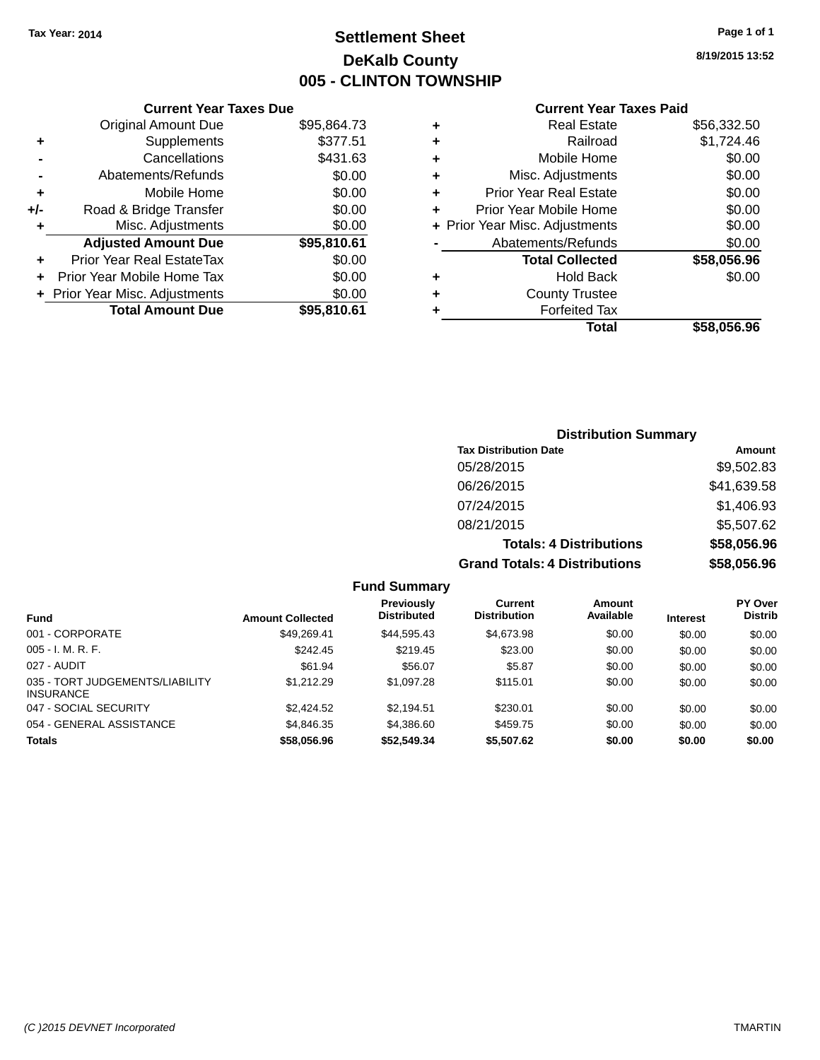Tax Year: 2014

# Settlement Sheet

## DeKalb County

## 005 - CLINTON TOWNSHIP

8/19/2015 13:52

### Current Year Taxes Due

| | | |
|---|---|---|
| | Original Amount Due | $95,864.73 |
| + | Supplements | $377.51 |
| - | Cancellations | $431.63 |
| - | Abatements/Refunds | $0.00 |
| + | Mobile Home | $0.00 |
| +/- | Road & Bridge Transfer | $0.00 |
| + | Misc. Adjustments | $0.00 |
| | **Adjusted Amount Due** | **$95,810.61** |
| + | Prior Year Real EstateTax | $0.00 |
| + | Prior Year Mobile Home Tax | $0.00 |
| + | Prior Year Misc. Adjustments | $0.00 |
| | **Total Amount Due** | **$95,810.61** |

### Current Year Taxes Paid

| | | |
|---|---|---|
| + | Real Estate | $56,332.50 |
| + | Railroad | $1,724.46 |
| + | Mobile Home | $0.00 |
| + | Misc. Adjustments | $0.00 |
| + | Prior Year Real Estate | $0.00 |
| + | Prior Year Mobile Home | $0.00 |
| + | Prior Year Misc. Adjustments | $0.00 |
| - | Abatements/Refunds | $0.00 |
| | **Total Collected** | **$58,056.96** |
| + | Hold Back | $0.00 |
| + | County Trustee | |
| + | Forfeited Tax | |
| | **Total** | **$58,056.96** |

### Distribution Summary

| Tax Distribution Date | Amount |
|---|---|
| 05/28/2015 | $9,502.83 |
| 06/26/2015 | $41,639.58 |
| 07/24/2015 | $1,406.93 |
| 08/21/2015 | $5,507.62 |
| **Totals: 4 Distributions** | **$58,056.96** |
| **Grand Totals: 4 Distributions** | **$58,056.96** |

### Fund Summary

| Fund | Amount Collected | Previously Distributed | Current Distribution | Amount Available | Interest | PY Over Distrib |
|---|---|---|---|---|---|---|
| 001 - CORPORATE | $49,269.41 | $44,595.43 | $4,673.98 | $0.00 | $0.00 | $0.00 |
| 005 - I. M. R. F. | $242.45 | $219.45 | $23.00 | $0.00 | $0.00 | $0.00 |
| 027 - AUDIT | $61.94 | $56.07 | $5.87 | $0.00 | $0.00 | $0.00 |
| 035 - TORT JUDGEMENTS/LIABILITY INSURANCE | $1,212.29 | $1,097.28 | $115.01 | $0.00 | $0.00 | $0.00 |
| 047 - SOCIAL SECURITY | $2,424.52 | $2,194.51 | $230.01 | $0.00 | $0.00 | $0.00 |
| 054 - GENERAL ASSISTANCE | $4,846.35 | $4,386.60 | $459.75 | $0.00 | $0.00 | $0.00 |
| **Totals** | **$58,056.96** | **$52,549.34** | **$5,507.62** | **$0.00** | **$0.00** | **$0.00** |

(C )2015 DEVNET Incorporated TMARTIN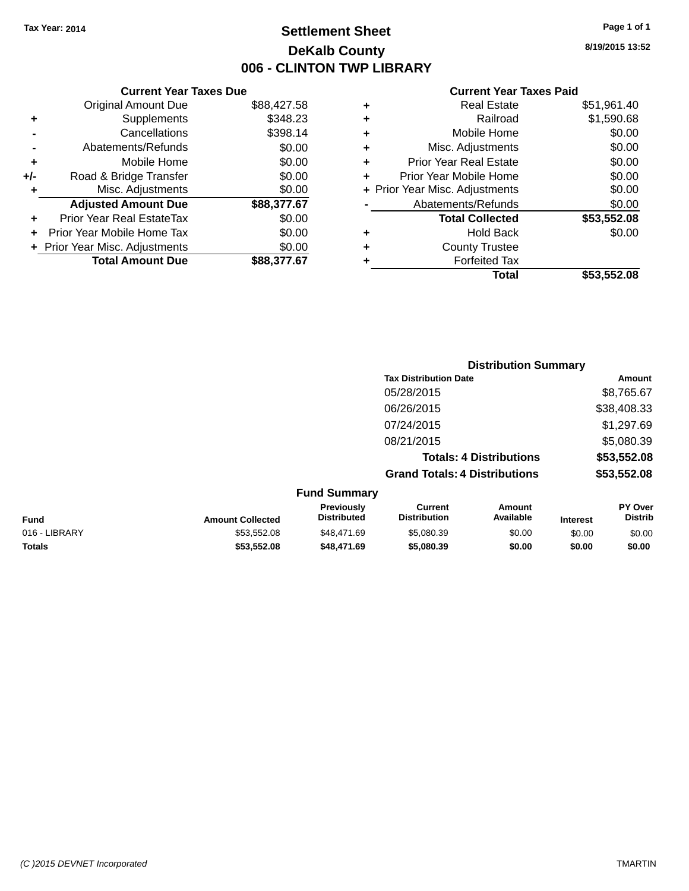Tax Year: 2014

# Settlement Sheet
## DeKalb County
## 006 - CLINTON TWP LIBRARY

8/19/2015 13:52

### Current Year Taxes Due

| | | |
|---|---|---|
| | Original Amount Due | $88,427.58 |
| + | Supplements | $348.23 |
| - | Cancellations | $398.14 |
| - | Abatements/Refunds | $0.00 |
| + | Mobile Home | $0.00 |
| +/- | Road & Bridge Transfer | $0.00 |
| + | Misc. Adjustments | $0.00 |
| | **Adjusted Amount Due** | **$88,377.67** |
| + | Prior Year Real EstateTax | $0.00 |
| + | Prior Year Mobile Home Tax | $0.00 |
| + | Prior Year Misc. Adjustments | $0.00 |
| | **Total Amount Due** | **$88,377.67** |

### Current Year Taxes Paid

| | | |
|---|---|---|
| + | Real Estate | $51,961.40 |
| + | Railroad | $1,590.68 |
| + | Mobile Home | $0.00 |
| + | Misc. Adjustments | $0.00 |
| + | Prior Year Real Estate | $0.00 |
| + | Prior Year Mobile Home | $0.00 |
| + | Prior Year Misc. Adjustments | $0.00 |
| - | Abatements/Refunds | $0.00 |
| | **Total Collected** | **$53,552.08** |
| + | Hold Back | $0.00 |
| + | County Trustee | |
| + | Forfeited Tax | |
| | **Total** | **$53,552.08** |

### Distribution Summary

| Tax Distribution Date | Amount |
|---|---|
| 05/28/2015 | $8,765.67 |
| 06/26/2015 | $38,408.33 |
| 07/24/2015 | $1,297.69 |
| 08/21/2015 | $5,080.39 |
| **Totals: 4 Distributions** | **$53,552.08** |
| **Grand Totals: 4 Distributions** | **$53,552.08** |

### Fund Summary

| Fund | Amount Collected | Previously Distributed | Current Distribution | Amount Available | Interest | PY Over Distrib |
|---|---|---|---|---|---|---|
| 016 - LIBRARY | $53,552.08 | $48,471.69 | $5,080.39 | $0.00 | $0.00 | $0.00 |
| **Totals** | **$53,552.08** | **$48,471.69** | **$5,080.39** | **$0.00** | **$0.00** | **$0.00** |

(C )2015 DEVNET Incorporated TMARTIN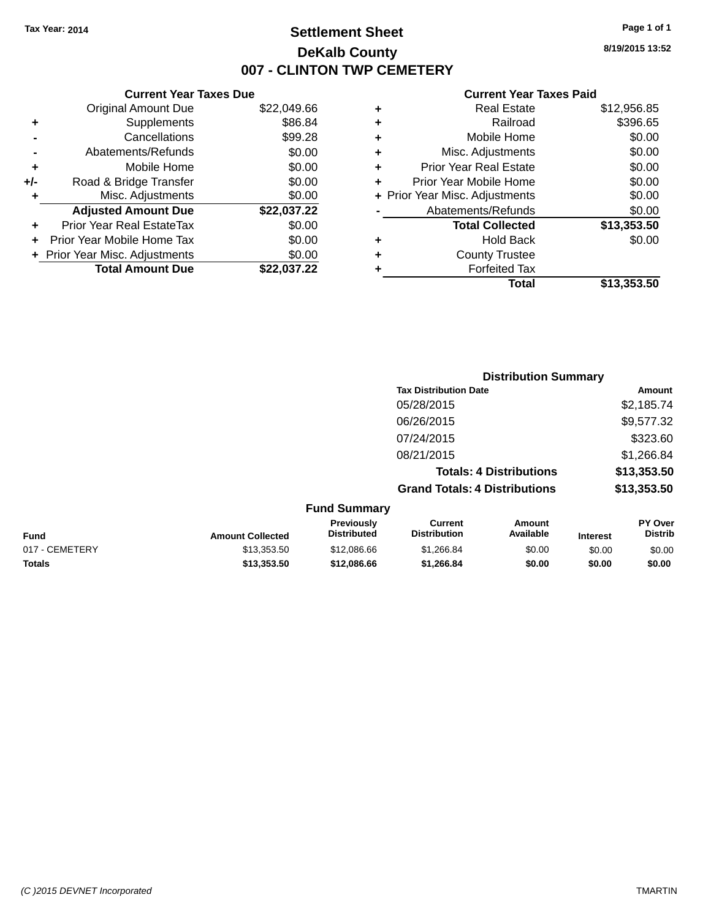Tax Year: 2014

# Settlement Sheet

## DeKalb County

## 007 - CLINTON TWP CEMETERY

8/19/2015 13:52

### Current Year Taxes Due

| | | |
|---|---|---|
| | Original Amount Due | $22,049.66 |
| + | Supplements | $86.84 |
| - | Cancellations | $99.28 |
| - | Abatements/Refunds | $0.00 |
| + | Mobile Home | $0.00 |
| +/- | Road & Bridge Transfer | $0.00 |
| + | Misc. Adjustments | $0.00 |
| | **Adjusted Amount Due** | **$22,037.22** |
| + | Prior Year Real EstateTax | $0.00 |
| + | Prior Year Mobile Home Tax | $0.00 |
| + | Prior Year Misc. Adjustments | $0.00 |
| | **Total Amount Due** | **$22,037.22** |

### Current Year Taxes Paid

| | | |
|---|---|---|
| + | Real Estate | $12,956.85 |
| + | Railroad | $396.65 |
| + | Mobile Home | $0.00 |
| + | Misc. Adjustments | $0.00 |
| + | Prior Year Real Estate | $0.00 |
| + | Prior Year Mobile Home | $0.00 |
| + | Prior Year Misc. Adjustments | $0.00 |
| - | Abatements/Refunds | $0.00 |
| | **Total Collected** | **$13,353.50** |
| + | Hold Back | $0.00 |
| + | County Trustee | |
| + | Forfeited Tax | |
| | **Total** | **$13,353.50** |

### Distribution Summary

| Tax Distribution Date | Amount |
|---|---|
| 05/28/2015 | $2,185.74 |
| 06/26/2015 | $9,577.32 |
| 07/24/2015 | $323.60 |
| 08/21/2015 | $1,266.84 |
| **Totals: 4 Distributions** | **$13,353.50** |
| **Grand Totals: 4 Distributions** | **$13,353.50** |

### Fund Summary

| Fund | Amount Collected | Previously Distributed | Current Distribution | Amount Available | Interest | PY Over Distrib |
|---|---|---|---|---|---|---|
| 017 - CEMETERY | $13,353.50 | $12,086.66 | $1,266.84 | $0.00 | $0.00 | $0.00 |
| **Totals** | **$13,353.50** | **$12,086.66** | **$1,266.84** | **$0.00** | **$0.00** | **$0.00** |

(C )2015 DEVNET Incorporated TMARTIN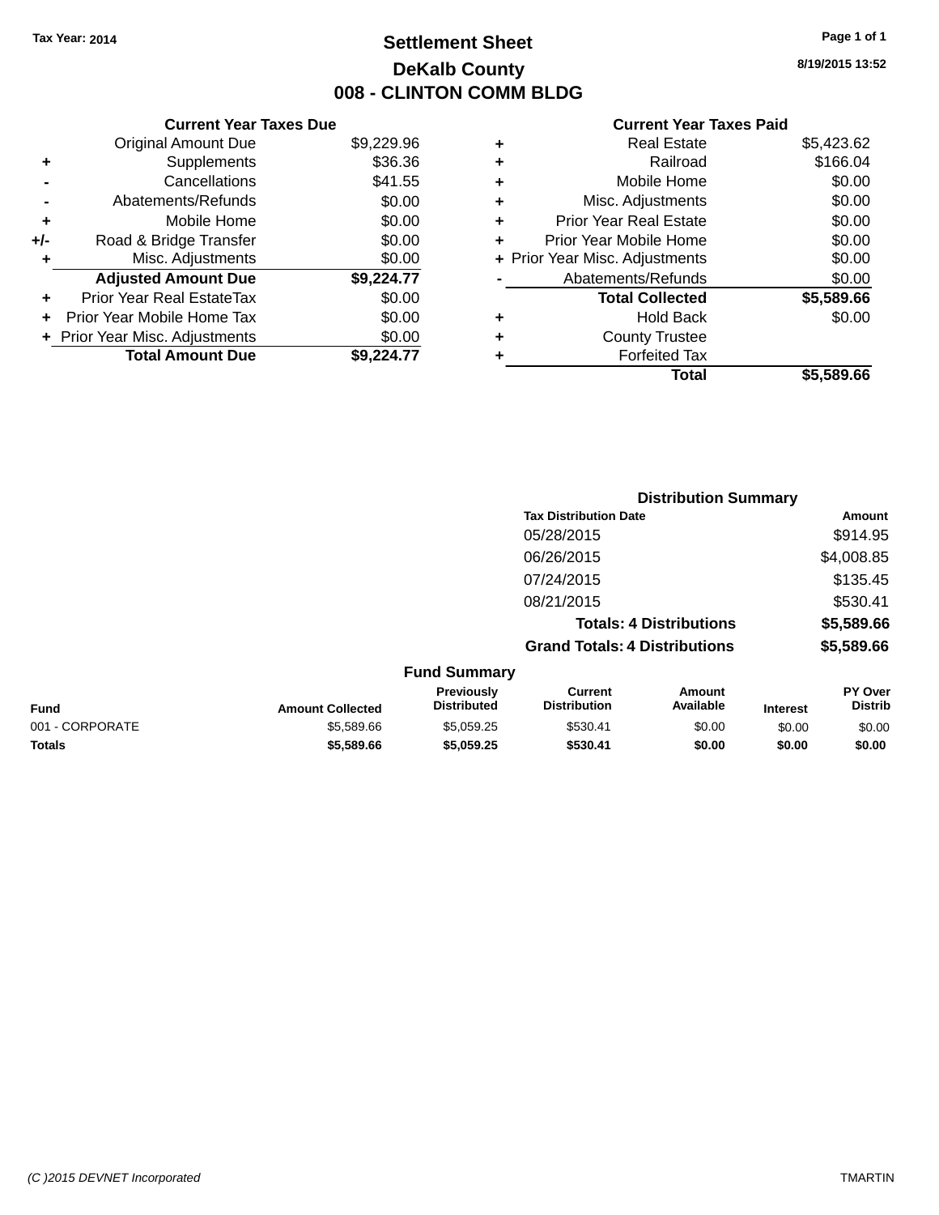Tax Year: 2014

# Settlement Sheet

## DeKalb County

## 008 - CLINTON COMM BLDG

8/19/2015 13:52

| | Current Year Taxes Due | |
|---|---|---|
| | Original Amount Due | $9,229.96 |
| + | Supplements | $36.36 |
| - | Cancellations | $41.55 |
| - | Abatements/Refunds | $0.00 |
| + | Mobile Home | $0.00 |
| +/- | Road & Bridge Transfer | $0.00 |
| + | Misc. Adjustments | $0.00 |
| | **Adjusted Amount Due** | **$9,224.77** |
| + | Prior Year Real EstateTax | $0.00 |
| + | Prior Year Mobile Home Tax | $0.00 |
| + | Prior Year Misc. Adjustments | $0.00 |
| | **Total Amount Due** | **$9,224.77** |

| | Current Year Taxes Paid | |
|---|---|---|
| + | Real Estate | $5,423.62 |
| + | Railroad | $166.04 |
| + | Mobile Home | $0.00 |
| + | Misc. Adjustments | $0.00 |
| + | Prior Year Real Estate | $0.00 |
| + | Prior Year Mobile Home | $0.00 |
| + | Prior Year Misc. Adjustments | $0.00 |
| - | Abatements/Refunds | $0.00 |
| | **Total Collected** | **$5,589.66** |
| + | Hold Back | $0.00 |
| + | County Trustee | |
| + | Forfeited Tax | |
| | **Total** | **$5,589.66** |

**Distribution Summary**

| Tax Distribution Date | Amount |
|---|---|
| 05/28/2015 | $914.95 |
| 06/26/2015 | $4,008.85 |
| 07/24/2015 | $135.45 |
| 08/21/2015 | $530.41 |
| **Totals: 4 Distributions** | **$5,589.66** |
| **Grand Totals: 4 Distributions** | **$5,589.66** |

**Fund Summary**

| Fund | Amount Collected | Previously Distributed | Current Distribution | Amount Available | Interest | PY Over Distrib |
|---|---|---|---|---|---|---|
| 001 - CORPORATE | $5,589.66 | $5,059.25 | $530.41 | $0.00 | $0.00 | $0.00 |
| **Totals** | **$5,589.66** | **$5,059.25** | **$530.41** | **$0.00** | **$0.00** | **$0.00** |

(C )2015 DEVNET Incorporated TMARTIN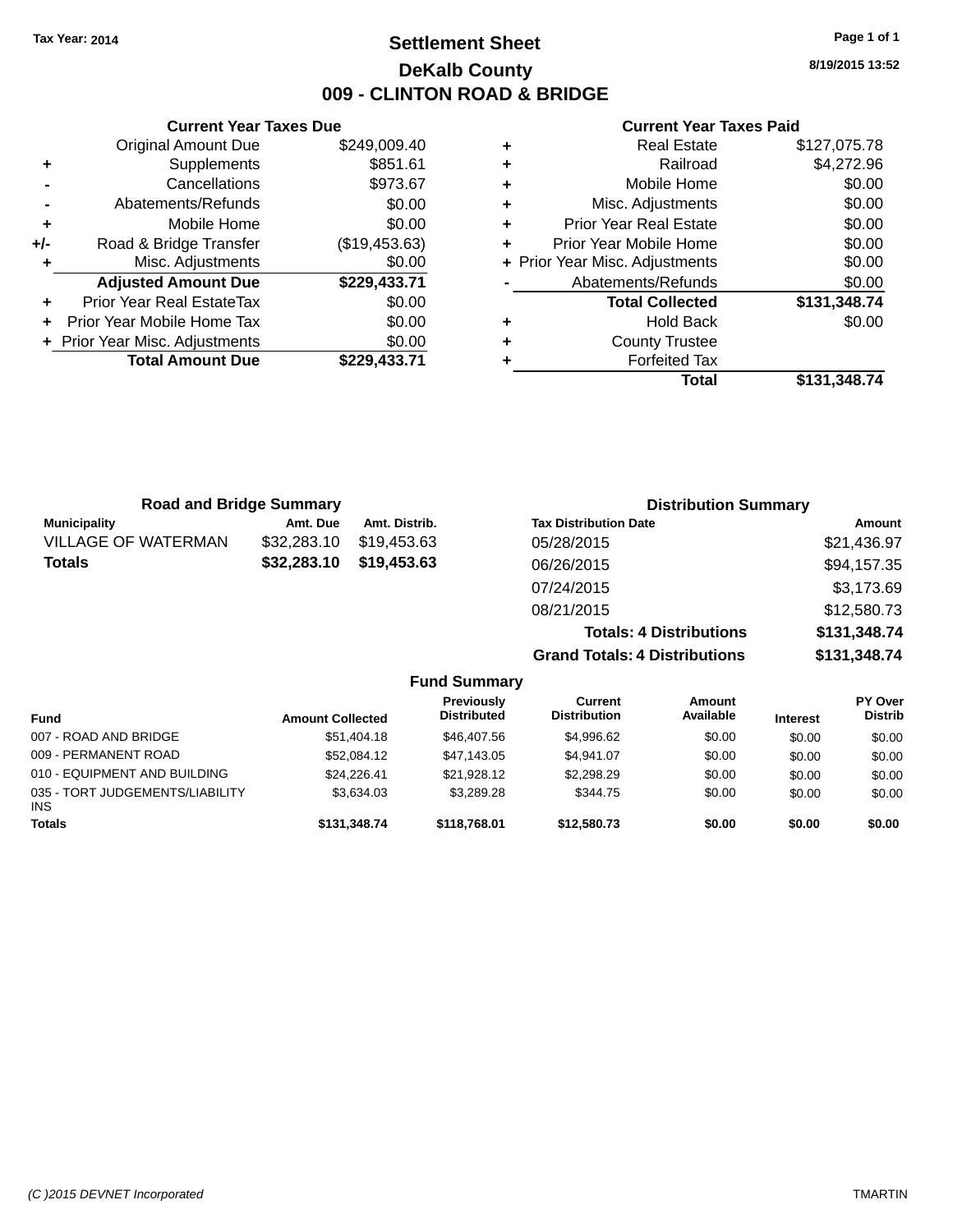Tax Year: 2014

# Settlement Sheet
## DeKalb County
## 009 - CLINTON ROAD & BRIDGE

8/19/2015 13:52

### Current Year Taxes Due

| | | |
|---|---|---|
| | Original Amount Due | $249,009.40 |
| + | Supplements | $851.61 |
| - | Cancellations | $973.67 |
| - | Abatements/Refunds | $0.00 |
| + | Mobile Home | $0.00 |
| +/- | Road & Bridge Transfer | ($19,453.63) |
| + | Misc. Adjustments | $0.00 |
| | **Adjusted Amount Due** | **$229,433.71** |
| + | Prior Year Real EstateTax | $0.00 |
| + | Prior Year Mobile Home Tax | $0.00 |
| + | Prior Year Misc. Adjustments | $0.00 |
| | **Total Amount Due** | **$229,433.71** |

### Current Year Taxes Paid

| | | |
|---|---|---|
| + | Real Estate | $127,075.78 |
| + | Railroad | $4,272.96 |
| + | Mobile Home | $0.00 |
| + | Misc. Adjustments | $0.00 |
| + | Prior Year Real Estate | $0.00 |
| + | Prior Year Mobile Home | $0.00 |
| + | Prior Year Misc. Adjustments | $0.00 |
| - | Abatements/Refunds | $0.00 |
| | **Total Collected** | **$131,348.74** |
| + | Hold Back | $0.00 |
| + | County Trustee | |
| + | Forfeited Tax | |
| | **Total** | **$131,348.74** |

### Road and Bridge Summary

| Municipality | Amt. Due | Amt. Distrib. |
|---|---|---|
| VILLAGE OF WATERMAN | $32,283.10 | $19,453.63 |
| **Totals** | **$32,283.10** | **$19,453.63** |

### Distribution Summary

| Tax Distribution Date | Amount |
|---|---|
| 05/28/2015 | $21,436.97 |
| 06/26/2015 | $94,157.35 |
| 07/24/2015 | $3,173.69 |
| 08/21/2015 | $12,580.73 |
| **Totals: 4 Distributions** | **$131,348.74** |
| **Grand Totals: 4 Distributions** | **$131,348.74** |

### Fund Summary

| Fund | Amount Collected | Previously Distributed | Current Distribution | Amount Available | Interest | PY Over Distrib |
|---|---|---|---|---|---|---|
| 007 - ROAD AND BRIDGE | $51,404.18 | $46,407.56 | $4,996.62 | $0.00 | $0.00 | $0.00 |
| 009 - PERMANENT ROAD | $52,084.12 | $47,143.05 | $4,941.07 | $0.00 | $0.00 | $0.00 |
| 010 - EQUIPMENT AND BUILDING | $24,226.41 | $21,928.12 | $2,298.29 | $0.00 | $0.00 | $0.00 |
| 035 - TORT JUDGEMENTS/LIABILITY INS | $3,634.03 | $3,289.28 | $344.75 | $0.00 | $0.00 | $0.00 |
| **Totals** | **$131,348.74** | **$118,768.01** | **$12,580.73** | **$0.00** | **$0.00** | **$0.00** |

(C )2015 DEVNET Incorporated TMARTIN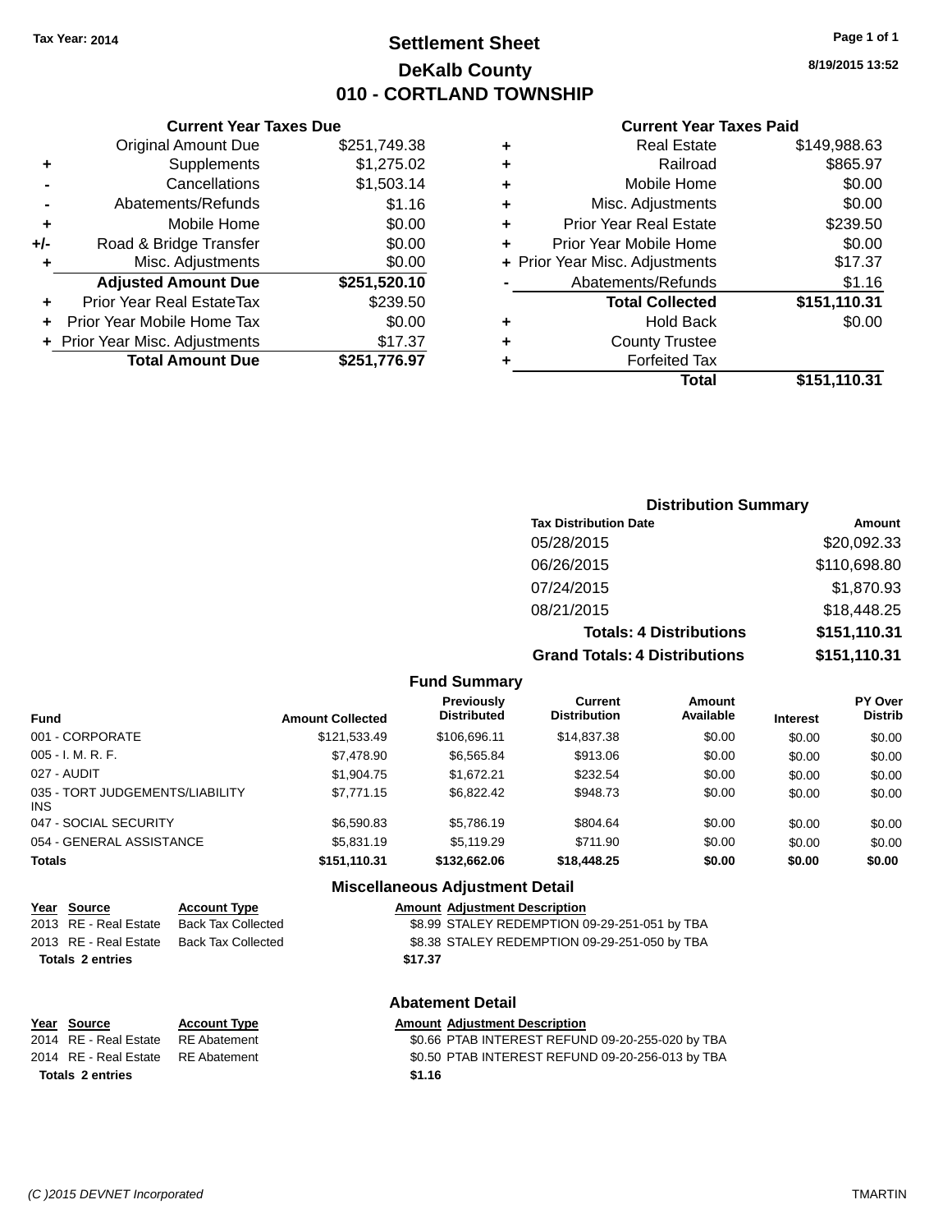Tax Year: 2014

# Settlement Sheet

## DeKalb County

## 010 - CORTLAND TOWNSHIP

8/19/2015 13:52

### Current Year Taxes Due

| | | |
|---|---|---|
| | Original Amount Due | $251,749.38 |
| + | Supplements | $1,275.02 |
| - | Cancellations | $1,503.14 |
| - | Abatements/Refunds | $1.16 |
| + | Mobile Home | $0.00 |
| +/- | Road & Bridge Transfer | $0.00 |
| + | Misc. Adjustments | $0.00 |
| | **Adjusted Amount Due** | **$251,520.10** |
| + | Prior Year Real EstateTax | $239.50 |
| + | Prior Year Mobile Home Tax | $0.00 |
| + | Prior Year Misc. Adjustments | $17.37 |
| | **Total Amount Due** | **$251,776.97** |

### Current Year Taxes Paid

| | | |
|---|---|---|
| + | Real Estate | $149,988.63 |
| + | Railroad | $865.97 |
| + | Mobile Home | $0.00 |
| + | Misc. Adjustments | $0.00 |
| + | Prior Year Real Estate | $239.50 |
| + | Prior Year Mobile Home | $0.00 |
| + | Prior Year Misc. Adjustments | $17.37 |
| - | Abatements/Refunds | $1.16 |
| | **Total Collected** | **$151,110.31** |
| + | Hold Back | $0.00 |
| + | County Trustee | |
| + | Forfeited Tax | |
| | **Total** | **$151,110.31** |

### Distribution Summary

| Tax Distribution Date | Amount |
|---|---|
| 05/28/2015 | $20,092.33 |
| 06/26/2015 | $110,698.80 |
| 07/24/2015 | $1,870.93 |
| 08/21/2015 | $18,448.25 |
| **Totals: 4 Distributions** | **$151,110.31** |
| **Grand Totals: 4 Distributions** | **$151,110.31** |

### Fund Summary

| Fund | Amount Collected | Previously Distributed | Current Distribution | Amount Available | Interest | PY Over Distrib |
|---|---|---|---|---|---|---|
| 001 - CORPORATE | $121,533.49 | $106,696.11 | $14,837.38 | $0.00 | $0.00 | $0.00 |
| 005 - I. M. R. F. | $7,478.90 | $6,565.84 | $913.06 | $0.00 | $0.00 | $0.00 |
| 027 - AUDIT | $1,904.75 | $1,672.21 | $232.54 | $0.00 | $0.00 | $0.00 |
| 035 - TORT JUDGEMENTS/LIABILITY INS | $7,771.15 | $6,822.42 | $948.73 | $0.00 | $0.00 | $0.00 |
| 047 - SOCIAL SECURITY | $6,590.83 | $5,786.19 | $804.64 | $0.00 | $0.00 | $0.00 |
| 054 - GENERAL ASSISTANCE | $5,831.19 | $5,119.29 | $711.90 | $0.00 | $0.00 | $0.00 |
| **Totals** | **$151,110.31** | **$132,662.06** | **$18,448.25** | **$0.00** | **$0.00** | **$0.00** |

### Miscellaneous Adjustment Detail

| Year | Source | Account Type | Amount | Adjustment Description |
|---|---|---|---|---|
| 2013 | RE - Real Estate | Back Tax Collected | $8.99 | STALEY REDEMPTION 09-29-251-051 by TBA |
| 2013 | RE - Real Estate | Back Tax Collected | $8.38 | STALEY REDEMPTION 09-29-251-050 by TBA |
| **Totals 2 entries** | | | **$17.37** | |

### Abatement Detail

| Year | Source | Account Type | Amount | Adjustment Description |
|---|---|---|---|---|
| 2014 | RE - Real Estate | RE Abatement | $0.66 | PTAB INTEREST REFUND 09-20-255-020 by TBA |
| 2014 | RE - Real Estate | RE Abatement | $0.50 | PTAB INTEREST REFUND 09-20-256-013 by TBA |
| **Totals 2 entries** | | | **$1.16** | |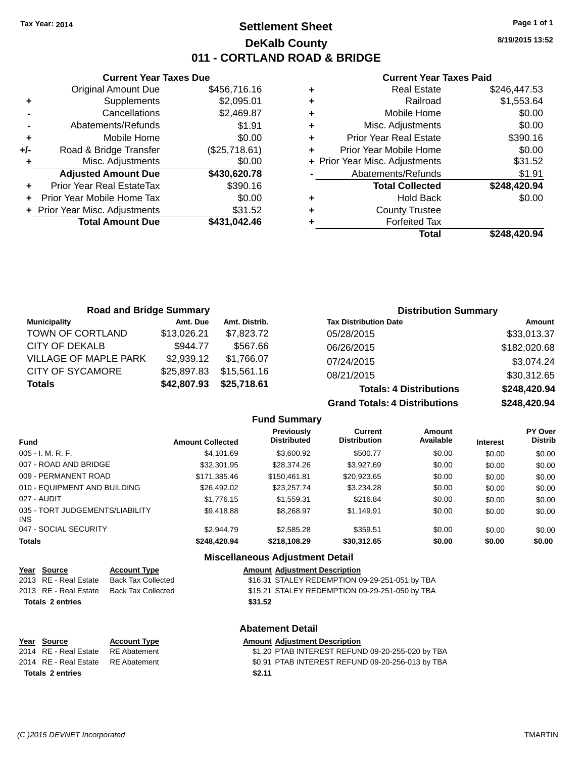Tax Year: 2014

# Settlement Sheet

## DeKalb County

## 011 - CORTLAND ROAD & BRIDGE

8/19/2015 13:52

### Current Year Taxes Due

| | | |
|---|---|---|
| | Original Amount Due | $456,716.16 |
| + | Supplements | $2,095.01 |
| - | Cancellations | $2,469.87 |
| - | Abatements/Refunds | $1.91 |
| + | Mobile Home | $0.00 |
| +/- | Road & Bridge Transfer | ($25,718.61) |
| + | Misc. Adjustments | $0.00 |
| | **Adjusted Amount Due** | **$430,620.78** |
| + | Prior Year Real EstateTax | $390.16 |
| + | Prior Year Mobile Home Tax | $0.00 |
| + | Prior Year Misc. Adjustments | $31.52 |
| | **Total Amount Due** | **$431,042.46** |

### Current Year Taxes Paid

| | | |
|---|---|---|
| + | Real Estate | $246,447.53 |
| + | Railroad | $1,553.64 |
| + | Mobile Home | $0.00 |
| + | Misc. Adjustments | $0.00 |
| + | Prior Year Real Estate | $390.16 |
| + | Prior Year Mobile Home | $0.00 |
| + | Prior Year Misc. Adjustments | $31.52 |
| - | Abatements/Refunds | $1.91 |
| | **Total Collected** | **$248,420.94** |
| + | Hold Back | $0.00 |
| + | County Trustee | |
| + | Forfeited Tax | |
| | **Total** | **$248,420.94** |

### Road and Bridge Summary

| Municipality | Amt. Due | Amt. Distrib. |
|---|---|---|
| TOWN OF CORTLAND | $13,026.21 | $7,823.72 |
| CITY OF DEKALB | $944.77 | $567.66 |
| VILLAGE OF MAPLE PARK | $2,939.12 | $1,766.07 |
| CITY OF SYCAMORE | $25,897.83 | $15,561.16 |
| **Totals** | **$42,807.93** | **$25,718.61** |

### Distribution Summary

| Tax Distribution Date | Amount |
|---|---|
| 05/28/2015 | $33,013.37 |
| 06/26/2015 | $182,020.68 |
| 07/24/2015 | $3,074.24 |
| 08/21/2015 | $30,312.65 |
| **Totals: 4 Distributions** | **$248,420.94** |
| **Grand Totals: 4 Distributions** | **$248,420.94** |

### Fund Summary

| Fund | Amount Collected | Previously Distributed | Current Distribution | Amount Available | Interest | PY Over Distrib |
|---|---|---|---|---|---|---|
| 005 - I. M. R. F. | $4,101.69 | $3,600.92 | $500.77 | $0.00 | $0.00 | $0.00 |
| 007 - ROAD AND BRIDGE | $32,301.95 | $28,374.26 | $3,927.69 | $0.00 | $0.00 | $0.00 |
| 009 - PERMANENT ROAD | $171,385.46 | $150,461.81 | $20,923.65 | $0.00 | $0.00 | $0.00 |
| 010 - EQUIPMENT AND BUILDING | $26,492.02 | $23,257.74 | $3,234.28 | $0.00 | $0.00 | $0.00 |
| 027 - AUDIT | $1,776.15 | $1,559.31 | $216.84 | $0.00 | $0.00 | $0.00 |
| 035 - TORT JUDGEMENTS/LIABILITY INS | $9,418.88 | $8,268.97 | $1,149.91 | $0.00 | $0.00 | $0.00 |
| 047 - SOCIAL SECURITY | $2,944.79 | $2,585.28 | $359.51 | $0.00 | $0.00 | $0.00 |
| **Totals** | **$248,420.94** | **$218,108.29** | **$30,312.65** | **$0.00** | **$0.00** | **$0.00** |

### Miscellaneous Adjustment Detail

| Year | Source | Account Type | Amount | Adjustment Description |
|---|---|---|---|---|
| 2013 | RE - Real Estate | Back Tax Collected | $16.31 | STALEY REDEMPTION 09-29-251-051 by TBA |
| 2013 | RE - Real Estate | Back Tax Collected | $15.21 | STALEY REDEMPTION 09-29-251-050 by TBA |
| **Totals 2 entries** | | | **$31.52** | |

### Abatement Detail

| Year | Source | Account Type | Amount | Adjustment Description |
|---|---|---|---|---|
| 2014 | RE - Real Estate | RE Abatement | $1.20 | PTAB INTEREST REFUND 09-20-255-020 by TBA |
| 2014 | RE - Real Estate | RE Abatement | $0.91 | PTAB INTEREST REFUND 09-20-256-013 by TBA |
| **Totals 2 entries** | | | **$2.11** | |

(C )2015 DEVNET Incorporated TMARTIN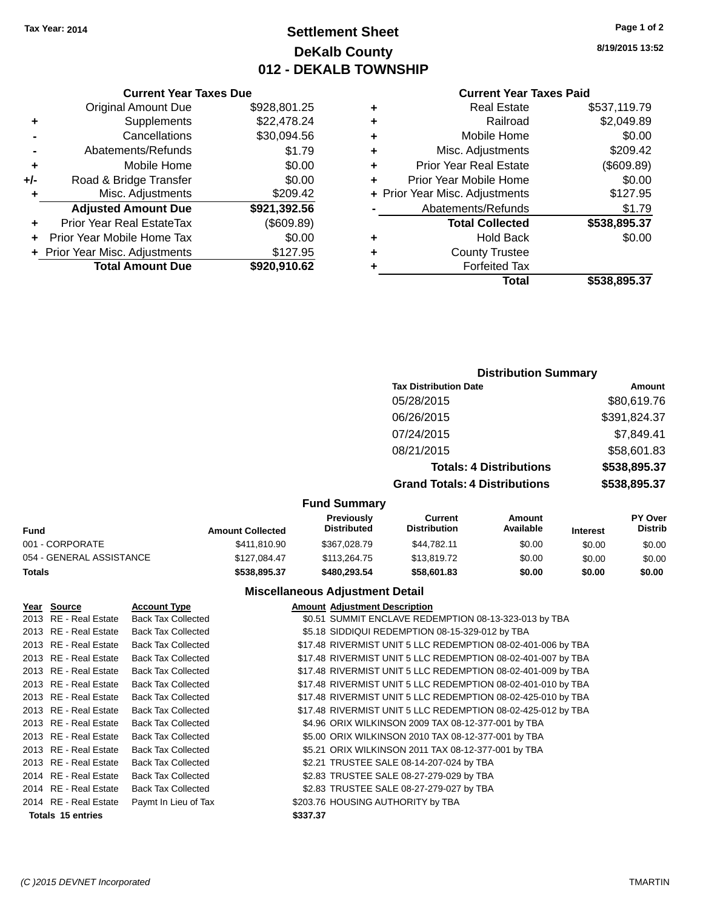Tax Year: 2014

# Settlement Sheet
## DeKalb County
## 012 - DEKALB TOWNSHIP

8/19/2015 13:52

### Current Year Taxes Due

| | | |
|---|---|---|
| | Original Amount Due | $928,801.25 |
| + | Supplements | $22,478.24 |
| - | Cancellations | $30,094.56 |
| - | Abatements/Refunds | $1.79 |
| + | Mobile Home | $0.00 |
| +/- | Road & Bridge Transfer | $0.00 |
| + | Misc. Adjustments | $209.42 |
| | **Adjusted Amount Due** | **$921,392.56** |
| + | Prior Year Real EstateTax | ($609.89) |
| + | Prior Year Mobile Home Tax | $0.00 |
| + | Prior Year Misc. Adjustments | $127.95 |
| | **Total Amount Due** | **$920,910.62** |

### Current Year Taxes Paid

| | | |
|---|---|---|
| + | Real Estate | $537,119.79 |
| + | Railroad | $2,049.89 |
| + | Mobile Home | $0.00 |
| + | Misc. Adjustments | $209.42 |
| + | Prior Year Real Estate | ($609.89) |
| + | Prior Year Mobile Home | $0.00 |
| + | Prior Year Misc. Adjustments | $127.95 |
| - | Abatements/Refunds | $1.79 |
| | **Total Collected** | **$538,895.37** |
| + | Hold Back | $0.00 |
| + | County Trustee | |
| + | Forfeited Tax | |
| | **Total** | **$538,895.37** |

### Distribution Summary

| Tax Distribution Date | Amount |
|---|---|
| 05/28/2015 | $80,619.76 |
| 06/26/2015 | $391,824.37 |
| 07/24/2015 | $7,849.41 |
| 08/21/2015 | $58,601.83 |
| **Totals: 4 Distributions** | **$538,895.37** |
| **Grand Totals: 4 Distributions** | **$538,895.37** |

### Fund Summary

| Fund | Amount Collected | Previously Distributed | Current Distribution | Amount Available | Interest | PY Over Distrib |
|---|---|---|---|---|---|---|
| 001 - CORPORATE | $411,810.90 | $367,028.79 | $44,782.11 | $0.00 | $0.00 | $0.00 |
| 054 - GENERAL ASSISTANCE | $127,084.47 | $113,264.75 | $13,819.72 | $0.00 | $0.00 | $0.00 |
| **Totals** | **$538,895.37** | **$480,293.54** | **$58,601.83** | **$0.00** | **$0.00** | **$0.00** |

### Miscellaneous Adjustment Detail

| Year | Source | Account Type | Amount | Adjustment Description |
|---|---|---|---|---|
| 2013 | RE - Real Estate | Back Tax Collected | $0.51 | SUMMIT ENCLAVE REDEMPTION 08-13-323-013 by TBA |
| 2013 | RE - Real Estate | Back Tax Collected | $5.18 | SIDDIQUI REDEMPTION 08-15-329-012 by TBA |
| 2013 | RE - Real Estate | Back Tax Collected | $17.48 | RIVERMIST UNIT 5 LLC REDEMPTION 08-02-401-006 by TBA |
| 2013 | RE - Real Estate | Back Tax Collected | $17.48 | RIVERMIST UNIT 5 LLC REDEMPTION 08-02-401-007 by TBA |
| 2013 | RE - Real Estate | Back Tax Collected | $17.48 | RIVERMIST UNIT 5 LLC REDEMPTION 08-02-401-009 by TBA |
| 2013 | RE - Real Estate | Back Tax Collected | $17.48 | RIVERMIST UNIT 5 LLC REDEMPTION 08-02-401-010 by TBA |
| 2013 | RE - Real Estate | Back Tax Collected | $17.48 | RIVERMIST UNIT 5 LLC REDEMPTION 08-02-425-010 by TBA |
| 2013 | RE - Real Estate | Back Tax Collected | $17.48 | RIVERMIST UNIT 5 LLC REDEMPTION 08-02-425-012 by TBA |
| 2013 | RE - Real Estate | Back Tax Collected | $4.96 | ORIX WILKINSON 2009 TAX 08-12-377-001 by TBA |
| 2013 | RE - Real Estate | Back Tax Collected | $5.00 | ORIX WILKINSON 2010 TAX 08-12-377-001 by TBA |
| 2013 | RE - Real Estate | Back Tax Collected | $5.21 | ORIX WILKINSON 2011 TAX 08-12-377-001 by TBA |
| 2013 | RE - Real Estate | Back Tax Collected | $2.21 | TRUSTEE SALE 08-14-207-024 by TBA |
| 2014 | RE - Real Estate | Back Tax Collected | $2.83 | TRUSTEE SALE 08-27-279-029 by TBA |
| 2014 | RE - Real Estate | Back Tax Collected | $2.83 | TRUSTEE SALE 08-27-279-027 by TBA |
| 2014 | RE - Real Estate | Paymt In Lieu of Tax | $203.76 | HOUSING AUTHORITY by TBA |
| **Totals 15 entries** | | | **$337.37** | |

(C )2015 DEVNET Incorporated TMARTIN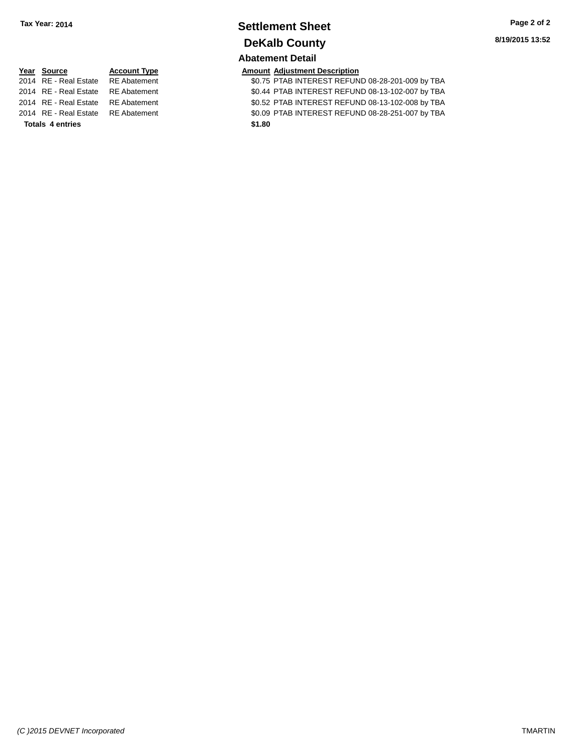# Settlement Sheet

## DeKalb County

Tax Year: 2014

8/19/2015 13:52

### Abatement Detail

| Year | Source | Account Type | Amount | Adjustment Description |
|---|---|---|---|---|
| 2014 | RE - Real Estate | RE Abatement | $0.75 | PTAB INTEREST REFUND 08-28-201-009 by TBA |
| 2014 | RE - Real Estate | RE Abatement | $0.44 | PTAB INTEREST REFUND 08-13-102-007 by TBA |
| 2014 | RE - Real Estate | RE Abatement | $0.52 | PTAB INTEREST REFUND 08-13-102-008 by TBA |
| 2014 | RE - Real Estate | RE Abatement | $0.09 | PTAB INTEREST REFUND 08-28-251-007 by TBA |
| **Totals 4 entries** | | | **$1.80** | |

(C )2015 DEVNET Incorporated

TMARTIN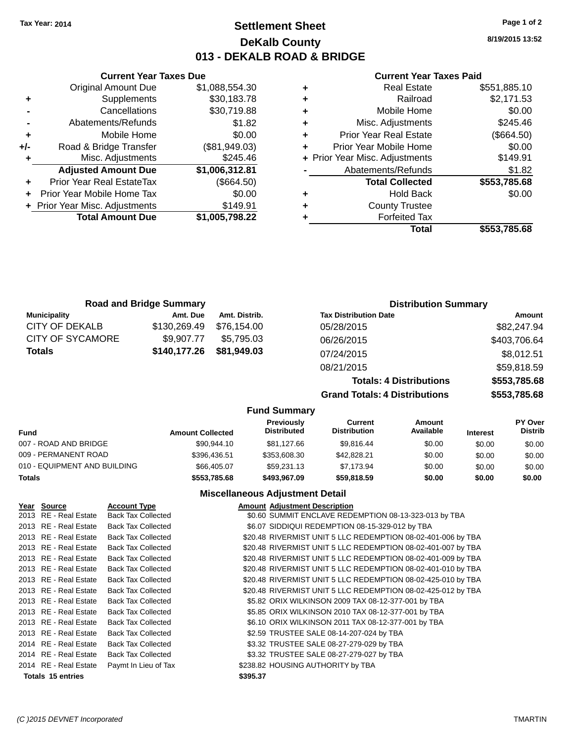**Tax Year: 2014**

# Settlement Sheet
## DeKalb County
## 013 - DEKALB ROAD & BRIDGE

8/19/2015 13:52

### Current Year Taxes Due

| | | |
|---|---|---|
| | Original Amount Due | $1,088,554.30 |
| + | Supplements | $30,183.78 |
| - | Cancellations | $30,719.88 |
| - | Abatements/Refunds | $1.82 |
| + | Mobile Home | $0.00 |
| +/- | Road & Bridge Transfer | ($81,949.03) |
| + | Misc. Adjustments | $245.46 |
| | **Adjusted Amount Due** | **$1,006,312.81** |
| + | Prior Year Real EstateTax | ($664.50) |
| + | Prior Year Mobile Home Tax | $0.00 |
| + | Prior Year Misc. Adjustments | $149.91 |
| | **Total Amount Due** | **$1,005,798.22** |

### Current Year Taxes Paid

| | | |
|---|---|---|
| + | Real Estate | $551,885.10 |
| + | Railroad | $2,171.53 |
| + | Mobile Home | $0.00 |
| + | Misc. Adjustments | $245.46 |
| + | Prior Year Real Estate | ($664.50) |
| + | Prior Year Mobile Home | $0.00 |
| + | Prior Year Misc. Adjustments | $149.91 |
| - | Abatements/Refunds | $1.82 |
| | **Total Collected** | **$553,785.68** |
| + | Hold Back | $0.00 |
| + | County Trustee | |
| + | Forfeited Tax | |
| | **Total** | **$553,785.68** |

### Road and Bridge Summary

| Municipality | Amt. Due | Amt. Distrib. |
|---|---|---|
| CITY OF DEKALB | $130,269.49 | $76,154.00 |
| CITY OF SYCAMORE | $9,907.77 | $5,795.03 |
| **Totals** | **$140,177.26** | **$81,949.03** |

### Distribution Summary

| Tax Distribution Date | Amount |
|---|---|
| 05/28/2015 | $82,247.94 |
| 06/26/2015 | $403,706.64 |
| 07/24/2015 | $8,012.51 |
| 08/21/2015 | $59,818.59 |
| **Totals: 4 Distributions** | **$553,785.68** |
| **Grand Totals: 4 Distributions** | **$553,785.68** |

### Fund Summary

| Fund | Amount Collected | Previously Distributed | Current Distribution | Amount Available | Interest | PY Over Distrib |
|---|---|---|---|---|---|---|
| 007 - ROAD AND BRIDGE | $90,944.10 | $81,127.66 | $9,816.44 | $0.00 | $0.00 | $0.00 |
| 009 - PERMANENT ROAD | $396,436.51 | $353,608.30 | $42,828.21 | $0.00 | $0.00 | $0.00 |
| 010 - EQUIPMENT AND BUILDING | $66,405.07 | $59,231.13 | $7,173.94 | $0.00 | $0.00 | $0.00 |
| **Totals** | **$553,785.68** | **$493,967.09** | **$59,818.59** | **$0.00** | **$0.00** | **$0.00** |

### Miscellaneous Adjustment Detail

| Year | Source | Account Type | Amount | Adjustment Description |
|---|---|---|---|---|
| 2013 | RE - Real Estate | Back Tax Collected | $0.60 | SUMMIT ENCLAVE REDEMPTION 08-13-323-013 by TBA |
| 2013 | RE - Real Estate | Back Tax Collected | $6.07 | SIDDIQUI REDEMPTION 08-15-329-012 by TBA |
| 2013 | RE - Real Estate | Back Tax Collected | $20.48 | RIVERMIST UNIT 5 LLC REDEMPTION 08-02-401-006 by TBA |
| 2013 | RE - Real Estate | Back Tax Collected | $20.48 | RIVERMIST UNIT 5 LLC REDEMPTION 08-02-401-007 by TBA |
| 2013 | RE - Real Estate | Back Tax Collected | $20.48 | RIVERMIST UNIT 5 LLC REDEMPTION 08-02-401-009 by TBA |
| 2013 | RE - Real Estate | Back Tax Collected | $20.48 | RIVERMIST UNIT 5 LLC REDEMPTION 08-02-401-010 by TBA |
| 2013 | RE - Real Estate | Back Tax Collected | $20.48 | RIVERMIST UNIT 5 LLC REDEMPTION 08-02-425-010 by TBA |
| 2013 | RE - Real Estate | Back Tax Collected | $20.48 | RIVERMIST UNIT 5 LLC REDEMPTION 08-02-425-012 by TBA |
| 2013 | RE - Real Estate | Back Tax Collected | $5.82 | ORIX WILKINSON 2009 TAX 08-12-377-001 by TBA |
| 2013 | RE - Real Estate | Back Tax Collected | $5.85 | ORIX WILKINSON 2010 TAX 08-12-377-001 by TBA |
| 2013 | RE - Real Estate | Back Tax Collected | $6.10 | ORIX WILKINSON 2011 TAX 08-12-377-001 by TBA |
| 2013 | RE - Real Estate | Back Tax Collected | $2.59 | TRUSTEE SALE 08-14-207-024 by TBA |
| 2014 | RE - Real Estate | Back Tax Collected | $3.32 | TRUSTEE SALE 08-27-279-029 by TBA |
| 2014 | RE - Real Estate | Back Tax Collected | $3.32 | TRUSTEE SALE 08-27-279-027 by TBA |
| 2014 | RE - Real Estate | Paymt In Lieu of Tax | $238.82 | HOUSING AUTHORITY by TBA |
| **Totals 15 entries** | | | **$395.37** | |

(C )2015 DEVNET Incorporated TMARTIN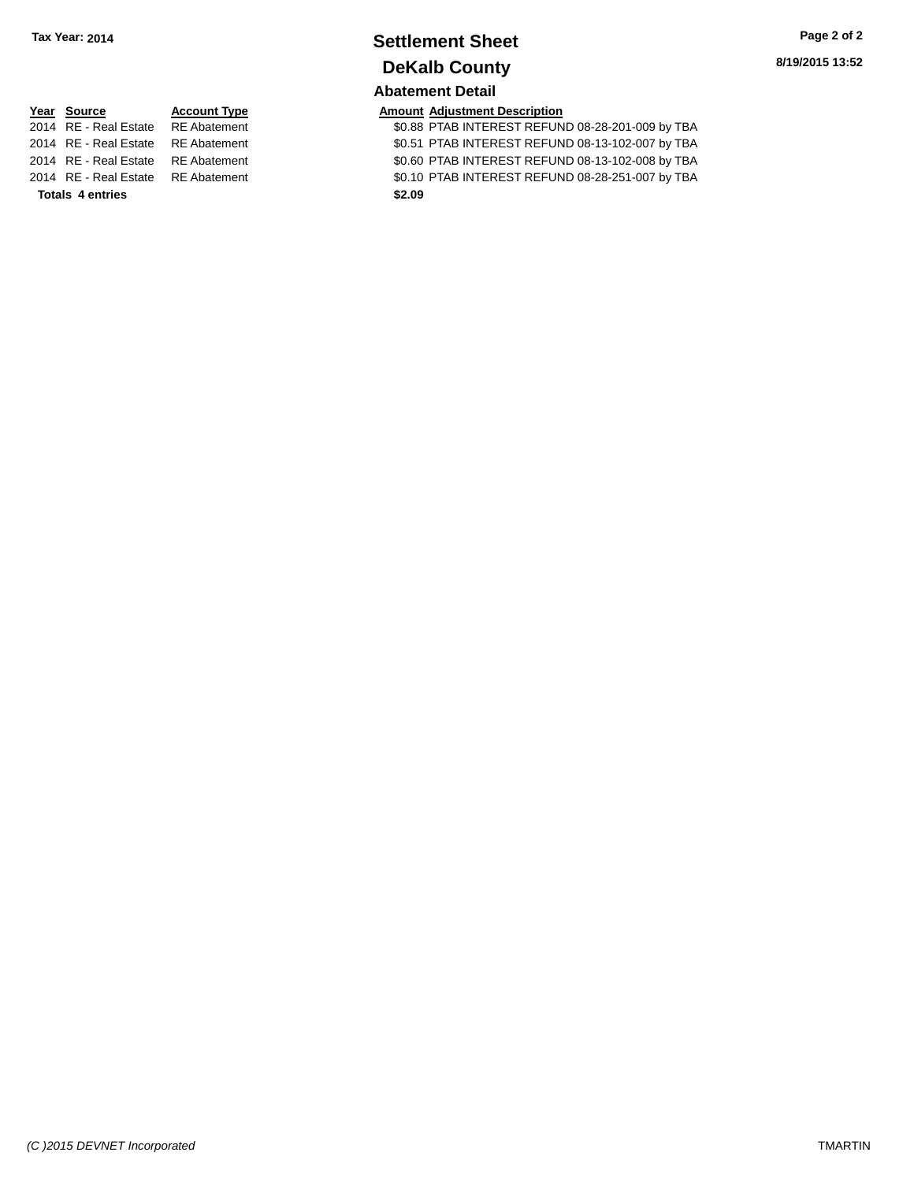**Tax Year: 2014**

# Settlement Sheet

# DeKalb County

## Abatement Detail

8/19/2015 13:52

| Year | Source | Account Type | Amount | Adjustment Description |
|---|---|---|---|---|
| 2014 | RE - Real Estate | RE Abatement | $0.88 | PTAB INTEREST REFUND 08-28-201-009 by TBA |
| 2014 | RE - Real Estate | RE Abatement | $0.51 | PTAB INTEREST REFUND 08-13-102-007 by TBA |
| 2014 | RE - Real Estate | RE Abatement | $0.60 | PTAB INTEREST REFUND 08-13-102-008 by TBA |
| 2014 | RE - Real Estate | RE Abatement | $0.10 | PTAB INTEREST REFUND 08-28-251-007 by TBA |
| **Totals 4 entries** | | | **$2.09** | |

*(C )2015 DEVNET Incorporated* TMARTIN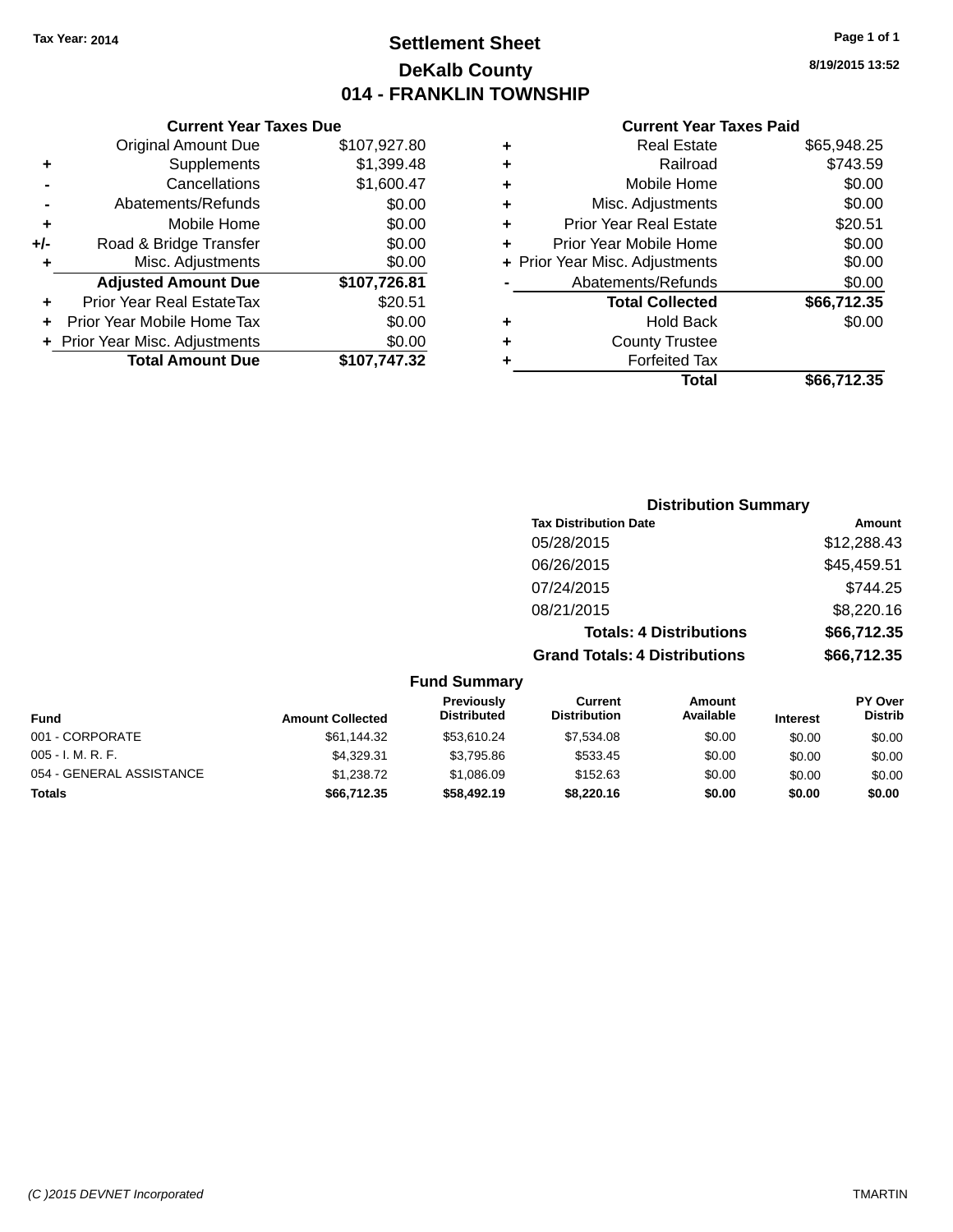Tax Year: 2014

# Settlement Sheet
## DeKalb County
## 014 - FRANKLIN TOWNSHIP

8/19/2015 13:52

### Current Year Taxes Due

| | | |
|---|---|---|
| | Original Amount Due | $107,927.80 |
| + | Supplements | $1,399.48 |
| - | Cancellations | $1,600.47 |
| - | Abatements/Refunds | $0.00 |
| + | Mobile Home | $0.00 |
| +/- | Road & Bridge Transfer | $0.00 |
| + | Misc. Adjustments | $0.00 |
| | **Adjusted Amount Due** | **$107,726.81** |
| + | Prior Year Real EstateTax | $20.51 |
| + | Prior Year Mobile Home Tax | $0.00 |
| + | Prior Year Misc. Adjustments | $0.00 |
| | **Total Amount Due** | **$107,747.32** |

### Current Year Taxes Paid

| | | |
|---|---|---|
| + | Real Estate | $65,948.25 |
| + | Railroad | $743.59 |
| + | Mobile Home | $0.00 |
| + | Misc. Adjustments | $0.00 |
| + | Prior Year Real Estate | $20.51 |
| + | Prior Year Mobile Home | $0.00 |
| + | Prior Year Misc. Adjustments | $0.00 |
| - | Abatements/Refunds | $0.00 |
| | **Total Collected** | **$66,712.35** |
| + | Hold Back | $0.00 |
| + | County Trustee | |
| + | Forfeited Tax | |
| | **Total** | **$66,712.35** |

### Distribution Summary

| Tax Distribution Date | Amount |
|---|---|
| 05/28/2015 | $12,288.43 |
| 06/26/2015 | $45,459.51 |
| 07/24/2015 | $744.25 |
| 08/21/2015 | $8,220.16 |
| **Totals: 4 Distributions** | **$66,712.35** |
| **Grand Totals: 4 Distributions** | **$66,712.35** |

### Fund Summary

| Fund | Amount Collected | Previously Distributed | Current Distribution | Amount Available | Interest | PY Over Distrib |
|---|---|---|---|---|---|---|
| 001 - CORPORATE | $61,144.32 | $53,610.24 | $7,534.08 | $0.00 | $0.00 | $0.00 |
| 005 - I. M. R. F. | $4,329.31 | $3,795.86 | $533.45 | $0.00 | $0.00 | $0.00 |
| 054 - GENERAL ASSISTANCE | $1,238.72 | $1,086.09 | $152.63 | $0.00 | $0.00 | $0.00 |
| **Totals** | **$66,712.35** | **$58,492.19** | **$8,220.16** | **$0.00** | **$0.00** | **$0.00** |

(C )2015 DEVNET Incorporated TMARTIN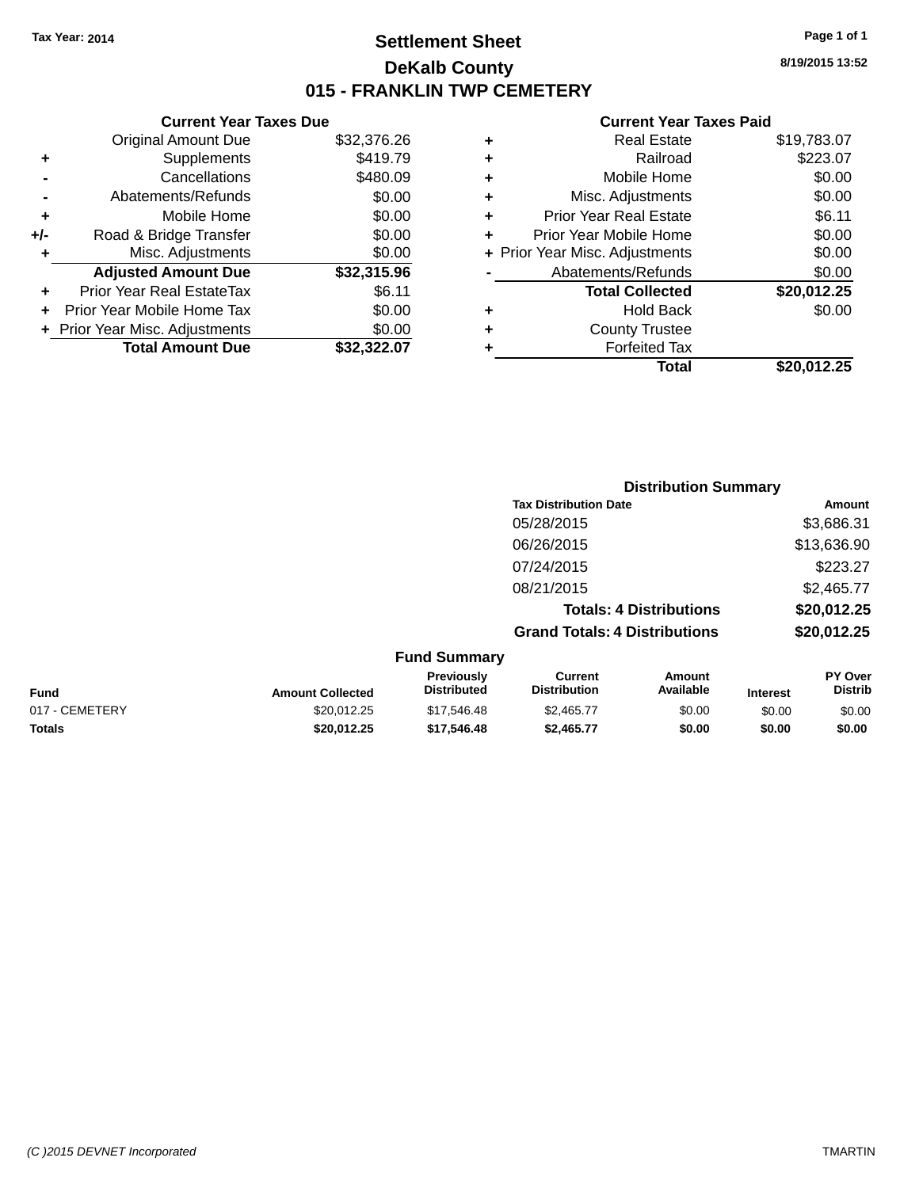Tax Year: 2014

# Settlement Sheet

## DeKalb County

## 015 - FRANKLIN TWP CEMETERY

8/19/2015 13:52

### Current Year Taxes Due

| | | |
|---|---|---|
| | Original Amount Due | $32,376.26 |
| + | Supplements | $419.79 |
| - | Cancellations | $480.09 |
| - | Abatements/Refunds | $0.00 |
| + | Mobile Home | $0.00 |
| +/- | Road & Bridge Transfer | $0.00 |
| + | Misc. Adjustments | $0.00 |
| | **Adjusted Amount Due** | **$32,315.96** |
| + | Prior Year Real EstateTax | $6.11 |
| + | Prior Year Mobile Home Tax | $0.00 |
| + | Prior Year Misc. Adjustments | $0.00 |
| | **Total Amount Due** | **$32,322.07** |

### Current Year Taxes Paid

| | | |
|---|---|---|
| + | Real Estate | $19,783.07 |
| + | Railroad | $223.07 |
| + | Mobile Home | $0.00 |
| + | Misc. Adjustments | $0.00 |
| + | Prior Year Real Estate | $6.11 |
| + | Prior Year Mobile Home | $0.00 |
| + | Prior Year Misc. Adjustments | $0.00 |
| - | Abatements/Refunds | $0.00 |
| | **Total Collected** | **$20,012.25** |
| + | Hold Back | $0.00 |
| + | County Trustee | |
| + | Forfeited Tax | |
| | **Total** | **$20,012.25** |

### Distribution Summary

| Tax Distribution Date | Amount |
|---|---|
| 05/28/2015 | $3,686.31 |
| 06/26/2015 | $13,636.90 |
| 07/24/2015 | $223.27 |
| 08/21/2015 | $2,465.77 |
| **Totals: 4 Distributions** | **$20,012.25** |
| **Grand Totals: 4 Distributions** | **$20,012.25** |

### Fund Summary

| Fund | Amount Collected | Previously Distributed | Current Distribution | Amount Available | Interest | PY Over Distrib |
|---|---|---|---|---|---|---|
| 017 - CEMETERY | $20,012.25 | $17,546.48 | $2,465.77 | $0.00 | $0.00 | $0.00 |
| **Totals** | **$20,012.25** | **$17,546.48** | **$2,465.77** | **$0.00** | **$0.00** | **$0.00** |

(C )2015 DEVNET Incorporated TMARTIN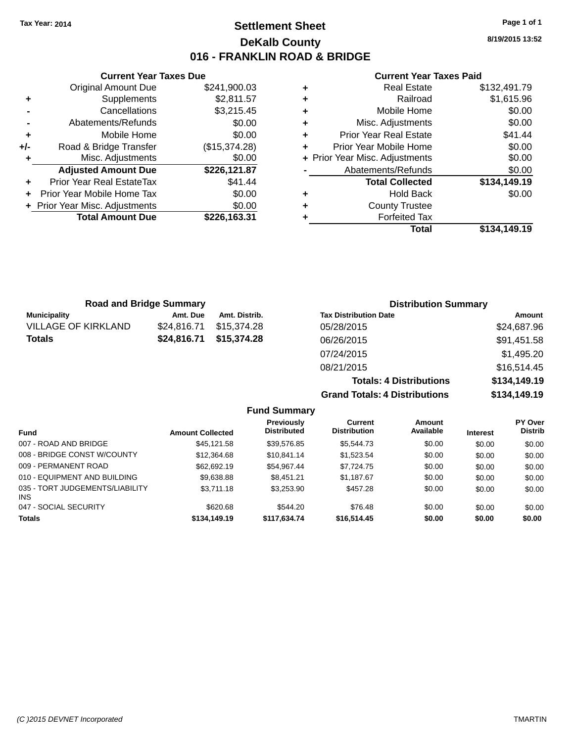Tax Year: 2014

# Settlement Sheet

## DeKalb County

## 016 - FRANKLIN ROAD & BRIDGE

8/19/2015 13:52

### Current Year Taxes Due

| | | |
|---|---|---|
| | Original Amount Due | $241,900.03 |
| + | Supplements | $2,811.57 |
| - | Cancellations | $3,215.45 |
| - | Abatements/Refunds | $0.00 |
| + | Mobile Home | $0.00 |
| +/- | Road & Bridge Transfer | ($15,374.28) |
| + | Misc. Adjustments | $0.00 |
| | **Adjusted Amount Due** | **$226,121.87** |
| + | Prior Year Real EstateTax | $41.44 |
| + | Prior Year Mobile Home Tax | $0.00 |
| + | Prior Year Misc. Adjustments | $0.00 |
| | **Total Amount Due** | **$226,163.31** |

### Current Year Taxes Paid

| | | |
|---|---|---|
| + | Real Estate | $132,491.79 |
| + | Railroad | $1,615.96 |
| + | Mobile Home | $0.00 |
| + | Misc. Adjustments | $0.00 |
| + | Prior Year Real Estate | $41.44 |
| + | Prior Year Mobile Home | $0.00 |
| + | Prior Year Misc. Adjustments | $0.00 |
| - | Abatements/Refunds | $0.00 |
| | **Total Collected** | **$134,149.19** |
| + | Hold Back | $0.00 |
| + | County Trustee | |
| + | Forfeited Tax | |
| | **Total** | **$134,149.19** |

### Road and Bridge Summary

| Municipality | Amt. Due | Amt. Distrib. |
|---|---|---|
| VILLAGE OF KIRKLAND | $24,816.71 | $15,374.28 |
| **Totals** | **$24,816.71** | **$15,374.28** |

### Distribution Summary

| Tax Distribution Date | Amount |
|---|---|
| 05/28/2015 | $24,687.96 |
| 06/26/2015 | $91,451.58 |
| 07/24/2015 | $1,495.20 |
| 08/21/2015 | $16,514.45 |
| **Totals: 4 Distributions** | **$134,149.19** |
| **Grand Totals: 4 Distributions** | **$134,149.19** |

### Fund Summary

| Fund | Amount Collected | Previously Distributed | Current Distribution | Amount Available | Interest | PY Over Distrib |
|---|---|---|---|---|---|---|
| 007 - ROAD AND BRIDGE | $45,121.58 | $39,576.85 | $5,544.73 | $0.00 | $0.00 | $0.00 |
| 008 - BRIDGE CONST W/COUNTY | $12,364.68 | $10,841.14 | $1,523.54 | $0.00 | $0.00 | $0.00 |
| 009 - PERMANENT ROAD | $62,692.19 | $54,967.44 | $7,724.75 | $0.00 | $0.00 | $0.00 |
| 010 - EQUIPMENT AND BUILDING | $9,638.88 | $8,451.21 | $1,187.67 | $0.00 | $0.00 | $0.00 |
| 035 - TORT JUDGEMENTS/LIABILITY INS | $3,711.18 | $3,253.90 | $457.28 | $0.00 | $0.00 | $0.00 |
| 047 - SOCIAL SECURITY | $620.68 | $544.20 | $76.48 | $0.00 | $0.00 | $0.00 |
| **Totals** | **$134,149.19** | **$117,634.74** | **$16,514.45** | **$0.00** | **$0.00** | **$0.00** |

(C )2015 DEVNET Incorporated TMARTIN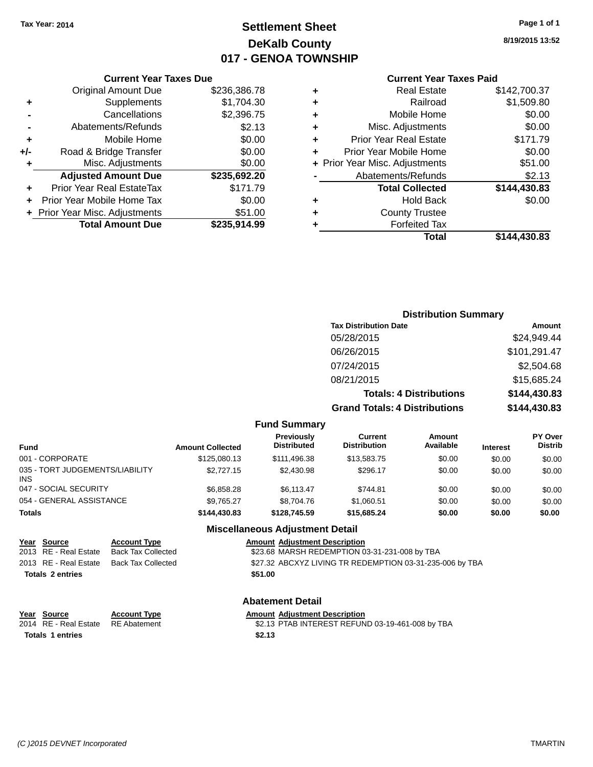Tax Year: 2014

# Settlement Sheet
## DeKalb County
## 017 - GENOA TOWNSHIP

8/19/2015 13:52

### Current Year Taxes Due

| | | |
|---|---|---|
| | Original Amount Due | $236,386.78 |
| + | Supplements | $1,704.30 |
| - | Cancellations | $2,396.75 |
| - | Abatements/Refunds | $2.13 |
| + | Mobile Home | $0.00 |
| +/- | Road & Bridge Transfer | $0.00 |
| + | Misc. Adjustments | $0.00 |
| | **Adjusted Amount Due** | **$235,692.20** |
| + | Prior Year Real EstateTax | $171.79 |
| + | Prior Year Mobile Home Tax | $0.00 |
| + | Prior Year Misc. Adjustments | $51.00 |
| | **Total Amount Due** | **$235,914.99** |

### Current Year Taxes Paid

| | | |
|---|---|---|
| + | Real Estate | $142,700.37 |
| + | Railroad | $1,509.80 |
| + | Mobile Home | $0.00 |
| + | Misc. Adjustments | $0.00 |
| + | Prior Year Real Estate | $171.79 |
| + | Prior Year Mobile Home | $0.00 |
| + | Prior Year Misc. Adjustments | $51.00 |
| - | Abatements/Refunds | $2.13 |
| | **Total Collected** | **$144,430.83** |
| + | Hold Back | $0.00 |
| + | County Trustee | |
| + | Forfeited Tax | |
| | **Total** | **$144,430.83** |

### Distribution Summary

| Tax Distribution Date | Amount |
|---|---|
| 05/28/2015 | $24,949.44 |
| 06/26/2015 | $101,291.47 |
| 07/24/2015 | $2,504.68 |
| 08/21/2015 | $15,685.24 |
| **Totals: 4 Distributions** | **$144,430.83** |
| **Grand Totals: 4 Distributions** | **$144,430.83** |

### Fund Summary

| Fund | Amount Collected | Previously Distributed | Current Distribution | Amount Available | Interest | PY Over Distrib |
|---|---|---|---|---|---|---|
| 001 - CORPORATE | $125,080.13 | $111,496.38 | $13,583.75 | $0.00 | $0.00 | $0.00 |
| 035 - TORT JUDGEMENTS/LIABILITY INS | $2,727.15 | $2,430.98 | $296.17 | $0.00 | $0.00 | $0.00 |
| 047 - SOCIAL SECURITY | $6,858.28 | $6,113.47 | $744.81 | $0.00 | $0.00 | $0.00 |
| 054 - GENERAL ASSISTANCE | $9,765.27 | $8,704.76 | $1,060.51 | $0.00 | $0.00 | $0.00 |
| **Totals** | **$144,430.83** | **$128,745.59** | **$15,685.24** | **$0.00** | **$0.00** | **$0.00** |

### Miscellaneous Adjustment Detail

| Year | Source | Account Type | Amount | Adjustment Description |
|---|---|---|---|---|
| 2013 | RE - Real Estate | Back Tax Collected | $23.68 | MARSH REDEMPTION 03-31-231-008 by TBA |
| 2013 | RE - Real Estate | Back Tax Collected | $27.32 | ABCXYZ LIVING TR REDEMPTION 03-31-235-006 by TBA |
| **Totals 2 entries** | | | **$51.00** | |

### Abatement Detail

| Year | Source | Account Type | Amount | Adjustment Description |
|---|---|---|---|---|
| 2014 | RE - Real Estate | RE Abatement | $2.13 | PTAB INTEREST REFUND 03-19-461-008 by TBA |
| **Totals 1 entries** | | | **$2.13** | |

(C )2015 DEVNET Incorporated TMARTIN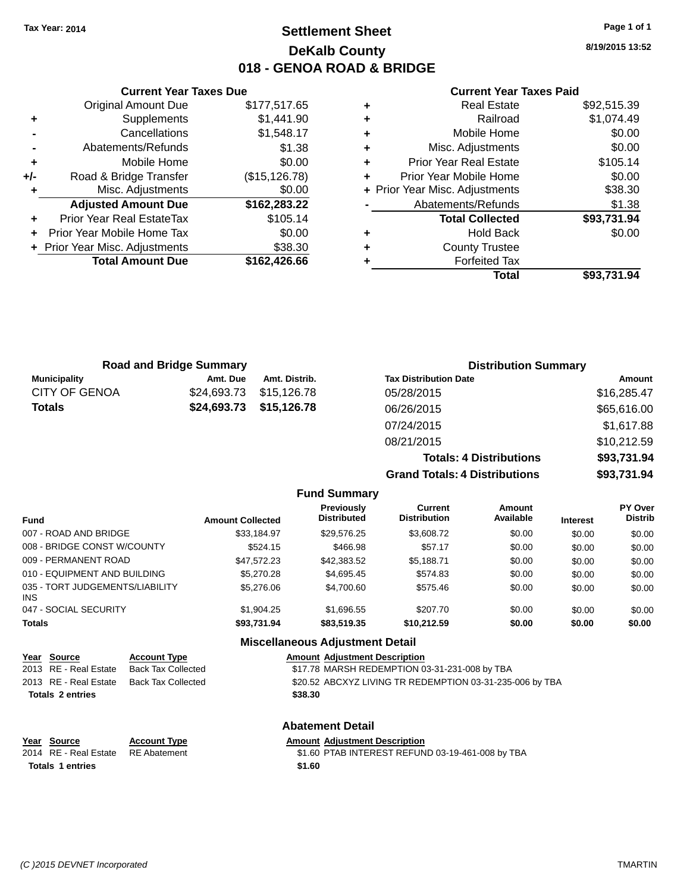Tax Year: 2014

# Settlement Sheet
## DeKalb County
## 018 - GENOA ROAD & BRIDGE

8/19/2015 13:52

### Current Year Taxes Due

| | | |
|---|---|---|
| | Original Amount Due | $177,517.65 |
| + | Supplements | $1,441.90 |
| - | Cancellations | $1,548.17 |
| - | Abatements/Refunds | $1.38 |
| + | Mobile Home | $0.00 |
| +/- | Road & Bridge Transfer | ($15,126.78) |
| + | Misc. Adjustments | $0.00 |
| | **Adjusted Amount Due** | **$162,283.22** |
| + | Prior Year Real EstateTax | $105.14 |
| + | Prior Year Mobile Home Tax | $0.00 |
| + | Prior Year Misc. Adjustments | $38.30 |
| | **Total Amount Due** | **$162,426.66** |

### Current Year Taxes Paid

| | | |
|---|---|---|
| + | Real Estate | $92,515.39 |
| + | Railroad | $1,074.49 |
| + | Mobile Home | $0.00 |
| + | Misc. Adjustments | $0.00 |
| + | Prior Year Real Estate | $105.14 |
| + | Prior Year Mobile Home | $0.00 |
| + | Prior Year Misc. Adjustments | $38.30 |
| - | Abatements/Refunds | $1.38 |
| | **Total Collected** | **$93,731.94** |
| + | Hold Back | $0.00 |
| + | County Trustee | |
| + | Forfeited Tax | |
| | **Total** | **$93,731.94** |

### Road and Bridge Summary

| Municipality | Amt. Due | Amt. Distrib. |
|---|---|---|
| CITY OF GENOA | $24,693.73 | $15,126.78 |
| **Totals** | **$24,693.73** | **$15,126.78** |

### Distribution Summary

| Tax Distribution Date | Amount |
|---|---|
| 05/28/2015 | $16,285.47 |
| 06/26/2015 | $65,616.00 |
| 07/24/2015 | $1,617.88 |
| 08/21/2015 | $10,212.59 |
| **Totals: 4 Distributions** | **$93,731.94** |
| **Grand Totals: 4 Distributions** | **$93,731.94** |

### Fund Summary

| Fund | Amount Collected | Previously Distributed | Current Distribution | Amount Available | Interest | PY Over Distrib |
|---|---|---|---|---|---|---|
| 007 - ROAD AND BRIDGE | $33,184.97 | $29,576.25 | $3,608.72 | $0.00 | $0.00 | $0.00 |
| 008 - BRIDGE CONST W/COUNTY | $524.15 | $466.98 | $57.17 | $0.00 | $0.00 | $0.00 |
| 009 - PERMANENT ROAD | $47,572.23 | $42,383.52 | $5,188.71 | $0.00 | $0.00 | $0.00 |
| 010 - EQUIPMENT AND BUILDING | $5,270.28 | $4,695.45 | $574.83 | $0.00 | $0.00 | $0.00 |
| 035 - TORT JUDGEMENTS/LIABILITY INS | $5,276.06 | $4,700.60 | $575.46 | $0.00 | $0.00 | $0.00 |
| 047 - SOCIAL SECURITY | $1,904.25 | $1,696.55 | $207.70 | $0.00 | $0.00 | $0.00 |
| **Totals** | **$93,731.94** | **$83,519.35** | **$10,212.59** | **$0.00** | **$0.00** | **$0.00** |

### Miscellaneous Adjustment Detail

| Year | Source | Account Type | Amount | Adjustment Description |
|---|---|---|---|---|
| 2013 | RE - Real Estate | Back Tax Collected | $17.78 | MARSH REDEMPTION 03-31-231-008 by TBA |
| 2013 | RE - Real Estate | Back Tax Collected | $20.52 | ABCXYZ LIVING TR REDEMPTION 03-31-235-006 by TBA |
| **Totals 2 entries** | | | **$38.30** | |

### Abatement Detail

| Year | Source | Account Type | Amount | Adjustment Description |
|---|---|---|---|---|
| 2014 | RE - Real Estate | RE Abatement | $1.60 | PTAB INTEREST REFUND 03-19-461-008 by TBA |
| **Totals 1 entries** | | | **$1.60** | |

(C )2015 DEVNET Incorporated TMARTIN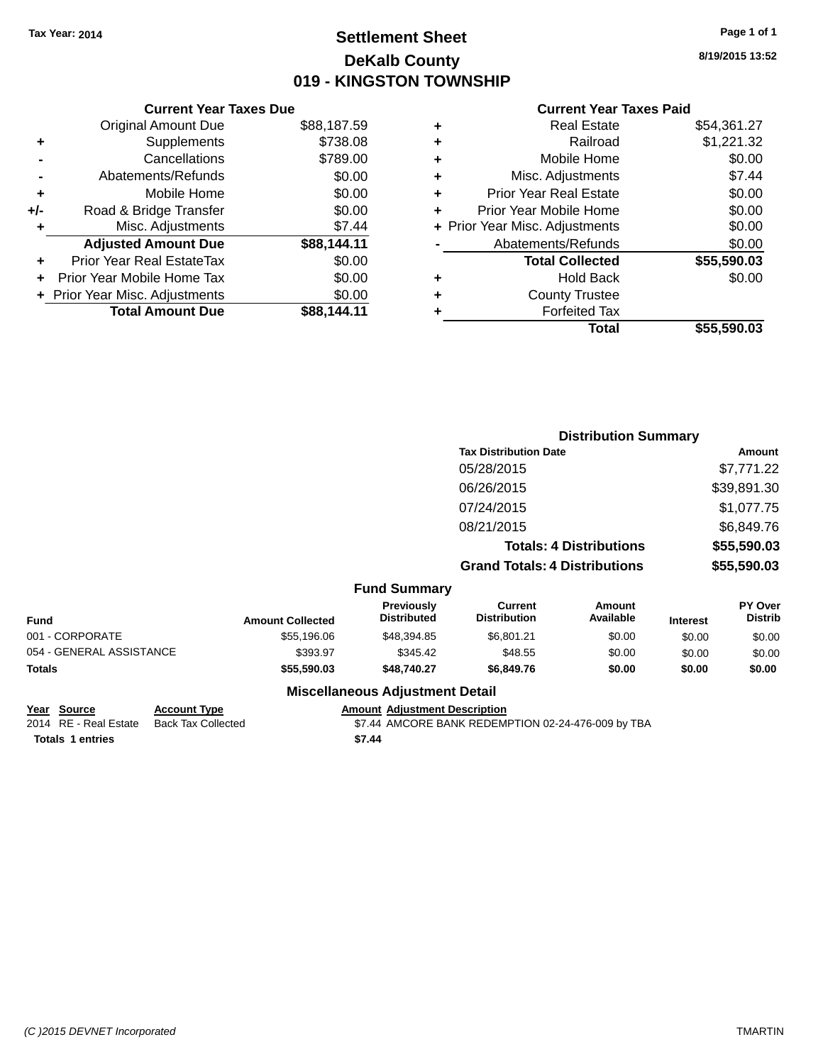Tax Year: 2014

# Settlement Sheet

## DeKalb County

## 019 - KINGSTON TOWNSHIP

8/19/2015 13:52

### Current Year Taxes Due

| | | |
|---|---|---|
| | Original Amount Due | $88,187.59 |
| + | Supplements | $738.08 |
| - | Cancellations | $789.00 |
| - | Abatements/Refunds | $0.00 |
| + | Mobile Home | $0.00 |
| +/- | Road & Bridge Transfer | $0.00 |
| + | Misc. Adjustments | $7.44 |
| | **Adjusted Amount Due** | **$88,144.11** |
| + | Prior Year Real EstateTax | $0.00 |
| + | Prior Year Mobile Home Tax | $0.00 |
| + | Prior Year Misc. Adjustments | $0.00 |
| | **Total Amount Due** | **$88,144.11** |

### Current Year Taxes Paid

| | | |
|---|---|---|
| + | Real Estate | $54,361.27 |
| + | Railroad | $1,221.32 |
| + | Mobile Home | $0.00 |
| + | Misc. Adjustments | $7.44 |
| + | Prior Year Real Estate | $0.00 |
| + | Prior Year Mobile Home | $0.00 |
| + | Prior Year Misc. Adjustments | $0.00 |
| - | Abatements/Refunds | $0.00 |
| | **Total Collected** | **$55,590.03** |
| + | Hold Back | $0.00 |
| + | County Trustee | |
| + | Forfeited Tax | |
| | **Total** | **$55,590.03** |

### Distribution Summary

| Tax Distribution Date | Amount |
|---|---|
| 05/28/2015 | $7,771.22 |
| 06/26/2015 | $39,891.30 |
| 07/24/2015 | $1,077.75 |
| 08/21/2015 | $6,849.76 |
| **Totals: 4 Distributions** | **$55,590.03** |
| **Grand Totals: 4 Distributions** | **$55,590.03** |

### Fund Summary

| Fund | Amount Collected | Previously Distributed | Current Distribution | Amount Available | Interest | PY Over Distrib |
|---|---|---|---|---|---|---|
| 001 - CORPORATE | $55,196.06 | $48,394.85 | $6,801.21 | $0.00 | $0.00 | $0.00 |
| 054 - GENERAL ASSISTANCE | $393.97 | $345.42 | $48.55 | $0.00 | $0.00 | $0.00 |
| **Totals** | **$55,590.03** | **$48,740.27** | **$6,849.76** | **$0.00** | **$0.00** | **$0.00** |

### Miscellaneous Adjustment Detail

| Year | Source | Account Type | Amount | Adjustment Description |
|---|---|---|---|---|
| 2014 | RE - Real Estate | Back Tax Collected | $7.44 | AMCORE BANK REDEMPTION 02-24-476-009 by TBA |
| **Totals** | **1 entries** | | **$7.44** | |

(C )2015 DEVNET Incorporated TMARTIN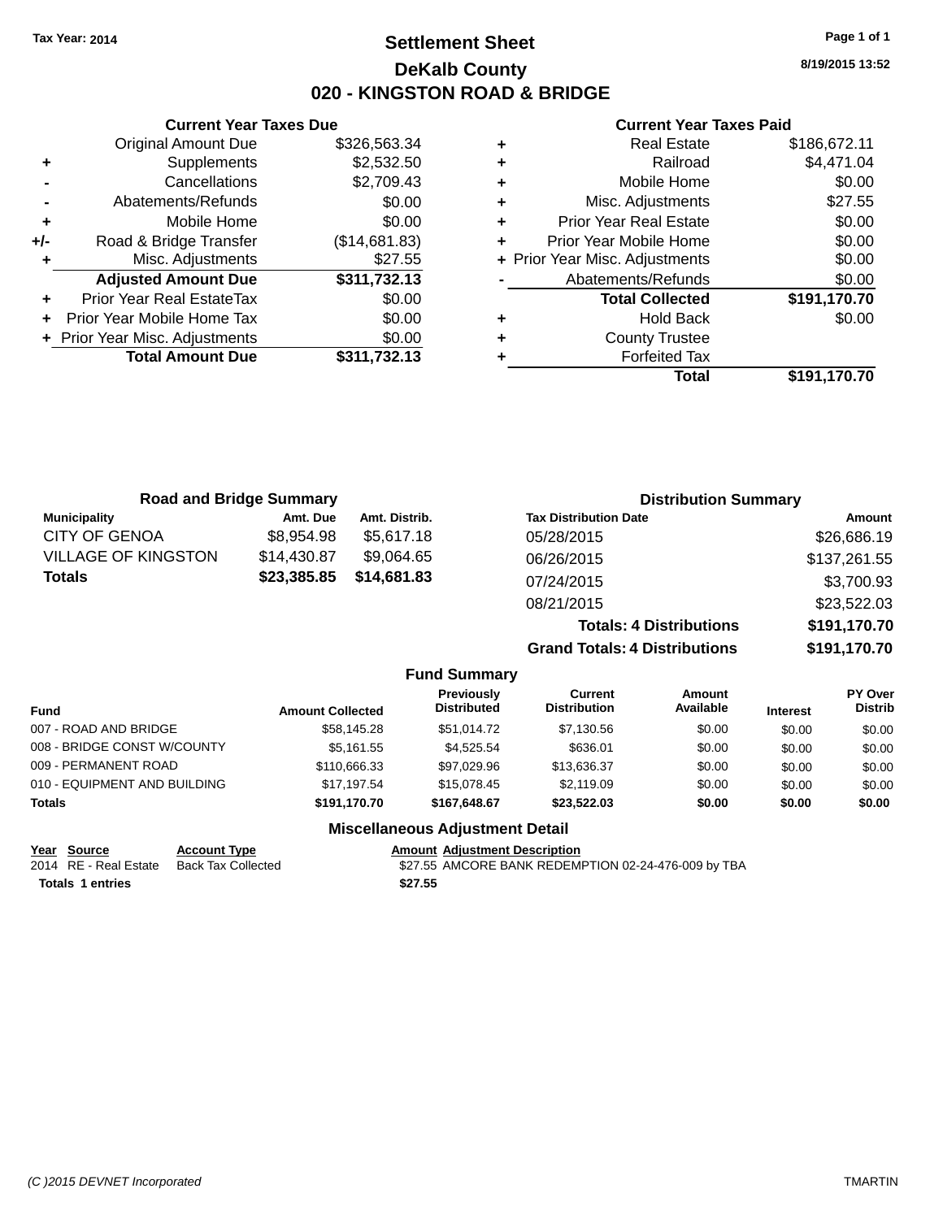Tax Year: 2014

# Settlement Sheet

## DeKalb County

## 020 - KINGSTON ROAD & BRIDGE

8/19/2015 13:52

### Current Year Taxes Due

| | | |
|---|---|---|
| | Original Amount Due | $326,563.34 |
| + | Supplements | $2,532.50 |
| - | Cancellations | $2,709.43 |
| - | Abatements/Refunds | $0.00 |
| + | Mobile Home | $0.00 |
| +/- | Road & Bridge Transfer | ($14,681.83) |
| + | Misc. Adjustments | $27.55 |
| | **Adjusted Amount Due** | **$311,732.13** |
| + | Prior Year Real EstateTax | $0.00 |
| + | Prior Year Mobile Home Tax | $0.00 |
| + | Prior Year Misc. Adjustments | $0.00 |
| | **Total Amount Due** | **$311,732.13** |

### Current Year Taxes Paid

| | | |
|---|---|---|
| + | Real Estate | $186,672.11 |
| + | Railroad | $4,471.04 |
| + | Mobile Home | $0.00 |
| + | Misc. Adjustments | $27.55 |
| + | Prior Year Real Estate | $0.00 |
| + | Prior Year Mobile Home | $0.00 |
| + | Prior Year Misc. Adjustments | $0.00 |
| - | Abatements/Refunds | $0.00 |
| | **Total Collected** | **$191,170.70** |
| + | Hold Back | $0.00 |
| + | County Trustee | |
| + | Forfeited Tax | |
| | **Total** | **$191,170.70** |

### Road and Bridge Summary

| Municipality | Amt. Due | Amt. Distrib. |
|---|---|---|
| CITY OF GENOA | $8,954.98 | $5,617.18 |
| VILLAGE OF KINGSTON | $14,430.87 | $9,064.65 |
| **Totals** | **$23,385.85** | **$14,681.83** |

### Distribution Summary

| Tax Distribution Date | Amount |
|---|---|
| 05/28/2015 | $26,686.19 |
| 06/26/2015 | $137,261.55 |
| 07/24/2015 | $3,700.93 |
| 08/21/2015 | $23,522.03 |
| **Totals: 4 Distributions** | **$191,170.70** |
| **Grand Totals: 4 Distributions** | **$191,170.70** |

### Fund Summary

| Fund | Amount Collected | Previously Distributed | Current Distribution | Amount Available | Interest | PY Over Distrib |
|---|---|---|---|---|---|---|
| 007 - ROAD AND BRIDGE | $58,145.28 | $51,014.72 | $7,130.56 | $0.00 | $0.00 | $0.00 |
| 008 - BRIDGE CONST W/COUNTY | $5,161.55 | $4,525.54 | $636.01 | $0.00 | $0.00 | $0.00 |
| 009 - PERMANENT ROAD | $110,666.33 | $97,029.96 | $13,636.37 | $0.00 | $0.00 | $0.00 |
| 010 - EQUIPMENT AND BUILDING | $17,197.54 | $15,078.45 | $2,119.09 | $0.00 | $0.00 | $0.00 |
| **Totals** | **$191,170.70** | **$167,648.67** | **$23,522.03** | **$0.00** | **$0.00** | **$0.00** |

### Miscellaneous Adjustment Detail

| Year | Source | Account Type | Amount | Adjustment Description |
|---|---|---|---|---|
| 2014 | RE - Real Estate | Back Tax Collected | $27.55 | AMCORE BANK REDEMPTION 02-24-476-009 by TBA |
| **Totals** | **1 entries** | | **$27.55** | |

(C )2015 DEVNET Incorporated TMARTIN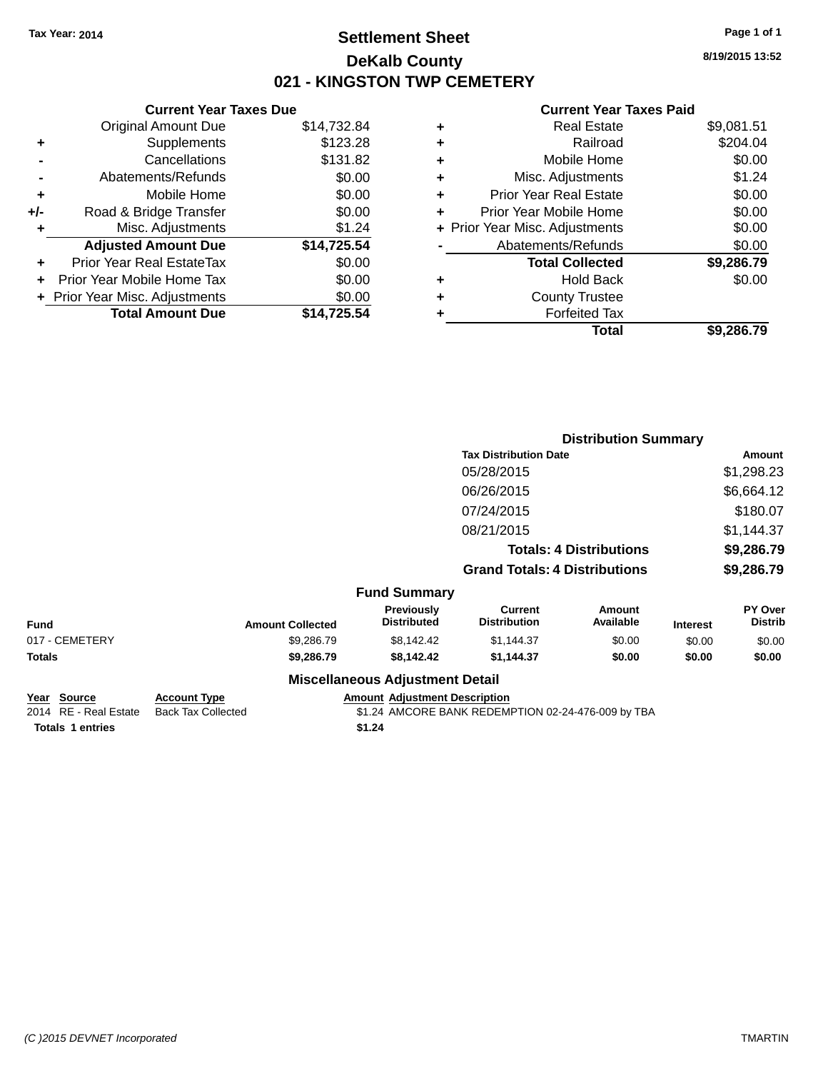Tax Year: 2014

# Settlement Sheet

## DeKalb County

## 021 - KINGSTON TWP CEMETERY

8/19/2015 13:52

### Current Year Taxes Due

| | | |
|---|---|---|
| | Original Amount Due | $14,732.84 |
| + | Supplements | $123.28 |
| - | Cancellations | $131.82 |
| - | Abatements/Refunds | $0.00 |
| + | Mobile Home | $0.00 |
| +/- | Road & Bridge Transfer | $0.00 |
| + | Misc. Adjustments | $1.24 |
| | **Adjusted Amount Due** | **$14,725.54** |
| + | Prior Year Real EstateTax | $0.00 |
| + | Prior Year Mobile Home Tax | $0.00 |
| + | Prior Year Misc. Adjustments | $0.00 |
| | **Total Amount Due** | **$14,725.54** |

### Current Year Taxes Paid

| | | |
|---|---|---|
| + | Real Estate | $9,081.51 |
| + | Railroad | $204.04 |
| + | Mobile Home | $0.00 |
| + | Misc. Adjustments | $1.24 |
| + | Prior Year Real Estate | $0.00 |
| + | Prior Year Mobile Home | $0.00 |
| + | Prior Year Misc. Adjustments | $0.00 |
| - | Abatements/Refunds | $0.00 |
| | **Total Collected** | **$9,286.79** |
| + | Hold Back | $0.00 |
| + | County Trustee | |
| + | Forfeited Tax | |
| | **Total** | **$9,286.79** |

### Distribution Summary

| Tax Distribution Date | Amount |
|---|---|
| 05/28/2015 | $1,298.23 |
| 06/26/2015 | $6,664.12 |
| 07/24/2015 | $180.07 |
| 08/21/2015 | $1,144.37 |
| **Totals: 4 Distributions** | **$9,286.79** |
| **Grand Totals: 4 Distributions** | **$9,286.79** |

### Fund Summary

| Fund | Amount Collected | Previously Distributed | Current Distribution | Amount Available | Interest | PY Over Distrib |
|---|---|---|---|---|---|---|
| 017 - CEMETERY | $9,286.79 | $8,142.42 | $1,144.37 | $0.00 | $0.00 | $0.00 |
| **Totals** | **$9,286.79** | **$8,142.42** | **$1,144.37** | **$0.00** | **$0.00** | **$0.00** |

### Miscellaneous Adjustment Detail

| Year | Source | Account Type | Amount | Adjustment Description |
|---|---|---|---|---|
| 2014 | RE - Real Estate | Back Tax Collected | $1.24 | AMCORE BANK REDEMPTION 02-24-476-009 by TBA |
| **Totals** | **1 entries** | | **$1.24** | |

(C )2015 DEVNET Incorporated TMARTIN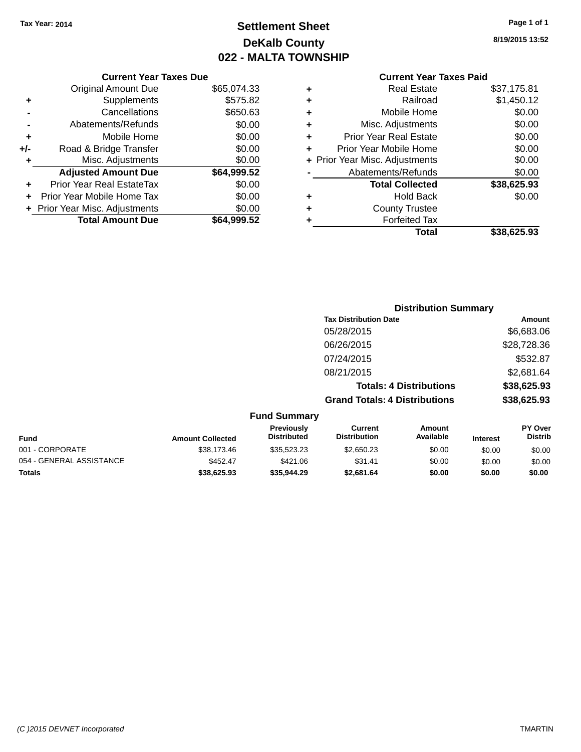Tax Year: 2014

# Settlement Sheet
## DeKalb County
## 022 - MALTA TOWNSHIP

8/19/2015 13:52

### Current Year Taxes Due

| | | |
|---|---|---|
| | Original Amount Due | $65,074.33 |
| + | Supplements | $575.82 |
| - | Cancellations | $650.63 |
| - | Abatements/Refunds | $0.00 |
| + | Mobile Home | $0.00 |
| +/- | Road & Bridge Transfer | $0.00 |
| + | Misc. Adjustments | $0.00 |
| | **Adjusted Amount Due** | **$64,999.52** |
| + | Prior Year Real EstateTax | $0.00 |
| + | Prior Year Mobile Home Tax | $0.00 |
| + | Prior Year Misc. Adjustments | $0.00 |
| | **Total Amount Due** | **$64,999.52** |

### Current Year Taxes Paid

| | | |
|---|---|---|
| + | Real Estate | $37,175.81 |
| + | Railroad | $1,450.12 |
| + | Mobile Home | $0.00 |
| + | Misc. Adjustments | $0.00 |
| + | Prior Year Real Estate | $0.00 |
| + | Prior Year Mobile Home | $0.00 |
| + | Prior Year Misc. Adjustments | $0.00 |
| - | Abatements/Refunds | $0.00 |
| | **Total Collected** | **$38,625.93** |
| + | Hold Back | $0.00 |
| + | County Trustee | |
| + | Forfeited Tax | |
| | **Total** | **$38,625.93** |

### Distribution Summary

| Tax Distribution Date | Amount |
|---|---|
| 05/28/2015 | $6,683.06 |
| 06/26/2015 | $28,728.36 |
| 07/24/2015 | $532.87 |
| 08/21/2015 | $2,681.64 |
| **Totals: 4 Distributions** | **$38,625.93** |
| **Grand Totals: 4 Distributions** | **$38,625.93** |

### Fund Summary

| Fund | Amount Collected | Previously Distributed | Current Distribution | Amount Available | Interest | PY Over Distrib |
|---|---|---|---|---|---|---|
| 001 - CORPORATE | $38,173.46 | $35,523.23 | $2,650.23 | $0.00 | $0.00 | $0.00 |
| 054 - GENERAL ASSISTANCE | $452.47 | $421.06 | $31.41 | $0.00 | $0.00 | $0.00 |
| **Totals** | **$38,625.93** | **$35,944.29** | **$2,681.64** | **$0.00** | **$0.00** | **$0.00** |

(C )2015 DEVNET Incorporated

TMARTIN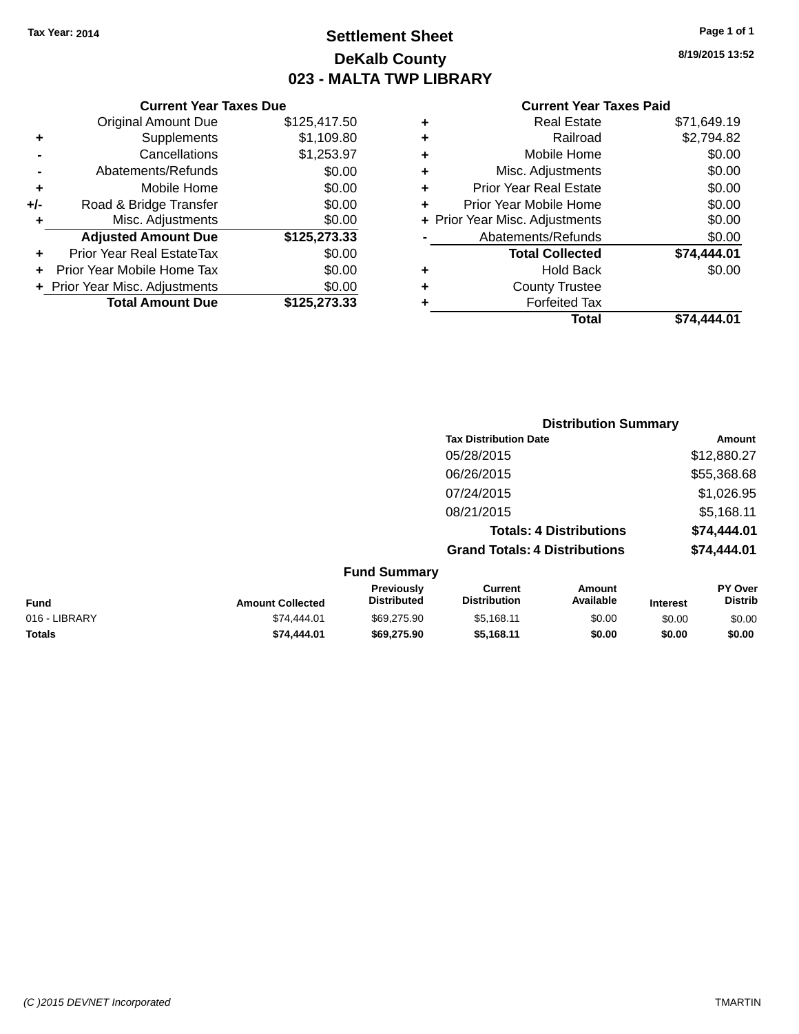Tax Year: 2014

# Settlement Sheet

## DeKalb County

## 023 - MALTA TWP LIBRARY

8/19/2015 13:52

### Current Year Taxes Due

| | | |
|---|---|---|
| | Original Amount Due | $125,417.50 |
| + | Supplements | $1,109.80 |
| - | Cancellations | $1,253.97 |
| - | Abatements/Refunds | $0.00 |
| + | Mobile Home | $0.00 |
| +/- | Road & Bridge Transfer | $0.00 |
| + | Misc. Adjustments | $0.00 |
| | **Adjusted Amount Due** | **$125,273.33** |
| + | Prior Year Real EstateTax | $0.00 |
| + | Prior Year Mobile Home Tax | $0.00 |
| + | Prior Year Misc. Adjustments | $0.00 |
| | **Total Amount Due** | **$125,273.33** |

### Current Year Taxes Paid

| | | |
|---|---|---|
| + | Real Estate | $71,649.19 |
| + | Railroad | $2,794.82 |
| + | Mobile Home | $0.00 |
| + | Misc. Adjustments | $0.00 |
| + | Prior Year Real Estate | $0.00 |
| + | Prior Year Mobile Home | $0.00 |
| + | Prior Year Misc. Adjustments | $0.00 |
| - | Abatements/Refunds | $0.00 |
| | **Total Collected** | **$74,444.01** |
| + | Hold Back | $0.00 |
| + | County Trustee | |
| + | Forfeited Tax | |
| | **Total** | **$74,444.01** |

### Distribution Summary

| Tax Distribution Date | Amount |
|---|---|
| 05/28/2015 | $12,880.27 |
| 06/26/2015 | $55,368.68 |
| 07/24/2015 | $1,026.95 |
| 08/21/2015 | $5,168.11 |
| **Totals: 4 Distributions** | **$74,444.01** |
| **Grand Totals: 4 Distributions** | **$74,444.01** |

### Fund Summary

| Fund | Amount Collected | Previously Distributed | Current Distribution | Amount Available | Interest | PY Over Distrib |
|---|---|---|---|---|---|---|
| 016 - LIBRARY | $74,444.01 | $69,275.90 | $5,168.11 | $0.00 | $0.00 | $0.00 |
| **Totals** | **$74,444.01** | **$69,275.90** | **$5,168.11** | **$0.00** | **$0.00** | **$0.00** |

(C )2015 DEVNET Incorporated TMARTIN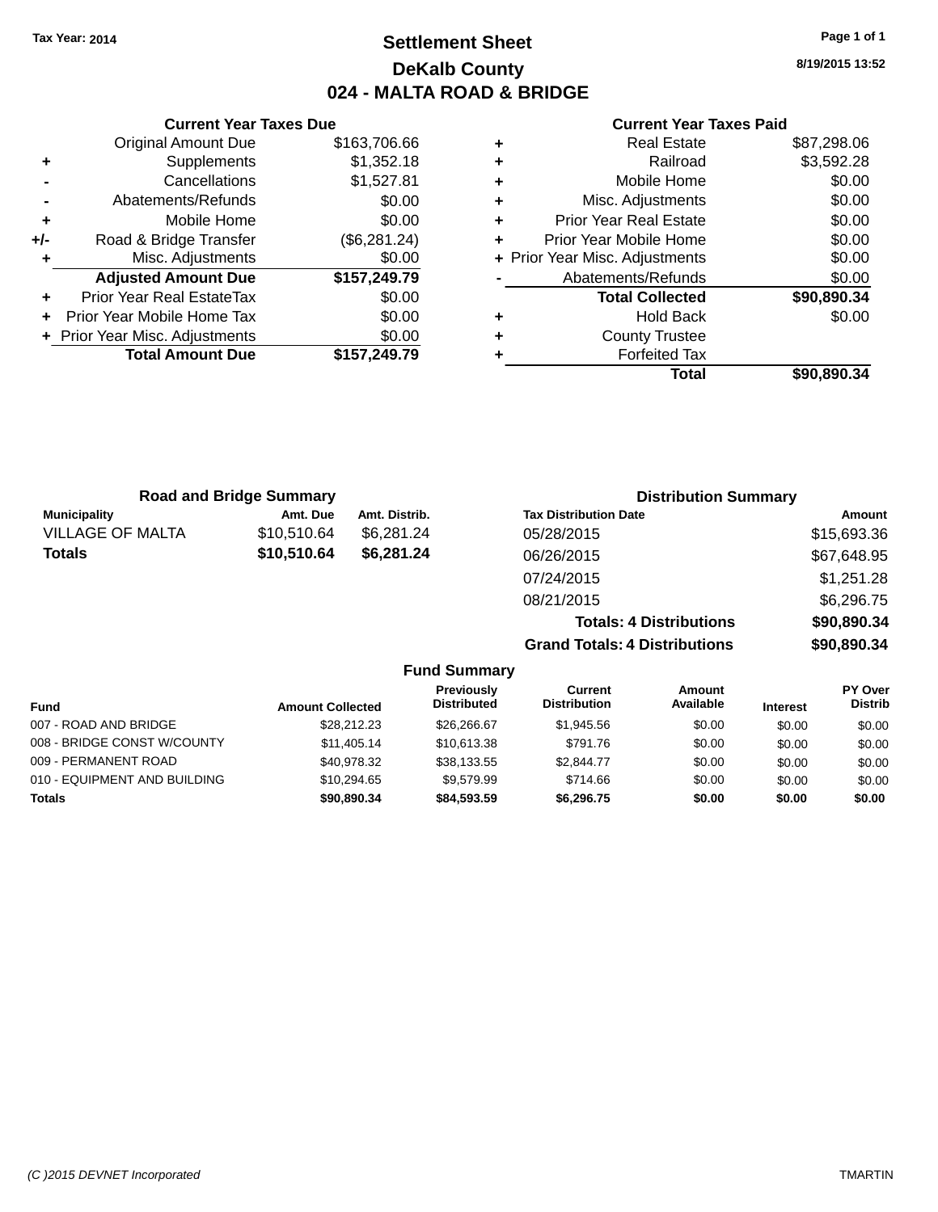Tax Year: 2014

# Settlement Sheet

## DeKalb County

## 024 - MALTA ROAD & BRIDGE

8/19/2015 13:52

### Current Year Taxes Due

| | | |
|---|---|---|
| | Original Amount Due | $163,706.66 |
| + | Supplements | $1,352.18 |
| - | Cancellations | $1,527.81 |
| - | Abatements/Refunds | $0.00 |
| + | Mobile Home | $0.00 |
| +/- | Road & Bridge Transfer | ($6,281.24) |
| + | Misc. Adjustments | $0.00 |
| | **Adjusted Amount Due** | **$157,249.79** |
| + | Prior Year Real EstateTax | $0.00 |
| + | Prior Year Mobile Home Tax | $0.00 |
| + | Prior Year Misc. Adjustments | $0.00 |
| | **Total Amount Due** | **$157,249.79** |

### Current Year Taxes Paid

| | | |
|---|---|---|
| + | Real Estate | $87,298.06 |
| + | Railroad | $3,592.28 |
| + | Mobile Home | $0.00 |
| + | Misc. Adjustments | $0.00 |
| + | Prior Year Real Estate | $0.00 |
| + | Prior Year Mobile Home | $0.00 |
| + | Prior Year Misc. Adjustments | $0.00 |
| - | Abatements/Refunds | $0.00 |
| | **Total Collected** | **$90,890.34** |
| + | Hold Back | $0.00 |
| + | County Trustee | |
| + | Forfeited Tax | |
| | **Total** | **$90,890.34** |

### Road and Bridge Summary

| Municipality | Amt. Due | Amt. Distrib. |
|---|---|---|
| VILLAGE OF MALTA | $10,510.64 | $6,281.24 |
| **Totals** | **$10,510.64** | **$6,281.24** |

### Distribution Summary

| Tax Distribution Date | Amount |
|---|---|
| 05/28/2015 | $15,693.36 |
| 06/26/2015 | $67,648.95 |
| 07/24/2015 | $1,251.28 |
| 08/21/2015 | $6,296.75 |
| **Totals: 4 Distributions** | **$90,890.34** |
| **Grand Totals: 4 Distributions** | **$90,890.34** |

### Fund Summary

| Fund | Amount Collected | Previously Distributed | Current Distribution | Amount Available | Interest | PY Over Distrib |
|---|---|---|---|---|---|---|
| 007 - ROAD AND BRIDGE | $28,212.23 | $26,266.67 | $1,945.56 | $0.00 | $0.00 | $0.00 |
| 008 - BRIDGE CONST W/COUNTY | $11,405.14 | $10,613.38 | $791.76 | $0.00 | $0.00 | $0.00 |
| 009 - PERMANENT ROAD | $40,978.32 | $38,133.55 | $2,844.77 | $0.00 | $0.00 | $0.00 |
| 010 - EQUIPMENT AND BUILDING | $10,294.65 | $9,579.99 | $714.66 | $0.00 | $0.00 | $0.00 |
| **Totals** | **$90,890.34** | **$84,593.59** | **$6,296.75** | **$0.00** | **$0.00** | **$0.00** |

(C )2015 DEVNET Incorporated TMARTIN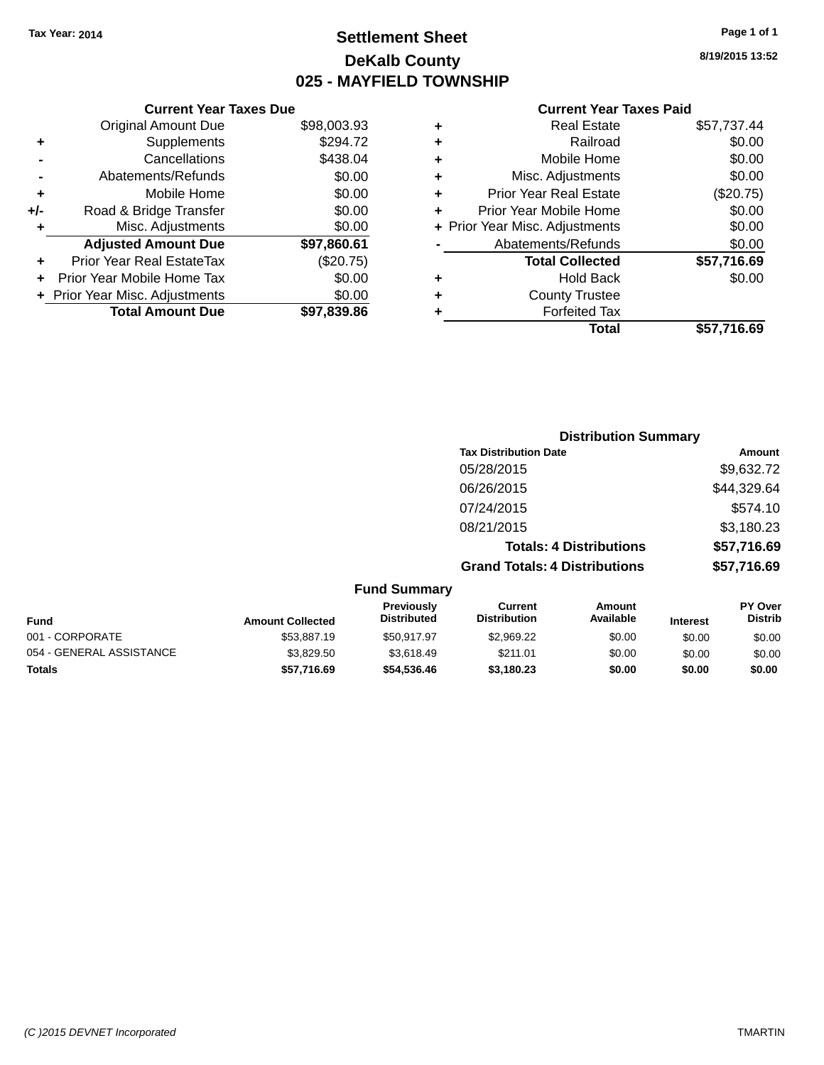Tax Year: 2014

# Settlement Sheet

## DeKalb County

## 025 - MAYFIELD TOWNSHIP

8/19/2015 13:52

### Current Year Taxes Due

| | | |
|---|---|---|
| | Original Amount Due | $98,003.93 |
| + | Supplements | $294.72 |
| - | Cancellations | $438.04 |
| - | Abatements/Refunds | $0.00 |
| + | Mobile Home | $0.00 |
| +/- | Road & Bridge Transfer | $0.00 |
| + | Misc. Adjustments | $0.00 |
| | **Adjusted Amount Due** | **$97,860.61** |
| + | Prior Year Real EstateTax | ($20.75) |
| + | Prior Year Mobile Home Tax | $0.00 |
| + | Prior Year Misc. Adjustments | $0.00 |
| | **Total Amount Due** | **$97,839.86** |

### Current Year Taxes Paid

| | | |
|---|---|---|
| + | Real Estate | $57,737.44 |
| + | Railroad | $0.00 |
| + | Mobile Home | $0.00 |
| + | Misc. Adjustments | $0.00 |
| + | Prior Year Real Estate | ($20.75) |
| + | Prior Year Mobile Home | $0.00 |
| + | Prior Year Misc. Adjustments | $0.00 |
| - | Abatements/Refunds | $0.00 |
| | **Total Collected** | **$57,716.69** |
| + | Hold Back | $0.00 |
| + | County Trustee | |
| + | Forfeited Tax | |
| | **Total** | **$57,716.69** |

### Distribution Summary

| Tax Distribution Date | Amount |
|---|---|
| 05/28/2015 | $9,632.72 |
| 06/26/2015 | $44,329.64 |
| 07/24/2015 | $574.10 |
| 08/21/2015 | $3,180.23 |
| **Totals: 4 Distributions** | **$57,716.69** |
| **Grand Totals: 4 Distributions** | **$57,716.69** |

### Fund Summary

| Fund | Amount Collected | Previously Distributed | Current Distribution | Amount Available | Interest | PY Over Distrib |
|---|---|---|---|---|---|---|
| 001 - CORPORATE | $53,887.19 | $50,917.97 | $2,969.22 | $0.00 | $0.00 | $0.00 |
| 054 - GENERAL ASSISTANCE | $3,829.50 | $3,618.49 | $211.01 | $0.00 | $0.00 | $0.00 |
| **Totals** | **$57,716.69** | **$54,536.46** | **$3,180.23** | **$0.00** | **$0.00** | **$0.00** |

(C )2015 DEVNET Incorporated TMARTIN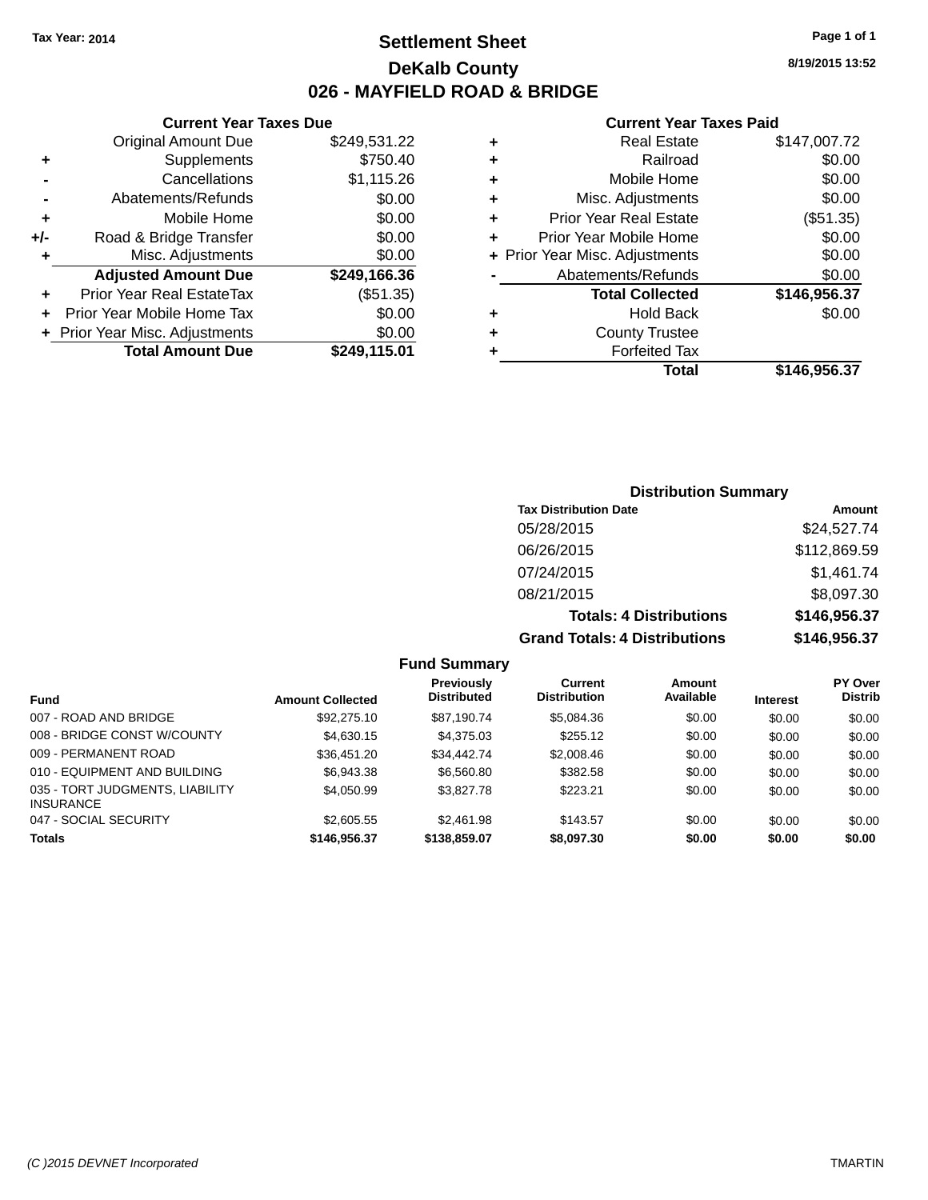Tax Year: 2014

# Settlement Sheet

## DeKalb County

## 026 - MAYFIELD ROAD & BRIDGE

8/19/2015 13:52

### Current Year Taxes Due

| | | |
|---|---|---|
| | Original Amount Due | $249,531.22 |
| + | Supplements | $750.40 |
| - | Cancellations | $1,115.26 |
| - | Abatements/Refunds | $0.00 |
| + | Mobile Home | $0.00 |
| +/- | Road & Bridge Transfer | $0.00 |
| + | Misc. Adjustments | $0.00 |
| | **Adjusted Amount Due** | **$249,166.36** |
| + | Prior Year Real EstateTax | ($51.35) |
| + | Prior Year Mobile Home Tax | $0.00 |
| + | Prior Year Misc. Adjustments | $0.00 |
| | **Total Amount Due** | **$249,115.01** |

### Current Year Taxes Paid

| | | |
|---|---|---|
| + | Real Estate | $147,007.72 |
| + | Railroad | $0.00 |
| + | Mobile Home | $0.00 |
| + | Misc. Adjustments | $0.00 |
| + | Prior Year Real Estate | ($51.35) |
| + | Prior Year Mobile Home | $0.00 |
| + | Prior Year Misc. Adjustments | $0.00 |
| - | Abatements/Refunds | $0.00 |
| | **Total Collected** | **$146,956.37** |
| + | Hold Back | $0.00 |
| + | County Trustee | |
| + | Forfeited Tax | |
| | **Total** | **$146,956.37** |

### Distribution Summary

| Tax Distribution Date | Amount |
|---|---|
| 05/28/2015 | $24,527.74 |
| 06/26/2015 | $112,869.59 |
| 07/24/2015 | $1,461.74 |
| 08/21/2015 | $8,097.30 |
| **Totals: 4 Distributions** | **$146,956.37** |
| **Grand Totals: 4 Distributions** | **$146,956.37** |

### Fund Summary

| Fund | Amount Collected | Previously Distributed | Current Distribution | Amount Available | Interest | PY Over Distrib |
|---|---|---|---|---|---|---|
| 007 - ROAD AND BRIDGE | $92,275.10 | $87,190.74 | $5,084.36 | $0.00 | $0.00 | $0.00 |
| 008 - BRIDGE CONST W/COUNTY | $4,630.15 | $4,375.03 | $255.12 | $0.00 | $0.00 | $0.00 |
| 009 - PERMANENT ROAD | $36,451.20 | $34,442.74 | $2,008.46 | $0.00 | $0.00 | $0.00 |
| 010 - EQUIPMENT AND BUILDING | $6,943.38 | $6,560.80 | $382.58 | $0.00 | $0.00 | $0.00 |
| 035 - TORT JUDGMENTS, LIABILITY INSURANCE | $4,050.99 | $3,827.78 | $223.21 | $0.00 | $0.00 | $0.00 |
| 047 - SOCIAL SECURITY | $2,605.55 | $2,461.98 | $143.57 | $0.00 | $0.00 | $0.00 |
| **Totals** | **$146,956.37** | **$138,859.07** | **$8,097.30** | **$0.00** | **$0.00** | **$0.00** |

(C )2015 DEVNET Incorporated

TMARTIN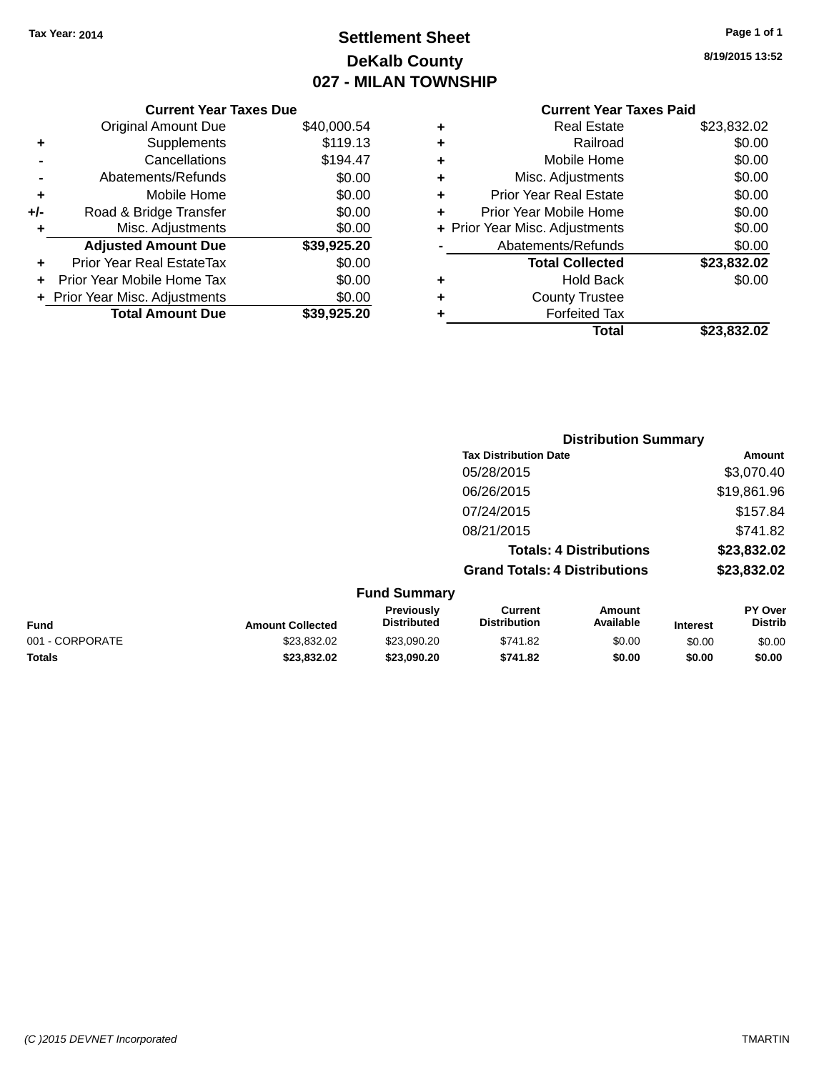Tax Year: 2014

# Settlement Sheet
## DeKalb County
## 027 - MILAN TOWNSHIP

8/19/2015 13:52

### Current Year Taxes Due

| | | |
|---|---|---|
| | Original Amount Due | $40,000.54 |
| + | Supplements | $119.13 |
| - | Cancellations | $194.47 |
| - | Abatements/Refunds | $0.00 |
| + | Mobile Home | $0.00 |
| +/- | Road & Bridge Transfer | $0.00 |
| + | Misc. Adjustments | $0.00 |
| | **Adjusted Amount Due** | **$39,925.20** |
| + | Prior Year Real EstateTax | $0.00 |
| + | Prior Year Mobile Home Tax | $0.00 |
| + | Prior Year Misc. Adjustments | $0.00 |
| | **Total Amount Due** | **$39,925.20** |

### Current Year Taxes Paid

| | | |
|---|---|---|
| + | Real Estate | $23,832.02 |
| + | Railroad | $0.00 |
| + | Mobile Home | $0.00 |
| + | Misc. Adjustments | $0.00 |
| + | Prior Year Real Estate | $0.00 |
| + | Prior Year Mobile Home | $0.00 |
| + | Prior Year Misc. Adjustments | $0.00 |
| - | Abatements/Refunds | $0.00 |
| | **Total Collected** | **$23,832.02** |
| + | Hold Back | $0.00 |
| + | County Trustee | |
| + | Forfeited Tax | |
| | **Total** | **$23,832.02** |

### Distribution Summary

| Tax Distribution Date | Amount |
|---|---|
| 05/28/2015 | $3,070.40 |
| 06/26/2015 | $19,861.96 |
| 07/24/2015 | $157.84 |
| 08/21/2015 | $741.82 |
| **Totals: 4 Distributions** | **$23,832.02** |
| **Grand Totals: 4 Distributions** | **$23,832.02** |

### Fund Summary

| Fund | Amount Collected | Previously Distributed | Current Distribution | Amount Available | Interest | PY Over Distrib |
|---|---|---|---|---|---|---|
| 001 - CORPORATE | $23,832.02 | $23,090.20 | $741.82 | $0.00 | $0.00 | $0.00 |
| **Totals** | **$23,832.02** | **$23,090.20** | **$741.82** | **$0.00** | **$0.00** | **$0.00** |

(C )2015 DEVNET Incorporated TMARTIN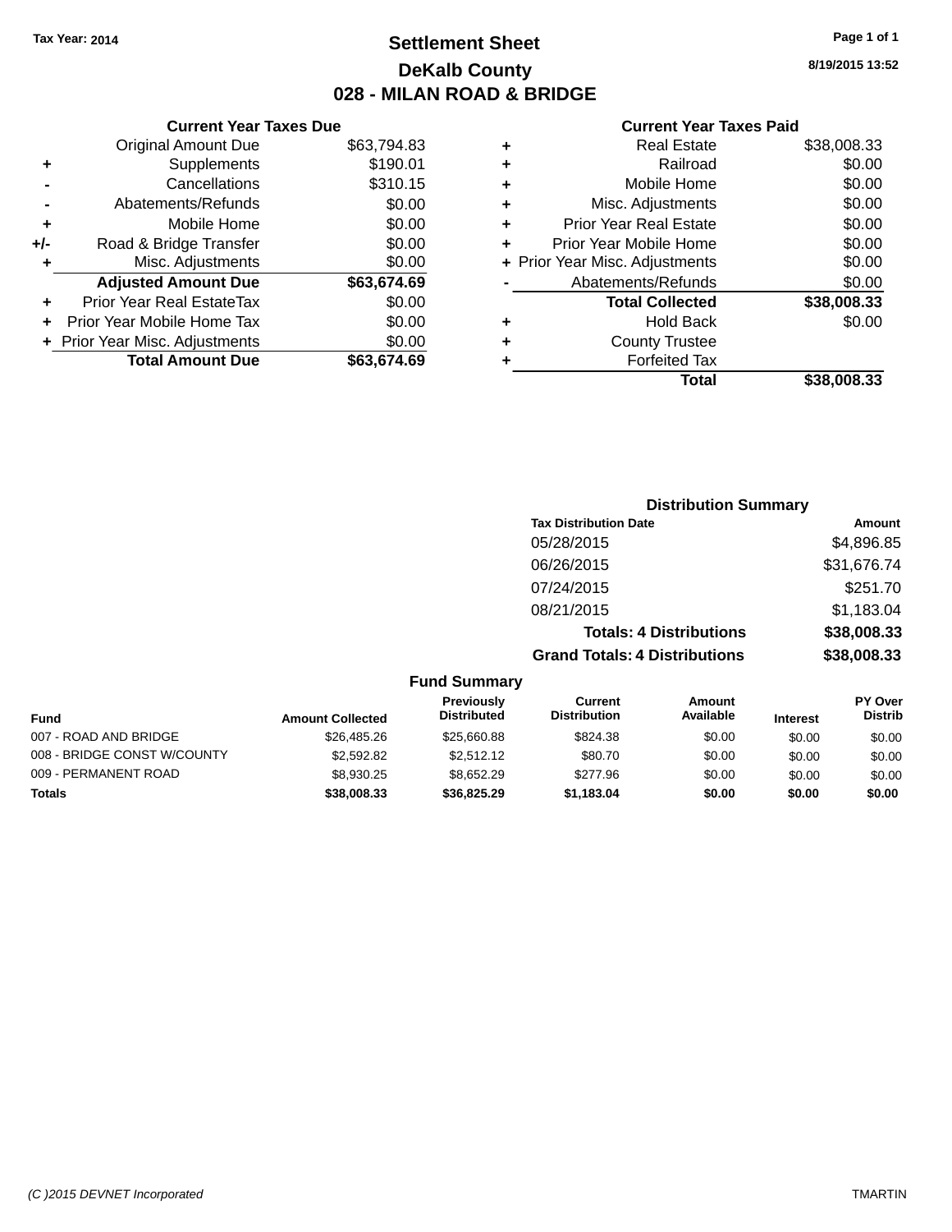Tax Year: 2014

# Settlement Sheet

## DeKalb County

## 028 - MILAN ROAD & BRIDGE

8/19/2015 13:52

### Current Year Taxes Due

| | | |
|---|---|---|
| | Original Amount Due | $63,794.83 |
| + | Supplements | $190.01 |
| - | Cancellations | $310.15 |
| - | Abatements/Refunds | $0.00 |
| + | Mobile Home | $0.00 |
| +/- | Road & Bridge Transfer | $0.00 |
| + | Misc. Adjustments | $0.00 |
| | **Adjusted Amount Due** | **$63,674.69** |
| + | Prior Year Real EstateTax | $0.00 |
| + | Prior Year Mobile Home Tax | $0.00 |
| + | Prior Year Misc. Adjustments | $0.00 |
| | **Total Amount Due** | **$63,674.69** |

### Current Year Taxes Paid

| | | |
|---|---|---|
| + | Real Estate | $38,008.33 |
| + | Railroad | $0.00 |
| + | Mobile Home | $0.00 |
| + | Misc. Adjustments | $0.00 |
| + | Prior Year Real Estate | $0.00 |
| + | Prior Year Mobile Home | $0.00 |
| + | Prior Year Misc. Adjustments | $0.00 |
| - | Abatements/Refunds | $0.00 |
| | **Total Collected** | **$38,008.33** |
| + | Hold Back | $0.00 |
| + | County Trustee | |
| + | Forfeited Tax | |
| | **Total** | **$38,008.33** |

### Distribution Summary

| Tax Distribution Date | Amount |
|---|---|
| 05/28/2015 | $4,896.85 |
| 06/26/2015 | $31,676.74 |
| 07/24/2015 | $251.70 |
| 08/21/2015 | $1,183.04 |
| **Totals: 4 Distributions** | **$38,008.33** |
| **Grand Totals: 4 Distributions** | **$38,008.33** |

### Fund Summary

| Fund | Amount Collected | Previously Distributed | Current Distribution | Amount Available | Interest | PY Over Distrib |
|---|---|---|---|---|---|---|
| 007 - ROAD AND BRIDGE | $26,485.26 | $25,660.88 | $824.38 | $0.00 | $0.00 | $0.00 |
| 008 - BRIDGE CONST W/COUNTY | $2,592.82 | $2,512.12 | $80.70 | $0.00 | $0.00 | $0.00 |
| 009 - PERMANENT ROAD | $8,930.25 | $8,652.29 | $277.96 | $0.00 | $0.00 | $0.00 |
| **Totals** | **$38,008.33** | **$36,825.29** | **$1,183.04** | **$0.00** | **$0.00** | **$0.00** |

(C )2015 DEVNET Incorporated — TMARTIN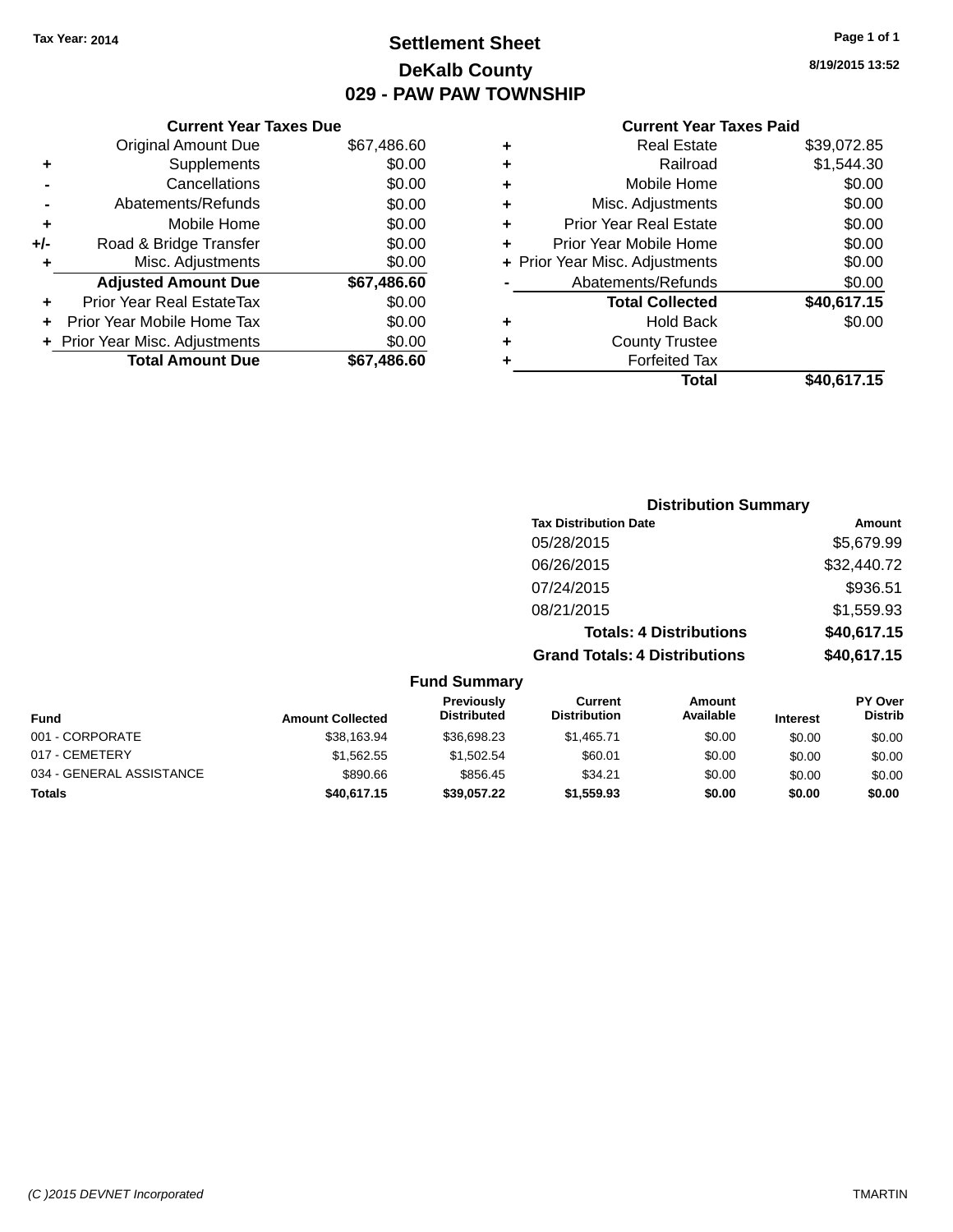Tax Year: 2014

# Settlement Sheet
## DeKalb County
## 029 - PAW PAW TOWNSHIP

8/19/2015 13:52

### Current Year Taxes Due

| | | |
|---|---|---|
| | Original Amount Due | $67,486.60 |
| + | Supplements | $0.00 |
| - | Cancellations | $0.00 |
| - | Abatements/Refunds | $0.00 |
| + | Mobile Home | $0.00 |
| +/- | Road & Bridge Transfer | $0.00 |
| + | Misc. Adjustments | $0.00 |
| | **Adjusted Amount Due** | **$67,486.60** |
| + | Prior Year Real EstateTax | $0.00 |
| + | Prior Year Mobile Home Tax | $0.00 |
| + | Prior Year Misc. Adjustments | $0.00 |
| | **Total Amount Due** | **$67,486.60** |

### Current Year Taxes Paid

| | | |
|---|---|---|
| + | Real Estate | $39,072.85 |
| + | Railroad | $1,544.30 |
| + | Mobile Home | $0.00 |
| + | Misc. Adjustments | $0.00 |
| + | Prior Year Real Estate | $0.00 |
| + | Prior Year Mobile Home | $0.00 |
| + | Prior Year Misc. Adjustments | $0.00 |
| - | Abatements/Refunds | $0.00 |
| | **Total Collected** | **$40,617.15** |
| + | Hold Back | $0.00 |
| + | County Trustee | |
| + | Forfeited Tax | |
| | **Total** | **$40,617.15** |

### Distribution Summary

| Tax Distribution Date | Amount |
|---|---|
| 05/28/2015 | $5,679.99 |
| 06/26/2015 | $32,440.72 |
| 07/24/2015 | $936.51 |
| 08/21/2015 | $1,559.93 |
| **Totals: 4 Distributions** | **$40,617.15** |
| **Grand Totals: 4 Distributions** | **$40,617.15** |

### Fund Summary

| Fund | Amount Collected | Previously Distributed | Current Distribution | Amount Available | Interest | PY Over Distrib |
|---|---|---|---|---|---|---|
| 001 - CORPORATE | $38,163.94 | $36,698.23 | $1,465.71 | $0.00 | $0.00 | $0.00 |
| 017 - CEMETERY | $1,562.55 | $1,502.54 | $60.01 | $0.00 | $0.00 | $0.00 |
| 034 - GENERAL ASSISTANCE | $890.66 | $856.45 | $34.21 | $0.00 | $0.00 | $0.00 |
| **Totals** | **$40,617.15** | **$39,057.22** | **$1,559.93** | **$0.00** | **$0.00** | **$0.00** |

(C )2015 DEVNET Incorporated TMARTIN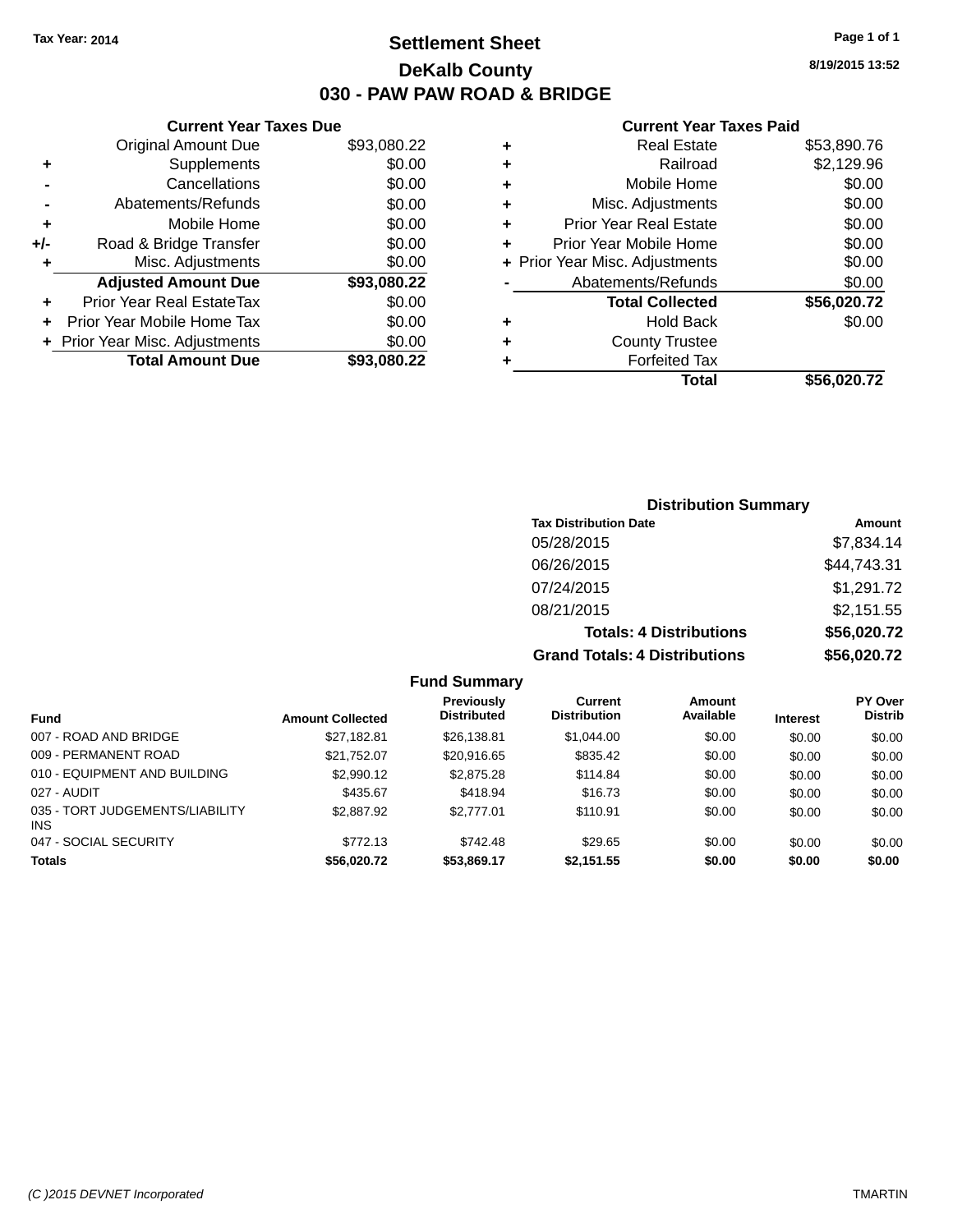Tax Year: 2014

# Settlement Sheet

## DeKalb County

## 030 - PAW PAW ROAD & BRIDGE

8/19/2015 13:52

### Current Year Taxes Due

| | | |
|---|---|---|
| | Original Amount Due | $93,080.22 |
| + | Supplements | $0.00 |
| - | Cancellations | $0.00 |
| - | Abatements/Refunds | $0.00 |
| + | Mobile Home | $0.00 |
| +/- | Road & Bridge Transfer | $0.00 |
| + | Misc. Adjustments | $0.00 |
| | **Adjusted Amount Due** | **$93,080.22** |
| + | Prior Year Real EstateTax | $0.00 |
| + | Prior Year Mobile Home Tax | $0.00 |
| + | Prior Year Misc. Adjustments | $0.00 |
| | **Total Amount Due** | **$93,080.22** |

### Current Year Taxes Paid

| | | |
|---|---|---|
| + | Real Estate | $53,890.76 |
| + | Railroad | $2,129.96 |
| + | Mobile Home | $0.00 |
| + | Misc. Adjustments | $0.00 |
| + | Prior Year Real Estate | $0.00 |
| + | Prior Year Mobile Home | $0.00 |
| + | Prior Year Misc. Adjustments | $0.00 |
| - | Abatements/Refunds | $0.00 |
| | **Total Collected** | **$56,020.72** |
| + | Hold Back | $0.00 |
| + | County Trustee | |
| + | Forfeited Tax | |
| | **Total** | **$56,020.72** |

### Distribution Summary

| Tax Distribution Date | Amount |
|---|---|
| 05/28/2015 | $7,834.14 |
| 06/26/2015 | $44,743.31 |
| 07/24/2015 | $1,291.72 |
| 08/21/2015 | $2,151.55 |
| **Totals: 4 Distributions** | **$56,020.72** |
| **Grand Totals: 4 Distributions** | **$56,020.72** |

### Fund Summary

| Fund | Amount Collected | Previously Distributed | Current Distribution | Amount Available | Interest | PY Over Distrib |
|---|---|---|---|---|---|---|
| 007 - ROAD AND BRIDGE | $27,182.81 | $26,138.81 | $1,044.00 | $0.00 | $0.00 | $0.00 |
| 009 - PERMANENT ROAD | $21,752.07 | $20,916.65 | $835.42 | $0.00 | $0.00 | $0.00 |
| 010 - EQUIPMENT AND BUILDING | $2,990.12 | $2,875.28 | $114.84 | $0.00 | $0.00 | $0.00 |
| 027 - AUDIT | $435.67 | $418.94 | $16.73 | $0.00 | $0.00 | $0.00 |
| 035 - TORT JUDGEMENTS/LIABILITY INS | $2,887.92 | $2,777.01 | $110.91 | $0.00 | $0.00 | $0.00 |
| 047 - SOCIAL SECURITY | $772.13 | $742.48 | $29.65 | $0.00 | $0.00 | $0.00 |
| **Totals** | **$56,020.72** | **$53,869.17** | **$2,151.55** | **$0.00** | **$0.00** | **$0.00** |

(C )2015 DEVNET Incorporated TMARTIN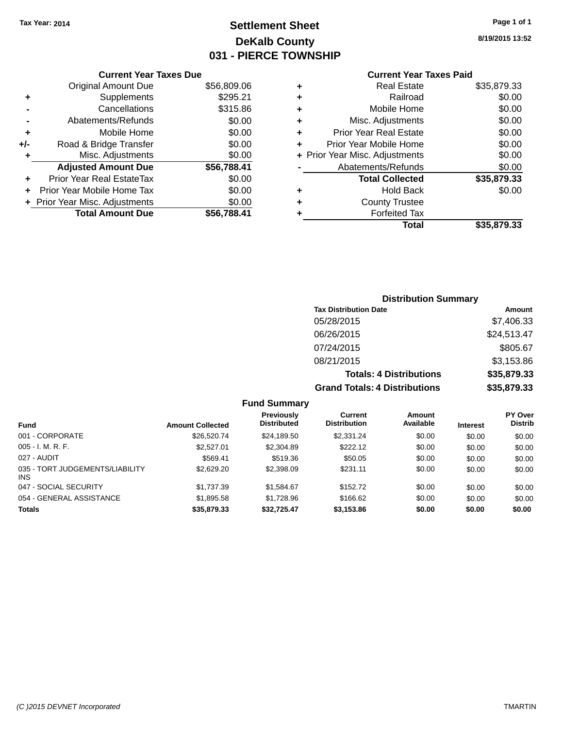Tax Year: 2014

# Settlement Sheet
## DeKalb County
## 031 - PIERCE TOWNSHIP

8/19/2015 13:52

### Current Year Taxes Due

| | | |
|---|---|---|
| | Original Amount Due | $56,809.06 |
| + | Supplements | $295.21 |
| - | Cancellations | $315.86 |
| - | Abatements/Refunds | $0.00 |
| + | Mobile Home | $0.00 |
| +/- | Road & Bridge Transfer | $0.00 |
| + | Misc. Adjustments | $0.00 |
| | **Adjusted Amount Due** | **$56,788.41** |
| + | Prior Year Real EstateTax | $0.00 |
| + | Prior Year Mobile Home Tax | $0.00 |
| + | Prior Year Misc. Adjustments | $0.00 |
| | **Total Amount Due** | **$56,788.41** |

### Current Year Taxes Paid

| | | |
|---|---|---|
| + | Real Estate | $35,879.33 |
| + | Railroad | $0.00 |
| + | Mobile Home | $0.00 |
| + | Misc. Adjustments | $0.00 |
| + | Prior Year Real Estate | $0.00 |
| + | Prior Year Mobile Home | $0.00 |
| + | Prior Year Misc. Adjustments | $0.00 |
| - | Abatements/Refunds | $0.00 |
| | **Total Collected** | **$35,879.33** |
| + | Hold Back | $0.00 |
| + | County Trustee | |
| + | Forfeited Tax | |
| | **Total** | **$35,879.33** |

### Distribution Summary

| Tax Distribution Date | Amount |
|---|---|
| 05/28/2015 | $7,406.33 |
| 06/26/2015 | $24,513.47 |
| 07/24/2015 | $805.67 |
| 08/21/2015 | $3,153.86 |
| **Totals: 4 Distributions** | **$35,879.33** |
| **Grand Totals: 4 Distributions** | **$35,879.33** |

### Fund Summary

| Fund | Amount Collected | Previously Distributed | Current Distribution | Amount Available | Interest | PY Over Distrib |
|---|---|---|---|---|---|---|
| 001 - CORPORATE | $26,520.74 | $24,189.50 | $2,331.24 | $0.00 | $0.00 | $0.00 |
| 005 - I. M. R. F. | $2,527.01 | $2,304.89 | $222.12 | $0.00 | $0.00 | $0.00 |
| 027 - AUDIT | $569.41 | $519.36 | $50.05 | $0.00 | $0.00 | $0.00 |
| 035 - TORT JUDGEMENTS/LIABILITY INS | $2,629.20 | $2,398.09 | $231.11 | $0.00 | $0.00 | $0.00 |
| 047 - SOCIAL SECURITY | $1,737.39 | $1,584.67 | $152.72 | $0.00 | $0.00 | $0.00 |
| 054 - GENERAL ASSISTANCE | $1,895.58 | $1,728.96 | $166.62 | $0.00 | $0.00 | $0.00 |
| **Totals** | **$35,879.33** | **$32,725.47** | **$3,153.86** | **$0.00** | **$0.00** | **$0.00** |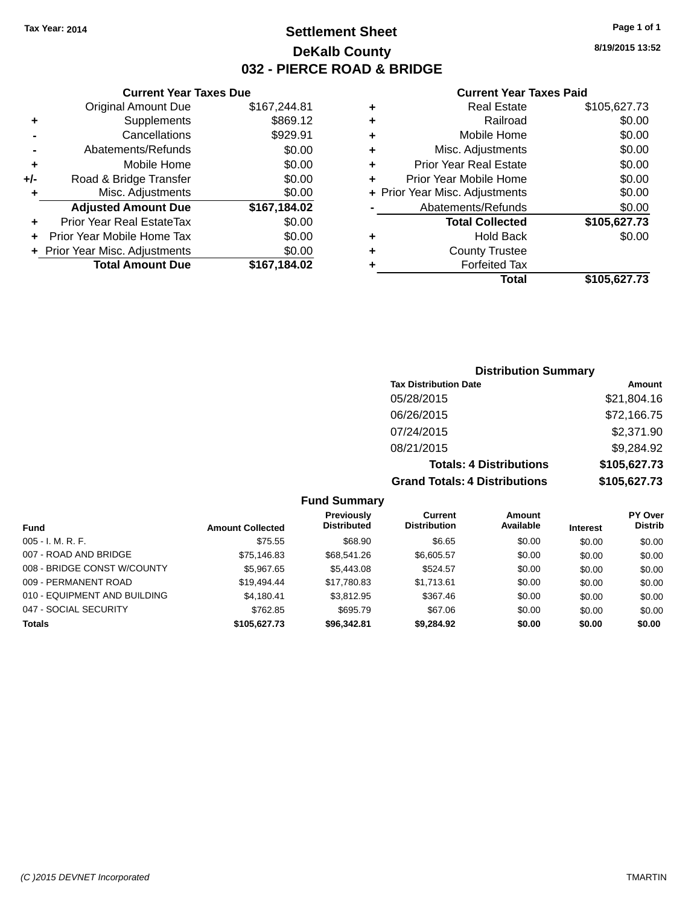Tax Year: 2014

# Settlement Sheet

## DeKalb County

## 032 - PIERCE ROAD & BRIDGE

8/19/2015 13:52

### Current Year Taxes Due

| | | |
|---|---|---|
| | Original Amount Due | $167,244.81 |
| + | Supplements | $869.12 |
| - | Cancellations | $929.91 |
| - | Abatements/Refunds | $0.00 |
| + | Mobile Home | $0.00 |
| +/- | Road & Bridge Transfer | $0.00 |
| + | Misc. Adjustments | $0.00 |
| | **Adjusted Amount Due** | **$167,184.02** |
| + | Prior Year Real EstateTax | $0.00 |
| + | Prior Year Mobile Home Tax | $0.00 |
| + | Prior Year Misc. Adjustments | $0.00 |
| | **Total Amount Due** | **$167,184.02** |

### Current Year Taxes Paid

| | | |
|---|---|---|
| + | Real Estate | $105,627.73 |
| + | Railroad | $0.00 |
| + | Mobile Home | $0.00 |
| + | Misc. Adjustments | $0.00 |
| + | Prior Year Real Estate | $0.00 |
| + | Prior Year Mobile Home | $0.00 |
| + | Prior Year Misc. Adjustments | $0.00 |
| - | Abatements/Refunds | $0.00 |
| | **Total Collected** | **$105,627.73** |
| + | Hold Back | $0.00 |
| + | County Trustee | |
| + | Forfeited Tax | |
| | **Total** | **$105,627.73** |

### Distribution Summary

| Tax Distribution Date | Amount |
|---|---|
| 05/28/2015 | $21,804.16 |
| 06/26/2015 | $72,166.75 |
| 07/24/2015 | $2,371.90 |
| 08/21/2015 | $9,284.92 |
| **Totals: 4 Distributions** | **$105,627.73** |
| **Grand Totals: 4 Distributions** | **$105,627.73** |

### Fund Summary

| Fund | Amount Collected | Previously Distributed | Current Distribution | Amount Available | Interest | PY Over Distrib |
|---|---|---|---|---|---|---|
| 005 - I. M. R. F. | $75.55 | $68.90 | $6.65 | $0.00 | $0.00 | $0.00 |
| 007 - ROAD AND BRIDGE | $75,146.83 | $68,541.26 | $6,605.57 | $0.00 | $0.00 | $0.00 |
| 008 - BRIDGE CONST W/COUNTY | $5,967.65 | $5,443.08 | $524.57 | $0.00 | $0.00 | $0.00 |
| 009 - PERMANENT ROAD | $19,494.44 | $17,780.83 | $1,713.61 | $0.00 | $0.00 | $0.00 |
| 010 - EQUIPMENT AND BUILDING | $4,180.41 | $3,812.95 | $367.46 | $0.00 | $0.00 | $0.00 |
| 047 - SOCIAL SECURITY | $762.85 | $695.79 | $67.06 | $0.00 | $0.00 | $0.00 |
| **Totals** | **$105,627.73** | **$96,342.81** | **$9,284.92** | **$0.00** | **$0.00** | **$0.00** |

(C )2015 DEVNET Incorporated TMARTIN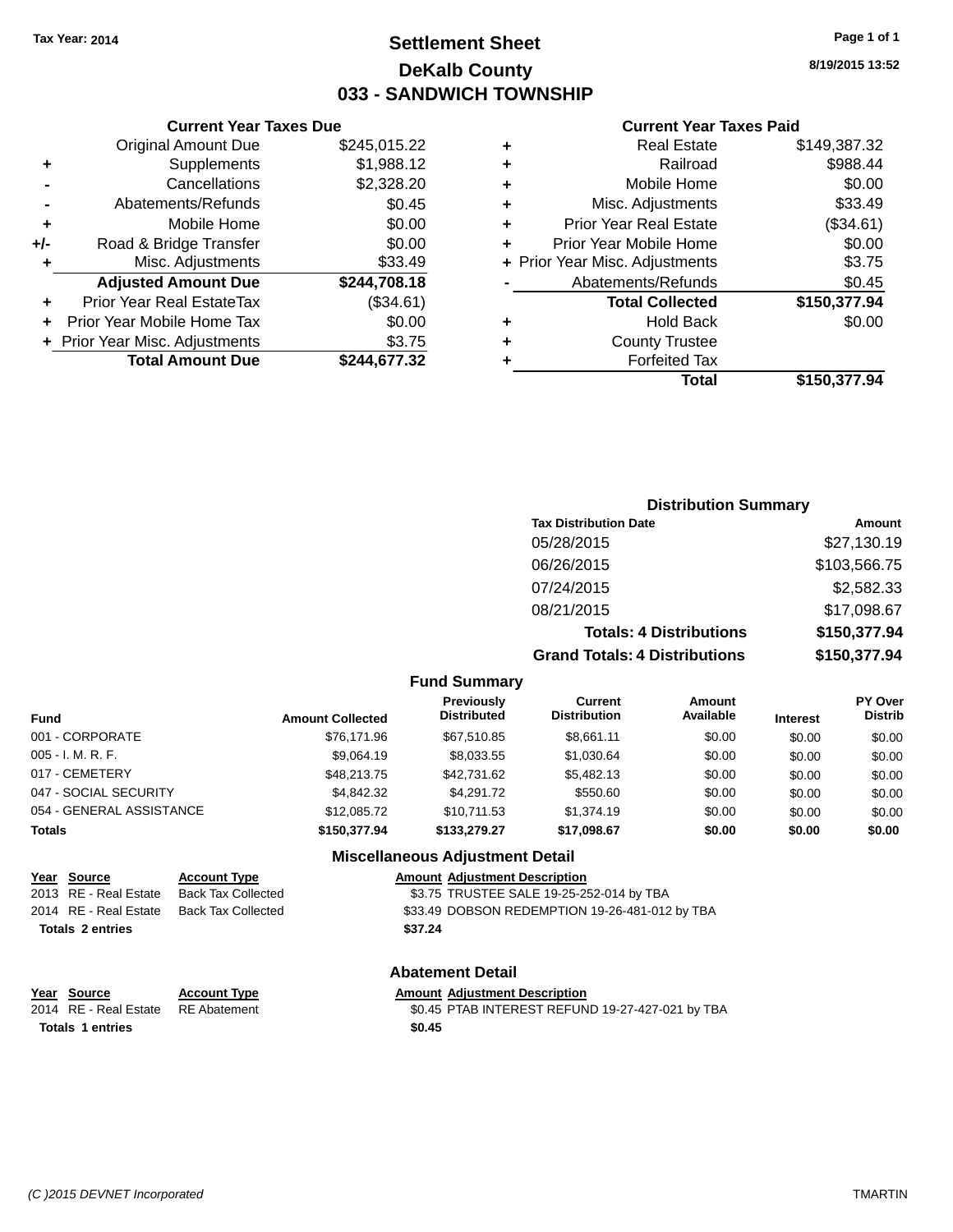Tax Year: 2014

# Settlement Sheet
## DeKalb County
## 033 - SANDWICH TOWNSHIP

8/19/2015 13:52

### Current Year Taxes Due

| | | |
|---|---|---|
| | Original Amount Due | $245,015.22 |
| + | Supplements | $1,988.12 |
| - | Cancellations | $2,328.20 |
| - | Abatements/Refunds | $0.45 |
| + | Mobile Home | $0.00 |
| +/- | Road & Bridge Transfer | $0.00 |
| + | Misc. Adjustments | $33.49 |
| | **Adjusted Amount Due** | **$244,708.18** |
| + | Prior Year Real EstateTax | ($34.61) |
| + | Prior Year Mobile Home Tax | $0.00 |
| + | Prior Year Misc. Adjustments | $3.75 |
| | **Total Amount Due** | **$244,677.32** |

### Current Year Taxes Paid

| | | |
|---|---|---|
| + | Real Estate | $149,387.32 |
| + | Railroad | $988.44 |
| + | Mobile Home | $0.00 |
| + | Misc. Adjustments | $33.49 |
| + | Prior Year Real Estate | ($34.61) |
| + | Prior Year Mobile Home | $0.00 |
| + | Prior Year Misc. Adjustments | $3.75 |
| - | Abatements/Refunds | $0.45 |
| | **Total Collected** | **$150,377.94** |
| + | Hold Back | $0.00 |
| + | County Trustee | |
| + | Forfeited Tax | |
| | **Total** | **$150,377.94** |

### Distribution Summary

| Tax Distribution Date | Amount |
|---|---|
| 05/28/2015 | $27,130.19 |
| 06/26/2015 | $103,566.75 |
| 07/24/2015 | $2,582.33 |
| 08/21/2015 | $17,098.67 |
| **Totals: 4 Distributions** | **$150,377.94** |
| **Grand Totals: 4 Distributions** | **$150,377.94** |

### Fund Summary

| Fund | Amount Collected | Previously Distributed | Current Distribution | Amount Available | Interest | PY Over Distrib |
|---|---|---|---|---|---|---|
| 001 - CORPORATE | $76,171.96 | $67,510.85 | $8,661.11 | $0.00 | $0.00 | $0.00 |
| 005 - I. M. R. F. | $9,064.19 | $8,033.55 | $1,030.64 | $0.00 | $0.00 | $0.00 |
| 017 - CEMETERY | $48,213.75 | $42,731.62 | $5,482.13 | $0.00 | $0.00 | $0.00 |
| 047 - SOCIAL SECURITY | $4,842.32 | $4,291.72 | $550.60 | $0.00 | $0.00 | $0.00 |
| 054 - GENERAL ASSISTANCE | $12,085.72 | $10,711.53 | $1,374.19 | $0.00 | $0.00 | $0.00 |
| **Totals** | **$150,377.94** | **$133,279.27** | **$17,098.67** | **$0.00** | **$0.00** | **$0.00** |

### Miscellaneous Adjustment Detail

| Year | Source | Account Type | Amount | Adjustment Description |
|---|---|---|---|---|
| 2013 | RE - Real Estate | Back Tax Collected | $3.75 | TRUSTEE SALE 19-25-252-014 by TBA |
| 2014 | RE - Real Estate | Back Tax Collected | $33.49 | DOBSON REDEMPTION 19-26-481-012 by TBA |
| **Totals 2 entries** | | | **$37.24** | |

### Abatement Detail

| Year | Source | Account Type | Amount | Adjustment Description |
|---|---|---|---|---|
| 2014 | RE - Real Estate | RE Abatement | $0.45 | PTAB INTEREST REFUND 19-27-427-021 by TBA |
| **Totals 1 entries** | | | **$0.45** | |

(C )2015 DEVNET Incorporated TMARTIN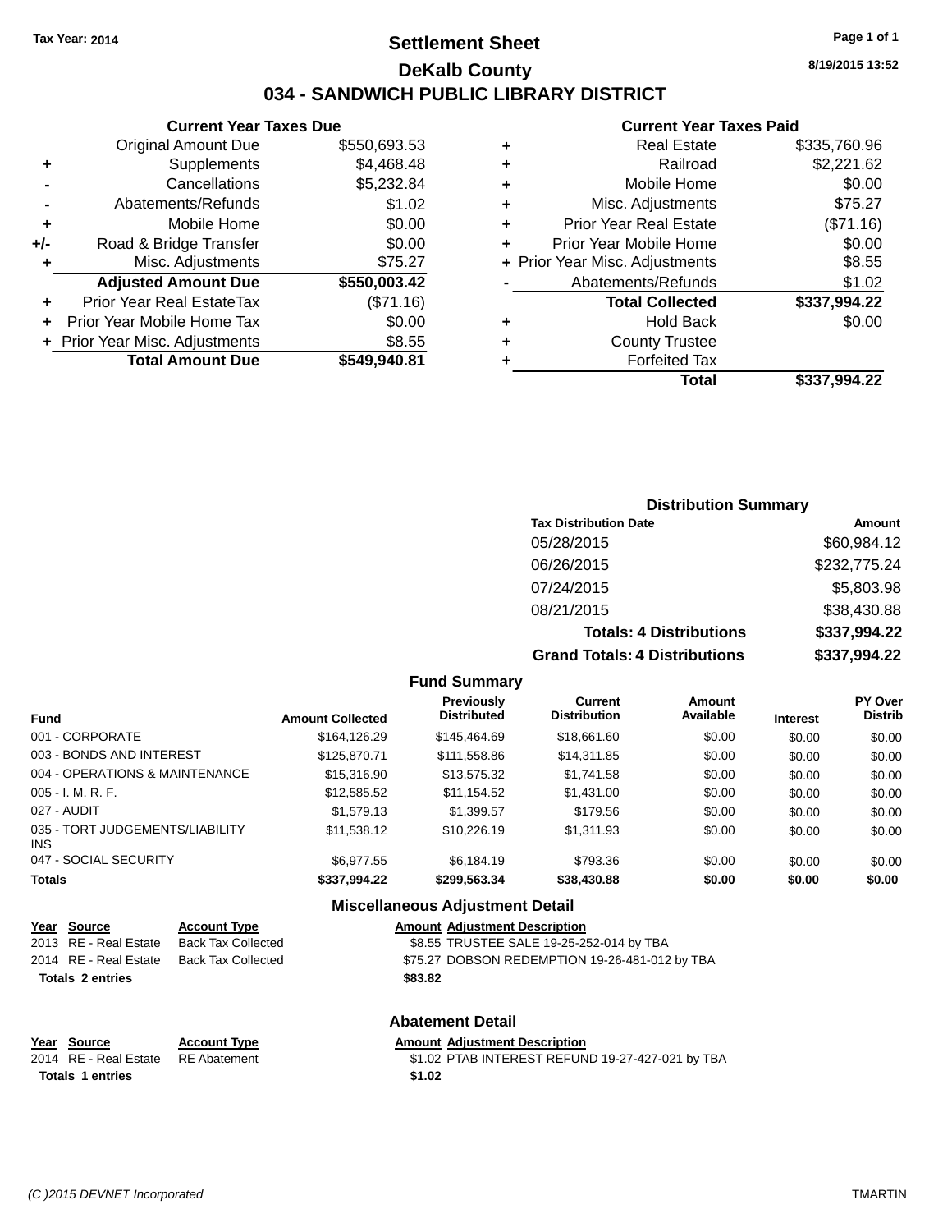Tax Year: 2014

# Settlement Sheet

## DeKalb County

## 034 - SANDWICH PUBLIC LIBRARY DISTRICT

8/19/2015 13:52

### Current Year Taxes Due

| | | |
|---|---|---|
| | Original Amount Due | $550,693.53 |
| + | Supplements | $4,468.48 |
| - | Cancellations | $5,232.84 |
| - | Abatements/Refunds | $1.02 |
| + | Mobile Home | $0.00 |
| +/- | Road & Bridge Transfer | $0.00 |
| + | Misc. Adjustments | $75.27 |
| | **Adjusted Amount Due** | **$550,003.42** |
| + | Prior Year Real EstateTax | ($71.16) |
| + | Prior Year Mobile Home Tax | $0.00 |
| + | Prior Year Misc. Adjustments | $8.55 |
| | **Total Amount Due** | **$549,940.81** |

### Current Year Taxes Paid

| | | |
|---|---|---|
| + | Real Estate | $335,760.96 |
| + | Railroad | $2,221.62 |
| + | Mobile Home | $0.00 |
| + | Misc. Adjustments | $75.27 |
| + | Prior Year Real Estate | ($71.16) |
| + | Prior Year Mobile Home | $0.00 |
| + | Prior Year Misc. Adjustments | $8.55 |
| - | Abatements/Refunds | $1.02 |
| | **Total Collected** | **$337,994.22** |
| + | Hold Back | $0.00 |
| + | County Trustee | |
| + | Forfeited Tax | |
| | **Total** | **$337,994.22** |

### Distribution Summary

| Tax Distribution Date | Amount |
|---|---|
| 05/28/2015 | $60,984.12 |
| 06/26/2015 | $232,775.24 |
| 07/24/2015 | $5,803.98 |
| 08/21/2015 | $38,430.88 |
| **Totals: 4 Distributions** | **$337,994.22** |
| **Grand Totals: 4 Distributions** | **$337,994.22** |

### Fund Summary

| Fund | Amount Collected | Previously Distributed | Current Distribution | Amount Available | Interest | PY Over Distrib |
|---|---|---|---|---|---|---|
| 001 - CORPORATE | $164,126.29 | $145,464.69 | $18,661.60 | $0.00 | $0.00 | $0.00 |
| 003 - BONDS AND INTEREST | $125,870.71 | $111,558.86 | $14,311.85 | $0.00 | $0.00 | $0.00 |
| 004 - OPERATIONS & MAINTENANCE | $15,316.90 | $13,575.32 | $1,741.58 | $0.00 | $0.00 | $0.00 |
| 005 - I. M. R. F. | $12,585.52 | $11,154.52 | $1,431.00 | $0.00 | $0.00 | $0.00 |
| 027 - AUDIT | $1,579.13 | $1,399.57 | $179.56 | $0.00 | $0.00 | $0.00 |
| 035 - TORT JUDGEMENTS/LIABILITY INS | $11,538.12 | $10,226.19 | $1,311.93 | $0.00 | $0.00 | $0.00 |
| 047 - SOCIAL SECURITY | $6,977.55 | $6,184.19 | $793.36 | $0.00 | $0.00 | $0.00 |
| **Totals** | **$337,994.22** | **$299,563.34** | **$38,430.88** | **$0.00** | **$0.00** | **$0.00** |

### Miscellaneous Adjustment Detail

| Year | Source | Account Type | Amount | Adjustment Description |
|---|---|---|---|---|
| 2013 | RE - Real Estate | Back Tax Collected | $8.55 | TRUSTEE SALE 19-25-252-014 by TBA |
| 2014 | RE - Real Estate | Back Tax Collected | $75.27 | DOBSON REDEMPTION 19-26-481-012 by TBA |
| **Totals 2 entries** | | | **$83.82** | |

### Abatement Detail

| Year | Source | Account Type | Amount | Adjustment Description |
|---|---|---|---|---|
| 2014 | RE - Real Estate | RE Abatement | $1.02 | PTAB INTEREST REFUND 19-27-427-021 by TBA |
| **Totals 1 entries** | | | **$1.02** | |

(C )2015 DEVNET Incorporated TMARTIN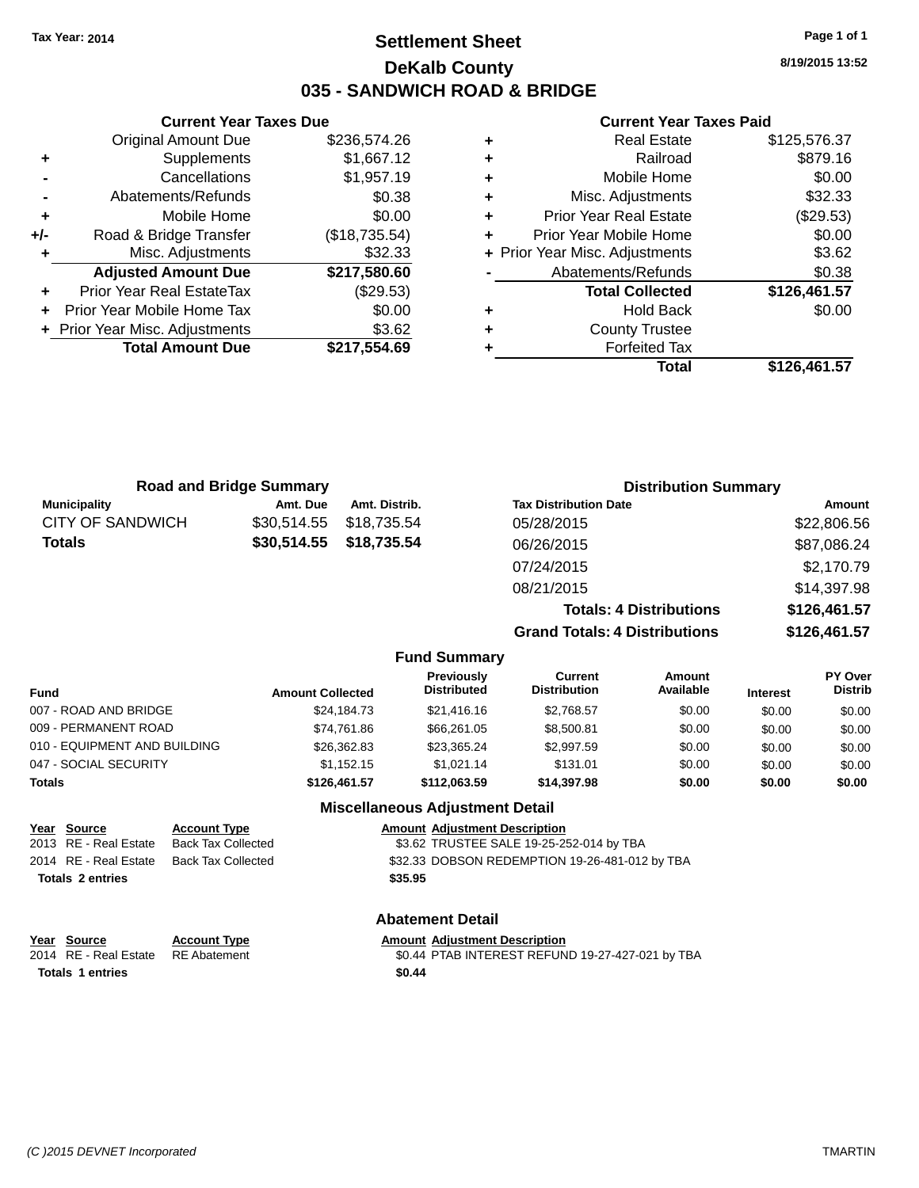Tax Year: 2014

# Settlement Sheet

## DeKalb County

## 035 - SANDWICH ROAD & BRIDGE

8/19/2015 13:52

| | Current Year Taxes Due | |
|---|---|---|
| | Original Amount Due | $236,574.26 |
| + | Supplements | $1,667.12 |
| - | Cancellations | $1,957.19 |
| - | Abatements/Refunds | $0.38 |
| + | Mobile Home | $0.00 |
| +/- | Road & Bridge Transfer | ($18,735.54) |
| + | Misc. Adjustments | $32.33 |
| | **Adjusted Amount Due** | **$217,580.60** |
| + | Prior Year Real EstateTax | ($29.53) |
| + | Prior Year Mobile Home Tax | $0.00 |
| + | Prior Year Misc. Adjustments | $3.62 |
| | **Total Amount Due** | **$217,554.69** |

| | Current Year Taxes Paid | |
|---|---|---|
| + | Real Estate | $125,576.37 |
| + | Railroad | $879.16 |
| + | Mobile Home | $0.00 |
| + | Misc. Adjustments | $32.33 |
| + | Prior Year Real Estate | ($29.53) |
| + | Prior Year Mobile Home | $0.00 |
| + | Prior Year Misc. Adjustments | $3.62 |
| - | Abatements/Refunds | $0.38 |
| | **Total Collected** | **$126,461.57** |
| + | Hold Back | $0.00 |
| + | County Trustee | |
| + | Forfeited Tax | |
| | **Total** | **$126,461.57** |

### Road and Bridge Summary

| Municipality | Amt. Due | Amt. Distrib. |
|---|---|---|
| CITY OF SANDWICH | $30,514.55 | $18,735.54 |
| **Totals** | **$30,514.55** | **$18,735.54** |

### Distribution Summary

| Tax Distribution Date | Amount |
|---|---|
| 05/28/2015 | $22,806.56 |
| 06/26/2015 | $87,086.24 |
| 07/24/2015 | $2,170.79 |
| 08/21/2015 | $14,397.98 |
| **Totals: 4 Distributions** | **$126,461.57** |
| **Grand Totals: 4 Distributions** | **$126,461.57** |

### Fund Summary

| Fund | Amount Collected | Previously Distributed | Current Distribution | Amount Available | Interest | PY Over Distrib |
|---|---|---|---|---|---|---|
| 007 - ROAD AND BRIDGE | $24,184.73 | $21,416.16 | $2,768.57 | $0.00 | $0.00 | $0.00 |
| 009 - PERMANENT ROAD | $74,761.86 | $66,261.05 | $8,500.81 | $0.00 | $0.00 | $0.00 |
| 010 - EQUIPMENT AND BUILDING | $26,362.83 | $23,365.24 | $2,997.59 | $0.00 | $0.00 | $0.00 |
| 047 - SOCIAL SECURITY | $1,152.15 | $1,021.14 | $131.01 | $0.00 | $0.00 | $0.00 |
| **Totals** | **$126,461.57** | **$112,063.59** | **$14,397.98** | **$0.00** | **$0.00** | **$0.00** |

### Miscellaneous Adjustment Detail

| Year | Source | Account Type | Amount | Adjustment Description |
|---|---|---|---|---|
| 2013 | RE - Real Estate | Back Tax Collected | $3.62 | TRUSTEE SALE 19-25-252-014 by TBA |
| 2014 | RE - Real Estate | Back Tax Collected | $32.33 | DOBSON REDEMPTION 19-26-481-012 by TBA |
| **Totals 2 entries** | | | **$35.95** | |

### Abatement Detail

| Year | Source | Account Type | Amount | Adjustment Description |
|---|---|---|---|---|
| 2014 | RE - Real Estate | RE Abatement | $0.44 | PTAB INTEREST REFUND 19-27-427-021 by TBA |
| **Totals 1 entries** | | | **$0.44** | |

(C )2015 DEVNET Incorporated TMARTIN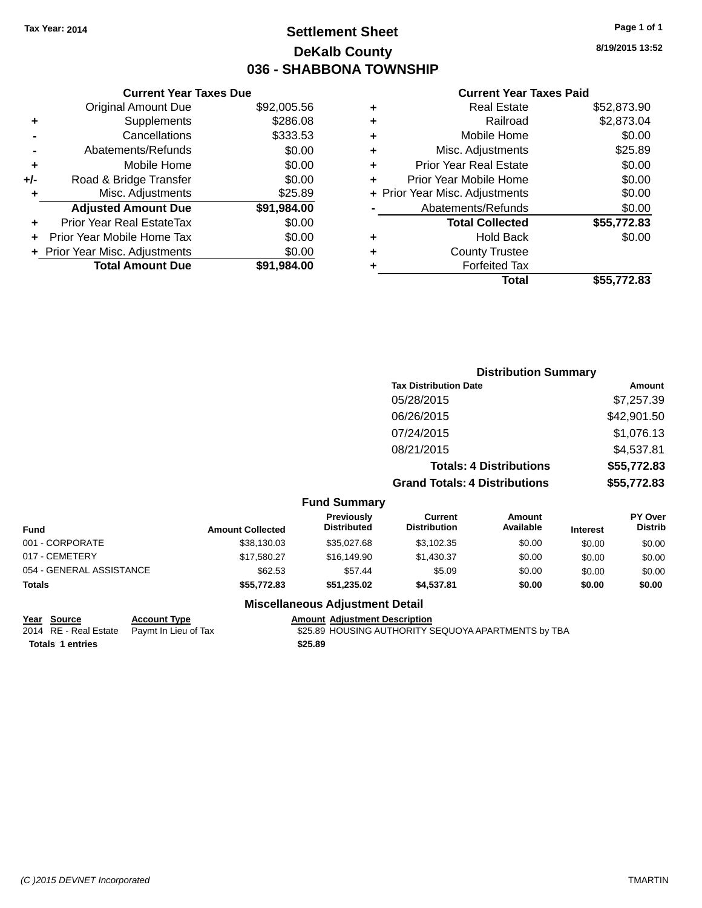Tax Year: 2014

# Settlement Sheet

## DeKalb County

## 036 - SHABBONA TOWNSHIP

8/19/2015 13:52

### Current Year Taxes Due

| | | |
|---|---|---|
| | Original Amount Due | $92,005.56 |
| + | Supplements | $286.08 |
| - | Cancellations | $333.53 |
| - | Abatements/Refunds | $0.00 |
| + | Mobile Home | $0.00 |
| +/- | Road & Bridge Transfer | $0.00 |
| + | Misc. Adjustments | $25.89 |
| | **Adjusted Amount Due** | **$91,984.00** |
| + | Prior Year Real EstateTax | $0.00 |
| + | Prior Year Mobile Home Tax | $0.00 |
| + | Prior Year Misc. Adjustments | $0.00 |
| | **Total Amount Due** | **$91,984.00** |

### Current Year Taxes Paid

| | | |
|---|---|---|
| + | Real Estate | $52,873.90 |
| + | Railroad | $2,873.04 |
| + | Mobile Home | $0.00 |
| + | Misc. Adjustments | $25.89 |
| + | Prior Year Real Estate | $0.00 |
| + | Prior Year Mobile Home | $0.00 |
| + | Prior Year Misc. Adjustments | $0.00 |
| - | Abatements/Refunds | $0.00 |
| | **Total Collected** | **$55,772.83** |
| + | Hold Back | $0.00 |
| + | County Trustee | |
| + | Forfeited Tax | |
| | **Total** | **$55,772.83** |

### Distribution Summary

| Tax Distribution Date | Amount |
|---|---|
| 05/28/2015 | $7,257.39 |
| 06/26/2015 | $42,901.50 |
| 07/24/2015 | $1,076.13 |
| 08/21/2015 | $4,537.81 |
| **Totals: 4 Distributions** | **$55,772.83** |
| **Grand Totals: 4 Distributions** | **$55,772.83** |

### Fund Summary

| Fund | Amount Collected | Previously Distributed | Current Distribution | Amount Available | Interest | PY Over Distrib |
|---|---|---|---|---|---|---|
| 001 - CORPORATE | $38,130.03 | $35,027.68 | $3,102.35 | $0.00 | $0.00 | $0.00 |
| 017 - CEMETERY | $17,580.27 | $16,149.90 | $1,430.37 | $0.00 | $0.00 | $0.00 |
| 054 - GENERAL ASSISTANCE | $62.53 | $57.44 | $5.09 | $0.00 | $0.00 | $0.00 |
| **Totals** | **$55,772.83** | **$51,235.02** | **$4,537.81** | **$0.00** | **$0.00** | **$0.00** |

### Miscellaneous Adjustment Detail

| Year | Source | Account Type | Amount | Adjustment Description |
|---|---|---|---|---|
| 2014 | RE - Real Estate | Paymt In Lieu of Tax | $25.89 | HOUSING AUTHORITY SEQUOYA APARTMENTS by TBA |
| **Totals 1 entries** | | | **$25.89** | |

(C )2015 DEVNET Incorporated TMARTIN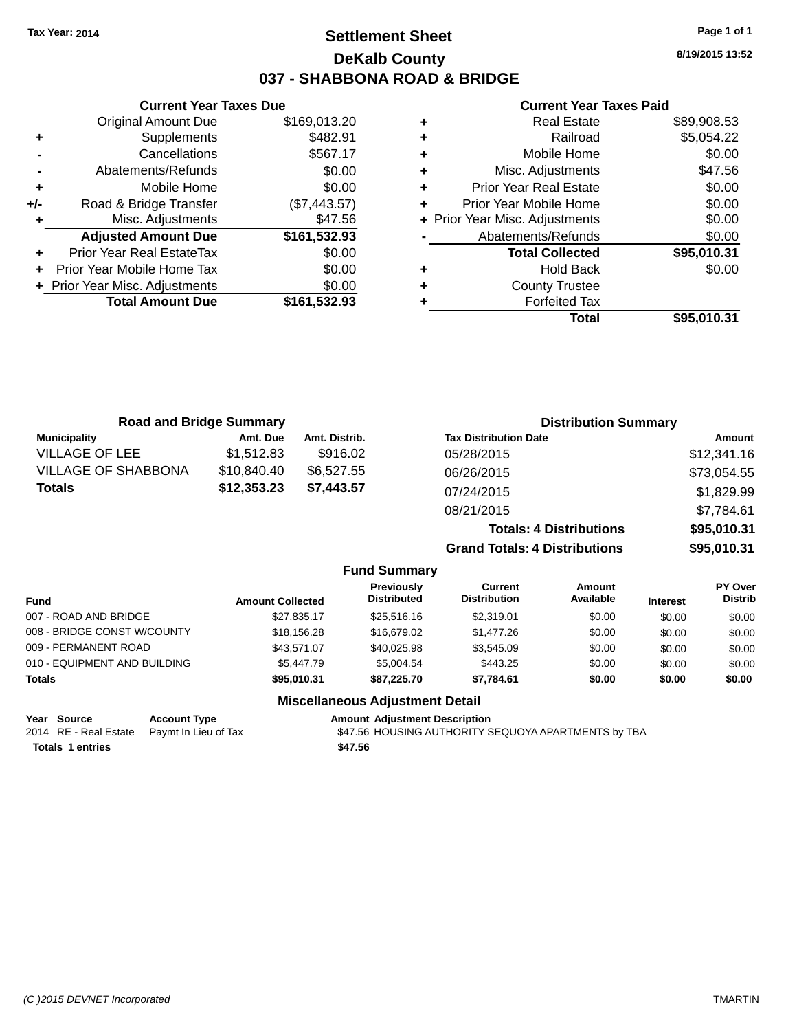Tax Year: 2014

# Settlement Sheet

## DeKalb County

## 037 - SHABBONA ROAD & BRIDGE

8/19/2015 13:52

### Current Year Taxes Due

| | | |
|---|---|---|
| | Original Amount Due | $169,013.20 |
| + | Supplements | $482.91 |
| - | Cancellations | $567.17 |
| - | Abatements/Refunds | $0.00 |
| + | Mobile Home | $0.00 |
| +/- | Road & Bridge Transfer | ($7,443.57) |
| + | Misc. Adjustments | $47.56 |
| | **Adjusted Amount Due** | **$161,532.93** |
| + | Prior Year Real EstateTax | $0.00 |
| + | Prior Year Mobile Home Tax | $0.00 |
| + | Prior Year Misc. Adjustments | $0.00 |
| | **Total Amount Due** | **$161,532.93** |

### Current Year Taxes Paid

| | | |
|---|---|---|
| + | Real Estate | $89,908.53 |
| + | Railroad | $5,054.22 |
| + | Mobile Home | $0.00 |
| + | Misc. Adjustments | $47.56 |
| + | Prior Year Real Estate | $0.00 |
| + | Prior Year Mobile Home | $0.00 |
| + | Prior Year Misc. Adjustments | $0.00 |
| - | Abatements/Refunds | $0.00 |
| | **Total Collected** | **$95,010.31** |
| + | Hold Back | $0.00 |
| + | County Trustee | |
| + | Forfeited Tax | |
| | **Total** | **$95,010.31** |

### Road and Bridge Summary

| Municipality | Amt. Due | Amt. Distrib. |
|---|---|---|
| VILLAGE OF LEE | $1,512.83 | $916.02 |
| VILLAGE OF SHABBONA | $10,840.40 | $6,527.55 |
| **Totals** | **$12,353.23** | **$7,443.57** |

### Distribution Summary

| Tax Distribution Date | Amount |
|---|---|
| 05/28/2015 | $12,341.16 |
| 06/26/2015 | $73,054.55 |
| 07/24/2015 | $1,829.99 |
| 08/21/2015 | $7,784.61 |
| **Totals: 4 Distributions** | **$95,010.31** |
| **Grand Totals: 4 Distributions** | **$95,010.31** |

### Fund Summary

| Fund | Amount Collected | Previously Distributed | Current Distribution | Amount Available | Interest | PY Over Distrib |
|---|---|---|---|---|---|---|
| 007 - ROAD AND BRIDGE | $27,835.17 | $25,516.16 | $2,319.01 | $0.00 | $0.00 | $0.00 |
| 008 - BRIDGE CONST W/COUNTY | $18,156.28 | $16,679.02 | $1,477.26 | $0.00 | $0.00 | $0.00 |
| 009 - PERMANENT ROAD | $43,571.07 | $40,025.98 | $3,545.09 | $0.00 | $0.00 | $0.00 |
| 010 - EQUIPMENT AND BUILDING | $5,447.79 | $5,004.54 | $443.25 | $0.00 | $0.00 | $0.00 |
| **Totals** | **$95,010.31** | **$87,225.70** | **$7,784.61** | **$0.00** | **$0.00** | **$0.00** |

### Miscellaneous Adjustment Detail

| Year | Source | Account Type | Amount | Adjustment Description |
|---|---|---|---|---|
| 2014 | RE - Real Estate | Paymt In Lieu of Tax | $47.56 | HOUSING AUTHORITY SEQUOYA APARTMENTS by TBA |
| **Totals 1 entries** | | | **$47.56** | |

(C )2015 DEVNET Incorporated TMARTIN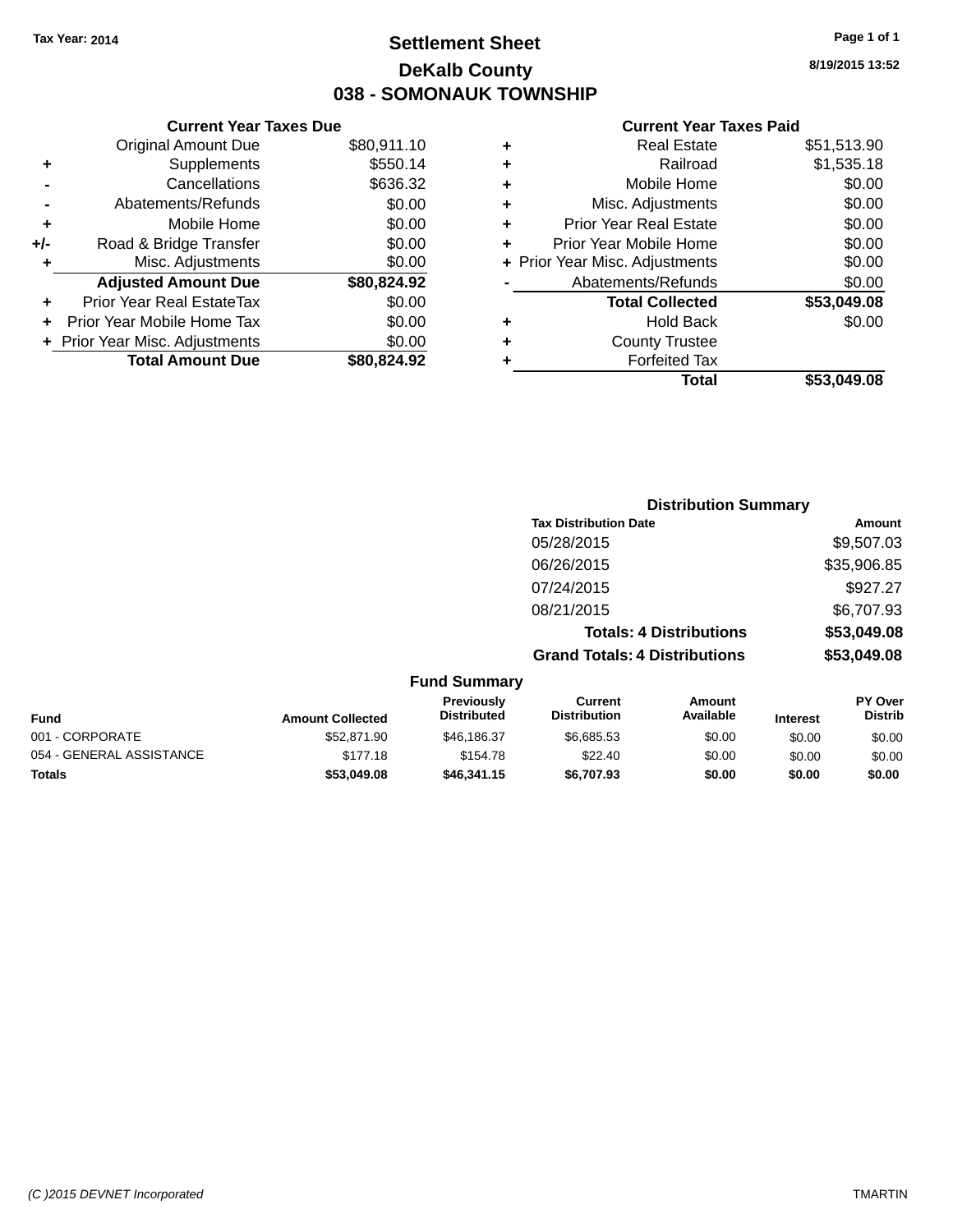Tax Year: 2014

# Settlement Sheet

## DeKalb County

## 038 - SOMONAUK TOWNSHIP

8/19/2015 13:52

### Current Year Taxes Due

| | | |
|---|---|---|
| | Original Amount Due | $80,911.10 |
| + | Supplements | $550.14 |
| - | Cancellations | $636.32 |
| - | Abatements/Refunds | $0.00 |
| + | Mobile Home | $0.00 |
| +/- | Road & Bridge Transfer | $0.00 |
| + | Misc. Adjustments | $0.00 |
| | **Adjusted Amount Due** | **$80,824.92** |
| + | Prior Year Real EstateTax | $0.00 |
| + | Prior Year Mobile Home Tax | $0.00 |
| + | Prior Year Misc. Adjustments | $0.00 |
| | **Total Amount Due** | **$80,824.92** |

### Current Year Taxes Paid

| | | |
|---|---|---|
| + | Real Estate | $51,513.90 |
| + | Railroad | $1,535.18 |
| + | Mobile Home | $0.00 |
| + | Misc. Adjustments | $0.00 |
| + | Prior Year Real Estate | $0.00 |
| + | Prior Year Mobile Home | $0.00 |
| + | Prior Year Misc. Adjustments | $0.00 |
| - | Abatements/Refunds | $0.00 |
| | **Total Collected** | **$53,049.08** |
| + | Hold Back | $0.00 |
| + | County Trustee | |
| + | Forfeited Tax | |
| | **Total** | **$53,049.08** |

### Distribution Summary

| Tax Distribution Date | Amount |
|---|---|
| 05/28/2015 | $9,507.03 |
| 06/26/2015 | $35,906.85 |
| 07/24/2015 | $927.27 |
| 08/21/2015 | $6,707.93 |
| **Totals: 4 Distributions** | **$53,049.08** |
| **Grand Totals: 4 Distributions** | **$53,049.08** |

### Fund Summary

| Fund | Amount Collected | Previously Distributed | Current Distribution | Amount Available | Interest | PY Over Distrib |
|---|---|---|---|---|---|---|
| 001 - CORPORATE | $52,871.90 | $46,186.37 | $6,685.53 | $0.00 | $0.00 | $0.00 |
| 054 - GENERAL ASSISTANCE | $177.18 | $154.78 | $22.40 | $0.00 | $0.00 | $0.00 |
| **Totals** | **$53,049.08** | **$46,341.15** | **$6,707.93** | **$0.00** | **$0.00** | **$0.00** |

(C )2015 DEVNET Incorporated TMARTIN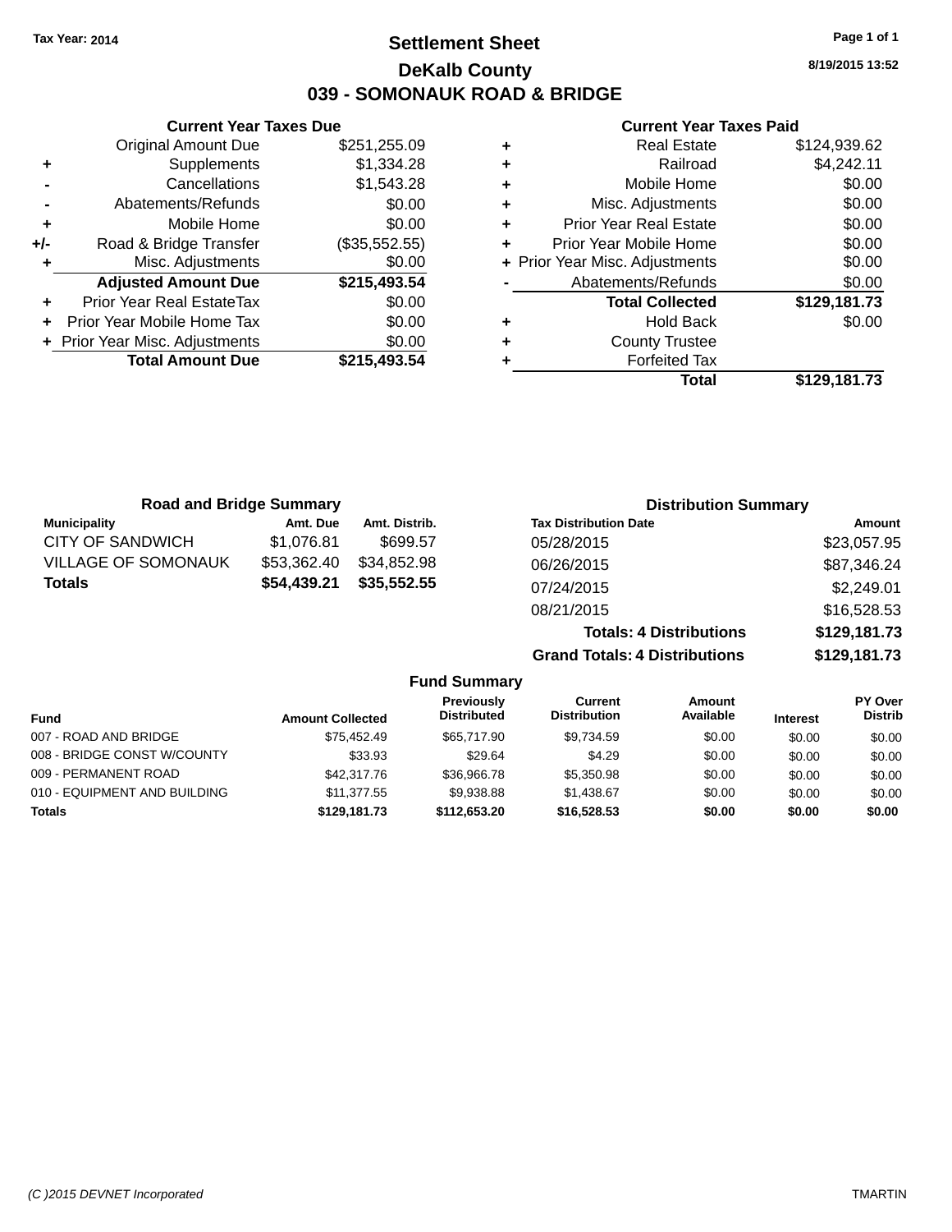Tax Year: 2014

# Settlement Sheet

## DeKalb County

## 039 - SOMONAUK ROAD & BRIDGE

8/19/2015 13:52

### Current Year Taxes Due

| | | |
|---|---|---|
| | Original Amount Due | $251,255.09 |
| + | Supplements | $1,334.28 |
| - | Cancellations | $1,543.28 |
| - | Abatements/Refunds | $0.00 |
| + | Mobile Home | $0.00 |
| +/- | Road & Bridge Transfer | ($35,552.55) |
| + | Misc. Adjustments | $0.00 |
| | **Adjusted Amount Due** | **$215,493.54** |
| + | Prior Year Real EstateTax | $0.00 |
| + | Prior Year Mobile Home Tax | $0.00 |
| + | Prior Year Misc. Adjustments | $0.00 |
| | **Total Amount Due** | **$215,493.54** |

### Current Year Taxes Paid

| | | |
|---|---|---|
| + | Real Estate | $124,939.62 |
| + | Railroad | $4,242.11 |
| + | Mobile Home | $0.00 |
| + | Misc. Adjustments | $0.00 |
| + | Prior Year Real Estate | $0.00 |
| + | Prior Year Mobile Home | $0.00 |
| + | Prior Year Misc. Adjustments | $0.00 |
| - | Abatements/Refunds | $0.00 |
| | **Total Collected** | **$129,181.73** |
| + | Hold Back | $0.00 |
| + | County Trustee | |
| + | Forfeited Tax | |
| | **Total** | **$129,181.73** |

### Road and Bridge Summary

| Municipality | Amt. Due | Amt. Distrib. |
|---|---|---|
| CITY OF SANDWICH | $1,076.81 | $699.57 |
| VILLAGE OF SOMONAUK | $53,362.40 | $34,852.98 |
| **Totals** | **$54,439.21** | **$35,552.55** |

### Distribution Summary

| Tax Distribution Date | Amount |
|---|---|
| 05/28/2015 | $23,057.95 |
| 06/26/2015 | $87,346.24 |
| 07/24/2015 | $2,249.01 |
| 08/21/2015 | $16,528.53 |
| **Totals: 4 Distributions** | **$129,181.73** |
| **Grand Totals: 4 Distributions** | **$129,181.73** |

### Fund Summary

| Fund | Amount Collected | Previously Distributed | Current Distribution | Amount Available | Interest | PY Over Distrib |
|---|---|---|---|---|---|---|
| 007 - ROAD AND BRIDGE | $75,452.49 | $65,717.90 | $9,734.59 | $0.00 | $0.00 | $0.00 |
| 008 - BRIDGE CONST W/COUNTY | $33.93 | $29.64 | $4.29 | $0.00 | $0.00 | $0.00 |
| 009 - PERMANENT ROAD | $42,317.76 | $36,966.78 | $5,350.98 | $0.00 | $0.00 | $0.00 |
| 010 - EQUIPMENT AND BUILDING | $11,377.55 | $9,938.88 | $1,438.67 | $0.00 | $0.00 | $0.00 |
| **Totals** | **$129,181.73** | **$112,653.20** | **$16,528.53** | **$0.00** | **$0.00** | **$0.00** |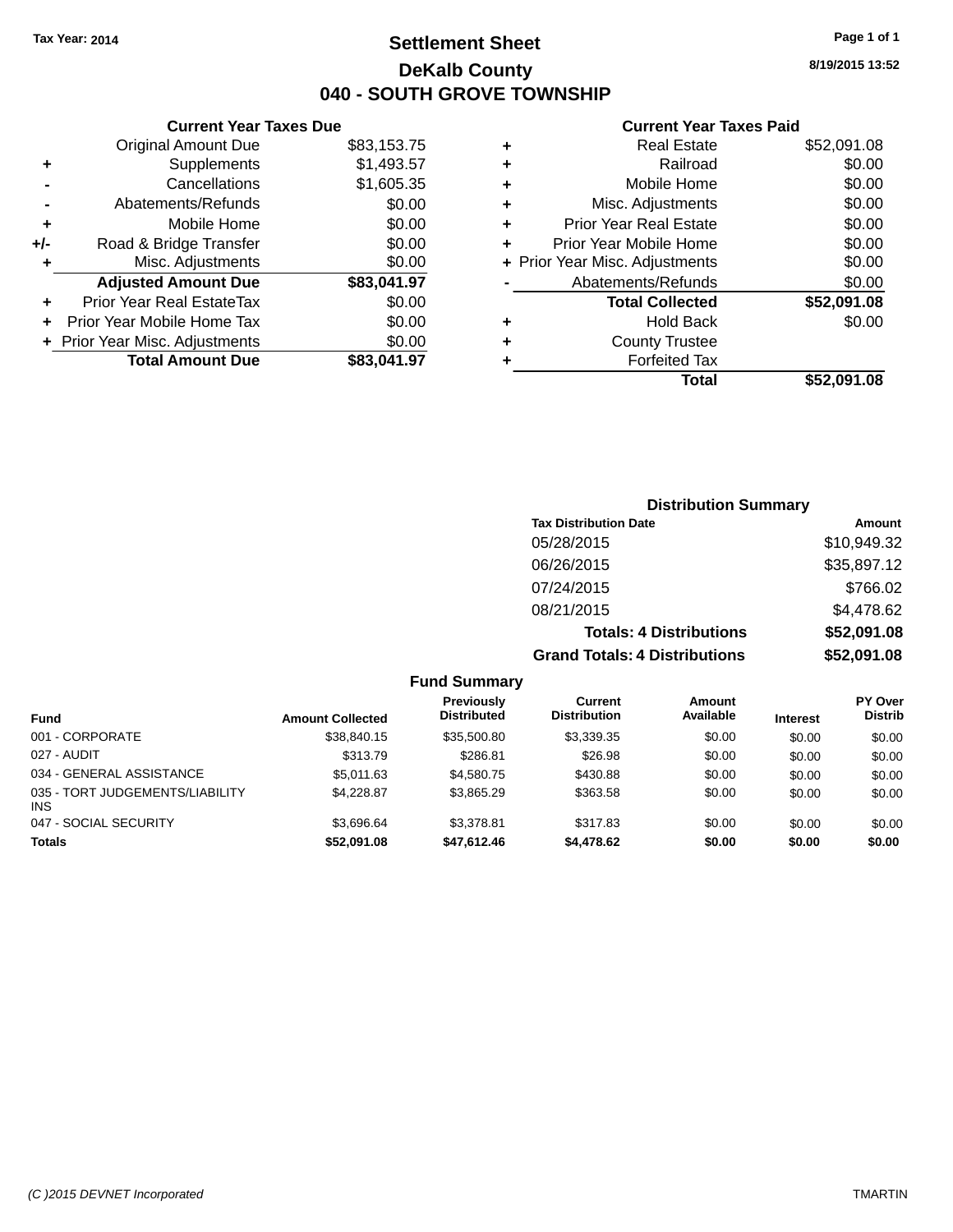**Tax Year: 2014**

# Settlement Sheet

## DeKalb County

## 040 - SOUTH GROVE TOWNSHIP

8/19/2015 13:52

### Current Year Taxes Due

| | | |
|---|---|---|
| | Original Amount Due | $83,153.75 |
| + | Supplements | $1,493.57 |
| - | Cancellations | $1,605.35 |
| - | Abatements/Refunds | $0.00 |
| + | Mobile Home | $0.00 |
| +/- | Road & Bridge Transfer | $0.00 |
| + | Misc. Adjustments | $0.00 |
| | **Adjusted Amount Due** | **$83,041.97** |
| + | Prior Year Real EstateTax | $0.00 |
| + | Prior Year Mobile Home Tax | $0.00 |
| + | Prior Year Misc. Adjustments | $0.00 |
| | **Total Amount Due** | **$83,041.97** |

### Current Year Taxes Paid

| | | |
|---|---|---|
| + | Real Estate | $52,091.08 |
| + | Railroad | $0.00 |
| + | Mobile Home | $0.00 |
| + | Misc. Adjustments | $0.00 |
| + | Prior Year Real Estate | $0.00 |
| + | Prior Year Mobile Home | $0.00 |
| + | Prior Year Misc. Adjustments | $0.00 |
| - | Abatements/Refunds | $0.00 |
| | **Total Collected** | **$52,091.08** |
| + | Hold Back | $0.00 |
| + | County Trustee | |
| + | Forfeited Tax | |
| | **Total** | **$52,091.08** |

### Distribution Summary

| Tax Distribution Date | Amount |
|---|---|
| 05/28/2015 | $10,949.32 |
| 06/26/2015 | $35,897.12 |
| 07/24/2015 | $766.02 |
| 08/21/2015 | $4,478.62 |
| **Totals: 4 Distributions** | **$52,091.08** |
| **Grand Totals: 4 Distributions** | **$52,091.08** |

### Fund Summary

| Fund | Amount Collected | Previously Distributed | Current Distribution | Amount Available | Interest | PY Over Distrib |
|---|---|---|---|---|---|---|
| 001 - CORPORATE | $38,840.15 | $35,500.80 | $3,339.35 | $0.00 | $0.00 | $0.00 |
| 027 - AUDIT | $313.79 | $286.81 | $26.98 | $0.00 | $0.00 | $0.00 |
| 034 - GENERAL ASSISTANCE | $5,011.63 | $4,580.75 | $430.88 | $0.00 | $0.00 | $0.00 |
| 035 - TORT JUDGEMENTS/LIABILITY INS | $4,228.87 | $3,865.29 | $363.58 | $0.00 | $0.00 | $0.00 |
| 047 - SOCIAL SECURITY | $3,696.64 | $3,378.81 | $317.83 | $0.00 | $0.00 | $0.00 |
| **Totals** | **$52,091.08** | **$47,612.46** | **$4,478.62** | **$0.00** | **$0.00** | **$0.00** |

(C )2015 DEVNET Incorporated TMARTIN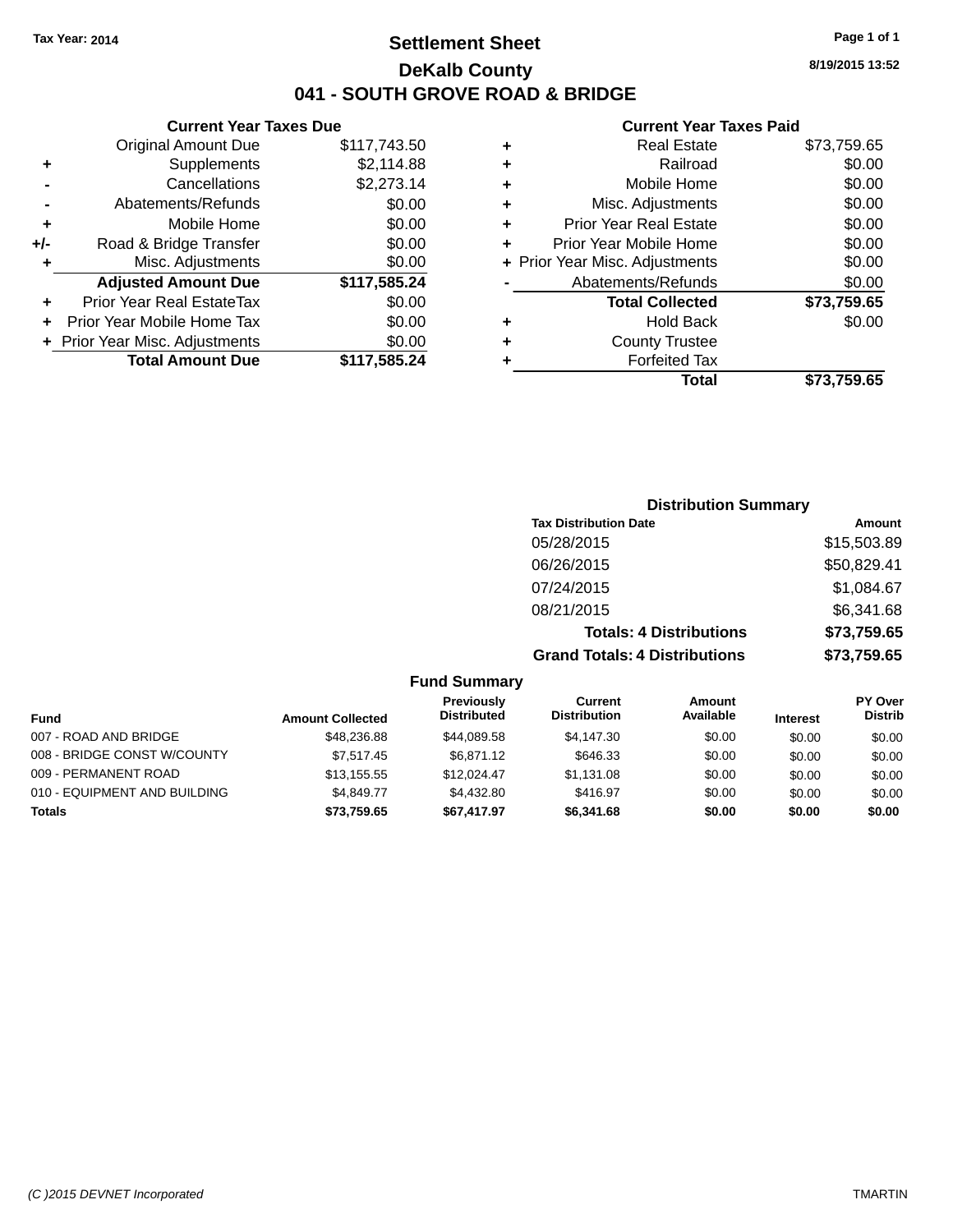Tax Year: 2014

# Settlement Sheet

## DeKalb County

## 041 - SOUTH GROVE ROAD & BRIDGE

8/19/2015 13:52

### Current Year Taxes Due

| | | |
|---|---|---|
| | Original Amount Due | $117,743.50 |
| + | Supplements | $2,114.88 |
| - | Cancellations | $2,273.14 |
| - | Abatements/Refunds | $0.00 |
| + | Mobile Home | $0.00 |
| +/- | Road & Bridge Transfer | $0.00 |
| + | Misc. Adjustments | $0.00 |
| | **Adjusted Amount Due** | **$117,585.24** |
| + | Prior Year Real EstateTax | $0.00 |
| + | Prior Year Mobile Home Tax | $0.00 |
| + | Prior Year Misc. Adjustments | $0.00 |
| | **Total Amount Due** | **$117,585.24** |

### Current Year Taxes Paid

| | | |
|---|---|---|
| + | Real Estate | $73,759.65 |
| + | Railroad | $0.00 |
| + | Mobile Home | $0.00 |
| + | Misc. Adjustments | $0.00 |
| + | Prior Year Real Estate | $0.00 |
| + | Prior Year Mobile Home | $0.00 |
| + | Prior Year Misc. Adjustments | $0.00 |
| - | Abatements/Refunds | $0.00 |
| | **Total Collected** | **$73,759.65** |
| + | Hold Back | $0.00 |
| + | County Trustee | |
| + | Forfeited Tax | |
| | **Total** | **$73,759.65** |

### Distribution Summary

| Tax Distribution Date | Amount |
|---|---|
| 05/28/2015 | $15,503.89 |
| 06/26/2015 | $50,829.41 |
| 07/24/2015 | $1,084.67 |
| 08/21/2015 | $6,341.68 |
| **Totals: 4 Distributions** | **$73,759.65** |
| **Grand Totals: 4 Distributions** | **$73,759.65** |

### Fund Summary

| Fund | Amount Collected | Previously Distributed | Current Distribution | Amount Available | Interest | PY Over Distrib |
|---|---|---|---|---|---|---|
| 007 - ROAD AND BRIDGE | $48,236.88 | $44,089.58 | $4,147.30 | $0.00 | $0.00 | $0.00 |
| 008 - BRIDGE CONST W/COUNTY | $7,517.45 | $6,871.12 | $646.33 | $0.00 | $0.00 | $0.00 |
| 009 - PERMANENT ROAD | $13,155.55 | $12,024.47 | $1,131.08 | $0.00 | $0.00 | $0.00 |
| 010 - EQUIPMENT AND BUILDING | $4,849.77 | $4,432.80 | $416.97 | $0.00 | $0.00 | $0.00 |
| **Totals** | **$73,759.65** | **$67,417.97** | **$6,341.68** | **$0.00** | **$0.00** | **$0.00** |

(C )2015 DEVNET Incorporated TMARTIN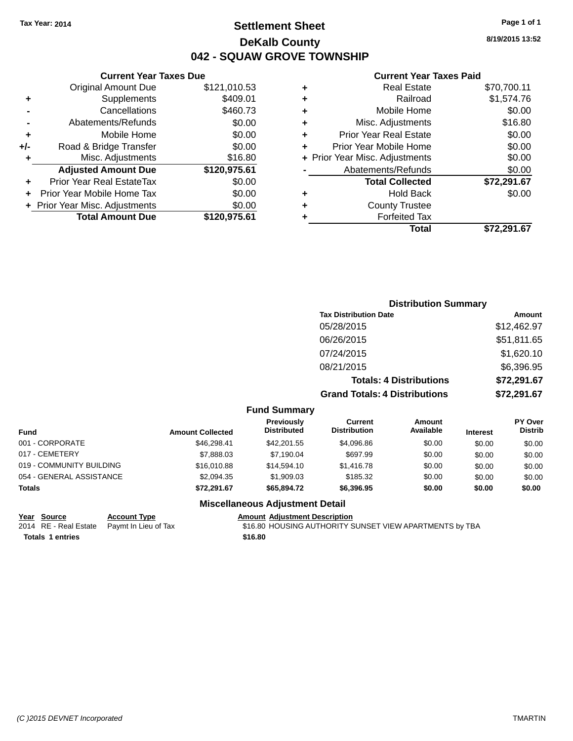Tax Year: 2014

# Settlement Sheet
## DeKalb County
## 042 - SQUAW GROVE TOWNSHIP

8/19/2015 13:52

### Current Year Taxes Due

| | | |
|---|---|---|
| | Original Amount Due | $121,010.53 |
| + | Supplements | $409.01 |
| - | Cancellations | $460.73 |
| - | Abatements/Refunds | $0.00 |
| + | Mobile Home | $0.00 |
| +/- | Road & Bridge Transfer | $0.00 |
| + | Misc. Adjustments | $16.80 |
| | **Adjusted Amount Due** | **$120,975.61** |
| + | Prior Year Real EstateTax | $0.00 |
| + | Prior Year Mobile Home Tax | $0.00 |
| + | Prior Year Misc. Adjustments | $0.00 |
| | **Total Amount Due** | **$120,975.61** |

### Current Year Taxes Paid

| | | |
|---|---|---|
| + | Real Estate | $70,700.11 |
| + | Railroad | $1,574.76 |
| + | Mobile Home | $0.00 |
| + | Misc. Adjustments | $16.80 |
| + | Prior Year Real Estate | $0.00 |
| + | Prior Year Mobile Home | $0.00 |
| + | Prior Year Misc. Adjustments | $0.00 |
| - | Abatements/Refunds | $0.00 |
| | **Total Collected** | **$72,291.67** |
| + | Hold Back | $0.00 |
| + | County Trustee | |
| + | Forfeited Tax | |
| | **Total** | **$72,291.67** |

### Distribution Summary

| Tax Distribution Date | Amount |
|---|---|
| 05/28/2015 | $12,462.97 |
| 06/26/2015 | $51,811.65 |
| 07/24/2015 | $1,620.10 |
| 08/21/2015 | $6,396.95 |
| **Totals: 4 Distributions** | **$72,291.67** |
| **Grand Totals: 4 Distributions** | **$72,291.67** |

### Fund Summary

| Fund | Amount Collected | Previously Distributed | Current Distribution | Amount Available | Interest | PY Over Distrib |
|---|---|---|---|---|---|---|
| 001 - CORPORATE | $46,298.41 | $42,201.55 | $4,096.86 | $0.00 | $0.00 | $0.00 |
| 017 - CEMETERY | $7,888.03 | $7,190.04 | $697.99 | $0.00 | $0.00 | $0.00 |
| 019 - COMMUNITY BUILDING | $16,010.88 | $14,594.10 | $1,416.78 | $0.00 | $0.00 | $0.00 |
| 054 - GENERAL ASSISTANCE | $2,094.35 | $1,909.03 | $185.32 | $0.00 | $0.00 | $0.00 |
| **Totals** | **$72,291.67** | **$65,894.72** | **$6,396.95** | **$0.00** | **$0.00** | **$0.00** |

### Miscellaneous Adjustment Detail

| Year | Source | Account Type | Amount | Adjustment Description |
|---|---|---|---|---|
| 2014 | RE - Real Estate | Paymt In Lieu of Tax | $16.80 | HOUSING AUTHORITY SUNSET VIEW APARTMENTS by TBA |
| **Totals 1 entries** | | | **$16.80** | |

(C )2015 DEVNET Incorporated — TMARTIN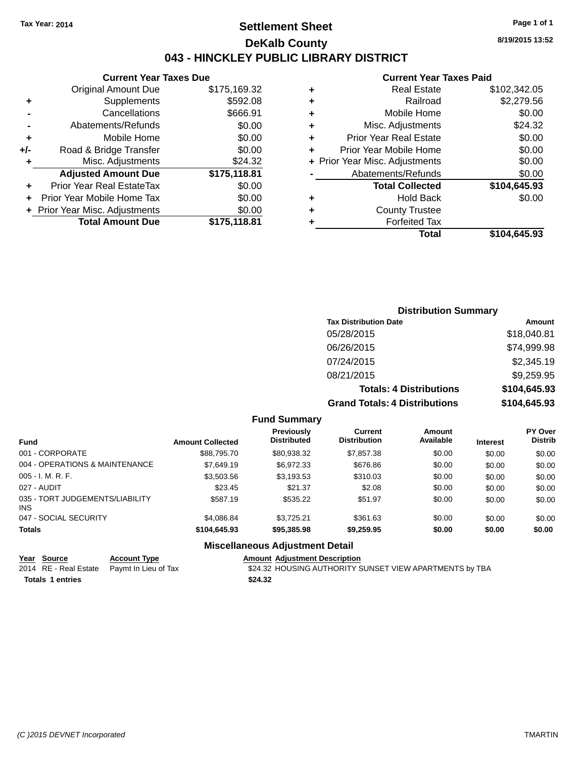Tax Year: 2014

# Settlement Sheet

## DeKalb County

## 043 - HINCKLEY PUBLIC LIBRARY DISTRICT

8/19/2015 13:52

### Current Year Taxes Due

| | | |
|---|---|---|
| | Original Amount Due | $175,169.32 |
| + | Supplements | $592.08 |
| - | Cancellations | $666.91 |
| - | Abatements/Refunds | $0.00 |
| + | Mobile Home | $0.00 |
| +/- | Road & Bridge Transfer | $0.00 |
| + | Misc. Adjustments | $24.32 |
| | **Adjusted Amount Due** | **$175,118.81** |
| + | Prior Year Real EstateTax | $0.00 |
| + | Prior Year Mobile Home Tax | $0.00 |
| + | Prior Year Misc. Adjustments | $0.00 |
| | **Total Amount Due** | **$175,118.81** |

### Current Year Taxes Paid

| | | |
|---|---|---|
| + | Real Estate | $102,342.05 |
| + | Railroad | $2,279.56 |
| + | Mobile Home | $0.00 |
| + | Misc. Adjustments | $24.32 |
| + | Prior Year Real Estate | $0.00 |
| + | Prior Year Mobile Home | $0.00 |
| + | Prior Year Misc. Adjustments | $0.00 |
| - | Abatements/Refunds | $0.00 |
| | **Total Collected** | **$104,645.93** |
| + | Hold Back | $0.00 |
| + | County Trustee | |
| + | Forfeited Tax | |
| | **Total** | **$104,645.93** |

### Distribution Summary

| Tax Distribution Date | Amount |
|---|---|
| 05/28/2015 | $18,040.81 |
| 06/26/2015 | $74,999.98 |
| 07/24/2015 | $2,345.19 |
| 08/21/2015 | $9,259.95 |
| **Totals: 4 Distributions** | **$104,645.93** |
| **Grand Totals: 4 Distributions** | **$104,645.93** |

### Fund Summary

| Fund | Amount Collected | Previously Distributed | Current Distribution | Amount Available | Interest | PY Over Distrib |
|---|---|---|---|---|---|---|
| 001 - CORPORATE | $88,795.70 | $80,938.32 | $7,857.38 | $0.00 | $0.00 | $0.00 |
| 004 - OPERATIONS & MAINTENANCE | $7,649.19 | $6,972.33 | $676.86 | $0.00 | $0.00 | $0.00 |
| 005 - I. M. R. F. | $3,503.56 | $3,193.53 | $310.03 | $0.00 | $0.00 | $0.00 |
| 027 - AUDIT | $23.45 | $21.37 | $2.08 | $0.00 | $0.00 | $0.00 |
| 035 - TORT JUDGEMENTS/LIABILITY INS | $587.19 | $535.22 | $51.97 | $0.00 | $0.00 | $0.00 |
| 047 - SOCIAL SECURITY | $4,086.84 | $3,725.21 | $361.63 | $0.00 | $0.00 | $0.00 |
| **Totals** | **$104,645.93** | **$95,385.98** | **$9,259.95** | **$0.00** | **$0.00** | **$0.00** |

### Miscellaneous Adjustment Detail

| Year | Source | Account Type | Amount | Adjustment Description |
|---|---|---|---|---|
| 2014 | RE - Real Estate | Paymt In Lieu of Tax | $24.32 | HOUSING AUTHORITY SUNSET VIEW APARTMENTS by TBA |
| **Totals 1 entries** | | | **$24.32** | |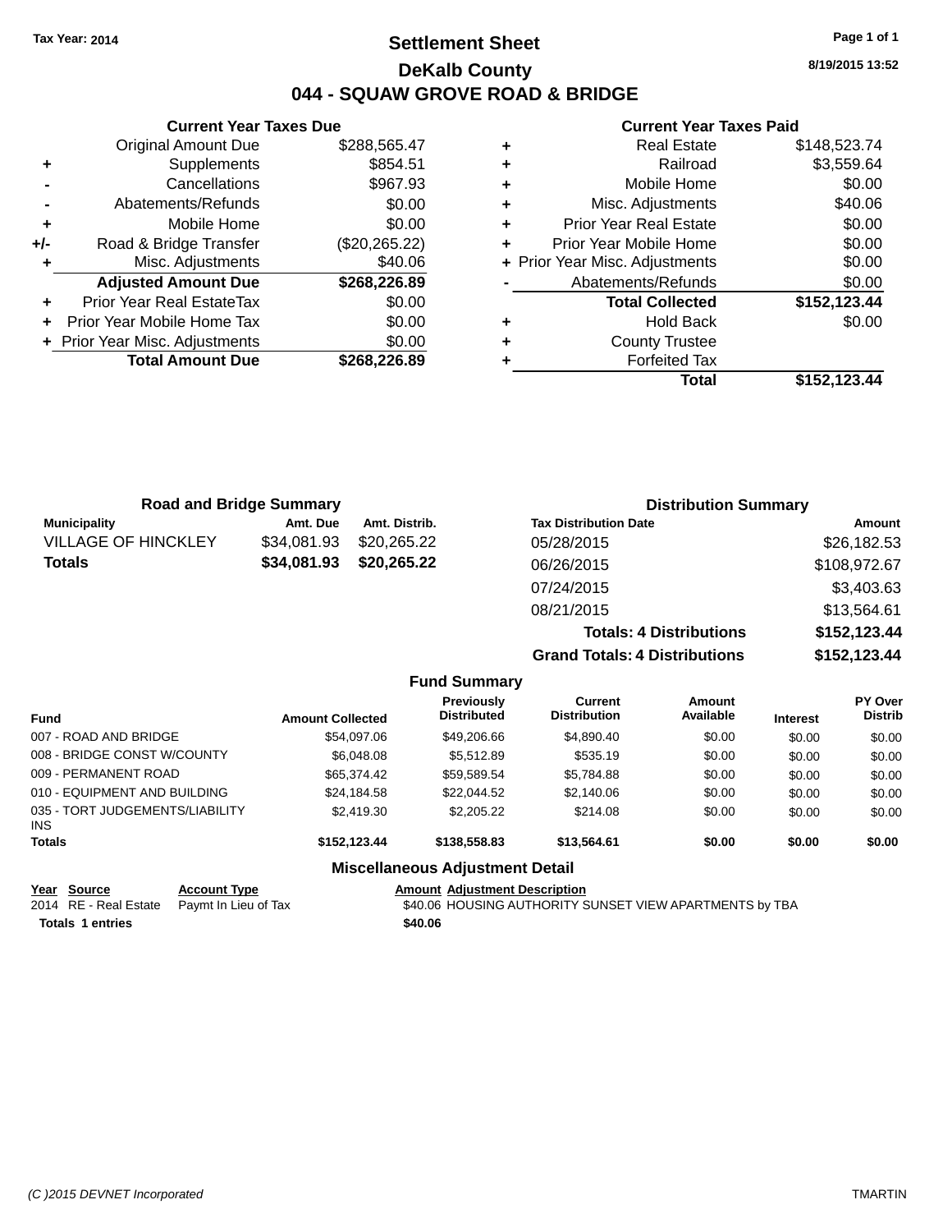Tax Year: 2014

# Settlement Sheet

## DeKalb County

## 044 - SQUAW GROVE ROAD & BRIDGE

8/19/2015 13:52

### Current Year Taxes Due

| | | |
|---|---|---|
| | Original Amount Due | $288,565.47 |
| + | Supplements | $854.51 |
| - | Cancellations | $967.93 |
| - | Abatements/Refunds | $0.00 |
| + | Mobile Home | $0.00 |
| +/- | Road & Bridge Transfer | ($20,265.22) |
| + | Misc. Adjustments | $40.06 |
| | **Adjusted Amount Due** | **$268,226.89** |
| + | Prior Year Real EstateTax | $0.00 |
| + | Prior Year Mobile Home Tax | $0.00 |
| + | Prior Year Misc. Adjustments | $0.00 |
| | **Total Amount Due** | **$268,226.89** |

### Current Year Taxes Paid

| | | |
|---|---|---|
| + | Real Estate | $148,523.74 |
| + | Railroad | $3,559.64 |
| + | Mobile Home | $0.00 |
| + | Misc. Adjustments | $40.06 |
| + | Prior Year Real Estate | $0.00 |
| + | Prior Year Mobile Home | $0.00 |
| + | Prior Year Misc. Adjustments | $0.00 |
| - | Abatements/Refunds | $0.00 |
| | **Total Collected** | **$152,123.44** |
| + | Hold Back | $0.00 |
| + | County Trustee | |
| + | Forfeited Tax | |
| | **Total** | **$152,123.44** |

### Road and Bridge Summary

| Municipality | Amt. Due | Amt. Distrib. |
|---|---|---|
| VILLAGE OF HINCKLEY | $34,081.93 | $20,265.22 |
| **Totals** | **$34,081.93** | **$20,265.22** |

### Distribution Summary

| Tax Distribution Date | Amount |
|---|---|
| 05/28/2015 | $26,182.53 |
| 06/26/2015 | $108,972.67 |
| 07/24/2015 | $3,403.63 |
| 08/21/2015 | $13,564.61 |
| **Totals: 4 Distributions** | **$152,123.44** |
| **Grand Totals: 4 Distributions** | **$152,123.44** |

### Fund Summary

| Fund | Amount Collected | Previously Distributed | Current Distribution | Amount Available | Interest | PY Over Distrib |
|---|---|---|---|---|---|---|
| 007 - ROAD AND BRIDGE | $54,097.06 | $49,206.66 | $4,890.40 | $0.00 | $0.00 | $0.00 |
| 008 - BRIDGE CONST W/COUNTY | $6,048.08 | $5,512.89 | $535.19 | $0.00 | $0.00 | $0.00 |
| 009 - PERMANENT ROAD | $65,374.42 | $59,589.54 | $5,784.88 | $0.00 | $0.00 | $0.00 |
| 010 - EQUIPMENT AND BUILDING | $24,184.58 | $22,044.52 | $2,140.06 | $0.00 | $0.00 | $0.00 |
| 035 - TORT JUDGEMENTS/LIABILITY INS | $2,419.30 | $2,205.22 | $214.08 | $0.00 | $0.00 | $0.00 |
| **Totals** | **$152,123.44** | **$138,558.83** | **$13,564.61** | **$0.00** | **$0.00** | **$0.00** |

### Miscellaneous Adjustment Detail

| Year | Source | Account Type | Amount | Adjustment Description |
|---|---|---|---|---|
| 2014 | RE - Real Estate | Paymt In Lieu of Tax | $40.06 | HOUSING AUTHORITY SUNSET VIEW APARTMENTS by TBA |
| **Totals** | **1 entries** | | **$40.06** | |

(C )2015 DEVNET Incorporated TMARTIN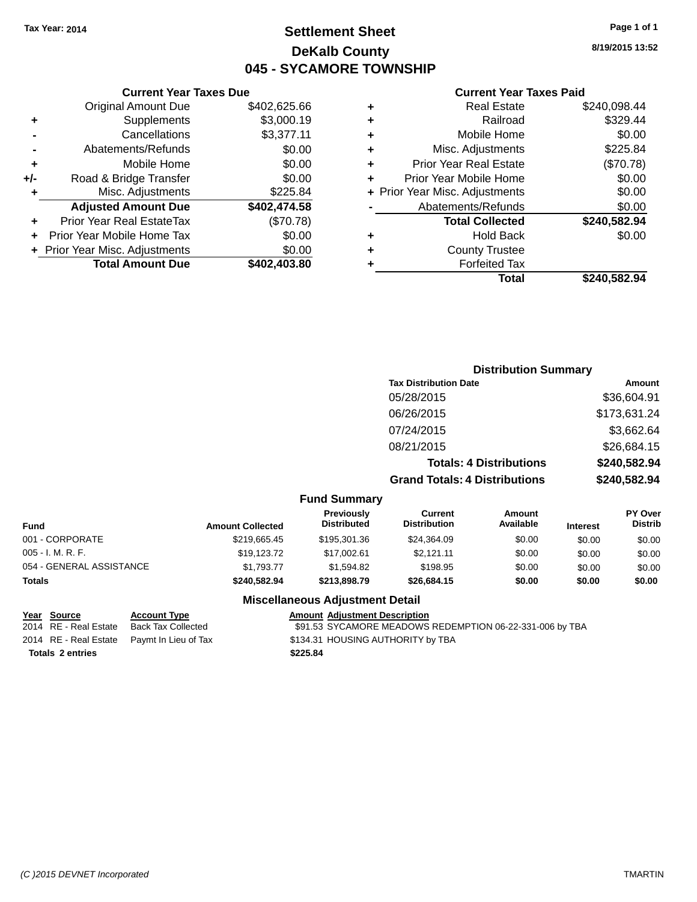Tax Year: 2014

# Settlement Sheet

## DeKalb County

## 045 - SYCAMORE TOWNSHIP

8/19/2015 13:52

### Current Year Taxes Due

| | | |
|---|---|---|
| | Original Amount Due | $402,625.66 |
| + | Supplements | $3,000.19 |
| - | Cancellations | $3,377.11 |
| - | Abatements/Refunds | $0.00 |
| + | Mobile Home | $0.00 |
| +/- | Road & Bridge Transfer | $0.00 |
| + | Misc. Adjustments | $225.84 |
| | **Adjusted Amount Due** | **$402,474.58** |
| + | Prior Year Real EstateTax | ($70.78) |
| + | Prior Year Mobile Home Tax | $0.00 |
| + | Prior Year Misc. Adjustments | $0.00 |
| | **Total Amount Due** | **$402,403.80** |

### Current Year Taxes Paid

| | | |
|---|---|---|
| + | Real Estate | $240,098.44 |
| + | Railroad | $329.44 |
| + | Mobile Home | $0.00 |
| + | Misc. Adjustments | $225.84 |
| + | Prior Year Real Estate | ($70.78) |
| + | Prior Year Mobile Home | $0.00 |
| + | Prior Year Misc. Adjustments | $0.00 |
| - | Abatements/Refunds | $0.00 |
| | **Total Collected** | **$240,582.94** |
| + | Hold Back | $0.00 |
| + | County Trustee | |
| + | Forfeited Tax | |
| | **Total** | **$240,582.94** |

### Distribution Summary

| Tax Distribution Date | Amount |
|---|---|
| 05/28/2015 | $36,604.91 |
| 06/26/2015 | $173,631.24 |
| 07/24/2015 | $3,662.64 |
| 08/21/2015 | $26,684.15 |
| **Totals: 4 Distributions** | **$240,582.94** |
| **Grand Totals: 4 Distributions** | **$240,582.94** |

### Fund Summary

| Fund | Amount Collected | Previously Distributed | Current Distribution | Amount Available | Interest | PY Over Distrib |
|---|---|---|---|---|---|---|
| 001 - CORPORATE | $219,665.45 | $195,301.36 | $24,364.09 | $0.00 | $0.00 | $0.00 |
| 005 - I. M. R. F. | $19,123.72 | $17,002.61 | $2,121.11 | $0.00 | $0.00 | $0.00 |
| 054 - GENERAL ASSISTANCE | $1,793.77 | $1,594.82 | $198.95 | $0.00 | $0.00 | $0.00 |
| **Totals** | **$240,582.94** | **$213,898.79** | **$26,684.15** | **$0.00** | **$0.00** | **$0.00** |

### Miscellaneous Adjustment Detail

| Year | Source | Account Type | Amount | Adjustment Description |
|---|---|---|---|---|
| 2014 | RE - Real Estate | Back Tax Collected | $91.53 | SYCAMORE MEADOWS REDEMPTION 06-22-331-006 by TBA |
| 2014 | RE - Real Estate | Paymt In Lieu of Tax | $134.31 | HOUSING AUTHORITY by TBA |
| **Totals 2 entries** | | | **$225.84** | |

(C )2015 DEVNET Incorporated TMARTIN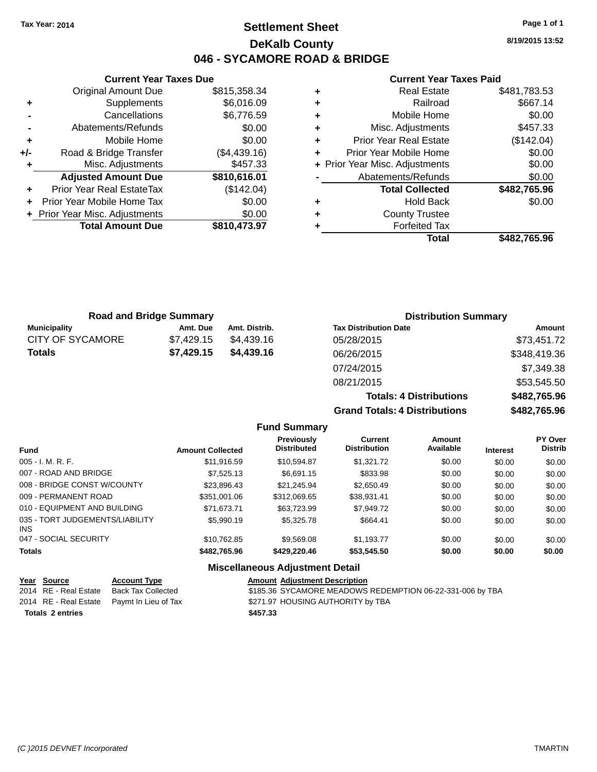Tax Year: 2014

# Settlement Sheet

## DeKalb County

## 046 - SYCAMORE ROAD & BRIDGE

8/19/2015 13:52

### Current Year Taxes Due

| | | |
|---|---|---|
| | Original Amount Due | $815,358.34 |
| + | Supplements | $6,016.09 |
| - | Cancellations | $6,776.59 |
| - | Abatements/Refunds | $0.00 |
| + | Mobile Home | $0.00 |
| +/- | Road & Bridge Transfer | ($4,439.16) |
| + | Misc. Adjustments | $457.33 |
| | **Adjusted Amount Due** | **$810,616.01** |
| + | Prior Year Real EstateTax | ($142.04) |
| + | Prior Year Mobile Home Tax | $0.00 |
| + | Prior Year Misc. Adjustments | $0.00 |
| | **Total Amount Due** | **$810,473.97** |

### Current Year Taxes Paid

| | | |
|---|---|---|
| + | Real Estate | $481,783.53 |
| + | Railroad | $667.14 |
| + | Mobile Home | $0.00 |
| + | Misc. Adjustments | $457.33 |
| + | Prior Year Real Estate | ($142.04) |
| + | Prior Year Mobile Home | $0.00 |
| + | Prior Year Misc. Adjustments | $0.00 |
| - | Abatements/Refunds | $0.00 |
| | **Total Collected** | **$482,765.96** |
| + | Hold Back | $0.00 |
| + | County Trustee | |
| + | Forfeited Tax | |
| | **Total** | **$482,765.96** |

### Road and Bridge Summary

| Municipality | Amt. Due | Amt. Distrib. |
|---|---|---|
| CITY OF SYCAMORE | $7,429.15 | $4,439.16 |
| **Totals** | **$7,429.15** | **$4,439.16** |

### Distribution Summary

| Tax Distribution Date | Amount |
|---|---|
| 05/28/2015 | $73,451.72 |
| 06/26/2015 | $348,419.36 |
| 07/24/2015 | $7,349.38 |
| 08/21/2015 | $53,545.50 |
| **Totals: 4 Distributions** | **$482,765.96** |
| **Grand Totals: 4 Distributions** | **$482,765.96** |

### Fund Summary

| Fund | Amount Collected | Previously Distributed | Current Distribution | Amount Available | Interest | PY Over Distrib |
|---|---|---|---|---|---|---|
| 005 - I. M. R. F. | $11,916.59 | $10,594.87 | $1,321.72 | $0.00 | $0.00 | $0.00 |
| 007 - ROAD AND BRIDGE | $7,525.13 | $6,691.15 | $833.98 | $0.00 | $0.00 | $0.00 |
| 008 - BRIDGE CONST W/COUNTY | $23,896.43 | $21,245.94 | $2,650.49 | $0.00 | $0.00 | $0.00 |
| 009 - PERMANENT ROAD | $351,001.06 | $312,069.65 | $38,931.41 | $0.00 | $0.00 | $0.00 |
| 010 - EQUIPMENT AND BUILDING | $71,673.71 | $63,723.99 | $7,949.72 | $0.00 | $0.00 | $0.00 |
| 035 - TORT JUDGEMENTS/LIABILITY INS | $5,990.19 | $5,325.78 | $664.41 | $0.00 | $0.00 | $0.00 |
| 047 - SOCIAL SECURITY | $10,762.85 | $9,569.08 | $1,193.77 | $0.00 | $0.00 | $0.00 |
| **Totals** | **$482,765.96** | **$429,220.46** | **$53,545.50** | **$0.00** | **$0.00** | **$0.00** |

### Miscellaneous Adjustment Detail

| Year | Source | Account Type | Amount | Adjustment Description |
|---|---|---|---|---|
| 2014 | RE - Real Estate | Back Tax Collected | $185.36 | SYCAMORE MEADOWS REDEMPTION 06-22-331-006 by TBA |
| 2014 | RE - Real Estate | Paymt In Lieu of Tax | $271.97 | HOUSING AUTHORITY by TBA |
| **Totals 2 entries** | | | **$457.33** | |

(C )2015 DEVNET Incorporated TMARTIN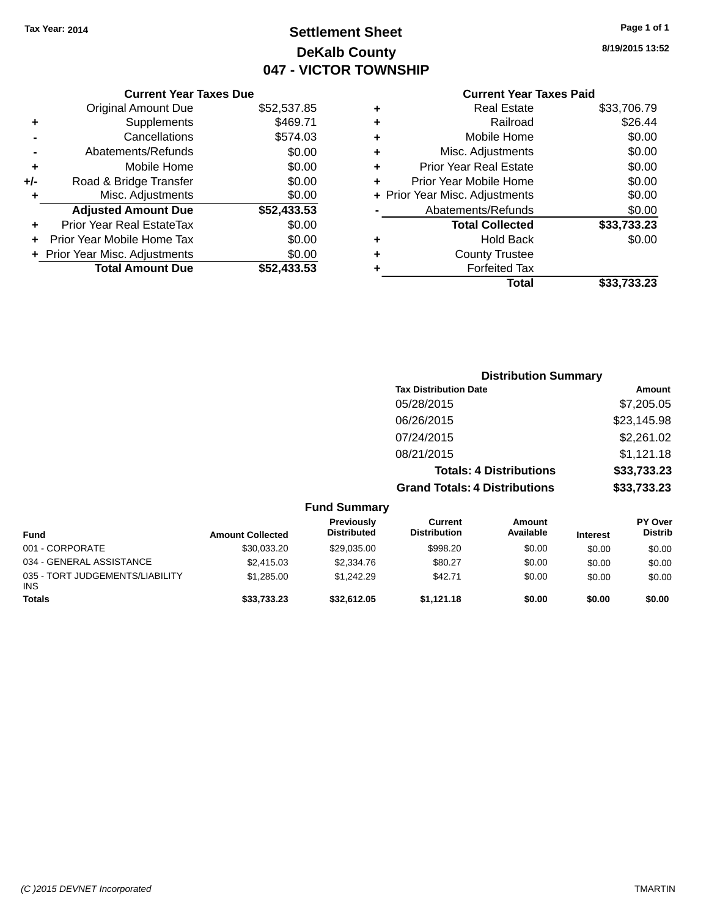Tax Year: 2014

# Settlement Sheet

## DeKalb County

## 047 - VICTOR TOWNSHIP

8/19/2015 13:52

### Current Year Taxes Due

| | | |
|---|---|---|
| | Original Amount Due | $52,537.85 |
| + | Supplements | $469.71 |
| - | Cancellations | $574.03 |
| - | Abatements/Refunds | $0.00 |
| + | Mobile Home | $0.00 |
| +/- | Road & Bridge Transfer | $0.00 |
| + | Misc. Adjustments | $0.00 |
| | **Adjusted Amount Due** | **$52,433.53** |
| + | Prior Year Real EstateTax | $0.00 |
| + | Prior Year Mobile Home Tax | $0.00 |
| + | Prior Year Misc. Adjustments | $0.00 |
| | **Total Amount Due** | **$52,433.53** |

### Current Year Taxes Paid

| | | |
|---|---|---|
| + | Real Estate | $33,706.79 |
| + | Railroad | $26.44 |
| + | Mobile Home | $0.00 |
| + | Misc. Adjustments | $0.00 |
| + | Prior Year Real Estate | $0.00 |
| + | Prior Year Mobile Home | $0.00 |
| + | Prior Year Misc. Adjustments | $0.00 |
| - | Abatements/Refunds | $0.00 |
| | **Total Collected** | **$33,733.23** |
| + | Hold Back | $0.00 |
| + | County Trustee | |
| + | Forfeited Tax | |
| | **Total** | **$33,733.23** |

### Distribution Summary

| Tax Distribution Date | Amount |
|---|---|
| 05/28/2015 | $7,205.05 |
| 06/26/2015 | $23,145.98 |
| 07/24/2015 | $2,261.02 |
| 08/21/2015 | $1,121.18 |
| **Totals: 4 Distributions** | **$33,733.23** |
| **Grand Totals: 4 Distributions** | **$33,733.23** |

### Fund Summary

| Fund | Amount Collected | Previously Distributed | Current Distribution | Amount Available | Interest | PY Over Distrib |
|---|---|---|---|---|---|---|
| 001 - CORPORATE | $30,033.20 | $29,035.00 | $998.20 | $0.00 | $0.00 | $0.00 |
| 034 - GENERAL ASSISTANCE | $2,415.03 | $2,334.76 | $80.27 | $0.00 | $0.00 | $0.00 |
| 035 - TORT JUDGEMENTS/LIABILITY INS | $1,285.00 | $1,242.29 | $42.71 | $0.00 | $0.00 | $0.00 |
| **Totals** | **$33,733.23** | **$32,612.05** | **$1,121.18** | **$0.00** | **$0.00** | **$0.00** |

(C )2015 DEVNET Incorporated TMARTIN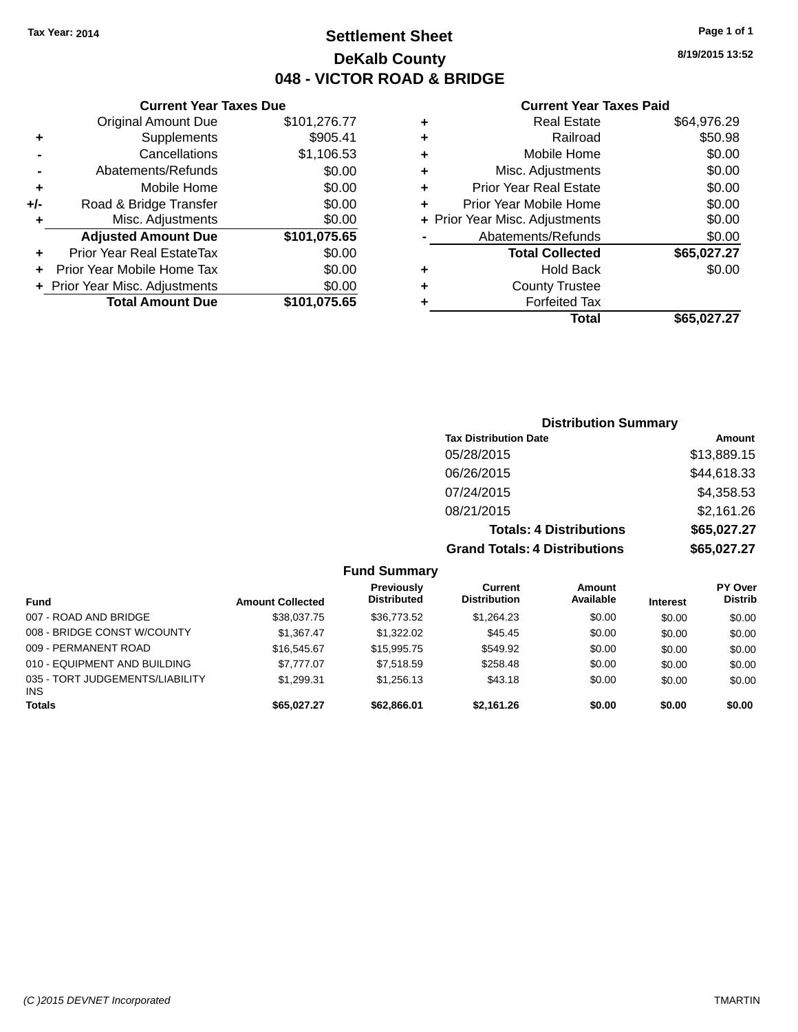Tax Year: 2014

# Settlement Sheet

## DeKalb County

## 048 - VICTOR ROAD & BRIDGE

8/19/2015 13:52

### Current Year Taxes Due

| | | |
|---|---|---|
| | Original Amount Due | $101,276.77 |
| + | Supplements | $905.41 |
| - | Cancellations | $1,106.53 |
| - | Abatements/Refunds | $0.00 |
| + | Mobile Home | $0.00 |
| +/- | Road & Bridge Transfer | $0.00 |
| + | Misc. Adjustments | $0.00 |
| | **Adjusted Amount Due** | **$101,075.65** |
| + | Prior Year Real EstateTax | $0.00 |
| + | Prior Year Mobile Home Tax | $0.00 |
| + | Prior Year Misc. Adjustments | $0.00 |
| | **Total Amount Due** | **$101,075.65** |

### Current Year Taxes Paid

| | | |
|---|---|---|
| + | Real Estate | $64,976.29 |
| + | Railroad | $50.98 |
| + | Mobile Home | $0.00 |
| + | Misc. Adjustments | $0.00 |
| + | Prior Year Real Estate | $0.00 |
| + | Prior Year Mobile Home | $0.00 |
| + | Prior Year Misc. Adjustments | $0.00 |
| - | Abatements/Refunds | $0.00 |
| | **Total Collected** | **$65,027.27** |
| + | Hold Back | $0.00 |
| + | County Trustee | |
| + | Forfeited Tax | |
| | **Total** | **$65,027.27** |

### Distribution Summary

| Tax Distribution Date | Amount |
|---|---|
| 05/28/2015 | $13,889.15 |
| 06/26/2015 | $44,618.33 |
| 07/24/2015 | $4,358.53 |
| 08/21/2015 | $2,161.26 |
| **Totals: 4 Distributions** | **$65,027.27** |
| **Grand Totals: 4 Distributions** | **$65,027.27** |

### Fund Summary

| Fund | Amount Collected | Previously Distributed | Current Distribution | Amount Available | Interest | PY Over Distrib |
|---|---|---|---|---|---|---|
| 007 - ROAD AND BRIDGE | $38,037.75 | $36,773.52 | $1,264.23 | $0.00 | $0.00 | $0.00 |
| 008 - BRIDGE CONST W/COUNTY | $1,367.47 | $1,322.02 | $45.45 | $0.00 | $0.00 | $0.00 |
| 009 - PERMANENT ROAD | $16,545.67 | $15,995.75 | $549.92 | $0.00 | $0.00 | $0.00 |
| 010 - EQUIPMENT AND BUILDING | $7,777.07 | $7,518.59 | $258.48 | $0.00 | $0.00 | $0.00 |
| 035 - TORT JUDGEMENTS/LIABILITY INS | $1,299.31 | $1,256.13 | $43.18 | $0.00 | $0.00 | $0.00 |
| **Totals** | **$65,027.27** | **$62,866.01** | **$2,161.26** | **$0.00** | **$0.00** | **$0.00** |

(C )2015 DEVNET Incorporated TMARTIN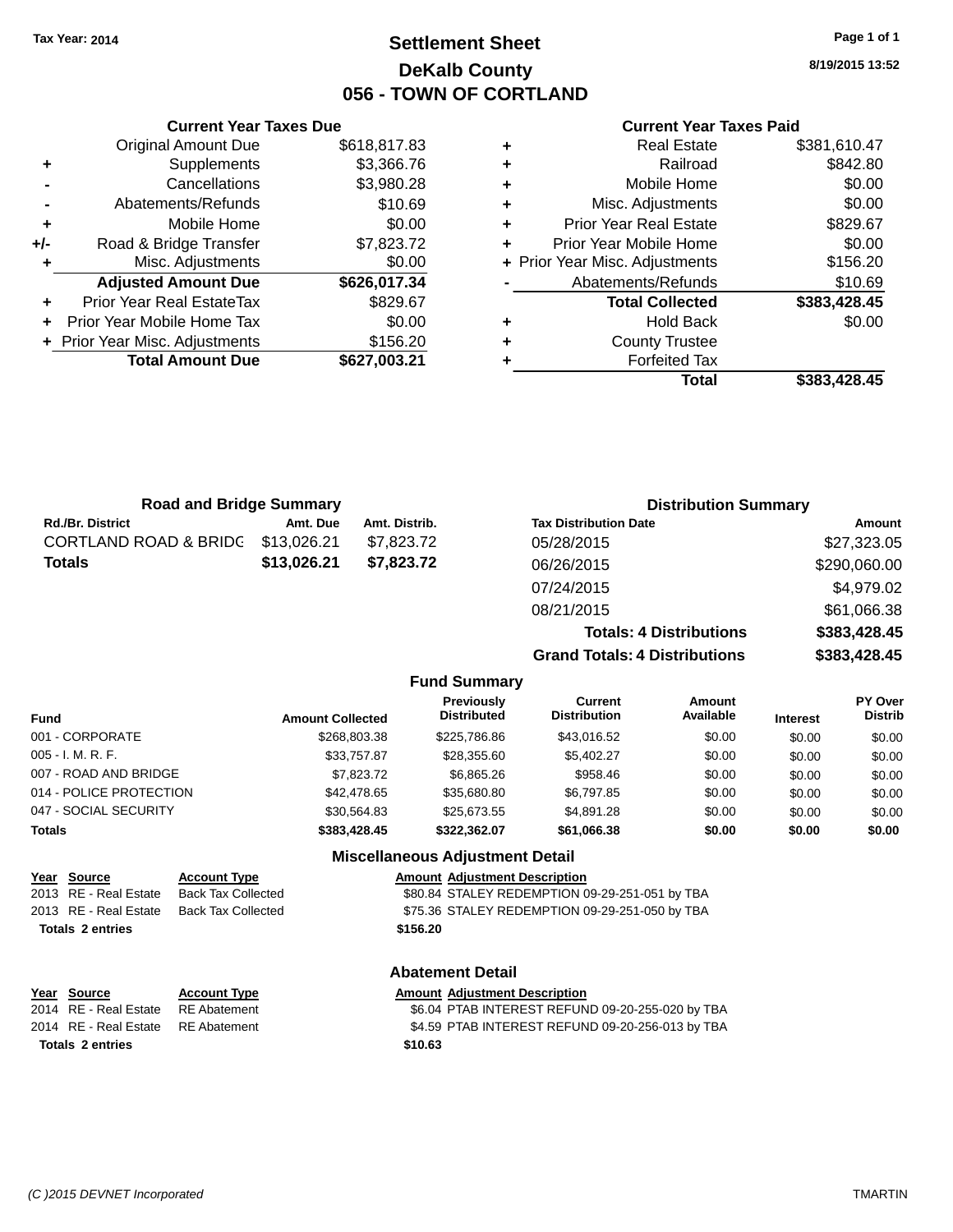Tax Year: 2014

# Settlement Sheet
## DeKalb County
## 056 - TOWN OF CORTLAND

8/19/2015 13:52

### Current Year Taxes Due

| | | |
|---|---|---|
| | Original Amount Due | $618,817.83 |
| + | Supplements | $3,366.76 |
| - | Cancellations | $3,980.28 |
| - | Abatements/Refunds | $10.69 |
| + | Mobile Home | $0.00 |
| +/- | Road & Bridge Transfer | $7,823.72 |
| + | Misc. Adjustments | $0.00 |
| | **Adjusted Amount Due** | **$626,017.34** |
| + | Prior Year Real EstateTax | $829.67 |
| + | Prior Year Mobile Home Tax | $0.00 |
| + | Prior Year Misc. Adjustments | $156.20 |
| | **Total Amount Due** | **$627,003.21** |

### Current Year Taxes Paid

| | | |
|---|---|---|
| + | Real Estate | $381,610.47 |
| + | Railroad | $842.80 |
| + | Mobile Home | $0.00 |
| + | Misc. Adjustments | $0.00 |
| + | Prior Year Real Estate | $829.67 |
| + | Prior Year Mobile Home | $0.00 |
| + | Prior Year Misc. Adjustments | $156.20 |
| - | Abatements/Refunds | $10.69 |
| | **Total Collected** | **$383,428.45** |
| + | Hold Back | $0.00 |
| + | County Trustee | |
| + | Forfeited Tax | |
| | **Total** | **$383,428.45** |

### Road and Bridge Summary

| Rd./Br. District | Amt. Due | Amt. Distrib. |
|---|---|---|
| CORTLAND ROAD & BRIDG | $13,026.21 | $7,823.72 |
| **Totals** | **$13,026.21** | **$7,823.72** |

### Distribution Summary

| Tax Distribution Date | Amount |
|---|---|
| 05/28/2015 | $27,323.05 |
| 06/26/2015 | $290,060.00 |
| 07/24/2015 | $4,979.02 |
| 08/21/2015 | $61,066.38 |
| **Totals: 4 Distributions** | **$383,428.45** |
| **Grand Totals: 4 Distributions** | **$383,428.45** |

### Fund Summary

| Fund | Amount Collected | Previously Distributed | Current Distribution | Amount Available | Interest | PY Over Distrib |
|---|---|---|---|---|---|---|
| 001 - CORPORATE | $268,803.38 | $225,786.86 | $43,016.52 | $0.00 | $0.00 | $0.00 |
| 005 - I. M. R. F. | $33,757.87 | $28,355.60 | $5,402.27 | $0.00 | $0.00 | $0.00 |
| 007 - ROAD AND BRIDGE | $7,823.72 | $6,865.26 | $958.46 | $0.00 | $0.00 | $0.00 |
| 014 - POLICE PROTECTION | $42,478.65 | $35,680.80 | $6,797.85 | $0.00 | $0.00 | $0.00 |
| 047 - SOCIAL SECURITY | $30,564.83 | $25,673.55 | $4,891.28 | $0.00 | $0.00 | $0.00 |
| **Totals** | **$383,428.45** | **$322,362.07** | **$61,066.38** | **$0.00** | **$0.00** | **$0.00** |

### Miscellaneous Adjustment Detail

| Year | Source | Account Type | Amount | Adjustment Description |
|---|---|---|---|---|
| 2013 | RE - Real Estate | Back Tax Collected | $80.84 | STALEY REDEMPTION 09-29-251-051 by TBA |
| 2013 | RE - Real Estate | Back Tax Collected | $75.36 | STALEY REDEMPTION 09-29-251-050 by TBA |
| **Totals 2 entries** | | | **$156.20** | |

### Abatement Detail

| Year | Source | Account Type | Amount | Adjustment Description |
|---|---|---|---|---|
| 2014 | RE - Real Estate | RE Abatement | $6.04 | PTAB INTEREST REFUND 09-20-255-020 by TBA |
| 2014 | RE - Real Estate | RE Abatement | $4.59 | PTAB INTEREST REFUND 09-20-256-013 by TBA |
| **Totals 2 entries** | | | **$10.63** | |

(C )2015 DEVNET Incorporated TMARTIN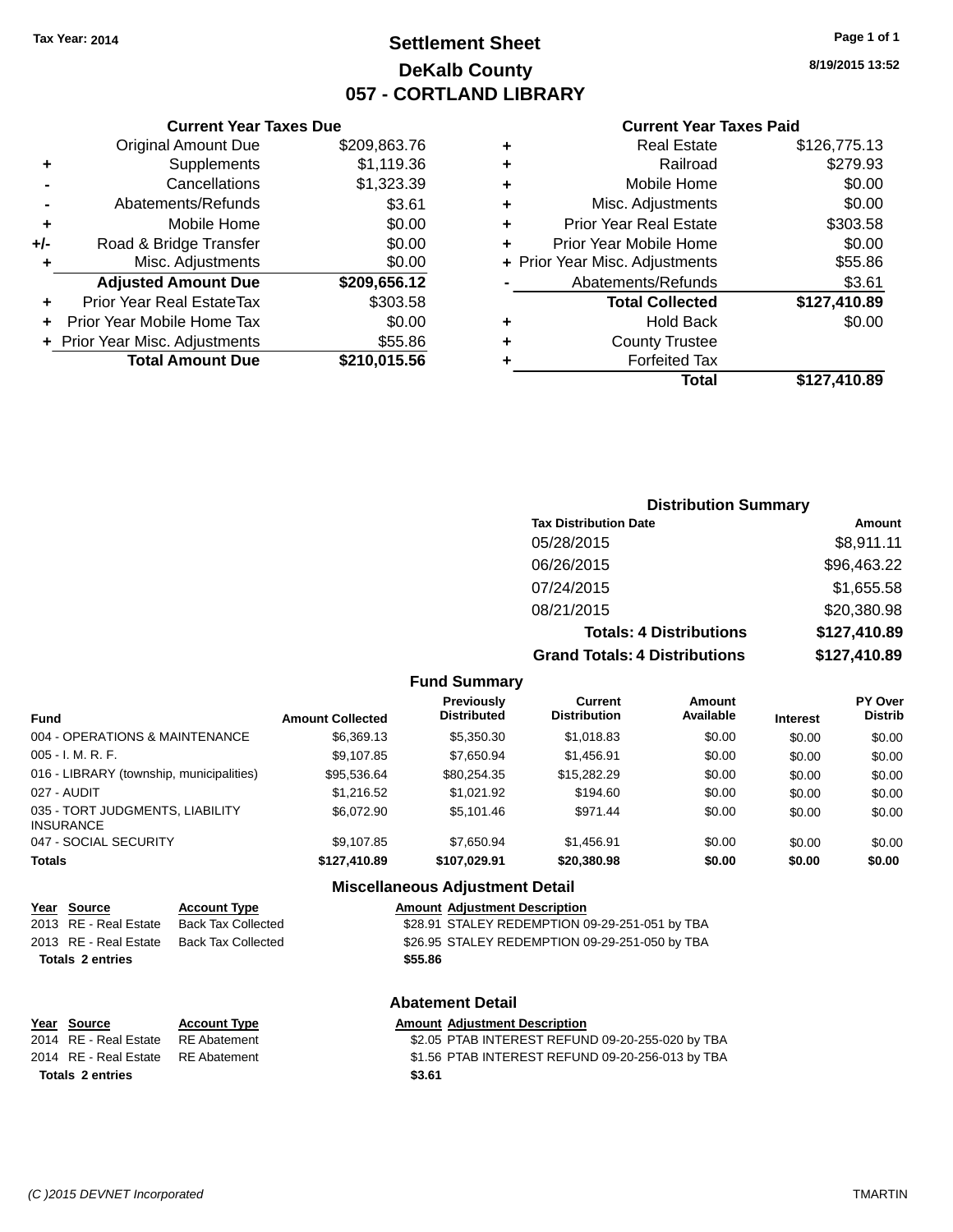Tax Year: 2014

# Settlement Sheet
## DeKalb County
## 057 - CORTLAND LIBRARY

8/19/2015 13:52

### Current Year Taxes Due

| | | |
|---|---|---|
| | Original Amount Due | $209,863.76 |
| + | Supplements | $1,119.36 |
| - | Cancellations | $1,323.39 |
| - | Abatements/Refunds | $3.61 |
| + | Mobile Home | $0.00 |
| +/- | Road & Bridge Transfer | $0.00 |
| + | Misc. Adjustments | $0.00 |
| | **Adjusted Amount Due** | **$209,656.12** |
| + | Prior Year Real EstateTax | $303.58 |
| + | Prior Year Mobile Home Tax | $0.00 |
| + | Prior Year Misc. Adjustments | $55.86 |
| | **Total Amount Due** | **$210,015.56** |

### Current Year Taxes Paid

| | | |
|---|---|---|
| + | Real Estate | $126,775.13 |
| + | Railroad | $279.93 |
| + | Mobile Home | $0.00 |
| + | Misc. Adjustments | $0.00 |
| + | Prior Year Real Estate | $303.58 |
| + | Prior Year Mobile Home | $0.00 |
| + | Prior Year Misc. Adjustments | $55.86 |
| - | Abatements/Refunds | $3.61 |
| | **Total Collected** | **$127,410.89** |
| + | Hold Back | $0.00 |
| + | County Trustee | |
| + | Forfeited Tax | |
| | **Total** | **$127,410.89** |

### Distribution Summary

| Tax Distribution Date | Amount |
|---|---|
| 05/28/2015 | $8,911.11 |
| 06/26/2015 | $96,463.22 |
| 07/24/2015 | $1,655.58 |
| 08/21/2015 | $20,380.98 |
| **Totals: 4 Distributions** | **$127,410.89** |
| **Grand Totals: 4 Distributions** | **$127,410.89** |

### Fund Summary

| Fund | Amount Collected | Previously Distributed | Current Distribution | Amount Available | Interest | PY Over Distrib |
|---|---|---|---|---|---|---|
| 004 - OPERATIONS & MAINTENANCE | $6,369.13 | $5,350.30 | $1,018.83 | $0.00 | $0.00 | $0.00 |
| 005 - I. M. R. F. | $9,107.85 | $7,650.94 | $1,456.91 | $0.00 | $0.00 | $0.00 |
| 016 - LIBRARY (township, municipalities) | $95,536.64 | $80,254.35 | $15,282.29 | $0.00 | $0.00 | $0.00 |
| 027 - AUDIT | $1,216.52 | $1,021.92 | $194.60 | $0.00 | $0.00 | $0.00 |
| 035 - TORT JUDGMENTS, LIABILITY INSURANCE | $6,072.90 | $5,101.46 | $971.44 | $0.00 | $0.00 | $0.00 |
| 047 - SOCIAL SECURITY | $9,107.85 | $7,650.94 | $1,456.91 | $0.00 | $0.00 | $0.00 |
| **Totals** | **$127,410.89** | **$107,029.91** | **$20,380.98** | **$0.00** | **$0.00** | **$0.00** |

### Miscellaneous Adjustment Detail

| Year | Source | Account Type | Amount | Adjustment Description |
|---|---|---|---|---|
| 2013 | RE - Real Estate | Back Tax Collected | $28.91 | STALEY REDEMPTION 09-29-251-051 by TBA |
| 2013 | RE - Real Estate | Back Tax Collected | $26.95 | STALEY REDEMPTION 09-29-251-050 by TBA |
| **Totals 2 entries** | | | **$55.86** | |

### Abatement Detail

| Year | Source | Account Type | Amount | Adjustment Description |
|---|---|---|---|---|
| 2014 | RE - Real Estate | RE Abatement | $2.05 | PTAB INTEREST REFUND 09-20-255-020 by TBA |
| 2014 | RE - Real Estate | RE Abatement | $1.56 | PTAB INTEREST REFUND 09-20-256-013 by TBA |
| **Totals 2 entries** | | | **$3.61** | |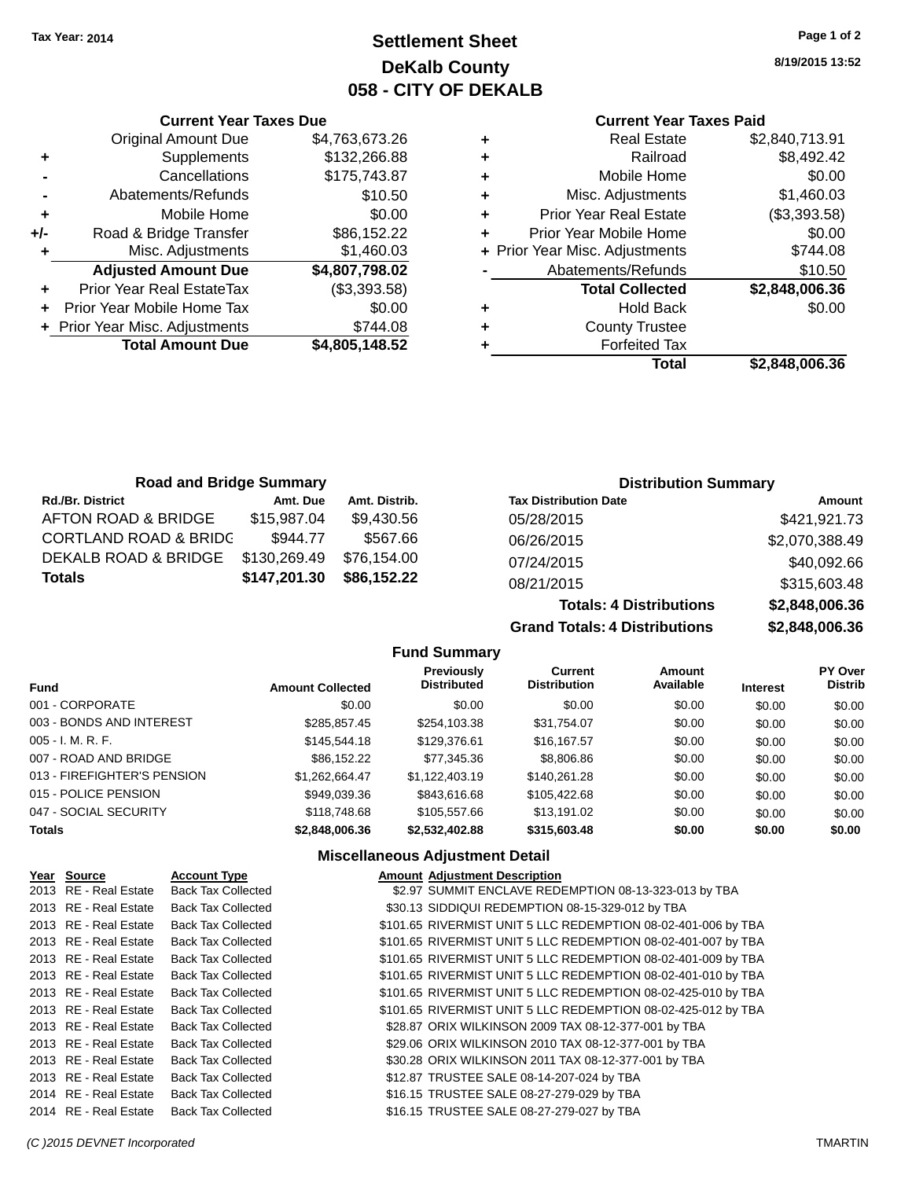**Tax Year: 2014**

# Settlement Sheet
## DeKalb County
## 058 - CITY OF DEKALB

8/19/2015 13:52

### Current Year Taxes Due

| | | |
|---|---|---|
| | Original Amount Due | $4,763,673.26 |
| + | Supplements | $132,266.88 |
| - | Cancellations | $175,743.87 |
| - | Abatements/Refunds | $10.50 |
| + | Mobile Home | $0.00 |
| +/- | Road & Bridge Transfer | $86,152.22 |
| + | Misc. Adjustments | $1,460.03 |
| | **Adjusted Amount Due** | **$4,807,798.02** |
| + | Prior Year Real EstateTax | ($3,393.58) |
| + | Prior Year Mobile Home Tax | $0.00 |
| + | Prior Year Misc. Adjustments | $744.08 |
| | **Total Amount Due** | **$4,805,148.52** |

### Current Year Taxes Paid

| | | |
|---|---|---|
| + | Real Estate | $2,840,713.91 |
| + | Railroad | $8,492.42 |
| + | Mobile Home | $0.00 |
| + | Misc. Adjustments | $1,460.03 |
| + | Prior Year Real Estate | ($3,393.58) |
| + | Prior Year Mobile Home | $0.00 |
| + | Prior Year Misc. Adjustments | $744.08 |
| - | Abatements/Refunds | $10.50 |
| | **Total Collected** | **$2,848,006.36** |
| + | Hold Back | $0.00 |
| + | County Trustee | |
| + | Forfeited Tax | |
| | **Total** | **$2,848,006.36** |

### Road and Bridge Summary

| Rd./Br. District | Amt. Due | Amt. Distrib. |
|---|---|---|
| AFTON ROAD & BRIDGE | $15,987.04 | $9,430.56 |
| CORTLAND ROAD & BRIDG | $944.77 | $567.66 |
| DEKALB ROAD & BRIDGE | $130,269.49 | $76,154.00 |
| **Totals** | **$147,201.30** | **$86,152.22** |

### Distribution Summary

| Tax Distribution Date | Amount |
|---|---|
| 05/28/2015 | $421,921.73 |
| 06/26/2015 | $2,070,388.49 |
| 07/24/2015 | $40,092.66 |
| 08/21/2015 | $315,603.48 |
| **Totals: 4 Distributions** | **$2,848,006.36** |
| **Grand Totals: 4 Distributions** | **$2,848,006.36** |

### Fund Summary

| Fund | Amount Collected | Previously Distributed | Current Distribution | Amount Available | Interest | PY Over Distrib |
|---|---|---|---|---|---|---|
| 001 - CORPORATE | $0.00 | $0.00 | $0.00 | $0.00 | $0.00 | $0.00 |
| 003 - BONDS AND INTEREST | $285,857.45 | $254,103.38 | $31,754.07 | $0.00 | $0.00 | $0.00 |
| 005 - I. M. R. F. | $145,544.18 | $129,376.61 | $16,167.57 | $0.00 | $0.00 | $0.00 |
| 007 - ROAD AND BRIDGE | $86,152.22 | $77,345.36 | $8,806.86 | $0.00 | $0.00 | $0.00 |
| 013 - FIREFIGHTER'S PENSION | $1,262,664.47 | $1,122,403.19 | $140,261.28 | $0.00 | $0.00 | $0.00 |
| 015 - POLICE PENSION | $949,039.36 | $843,616.68 | $105,422.68 | $0.00 | $0.00 | $0.00 |
| 047 - SOCIAL SECURITY | $118,748.68 | $105,557.66 | $13,191.02 | $0.00 | $0.00 | $0.00 |
| **Totals** | **$2,848,006.36** | **$2,532,402.88** | **$315,603.48** | **$0.00** | **$0.00** | **$0.00** |

### Miscellaneous Adjustment Detail

| Year | Source | Account Type | Amount | Adjustment Description |
|---|---|---|---|---|
| 2013 | RE - Real Estate | Back Tax Collected | $2.97 | SUMMIT ENCLAVE REDEMPTION 08-13-323-013 by TBA |
| 2013 | RE - Real Estate | Back Tax Collected | $30.13 | SIDDIQUI REDEMPTION 08-15-329-012 by TBA |
| 2013 | RE - Real Estate | Back Tax Collected | $101.65 | RIVERMIST UNIT 5 LLC REDEMPTION 08-02-401-006 by TBA |
| 2013 | RE - Real Estate | Back Tax Collected | $101.65 | RIVERMIST UNIT 5 LLC REDEMPTION 08-02-401-007 by TBA |
| 2013 | RE - Real Estate | Back Tax Collected | $101.65 | RIVERMIST UNIT 5 LLC REDEMPTION 08-02-401-009 by TBA |
| 2013 | RE - Real Estate | Back Tax Collected | $101.65 | RIVERMIST UNIT 5 LLC REDEMPTION 08-02-401-010 by TBA |
| 2013 | RE - Real Estate | Back Tax Collected | $101.65 | RIVERMIST UNIT 5 LLC REDEMPTION 08-02-425-010 by TBA |
| 2013 | RE - Real Estate | Back Tax Collected | $101.65 | RIVERMIST UNIT 5 LLC REDEMPTION 08-02-425-012 by TBA |
| 2013 | RE - Real Estate | Back Tax Collected | $28.87 | ORIX WILKINSON 2009 TAX 08-12-377-001 by TBA |
| 2013 | RE - Real Estate | Back Tax Collected | $29.06 | ORIX WILKINSON 2010 TAX 08-12-377-001 by TBA |
| 2013 | RE - Real Estate | Back Tax Collected | $30.28 | ORIX WILKINSON 2011 TAX 08-12-377-001 by TBA |
| 2013 | RE - Real Estate | Back Tax Collected | $12.87 | TRUSTEE SALE 08-14-207-024 by TBA |
| 2014 | RE - Real Estate | Back Tax Collected | $16.15 | TRUSTEE SALE 08-27-279-029 by TBA |
| 2014 | RE - Real Estate | Back Tax Collected | $16.15 | TRUSTEE SALE 08-27-279-027 by TBA |

(C )2015 DEVNET Incorporated TMARTIN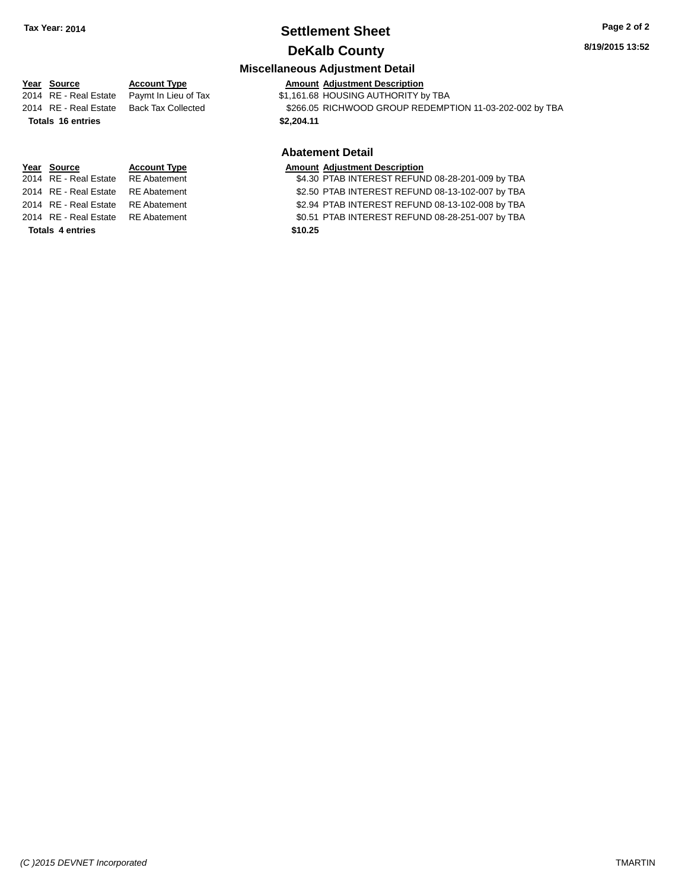# Settlement Sheet

## DeKalb County

Tax Year: 2014

8/19/2015 13:52

### Miscellaneous Adjustment Detail

| Year | Source | Account Type | Amount | Adjustment Description |
|---|---|---|---|---|
| 2014 | RE - Real Estate | Paymt In Lieu of Tax | $1,161.68 | HOUSING AUTHORITY by TBA |
| 2014 | RE - Real Estate | Back Tax Collected | $266.05 | RICHWOOD GROUP REDEMPTION 11-03-202-002 by TBA |
| **Totals 16 entries** | | | **$2,204.11** | |

### Abatement Detail

| Year | Source | Account Type | Amount | Adjustment Description |
|---|---|---|---|---|
| 2014 | RE - Real Estate | RE Abatement | $4.30 | PTAB INTEREST REFUND 08-28-201-009 by TBA |
| 2014 | RE - Real Estate | RE Abatement | $2.50 | PTAB INTEREST REFUND 08-13-102-007 by TBA |
| 2014 | RE - Real Estate | RE Abatement | $2.94 | PTAB INTEREST REFUND 08-13-102-008 by TBA |
| 2014 | RE - Real Estate | RE Abatement | $0.51 | PTAB INTEREST REFUND 08-28-251-007 by TBA |
| **Totals 4 entries** | | | **$10.25** | |

*(C )2015 DEVNET Incorporated* TMARTIN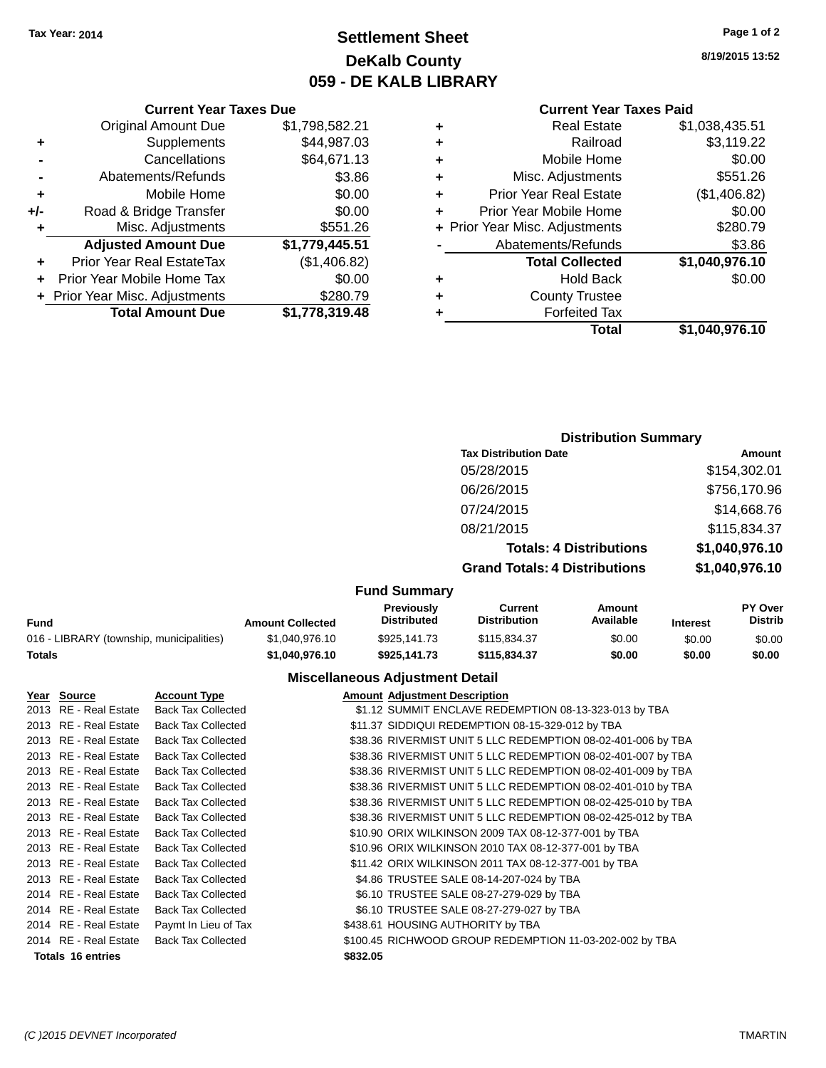Tax Year: 2014

# Settlement Sheet
## DeKalb County
## 059 - DE KALB LIBRARY

8/19/2015 13:52

### Current Year Taxes Due

| | | |
|---|---|---|
| | Original Amount Due | $1,798,582.21 |
| + | Supplements | $44,987.03 |
| - | Cancellations | $64,671.13 |
| - | Abatements/Refunds | $3.86 |
| + | Mobile Home | $0.00 |
| +/- | Road & Bridge Transfer | $0.00 |
| + | Misc. Adjustments | $551.26 |
| | **Adjusted Amount Due** | **$1,779,445.51** |
| + | Prior Year Real EstateTax | ($1,406.82) |
| + | Prior Year Mobile Home Tax | $0.00 |
| + | Prior Year Misc. Adjustments | $280.79 |
| | **Total Amount Due** | **$1,778,319.48** |

### Current Year Taxes Paid

| | | |
|---|---|---|
| + | Real Estate | $1,038,435.51 |
| + | Railroad | $3,119.22 |
| + | Mobile Home | $0.00 |
| + | Misc. Adjustments | $551.26 |
| + | Prior Year Real Estate | ($1,406.82) |
| + | Prior Year Mobile Home | $0.00 |
| + | Prior Year Misc. Adjustments | $280.79 |
| - | Abatements/Refunds | $3.86 |
| | **Total Collected** | **$1,040,976.10** |
| + | Hold Back | $0.00 |
| + | County Trustee | |
| + | Forfeited Tax | |
| | **Total** | **$1,040,976.10** |

### Distribution Summary

| Tax Distribution Date | Amount |
|---|---|
| 05/28/2015 | $154,302.01 |
| 06/26/2015 | $756,170.96 |
| 07/24/2015 | $14,668.76 |
| 08/21/2015 | $115,834.37 |
| **Totals: 4 Distributions** | **$1,040,976.10** |
| **Grand Totals: 4 Distributions** | **$1,040,976.10** |

### Fund Summary

| Fund | Amount Collected | Previously Distributed | Current Distribution | Amount Available | Interest | PY Over Distrib |
|---|---|---|---|---|---|---|
| 016 - LIBRARY (township, municipalities) | $1,040,976.10 | $925,141.73 | $115,834.37 | $0.00 | $0.00 | $0.00 |
| **Totals** | **$1,040,976.10** | **$925,141.73** | **$115,834.37** | **$0.00** | **$0.00** | **$0.00** |

### Miscellaneous Adjustment Detail

| Year | Source | Account Type | Amount | Adjustment Description |
|---|---|---|---|---|
| 2013 | RE - Real Estate | Back Tax Collected | $1.12 | SUMMIT ENCLAVE REDEMPTION 08-13-323-013 by TBA |
| 2013 | RE - Real Estate | Back Tax Collected | $11.37 | SIDDIQUI REDEMPTION 08-15-329-012 by TBA |
| 2013 | RE - Real Estate | Back Tax Collected | $38.36 | RIVERMIST UNIT 5 LLC REDEMPTION 08-02-401-006 by TBA |
| 2013 | RE - Real Estate | Back Tax Collected | $38.36 | RIVERMIST UNIT 5 LLC REDEMPTION 08-02-401-007 by TBA |
| 2013 | RE - Real Estate | Back Tax Collected | $38.36 | RIVERMIST UNIT 5 LLC REDEMPTION 08-02-401-009 by TBA |
| 2013 | RE - Real Estate | Back Tax Collected | $38.36 | RIVERMIST UNIT 5 LLC REDEMPTION 08-02-401-010 by TBA |
| 2013 | RE - Real Estate | Back Tax Collected | $38.36 | RIVERMIST UNIT 5 LLC REDEMPTION 08-02-425-010 by TBA |
| 2013 | RE - Real Estate | Back Tax Collected | $38.36 | RIVERMIST UNIT 5 LLC REDEMPTION 08-02-425-012 by TBA |
| 2013 | RE - Real Estate | Back Tax Collected | $10.90 | ORIX WILKINSON 2009 TAX 08-12-377-001 by TBA |
| 2013 | RE - Real Estate | Back Tax Collected | $10.96 | ORIX WILKINSON 2010 TAX 08-12-377-001 by TBA |
| 2013 | RE - Real Estate | Back Tax Collected | $11.42 | ORIX WILKINSON 2011 TAX 08-12-377-001 by TBA |
| 2013 | RE - Real Estate | Back Tax Collected | $4.86 | TRUSTEE SALE 08-14-207-024 by TBA |
| 2014 | RE - Real Estate | Back Tax Collected | $6.10 | TRUSTEE SALE 08-27-279-029 by TBA |
| 2014 | RE - Real Estate | Back Tax Collected | $6.10 | TRUSTEE SALE 08-27-279-027 by TBA |
| 2014 | RE - Real Estate | Paymt In Lieu of Tax | $438.61 | HOUSING AUTHORITY by TBA |
| 2014 | RE - Real Estate | Back Tax Collected | $100.45 | RICHWOOD GROUP REDEMPTION 11-03-202-002 by TBA |
| **Totals 16 entries** | | | **$832.05** | |

(C )2015 DEVNET Incorporated — TMARTIN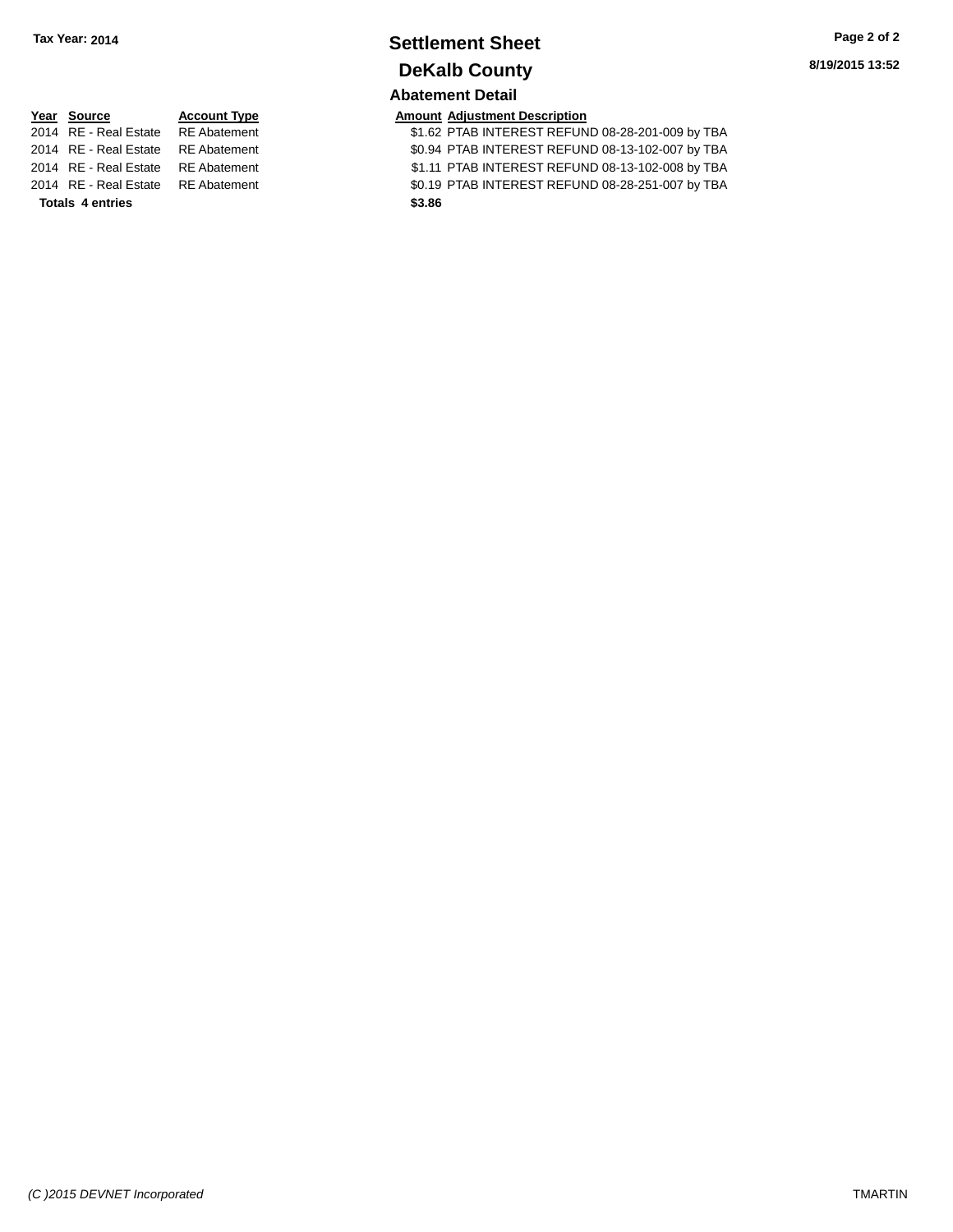Tax Year: 2014

# Settlement Sheet

## DeKalb County

### Abatement Detail

| Year | Source | Account Type | Amount | Adjustment Description |
|---|---|---|---|---|
| 2014 | RE - Real Estate | RE Abatement | $1.62 | PTAB INTEREST REFUND 08-28-201-009 by TBA |
| 2014 | RE - Real Estate | RE Abatement | $0.94 | PTAB INTEREST REFUND 08-13-102-007 by TBA |
| 2014 | RE - Real Estate | RE Abatement | $1.11 | PTAB INTEREST REFUND 08-13-102-008 by TBA |
| 2014 | RE - Real Estate | RE Abatement | $0.19 | PTAB INTEREST REFUND 08-28-251-007 by TBA |
| **Totals 4 entries** | | | **$3.86** | |

8/19/2015 13:52

(C )2015 DEVNET Incorporated

TMARTIN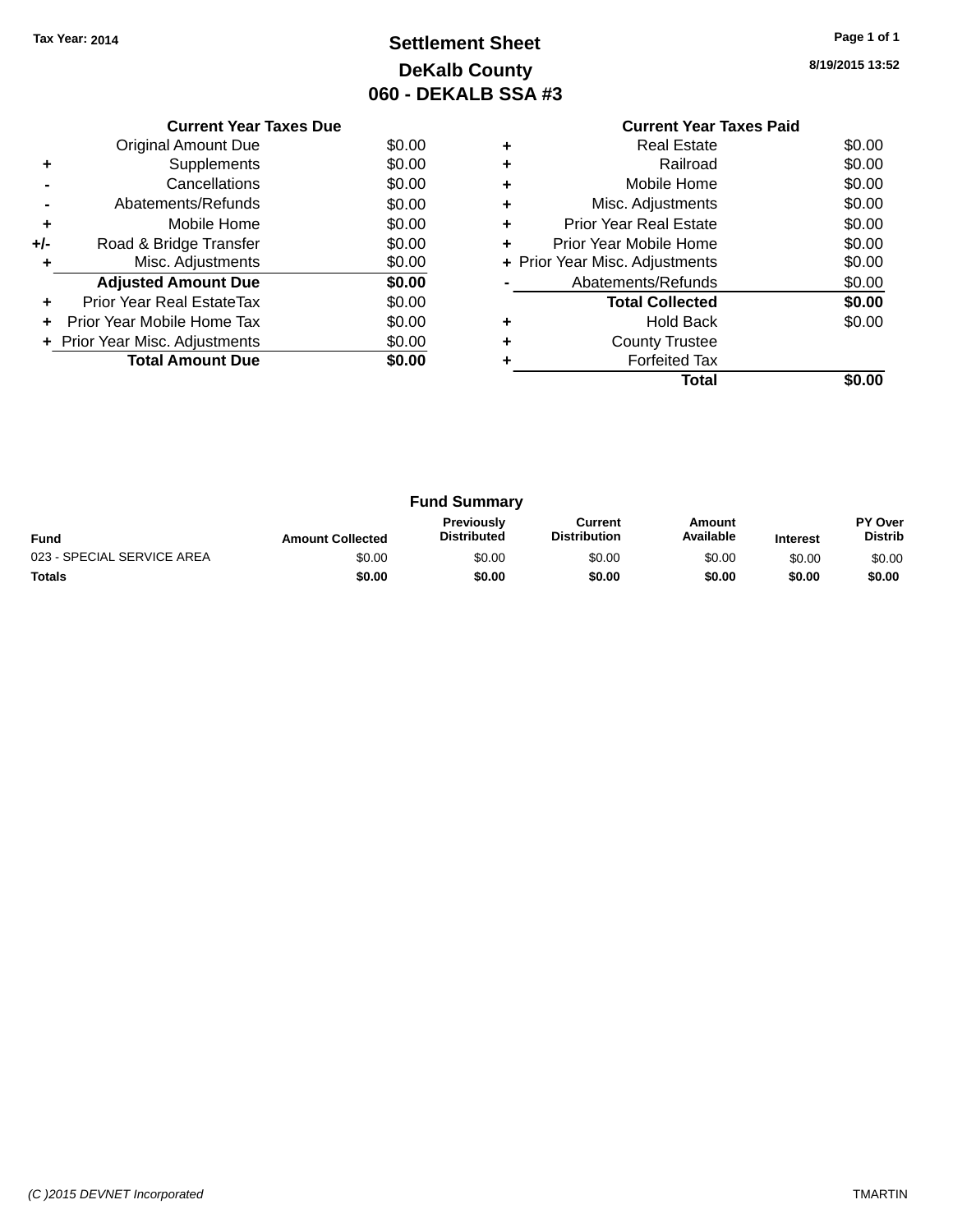Tax Year: 2014

# Settlement Sheet

## DeKalb County

## 060 - DEKALB SSA #3

8/19/2015 13:52

### Current Year Taxes Due

| | | |
|---|---|---|
| | Original Amount Due | $0.00 |
| + | Supplements | $0.00 |
| - | Cancellations | $0.00 |
| - | Abatements/Refunds | $0.00 |
| + | Mobile Home | $0.00 |
| +/- | Road & Bridge Transfer | $0.00 |
| + | Misc. Adjustments | $0.00 |
| | **Adjusted Amount Due** | **$0.00** |
| + | Prior Year Real EstateTax | $0.00 |
| + | Prior Year Mobile Home Tax | $0.00 |
| + | Prior Year Misc. Adjustments | $0.00 |
| | **Total Amount Due** | **$0.00** |

### Current Year Taxes Paid

| | | |
|---|---|---|
| + | Real Estate | $0.00 |
| + | Railroad | $0.00 |
| + | Mobile Home | $0.00 |
| + | Misc. Adjustments | $0.00 |
| + | Prior Year Real Estate | $0.00 |
| + | Prior Year Mobile Home | $0.00 |
| + | Prior Year Misc. Adjustments | $0.00 |
| - | Abatements/Refunds | $0.00 |
| | **Total Collected** | **$0.00** |
| + | Hold Back | $0.00 |
| + | County Trustee | |
| + | Forfeited Tax | |
| | **Total** | **$0.00** |

### Fund Summary

| Fund | Amount Collected | Previously Distributed | Current Distribution | Amount Available | Interest | PY Over Distrib |
|---|---|---|---|---|---|---|
| 023 - SPECIAL SERVICE AREA | $0.00 | $0.00 | $0.00 | $0.00 | $0.00 | $0.00 |
| **Totals** | **$0.00** | **$0.00** | **$0.00** | **$0.00** | **$0.00** | **$0.00** |

(C )2015 DEVNET Incorporated — TMARTIN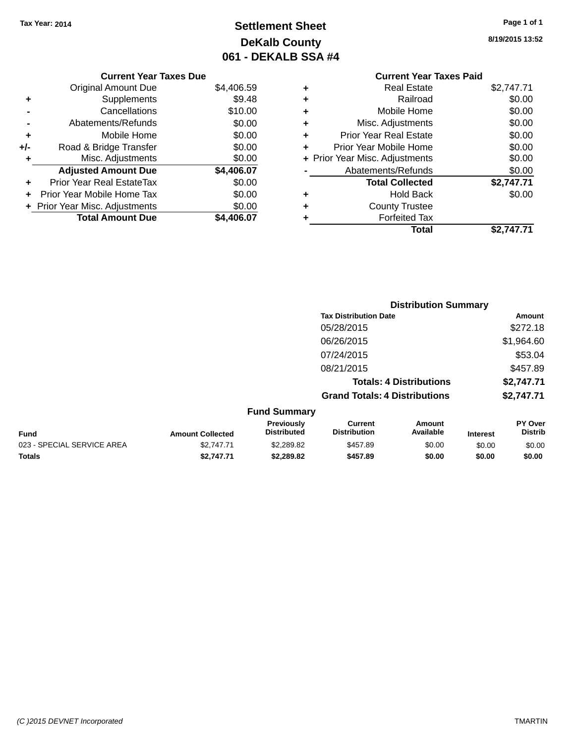Tax Year: 2014

# Settlement Sheet
## DeKalb County
## 061 - DEKALB SSA #4

8/19/2015 13:52

| | Current Year Taxes Due | |
|---|---|---|
| | Original Amount Due | $4,406.59 |
| + | Supplements | $9.48 |
| - | Cancellations | $10.00 |
| - | Abatements/Refunds | $0.00 |
| + | Mobile Home | $0.00 |
| +/- | Road & Bridge Transfer | $0.00 |
| + | Misc. Adjustments | $0.00 |
| | **Adjusted Amount Due** | **$4,406.07** |
| + | Prior Year Real EstateTax | $0.00 |
| + | Prior Year Mobile Home Tax | $0.00 |
| + | Prior Year Misc. Adjustments | $0.00 |
| | **Total Amount Due** | **$4,406.07** |

| | Current Year Taxes Paid | |
|---|---|---|
| + | Real Estate | $2,747.71 |
| + | Railroad | $0.00 |
| + | Mobile Home | $0.00 |
| + | Misc. Adjustments | $0.00 |
| + | Prior Year Real Estate | $0.00 |
| + | Prior Year Mobile Home | $0.00 |
| + | Prior Year Misc. Adjustments | $0.00 |
| - | Abatements/Refunds | $0.00 |
| | **Total Collected** | **$2,747.71** |
| + | Hold Back | $0.00 |
| + | County Trustee | |
| + | Forfeited Tax | |
| | **Total** | **$2,747.71** |

### Distribution Summary

| Tax Distribution Date | Amount |
|---|---|
| 05/28/2015 | $272.18 |
| 06/26/2015 | $1,964.60 |
| 07/24/2015 | $53.04 |
| 08/21/2015 | $457.89 |
| **Totals: 4 Distributions** | **$2,747.71** |
| **Grand Totals: 4 Distributions** | **$2,747.71** |

### Fund Summary

| Fund | Amount Collected | Previously Distributed | Current Distribution | Amount Available | Interest | PY Over Distrib |
|---|---|---|---|---|---|---|
| 023 - SPECIAL SERVICE AREA | $2,747.71 | $2,289.82 | $457.89 | $0.00 | $0.00 | $0.00 |
| **Totals** | **$2,747.71** | **$2,289.82** | **$457.89** | **$0.00** | **$0.00** | **$0.00** |

(C )2015 DEVNET Incorporated TMARTIN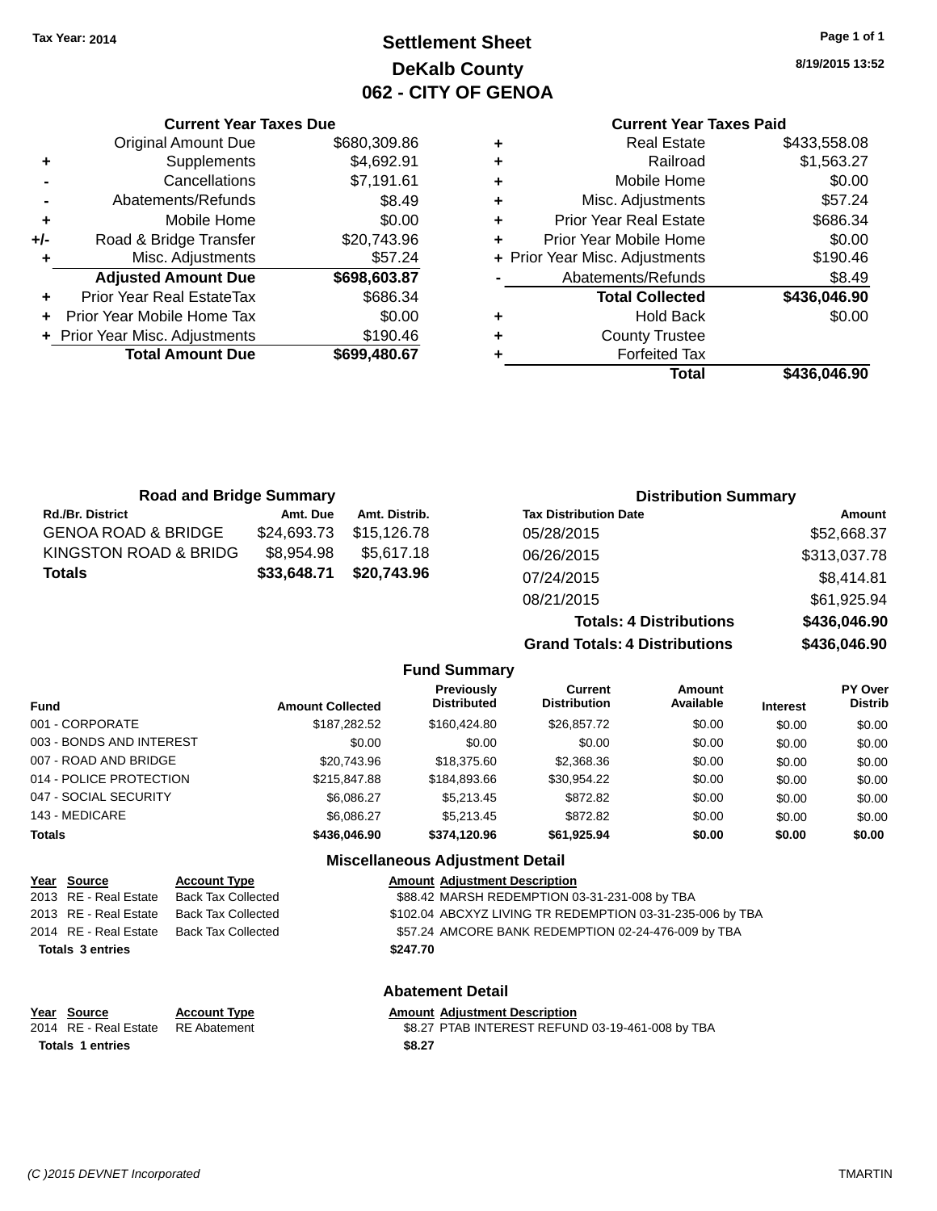Tax Year: 2014

# Settlement Sheet
## DeKalb County
## 062 - CITY OF GENOA

8/19/2015 13:52

### Current Year Taxes Due

| | | |
|---|---|---|
| | Original Amount Due | $680,309.86 |
| + | Supplements | $4,692.91 |
| - | Cancellations | $7,191.61 |
| - | Abatements/Refunds | $8.49 |
| + | Mobile Home | $0.00 |
| +/- | Road & Bridge Transfer | $20,743.96 |
| + | Misc. Adjustments | $57.24 |
| | **Adjusted Amount Due** | **$698,603.87** |
| + | Prior Year Real EstateTax | $686.34 |
| + | Prior Year Mobile Home Tax | $0.00 |
| + | Prior Year Misc. Adjustments | $190.46 |
| | **Total Amount Due** | **$699,480.67** |

### Current Year Taxes Paid

| | | |
|---|---|---|
| + | Real Estate | $433,558.08 |
| + | Railroad | $1,563.27 |
| + | Mobile Home | $0.00 |
| + | Misc. Adjustments | $57.24 |
| + | Prior Year Real Estate | $686.34 |
| + | Prior Year Mobile Home | $0.00 |
| + | Prior Year Misc. Adjustments | $190.46 |
| - | Abatements/Refunds | $8.49 |
| | **Total Collected** | **$436,046.90** |
| + | Hold Back | $0.00 |
| + | County Trustee | |
| + | Forfeited Tax | |
| | **Total** | **$436,046.90** |

### Road and Bridge Summary

| Rd./Br. District | Amt. Due | Amt. Distrib. |
|---|---|---|
| GENOA ROAD & BRIDGE | $24,693.73 | $15,126.78 |
| KINGSTON ROAD & BRIDG | $8,954.98 | $5,617.18 |
| **Totals** | **$33,648.71** | **$20,743.96** |

### Distribution Summary

| Tax Distribution Date | Amount |
|---|---|
| 05/28/2015 | $52,668.37 |
| 06/26/2015 | $313,037.78 |
| 07/24/2015 | $8,414.81 |
| 08/21/2015 | $61,925.94 |
| **Totals: 4 Distributions** | **$436,046.90** |
| **Grand Totals: 4 Distributions** | **$436,046.90** |

### Fund Summary

| Fund | Amount Collected | Previously Distributed | Current Distribution | Amount Available | Interest | PY Over Distrib |
|---|---|---|---|---|---|---|
| 001 - CORPORATE | $187,282.52 | $160,424.80 | $26,857.72 | $0.00 | $0.00 | $0.00 |
| 003 - BONDS AND INTEREST | $0.00 | $0.00 | $0.00 | $0.00 | $0.00 | $0.00 |
| 007 - ROAD AND BRIDGE | $20,743.96 | $18,375.60 | $2,368.36 | $0.00 | $0.00 | $0.00 |
| 014 - POLICE PROTECTION | $215,847.88 | $184,893.66 | $30,954.22 | $0.00 | $0.00 | $0.00 |
| 047 - SOCIAL SECURITY | $6,086.27 | $5,213.45 | $872.82 | $0.00 | $0.00 | $0.00 |
| 143 - MEDICARE | $6,086.27 | $5,213.45 | $872.82 | $0.00 | $0.00 | $0.00 |
| **Totals** | **$436,046.90** | **$374,120.96** | **$61,925.94** | **$0.00** | **$0.00** | **$0.00** |

### Miscellaneous Adjustment Detail

| Year | Source | Account Type | Amount | Adjustment Description |
|---|---|---|---|---|
| 2013 | RE - Real Estate | Back Tax Collected | $88.42 | MARSH REDEMPTION 03-31-231-008 by TBA |
| 2013 | RE - Real Estate | Back Tax Collected | $102.04 | ABCXYZ LIVING TR REDEMPTION 03-31-235-006 by TBA |
| 2014 | RE - Real Estate | Back Tax Collected | $57.24 | AMCORE BANK REDEMPTION 02-24-476-009 by TBA |
| **Totals 3 entries** | | | **$247.70** | |

### Abatement Detail

| Year | Source | Account Type | Amount | Adjustment Description |
|---|---|---|---|---|
| 2014 | RE - Real Estate | RE Abatement | $8.27 | PTAB INTEREST REFUND 03-19-461-008 by TBA |
| **Totals 1 entries** | | | **$8.27** | |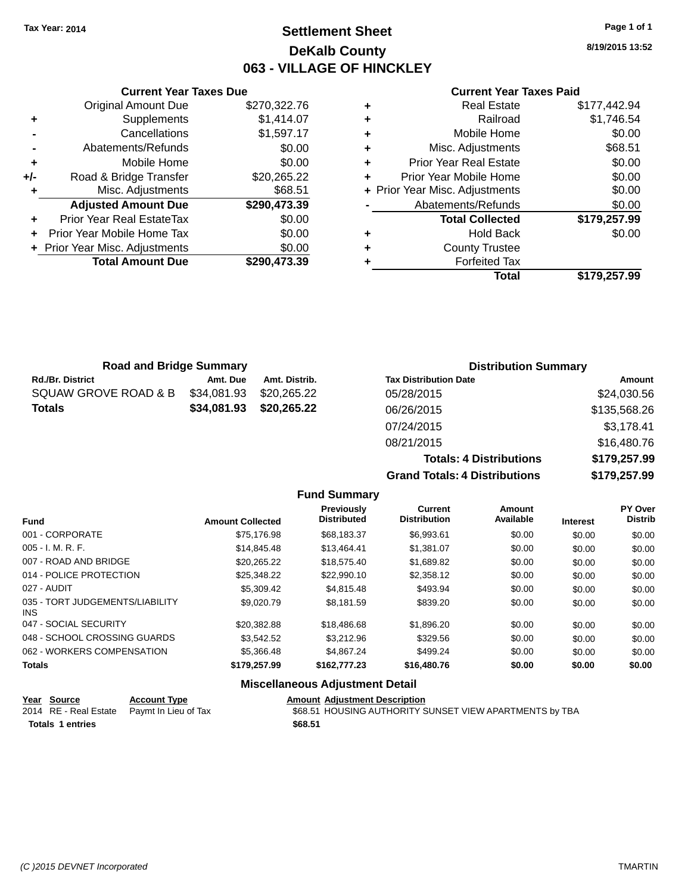Tax Year: 2014

# Settlement Sheet
## DeKalb County
## 063 - VILLAGE OF HINCKLEY

8/19/2015 13:52

### Current Year Taxes Due

| | | |
|---|---|---|
| | Original Amount Due | $270,322.76 |
| + | Supplements | $1,414.07 |
| - | Cancellations | $1,597.17 |
| - | Abatements/Refunds | $0.00 |
| + | Mobile Home | $0.00 |
| +/- | Road & Bridge Transfer | $20,265.22 |
| + | Misc. Adjustments | $68.51 |
| | **Adjusted Amount Due** | **$290,473.39** |
| + | Prior Year Real EstateTax | $0.00 |
| + | Prior Year Mobile Home Tax | $0.00 |
| + | Prior Year Misc. Adjustments | $0.00 |
| | **Total Amount Due** | **$290,473.39** |

### Current Year Taxes Paid

| | | |
|---|---|---|
| + | Real Estate | $177,442.94 |
| + | Railroad | $1,746.54 |
| + | Mobile Home | $0.00 |
| + | Misc. Adjustments | $68.51 |
| + | Prior Year Real Estate | $0.00 |
| + | Prior Year Mobile Home | $0.00 |
| + | Prior Year Misc. Adjustments | $0.00 |
| - | Abatements/Refunds | $0.00 |
| | **Total Collected** | **$179,257.99** |
| + | Hold Back | $0.00 |
| + | County Trustee | |
| + | Forfeited Tax | |
| | **Total** | **$179,257.99** |

### Road and Bridge Summary

| Rd./Br. District | Amt. Due | Amt. Distrib. |
|---|---|---|
| SQUAW GROVE ROAD & B | $34,081.93 | $20,265.22 |
| **Totals** | **$34,081.93** | **$20,265.22** |

### Distribution Summary

| Tax Distribution Date | Amount |
|---|---|
| 05/28/2015 | $24,030.56 |
| 06/26/2015 | $135,568.26 |
| 07/24/2015 | $3,178.41 |
| 08/21/2015 | $16,480.76 |
| **Totals: 4 Distributions** | **$179,257.99** |
| **Grand Totals: 4 Distributions** | **$179,257.99** |

### Fund Summary

| Fund | Amount Collected | Previously Distributed | Current Distribution | Amount Available | Interest | PY Over Distrib |
|---|---|---|---|---|---|---|
| 001 - CORPORATE | $75,176.98 | $68,183.37 | $6,993.61 | $0.00 | $0.00 | $0.00 |
| 005 - I. M. R. F. | $14,845.48 | $13,464.41 | $1,381.07 | $0.00 | $0.00 | $0.00 |
| 007 - ROAD AND BRIDGE | $20,265.22 | $18,575.40 | $1,689.82 | $0.00 | $0.00 | $0.00 |
| 014 - POLICE PROTECTION | $25,348.22 | $22,990.10 | $2,358.12 | $0.00 | $0.00 | $0.00 |
| 027 - AUDIT | $5,309.42 | $4,815.48 | $493.94 | $0.00 | $0.00 | $0.00 |
| 035 - TORT JUDGEMENTS/LIABILITY INS | $9,020.79 | $8,181.59 | $839.20 | $0.00 | $0.00 | $0.00 |
| 047 - SOCIAL SECURITY | $20,382.88 | $18,486.68 | $1,896.20 | $0.00 | $0.00 | $0.00 |
| 048 - SCHOOL CROSSING GUARDS | $3,542.52 | $3,212.96 | $329.56 | $0.00 | $0.00 | $0.00 |
| 062 - WORKERS COMPENSATION | $5,366.48 | $4,867.24 | $499.24 | $0.00 | $0.00 | $0.00 |
| **Totals** | **$179,257.99** | **$162,777.23** | **$16,480.76** | **$0.00** | **$0.00** | **$0.00** |

### Miscellaneous Adjustment Detail

| Year | Source | Account Type | Amount | Adjustment Description |
|---|---|---|---|---|
| 2014 | RE - Real Estate | Paymt In Lieu of Tax | $68.51 | HOUSING AUTHORITY SUNSET VIEW APARTMENTS by TBA |
| **Totals 1 entries** | | | **$68.51** | |

(C )2015 DEVNET Incorporated TMARTIN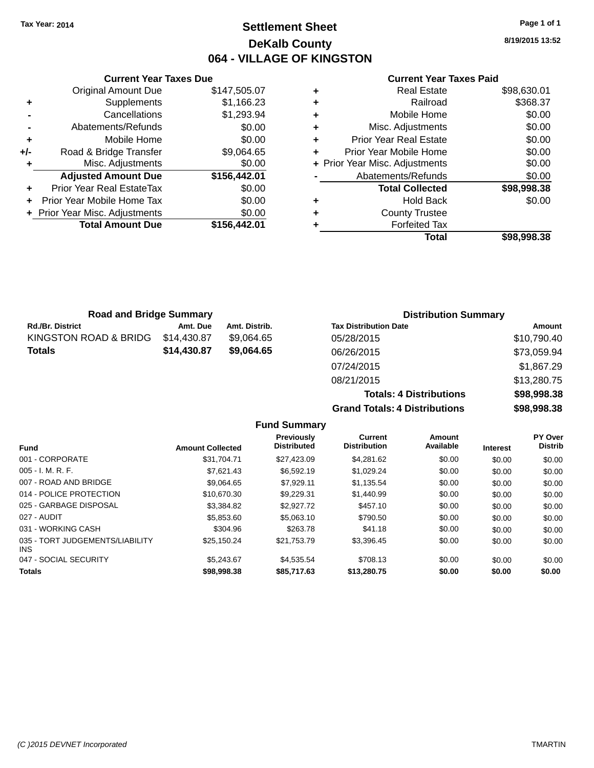Tax Year: 2014

# Settlement Sheet

## DeKalb County

## 064 - VILLAGE OF KINGSTON

8/19/2015 13:52

### Current Year Taxes Due

| | | |
|---|---|---|
| | Original Amount Due | $147,505.07 |
| + | Supplements | $1,166.23 |
| - | Cancellations | $1,293.94 |
| - | Abatements/Refunds | $0.00 |
| + | Mobile Home | $0.00 |
| +/- | Road & Bridge Transfer | $9,064.65 |
| + | Misc. Adjustments | $0.00 |
| | **Adjusted Amount Due** | **$156,442.01** |
| + | Prior Year Real EstateTax | $0.00 |
| + | Prior Year Mobile Home Tax | $0.00 |
| + | Prior Year Misc. Adjustments | $0.00 |
| | **Total Amount Due** | **$156,442.01** |

### Current Year Taxes Paid

| | | |
|---|---|---|
| + | Real Estate | $98,630.01 |
| + | Railroad | $368.37 |
| + | Mobile Home | $0.00 |
| + | Misc. Adjustments | $0.00 |
| + | Prior Year Real Estate | $0.00 |
| + | Prior Year Mobile Home | $0.00 |
| + | Prior Year Misc. Adjustments | $0.00 |
| - | Abatements/Refunds | $0.00 |
| | **Total Collected** | **$98,998.38** |
| + | Hold Back | $0.00 |
| + | County Trustee | |
| + | Forfeited Tax | |
| | **Total** | **$98,998.38** |

### Road and Bridge Summary

| Rd./Br. District | Amt. Due | Amt. Distrib. |
|---|---|---|
| KINGSTON ROAD & BRIDG | $14,430.87 | $9,064.65 |
| **Totals** | **$14,430.87** | **$9,064.65** |

### Distribution Summary

| Tax Distribution Date | Amount |
|---|---|
| 05/28/2015 | $10,790.40 |
| 06/26/2015 | $73,059.94 |
| 07/24/2015 | $1,867.29 |
| 08/21/2015 | $13,280.75 |
| **Totals: 4 Distributions** | **$98,998.38** |
| **Grand Totals: 4 Distributions** | **$98,998.38** |

### Fund Summary

| Fund | Amount Collected | Previously Distributed | Current Distribution | Amount Available | Interest | PY Over Distrib |
|---|---|---|---|---|---|---|
| 001 - CORPORATE | $31,704.71 | $27,423.09 | $4,281.62 | $0.00 | $0.00 | $0.00 |
| 005 - I. M. R. F. | $7,621.43 | $6,592.19 | $1,029.24 | $0.00 | $0.00 | $0.00 |
| 007 - ROAD AND BRIDGE | $9,064.65 | $7,929.11 | $1,135.54 | $0.00 | $0.00 | $0.00 |
| 014 - POLICE PROTECTION | $10,670.30 | $9,229.31 | $1,440.99 | $0.00 | $0.00 | $0.00 |
| 025 - GARBAGE DISPOSAL | $3,384.82 | $2,927.72 | $457.10 | $0.00 | $0.00 | $0.00 |
| 027 - AUDIT | $5,853.60 | $5,063.10 | $790.50 | $0.00 | $0.00 | $0.00 |
| 031 - WORKING CASH | $304.96 | $263.78 | $41.18 | $0.00 | $0.00 | $0.00 |
| 035 - TORT JUDGEMENTS/LIABILITY INS | $25,150.24 | $21,753.79 | $3,396.45 | $0.00 | $0.00 | $0.00 |
| 047 - SOCIAL SECURITY | $5,243.67 | $4,535.54 | $708.13 | $0.00 | $0.00 | $0.00 |
| **Totals** | **$98,998.38** | **$85,717.63** | **$13,280.75** | **$0.00** | **$0.00** | **$0.00** |

(C )2015 DEVNET Incorporated TMARTIN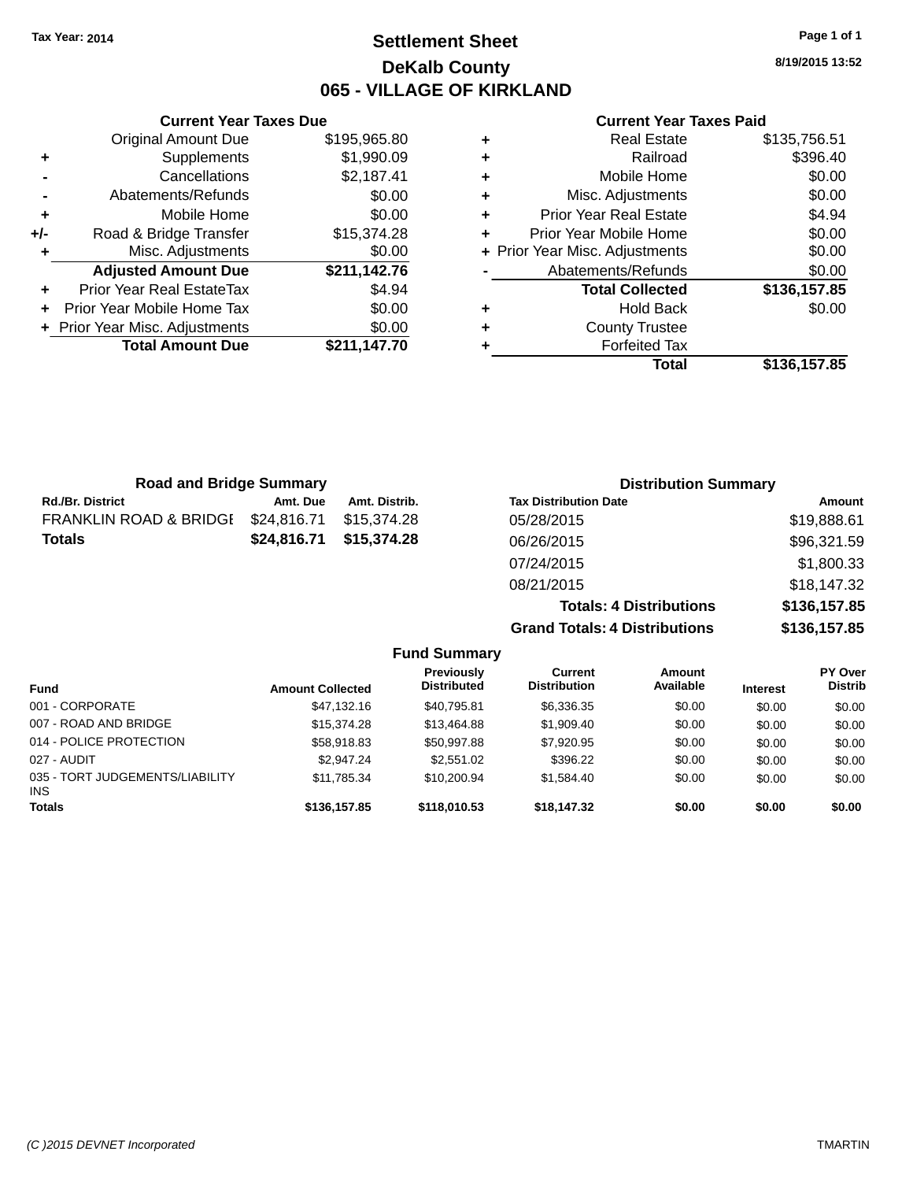Tax Year: 2014

# Settlement Sheet

## DeKalb County

## 065 - VILLAGE OF KIRKLAND

8/19/2015 13:52

### Current Year Taxes Due

| | | |
|---|---|---|
| | Original Amount Due | $195,965.80 |
| + | Supplements | $1,990.09 |
| - | Cancellations | $2,187.41 |
| - | Abatements/Refunds | $0.00 |
| + | Mobile Home | $0.00 |
| +/- | Road & Bridge Transfer | $15,374.28 |
| + | Misc. Adjustments | $0.00 |
| | **Adjusted Amount Due** | **$211,142.76** |
| + | Prior Year Real EstateTax | $4.94 |
| + | Prior Year Mobile Home Tax | $0.00 |
| + | Prior Year Misc. Adjustments | $0.00 |
| | **Total Amount Due** | **$211,147.70** |

### Current Year Taxes Paid

| | | |
|---|---|---|
| + | Real Estate | $135,756.51 |
| + | Railroad | $396.40 |
| + | Mobile Home | $0.00 |
| + | Misc. Adjustments | $0.00 |
| + | Prior Year Real Estate | $4.94 |
| + | Prior Year Mobile Home | $0.00 |
| + | Prior Year Misc. Adjustments | $0.00 |
| - | Abatements/Refunds | $0.00 |
| | **Total Collected** | **$136,157.85** |
| + | Hold Back | $0.00 |
| + | County Trustee | |
| + | Forfeited Tax | |
| | **Total** | **$136,157.85** |

### Road and Bridge Summary

| Rd./Br. District | Amt. Due | Amt. Distrib. |
|---|---|---|
| FRANKLIN ROAD & BRIDGE | $24,816.71 | $15,374.28 |
| **Totals** | **$24,816.71** | **$15,374.28** |

### Distribution Summary

| Tax Distribution Date | Amount |
|---|---|
| 05/28/2015 | $19,888.61 |
| 06/26/2015 | $96,321.59 |
| 07/24/2015 | $1,800.33 |
| 08/21/2015 | $18,147.32 |
| **Totals: 4 Distributions** | **$136,157.85** |
| **Grand Totals: 4 Distributions** | **$136,157.85** |

### Fund Summary

| Fund | Amount Collected | Previously Distributed | Current Distribution | Amount Available | Interest | PY Over Distrib |
|---|---|---|---|---|---|---|
| 001 - CORPORATE | $47,132.16 | $40,795.81 | $6,336.35 | $0.00 | $0.00 | $0.00 |
| 007 - ROAD AND BRIDGE | $15,374.28 | $13,464.88 | $1,909.40 | $0.00 | $0.00 | $0.00 |
| 014 - POLICE PROTECTION | $58,918.83 | $50,997.88 | $7,920.95 | $0.00 | $0.00 | $0.00 |
| 027 - AUDIT | $2,947.24 | $2,551.02 | $396.22 | $0.00 | $0.00 | $0.00 |
| 035 - TORT JUDGEMENTS/LIABILITY INS | $11,785.34 | $10,200.94 | $1,584.40 | $0.00 | $0.00 | $0.00 |
| **Totals** | **$136,157.85** | **$118,010.53** | **$18,147.32** | **$0.00** | **$0.00** | **$0.00** |

(C )2015 DEVNET Incorporated TMARTIN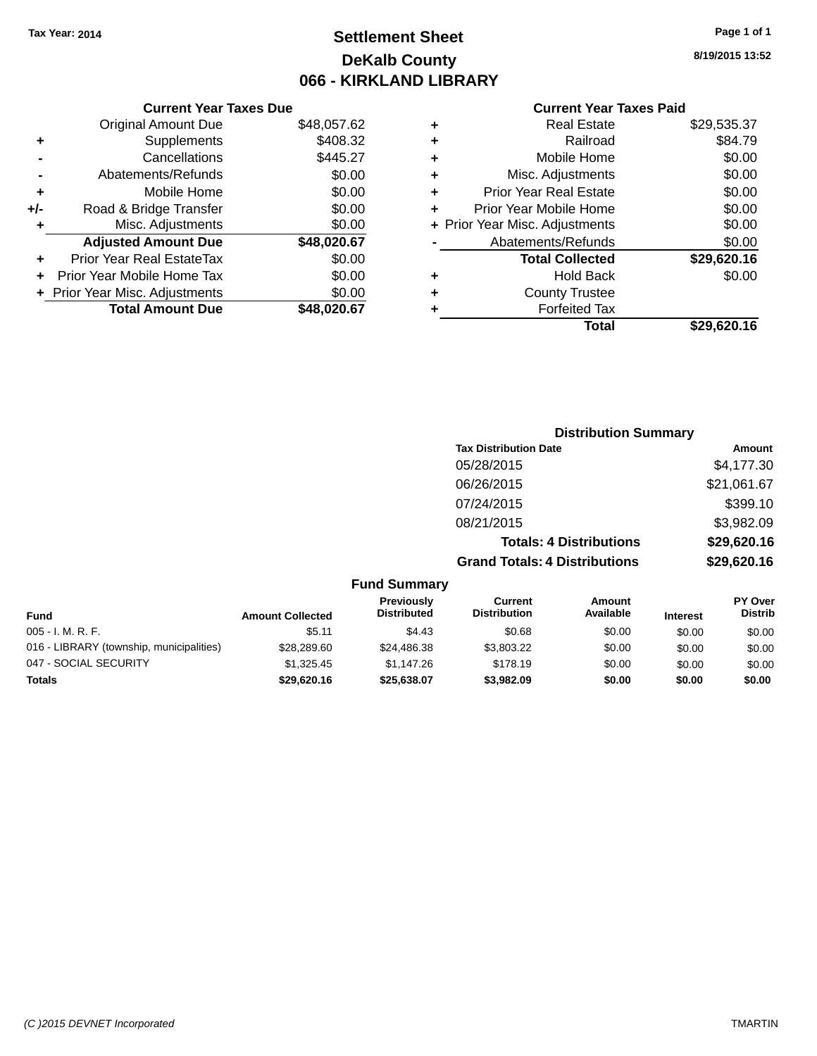**Tax Year: 2014**

# Settlement Sheet

## DeKalb County

## 066 - KIRKLAND LIBRARY

8/19/2015 13:52

### Current Year Taxes Due

| | | |
|---|---|---|
| | Original Amount Due | $48,057.62 |
| + | Supplements | $408.32 |
| - | Cancellations | $445.27 |
| - | Abatements/Refunds | $0.00 |
| + | Mobile Home | $0.00 |
| +/- | Road & Bridge Transfer | $0.00 |
| + | Misc. Adjustments | $0.00 |
| | **Adjusted Amount Due** | **$48,020.67** |
| + | Prior Year Real EstateTax | $0.00 |
| + | Prior Year Mobile Home Tax | $0.00 |
| + | Prior Year Misc. Adjustments | $0.00 |
| | **Total Amount Due** | **$48,020.67** |

### Current Year Taxes Paid

| | | |
|---|---|---|
| + | Real Estate | $29,535.37 |
| + | Railroad | $84.79 |
| + | Mobile Home | $0.00 |
| + | Misc. Adjustments | $0.00 |
| + | Prior Year Real Estate | $0.00 |
| + | Prior Year Mobile Home | $0.00 |
| + | Prior Year Misc. Adjustments | $0.00 |
| - | Abatements/Refunds | $0.00 |
| | **Total Collected** | **$29,620.16** |
| + | Hold Back | $0.00 |
| + | County Trustee | |
| + | Forfeited Tax | |
| | **Total** | **$29,620.16** |

### Distribution Summary

| Tax Distribution Date | Amount |
|---|---|
| 05/28/2015 | $4,177.30 |
| 06/26/2015 | $21,061.67 |
| 07/24/2015 | $399.10 |
| 08/21/2015 | $3,982.09 |
| **Totals: 4 Distributions** | **$29,620.16** |
| **Grand Totals: 4 Distributions** | **$29,620.16** |

### Fund Summary

| Fund | Amount Collected | Previously Distributed | Current Distribution | Amount Available | Interest | PY Over Distrib |
|---|---|---|---|---|---|---|
| 005 - I. M. R. F. | $5.11 | $4.43 | $0.68 | $0.00 | $0.00 | $0.00 |
| 016 - LIBRARY (township, municipalities) | $28,289.60 | $24,486.38 | $3,803.22 | $0.00 | $0.00 | $0.00 |
| 047 - SOCIAL SECURITY | $1,325.45 | $1,147.26 | $178.19 | $0.00 | $0.00 | $0.00 |
| **Totals** | **$29,620.16** | **$25,638.07** | **$3,982.09** | **$0.00** | **$0.00** | **$0.00** |

(C )2015 DEVNET Incorporated TMARTIN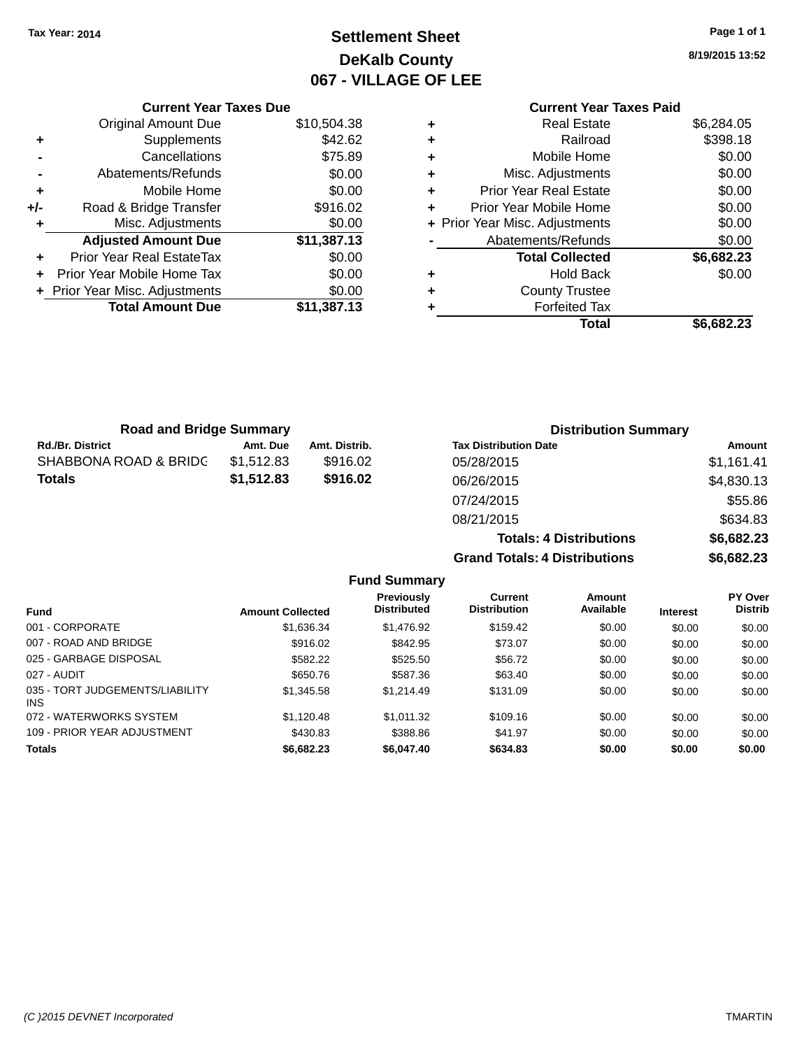Tax Year: 2014

# Settlement Sheet
## DeKalb County
## 067 - VILLAGE OF LEE

8/19/2015 13:52

### Current Year Taxes Due

| | | |
|---|---|---|
| | Original Amount Due | $10,504.38 |
| + | Supplements | $42.62 |
| - | Cancellations | $75.89 |
| - | Abatements/Refunds | $0.00 |
| + | Mobile Home | $0.00 |
| +/- | Road & Bridge Transfer | $916.02 |
| + | Misc. Adjustments | $0.00 |
| | **Adjusted Amount Due** | **$11,387.13** |
| + | Prior Year Real EstateTax | $0.00 |
| + | Prior Year Mobile Home Tax | $0.00 |
| + | Prior Year Misc. Adjustments | $0.00 |
| | **Total Amount Due** | **$11,387.13** |

### Current Year Taxes Paid

| | | |
|---|---|---|
| + | Real Estate | $6,284.05 |
| + | Railroad | $398.18 |
| + | Mobile Home | $0.00 |
| + | Misc. Adjustments | $0.00 |
| + | Prior Year Real Estate | $0.00 |
| + | Prior Year Mobile Home | $0.00 |
| + | Prior Year Misc. Adjustments | $0.00 |
| - | Abatements/Refunds | $0.00 |
| | **Total Collected** | **$6,682.23** |
| + | Hold Back | $0.00 |
| + | County Trustee | |
| + | Forfeited Tax | |
| | **Total** | **$6,682.23** |

### Road and Bridge Summary

| Rd./Br. District | Amt. Due | Amt. Distrib. |
|---|---|---|
| SHABBONA ROAD & BRIDG | $1,512.83 | $916.02 |
| **Totals** | **$1,512.83** | **$916.02** |

### Distribution Summary

| Tax Distribution Date | Amount |
|---|---|
| 05/28/2015 | $1,161.41 |
| 06/26/2015 | $4,830.13 |
| 07/24/2015 | $55.86 |
| 08/21/2015 | $634.83 |
| **Totals: 4 Distributions** | **$6,682.23** |
| **Grand Totals: 4 Distributions** | **$6,682.23** |

### Fund Summary

| Fund | Amount Collected | Previously Distributed | Current Distribution | Amount Available | Interest | PY Over Distrib |
|---|---|---|---|---|---|---|
| 001 - CORPORATE | $1,636.34 | $1,476.92 | $159.42 | $0.00 | $0.00 | $0.00 |
| 007 - ROAD AND BRIDGE | $916.02 | $842.95 | $73.07 | $0.00 | $0.00 | $0.00 |
| 025 - GARBAGE DISPOSAL | $582.22 | $525.50 | $56.72 | $0.00 | $0.00 | $0.00 |
| 027 - AUDIT | $650.76 | $587.36 | $63.40 | $0.00 | $0.00 | $0.00 |
| 035 - TORT JUDGEMENTS/LIABILITY INS | $1,345.58 | $1,214.49 | $131.09 | $0.00 | $0.00 | $0.00 |
| 072 - WATERWORKS SYSTEM | $1,120.48 | $1,011.32 | $109.16 | $0.00 | $0.00 | $0.00 |
| 109 - PRIOR YEAR ADJUSTMENT | $430.83 | $388.86 | $41.97 | $0.00 | $0.00 | $0.00 |
| **Totals** | **$6,682.23** | **$6,047.40** | **$634.83** | **$0.00** | **$0.00** | **$0.00** |

(C )2015 DEVNET Incorporated TMARTIN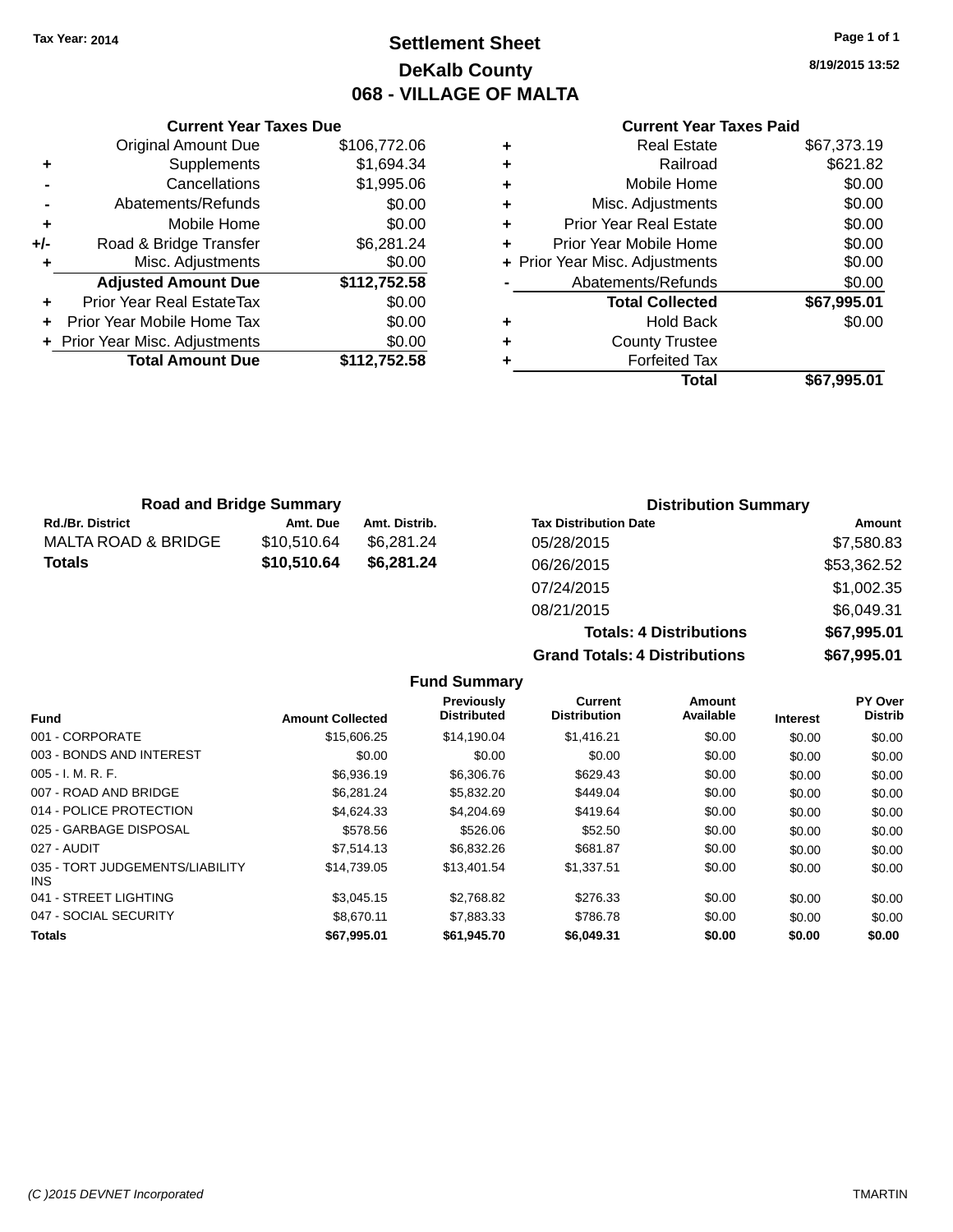Tax Year: 2014

# Settlement Sheet
## DeKalb County
## 068 - VILLAGE OF MALTA

8/19/2015 13:52

### Current Year Taxes Due

| | | |
|---|---|---|
| | Original Amount Due | $106,772.06 |
| + | Supplements | $1,694.34 |
| - | Cancellations | $1,995.06 |
| - | Abatements/Refunds | $0.00 |
| + | Mobile Home | $0.00 |
| +/- | Road & Bridge Transfer | $6,281.24 |
| + | Misc. Adjustments | $0.00 |
| | **Adjusted Amount Due** | **$112,752.58** |
| + | Prior Year Real EstateTax | $0.00 |
| + | Prior Year Mobile Home Tax | $0.00 |
| + | Prior Year Misc. Adjustments | $0.00 |
| | **Total Amount Due** | **$112,752.58** |

### Current Year Taxes Paid

| | | |
|---|---|---|
| + | Real Estate | $67,373.19 |
| + | Railroad | $621.82 |
| + | Mobile Home | $0.00 |
| + | Misc. Adjustments | $0.00 |
| + | Prior Year Real Estate | $0.00 |
| + | Prior Year Mobile Home | $0.00 |
| + | Prior Year Misc. Adjustments | $0.00 |
| - | Abatements/Refunds | $0.00 |
| | **Total Collected** | **$67,995.01** |
| + | Hold Back | $0.00 |
| + | County Trustee | |
| + | Forfeited Tax | |
| | **Total** | **$67,995.01** |

### Road and Bridge Summary

| Rd./Br. District | Amt. Due | Amt. Distrib. |
|---|---|---|
| MALTA ROAD & BRIDGE | $10,510.64 | $6,281.24 |
| **Totals** | **$10,510.64** | **$6,281.24** |

### Distribution Summary

| Tax Distribution Date | Amount |
|---|---|
| 05/28/2015 | $7,580.83 |
| 06/26/2015 | $53,362.52 |
| 07/24/2015 | $1,002.35 |
| 08/21/2015 | $6,049.31 |
| **Totals: 4 Distributions** | **$67,995.01** |
| **Grand Totals: 4 Distributions** | **$67,995.01** |

### Fund Summary

| Fund | Amount Collected | Previously Distributed | Current Distribution | Amount Available | Interest | PY Over Distrib |
|---|---|---|---|---|---|---|
| 001 - CORPORATE | $15,606.25 | $14,190.04 | $1,416.21 | $0.00 | $0.00 | $0.00 |
| 003 - BONDS AND INTEREST | $0.00 | $0.00 | $0.00 | $0.00 | $0.00 | $0.00 |
| 005 - I. M. R. F. | $6,936.19 | $6,306.76 | $629.43 | $0.00 | $0.00 | $0.00 |
| 007 - ROAD AND BRIDGE | $6,281.24 | $5,832.20 | $449.04 | $0.00 | $0.00 | $0.00 |
| 014 - POLICE PROTECTION | $4,624.33 | $4,204.69 | $419.64 | $0.00 | $0.00 | $0.00 |
| 025 - GARBAGE DISPOSAL | $578.56 | $526.06 | $52.50 | $0.00 | $0.00 | $0.00 |
| 027 - AUDIT | $7,514.13 | $6,832.26 | $681.87 | $0.00 | $0.00 | $0.00 |
| 035 - TORT JUDGEMENTS/LIABILITY INS | $14,739.05 | $13,401.54 | $1,337.51 | $0.00 | $0.00 | $0.00 |
| 041 - STREET LIGHTING | $3,045.15 | $2,768.82 | $276.33 | $0.00 | $0.00 | $0.00 |
| 047 - SOCIAL SECURITY | $8,670.11 | $7,883.33 | $786.78 | $0.00 | $0.00 | $0.00 |
| **Totals** | **$67,995.01** | **$61,945.70** | **$6,049.31** | **$0.00** | **$0.00** | **$0.00** |

(C )2015 DEVNET Incorporated TMARTIN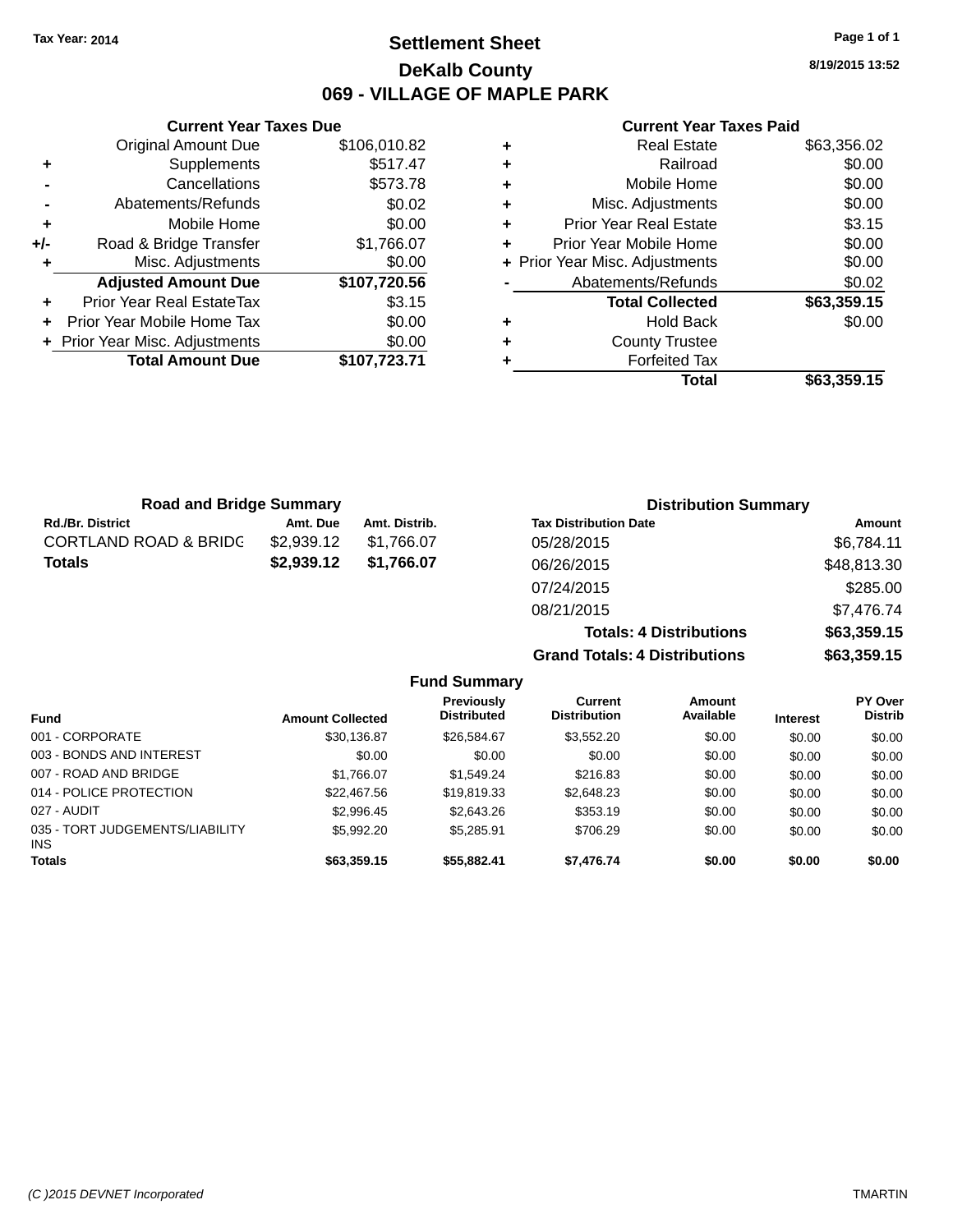**Tax Year: 2014**

# Settlement Sheet

## DeKalb County

## 069 - VILLAGE OF MAPLE PARK

8/19/2015 13:52

### Current Year Taxes Due

| | | |
|---|---|---|
| | Original Amount Due | $106,010.82 |
| + | Supplements | $517.47 |
| - | Cancellations | $573.78 |
| - | Abatements/Refunds | $0.02 |
| + | Mobile Home | $0.00 |
| +/- | Road & Bridge Transfer | $1,766.07 |
| + | Misc. Adjustments | $0.00 |
| | **Adjusted Amount Due** | **$107,720.56** |
| + | Prior Year Real EstateTax | $3.15 |
| + | Prior Year Mobile Home Tax | $0.00 |
| + | Prior Year Misc. Adjustments | $0.00 |
| | **Total Amount Due** | **$107,723.71** |

### Current Year Taxes Paid

| | | |
|---|---|---|
| + | Real Estate | $63,356.02 |
| + | Railroad | $0.00 |
| + | Mobile Home | $0.00 |
| + | Misc. Adjustments | $0.00 |
| + | Prior Year Real Estate | $3.15 |
| + | Prior Year Mobile Home | $0.00 |
| + | Prior Year Misc. Adjustments | $0.00 |
| - | Abatements/Refunds | $0.02 |
| | **Total Collected** | **$63,359.15** |
| + | Hold Back | $0.00 |
| + | County Trustee | |
| + | Forfeited Tax | |
| | **Total** | **$63,359.15** |

### Road and Bridge Summary

| Rd./Br. District | Amt. Due | Amt. Distrib. |
|---|---|---|
| CORTLAND ROAD & BRIDG | $2,939.12 | $1,766.07 |
| **Totals** | **$2,939.12** | **$1,766.07** |

### Distribution Summary

| Tax Distribution Date | Amount |
|---|---|
| 05/28/2015 | $6,784.11 |
| 06/26/2015 | $48,813.30 |
| 07/24/2015 | $285.00 |
| 08/21/2015 | $7,476.74 |
| **Totals: 4 Distributions** | **$63,359.15** |
| **Grand Totals: 4 Distributions** | **$63,359.15** |

### Fund Summary

| Fund | Amount Collected | Previously Distributed | Current Distribution | Amount Available | Interest | PY Over Distrib |
|---|---|---|---|---|---|---|
| 001 - CORPORATE | $30,136.87 | $26,584.67 | $3,552.20 | $0.00 | $0.00 | $0.00 |
| 003 - BONDS AND INTEREST | $0.00 | $0.00 | $0.00 | $0.00 | $0.00 | $0.00 |
| 007 - ROAD AND BRIDGE | $1,766.07 | $1,549.24 | $216.83 | $0.00 | $0.00 | $0.00 |
| 014 - POLICE PROTECTION | $22,467.56 | $19,819.33 | $2,648.23 | $0.00 | $0.00 | $0.00 |
| 027 - AUDIT | $2,996.45 | $2,643.26 | $353.19 | $0.00 | $0.00 | $0.00 |
| 035 - TORT JUDGEMENTS/LIABILITY INS | $5,992.20 | $5,285.91 | $706.29 | $0.00 | $0.00 | $0.00 |
| **Totals** | **$63,359.15** | **$55,882.41** | **$7,476.74** | **$0.00** | **$0.00** | **$0.00** |

(C )2015 DEVNET Incorporated TMARTIN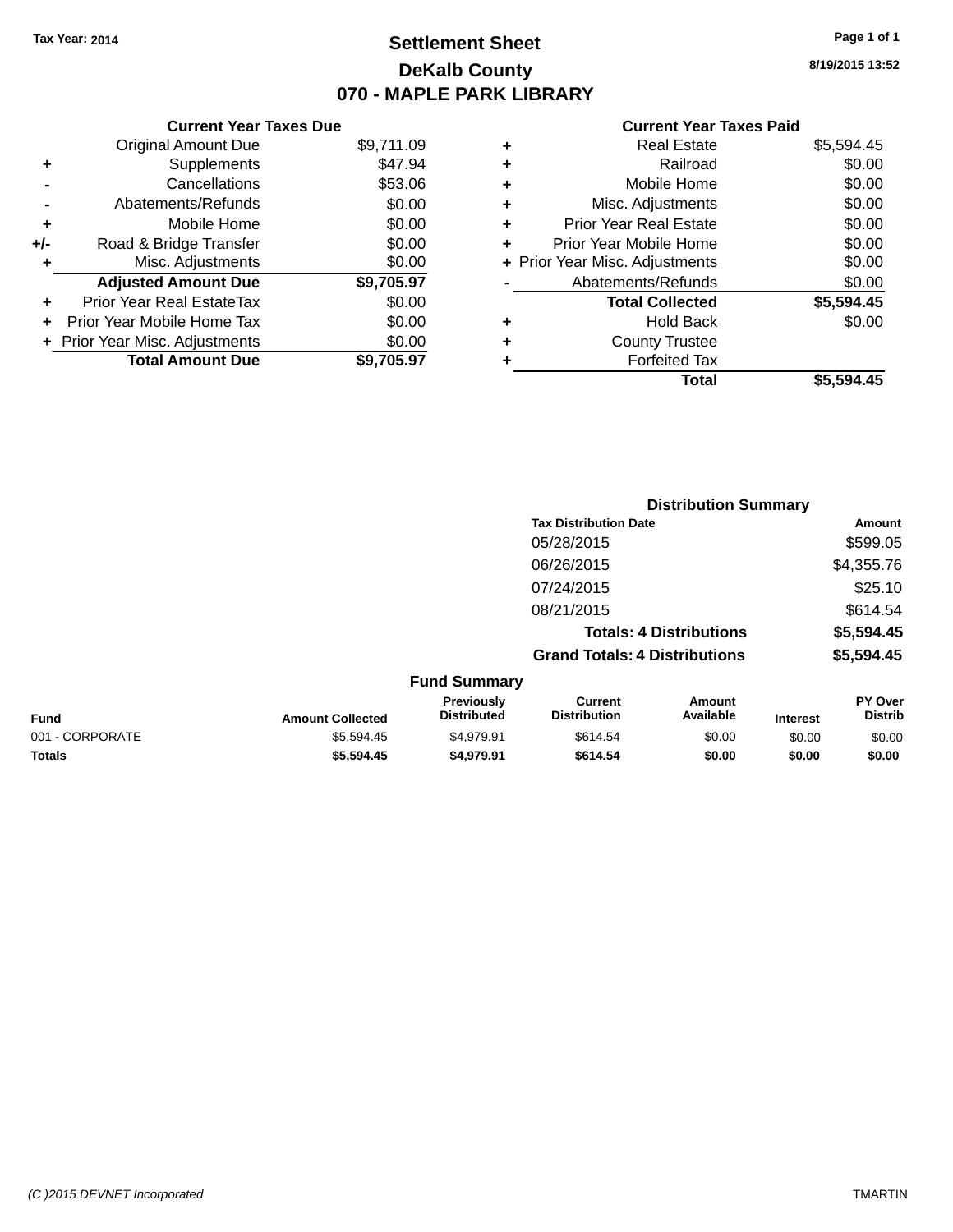Tax Year: 2014

# Settlement Sheet

## DeKalb County

## 070 - MAPLE PARK LIBRARY

8/19/2015 13:52

| | Current Year Taxes Due | |
|---|---|---|
| | Original Amount Due | $9,711.09 |
| + | Supplements | $47.94 |
| - | Cancellations | $53.06 |
| - | Abatements/Refunds | $0.00 |
| + | Mobile Home | $0.00 |
| +/- | Road & Bridge Transfer | $0.00 |
| + | Misc. Adjustments | $0.00 |
| | **Adjusted Amount Due** | **$9,705.97** |
| + | Prior Year Real EstateTax | $0.00 |
| + | Prior Year Mobile Home Tax | $0.00 |
| + | Prior Year Misc. Adjustments | $0.00 |
| | **Total Amount Due** | **$9,705.97** |

| | Current Year Taxes Paid | |
|---|---|---|
| + | Real Estate | $5,594.45 |
| + | Railroad | $0.00 |
| + | Mobile Home | $0.00 |
| + | Misc. Adjustments | $0.00 |
| + | Prior Year Real Estate | $0.00 |
| + | Prior Year Mobile Home | $0.00 |
| + | Prior Year Misc. Adjustments | $0.00 |
| - | Abatements/Refunds | $0.00 |
| | **Total Collected** | **$5,594.45** |
| + | Hold Back | $0.00 |
| + | County Trustee | |
| + | Forfeited Tax | |
| | **Total** | **$5,594.45** |

### Distribution Summary

| Tax Distribution Date | Amount |
|---|---|
| 05/28/2015 | $599.05 |
| 06/26/2015 | $4,355.76 |
| 07/24/2015 | $25.10 |
| 08/21/2015 | $614.54 |
| **Totals: 4 Distributions** | **$5,594.45** |
| **Grand Totals: 4 Distributions** | **$5,594.45** |

### Fund Summary

| Fund | Amount Collected | Previously Distributed | Current Distribution | Amount Available | Interest | PY Over Distrib |
|---|---|---|---|---|---|---|
| 001 - CORPORATE | $5,594.45 | $4,979.91 | $614.54 | $0.00 | $0.00 | $0.00 |
| **Totals** | **$5,594.45** | **$4,979.91** | **$614.54** | **$0.00** | **$0.00** | **$0.00** |

(C )2015 DEVNET Incorporated — TMARTIN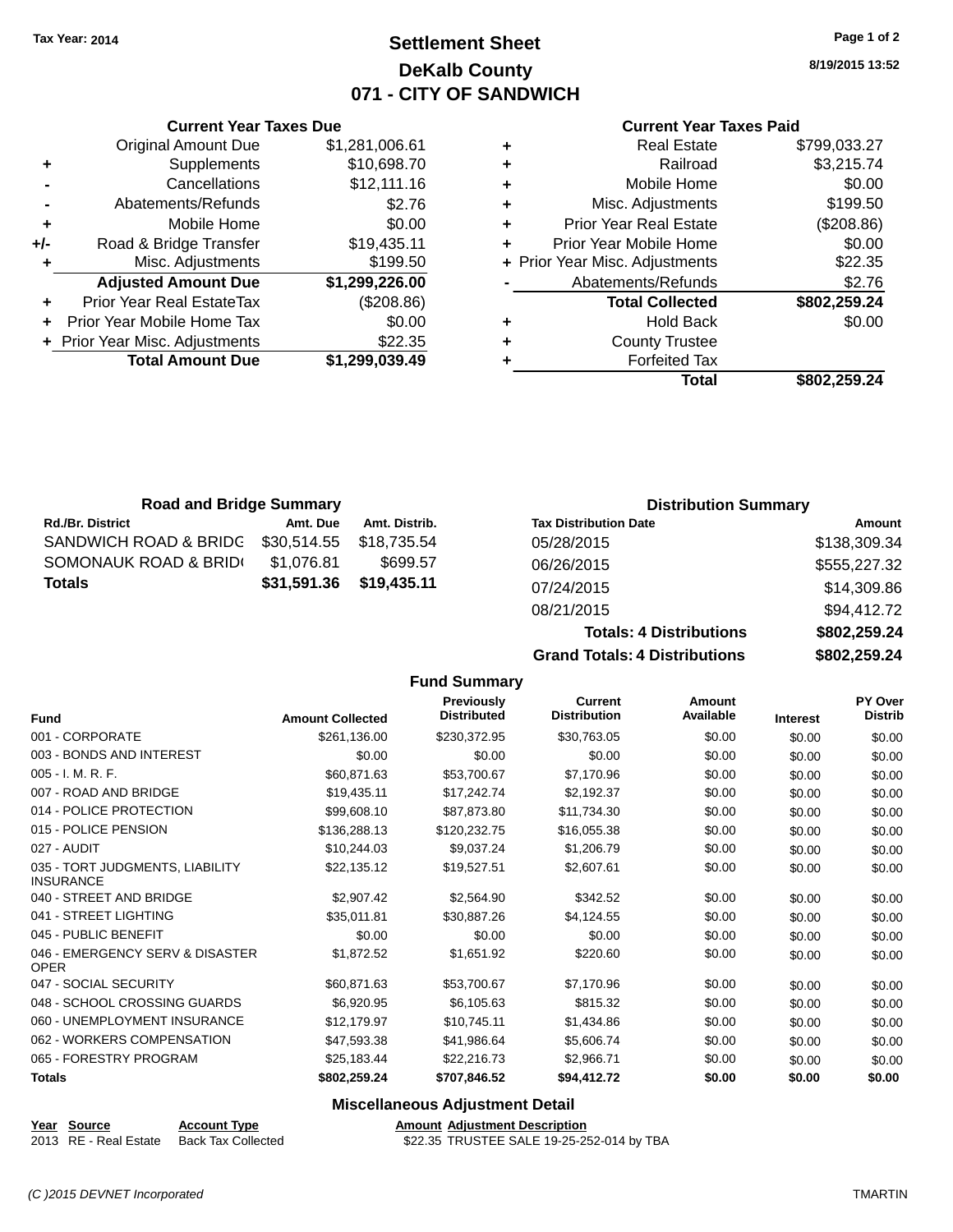**Tax Year: 2014**

# Settlement Sheet
## DeKalb County
## 071 - CITY OF SANDWICH

8/19/2015 13:52

### Current Year Taxes Due

| | | |
|---|---|---|
| | Original Amount Due | $1,281,006.61 |
| + | Supplements | $10,698.70 |
| - | Cancellations | $12,111.16 |
| - | Abatements/Refunds | $2.76 |
| + | Mobile Home | $0.00 |
| +/- | Road & Bridge Transfer | $19,435.11 |
| + | Misc. Adjustments | $199.50 |
| | **Adjusted Amount Due** | **$1,299,226.00** |
| + | Prior Year Real EstateTax | ($208.86) |
| + | Prior Year Mobile Home Tax | $0.00 |
| + | Prior Year Misc. Adjustments | $22.35 |
| | **Total Amount Due** | **$1,299,039.49** |

### Current Year Taxes Paid

| | | |
|---|---|---|
| + | Real Estate | $799,033.27 |
| + | Railroad | $3,215.74 |
| + | Mobile Home | $0.00 |
| + | Misc. Adjustments | $199.50 |
| + | Prior Year Real Estate | ($208.86) |
| + | Prior Year Mobile Home | $0.00 |
| + | Prior Year Misc. Adjustments | $22.35 |
| - | Abatements/Refunds | $2.76 |
| | **Total Collected** | **$802,259.24** |
| + | Hold Back | $0.00 |
| + | County Trustee | |
| + | Forfeited Tax | |
| | **Total** | **$802,259.24** |

### Road and Bridge Summary

| Rd./Br. District | Amt. Due | Amt. Distrib. |
|---|---|---|
| SANDWICH ROAD & BRIDG | $30,514.55 | $18,735.54 |
| SOMONAUK ROAD & BRID( | $1,076.81 | $699.57 |
| **Totals** | **$31,591.36** | **$19,435.11** |

### Distribution Summary

| Tax Distribution Date | Amount |
|---|---|
| 05/28/2015 | $138,309.34 |
| 06/26/2015 | $555,227.32 |
| 07/24/2015 | $14,309.86 |
| 08/21/2015 | $94,412.72 |
| **Totals: 4 Distributions** | **$802,259.24** |
| **Grand Totals: 4 Distributions** | **$802,259.24** |

### Fund Summary

| Fund | Amount Collected | Previously Distributed | Current Distribution | Amount Available | Interest | PY Over Distrib |
|---|---|---|---|---|---|---|
| 001 - CORPORATE | $261,136.00 | $230,372.95 | $30,763.05 | $0.00 | $0.00 | $0.00 |
| 003 - BONDS AND INTEREST | $0.00 | $0.00 | $0.00 | $0.00 | $0.00 | $0.00 |
| 005 - I. M. R. F. | $60,871.63 | $53,700.67 | $7,170.96 | $0.00 | $0.00 | $0.00 |
| 007 - ROAD AND BRIDGE | $19,435.11 | $17,242.74 | $2,192.37 | $0.00 | $0.00 | $0.00 |
| 014 - POLICE PROTECTION | $99,608.10 | $87,873.80 | $11,734.30 | $0.00 | $0.00 | $0.00 |
| 015 - POLICE PENSION | $136,288.13 | $120,232.75 | $16,055.38 | $0.00 | $0.00 | $0.00 |
| 027 - AUDIT | $10,244.03 | $9,037.24 | $1,206.79 | $0.00 | $0.00 | $0.00 |
| 035 - TORT JUDGMENTS, LIABILITY INSURANCE | $22,135.12 | $19,527.51 | $2,607.61 | $0.00 | $0.00 | $0.00 |
| 040 - STREET AND BRIDGE | $2,907.42 | $2,564.90 | $342.52 | $0.00 | $0.00 | $0.00 |
| 041 - STREET LIGHTING | $35,011.81 | $30,887.26 | $4,124.55 | $0.00 | $0.00 | $0.00 |
| 045 - PUBLIC BENEFIT | $0.00 | $0.00 | $0.00 | $0.00 | $0.00 | $0.00 |
| 046 - EMERGENCY SERV & DISASTER OPER | $1,872.52 | $1,651.92 | $220.60 | $0.00 | $0.00 | $0.00 |
| 047 - SOCIAL SECURITY | $60,871.63 | $53,700.67 | $7,170.96 | $0.00 | $0.00 | $0.00 |
| 048 - SCHOOL CROSSING GUARDS | $6,920.95 | $6,105.63 | $815.32 | $0.00 | $0.00 | $0.00 |
| 060 - UNEMPLOYMENT INSURANCE | $12,179.97 | $10,745.11 | $1,434.86 | $0.00 | $0.00 | $0.00 |
| 062 - WORKERS COMPENSATION | $47,593.38 | $41,986.64 | $5,606.74 | $0.00 | $0.00 | $0.00 |
| 065 - FORESTRY PROGRAM | $25,183.44 | $22,216.73 | $2,966.71 | $0.00 | $0.00 | $0.00 |
| **Totals** | **$802,259.24** | **$707,846.52** | **$94,412.72** | **$0.00** | **$0.00** | **$0.00** |

### Miscellaneous Adjustment Detail

| Year | Source | Account Type | Amount | Adjustment Description |
|---|---|---|---|---|
| 2013 | RE - Real Estate | Back Tax Collected | $22.35 | TRUSTEE SALE 19-25-252-014 by TBA |

(C )2015 DEVNET Incorporated    TMARTIN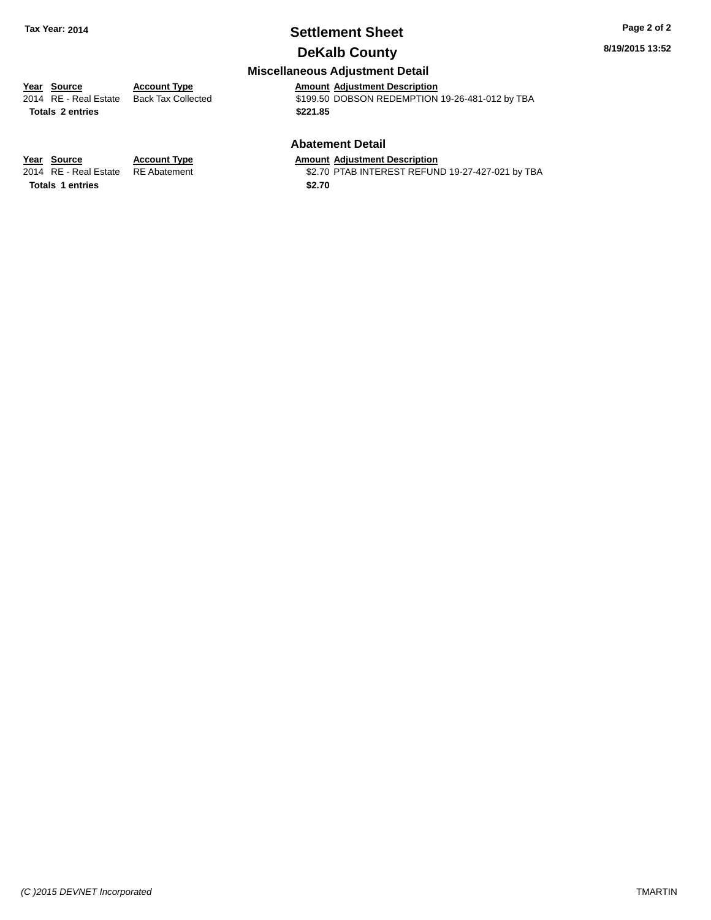# Settlement Sheet

## DeKalb County

Tax Year: 2014

8/19/2015 13:52

### Miscellaneous Adjustment Detail

| Year | Source | Account Type | Amount | Adjustment Description |
|---|---|---|---|---|
| 2014 | RE - Real Estate | Back Tax Collected | $199.50 | DOBSON REDEMPTION 19-26-481-012 by TBA |
| **Totals** | **2 entries** | | **$221.85** | |

### Abatement Detail

| Year | Source | Account Type | Amount | Adjustment Description |
|---|---|---|---|---|
| 2014 | RE - Real Estate | RE Abatement | $2.70 | PTAB INTEREST REFUND 19-27-427-021 by TBA |
| **Totals** | **1 entries** | | **$2.70** | |

*(C )2015 DEVNET Incorporated*

TMARTIN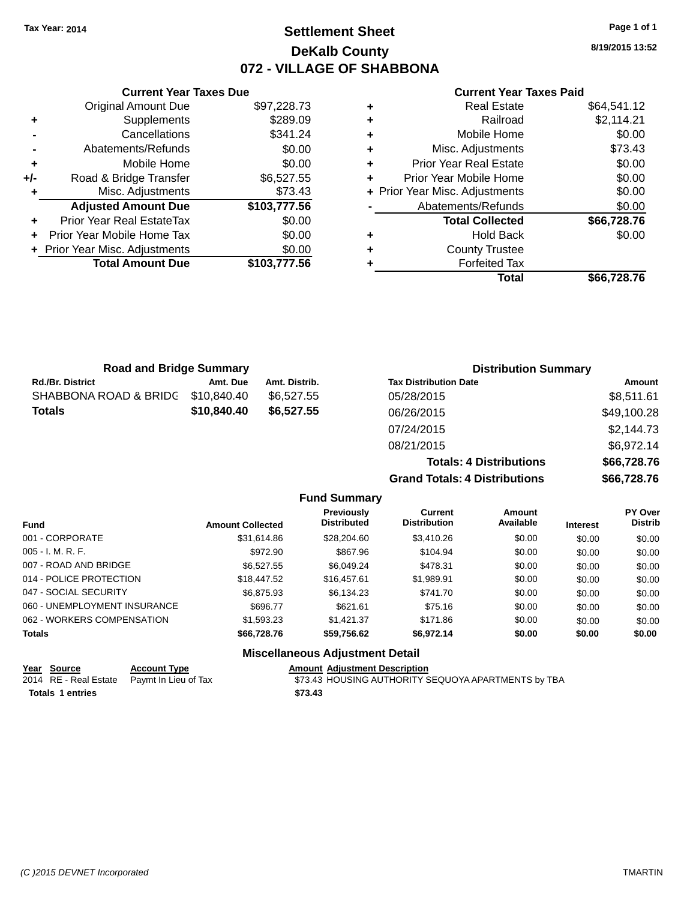Tax Year: 2014

# Settlement Sheet
## DeKalb County
## 072 - VILLAGE OF SHABBONA

8/19/2015 13:52

### Current Year Taxes Due

| | | |
|---|---|---|
| | Original Amount Due | $97,228.73 |
| + | Supplements | $289.09 |
| - | Cancellations | $341.24 |
| - | Abatements/Refunds | $0.00 |
| + | Mobile Home | $0.00 |
| +/- | Road & Bridge Transfer | $6,527.55 |
| + | Misc. Adjustments | $73.43 |
| | **Adjusted Amount Due** | **$103,777.56** |
| + | Prior Year Real EstateTax | $0.00 |
| + | Prior Year Mobile Home Tax | $0.00 |
| + | Prior Year Misc. Adjustments | $0.00 |
| | **Total Amount Due** | **$103,777.56** |

### Current Year Taxes Paid

| | | |
|---|---|---|
| + | Real Estate | $64,541.12 |
| + | Railroad | $2,114.21 |
| + | Mobile Home | $0.00 |
| + | Misc. Adjustments | $73.43 |
| + | Prior Year Real Estate | $0.00 |
| + | Prior Year Mobile Home | $0.00 |
| + | Prior Year Misc. Adjustments | $0.00 |
| - | Abatements/Refunds | $0.00 |
| | **Total Collected** | **$66,728.76** |
| + | Hold Back | $0.00 |
| + | County Trustee | |
| + | Forfeited Tax | |
| | **Total** | **$66,728.76** |

### Road and Bridge Summary

| Rd./Br. District | Amt. Due | Amt. Distrib. |
|---|---|---|
| SHABBONA ROAD & BRIDG | $10,840.40 | $6,527.55 |
| **Totals** | **$10,840.40** | **$6,527.55** |

### Distribution Summary

| Tax Distribution Date | Amount |
|---|---|
| 05/28/2015 | $8,511.61 |
| 06/26/2015 | $49,100.28 |
| 07/24/2015 | $2,144.73 |
| 08/21/2015 | $6,972.14 |
| **Totals: 4 Distributions** | **$66,728.76** |
| **Grand Totals: 4 Distributions** | **$66,728.76** |

### Fund Summary

| Fund | Amount Collected | Previously Distributed | Current Distribution | Amount Available | Interest | PY Over Distrib |
|---|---|---|---|---|---|---|
| 001 - CORPORATE | $31,614.86 | $28,204.60 | $3,410.26 | $0.00 | $0.00 | $0.00 |
| 005 - I. M. R. F. | $972.90 | $867.96 | $104.94 | $0.00 | $0.00 | $0.00 |
| 007 - ROAD AND BRIDGE | $6,527.55 | $6,049.24 | $478.31 | $0.00 | $0.00 | $0.00 |
| 014 - POLICE PROTECTION | $18,447.52 | $16,457.61 | $1,989.91 | $0.00 | $0.00 | $0.00 |
| 047 - SOCIAL SECURITY | $6,875.93 | $6,134.23 | $741.70 | $0.00 | $0.00 | $0.00 |
| 060 - UNEMPLOYMENT INSURANCE | $696.77 | $621.61 | $75.16 | $0.00 | $0.00 | $0.00 |
| 062 - WORKERS COMPENSATION | $1,593.23 | $1,421.37 | $171.86 | $0.00 | $0.00 | $0.00 |
| **Totals** | **$66,728.76** | **$59,756.62** | **$6,972.14** | **$0.00** | **$0.00** | **$0.00** |

### Miscellaneous Adjustment Detail

| Year | Source | Account Type | Amount | Adjustment Description |
|---|---|---|---|---|
| 2014 | RE - Real Estate | Paymt In Lieu of Tax | $73.43 | HOUSING AUTHORITY SEQUOYA APARTMENTS by TBA |
| **Totals** | **1 entries** | | **$73.43** | |

(C )2015 DEVNET Incorporated TMARTIN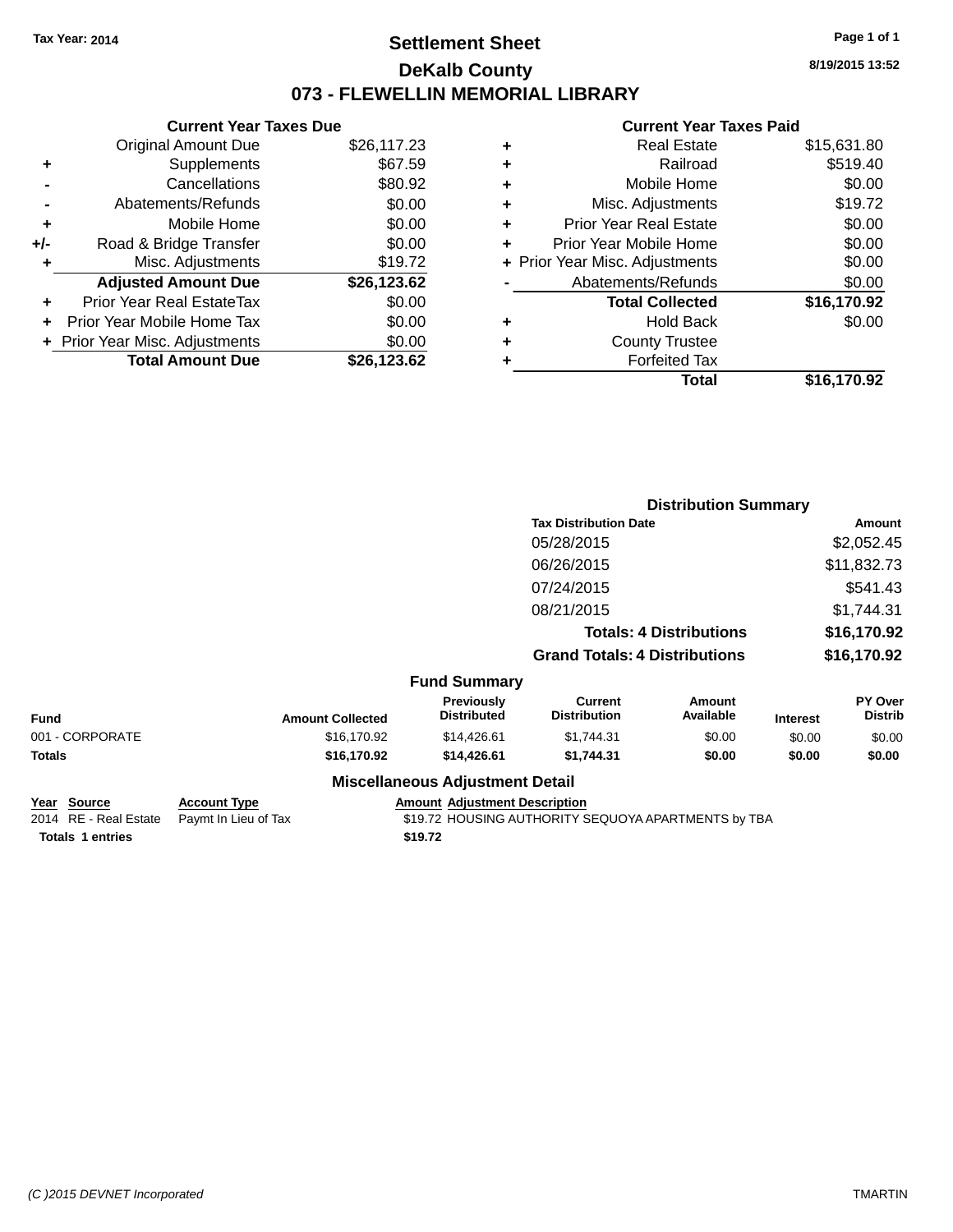Tax Year: 2014

# Settlement Sheet

## DeKalb County

## 073 - FLEWELLIN MEMORIAL LIBRARY

8/19/2015 13:52

### Current Year Taxes Due

| | | |
|---|---|---|
| | Original Amount Due | $26,117.23 |
| + | Supplements | $67.59 |
| - | Cancellations | $80.92 |
| - | Abatements/Refunds | $0.00 |
| + | Mobile Home | $0.00 |
| +/- | Road & Bridge Transfer | $0.00 |
| + | Misc. Adjustments | $19.72 |
| | **Adjusted Amount Due** | **$26,123.62** |
| + | Prior Year Real EstateTax | $0.00 |
| + | Prior Year Mobile Home Tax | $0.00 |
| + | Prior Year Misc. Adjustments | $0.00 |
| | **Total Amount Due** | **$26,123.62** |

### Current Year Taxes Paid

| | | |
|---|---|---|
| + | Real Estate | $15,631.80 |
| + | Railroad | $519.40 |
| + | Mobile Home | $0.00 |
| + | Misc. Adjustments | $19.72 |
| + | Prior Year Real Estate | $0.00 |
| + | Prior Year Mobile Home | $0.00 |
| + | Prior Year Misc. Adjustments | $0.00 |
| - | Abatements/Refunds | $0.00 |
| | **Total Collected** | **$16,170.92** |
| + | Hold Back | $0.00 |
| + | County Trustee | |
| + | Forfeited Tax | |
| | **Total** | **$16,170.92** |

### Distribution Summary

| Tax Distribution Date | Amount |
|---|---|
| 05/28/2015 | $2,052.45 |
| 06/26/2015 | $11,832.73 |
| 07/24/2015 | $541.43 |
| 08/21/2015 | $1,744.31 |
| **Totals: 4 Distributions** | **$16,170.92** |
| **Grand Totals: 4 Distributions** | **$16,170.92** |

### Fund Summary

| Fund | Amount Collected | Previously Distributed | Current Distribution | Amount Available | Interest | PY Over Distrib |
|---|---|---|---|---|---|---|
| 001 - CORPORATE | $16,170.92 | $14,426.61 | $1,744.31 | $0.00 | $0.00 | $0.00 |
| **Totals** | **$16,170.92** | **$14,426.61** | **$1,744.31** | **$0.00** | **$0.00** | **$0.00** |

### Miscellaneous Adjustment Detail

| Year | Source | Account Type | Amount | Adjustment Description |
|---|---|---|---|---|
| 2014 | RE - Real Estate | Paymt In Lieu of Tax | $19.72 | HOUSING AUTHORITY SEQUOYA APARTMENTS by TBA |
| **Totals** | **1 entries** | | **$19.72** | |

(C )2015 DEVNET Incorporated TMARTIN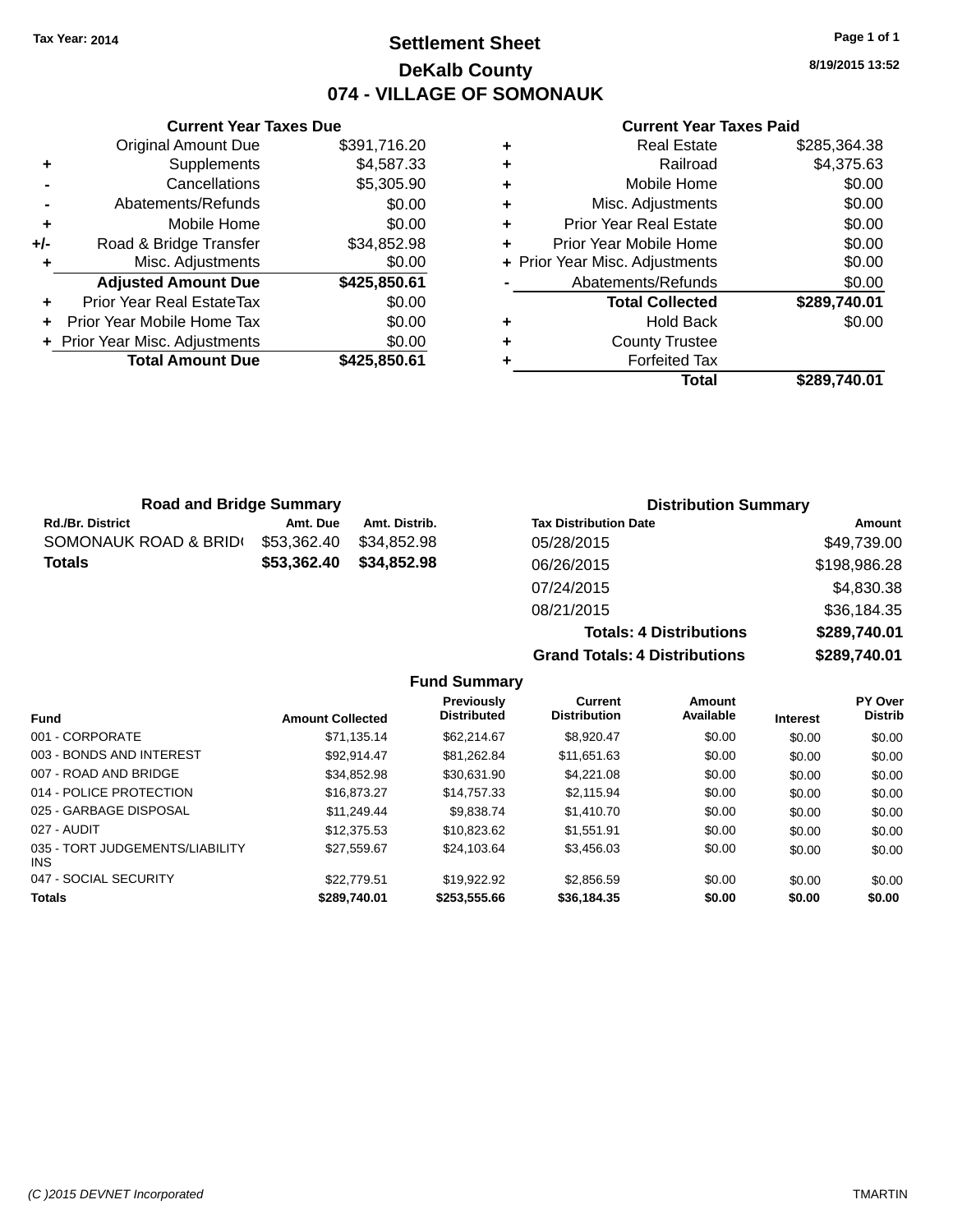Tax Year: 2014

# Settlement Sheet

## DeKalb County

## 074 - VILLAGE OF SOMONAUK

8/19/2015 13:52

**Current Year Taxes Due**

| | | |
|---|---|---|
| | Original Amount Due | $391,716.20 |
| + | Supplements | $4,587.33 |
| - | Cancellations | $5,305.90 |
| - | Abatements/Refunds | $0.00 |
| + | Mobile Home | $0.00 |
| +/- | Road & Bridge Transfer | $34,852.98 |
| + | Misc. Adjustments | $0.00 |
| | **Adjusted Amount Due** | **$425,850.61** |
| + | Prior Year Real EstateTax | $0.00 |
| + | Prior Year Mobile Home Tax | $0.00 |
| + | Prior Year Misc. Adjustments | $0.00 |
| | **Total Amount Due** | **$425,850.61** |

**Current Year Taxes Paid**

| | | |
|---|---|---|
| + | Real Estate | $285,364.38 |
| + | Railroad | $4,375.63 |
| + | Mobile Home | $0.00 |
| + | Misc. Adjustments | $0.00 |
| + | Prior Year Real Estate | $0.00 |
| + | Prior Year Mobile Home | $0.00 |
| + | Prior Year Misc. Adjustments | $0.00 |
| - | Abatements/Refunds | $0.00 |
| | **Total Collected** | **$289,740.01** |
| + | Hold Back | $0.00 |
| + | County Trustee | |
| + | Forfeited Tax | |
| | **Total** | **$289,740.01** |

**Road and Bridge Summary**

| Rd./Br. District | Amt. Due | Amt. Distrib. |
|---|---|---|
| SOMONAUK ROAD & BRID( | $53,362.40 | $34,852.98 |
| **Totals** | **$53,362.40** | **$34,852.98** |

**Distribution Summary**

| Tax Distribution Date | Amount |
|---|---|
| 05/28/2015 | $49,739.00 |
| 06/26/2015 | $198,986.28 |
| 07/24/2015 | $4,830.38 |
| 08/21/2015 | $36,184.35 |
| **Totals: 4 Distributions** | **$289,740.01** |
| **Grand Totals: 4 Distributions** | **$289,740.01** |

**Fund Summary**

| Fund | Amount Collected | Previously Distributed | Current Distribution | Amount Available | Interest | PY Over Distrib |
|---|---|---|---|---|---|---|
| 001 - CORPORATE | $71,135.14 | $62,214.67 | $8,920.47 | $0.00 | $0.00 | $0.00 |
| 003 - BONDS AND INTEREST | $92,914.47 | $81,262.84 | $11,651.63 | $0.00 | $0.00 | $0.00 |
| 007 - ROAD AND BRIDGE | $34,852.98 | $30,631.90 | $4,221.08 | $0.00 | $0.00 | $0.00 |
| 014 - POLICE PROTECTION | $16,873.27 | $14,757.33 | $2,115.94 | $0.00 | $0.00 | $0.00 |
| 025 - GARBAGE DISPOSAL | $11,249.44 | $9,838.74 | $1,410.70 | $0.00 | $0.00 | $0.00 |
| 027 - AUDIT | $12,375.53 | $10,823.62 | $1,551.91 | $0.00 | $0.00 | $0.00 |
| 035 - TORT JUDGEMENTS/LIABILITY INS | $27,559.67 | $24,103.64 | $3,456.03 | $0.00 | $0.00 | $0.00 |
| 047 - SOCIAL SECURITY | $22,779.51 | $19,922.92 | $2,856.59 | $0.00 | $0.00 | $0.00 |
| **Totals** | **$289,740.01** | **$253,555.66** | **$36,184.35** | **$0.00** | **$0.00** | **$0.00** |

(C )2015 DEVNET Incorporated TMARTIN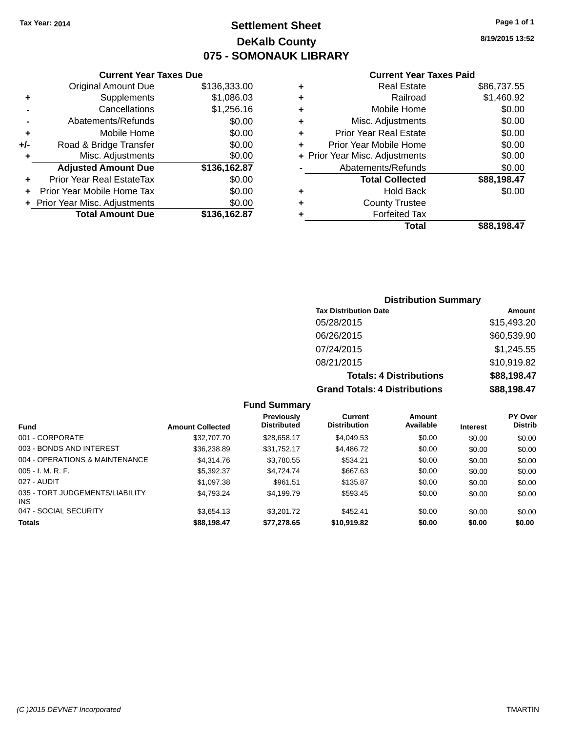Tax Year: 2014

# Settlement Sheet
## DeKalb County
## 075 - SOMONAUK LIBRARY

8/19/2015 13:52

### Current Year Taxes Due

| | | |
|---|---|---|
| | Original Amount Due | $136,333.00 |
| + | Supplements | $1,086.03 |
| - | Cancellations | $1,256.16 |
| - | Abatements/Refunds | $0.00 |
| + | Mobile Home | $0.00 |
| +/- | Road & Bridge Transfer | $0.00 |
| + | Misc. Adjustments | $0.00 |
| | **Adjusted Amount Due** | **$136,162.87** |
| + | Prior Year Real EstateTax | $0.00 |
| + | Prior Year Mobile Home Tax | $0.00 |
| + | Prior Year Misc. Adjustments | $0.00 |
| | **Total Amount Due** | **$136,162.87** |

### Current Year Taxes Paid

| | | |
|---|---|---|
| + | Real Estate | $86,737.55 |
| + | Railroad | $1,460.92 |
| + | Mobile Home | $0.00 |
| + | Misc. Adjustments | $0.00 |
| + | Prior Year Real Estate | $0.00 |
| + | Prior Year Mobile Home | $0.00 |
| + | Prior Year Misc. Adjustments | $0.00 |
| - | Abatements/Refunds | $0.00 |
| | **Total Collected** | **$88,198.47** |
| + | Hold Back | $0.00 |
| + | County Trustee | |
| + | Forfeited Tax | |
| | **Total** | **$88,198.47** |

### Distribution Summary

| Tax Distribution Date | Amount |
|---|---|
| 05/28/2015 | $15,493.20 |
| 06/26/2015 | $60,539.90 |
| 07/24/2015 | $1,245.55 |
| 08/21/2015 | $10,919.82 |
| **Totals: 4 Distributions** | **$88,198.47** |
| **Grand Totals: 4 Distributions** | **$88,198.47** |

### Fund Summary

| Fund | Amount Collected | Previously Distributed | Current Distribution | Amount Available | Interest | PY Over Distrib |
|---|---|---|---|---|---|---|
| 001 - CORPORATE | $32,707.70 | $28,658.17 | $4,049.53 | $0.00 | $0.00 | $0.00 |
| 003 - BONDS AND INTEREST | $36,238.89 | $31,752.17 | $4,486.72 | $0.00 | $0.00 | $0.00 |
| 004 - OPERATIONS & MAINTENANCE | $4,314.76 | $3,780.55 | $534.21 | $0.00 | $0.00 | $0.00 |
| 005 - I. M. R. F. | $5,392.37 | $4,724.74 | $667.63 | $0.00 | $0.00 | $0.00 |
| 027 - AUDIT | $1,097.38 | $961.51 | $135.87 | $0.00 | $0.00 | $0.00 |
| 035 - TORT JUDGEMENTS/LIABILITY INS | $4,793.24 | $4,199.79 | $593.45 | $0.00 | $0.00 | $0.00 |
| 047 - SOCIAL SECURITY | $3,654.13 | $3,201.72 | $452.41 | $0.00 | $0.00 | $0.00 |
| **Totals** | **$88,198.47** | **$77,278.65** | **$10,919.82** | **$0.00** | **$0.00** | **$0.00** |

(C )2015 DEVNET Incorporated TMARTIN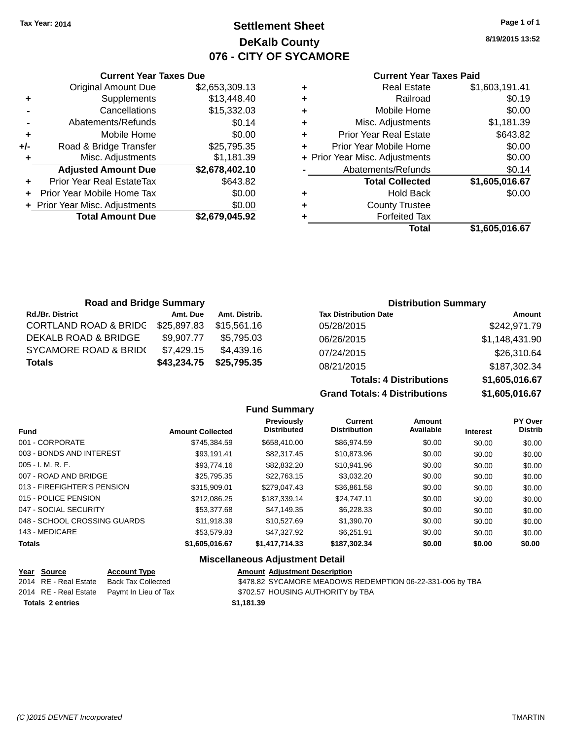Tax Year: 2014

# Settlement Sheet
## DeKalb County
## 076 - CITY OF SYCAMORE

8/19/2015 13:52

### Current Year Taxes Due

| | | |
|---|---|---|
| | Original Amount Due | $2,653,309.13 |
| + | Supplements | $13,448.40 |
| - | Cancellations | $15,332.03 |
| - | Abatements/Refunds | $0.14 |
| + | Mobile Home | $0.00 |
| +/- | Road & Bridge Transfer | $25,795.35 |
| + | Misc. Adjustments | $1,181.39 |
| | **Adjusted Amount Due** | **$2,678,402.10** |
| + | Prior Year Real EstateTax | $643.82 |
| + | Prior Year Mobile Home Tax | $0.00 |
| + | Prior Year Misc. Adjustments | $0.00 |
| | **Total Amount Due** | **$2,679,045.92** |

### Current Year Taxes Paid

| | | |
|---|---|---|
| + | Real Estate | $1,603,191.41 |
| + | Railroad | $0.19 |
| + | Mobile Home | $0.00 |
| + | Misc. Adjustments | $1,181.39 |
| + | Prior Year Real Estate | $643.82 |
| + | Prior Year Mobile Home | $0.00 |
| + | Prior Year Misc. Adjustments | $0.00 |
| - | Abatements/Refunds | $0.14 |
| | **Total Collected** | **$1,605,016.67** |
| + | Hold Back | $0.00 |
| + | County Trustee | |
| + | Forfeited Tax | |
| | **Total** | **$1,605,016.67** |

### Road and Bridge Summary

| Rd./Br. District | Amt. Due | Amt. Distrib. |
|---|---|---|
| CORTLAND ROAD & BRIDG | $25,897.83 | $15,561.16 |
| DEKALB ROAD & BRIDGE | $9,907.77 | $5,795.03 |
| SYCAMORE ROAD & BRID( | $7,429.15 | $4,439.16 |
| **Totals** | **$43,234.75** | **$25,795.35** |

### Distribution Summary

| Tax Distribution Date | Amount |
|---|---|
| 05/28/2015 | $242,971.79 |
| 06/26/2015 | $1,148,431.90 |
| 07/24/2015 | $26,310.64 |
| 08/21/2015 | $187,302.34 |
| **Totals: 4 Distributions** | **$1,605,016.67** |
| **Grand Totals: 4 Distributions** | **$1,605,016.67** |

### Fund Summary

| Fund | Amount Collected | Previously Distributed | Current Distribution | Amount Available | Interest | PY Over Distrib |
|---|---|---|---|---|---|---|
| 001 - CORPORATE | $745,384.59 | $658,410.00 | $86,974.59 | $0.00 | $0.00 | $0.00 |
| 003 - BONDS AND INTEREST | $93,191.41 | $82,317.45 | $10,873.96 | $0.00 | $0.00 | $0.00 |
| 005 - I. M. R. F. | $93,774.16 | $82,832.20 | $10,941.96 | $0.00 | $0.00 | $0.00 |
| 007 - ROAD AND BRIDGE | $25,795.35 | $22,763.15 | $3,032.20 | $0.00 | $0.00 | $0.00 |
| 013 - FIREFIGHTER'S PENSION | $315,909.01 | $279,047.43 | $36,861.58 | $0.00 | $0.00 | $0.00 |
| 015 - POLICE PENSION | $212,086.25 | $187,339.14 | $24,747.11 | $0.00 | $0.00 | $0.00 |
| 047 - SOCIAL SECURITY | $53,377.68 | $47,149.35 | $6,228.33 | $0.00 | $0.00 | $0.00 |
| 048 - SCHOOL CROSSING GUARDS | $11,918.39 | $10,527.69 | $1,390.70 | $0.00 | $0.00 | $0.00 |
| 143 - MEDICARE | $53,579.83 | $47,327.92 | $6,251.91 | $0.00 | $0.00 | $0.00 |
| **Totals** | **$1,605,016.67** | **$1,417,714.33** | **$187,302.34** | **$0.00** | **$0.00** | **$0.00** |

### Miscellaneous Adjustment Detail

| Year | Source | Account Type | Amount | Adjustment Description |
|---|---|---|---|---|
| 2014 | RE - Real Estate | Back Tax Collected | $478.82 | SYCAMORE MEADOWS REDEMPTION 06-22-331-006 by TBA |
| 2014 | RE - Real Estate | Paymt In Lieu of Tax | $702.57 | HOUSING AUTHORITY by TBA |
| **Totals** | **2 entries** | | **$1,181.39** | |

(C )2015 DEVNET Incorporated TMARTIN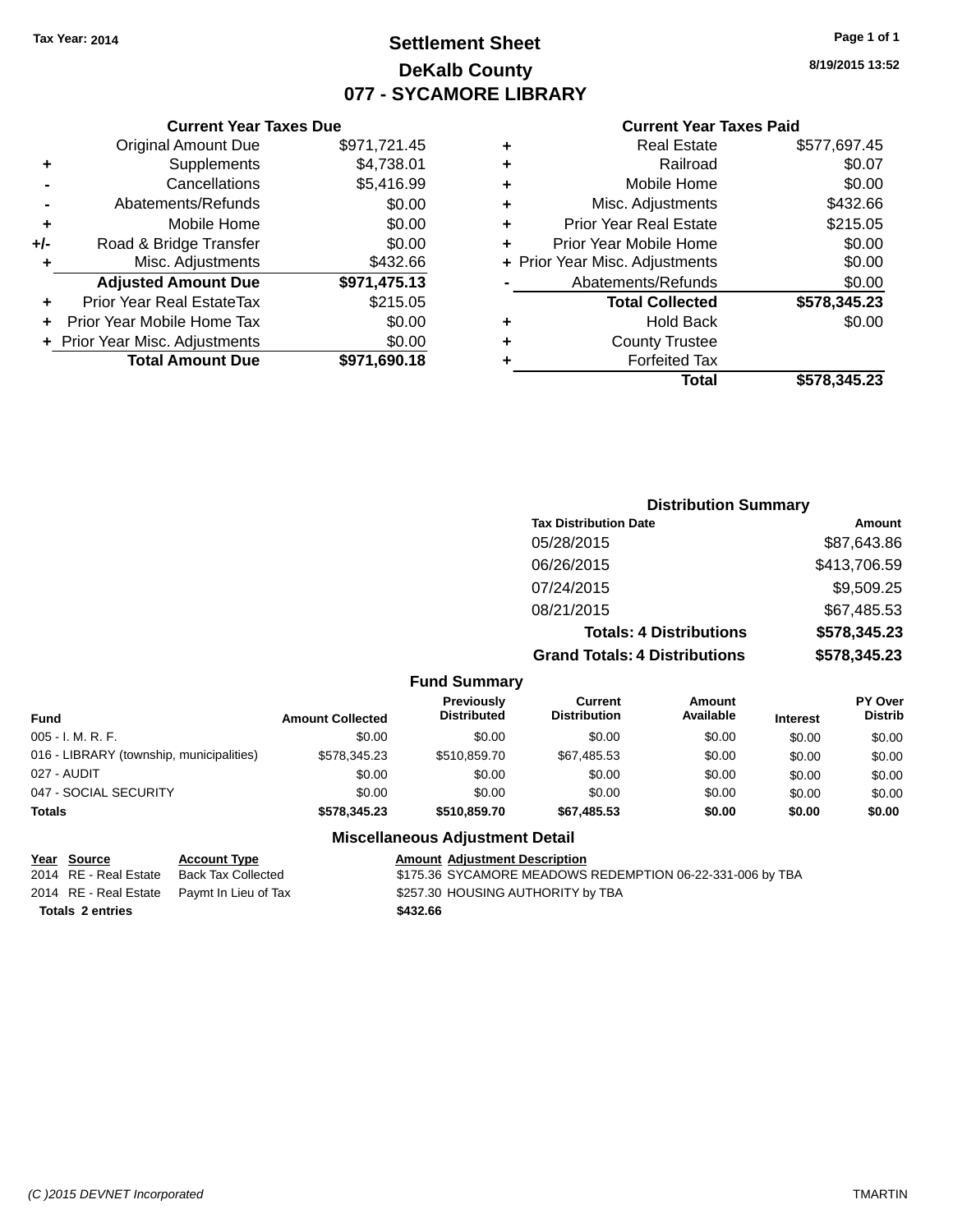Tax Year: 2014

# Settlement Sheet
## DeKalb County
## 077 - SYCAMORE LIBRARY

8/19/2015 13:52

### Current Year Taxes Due

| | | |
|---|---|---|
| | Original Amount Due | $971,721.45 |
| + | Supplements | $4,738.01 |
| - | Cancellations | $5,416.99 |
| - | Abatements/Refunds | $0.00 |
| + | Mobile Home | $0.00 |
| +/- | Road & Bridge Transfer | $0.00 |
| + | Misc. Adjustments | $432.66 |
| | **Adjusted Amount Due** | **$971,475.13** |
| + | Prior Year Real EstateTax | $215.05 |
| + | Prior Year Mobile Home Tax | $0.00 |
| + | Prior Year Misc. Adjustments | $0.00 |
| | **Total Amount Due** | **$971,690.18** |

### Current Year Taxes Paid

| | | |
|---|---|---|
| + | Real Estate | $577,697.45 |
| + | Railroad | $0.07 |
| + | Mobile Home | $0.00 |
| + | Misc. Adjustments | $432.66 |
| + | Prior Year Real Estate | $215.05 |
| + | Prior Year Mobile Home | $0.00 |
| + | Prior Year Misc. Adjustments | $0.00 |
| - | Abatements/Refunds | $0.00 |
| | **Total Collected** | **$578,345.23** |
| + | Hold Back | $0.00 |
| + | County Trustee | |
| + | Forfeited Tax | |
| | **Total** | **$578,345.23** |

### Distribution Summary

| Tax Distribution Date | Amount |
|---|---|
| 05/28/2015 | $87,643.86 |
| 06/26/2015 | $413,706.59 |
| 07/24/2015 | $9,509.25 |
| 08/21/2015 | $67,485.53 |
| **Totals: 4 Distributions** | **$578,345.23** |
| **Grand Totals: 4 Distributions** | **$578,345.23** |

### Fund Summary

| Fund | Amount Collected | Previously Distributed | Current Distribution | Amount Available | Interest | PY Over Distrib |
|---|---|---|---|---|---|---|
| 005 - I. M. R. F. | $0.00 | $0.00 | $0.00 | $0.00 | $0.00 | $0.00 |
| 016 - LIBRARY (township, municipalities) | $578,345.23 | $510,859.70 | $67,485.53 | $0.00 | $0.00 | $0.00 |
| 027 - AUDIT | $0.00 | $0.00 | $0.00 | $0.00 | $0.00 | $0.00 |
| 047 - SOCIAL SECURITY | $0.00 | $0.00 | $0.00 | $0.00 | $0.00 | $0.00 |
| **Totals** | **$578,345.23** | **$510,859.70** | **$67,485.53** | **$0.00** | **$0.00** | **$0.00** |

### Miscellaneous Adjustment Detail

| Year | Source | Account Type | Amount | Adjustment Description |
|---|---|---|---|---|
| 2014 | RE - Real Estate | Back Tax Collected | $175.36 | SYCAMORE MEADOWS REDEMPTION 06-22-331-006 by TBA |
| 2014 | RE - Real Estate | Paymt In Lieu of Tax | $257.30 | HOUSING AUTHORITY by TBA |
| **Totals** | **2 entries** | | **$432.66** | |

(C )2015 DEVNET Incorporated TMARTIN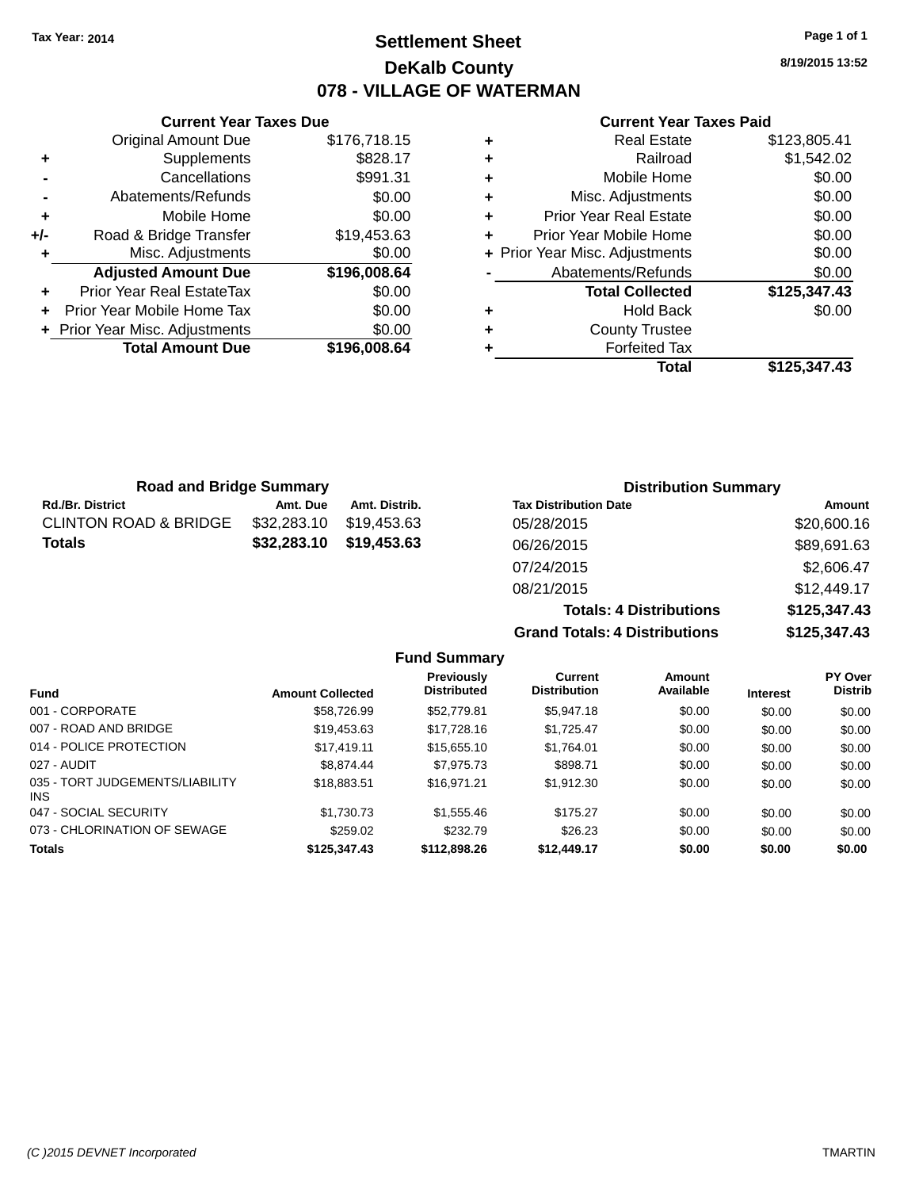Tax Year: 2014

# Settlement Sheet

## DeKalb County

## 078 - VILLAGE OF WATERMAN

8/19/2015 13:52

### Current Year Taxes Due

| | | |
|---|---|---|
| | Original Amount Due | $176,718.15 |
| + | Supplements | $828.17 |
| - | Cancellations | $991.31 |
| - | Abatements/Refunds | $0.00 |
| + | Mobile Home | $0.00 |
| +/- | Road & Bridge Transfer | $19,453.63 |
| + | Misc. Adjustments | $0.00 |
| | **Adjusted Amount Due** | **$196,008.64** |
| + | Prior Year Real EstateTax | $0.00 |
| + | Prior Year Mobile Home Tax | $0.00 |
| + | Prior Year Misc. Adjustments | $0.00 |
| | **Total Amount Due** | **$196,008.64** |

### Current Year Taxes Paid

| | | |
|---|---|---|
| + | Real Estate | $123,805.41 |
| + | Railroad | $1,542.02 |
| + | Mobile Home | $0.00 |
| + | Misc. Adjustments | $0.00 |
| + | Prior Year Real Estate | $0.00 |
| + | Prior Year Mobile Home | $0.00 |
| + | Prior Year Misc. Adjustments | $0.00 |
| - | Abatements/Refunds | $0.00 |
| | **Total Collected** | **$125,347.43** |
| + | Hold Back | $0.00 |
| + | County Trustee | |
| + | Forfeited Tax | |
| | **Total** | **$125,347.43** |

### Road and Bridge Summary

| Rd./Br. District | Amt. Due | Amt. Distrib. |
|---|---|---|
| CLINTON ROAD & BRIDGE | $32,283.10 | $19,453.63 |
| **Totals** | **$32,283.10** | **$19,453.63** |

### Distribution Summary

| Tax Distribution Date | Amount |
|---|---|
| 05/28/2015 | $20,600.16 |
| 06/26/2015 | $89,691.63 |
| 07/24/2015 | $2,606.47 |
| 08/21/2015 | $12,449.17 |
| **Totals: 4 Distributions** | **$125,347.43** |
| **Grand Totals: 4 Distributions** | **$125,347.43** |

### Fund Summary

| Fund | Amount Collected | Previously Distributed | Current Distribution | Amount Available | Interest | PY Over Distrib |
|---|---|---|---|---|---|---|
| 001 - CORPORATE | $58,726.99 | $52,779.81 | $5,947.18 | $0.00 | $0.00 | $0.00 |
| 007 - ROAD AND BRIDGE | $19,453.63 | $17,728.16 | $1,725.47 | $0.00 | $0.00 | $0.00 |
| 014 - POLICE PROTECTION | $17,419.11 | $15,655.10 | $1,764.01 | $0.00 | $0.00 | $0.00 |
| 027 - AUDIT | $8,874.44 | $7,975.73 | $898.71 | $0.00 | $0.00 | $0.00 |
| 035 - TORT JUDGEMENTS/LIABILITY INS | $18,883.51 | $16,971.21 | $1,912.30 | $0.00 | $0.00 | $0.00 |
| 047 - SOCIAL SECURITY | $1,730.73 | $1,555.46 | $175.27 | $0.00 | $0.00 | $0.00 |
| 073 - CHLORINATION OF SEWAGE | $259.02 | $232.79 | $26.23 | $0.00 | $0.00 | $0.00 |
| **Totals** | **$125,347.43** | **$112,898.26** | **$12,449.17** | **$0.00** | **$0.00** | **$0.00** |

(C )2015 DEVNET Incorporated — TMARTIN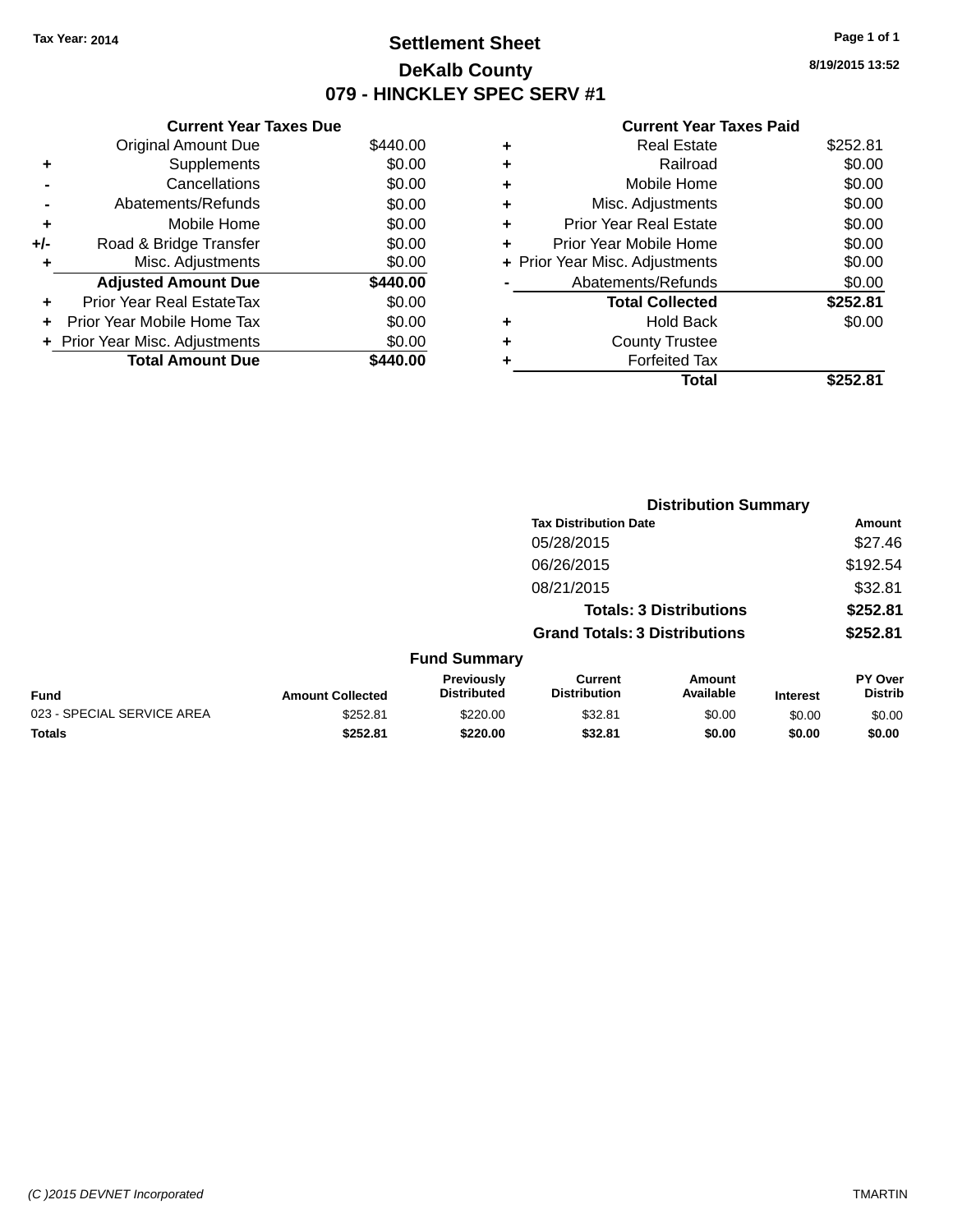Tax Year: 2014

# Settlement Sheet

## DeKalb County

## 079 - HINCKLEY SPEC SERV #1

8/19/2015 13:52

### Current Year Taxes Due

| | | |
|---|---|---|
| | Original Amount Due | $440.00 |
| + | Supplements | $0.00 |
| - | Cancellations | $0.00 |
| - | Abatements/Refunds | $0.00 |
| + | Mobile Home | $0.00 |
| +/- | Road & Bridge Transfer | $0.00 |
| + | Misc. Adjustments | $0.00 |
| | **Adjusted Amount Due** | **$440.00** |
| + | Prior Year Real EstateTax | $0.00 |
| + | Prior Year Mobile Home Tax | $0.00 |
| + | Prior Year Misc. Adjustments | $0.00 |
| | **Total Amount Due** | **$440.00** |

### Current Year Taxes Paid

| | | |
|---|---|---|
| + | Real Estate | $252.81 |
| + | Railroad | $0.00 |
| + | Mobile Home | $0.00 |
| + | Misc. Adjustments | $0.00 |
| + | Prior Year Real Estate | $0.00 |
| + | Prior Year Mobile Home | $0.00 |
| + | Prior Year Misc. Adjustments | $0.00 |
| - | Abatements/Refunds | $0.00 |
| | **Total Collected** | **$252.81** |
| + | Hold Back | $0.00 |
| + | County Trustee | |
| + | Forfeited Tax | |
| | **Total** | **$252.81** |

### Distribution Summary

| Tax Distribution Date | Amount |
|---|---|
| 05/28/2015 | $27.46 |
| 06/26/2015 | $192.54 |
| 08/21/2015 | $32.81 |
| **Totals: 3 Distributions** | **$252.81** |
| **Grand Totals: 3 Distributions** | **$252.81** |

### Fund Summary

| Fund | Amount Collected | Previously Distributed | Current Distribution | Amount Available | Interest | PY Over Distrib |
|---|---|---|---|---|---|---|
| 023 - SPECIAL SERVICE AREA | $252.81 | $220.00 | $32.81 | $0.00 | $0.00 | $0.00 |
| **Totals** | **$252.81** | **$220.00** | **$32.81** | **$0.00** | **$0.00** | **$0.00** |

(C )2015 DEVNET Incorporated TMARTIN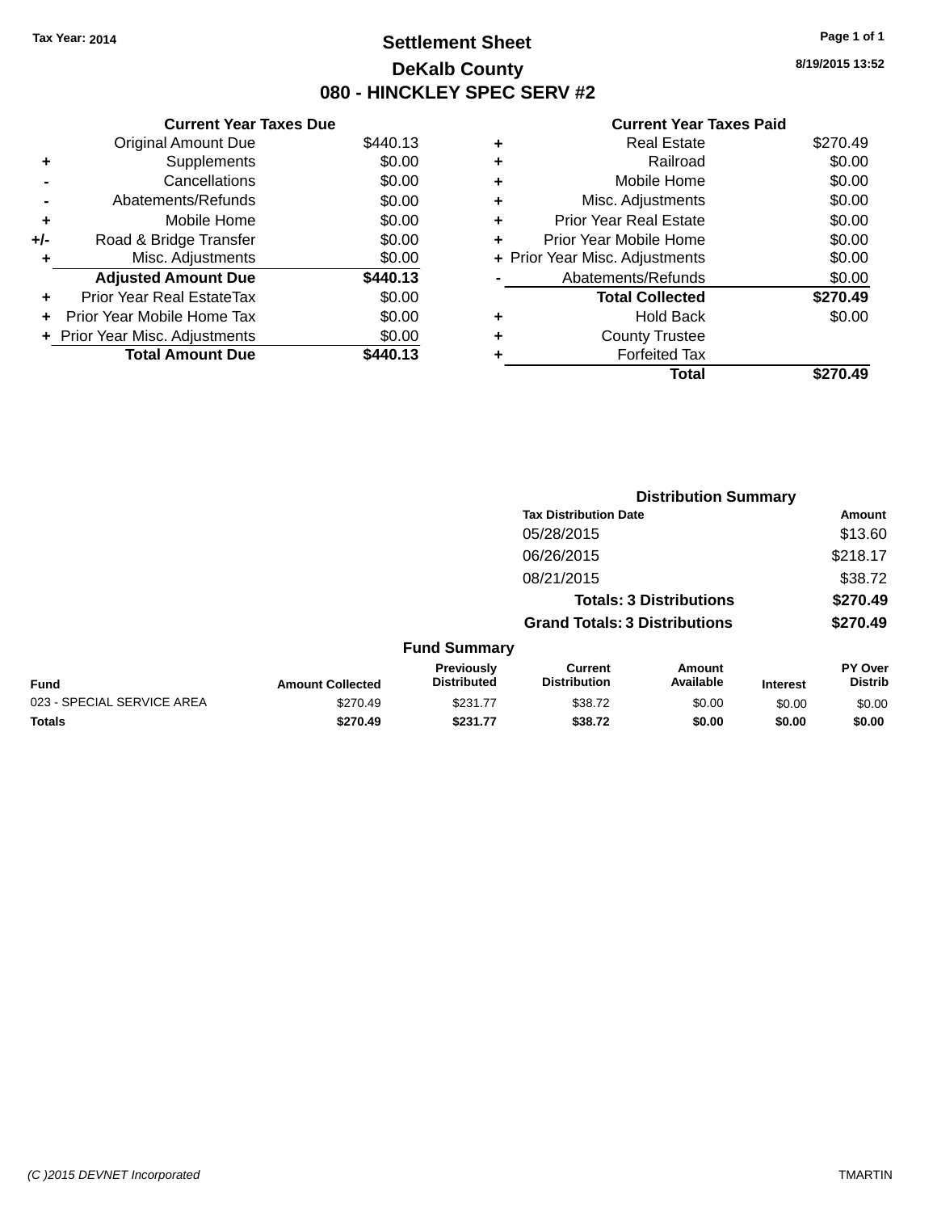Tax Year: 2014

# Settlement Sheet

## DeKalb County

## 080 - HINCKLEY SPEC SERV #2

8/19/2015 13:52

### Current Year Taxes Due

| | | |
|---|---|---|
| | Original Amount Due | $440.13 |
| + | Supplements | $0.00 |
| - | Cancellations | $0.00 |
| - | Abatements/Refunds | $0.00 |
| + | Mobile Home | $0.00 |
| +/- | Road & Bridge Transfer | $0.00 |
| + | Misc. Adjustments | $0.00 |
| | **Adjusted Amount Due** | **$440.13** |
| + | Prior Year Real EstateTax | $0.00 |
| + | Prior Year Mobile Home Tax | $0.00 |
| + | Prior Year Misc. Adjustments | $0.00 |
| | **Total Amount Due** | **$440.13** |

### Current Year Taxes Paid

| | | |
|---|---|---|
| + | Real Estate | $270.49 |
| + | Railroad | $0.00 |
| + | Mobile Home | $0.00 |
| + | Misc. Adjustments | $0.00 |
| + | Prior Year Real Estate | $0.00 |
| + | Prior Year Mobile Home | $0.00 |
| + | Prior Year Misc. Adjustments | $0.00 |
| - | Abatements/Refunds | $0.00 |
| | **Total Collected** | **$270.49** |
| + | Hold Back | $0.00 |
| + | County Trustee | |
| + | Forfeited Tax | |
| | **Total** | **$270.49** |

### Distribution Summary

| Tax Distribution Date | Amount |
|---|---|
| 05/28/2015 | $13.60 |
| 06/26/2015 | $218.17 |
| 08/21/2015 | $38.72 |
| **Totals: 3 Distributions** | **$270.49** |
| **Grand Totals: 3 Distributions** | **$270.49** |

### Fund Summary

| Fund | Amount Collected | Previously Distributed | Current Distribution | Amount Available | Interest | PY Over Distrib |
|---|---|---|---|---|---|---|
| 023 - SPECIAL SERVICE AREA | $270.49 | $231.77 | $38.72 | $0.00 | $0.00 | $0.00 |
| **Totals** | **$270.49** | **$231.77** | **$38.72** | **$0.00** | **$0.00** | **$0.00** |

(C )2015 DEVNET Incorporated TMARTIN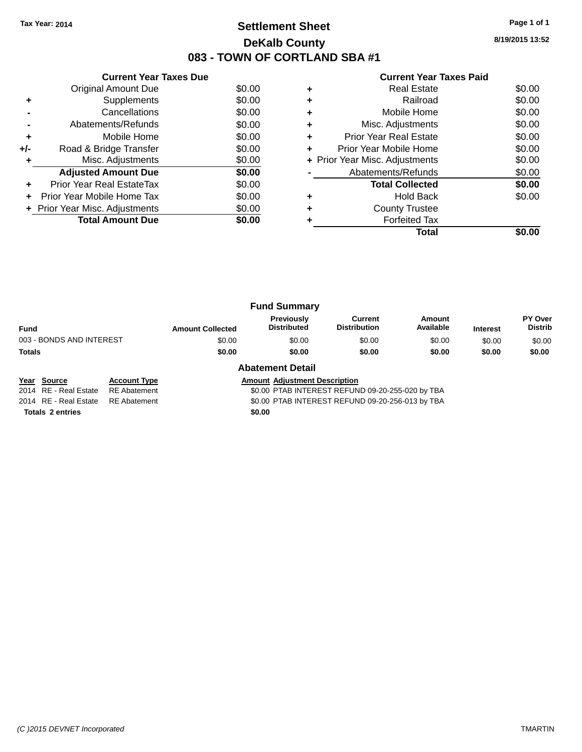Tax Year: 2014

# Settlement Sheet

## DeKalb County

## 083 - TOWN OF CORTLAND SBA #1

8/19/2015 13:52

### Current Year Taxes Due

| | | |
|---|---|---|
| | Original Amount Due | $0.00 |
| + | Supplements | $0.00 |
| - | Cancellations | $0.00 |
| - | Abatements/Refunds | $0.00 |
| + | Mobile Home | $0.00 |
| +/- | Road & Bridge Transfer | $0.00 |
| + | Misc. Adjustments | $0.00 |
| | **Adjusted Amount Due** | **$0.00** |
| + | Prior Year Real EstateTax | $0.00 |
| + | Prior Year Mobile Home Tax | $0.00 |
| + | Prior Year Misc. Adjustments | $0.00 |
| | **Total Amount Due** | **$0.00** |

### Current Year Taxes Paid

| | | |
|---|---|---|
| + | Real Estate | $0.00 |
| + | Railroad | $0.00 |
| + | Mobile Home | $0.00 |
| + | Misc. Adjustments | $0.00 |
| + | Prior Year Real Estate | $0.00 |
| + | Prior Year Mobile Home | $0.00 |
| + | Prior Year Misc. Adjustments | $0.00 |
| - | Abatements/Refunds | $0.00 |
| | **Total Collected** | **$0.00** |
| + | Hold Back | $0.00 |
| + | County Trustee | |
| + | Forfeited Tax | |
| | **Total** | **$0.00** |

### Fund Summary

| Fund | Amount Collected | Previously Distributed | Current Distribution | Amount Available | Interest | PY Over Distrib |
|---|---|---|---|---|---|---|
| 003 - BONDS AND INTEREST | $0.00 | $0.00 | $0.00 | $0.00 | $0.00 | $0.00 |
| **Totals** | **$0.00** | **$0.00** | **$0.00** | **$0.00** | **$0.00** | **$0.00** |

### Abatement Detail

| Year | Source | Account Type | Amount | Adjustment Description |
|---|---|---|---|---|
| 2014 | RE - Real Estate | RE Abatement | $0.00 | PTAB INTEREST REFUND 09-20-255-020 by TBA |
| 2014 | RE - Real Estate | RE Abatement | $0.00 | PTAB INTEREST REFUND 09-20-256-013 by TBA |
| **Totals** | **2 entries** | | **$0.00** | |

(C )2015 DEVNET Incorporated TMARTIN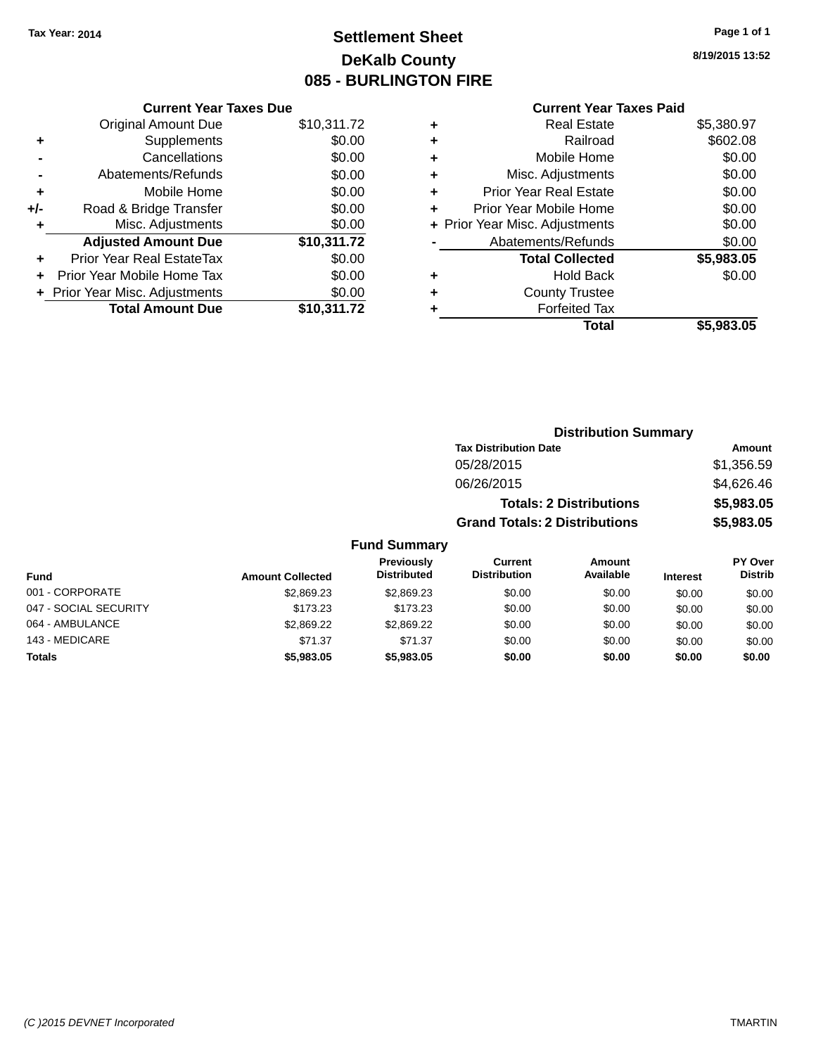Tax Year: 2014

# Settlement Sheet

## DeKalb County

## 085 - BURLINGTON FIRE

8/19/2015 13:52

### Current Year Taxes Due

| | | |
|---|---|---|
| | Original Amount Due | $10,311.72 |
| + | Supplements | $0.00 |
| - | Cancellations | $0.00 |
| - | Abatements/Refunds | $0.00 |
| + | Mobile Home | $0.00 |
| +/- | Road & Bridge Transfer | $0.00 |
| + | Misc. Adjustments | $0.00 |
| | **Adjusted Amount Due** | **$10,311.72** |
| + | Prior Year Real EstateTax | $0.00 |
| + | Prior Year Mobile Home Tax | $0.00 |
| + | Prior Year Misc. Adjustments | $0.00 |
| | **Total Amount Due** | **$10,311.72** |

### Current Year Taxes Paid

| | | |
|---|---|---|
| + | Real Estate | $5,380.97 |
| + | Railroad | $602.08 |
| + | Mobile Home | $0.00 |
| + | Misc. Adjustments | $0.00 |
| + | Prior Year Real Estate | $0.00 |
| + | Prior Year Mobile Home | $0.00 |
| + | Prior Year Misc. Adjustments | $0.00 |
| - | Abatements/Refunds | $0.00 |
| | **Total Collected** | **$5,983.05** |
| + | Hold Back | $0.00 |
| + | County Trustee | |
| + | Forfeited Tax | |
| | **Total** | **$5,983.05** |

### Distribution Summary

| Tax Distribution Date | Amount |
|---|---|
| 05/28/2015 | $1,356.59 |
| 06/26/2015 | $4,626.46 |
| **Totals: 2 Distributions** | **$5,983.05** |
| **Grand Totals: 2 Distributions** | **$5,983.05** |

### Fund Summary

| Fund | Amount Collected | Previously Distributed | Current Distribution | Amount Available | Interest | PY Over Distrib |
|---|---|---|---|---|---|---|
| 001 - CORPORATE | $2,869.23 | $2,869.23 | $0.00 | $0.00 | $0.00 | $0.00 |
| 047 - SOCIAL SECURITY | $173.23 | $173.23 | $0.00 | $0.00 | $0.00 | $0.00 |
| 064 - AMBULANCE | $2,869.22 | $2,869.22 | $0.00 | $0.00 | $0.00 | $0.00 |
| 143 - MEDICARE | $71.37 | $71.37 | $0.00 | $0.00 | $0.00 | $0.00 |
| **Totals** | **$5,983.05** | **$5,983.05** | **$0.00** | **$0.00** | **$0.00** | **$0.00** |

(C )2015 DEVNET Incorporated TMARTIN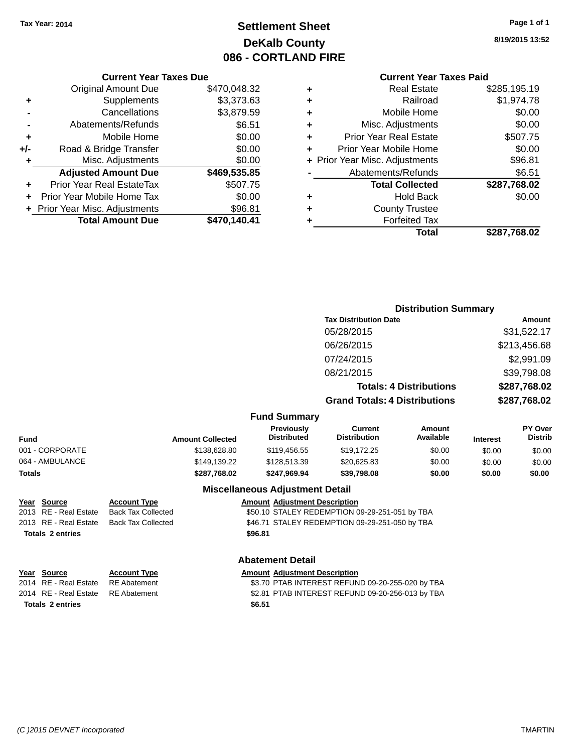Tax Year: 2014

# Settlement Sheet
## DeKalb County
## 086 - CORTLAND FIRE

8/19/2015 13:52

### Current Year Taxes Due

| | | |
|---|---|---|
| | Original Amount Due | $470,048.32 |
| + | Supplements | $3,373.63 |
| - | Cancellations | $3,879.59 |
| - | Abatements/Refunds | $6.51 |
| + | Mobile Home | $0.00 |
| +/- | Road & Bridge Transfer | $0.00 |
| + | Misc. Adjustments | $0.00 |
| | **Adjusted Amount Due** | **$469,535.85** |
| + | Prior Year Real EstateTax | $507.75 |
| + | Prior Year Mobile Home Tax | $0.00 |
| + | Prior Year Misc. Adjustments | $96.81 |
| | **Total Amount Due** | **$470,140.41** |

### Current Year Taxes Paid

| | | |
|---|---|---|
| + | Real Estate | $285,195.19 |
| + | Railroad | $1,974.78 |
| + | Mobile Home | $0.00 |
| + | Misc. Adjustments | $0.00 |
| + | Prior Year Real Estate | $507.75 |
| + | Prior Year Mobile Home | $0.00 |
| + | Prior Year Misc. Adjustments | $96.81 |
| - | Abatements/Refunds | $6.51 |
| | **Total Collected** | **$287,768.02** |
| + | Hold Back | $0.00 |
| + | County Trustee | |
| + | Forfeited Tax | |
| | **Total** | **$287,768.02** |

### Distribution Summary

| Tax Distribution Date | Amount |
|---|---|
| 05/28/2015 | $31,522.17 |
| 06/26/2015 | $213,456.68 |
| 07/24/2015 | $2,991.09 |
| 08/21/2015 | $39,798.08 |
| **Totals: 4 Distributions** | **$287,768.02** |
| **Grand Totals: 4 Distributions** | **$287,768.02** |

### Fund Summary

| Fund | Amount Collected | Previously Distributed | Current Distribution | Amount Available | Interest | PY Over Distrib |
|---|---|---|---|---|---|---|
| 001 - CORPORATE | $138,628.80 | $119,456.55 | $19,172.25 | $0.00 | $0.00 | $0.00 |
| 064 - AMBULANCE | $149,139.22 | $128,513.39 | $20,625.83 | $0.00 | $0.00 | $0.00 |
| **Totals** | **$287,768.02** | **$247,969.94** | **$39,798.08** | **$0.00** | **$0.00** | **$0.00** |

### Miscellaneous Adjustment Detail

| Year | Source | Account Type | Amount | Adjustment Description |
|---|---|---|---|---|
| 2013 | RE - Real Estate | Back Tax Collected | $50.10 | STALEY REDEMPTION 09-29-251-051 by TBA |
| 2013 | RE - Real Estate | Back Tax Collected | $46.71 | STALEY REDEMPTION 09-29-251-050 by TBA |
| **Totals 2 entries** | | | **$96.81** | |

### Abatement Detail

| Year | Source | Account Type | Amount | Adjustment Description |
|---|---|---|---|---|
| 2014 | RE - Real Estate | RE Abatement | $3.70 | PTAB INTEREST REFUND 09-20-255-020 by TBA |
| 2014 | RE - Real Estate | RE Abatement | $2.81 | PTAB INTEREST REFUND 09-20-256-013 by TBA |
| **Totals 2 entries** | | | **$6.51** | |

(C )2015 DEVNET Incorporated TMARTIN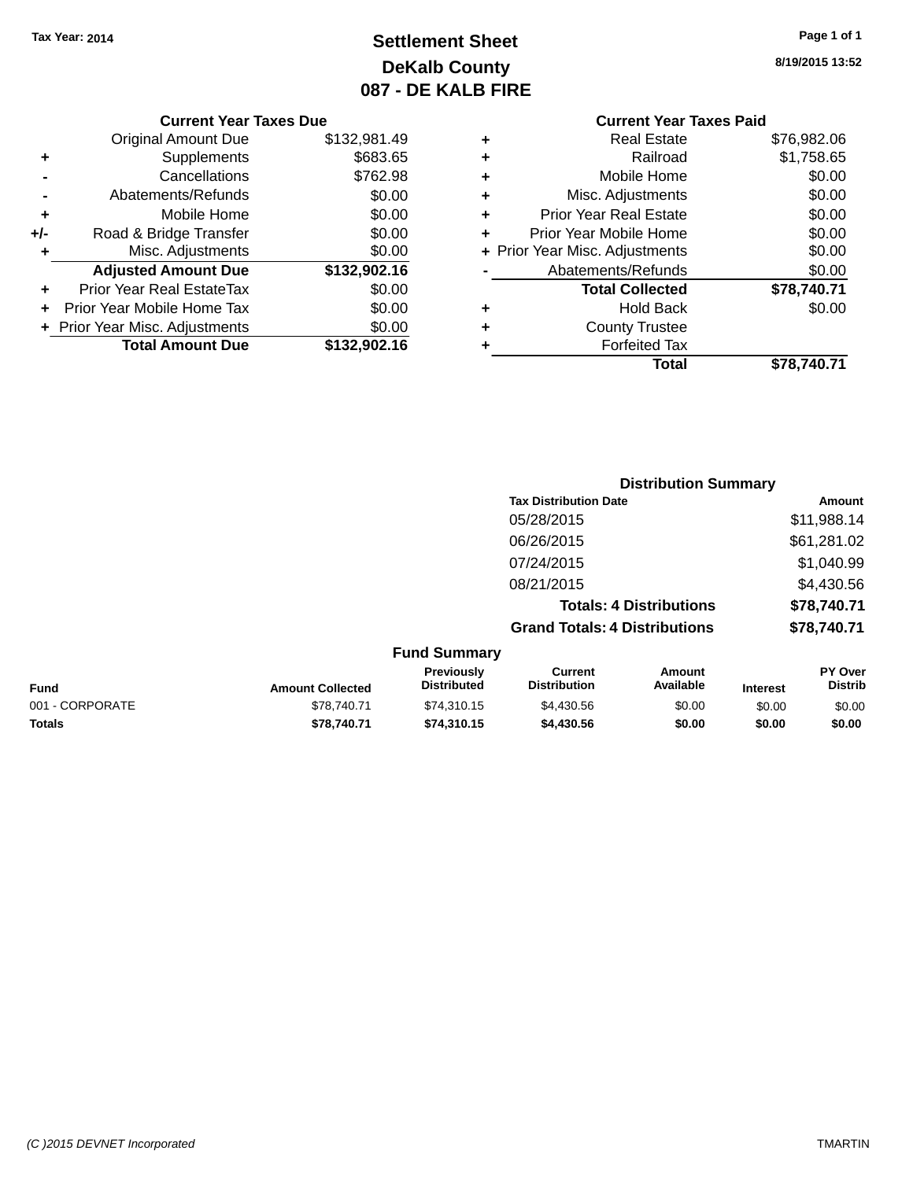Tax Year: 2014

# Settlement Sheet
## DeKalb County
## 087 - DE KALB FIRE

8/19/2015 13:52

### Current Year Taxes Due

| | | |
|---|---|---|
| | Original Amount Due | $132,981.49 |
| + | Supplements | $683.65 |
| - | Cancellations | $762.98 |
| - | Abatements/Refunds | $0.00 |
| + | Mobile Home | $0.00 |
| +/- | Road & Bridge Transfer | $0.00 |
| + | Misc. Adjustments | $0.00 |
| | **Adjusted Amount Due** | **$132,902.16** |
| + | Prior Year Real EstateTax | $0.00 |
| + | Prior Year Mobile Home Tax | $0.00 |
| + | Prior Year Misc. Adjustments | $0.00 |
| | **Total Amount Due** | **$132,902.16** |

### Current Year Taxes Paid

| | | |
|---|---|---|
| + | Real Estate | $76,982.06 |
| + | Railroad | $1,758.65 |
| + | Mobile Home | $0.00 |
| + | Misc. Adjustments | $0.00 |
| + | Prior Year Real Estate | $0.00 |
| + | Prior Year Mobile Home | $0.00 |
| + | Prior Year Misc. Adjustments | $0.00 |
| - | Abatements/Refunds | $0.00 |
| | **Total Collected** | **$78,740.71** |
| + | Hold Back | $0.00 |
| + | County Trustee | |
| + | Forfeited Tax | |
| | **Total** | **$78,740.71** |

### Distribution Summary

| Tax Distribution Date | Amount |
|---|---|
| 05/28/2015 | $11,988.14 |
| 06/26/2015 | $61,281.02 |
| 07/24/2015 | $1,040.99 |
| 08/21/2015 | $4,430.56 |
| **Totals: 4 Distributions** | **$78,740.71** |
| **Grand Totals: 4 Distributions** | **$78,740.71** |

### Fund Summary

| Fund | Amount Collected | Previously Distributed | Current Distribution | Amount Available | Interest | PY Over Distrib |
|---|---|---|---|---|---|---|
| 001 - CORPORATE | $78,740.71 | $74,310.15 | $4,430.56 | $0.00 | $0.00 | $0.00 |
| **Totals** | **$78,740.71** | **$74,310.15** | **$4,430.56** | **$0.00** | **$0.00** | **$0.00** |

(C )2015 DEVNET Incorporated TMARTIN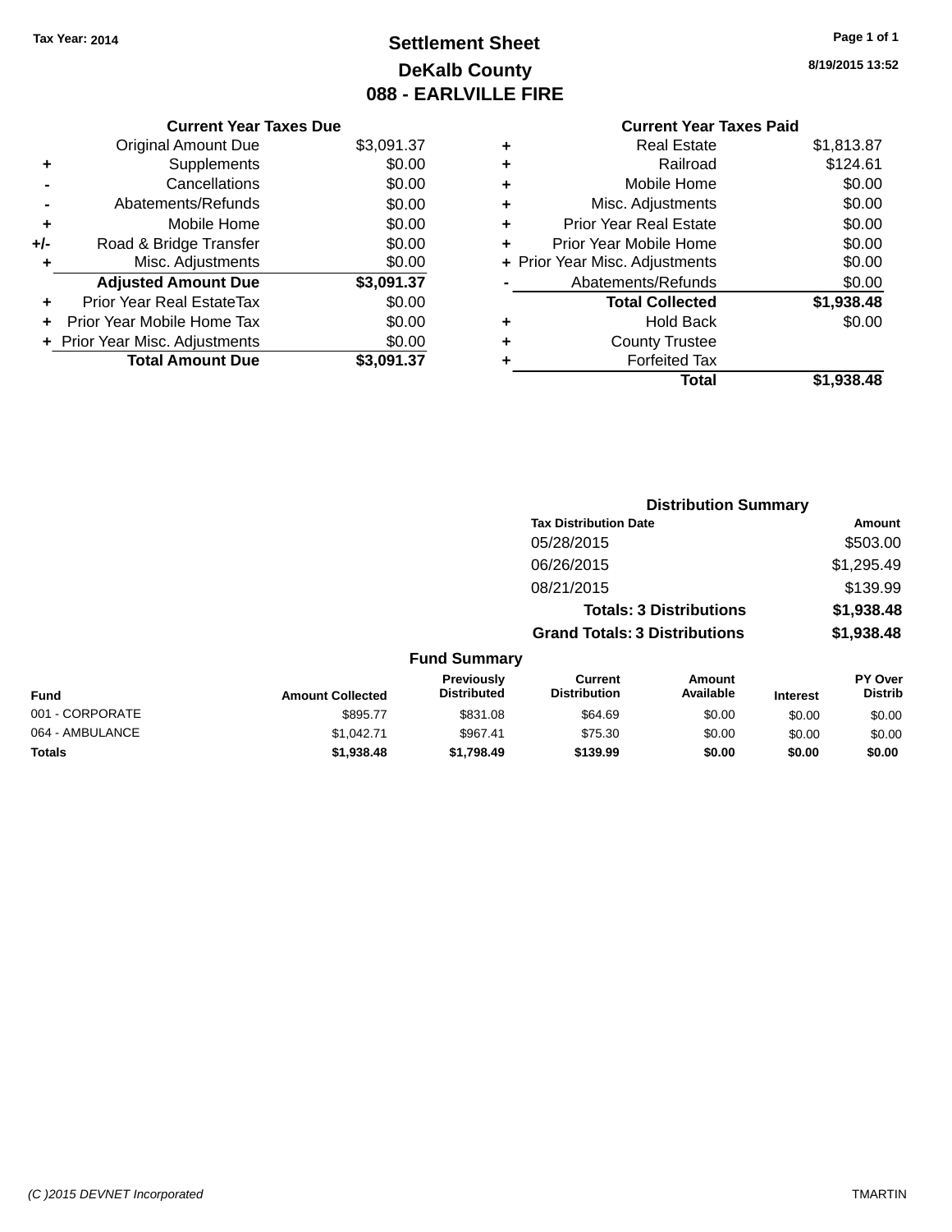Tax Year: 2014

# Settlement Sheet
## DeKalb County
## 088 - EARLVILLE FIRE

8/19/2015 13:52

### Current Year Taxes Due

| | | |
|---|---|---|
| | Original Amount Due | $3,091.37 |
| + | Supplements | $0.00 |
| - | Cancellations | $0.00 |
| - | Abatements/Refunds | $0.00 |
| + | Mobile Home | $0.00 |
| +/- | Road & Bridge Transfer | $0.00 |
| + | Misc. Adjustments | $0.00 |
| | **Adjusted Amount Due** | **$3,091.37** |
| + | Prior Year Real EstateTax | $0.00 |
| + | Prior Year Mobile Home Tax | $0.00 |
| + | Prior Year Misc. Adjustments | $0.00 |
| | **Total Amount Due** | **$3,091.37** |

### Current Year Taxes Paid

| | | |
|---|---|---|
| + | Real Estate | $1,813.87 |
| + | Railroad | $124.61 |
| + | Mobile Home | $0.00 |
| + | Misc. Adjustments | $0.00 |
| + | Prior Year Real Estate | $0.00 |
| + | Prior Year Mobile Home | $0.00 |
| + | Prior Year Misc. Adjustments | $0.00 |
| - | Abatements/Refunds | $0.00 |
| | **Total Collected** | **$1,938.48** |
| + | Hold Back | $0.00 |
| + | County Trustee | |
| + | Forfeited Tax | |
| | **Total** | **$1,938.48** |

### Distribution Summary

| Tax Distribution Date | Amount |
|---|---|
| 05/28/2015 | $503.00 |
| 06/26/2015 | $1,295.49 |
| 08/21/2015 | $139.99 |
| **Totals: 3 Distributions** | **$1,938.48** |
| **Grand Totals: 3 Distributions** | **$1,938.48** |

### Fund Summary

| Fund | Amount Collected | Previously Distributed | Current Distribution | Amount Available | Interest | PY Over Distrib |
|---|---|---|---|---|---|---|
| 001 - CORPORATE | $895.77 | $831.08 | $64.69 | $0.00 | $0.00 | $0.00 |
| 064 - AMBULANCE | $1,042.71 | $967.41 | $75.30 | $0.00 | $0.00 | $0.00 |
| **Totals** | **$1,938.48** | **$1,798.49** | **$139.99** | **$0.00** | **$0.00** | **$0.00** |

(C )2015 DEVNET Incorporated TMARTIN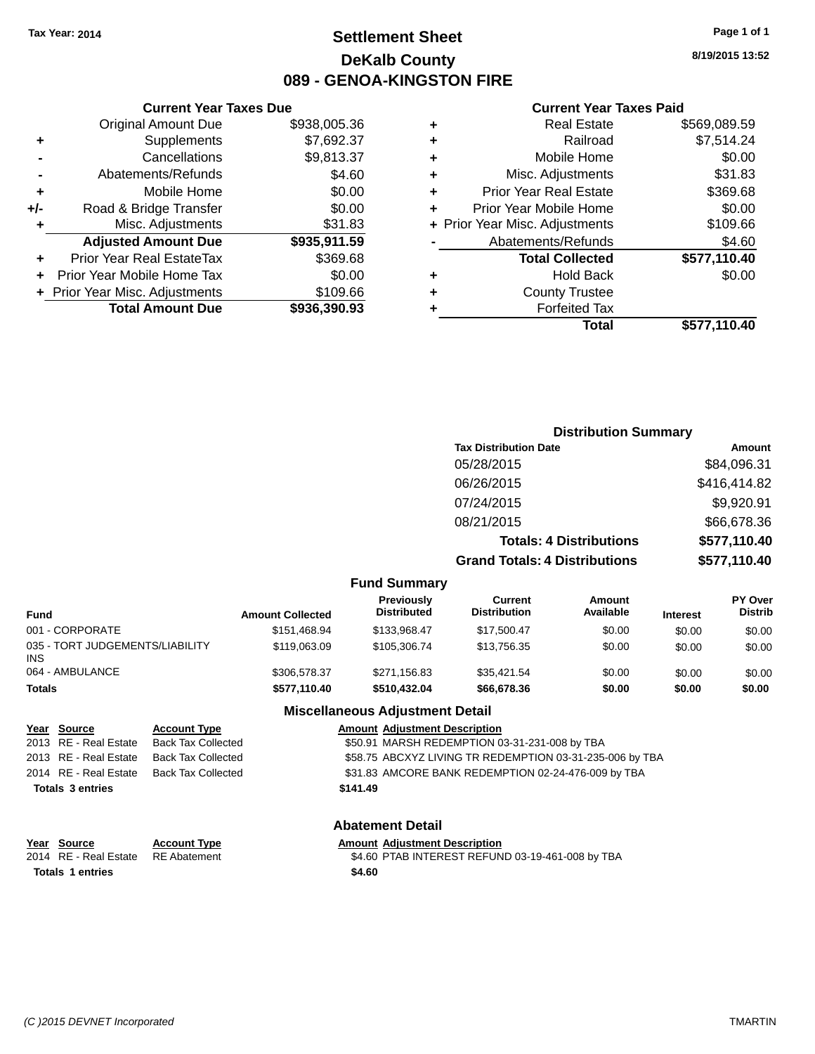Tax Year: 2014

# Settlement Sheet
## DeKalb County
## 089 - GENOA-KINGSTON FIRE

8/19/2015 13:52

### Current Year Taxes Due

| | | |
|---|---|---|
| | Original Amount Due | $938,005.36 |
| + | Supplements | $7,692.37 |
| - | Cancellations | $9,813.37 |
| - | Abatements/Refunds | $4.60 |
| + | Mobile Home | $0.00 |
| +/- | Road & Bridge Transfer | $0.00 |
| + | Misc. Adjustments | $31.83 |
| | **Adjusted Amount Due** | **$935,911.59** |
| + | Prior Year Real EstateTax | $369.68 |
| + | Prior Year Mobile Home Tax | $0.00 |
| + | Prior Year Misc. Adjustments | $109.66 |
| | **Total Amount Due** | **$936,390.93** |

### Current Year Taxes Paid

| | | |
|---|---|---|
| + | Real Estate | $569,089.59 |
| + | Railroad | $7,514.24 |
| + | Mobile Home | $0.00 |
| + | Misc. Adjustments | $31.83 |
| + | Prior Year Real Estate | $369.68 |
| + | Prior Year Mobile Home | $0.00 |
| + | Prior Year Misc. Adjustments | $109.66 |
| - | Abatements/Refunds | $4.60 |
| | **Total Collected** | **$577,110.40** |
| + | Hold Back | $0.00 |
| + | County Trustee | |
| + | Forfeited Tax | |
| | **Total** | **$577,110.40** |

### Distribution Summary

| Tax Distribution Date | Amount |
|---|---|
| 05/28/2015 | $84,096.31 |
| 06/26/2015 | $416,414.82 |
| 07/24/2015 | $9,920.91 |
| 08/21/2015 | $66,678.36 |
| **Totals: 4 Distributions** | **$577,110.40** |
| **Grand Totals: 4 Distributions** | **$577,110.40** |

### Fund Summary

| Fund | Amount Collected | Previously Distributed | Current Distribution | Amount Available | Interest | PY Over Distrib |
|---|---|---|---|---|---|---|
| 001 - CORPORATE | $151,468.94 | $133,968.47 | $17,500.47 | $0.00 | $0.00 | $0.00 |
| 035 - TORT JUDGEMENTS/LIABILITY INS | $119,063.09 | $105,306.74 | $13,756.35 | $0.00 | $0.00 | $0.00 |
| 064 - AMBULANCE | $306,578.37 | $271,156.83 | $35,421.54 | $0.00 | $0.00 | $0.00 |
| **Totals** | **$577,110.40** | **$510,432.04** | **$66,678.36** | **$0.00** | **$0.00** | **$0.00** |

### Miscellaneous Adjustment Detail

| Year | Source | Account Type | Amount | Adjustment Description |
|---|---|---|---|---|
| 2013 | RE - Real Estate | Back Tax Collected | $50.91 | MARSH REDEMPTION 03-31-231-008 by TBA |
| 2013 | RE - Real Estate | Back Tax Collected | $58.75 | ABCXYZ LIVING TR REDEMPTION 03-31-235-006 by TBA |
| 2014 | RE - Real Estate | Back Tax Collected | $31.83 | AMCORE BANK REDEMPTION 02-24-476-009 by TBA |
| **Totals 3 entries** | | | **$141.49** | |

### Abatement Detail

| Year | Source | Account Type | Amount | Adjustment Description |
|---|---|---|---|---|
| 2014 | RE - Real Estate | RE Abatement | $4.60 | PTAB INTEREST REFUND 03-19-461-008 by TBA |
| **Totals 1 entries** | | | **$4.60** | |

(C )2015 DEVNET Incorporated — TMARTIN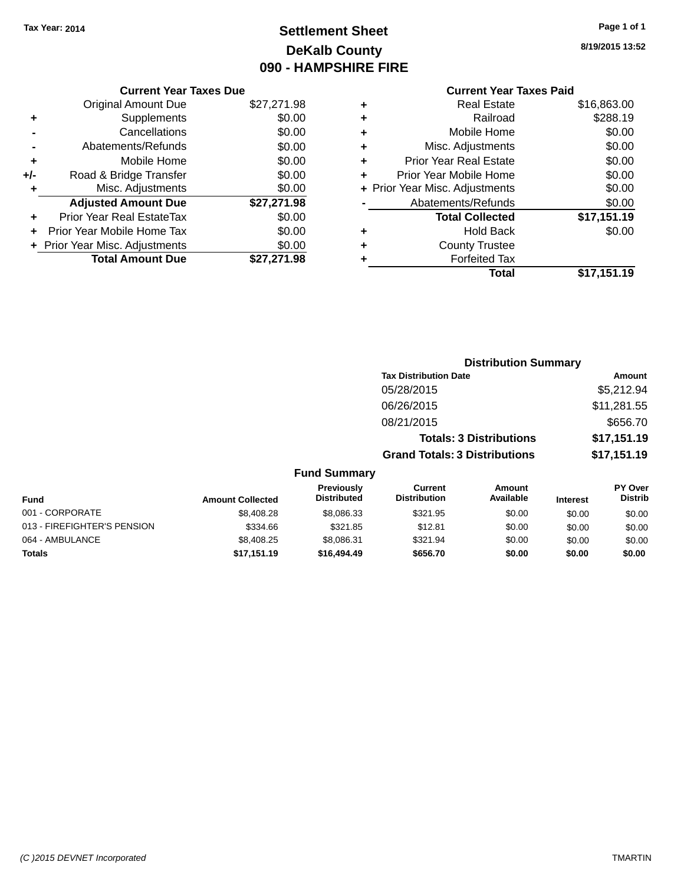Tax Year: 2014

# Settlement Sheet
## DeKalb County
## 090 - HAMPSHIRE FIRE

8/19/2015 13:52

### Current Year Taxes Due

| | | |
|---|---|---|
| | Original Amount Due | $27,271.98 |
| + | Supplements | $0.00 |
| - | Cancellations | $0.00 |
| - | Abatements/Refunds | $0.00 |
| + | Mobile Home | $0.00 |
| +/- | Road & Bridge Transfer | $0.00 |
| + | Misc. Adjustments | $0.00 |
| | **Adjusted Amount Due** | **$27,271.98** |
| + | Prior Year Real EstateTax | $0.00 |
| + | Prior Year Mobile Home Tax | $0.00 |
| + | Prior Year Misc. Adjustments | $0.00 |
| | **Total Amount Due** | **$27,271.98** |

### Current Year Taxes Paid

| | | |
|---|---|---|
| + | Real Estate | $16,863.00 |
| + | Railroad | $288.19 |
| + | Mobile Home | $0.00 |
| + | Misc. Adjustments | $0.00 |
| + | Prior Year Real Estate | $0.00 |
| + | Prior Year Mobile Home | $0.00 |
| + | Prior Year Misc. Adjustments | $0.00 |
| - | Abatements/Refunds | $0.00 |
| | **Total Collected** | **$17,151.19** |
| + | Hold Back | $0.00 |
| + | County Trustee | |
| + | Forfeited Tax | |
| | **Total** | **$17,151.19** |

### Distribution Summary

| Tax Distribution Date | Amount |
|---|---|
| 05/28/2015 | $5,212.94 |
| 06/26/2015 | $11,281.55 |
| 08/21/2015 | $656.70 |
| **Totals: 3 Distributions** | **$17,151.19** |
| **Grand Totals: 3 Distributions** | **$17,151.19** |

### Fund Summary

| Fund | Amount Collected | Previously Distributed | Current Distribution | Amount Available | Interest | PY Over Distrib |
|---|---|---|---|---|---|---|
| 001 - CORPORATE | $8,408.28 | $8,086.33 | $321.95 | $0.00 | $0.00 | $0.00 |
| 013 - FIREFIGHTER'S PENSION | $334.66 | $321.85 | $12.81 | $0.00 | $0.00 | $0.00 |
| 064 - AMBULANCE | $8,408.25 | $8,086.31 | $321.94 | $0.00 | $0.00 | $0.00 |
| **Totals** | **$17,151.19** | **$16,494.49** | **$656.70** | **$0.00** | **$0.00** | **$0.00** |

(C )2015 DEVNET Incorporated — TMARTIN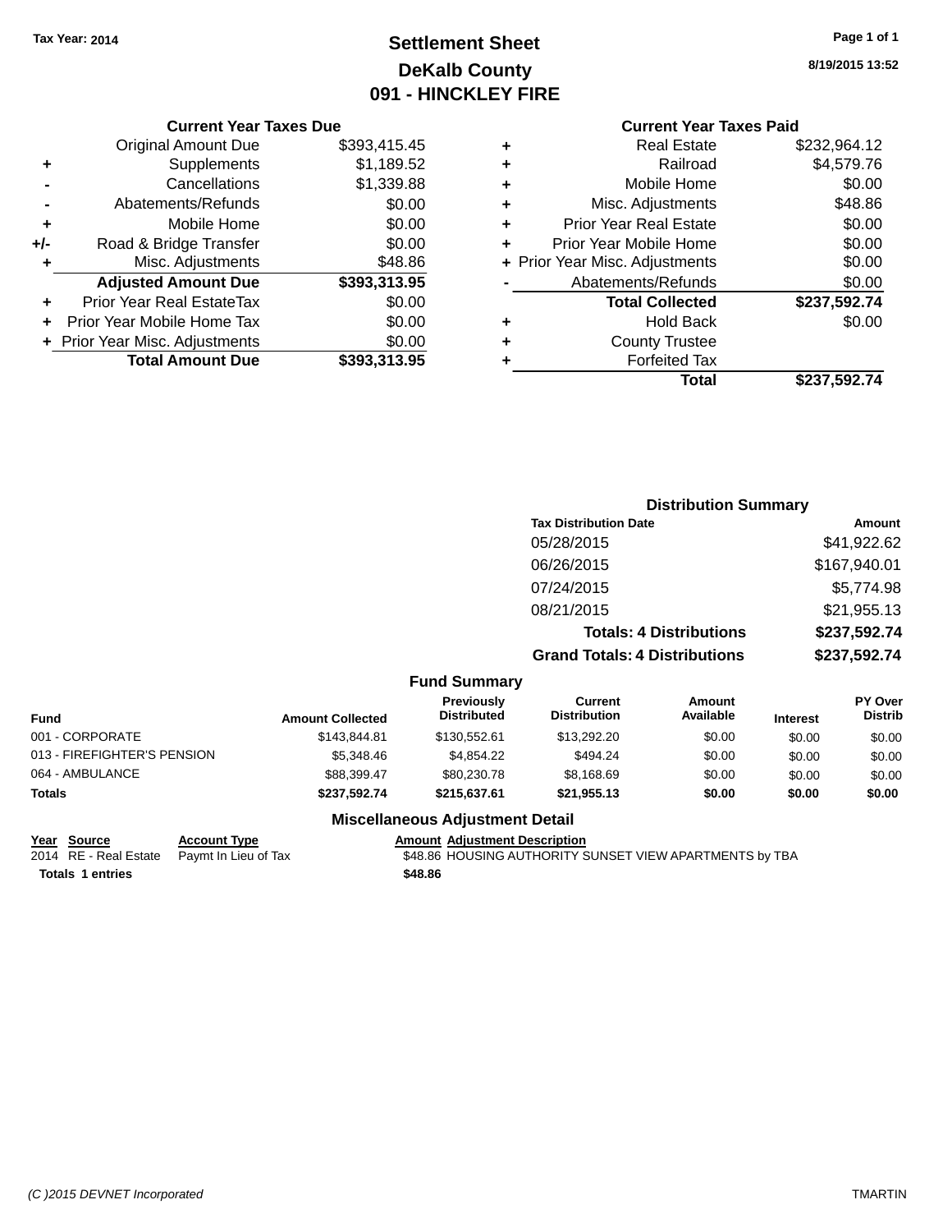Tax Year: 2014

# Settlement Sheet
## DeKalb County
## 091 - HINCKLEY FIRE

8/19/2015 13:52

### Current Year Taxes Due

| | | |
|---|---|---|
| | Original Amount Due | $393,415.45 |
| + | Supplements | $1,189.52 |
| - | Cancellations | $1,339.88 |
| - | Abatements/Refunds | $0.00 |
| + | Mobile Home | $0.00 |
| +/- | Road & Bridge Transfer | $0.00 |
| + | Misc. Adjustments | $48.86 |
| | **Adjusted Amount Due** | **$393,313.95** |
| + | Prior Year Real EstateTax | $0.00 |
| + | Prior Year Mobile Home Tax | $0.00 |
| + | Prior Year Misc. Adjustments | $0.00 |
| | **Total Amount Due** | **$393,313.95** |

### Current Year Taxes Paid

| | | |
|---|---|---|
| + | Real Estate | $232,964.12 |
| + | Railroad | $4,579.76 |
| + | Mobile Home | $0.00 |
| + | Misc. Adjustments | $48.86 |
| + | Prior Year Real Estate | $0.00 |
| + | Prior Year Mobile Home | $0.00 |
| + | Prior Year Misc. Adjustments | $0.00 |
| - | Abatements/Refunds | $0.00 |
| | **Total Collected** | **$237,592.74** |
| + | Hold Back | $0.00 |
| + | County Trustee | |
| + | Forfeited Tax | |
| | **Total** | **$237,592.74** |

### Distribution Summary

| Tax Distribution Date | Amount |
|---|---|
| 05/28/2015 | $41,922.62 |
| 06/26/2015 | $167,940.01 |
| 07/24/2015 | $5,774.98 |
| 08/21/2015 | $21,955.13 |
| **Totals: 4 Distributions** | **$237,592.74** |
| **Grand Totals: 4 Distributions** | **$237,592.74** |

### Fund Summary

| Fund | Amount Collected | Previously Distributed | Current Distribution | Amount Available | Interest | PY Over Distrib |
|---|---|---|---|---|---|---|
| 001 - CORPORATE | $143,844.81 | $130,552.61 | $13,292.20 | $0.00 | $0.00 | $0.00 |
| 013 - FIREFIGHTER'S PENSION | $5,348.46 | $4,854.22 | $494.24 | $0.00 | $0.00 | $0.00 |
| 064 - AMBULANCE | $88,399.47 | $80,230.78 | $8,168.69 | $0.00 | $0.00 | $0.00 |
| **Totals** | **$237,592.74** | **$215,637.61** | **$21,955.13** | **$0.00** | **$0.00** | **$0.00** |

### Miscellaneous Adjustment Detail

| Year | Source | Account Type | Amount | Adjustment Description |
|---|---|---|---|---|
| 2014 | RE - Real Estate | Paymt In Lieu of Tax | $48.86 | HOUSING AUTHORITY SUNSET VIEW APARTMENTS by TBA |
| **Totals 1 entries** | | | **$48.86** | |

(C )2015 DEVNET Incorporated TMARTIN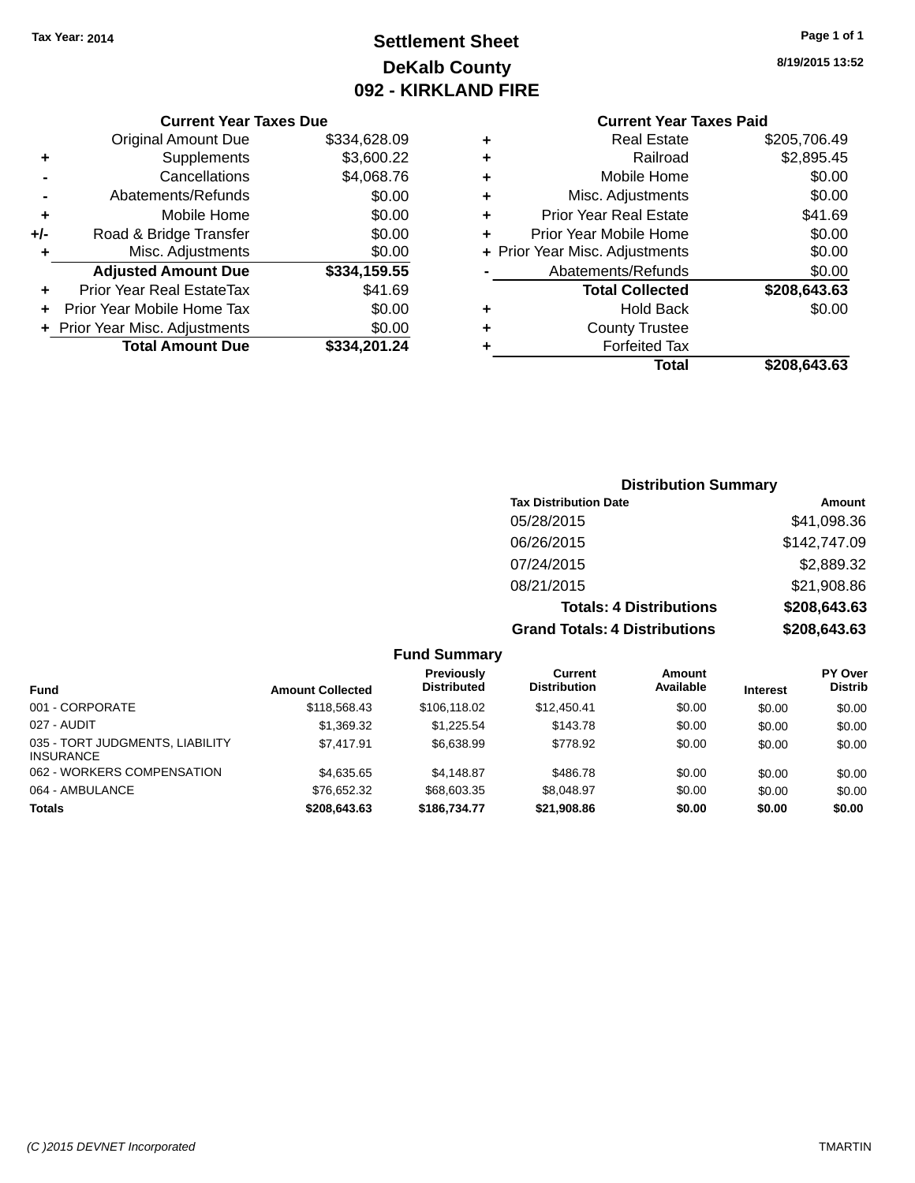Tax Year: 2014

# Settlement Sheet
## DeKalb County
## 092 - KIRKLAND FIRE

8/19/2015 13:52

### Current Year Taxes Due

| | | |
|---|---|---|
| | Original Amount Due | $334,628.09 |
| + | Supplements | $3,600.22 |
| - | Cancellations | $4,068.76 |
| - | Abatements/Refunds | $0.00 |
| + | Mobile Home | $0.00 |
| +/- | Road & Bridge Transfer | $0.00 |
| + | Misc. Adjustments | $0.00 |
| | **Adjusted Amount Due** | **$334,159.55** |
| + | Prior Year Real EstateTax | $41.69 |
| + | Prior Year Mobile Home Tax | $0.00 |
| + | Prior Year Misc. Adjustments | $0.00 |
| | **Total Amount Due** | **$334,201.24** |

### Current Year Taxes Paid

| | | |
|---|---|---|
| + | Real Estate | $205,706.49 |
| + | Railroad | $2,895.45 |
| + | Mobile Home | $0.00 |
| + | Misc. Adjustments | $0.00 |
| + | Prior Year Real Estate | $41.69 |
| + | Prior Year Mobile Home | $0.00 |
| + | Prior Year Misc. Adjustments | $0.00 |
| - | Abatements/Refunds | $0.00 |
| | **Total Collected** | **$208,643.63** |
| + | Hold Back | $0.00 |
| + | County Trustee | |
| + | Forfeited Tax | |
| | **Total** | **$208,643.63** |

### Distribution Summary

| Tax Distribution Date | Amount |
|---|---|
| 05/28/2015 | $41,098.36 |
| 06/26/2015 | $142,747.09 |
| 07/24/2015 | $2,889.32 |
| 08/21/2015 | $21,908.86 |
| **Totals: 4 Distributions** | **$208,643.63** |
| **Grand Totals: 4 Distributions** | **$208,643.63** |

### Fund Summary

| Fund | Amount Collected | Previously Distributed | Current Distribution | Amount Available | Interest | PY Over Distrib |
|---|---|---|---|---|---|---|
| 001 - CORPORATE | $118,568.43 | $106,118.02 | $12,450.41 | $0.00 | $0.00 | $0.00 |
| 027 - AUDIT | $1,369.32 | $1,225.54 | $143.78 | $0.00 | $0.00 | $0.00 |
| 035 - TORT JUDGMENTS, LIABILITY INSURANCE | $7,417.91 | $6,638.99 | $778.92 | $0.00 | $0.00 | $0.00 |
| 062 - WORKERS COMPENSATION | $4,635.65 | $4,148.87 | $486.78 | $0.00 | $0.00 | $0.00 |
| 064 - AMBULANCE | $76,652.32 | $68,603.35 | $8,048.97 | $0.00 | $0.00 | $0.00 |
| **Totals** | **$208,643.63** | **$186,734.77** | **$21,908.86** | **$0.00** | **$0.00** | **$0.00** |

(C )2015 DEVNET Incorporated TMARTIN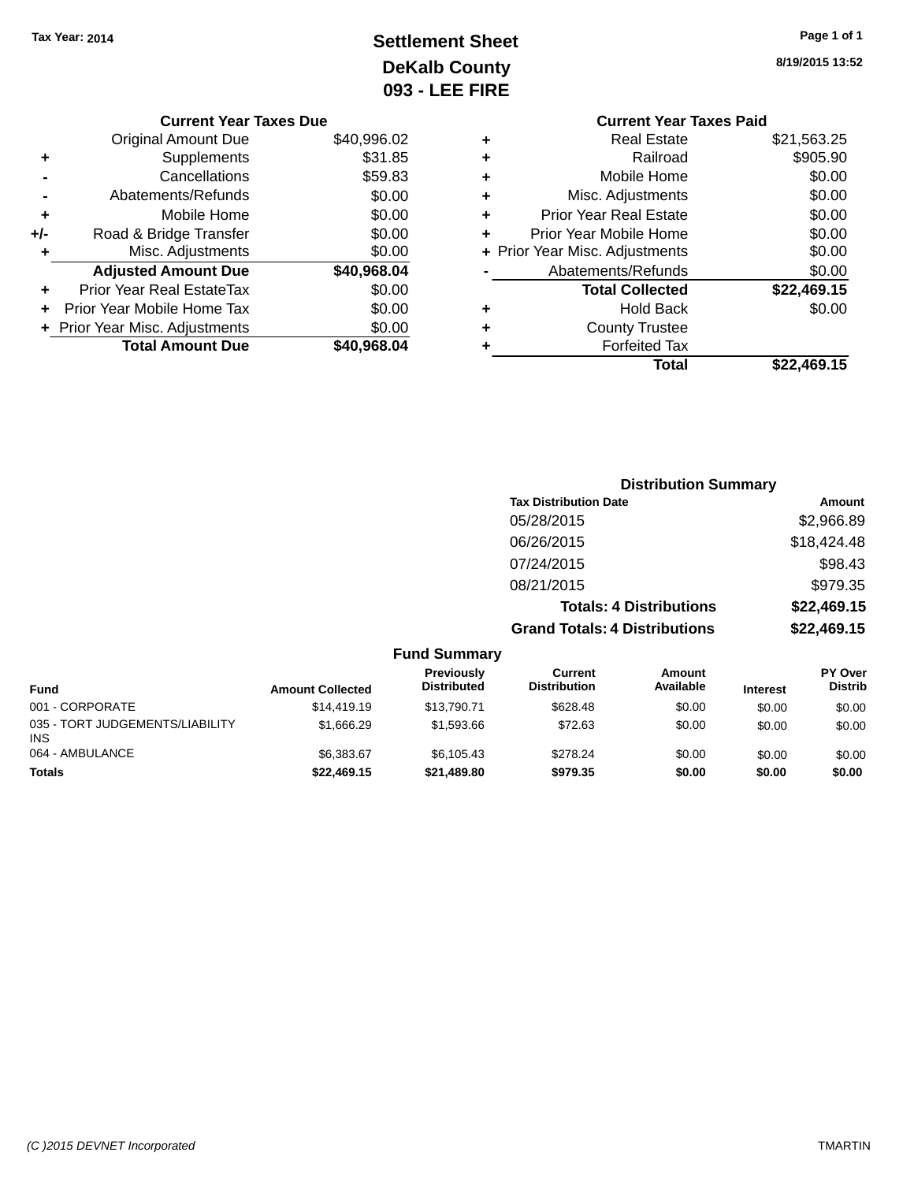Tax Year: 2014

# Settlement Sheet
## DeKalb County
## 093 - LEE FIRE

Page 1 of 1

8/19/2015 13:52

### Current Year Taxes Due

| | | |
|---|---|---|
| | Original Amount Due | $40,996.02 |
| + | Supplements | $31.85 |
| - | Cancellations | $59.83 |
| - | Abatements/Refunds | $0.00 |
| + | Mobile Home | $0.00 |
| +/- | Road & Bridge Transfer | $0.00 |
| + | Misc. Adjustments | $0.00 |
| | **Adjusted Amount Due** | **$40,968.04** |
| + | Prior Year Real EstateTax | $0.00 |
| + | Prior Year Mobile Home Tax | $0.00 |
| + | Prior Year Misc. Adjustments | $0.00 |
| | **Total Amount Due** | **$40,968.04** |

### Current Year Taxes Paid

| | | |
|---|---|---|
| + | Real Estate | $21,563.25 |
| + | Railroad | $905.90 |
| + | Mobile Home | $0.00 |
| + | Misc. Adjustments | $0.00 |
| + | Prior Year Real Estate | $0.00 |
| + | Prior Year Mobile Home | $0.00 |
| + | Prior Year Misc. Adjustments | $0.00 |
| - | Abatements/Refunds | $0.00 |
| | **Total Collected** | **$22,469.15** |
| + | Hold Back | $0.00 |
| + | County Trustee | |
| + | Forfeited Tax | |
| | **Total** | **$22,469.15** |

### Distribution Summary

| Tax Distribution Date | Amount |
|---|---|
| 05/28/2015 | $2,966.89 |
| 06/26/2015 | $18,424.48 |
| 07/24/2015 | $98.43 |
| 08/21/2015 | $979.35 |
| **Totals: 4 Distributions** | **$22,469.15** |
| **Grand Totals: 4 Distributions** | **$22,469.15** |

### Fund Summary

| Fund | Amount Collected | Previously Distributed | Current Distribution | Amount Available | Interest | PY Over Distrib |
|---|---|---|---|---|---|---|
| 001 - CORPORATE | $14,419.19 | $13,790.71 | $628.48 | $0.00 | $0.00 | $0.00 |
| 035 - TORT JUDGEMENTS/LIABILITY INS | $1,666.29 | $1,593.66 | $72.63 | $0.00 | $0.00 | $0.00 |
| 064 - AMBULANCE | $6,383.67 | $6,105.43 | $278.24 | $0.00 | $0.00 | $0.00 |
| **Totals** | **$22,469.15** | **$21,489.80** | **$979.35** | **$0.00** | **$0.00** | **$0.00** |

(C )2015 DEVNET Incorporated

TMARTIN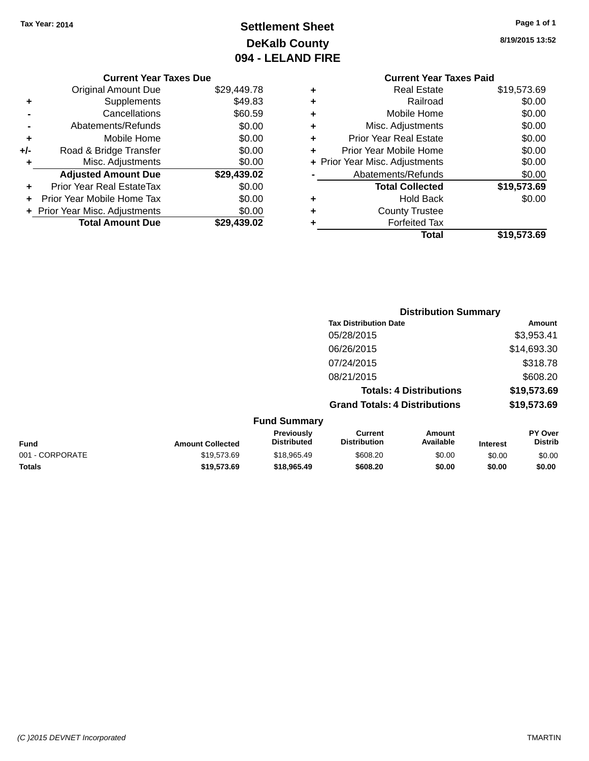Tax Year: 2014

# Settlement Sheet

## DeKalb County

## 094 - LELAND FIRE

8/19/2015 13:52

### Current Year Taxes Due

| | | |
|---|---|---|
| | Original Amount Due | $29,449.78 |
| + | Supplements | $49.83 |
| - | Cancellations | $60.59 |
| - | Abatements/Refunds | $0.00 |
| + | Mobile Home | $0.00 |
| +/- | Road & Bridge Transfer | $0.00 |
| + | Misc. Adjustments | $0.00 |
| | **Adjusted Amount Due** | **$29,439.02** |
| + | Prior Year Real EstateTax | $0.00 |
| + | Prior Year Mobile Home Tax | $0.00 |
| + | Prior Year Misc. Adjustments | $0.00 |
| | **Total Amount Due** | **$29,439.02** |

### Current Year Taxes Paid

| | | |
|---|---|---|
| + | Real Estate | $19,573.69 |
| + | Railroad | $0.00 |
| + | Mobile Home | $0.00 |
| + | Misc. Adjustments | $0.00 |
| + | Prior Year Real Estate | $0.00 |
| + | Prior Year Mobile Home | $0.00 |
| + | Prior Year Misc. Adjustments | $0.00 |
| - | Abatements/Refunds | $0.00 |
| | **Total Collected** | **$19,573.69** |
| + | Hold Back | $0.00 |
| + | County Trustee | |
| + | Forfeited Tax | |
| | **Total** | **$19,573.69** |

### Distribution Summary

| Tax Distribution Date | Amount |
|---|---|
| 05/28/2015 | $3,953.41 |
| 06/26/2015 | $14,693.30 |
| 07/24/2015 | $318.78 |
| 08/21/2015 | $608.20 |
| **Totals: 4 Distributions** | **$19,573.69** |
| **Grand Totals: 4 Distributions** | **$19,573.69** |

### Fund Summary

| Fund | Amount Collected | Previously Distributed | Current Distribution | Amount Available | Interest | PY Over Distrib |
|---|---|---|---|---|---|---|
| 001 - CORPORATE | $19,573.69 | $18,965.49 | $608.20 | $0.00 | $0.00 | $0.00 |
| **Totals** | **$19,573.69** | **$18,965.49** | **$608.20** | **$0.00** | **$0.00** | **$0.00** |

(C )2015 DEVNET Incorporated — TMARTIN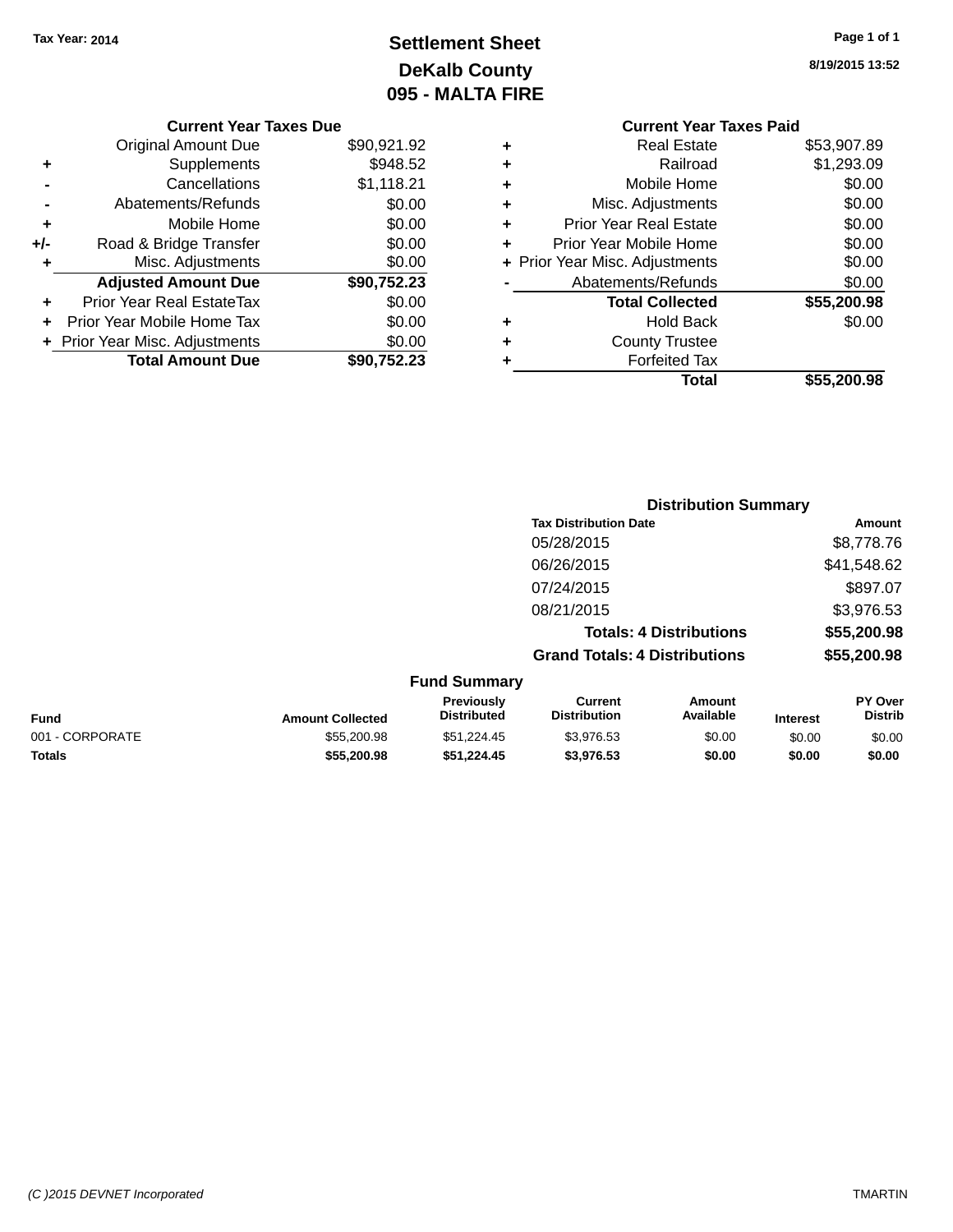Tax Year: 2014

# Settlement Sheet

## DeKalb County

## 095 - MALTA FIRE

8/19/2015 13:52

### Current Year Taxes Due

| | | |
|---|---|---|
| | Original Amount Due | $90,921.92 |
| + | Supplements | $948.52 |
| - | Cancellations | $1,118.21 |
| - | Abatements/Refunds | $0.00 |
| + | Mobile Home | $0.00 |
| +/- | Road & Bridge Transfer | $0.00 |
| + | Misc. Adjustments | $0.00 |
| | **Adjusted Amount Due** | **$90,752.23** |
| + | Prior Year Real EstateTax | $0.00 |
| + | Prior Year Mobile Home Tax | $0.00 |
| + | Prior Year Misc. Adjustments | $0.00 |
| | **Total Amount Due** | **$90,752.23** |

### Current Year Taxes Paid

| | | |
|---|---|---|
| + | Real Estate | $53,907.89 |
| + | Railroad | $1,293.09 |
| + | Mobile Home | $0.00 |
| + | Misc. Adjustments | $0.00 |
| + | Prior Year Real Estate | $0.00 |
| + | Prior Year Mobile Home | $0.00 |
| + | Prior Year Misc. Adjustments | $0.00 |
| - | Abatements/Refunds | $0.00 |
| | **Total Collected** | **$55,200.98** |
| + | Hold Back | $0.00 |
| + | County Trustee | |
| + | Forfeited Tax | |
| | **Total** | **$55,200.98** |

### Distribution Summary

| Tax Distribution Date | Amount |
|---|---|
| 05/28/2015 | $8,778.76 |
| 06/26/2015 | $41,548.62 |
| 07/24/2015 | $897.07 |
| 08/21/2015 | $3,976.53 |
| **Totals: 4 Distributions** | **$55,200.98** |
| **Grand Totals: 4 Distributions** | **$55,200.98** |

### Fund Summary

| Fund | Amount Collected | Previously Distributed | Current Distribution | Amount Available | Interest | PY Over Distrib |
|---|---|---|---|---|---|---|
| 001 - CORPORATE | $55,200.98 | $51,224.45 | $3,976.53 | $0.00 | $0.00 | $0.00 |
| **Totals** | **$55,200.98** | **$51,224.45** | **$3,976.53** | **$0.00** | **$0.00** | **$0.00** |

(C )2015 DEVNET Incorporated TMARTIN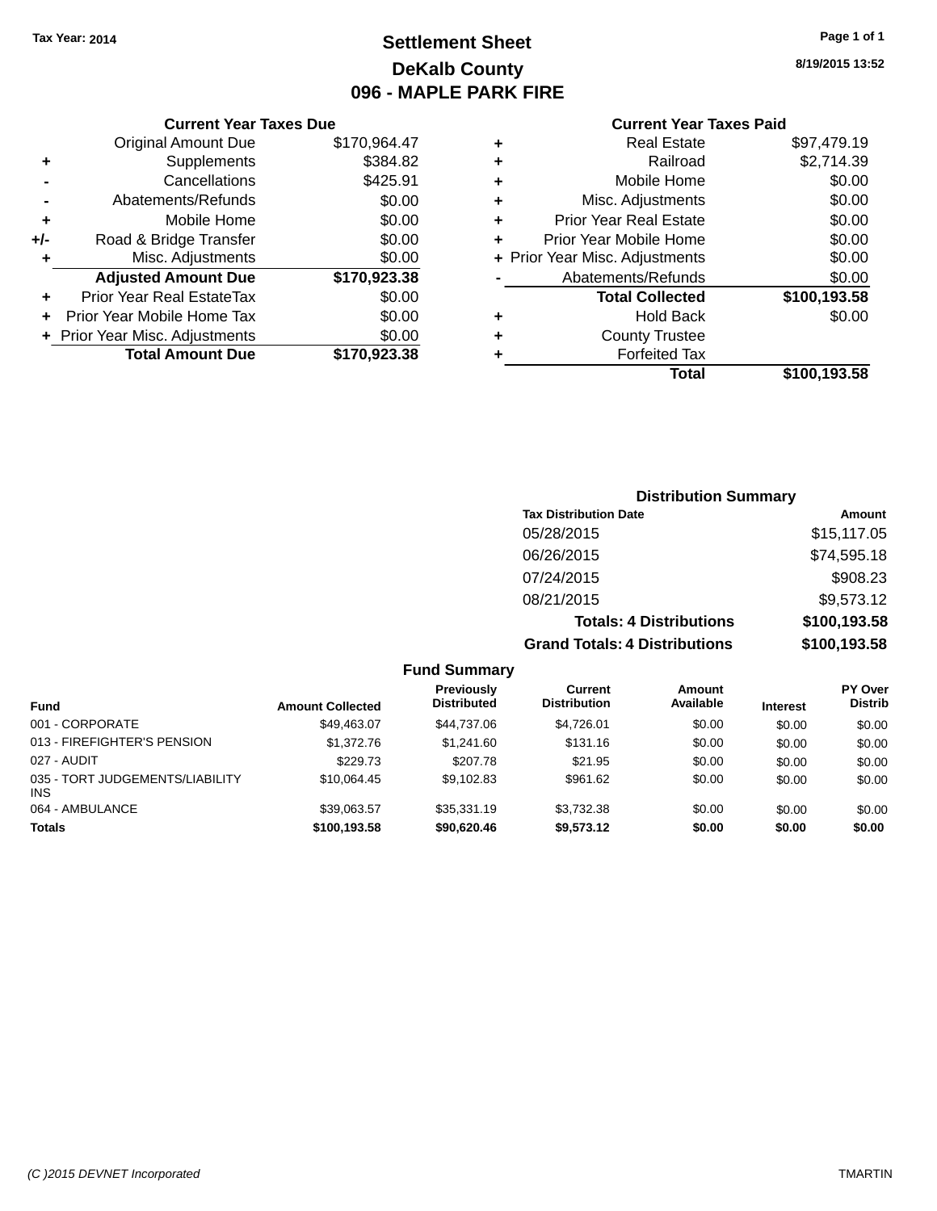**Tax Year: 2014**

# Settlement Sheet

## DeKalb County

## 096 - MAPLE PARK FIRE

8/19/2015 13:52

### Current Year Taxes Due

| | | |
|---|---|---|
| | Original Amount Due | $170,964.47 |
| + | Supplements | $384.82 |
| - | Cancellations | $425.91 |
| - | Abatements/Refunds | $0.00 |
| + | Mobile Home | $0.00 |
| +/- | Road & Bridge Transfer | $0.00 |
| + | Misc. Adjustments | $0.00 |
| | **Adjusted Amount Due** | **$170,923.38** |
| + | Prior Year Real EstateTax | $0.00 |
| + | Prior Year Mobile Home Tax | $0.00 |
| + | Prior Year Misc. Adjustments | $0.00 |
| | **Total Amount Due** | **$170,923.38** |

### Current Year Taxes Paid

| | | |
|---|---|---|
| + | Real Estate | $97,479.19 |
| + | Railroad | $2,714.39 |
| + | Mobile Home | $0.00 |
| + | Misc. Adjustments | $0.00 |
| + | Prior Year Real Estate | $0.00 |
| + | Prior Year Mobile Home | $0.00 |
| + | Prior Year Misc. Adjustments | $0.00 |
| - | Abatements/Refunds | $0.00 |
| | **Total Collected** | **$100,193.58** |
| + | Hold Back | $0.00 |
| + | County Trustee | |
| + | Forfeited Tax | |
| | **Total** | **$100,193.58** |

### Distribution Summary

| Tax Distribution Date | Amount |
|---|---|
| 05/28/2015 | $15,117.05 |
| 06/26/2015 | $74,595.18 |
| 07/24/2015 | $908.23 |
| 08/21/2015 | $9,573.12 |
| **Totals: 4 Distributions** | **$100,193.58** |
| **Grand Totals: 4 Distributions** | **$100,193.58** |

### Fund Summary

| Fund | Amount Collected | Previously Distributed | Current Distribution | Amount Available | Interest | PY Over Distrib |
|---|---|---|---|---|---|---|
| 001 - CORPORATE | $49,463.07 | $44,737.06 | $4,726.01 | $0.00 | $0.00 | $0.00 |
| 013 - FIREFIGHTER'S PENSION | $1,372.76 | $1,241.60 | $131.16 | $0.00 | $0.00 | $0.00 |
| 027 - AUDIT | $229.73 | $207.78 | $21.95 | $0.00 | $0.00 | $0.00 |
| 035 - TORT JUDGEMENTS/LIABILITY INS | $10,064.45 | $9,102.83 | $961.62 | $0.00 | $0.00 | $0.00 |
| 064 - AMBULANCE | $39,063.57 | $35,331.19 | $3,732.38 | $0.00 | $0.00 | $0.00 |
| **Totals** | **$100,193.58** | **$90,620.46** | **$9,573.12** | **$0.00** | **$0.00** | **$0.00** |

(C )2015 DEVNET Incorporated TMARTIN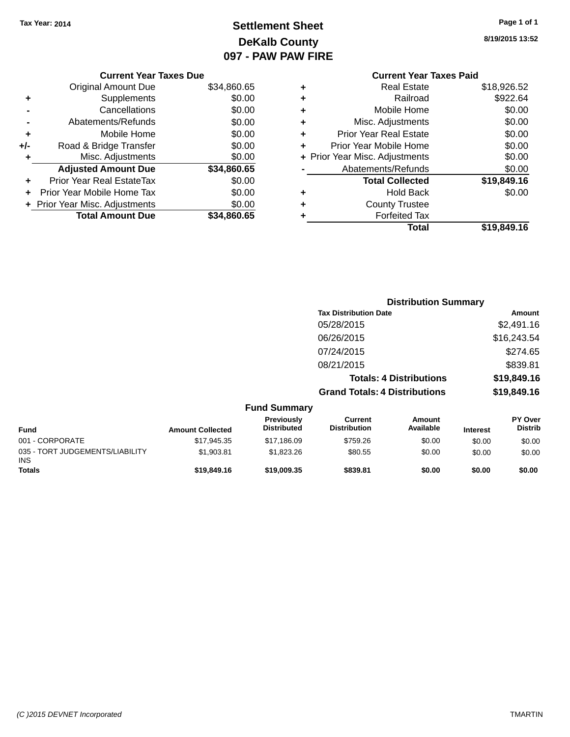Tax Year: 2014

# Settlement Sheet
## DeKalb County
## 097 - PAW PAW FIRE

8/19/2015 13:52

### Current Year Taxes Due

| | | |
|---|---|---|
| | Original Amount Due | $34,860.65 |
| + | Supplements | $0.00 |
| - | Cancellations | $0.00 |
| - | Abatements/Refunds | $0.00 |
| + | Mobile Home | $0.00 |
| +/- | Road & Bridge Transfer | $0.00 |
| + | Misc. Adjustments | $0.00 |
| | **Adjusted Amount Due** | **$34,860.65** |
| + | Prior Year Real EstateTax | $0.00 |
| + | Prior Year Mobile Home Tax | $0.00 |
| + | Prior Year Misc. Adjustments | $0.00 |
| | **Total Amount Due** | **$34,860.65** |

### Current Year Taxes Paid

| | | |
|---|---|---|
| + | Real Estate | $18,926.52 |
| + | Railroad | $922.64 |
| + | Mobile Home | $0.00 |
| + | Misc. Adjustments | $0.00 |
| + | Prior Year Real Estate | $0.00 |
| + | Prior Year Mobile Home | $0.00 |
| + | Prior Year Misc. Adjustments | $0.00 |
| - | Abatements/Refunds | $0.00 |
| | **Total Collected** | **$19,849.16** |
| + | Hold Back | $0.00 |
| + | County Trustee | |
| + | Forfeited Tax | |
| | **Total** | **$19,849.16** |

### Distribution Summary

| Tax Distribution Date | Amount |
|---|---|
| 05/28/2015 | $2,491.16 |
| 06/26/2015 | $16,243.54 |
| 07/24/2015 | $274.65 |
| 08/21/2015 | $839.81 |
| **Totals: 4 Distributions** | **$19,849.16** |
| **Grand Totals: 4 Distributions** | **$19,849.16** |

### Fund Summary

| Fund | Amount Collected | Previously Distributed | Current Distribution | Amount Available | Interest | PY Over Distrib |
|---|---|---|---|---|---|---|
| 001 - CORPORATE | $17,945.35 | $17,186.09 | $759.26 | $0.00 | $0.00 | $0.00 |
| 035 - TORT JUDGEMENTS/LIABILITY INS | $1,903.81 | $1,823.26 | $80.55 | $0.00 | $0.00 | $0.00 |
| **Totals** | **$19,849.16** | **$19,009.35** | **$839.81** | **$0.00** | **$0.00** | **$0.00** |

(C )2015 DEVNET Incorporated TMARTIN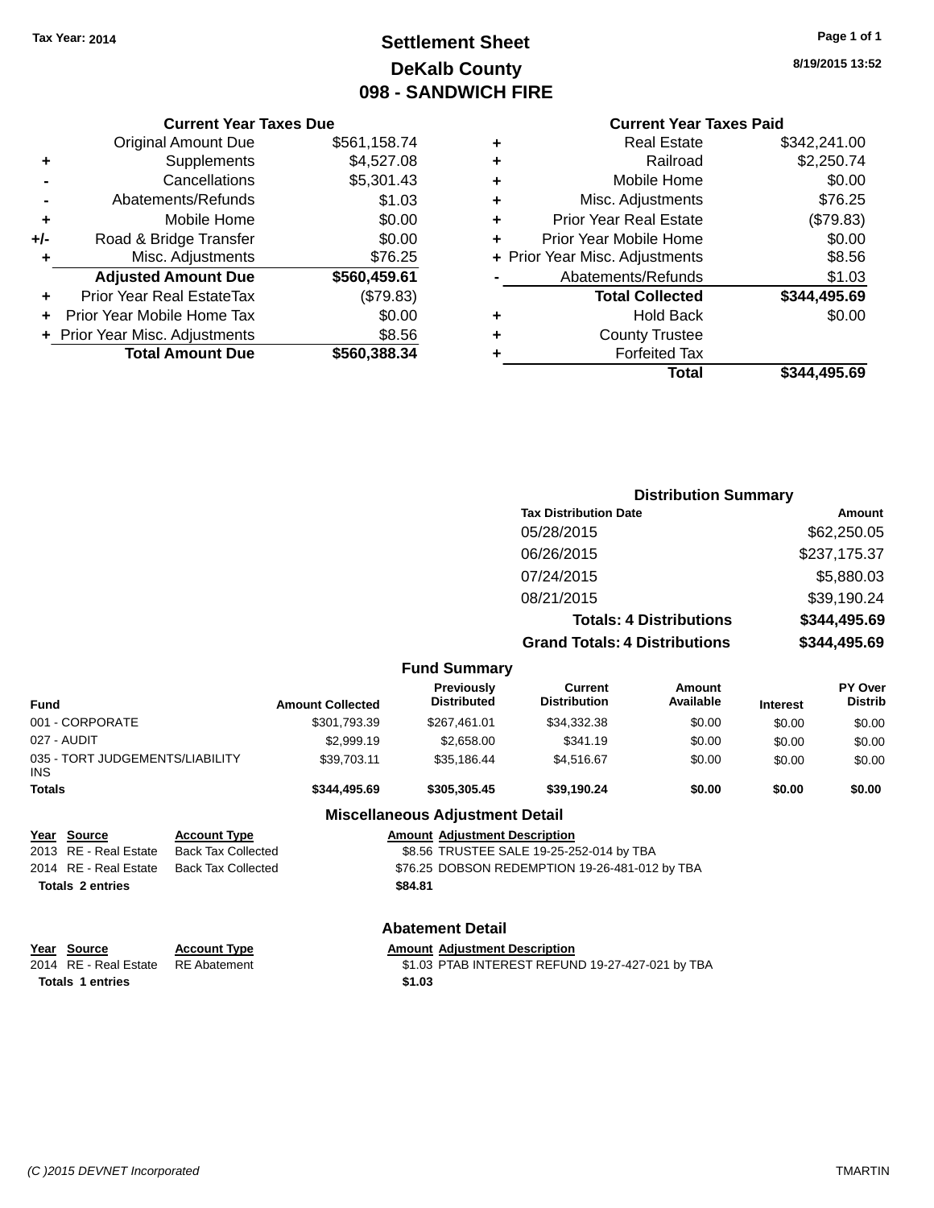Tax Year: 2014

# Settlement Sheet

## DeKalb County

## 098 - SANDWICH FIRE

8/19/2015 13:52

### Current Year Taxes Due

| | | |
|---|---|---|
| | Original Amount Due | $561,158.74 |
| + | Supplements | $4,527.08 |
| - | Cancellations | $5,301.43 |
| - | Abatements/Refunds | $1.03 |
| + | Mobile Home | $0.00 |
| +/- | Road & Bridge Transfer | $0.00 |
| + | Misc. Adjustments | $76.25 |
| | **Adjusted Amount Due** | **$560,459.61** |
| + | Prior Year Real EstateTax | ($79.83) |
| + | Prior Year Mobile Home Tax | $0.00 |
| + | Prior Year Misc. Adjustments | $8.56 |
| | **Total Amount Due** | **$560,388.34** |

### Current Year Taxes Paid

| | | |
|---|---|---|
| + | Real Estate | $342,241.00 |
| + | Railroad | $2,250.74 |
| + | Mobile Home | $0.00 |
| + | Misc. Adjustments | $76.25 |
| + | Prior Year Real Estate | ($79.83) |
| + | Prior Year Mobile Home | $0.00 |
| + | Prior Year Misc. Adjustments | $8.56 |
| - | Abatements/Refunds | $1.03 |
| | **Total Collected** | **$344,495.69** |
| + | Hold Back | $0.00 |
| + | County Trustee | |
| + | Forfeited Tax | |
| | **Total** | **$344,495.69** |

### Distribution Summary

| Tax Distribution Date | Amount |
|---|---|
| 05/28/2015 | $62,250.05 |
| 06/26/2015 | $237,175.37 |
| 07/24/2015 | $5,880.03 |
| 08/21/2015 | $39,190.24 |
| **Totals: 4 Distributions** | **$344,495.69** |
| **Grand Totals: 4 Distributions** | **$344,495.69** |

### Fund Summary

| Fund | Amount Collected | Previously Distributed | Current Distribution | Amount Available | Interest | PY Over Distrib |
|---|---|---|---|---|---|---|
| 001 - CORPORATE | $301,793.39 | $267,461.01 | $34,332.38 | $0.00 | $0.00 | $0.00 |
| 027 - AUDIT | $2,999.19 | $2,658.00 | $341.19 | $0.00 | $0.00 | $0.00 |
| 035 - TORT JUDGEMENTS/LIABILITY INS | $39,703.11 | $35,186.44 | $4,516.67 | $0.00 | $0.00 | $0.00 |
| **Totals** | **$344,495.69** | **$305,305.45** | **$39,190.24** | **$0.00** | **$0.00** | **$0.00** |

### Miscellaneous Adjustment Detail

| Year | Source | Account Type | Amount | Adjustment Description |
|---|---|---|---|---|
| 2013 | RE - Real Estate | Back Tax Collected | $8.56 | TRUSTEE SALE 19-25-252-014 by TBA |
| 2014 | RE - Real Estate | Back Tax Collected | $76.25 | DOBSON REDEMPTION 19-26-481-012 by TBA |
| **Totals 2 entries** | | | **$84.81** | |

### Abatement Detail

| Year | Source | Account Type | Amount | Adjustment Description |
|---|---|---|---|---|
| 2014 | RE - Real Estate | RE Abatement | $1.03 | PTAB INTEREST REFUND 19-27-427-021 by TBA |
| **Totals 1 entries** | | | **$1.03** | |

(C )2015 DEVNET Incorporated TMARTIN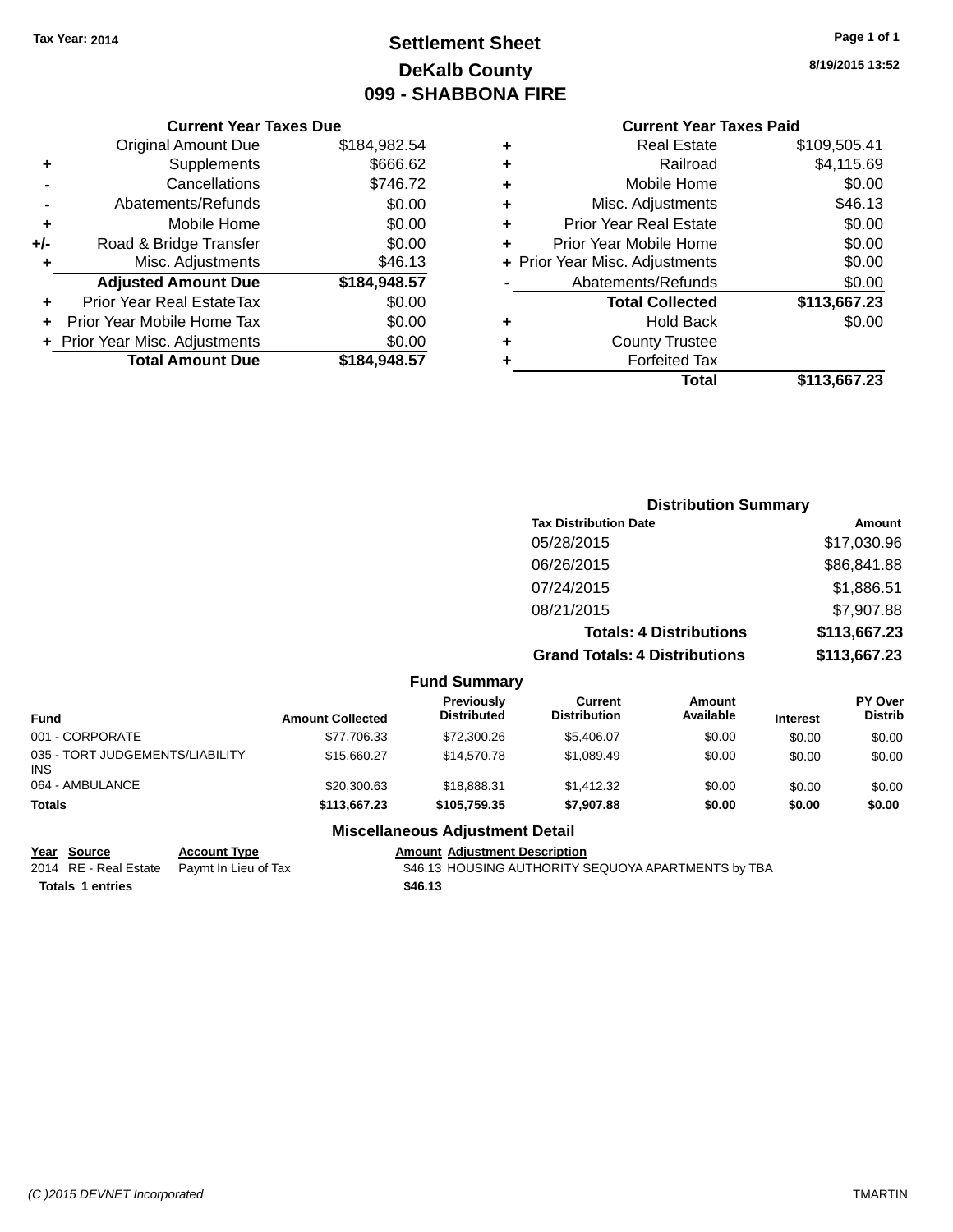Tax Year: 2014

# Settlement Sheet
## DeKalb County
## 099 - SHABBONA FIRE

8/19/2015 13:52

### Current Year Taxes Due

| | | |
|---|---|---|
| | Original Amount Due | $184,982.54 |
| + | Supplements | $666.62 |
| - | Cancellations | $746.72 |
| - | Abatements/Refunds | $0.00 |
| + | Mobile Home | $0.00 |
| +/- | Road & Bridge Transfer | $0.00 |
| + | Misc. Adjustments | $46.13 |
| | **Adjusted Amount Due** | **$184,948.57** |
| + | Prior Year Real EstateTax | $0.00 |
| + | Prior Year Mobile Home Tax | $0.00 |
| + | Prior Year Misc. Adjustments | $0.00 |
| | **Total Amount Due** | **$184,948.57** |

### Current Year Taxes Paid

| | | |
|---|---|---|
| + | Real Estate | $109,505.41 |
| + | Railroad | $4,115.69 |
| + | Mobile Home | $0.00 |
| + | Misc. Adjustments | $46.13 |
| + | Prior Year Real Estate | $0.00 |
| + | Prior Year Mobile Home | $0.00 |
| + | Prior Year Misc. Adjustments | $0.00 |
| - | Abatements/Refunds | $0.00 |
| | **Total Collected** | **$113,667.23** |
| + | Hold Back | $0.00 |
| + | County Trustee | |
| + | Forfeited Tax | |
| | **Total** | **$113,667.23** |

### Distribution Summary

| Tax Distribution Date | Amount |
|---|---|
| 05/28/2015 | $17,030.96 |
| 06/26/2015 | $86,841.88 |
| 07/24/2015 | $1,886.51 |
| 08/21/2015 | $7,907.88 |
| **Totals: 4 Distributions** | **$113,667.23** |
| **Grand Totals: 4 Distributions** | **$113,667.23** |

### Fund Summary

| Fund | Amount Collected | Previously Distributed | Current Distribution | Amount Available | Interest | PY Over Distrib |
|---|---|---|---|---|---|---|
| 001 - CORPORATE | $77,706.33 | $72,300.26 | $5,406.07 | $0.00 | $0.00 | $0.00 |
| 035 - TORT JUDGEMENTS/LIABILITY INS | $15,660.27 | $14,570.78 | $1,089.49 | $0.00 | $0.00 | $0.00 |
| 064 - AMBULANCE | $20,300.63 | $18,888.31 | $1,412.32 | $0.00 | $0.00 | $0.00 |
| **Totals** | **$113,667.23** | **$105,759.35** | **$7,907.88** | **$0.00** | **$0.00** | **$0.00** |

### Miscellaneous Adjustment Detail

| Year | Source | Account Type | Amount | Adjustment Description |
|---|---|---|---|---|
| 2014 | RE - Real Estate | Paymt In Lieu of Tax | $46.13 | HOUSING AUTHORITY SEQUOYA APARTMENTS by TBA |
| **Totals** | **1 entries** | | **$46.13** | |

(C )2015 DEVNET Incorporated TMARTIN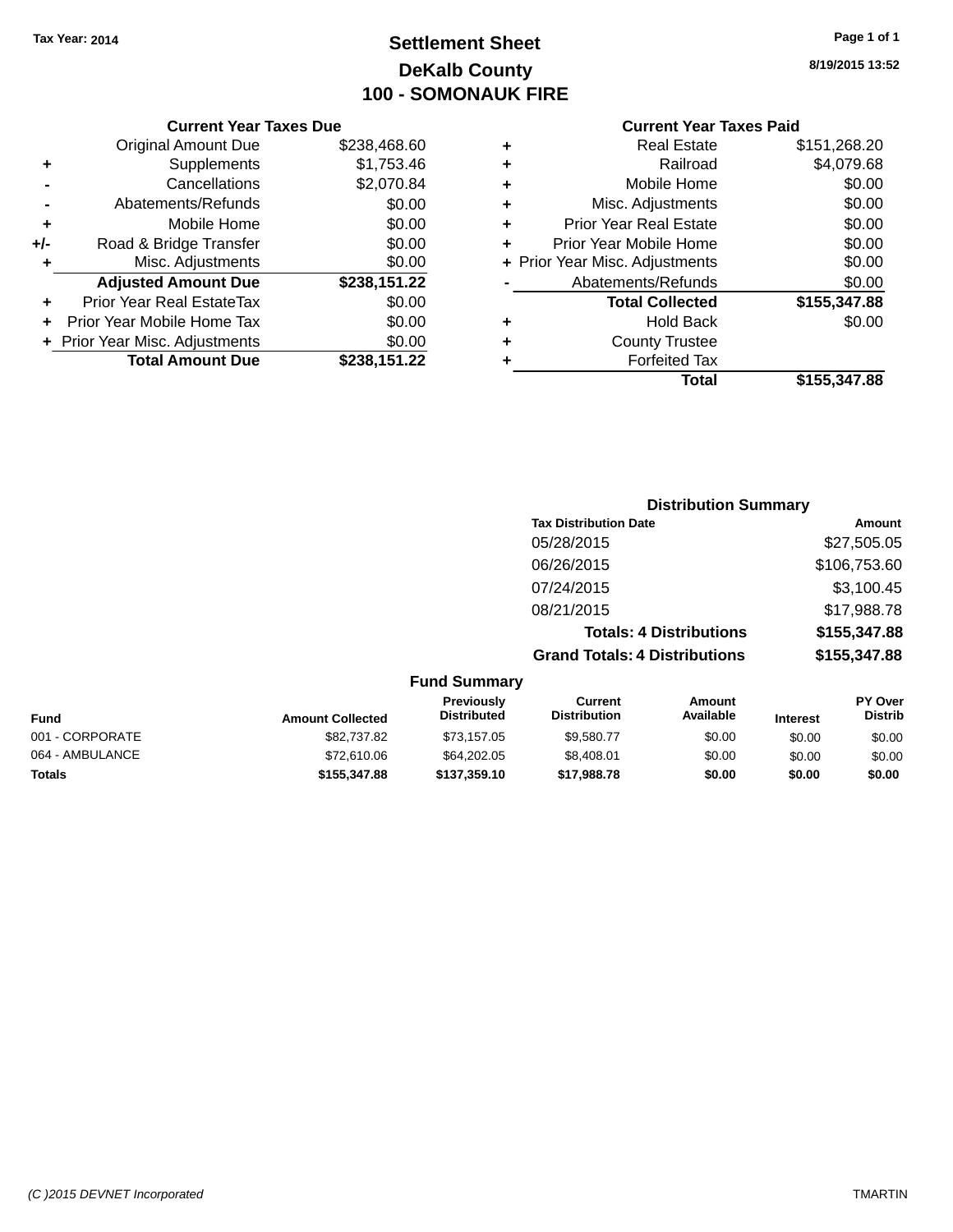Tax Year: 2014

# Settlement Sheet
## DeKalb County
## 100 - SOMONAUK FIRE

8/19/2015 13:52

### Current Year Taxes Due

| | | |
|---|---|---|
| | Original Amount Due | $238,468.60 |
| + | Supplements | $1,753.46 |
| - | Cancellations | $2,070.84 |
| - | Abatements/Refunds | $0.00 |
| + | Mobile Home | $0.00 |
| +/- | Road & Bridge Transfer | $0.00 |
| + | Misc. Adjustments | $0.00 |
| | **Adjusted Amount Due** | **$238,151.22** |
| + | Prior Year Real EstateTax | $0.00 |
| + | Prior Year Mobile Home Tax | $0.00 |
| + | Prior Year Misc. Adjustments | $0.00 |
| | **Total Amount Due** | **$238,151.22** |

### Current Year Taxes Paid

| | | |
|---|---|---|
| + | Real Estate | $151,268.20 |
| + | Railroad | $4,079.68 |
| + | Mobile Home | $0.00 |
| + | Misc. Adjustments | $0.00 |
| + | Prior Year Real Estate | $0.00 |
| + | Prior Year Mobile Home | $0.00 |
| + | Prior Year Misc. Adjustments | $0.00 |
| - | Abatements/Refunds | $0.00 |
| | **Total Collected** | **$155,347.88** |
| + | Hold Back | $0.00 |
| + | County Trustee | |
| + | Forfeited Tax | |
| | **Total** | **$155,347.88** |

### Distribution Summary

| Tax Distribution Date | Amount |
|---|---|
| 05/28/2015 | $27,505.05 |
| 06/26/2015 | $106,753.60 |
| 07/24/2015 | $3,100.45 |
| 08/21/2015 | $17,988.78 |
| **Totals: 4 Distributions** | **$155,347.88** |
| **Grand Totals: 4 Distributions** | **$155,347.88** |

### Fund Summary

| Fund | Amount Collected | Previously Distributed | Current Distribution | Amount Available | Interest | PY Over Distrib |
|---|---|---|---|---|---|---|
| 001 - CORPORATE | $82,737.82 | $73,157.05 | $9,580.77 | $0.00 | $0.00 | $0.00 |
| 064 - AMBULANCE | $72,610.06 | $64,202.05 | $8,408.01 | $0.00 | $0.00 | $0.00 |
| **Totals** | **$155,347.88** | **$137,359.10** | **$17,988.78** | **$0.00** | **$0.00** | **$0.00** |

(C )2015 DEVNET Incorporated TMARTIN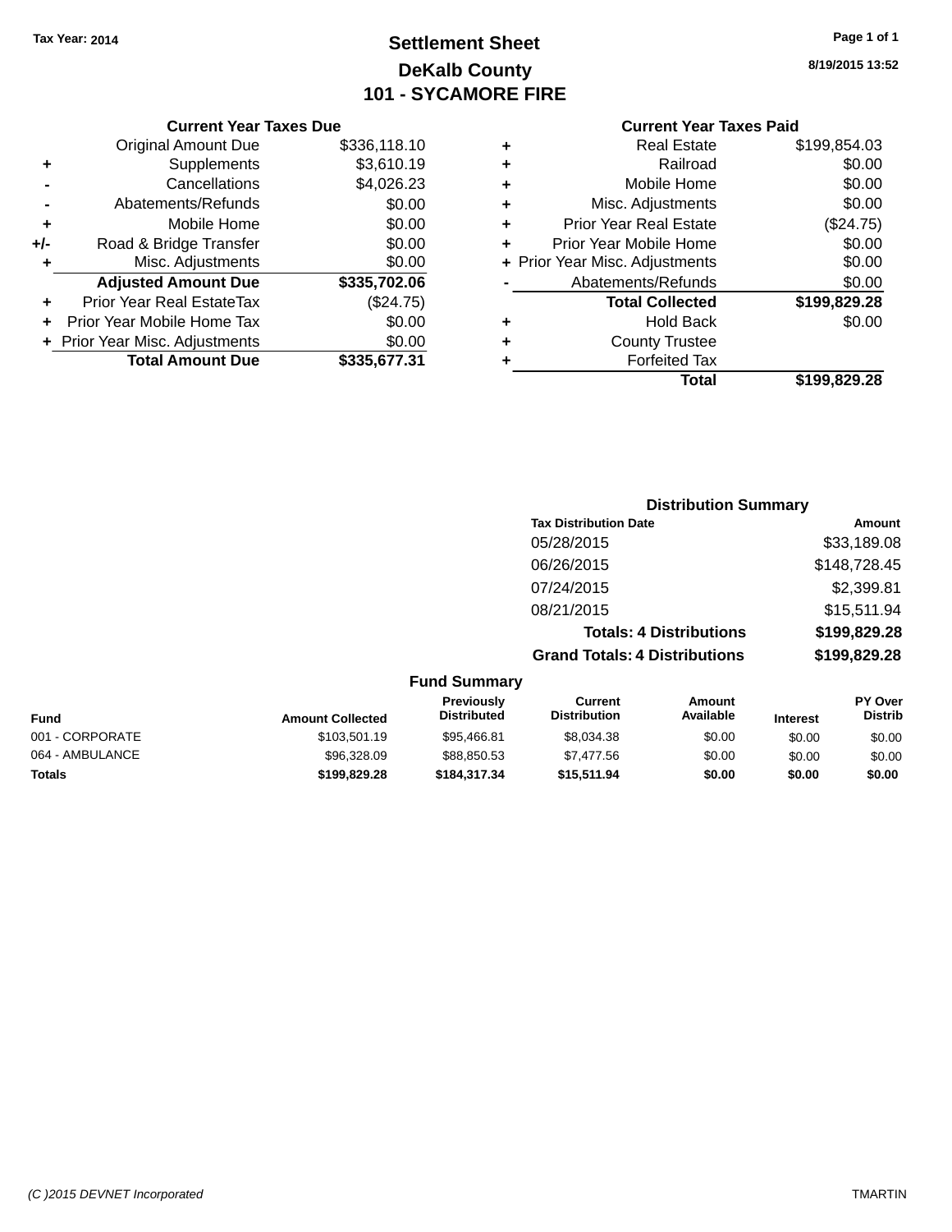Tax Year: 2014

# Settlement Sheet

## DeKalb County

## 101 - SYCAMORE FIRE

8/19/2015 13:52

### Current Year Taxes Due

| | | |
|---|---|---|
| | Original Amount Due | $336,118.10 |
| + | Supplements | $3,610.19 |
| - | Cancellations | $4,026.23 |
| - | Abatements/Refunds | $0.00 |
| + | Mobile Home | $0.00 |
| +/- | Road & Bridge Transfer | $0.00 |
| + | Misc. Adjustments | $0.00 |
| | **Adjusted Amount Due** | **$335,702.06** |
| + | Prior Year Real EstateTax | ($24.75) |
| + | Prior Year Mobile Home Tax | $0.00 |
| + | Prior Year Misc. Adjustments | $0.00 |
| | **Total Amount Due** | **$335,677.31** |

### Current Year Taxes Paid

| | | |
|---|---|---|
| + | Real Estate | $199,854.03 |
| + | Railroad | $0.00 |
| + | Mobile Home | $0.00 |
| + | Misc. Adjustments | $0.00 |
| + | Prior Year Real Estate | ($24.75) |
| + | Prior Year Mobile Home | $0.00 |
| + | Prior Year Misc. Adjustments | $0.00 |
| - | Abatements/Refunds | $0.00 |
| | **Total Collected** | **$199,829.28** |
| + | Hold Back | $0.00 |
| + | County Trustee | |
| + | Forfeited Tax | |
| | **Total** | **$199,829.28** |

### Distribution Summary

| Tax Distribution Date | Amount |
|---|---|
| 05/28/2015 | $33,189.08 |
| 06/26/2015 | $148,728.45 |
| 07/24/2015 | $2,399.81 |
| 08/21/2015 | $15,511.94 |
| **Totals: 4 Distributions** | **$199,829.28** |
| **Grand Totals: 4 Distributions** | **$199,829.28** |

### Fund Summary

| Fund | Amount Collected | Previously Distributed | Current Distribution | Amount Available | Interest | PY Over Distrib |
|---|---|---|---|---|---|---|
| 001 - CORPORATE | $103,501.19 | $95,466.81 | $8,034.38 | $0.00 | $0.00 | $0.00 |
| 064 - AMBULANCE | $96,328.09 | $88,850.53 | $7,477.56 | $0.00 | $0.00 | $0.00 |
| **Totals** | **$199,829.28** | **$184,317.34** | **$15,511.94** | **$0.00** | **$0.00** | **$0.00** |

(C )2015 DEVNET Incorporated TMARTIN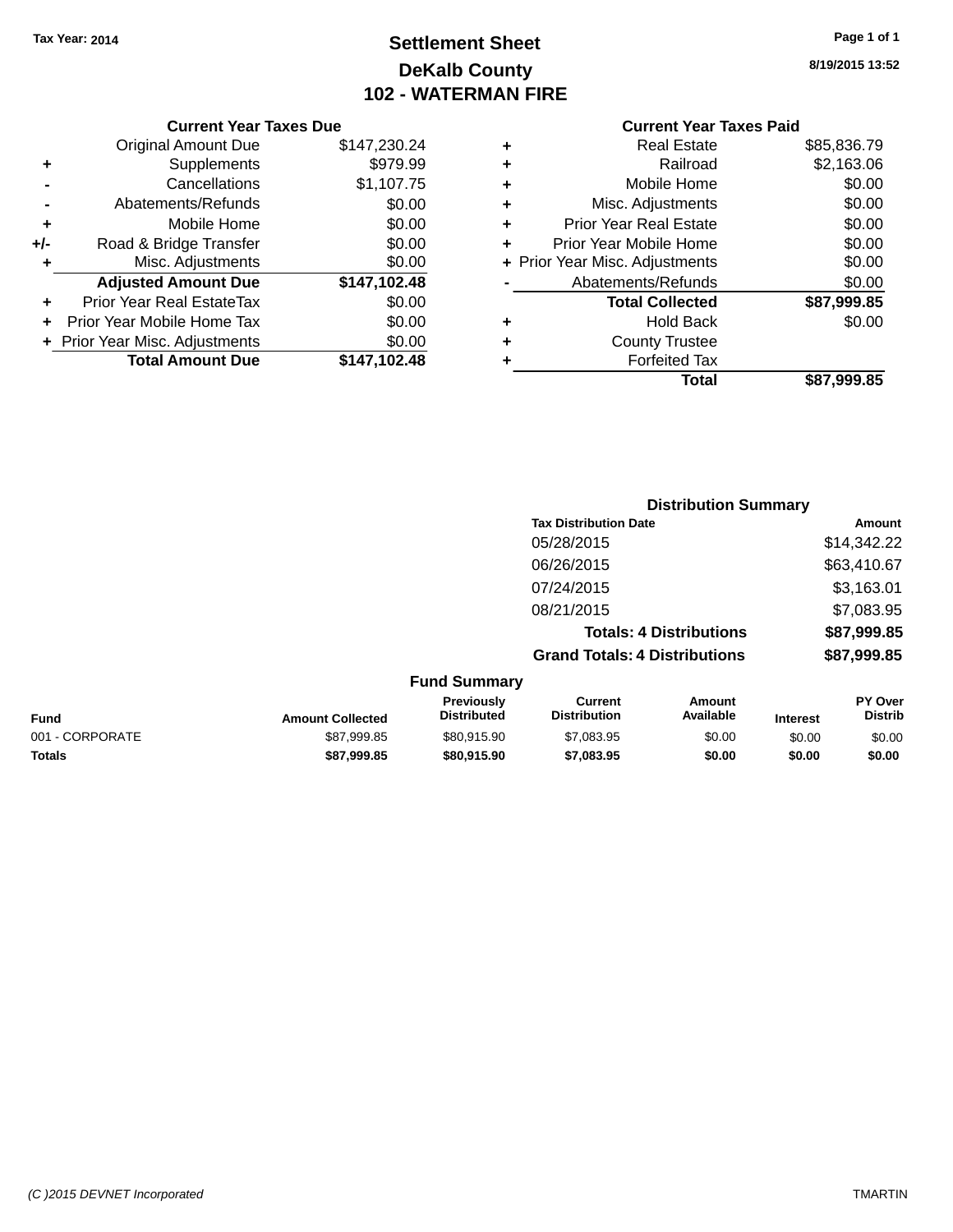Tax Year: 2014

# Settlement Sheet

## DeKalb County

## 102 - WATERMAN FIRE

8/19/2015 13:52

### Current Year Taxes Due

| | | |
|---|---|---|
| | Original Amount Due | $147,230.24 |
| + | Supplements | $979.99 |
| - | Cancellations | $1,107.75 |
| - | Abatements/Refunds | $0.00 |
| + | Mobile Home | $0.00 |
| +/- | Road & Bridge Transfer | $0.00 |
| + | Misc. Adjustments | $0.00 |
| | **Adjusted Amount Due** | **$147,102.48** |
| + | Prior Year Real EstateTax | $0.00 |
| + | Prior Year Mobile Home Tax | $0.00 |
| + | Prior Year Misc. Adjustments | $0.00 |
| | **Total Amount Due** | **$147,102.48** |

### Current Year Taxes Paid

| | | |
|---|---|---|
| + | Real Estate | $85,836.79 |
| + | Railroad | $2,163.06 |
| + | Mobile Home | $0.00 |
| + | Misc. Adjustments | $0.00 |
| + | Prior Year Real Estate | $0.00 |
| + | Prior Year Mobile Home | $0.00 |
| + | Prior Year Misc. Adjustments | $0.00 |
| - | Abatements/Refunds | $0.00 |
| | **Total Collected** | **$87,999.85** |
| + | Hold Back | $0.00 |
| + | County Trustee | |
| + | Forfeited Tax | |
| | **Total** | **$87,999.85** |

### Distribution Summary

| Tax Distribution Date | Amount |
|---|---|
| 05/28/2015 | $14,342.22 |
| 06/26/2015 | $63,410.67 |
| 07/24/2015 | $3,163.01 |
| 08/21/2015 | $7,083.95 |
| **Totals: 4 Distributions** | **$87,999.85** |
| **Grand Totals: 4 Distributions** | **$87,999.85** |

### Fund Summary

| Fund | Amount Collected | Previously Distributed | Current Distribution | Amount Available | Interest | PY Over Distrib |
|---|---|---|---|---|---|---|
| 001 - CORPORATE | $87,999.85 | $80,915.90 | $7,083.95 | $0.00 | $0.00 | $0.00 |
| **Totals** | **$87,999.85** | **$80,915.90** | **$7,083.95** | **$0.00** | **$0.00** | **$0.00** |

(C )2015 DEVNET Incorporated TMARTIN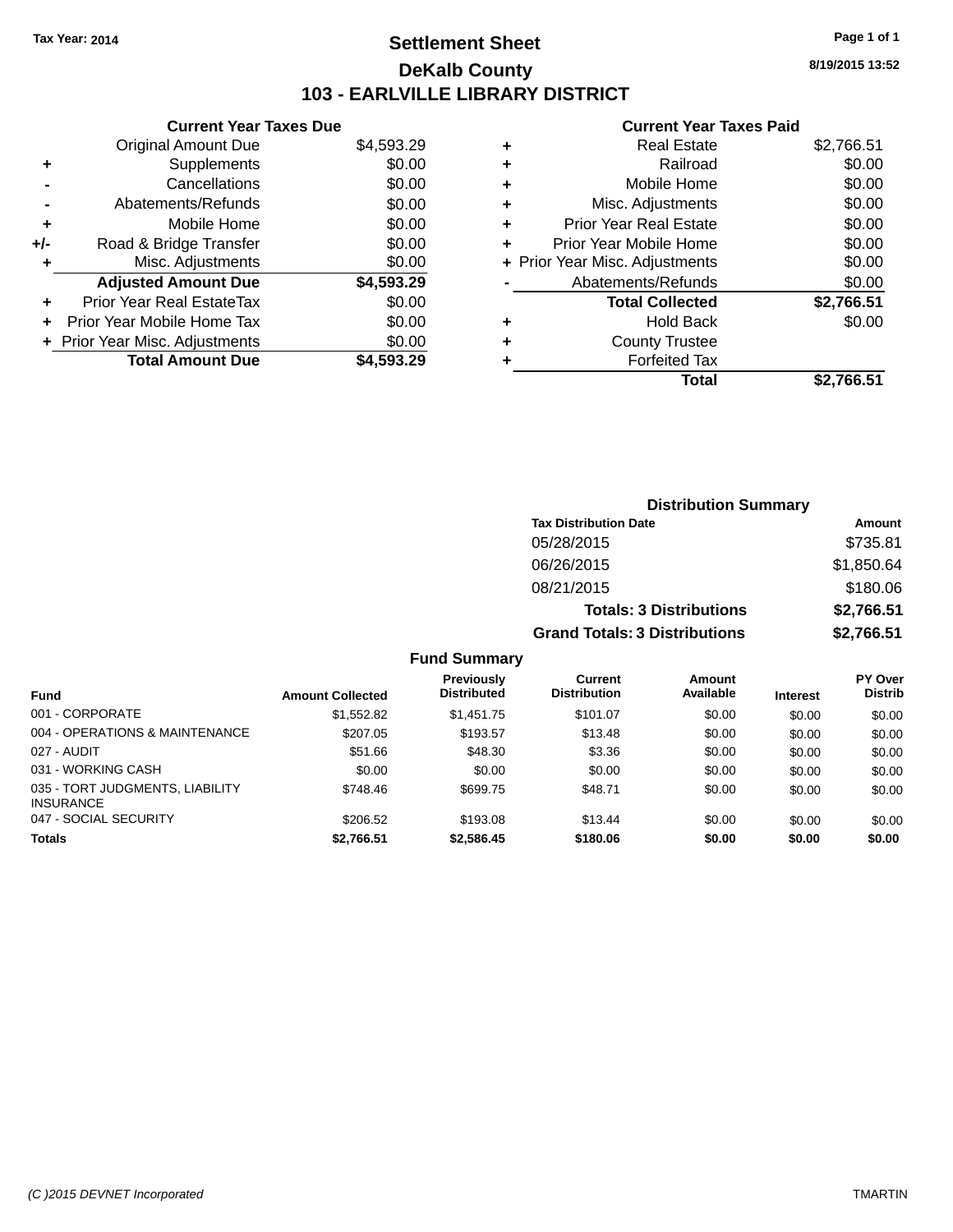Tax Year: 2014

# Settlement Sheet

## DeKalb County

## 103 - EARLVILLE LIBRARY DISTRICT

8/19/2015 13:52

### Current Year Taxes Due

| | | |
|---|---|---|
| | Original Amount Due | $4,593.29 |
| + | Supplements | $0.00 |
| - | Cancellations | $0.00 |
| - | Abatements/Refunds | $0.00 |
| + | Mobile Home | $0.00 |
| +/- | Road & Bridge Transfer | $0.00 |
| + | Misc. Adjustments | $0.00 |
| | **Adjusted Amount Due** | **$4,593.29** |
| + | Prior Year Real EstateTax | $0.00 |
| + | Prior Year Mobile Home Tax | $0.00 |
| + | Prior Year Misc. Adjustments | $0.00 |
| | **Total Amount Due** | **$4,593.29** |

### Current Year Taxes Paid

| | | |
|---|---|---|
| + | Real Estate | $2,766.51 |
| + | Railroad | $0.00 |
| + | Mobile Home | $0.00 |
| + | Misc. Adjustments | $0.00 |
| + | Prior Year Real Estate | $0.00 |
| + | Prior Year Mobile Home | $0.00 |
| + | Prior Year Misc. Adjustments | $0.00 |
| - | Abatements/Refunds | $0.00 |
| | **Total Collected** | **$2,766.51** |
| + | Hold Back | $0.00 |
| + | County Trustee | |
| + | Forfeited Tax | |
| | **Total** | **$2,766.51** |

### Distribution Summary

| Tax Distribution Date | Amount |
|---|---|
| 05/28/2015 | $735.81 |
| 06/26/2015 | $1,850.64 |
| 08/21/2015 | $180.06 |
| **Totals: 3 Distributions** | **$2,766.51** |
| **Grand Totals: 3 Distributions** | **$2,766.51** |

### Fund Summary

| Fund | Amount Collected | Previously Distributed | Current Distribution | Amount Available | Interest | PY Over Distrib |
|---|---|---|---|---|---|---|
| 001 - CORPORATE | $1,552.82 | $1,451.75 | $101.07 | $0.00 | $0.00 | $0.00 |
| 004 - OPERATIONS & MAINTENANCE | $207.05 | $193.57 | $13.48 | $0.00 | $0.00 | $0.00 |
| 027 - AUDIT | $51.66 | $48.30 | $3.36 | $0.00 | $0.00 | $0.00 |
| 031 - WORKING CASH | $0.00 | $0.00 | $0.00 | $0.00 | $0.00 | $0.00 |
| 035 - TORT JUDGMENTS, LIABILITY INSURANCE | $748.46 | $699.75 | $48.71 | $0.00 | $0.00 | $0.00 |
| 047 - SOCIAL SECURITY | $206.52 | $193.08 | $13.44 | $0.00 | $0.00 | $0.00 |
| **Totals** | **$2,766.51** | **$2,586.45** | **$180.06** | **$0.00** | **$0.00** | **$0.00** |

(C )2015 DEVNET Incorporated — TMARTIN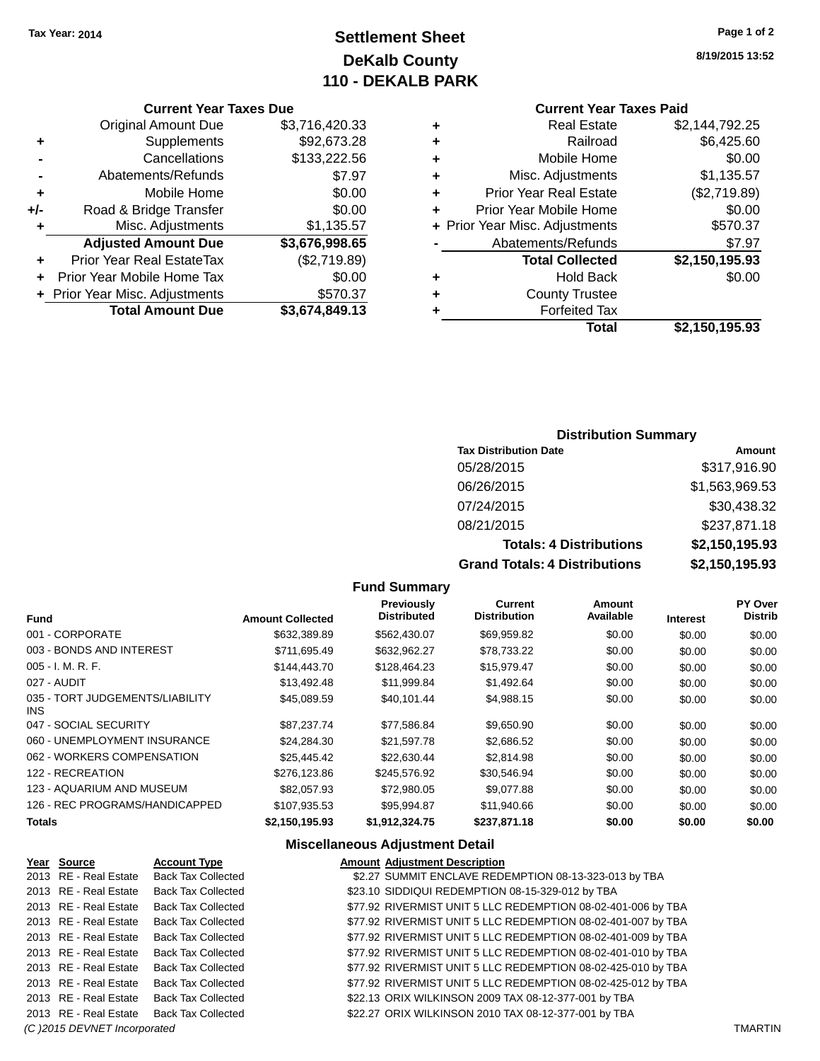Tax Year: 2014

# Settlement Sheet
## DeKalb County
## 110 - DEKALB PARK

8/19/2015 13:52

**Current Year Taxes Due**

| | | |
|---|---|---|
| | Original Amount Due | $3,716,420.33 |
| + | Supplements | $92,673.28 |
| - | Cancellations | $133,222.56 |
| - | Abatements/Refunds | $7.97 |
| + | Mobile Home | $0.00 |
| +/- | Road & Bridge Transfer | $0.00 |
| + | Misc. Adjustments | $1,135.57 |
| | **Adjusted Amount Due** | **$3,676,998.65** |
| + | Prior Year Real EstateTax | ($2,719.89) |
| + | Prior Year Mobile Home Tax | $0.00 |
| + | Prior Year Misc. Adjustments | $570.37 |
| | **Total Amount Due** | **$3,674,849.13** |

**Current Year Taxes Paid**

| | | |
|---|---|---|
| + | Real Estate | $2,144,792.25 |
| + | Railroad | $6,425.60 |
| + | Mobile Home | $0.00 |
| + | Misc. Adjustments | $1,135.57 |
| + | Prior Year Real Estate | ($2,719.89) |
| + | Prior Year Mobile Home | $0.00 |
| + | Prior Year Misc. Adjustments | $570.37 |
| - | Abatements/Refunds | $7.97 |
| | **Total Collected** | **$2,150,195.93** |
| + | Hold Back | $0.00 |
| + | County Trustee | |
| + | Forfeited Tax | |
| | **Total** | **$2,150,195.93** |

**Distribution Summary**

| Tax Distribution Date | Amount |
|---|---|
| 05/28/2015 | $317,916.90 |
| 06/26/2015 | $1,563,969.53 |
| 07/24/2015 | $30,438.32 |
| 08/21/2015 | $237,871.18 |
| **Totals: 4 Distributions** | **$2,150,195.93** |
| **Grand Totals: 4 Distributions** | **$2,150,195.93** |

**Fund Summary**

| Fund | Amount Collected | Previously Distributed | Current Distribution | Amount Available | Interest | PY Over Distrib |
|---|---|---|---|---|---|---|
| 001 - CORPORATE | $632,389.89 | $562,430.07 | $69,959.82 | $0.00 | $0.00 | $0.00 |
| 003 - BONDS AND INTEREST | $711,695.49 | $632,962.27 | $78,733.22 | $0.00 | $0.00 | $0.00 |
| 005 - I. M. R. F. | $144,443.70 | $128,464.23 | $15,979.47 | $0.00 | $0.00 | $0.00 |
| 027 - AUDIT | $13,492.48 | $11,999.84 | $1,492.64 | $0.00 | $0.00 | $0.00 |
| 035 - TORT JUDGEMENTS/LIABILITY INS | $45,089.59 | $40,101.44 | $4,988.15 | $0.00 | $0.00 | $0.00 |
| 047 - SOCIAL SECURITY | $87,237.74 | $77,586.84 | $9,650.90 | $0.00 | $0.00 | $0.00 |
| 060 - UNEMPLOYMENT INSURANCE | $24,284.30 | $21,597.78 | $2,686.52 | $0.00 | $0.00 | $0.00 |
| 062 - WORKERS COMPENSATION | $25,445.42 | $22,630.44 | $2,814.98 | $0.00 | $0.00 | $0.00 |
| 122 - RECREATION | $276,123.86 | $245,576.92 | $30,546.94 | $0.00 | $0.00 | $0.00 |
| 123 - AQUARIUM AND MUSEUM | $82,057.93 | $72,980.05 | $9,077.88 | $0.00 | $0.00 | $0.00 |
| 126 - REC PROGRAMS/HANDICAPPED | $107,935.53 | $95,994.87 | $11,940.66 | $0.00 | $0.00 | $0.00 |
| **Totals** | **$2,150,195.93** | **$1,912,324.75** | **$237,871.18** | **$0.00** | **$0.00** | **$0.00** |

**Miscellaneous Adjustment Detail**

| Year | Source | Account Type | Amount | Adjustment Description |
|---|---|---|---|---|
| 2013 | RE - Real Estate | Back Tax Collected | $2.27 | SUMMIT ENCLAVE REDEMPTION 08-13-323-013 by TBA |
| 2013 | RE - Real Estate | Back Tax Collected | $23.10 | SIDDIQUI REDEMPTION 08-15-329-012 by TBA |
| 2013 | RE - Real Estate | Back Tax Collected | $77.92 | RIVERMIST UNIT 5 LLC REDEMPTION 08-02-401-006 by TBA |
| 2013 | RE - Real Estate | Back Tax Collected | $77.92 | RIVERMIST UNIT 5 LLC REDEMPTION 08-02-401-007 by TBA |
| 2013 | RE - Real Estate | Back Tax Collected | $77.92 | RIVERMIST UNIT 5 LLC REDEMPTION 08-02-401-009 by TBA |
| 2013 | RE - Real Estate | Back Tax Collected | $77.92 | RIVERMIST UNIT 5 LLC REDEMPTION 08-02-401-010 by TBA |
| 2013 | RE - Real Estate | Back Tax Collected | $77.92 | RIVERMIST UNIT 5 LLC REDEMPTION 08-02-425-010 by TBA |
| 2013 | RE - Real Estate | Back Tax Collected | $77.92 | RIVERMIST UNIT 5 LLC REDEMPTION 08-02-425-012 by TBA |
| 2013 | RE - Real Estate | Back Tax Collected | $22.13 | ORIX WILKINSON 2009 TAX 08-12-377-001 by TBA |
| 2013 | RE - Real Estate | Back Tax Collected | $22.27 | ORIX WILKINSON 2010 TAX 08-12-377-001 by TBA |

(C )2015 DEVNET Incorporated — TMARTIN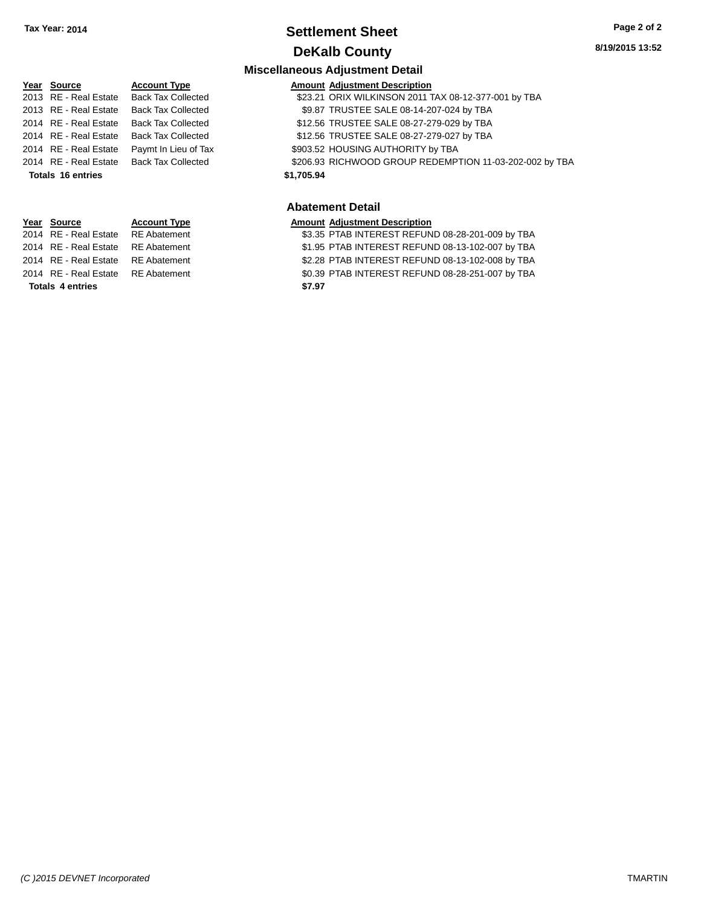# Settlement Sheet

## DeKalb County

Tax Year: 2014

### Miscellaneous Adjustment Detail

| Year | Source | Account Type | Amount | Adjustment Description |
|---|---|---|---|---|
| 2013 | RE - Real Estate | Back Tax Collected | $23.21 | ORIX WILKINSON 2011 TAX 08-12-377-001 by TBA |
| 2013 | RE - Real Estate | Back Tax Collected | $9.87 | TRUSTEE SALE 08-14-207-024 by TBA |
| 2014 | RE - Real Estate | Back Tax Collected | $12.56 | TRUSTEE SALE 08-27-279-029 by TBA |
| 2014 | RE - Real Estate | Back Tax Collected | $12.56 | TRUSTEE SALE 08-27-279-027 by TBA |
| 2014 | RE - Real Estate | Paymt In Lieu of Tax | $903.52 | HOUSING AUTHORITY by TBA |
| 2014 | RE - Real Estate | Back Tax Collected | $206.93 | RICHWOOD GROUP REDEMPTION 11-03-202-002 by TBA |
| **Totals 16 entries** | | | **$1,705.94** | |

### Abatement Detail

| Year | Source | Account Type | Amount | Adjustment Description |
|---|---|---|---|---|
| 2014 | RE - Real Estate | RE Abatement | $3.35 | PTAB INTEREST REFUND 08-28-201-009 by TBA |
| 2014 | RE - Real Estate | RE Abatement | $1.95 | PTAB INTEREST REFUND 08-13-102-007 by TBA |
| 2014 | RE - Real Estate | RE Abatement | $2.28 | PTAB INTEREST REFUND 08-13-102-008 by TBA |
| 2014 | RE - Real Estate | RE Abatement | $0.39 | PTAB INTEREST REFUND 08-28-251-007 by TBA |
| **Totals 4 entries** | | | **$7.97** | |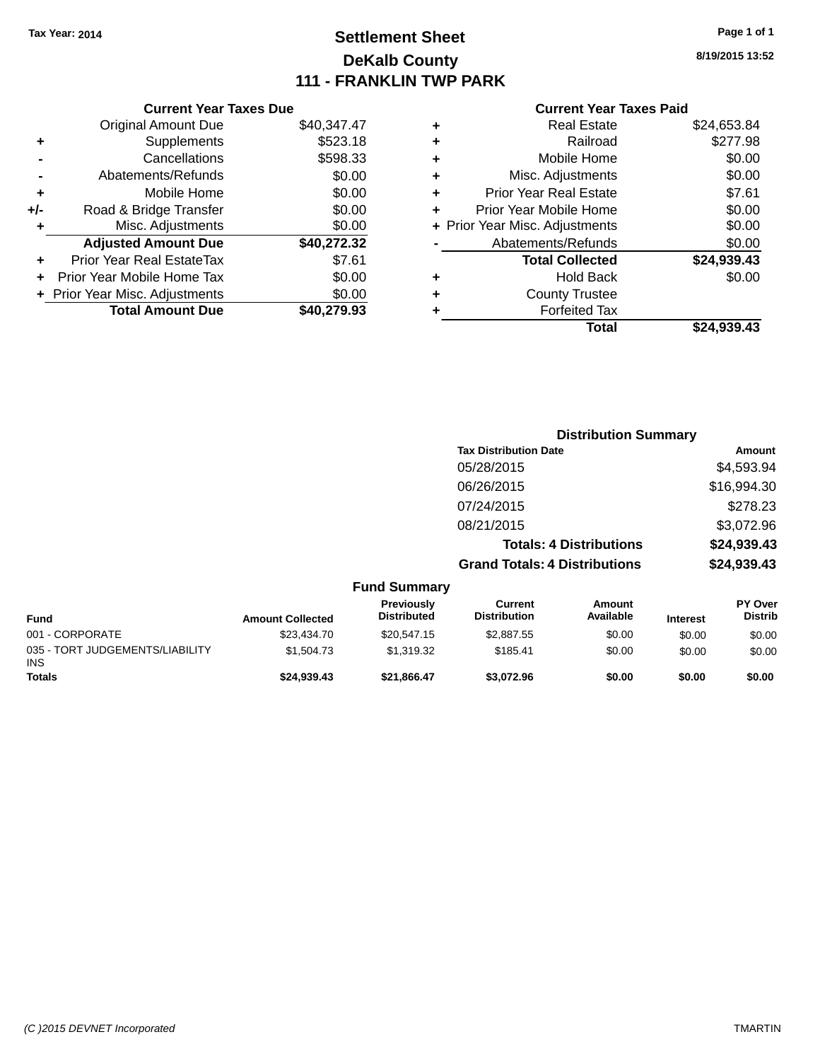Tax Year: 2014

# Settlement Sheet

## DeKalb County

## 111 - FRANKLIN TWP PARK

8/19/2015 13:52

### Current Year Taxes Due

| | | |
|---|---|---|
| | Original Amount Due | $40,347.47 |
| + | Supplements | $523.18 |
| - | Cancellations | $598.33 |
| - | Abatements/Refunds | $0.00 |
| + | Mobile Home | $0.00 |
| +/- | Road & Bridge Transfer | $0.00 |
| + | Misc. Adjustments | $0.00 |
| | **Adjusted Amount Due** | **$40,272.32** |
| + | Prior Year Real EstateTax | $7.61 |
| + | Prior Year Mobile Home Tax | $0.00 |
| + | Prior Year Misc. Adjustments | $0.00 |
| | **Total Amount Due** | **$40,279.93** |

### Current Year Taxes Paid

| | | |
|---|---|---|
| + | Real Estate | $24,653.84 |
| + | Railroad | $277.98 |
| + | Mobile Home | $0.00 |
| + | Misc. Adjustments | $0.00 |
| + | Prior Year Real Estate | $7.61 |
| + | Prior Year Mobile Home | $0.00 |
| + | Prior Year Misc. Adjustments | $0.00 |
| - | Abatements/Refunds | $0.00 |
| | **Total Collected** | **$24,939.43** |
| + | Hold Back | $0.00 |
| + | County Trustee | |
| + | Forfeited Tax | |
| | **Total** | **$24,939.43** |

### Distribution Summary

| Tax Distribution Date | Amount |
|---|---|
| 05/28/2015 | $4,593.94 |
| 06/26/2015 | $16,994.30 |
| 07/24/2015 | $278.23 |
| 08/21/2015 | $3,072.96 |
| **Totals: 4 Distributions** | **$24,939.43** |
| **Grand Totals: 4 Distributions** | **$24,939.43** |

### Fund Summary

| Fund | Amount Collected | Previously Distributed | Current Distribution | Amount Available | Interest | PY Over Distrib |
|---|---|---|---|---|---|---|
| 001 - CORPORATE | $23,434.70 | $20,547.15 | $2,887.55 | $0.00 | $0.00 | $0.00 |
| 035 - TORT JUDGEMENTS/LIABILITY INS | $1,504.73 | $1,319.32 | $185.41 | $0.00 | $0.00 | $0.00 |
| **Totals** | **$24,939.43** | **$21,866.47** | **$3,072.96** | **$0.00** | **$0.00** | **$0.00** |

(C )2015 DEVNET Incorporated TMARTIN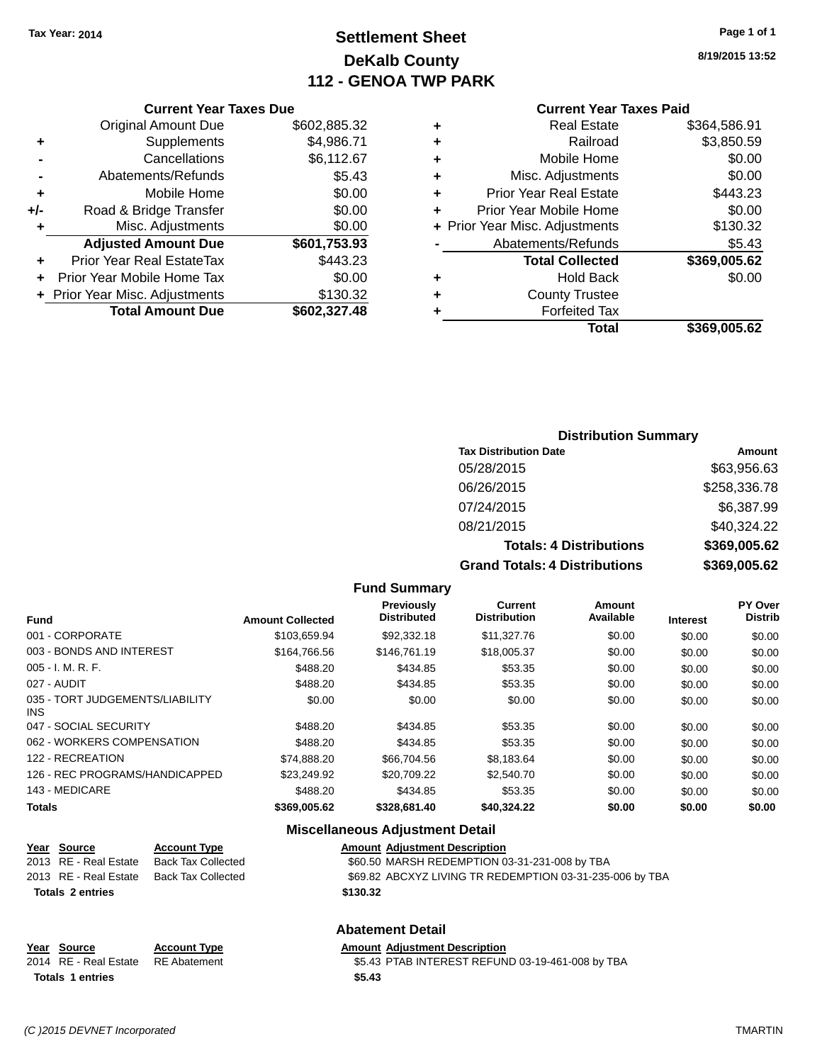Tax Year: 2014

# Settlement Sheet
## DeKalb County
## 112 - GENOA TWP PARK

8/19/2015 13:52

### Current Year Taxes Due

| | | |
|---|---|---|
| | Original Amount Due | $602,885.32 |
| + | Supplements | $4,986.71 |
| - | Cancellations | $6,112.67 |
| - | Abatements/Refunds | $5.43 |
| + | Mobile Home | $0.00 |
| +/- | Road & Bridge Transfer | $0.00 |
| + | Misc. Adjustments | $0.00 |
| | **Adjusted Amount Due** | **$601,753.93** |
| + | Prior Year Real EstateTax | $443.23 |
| + | Prior Year Mobile Home Tax | $0.00 |
| + | Prior Year Misc. Adjustments | $130.32 |
| | **Total Amount Due** | **$602,327.48** |

### Current Year Taxes Paid

| | | |
|---|---|---|
| + | Real Estate | $364,586.91 |
| + | Railroad | $3,850.59 |
| + | Mobile Home | $0.00 |
| + | Misc. Adjustments | $0.00 |
| + | Prior Year Real Estate | $443.23 |
| + | Prior Year Mobile Home | $0.00 |
| + | Prior Year Misc. Adjustments | $130.32 |
| - | Abatements/Refunds | $5.43 |
| | **Total Collected** | **$369,005.62** |
| + | Hold Back | $0.00 |
| + | County Trustee | |
| + | Forfeited Tax | |
| | **Total** | **$369,005.62** |

### Distribution Summary

| Tax Distribution Date | Amount |
|---|---|
| 05/28/2015 | $63,956.63 |
| 06/26/2015 | $258,336.78 |
| 07/24/2015 | $6,387.99 |
| 08/21/2015 | $40,324.22 |
| **Totals: 4 Distributions** | **$369,005.62** |
| **Grand Totals: 4 Distributions** | **$369,005.62** |

### Fund Summary

| Fund | Amount Collected | Previously Distributed | Current Distribution | Amount Available | Interest | PY Over Distrib |
|---|---|---|---|---|---|---|
| 001 - CORPORATE | $103,659.94 | $92,332.18 | $11,327.76 | $0.00 | $0.00 | $0.00 |
| 003 - BONDS AND INTEREST | $164,766.56 | $146,761.19 | $18,005.37 | $0.00 | $0.00 | $0.00 |
| 005 - I. M. R. F. | $488.20 | $434.85 | $53.35 | $0.00 | $0.00 | $0.00 |
| 027 - AUDIT | $488.20 | $434.85 | $53.35 | $0.00 | $0.00 | $0.00 |
| 035 - TORT JUDGEMENTS/LIABILITY INS | $0.00 | $0.00 | $0.00 | $0.00 | $0.00 | $0.00 |
| 047 - SOCIAL SECURITY | $488.20 | $434.85 | $53.35 | $0.00 | $0.00 | $0.00 |
| 062 - WORKERS COMPENSATION | $488.20 | $434.85 | $53.35 | $0.00 | $0.00 | $0.00 |
| 122 - RECREATION | $74,888.20 | $66,704.56 | $8,183.64 | $0.00 | $0.00 | $0.00 |
| 126 - REC PROGRAMS/HANDICAPPED | $23,249.92 | $20,709.22 | $2,540.70 | $0.00 | $0.00 | $0.00 |
| 143 - MEDICARE | $488.20 | $434.85 | $53.35 | $0.00 | $0.00 | $0.00 |
| **Totals** | **$369,005.62** | **$328,681.40** | **$40,324.22** | **$0.00** | **$0.00** | **$0.00** |

### Miscellaneous Adjustment Detail

| Year | Source | Account Type | Amount | Adjustment Description |
|---|---|---|---|---|
| 2013 | RE - Real Estate | Back Tax Collected | $60.50 | MARSH REDEMPTION 03-31-231-008 by TBA |
| 2013 | RE - Real Estate | Back Tax Collected | $69.82 | ABCXYZ LIVING TR REDEMPTION 03-31-235-006 by TBA |
| **Totals 2 entries** | | | **$130.32** | |

### Abatement Detail

| Year | Source | Account Type | Amount | Adjustment Description |
|---|---|---|---|---|
| 2014 | RE - Real Estate | RE Abatement | $5.43 | PTAB INTEREST REFUND 03-19-461-008 by TBA |
| **Totals 1 entries** | | | **$5.43** | |

(C )2015 DEVNET Incorporated TMARTIN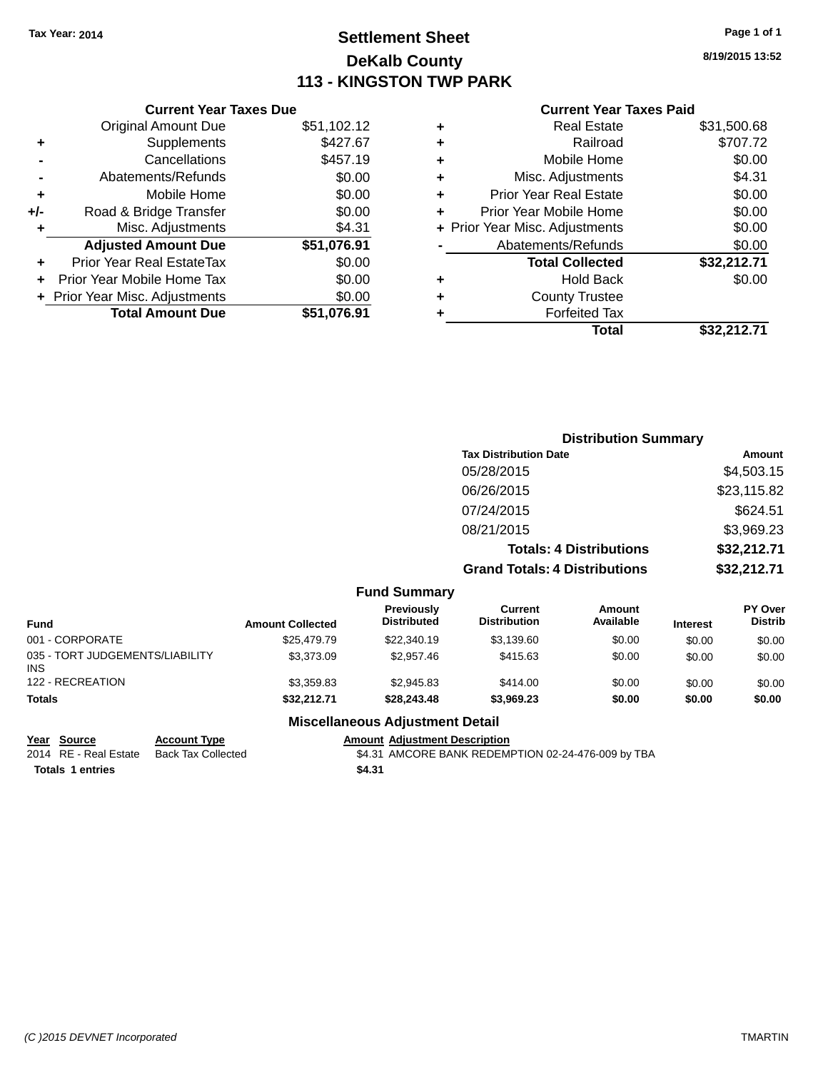Tax Year: 2014

# Settlement Sheet

## DeKalb County

## 113 - KINGSTON TWP PARK

8/19/2015 13:52

### Current Year Taxes Due

| | | |
|---|---|---|
| | Original Amount Due | $51,102.12 |
| + | Supplements | $427.67 |
| - | Cancellations | $457.19 |
| - | Abatements/Refunds | $0.00 |
| + | Mobile Home | $0.00 |
| +/- | Road & Bridge Transfer | $0.00 |
| + | Misc. Adjustments | $4.31 |
| | **Adjusted Amount Due** | **$51,076.91** |
| + | Prior Year Real EstateTax | $0.00 |
| + | Prior Year Mobile Home Tax | $0.00 |
| + | Prior Year Misc. Adjustments | $0.00 |
| | **Total Amount Due** | **$51,076.91** |

### Current Year Taxes Paid

| | | |
|---|---|---|
| + | Real Estate | $31,500.68 |
| + | Railroad | $707.72 |
| + | Mobile Home | $0.00 |
| + | Misc. Adjustments | $4.31 |
| + | Prior Year Real Estate | $0.00 |
| + | Prior Year Mobile Home | $0.00 |
| + | Prior Year Misc. Adjustments | $0.00 |
| - | Abatements/Refunds | $0.00 |
| | **Total Collected** | **$32,212.71** |
| + | Hold Back | $0.00 |
| + | County Trustee | |
| + | Forfeited Tax | |
| | **Total** | **$32,212.71** |

### Distribution Summary

| Tax Distribution Date | Amount |
|---|---|
| 05/28/2015 | $4,503.15 |
| 06/26/2015 | $23,115.82 |
| 07/24/2015 | $624.51 |
| 08/21/2015 | $3,969.23 |
| **Totals: 4 Distributions** | **$32,212.71** |
| **Grand Totals: 4 Distributions** | **$32,212.71** |

### Fund Summary

| Fund | Amount Collected | Previously Distributed | Current Distribution | Amount Available | Interest | PY Over Distrib |
|---|---|---|---|---|---|---|
| 001 - CORPORATE | $25,479.79 | $22,340.19 | $3,139.60 | $0.00 | $0.00 | $0.00 |
| 035 - TORT JUDGEMENTS/LIABILITY INS | $3,373.09 | $2,957.46 | $415.63 | $0.00 | $0.00 | $0.00 |
| 122 - RECREATION | $3,359.83 | $2,945.83 | $414.00 | $0.00 | $0.00 | $0.00 |
| **Totals** | **$32,212.71** | **$28,243.48** | **$3,969.23** | **$0.00** | **$0.00** | **$0.00** |

### Miscellaneous Adjustment Detail

| Year | Source | Account Type | Amount | Adjustment Description |
|---|---|---|---|---|
| 2014 | RE - Real Estate | Back Tax Collected | $4.31 | AMCORE BANK REDEMPTION 02-24-476-009 by TBA |
| **Totals** | **1 entries** | | **$4.31** | |

(C )2015 DEVNET Incorporated TMARTIN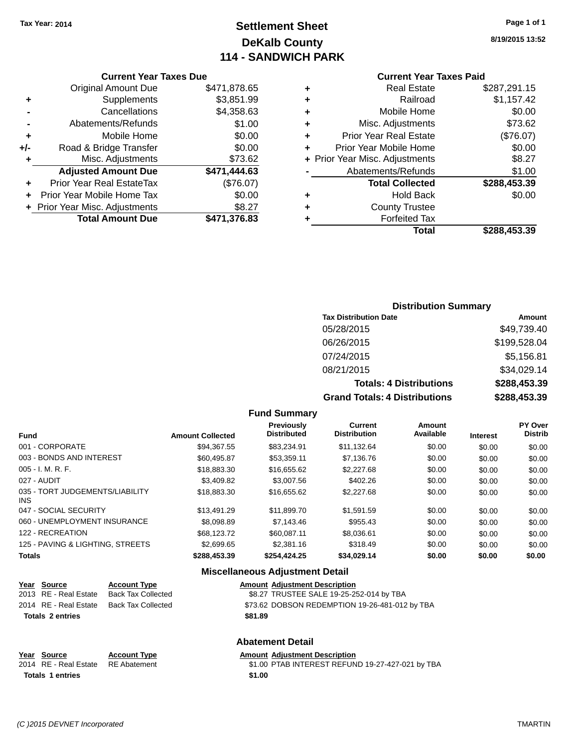Tax Year: 2014

# Settlement Sheet
## DeKalb County
## 114 - SANDWICH PARK

8/19/2015 13:52

### Current Year Taxes Due

| | | |
|---|---|---|
| | Original Amount Due | $471,878.65 |
| + | Supplements | $3,851.99 |
| - | Cancellations | $4,358.63 |
| - | Abatements/Refunds | $1.00 |
| + | Mobile Home | $0.00 |
| +/- | Road & Bridge Transfer | $0.00 |
| + | Misc. Adjustments | $73.62 |
| | **Adjusted Amount Due** | **$471,444.63** |
| + | Prior Year Real EstateTax | ($76.07) |
| + | Prior Year Mobile Home Tax | $0.00 |
| + | Prior Year Misc. Adjustments | $8.27 |
| | **Total Amount Due** | **$471,376.83** |

### Current Year Taxes Paid

| | | |
|---|---|---|
| + | Real Estate | $287,291.15 |
| + | Railroad | $1,157.42 |
| + | Mobile Home | $0.00 |
| + | Misc. Adjustments | $73.62 |
| + | Prior Year Real Estate | ($76.07) |
| + | Prior Year Mobile Home | $0.00 |
| + | Prior Year Misc. Adjustments | $8.27 |
| - | Abatements/Refunds | $1.00 |
| | **Total Collected** | **$288,453.39** |
| + | Hold Back | $0.00 |
| + | County Trustee | |
| + | Forfeited Tax | |
| | **Total** | **$288,453.39** |

### Distribution Summary

| Tax Distribution Date | Amount |
|---|---|
| 05/28/2015 | $49,739.40 |
| 06/26/2015 | $199,528.04 |
| 07/24/2015 | $5,156.81 |
| 08/21/2015 | $34,029.14 |
| **Totals: 4 Distributions** | **$288,453.39** |
| **Grand Totals: 4 Distributions** | **$288,453.39** |

### Fund Summary

| Fund | Amount Collected | Previously Distributed | Current Distribution | Amount Available | Interest | PY Over Distrib |
|---|---|---|---|---|---|---|
| 001 - CORPORATE | $94,367.55 | $83,234.91 | $11,132.64 | $0.00 | $0.00 | $0.00 |
| 003 - BONDS AND INTEREST | $60,495.87 | $53,359.11 | $7,136.76 | $0.00 | $0.00 | $0.00 |
| 005 - I. M. R. F. | $18,883.30 | $16,655.62 | $2,227.68 | $0.00 | $0.00 | $0.00 |
| 027 - AUDIT | $3,409.82 | $3,007.56 | $402.26 | $0.00 | $0.00 | $0.00 |
| 035 - TORT JUDGEMENTS/LIABILITY INS | $18,883.30 | $16,655.62 | $2,227.68 | $0.00 | $0.00 | $0.00 |
| 047 - SOCIAL SECURITY | $13,491.29 | $11,899.70 | $1,591.59 | $0.00 | $0.00 | $0.00 |
| 060 - UNEMPLOYMENT INSURANCE | $8,098.89 | $7,143.46 | $955.43 | $0.00 | $0.00 | $0.00 |
| 122 - RECREATION | $68,123.72 | $60,087.11 | $8,036.61 | $0.00 | $0.00 | $0.00 |
| 125 - PAVING & LIGHTING, STREETS | $2,699.65 | $2,381.16 | $318.49 | $0.00 | $0.00 | $0.00 |
| **Totals** | **$288,453.39** | **$254,424.25** | **$34,029.14** | **$0.00** | **$0.00** | **$0.00** |

### Miscellaneous Adjustment Detail

| Year | Source | Account Type | Amount | Adjustment Description |
|---|---|---|---|---|
| 2013 | RE - Real Estate | Back Tax Collected | $8.27 | TRUSTEE SALE 19-25-252-014 by TBA |
| 2014 | RE - Real Estate | Back Tax Collected | $73.62 | DOBSON REDEMPTION 19-26-481-012 by TBA |
| **Totals 2 entries** | | | **$81.89** | |

### Abatement Detail

| Year | Source | Account Type | Amount | Adjustment Description |
|---|---|---|---|---|
| 2014 | RE - Real Estate | RE Abatement | $1.00 | PTAB INTEREST REFUND 19-27-427-021 by TBA |
| **Totals 1 entries** | | | **$1.00** | |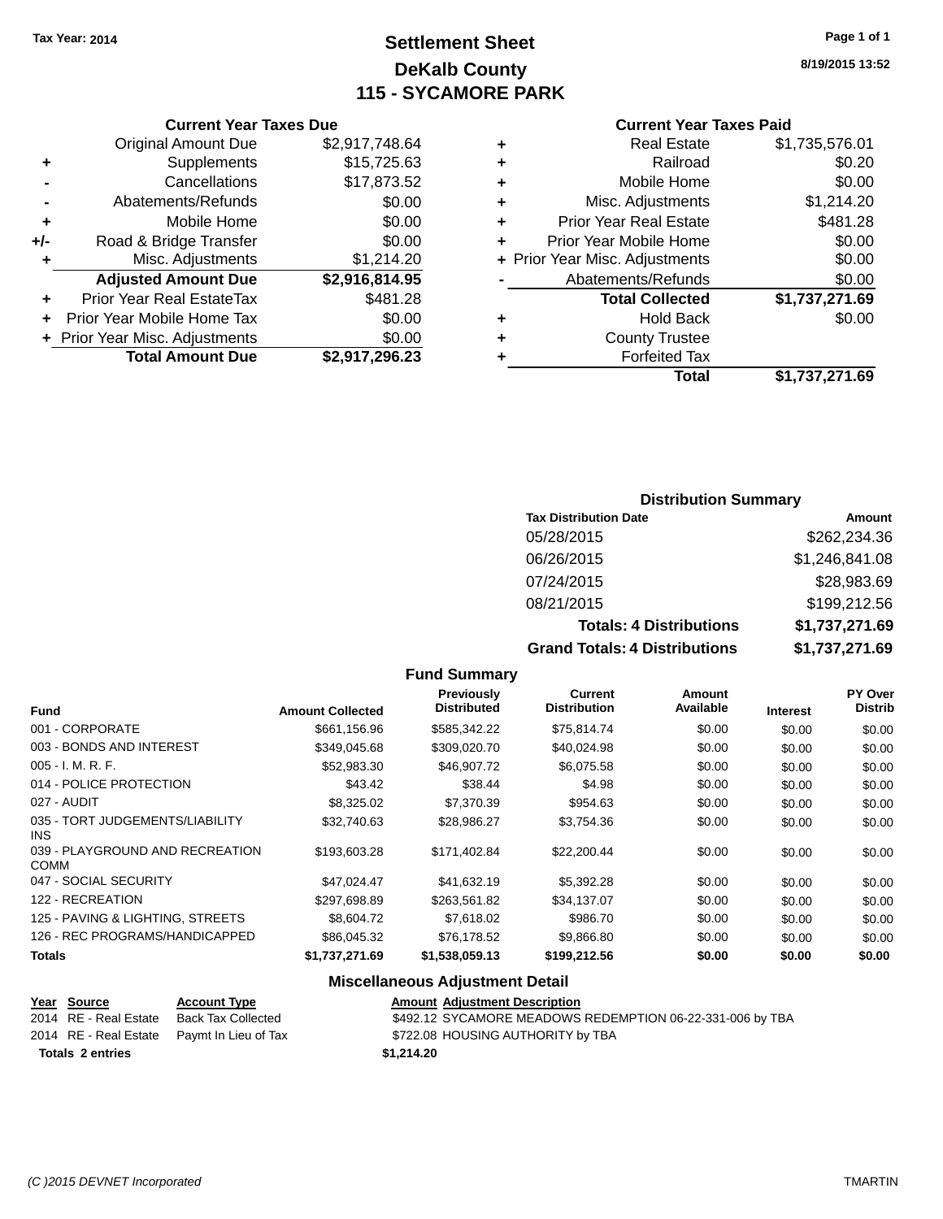Tax Year: 2014

# Settlement Sheet
## DeKalb County
## 115 - SYCAMORE PARK

8/19/2015 13:52

### Current Year Taxes Due

| | | |
|---|---|---|
| | Original Amount Due | $2,917,748.64 |
| + | Supplements | $15,725.63 |
| - | Cancellations | $17,873.52 |
| - | Abatements/Refunds | $0.00 |
| + | Mobile Home | $0.00 |
| +/- | Road & Bridge Transfer | $0.00 |
| + | Misc. Adjustments | $1,214.20 |
| | **Adjusted Amount Due** | **$2,916,814.95** |
| + | Prior Year Real EstateTax | $481.28 |
| + | Prior Year Mobile Home Tax | $0.00 |
| + | Prior Year Misc. Adjustments | $0.00 |
| | **Total Amount Due** | **$2,917,296.23** |

### Current Year Taxes Paid

| | | |
|---|---|---|
| + | Real Estate | $1,735,576.01 |
| + | Railroad | $0.20 |
| + | Mobile Home | $0.00 |
| + | Misc. Adjustments | $1,214.20 |
| + | Prior Year Real Estate | $481.28 |
| + | Prior Year Mobile Home | $0.00 |
| + | Prior Year Misc. Adjustments | $0.00 |
| - | Abatements/Refunds | $0.00 |
| | **Total Collected** | **$1,737,271.69** |
| + | Hold Back | $0.00 |
| + | County Trustee | |
| + | Forfeited Tax | |
| | **Total** | **$1,737,271.69** |

### Distribution Summary

| Tax Distribution Date | Amount |
|---|---|
| 05/28/2015 | $262,234.36 |
| 06/26/2015 | $1,246,841.08 |
| 07/24/2015 | $28,983.69 |
| 08/21/2015 | $199,212.56 |
| **Totals: 4 Distributions** | **$1,737,271.69** |
| **Grand Totals: 4 Distributions** | **$1,737,271.69** |

### Fund Summary

| Fund | Amount Collected | Previously Distributed | Current Distribution | Amount Available | Interest | PY Over Distrib |
|---|---|---|---|---|---|---|
| 001 - CORPORATE | $661,156.96 | $585,342.22 | $75,814.74 | $0.00 | $0.00 | $0.00 |
| 003 - BONDS AND INTEREST | $349,045.68 | $309,020.70 | $40,024.98 | $0.00 | $0.00 | $0.00 |
| 005 - I. M. R. F. | $52,983.30 | $46,907.72 | $6,075.58 | $0.00 | $0.00 | $0.00 |
| 014 - POLICE PROTECTION | $43.42 | $38.44 | $4.98 | $0.00 | $0.00 | $0.00 |
| 027 - AUDIT | $8,325.02 | $7,370.39 | $954.63 | $0.00 | $0.00 | $0.00 |
| 035 - TORT JUDGEMENTS/LIABILITY INS | $32,740.63 | $28,986.27 | $3,754.36 | $0.00 | $0.00 | $0.00 |
| 039 - PLAYGROUND AND RECREATION COMM | $193,603.28 | $171,402.84 | $22,200.44 | $0.00 | $0.00 | $0.00 |
| 047 - SOCIAL SECURITY | $47,024.47 | $41,632.19 | $5,392.28 | $0.00 | $0.00 | $0.00 |
| 122 - RECREATION | $297,698.89 | $263,561.82 | $34,137.07 | $0.00 | $0.00 | $0.00 |
| 125 - PAVING & LIGHTING, STREETS | $8,604.72 | $7,618.02 | $986.70 | $0.00 | $0.00 | $0.00 |
| 126 - REC PROGRAMS/HANDICAPPED | $86,045.32 | $76,178.52 | $9,866.80 | $0.00 | $0.00 | $0.00 |
| **Totals** | **$1,737,271.69** | **$1,538,059.13** | **$199,212.56** | **$0.00** | **$0.00** | **$0.00** |

### Miscellaneous Adjustment Detail

| Year | Source | Account Type | Amount | Adjustment Description |
|---|---|---|---|---|
| 2014 | RE - Real Estate | Back Tax Collected | $492.12 | SYCAMORE MEADOWS REDEMPTION 06-22-331-006 by TBA |
| 2014 | RE - Real Estate | Paymt In Lieu of Tax | $722.08 | HOUSING AUTHORITY by TBA |
| **Totals 2 entries** | | | **$1,214.20** | |

(C )2015 DEVNET Incorporated TMARTIN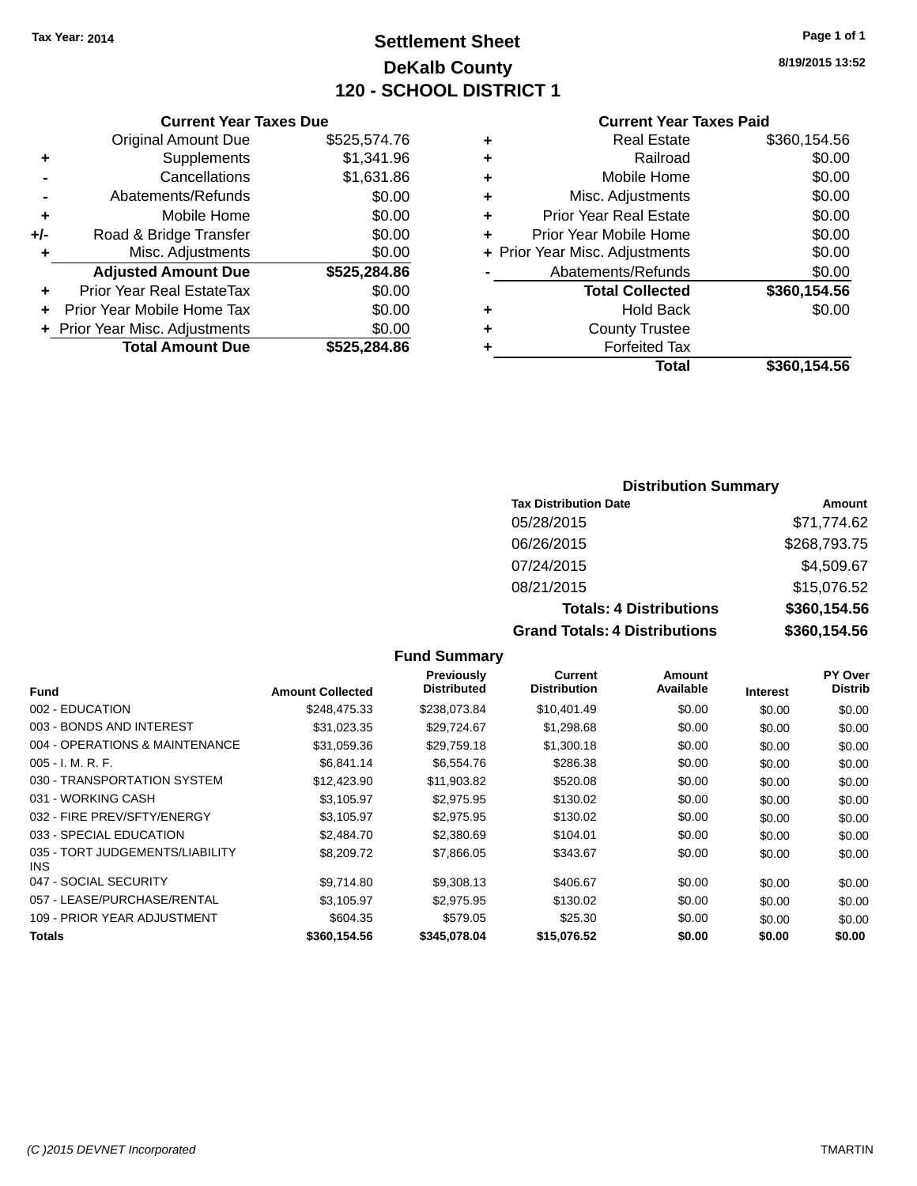Tax Year: 2014

# Settlement Sheet
## DeKalb County
## 120 - SCHOOL DISTRICT 1

8/19/2015 13:52

### Current Year Taxes Due

| | | |
|---|---|---|
| | Original Amount Due | $525,574.76 |
| + | Supplements | $1,341.96 |
| - | Cancellations | $1,631.86 |
| - | Abatements/Refunds | $0.00 |
| + | Mobile Home | $0.00 |
| +/- | Road & Bridge Transfer | $0.00 |
| + | Misc. Adjustments | $0.00 |
| | **Adjusted Amount Due** | **$525,284.86** |
| + | Prior Year Real EstateTax | $0.00 |
| + | Prior Year Mobile Home Tax | $0.00 |
| + | Prior Year Misc. Adjustments | $0.00 |
| | **Total Amount Due** | **$525,284.86** |

### Current Year Taxes Paid

| | | |
|---|---|---|
| + | Real Estate | $360,154.56 |
| + | Railroad | $0.00 |
| + | Mobile Home | $0.00 |
| + | Misc. Adjustments | $0.00 |
| + | Prior Year Real Estate | $0.00 |
| + | Prior Year Mobile Home | $0.00 |
| + | Prior Year Misc. Adjustments | $0.00 |
| - | Abatements/Refunds | $0.00 |
| | **Total Collected** | **$360,154.56** |
| + | Hold Back | $0.00 |
| + | County Trustee | |
| + | Forfeited Tax | |
| | **Total** | **$360,154.56** |

### Distribution Summary

| Tax Distribution Date | Amount |
|---|---|
| 05/28/2015 | $71,774.62 |
| 06/26/2015 | $268,793.75 |
| 07/24/2015 | $4,509.67 |
| 08/21/2015 | $15,076.52 |
| **Totals: 4 Distributions** | **$360,154.56** |
| **Grand Totals: 4 Distributions** | **$360,154.56** |

### Fund Summary

| Fund | Amount Collected | Previously Distributed | Current Distribution | Amount Available | Interest | PY Over Distrib |
|---|---|---|---|---|---|---|
| 002 - EDUCATION | $248,475.33 | $238,073.84 | $10,401.49 | $0.00 | $0.00 | $0.00 |
| 003 - BONDS AND INTEREST | $31,023.35 | $29,724.67 | $1,298.68 | $0.00 | $0.00 | $0.00 |
| 004 - OPERATIONS & MAINTENANCE | $31,059.36 | $29,759.18 | $1,300.18 | $0.00 | $0.00 | $0.00 |
| 005 - I. M. R. F. | $6,841.14 | $6,554.76 | $286.38 | $0.00 | $0.00 | $0.00 |
| 030 - TRANSPORTATION SYSTEM | $12,423.90 | $11,903.82 | $520.08 | $0.00 | $0.00 | $0.00 |
| 031 - WORKING CASH | $3,105.97 | $2,975.95 | $130.02 | $0.00 | $0.00 | $0.00 |
| 032 - FIRE PREV/SFTY/ENERGY | $3,105.97 | $2,975.95 | $130.02 | $0.00 | $0.00 | $0.00 |
| 033 - SPECIAL EDUCATION | $2,484.70 | $2,380.69 | $104.01 | $0.00 | $0.00 | $0.00 |
| 035 - TORT JUDGEMENTS/LIABILITY INS | $8,209.72 | $7,866.05 | $343.67 | $0.00 | $0.00 | $0.00 |
| 047 - SOCIAL SECURITY | $9,714.80 | $9,308.13 | $406.67 | $0.00 | $0.00 | $0.00 |
| 057 - LEASE/PURCHASE/RENTAL | $3,105.97 | $2,975.95 | $130.02 | $0.00 | $0.00 | $0.00 |
| 109 - PRIOR YEAR ADJUSTMENT | $604.35 | $579.05 | $25.30 | $0.00 | $0.00 | $0.00 |
| **Totals** | **$360,154.56** | **$345,078.04** | **$15,076.52** | **$0.00** | **$0.00** | **$0.00** |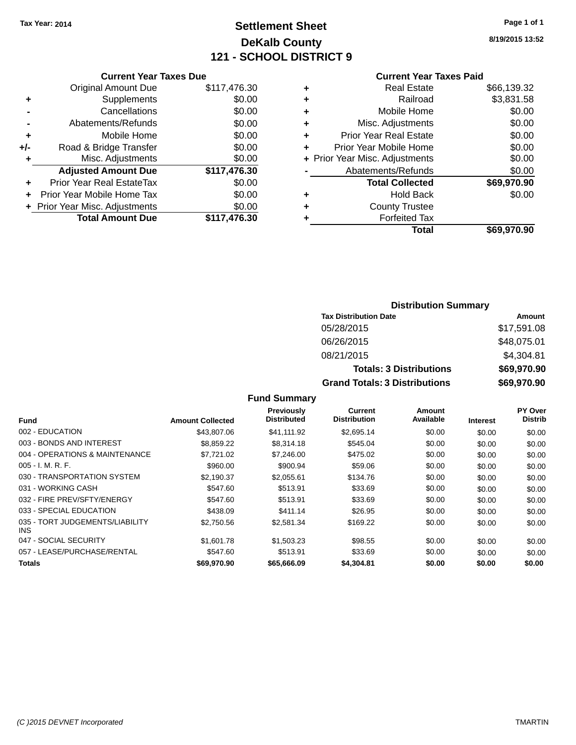Tax Year: 2014

# Settlement Sheet

## DeKalb County

## 121 - SCHOOL DISTRICT 9

8/19/2015 13:52

### Current Year Taxes Due

| | | |
|---|---|---|
| | Original Amount Due | $117,476.30 |
| + | Supplements | $0.00 |
| - | Cancellations | $0.00 |
| - | Abatements/Refunds | $0.00 |
| + | Mobile Home | $0.00 |
| +/- | Road & Bridge Transfer | $0.00 |
| + | Misc. Adjustments | $0.00 |
| | **Adjusted Amount Due** | **$117,476.30** |
| + | Prior Year Real EstateTax | $0.00 |
| + | Prior Year Mobile Home Tax | $0.00 |
| + | Prior Year Misc. Adjustments | $0.00 |
| | **Total Amount Due** | **$117,476.30** |

### Current Year Taxes Paid

| | | |
|---|---|---|
| + | Real Estate | $66,139.32 |
| + | Railroad | $3,831.58 |
| + | Mobile Home | $0.00 |
| + | Misc. Adjustments | $0.00 |
| + | Prior Year Real Estate | $0.00 |
| + | Prior Year Mobile Home | $0.00 |
| + | Prior Year Misc. Adjustments | $0.00 |
| - | Abatements/Refunds | $0.00 |
| | **Total Collected** | **$69,970.90** |
| + | Hold Back | $0.00 |
| + | County Trustee | |
| + | Forfeited Tax | |
| | **Total** | **$69,970.90** |

### Distribution Summary

| Tax Distribution Date | Amount |
|---|---|
| 05/28/2015 | $17,591.08 |
| 06/26/2015 | $48,075.01 |
| 08/21/2015 | $4,304.81 |
| **Totals: 3 Distributions** | **$69,970.90** |
| **Grand Totals: 3 Distributions** | **$69,970.90** |

### Fund Summary

| Fund | Amount Collected | Previously Distributed | Current Distribution | Amount Available | Interest | PY Over Distrib |
|---|---|---|---|---|---|---|
| 002 - EDUCATION | $43,807.06 | $41,111.92 | $2,695.14 | $0.00 | $0.00 | $0.00 |
| 003 - BONDS AND INTEREST | $8,859.22 | $8,314.18 | $545.04 | $0.00 | $0.00 | $0.00 |
| 004 - OPERATIONS & MAINTENANCE | $7,721.02 | $7,246.00 | $475.02 | $0.00 | $0.00 | $0.00 |
| 005 - I. M. R. F. | $960.00 | $900.94 | $59.06 | $0.00 | $0.00 | $0.00 |
| 030 - TRANSPORTATION SYSTEM | $2,190.37 | $2,055.61 | $134.76 | $0.00 | $0.00 | $0.00 |
| 031 - WORKING CASH | $547.60 | $513.91 | $33.69 | $0.00 | $0.00 | $0.00 |
| 032 - FIRE PREV/SFTY/ENERGY | $547.60 | $513.91 | $33.69 | $0.00 | $0.00 | $0.00 |
| 033 - SPECIAL EDUCATION | $438.09 | $411.14 | $26.95 | $0.00 | $0.00 | $0.00 |
| 035 - TORT JUDGEMENTS/LIABILITY INS | $2,750.56 | $2,581.34 | $169.22 | $0.00 | $0.00 | $0.00 |
| 047 - SOCIAL SECURITY | $1,601.78 | $1,503.23 | $98.55 | $0.00 | $0.00 | $0.00 |
| 057 - LEASE/PURCHASE/RENTAL | $547.60 | $513.91 | $33.69 | $0.00 | $0.00 | $0.00 |
| **Totals** | **$69,970.90** | **$65,666.09** | **$4,304.81** | **$0.00** | **$0.00** | **$0.00** |

(C )2015 DEVNET Incorporated TMARTIN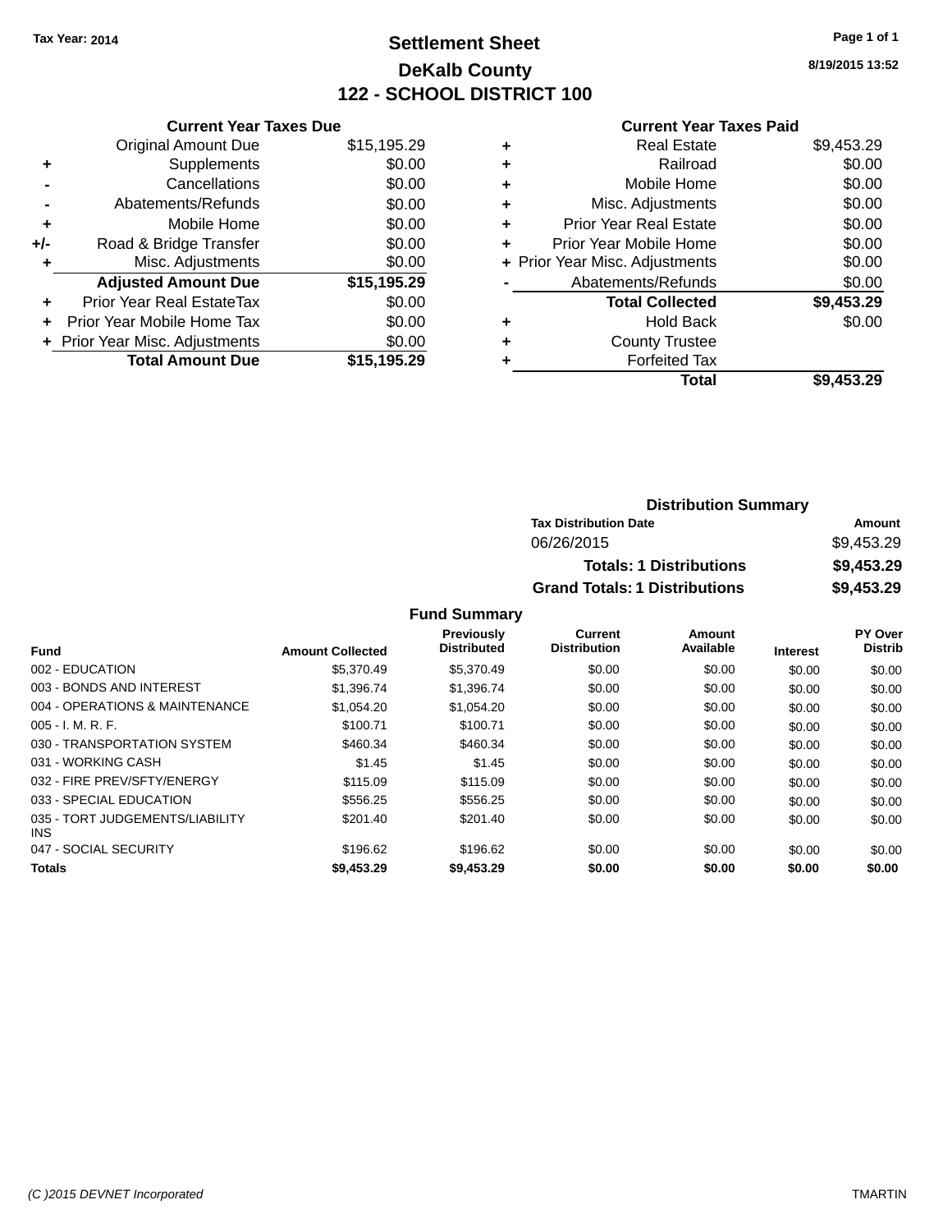Tax Year: 2014

# Settlement Sheet

## DeKalb County

## 122 - SCHOOL DISTRICT 100

8/19/2015 13:52

### Current Year Taxes Due

| | | |
|---|---|---|
| | Original Amount Due | $15,195.29 |
| + | Supplements | $0.00 |
| - | Cancellations | $0.00 |
| - | Abatements/Refunds | $0.00 |
| + | Mobile Home | $0.00 |
| +/- | Road & Bridge Transfer | $0.00 |
| + | Misc. Adjustments | $0.00 |
| | **Adjusted Amount Due** | **$15,195.29** |
| + | Prior Year Real EstateTax | $0.00 |
| + | Prior Year Mobile Home Tax | $0.00 |
| + | Prior Year Misc. Adjustments | $0.00 |
| | **Total Amount Due** | **$15,195.29** |

### Current Year Taxes Paid

| | | |
|---|---|---|
| + | Real Estate | $9,453.29 |
| + | Railroad | $0.00 |
| + | Mobile Home | $0.00 |
| + | Misc. Adjustments | $0.00 |
| + | Prior Year Real Estate | $0.00 |
| + | Prior Year Mobile Home | $0.00 |
| + | Prior Year Misc. Adjustments | $0.00 |
| - | Abatements/Refunds | $0.00 |
| | **Total Collected** | **$9,453.29** |
| + | Hold Back | $0.00 |
| + | County Trustee | |
| + | Forfeited Tax | |
| | **Total** | **$9,453.29** |

### Distribution Summary

| Tax Distribution Date | Amount |
|---|---|
| 06/26/2015 | $9,453.29 |
| **Totals: 1 Distributions** | **$9,453.29** |
| **Grand Totals: 1 Distributions** | **$9,453.29** |

### Fund Summary

| Fund | Amount Collected | Previously Distributed | Current Distribution | Amount Available | Interest | PY Over Distrib |
|---|---|---|---|---|---|---|
| 002 - EDUCATION | $5,370.49 | $5,370.49 | $0.00 | $0.00 | $0.00 | $0.00 |
| 003 - BONDS AND INTEREST | $1,396.74 | $1,396.74 | $0.00 | $0.00 | $0.00 | $0.00 |
| 004 - OPERATIONS & MAINTENANCE | $1,054.20 | $1,054.20 | $0.00 | $0.00 | $0.00 | $0.00 |
| 005 - I. M. R. F. | $100.71 | $100.71 | $0.00 | $0.00 | $0.00 | $0.00 |
| 030 - TRANSPORTATION SYSTEM | $460.34 | $460.34 | $0.00 | $0.00 | $0.00 | $0.00 |
| 031 - WORKING CASH | $1.45 | $1.45 | $0.00 | $0.00 | $0.00 | $0.00 |
| 032 - FIRE PREV/SFTY/ENERGY | $115.09 | $115.09 | $0.00 | $0.00 | $0.00 | $0.00 |
| 033 - SPECIAL EDUCATION | $556.25 | $556.25 | $0.00 | $0.00 | $0.00 | $0.00 |
| 035 - TORT JUDGEMENTS/LIABILITY INS | $201.40 | $201.40 | $0.00 | $0.00 | $0.00 | $0.00 |
| 047 - SOCIAL SECURITY | $196.62 | $196.62 | $0.00 | $0.00 | $0.00 | $0.00 |
| **Totals** | **$9,453.29** | **$9,453.29** | **$0.00** | **$0.00** | **$0.00** | **$0.00** |

(C )2015 DEVNET Incorporated TMARTIN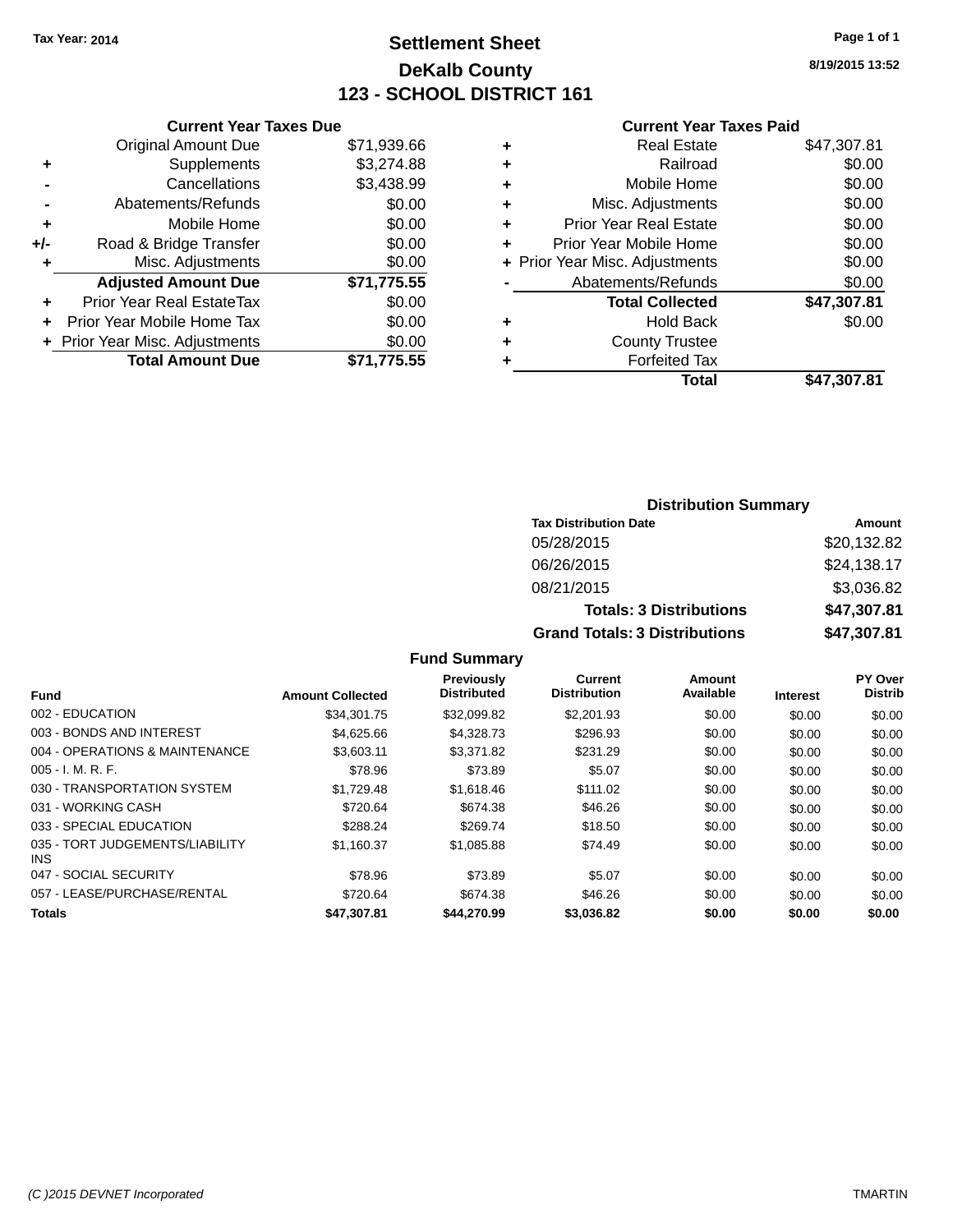Tax Year: 2014

# Settlement Sheet

## DeKalb County

## 123 - SCHOOL DISTRICT 161

8/19/2015 13:52

### Current Year Taxes Due

| | | |
|---|---|---|
| | Original Amount Due | $71,939.66 |
| + | Supplements | $3,274.88 |
| - | Cancellations | $3,438.99 |
| - | Abatements/Refunds | $0.00 |
| + | Mobile Home | $0.00 |
| +/- | Road & Bridge Transfer | $0.00 |
| + | Misc. Adjustments | $0.00 |
| | **Adjusted Amount Due** | **$71,775.55** |
| + | Prior Year Real EstateTax | $0.00 |
| + | Prior Year Mobile Home Tax | $0.00 |
| + | Prior Year Misc. Adjustments | $0.00 |
| | **Total Amount Due** | **$71,775.55** |

### Current Year Taxes Paid

| | | |
|---|---|---|
| + | Real Estate | $47,307.81 |
| + | Railroad | $0.00 |
| + | Mobile Home | $0.00 |
| + | Misc. Adjustments | $0.00 |
| + | Prior Year Real Estate | $0.00 |
| + | Prior Year Mobile Home | $0.00 |
| + | Prior Year Misc. Adjustments | $0.00 |
| - | Abatements/Refunds | $0.00 |
| | **Total Collected** | **$47,307.81** |
| + | Hold Back | $0.00 |
| + | County Trustee | |
| + | Forfeited Tax | |
| | **Total** | **$47,307.81** |

### Distribution Summary

| Tax Distribution Date | Amount |
|---|---|
| 05/28/2015 | $20,132.82 |
| 06/26/2015 | $24,138.17 |
| 08/21/2015 | $3,036.82 |
| **Totals: 3 Distributions** | **$47,307.81** |
| **Grand Totals: 3 Distributions** | **$47,307.81** |

### Fund Summary

| Fund | Amount Collected | Previously Distributed | Current Distribution | Amount Available | Interest | PY Over Distrib |
|---|---|---|---|---|---|---|
| 002 - EDUCATION | $34,301.75 | $32,099.82 | $2,201.93 | $0.00 | $0.00 | $0.00 |
| 003 - BONDS AND INTEREST | $4,625.66 | $4,328.73 | $296.93 | $0.00 | $0.00 | $0.00 |
| 004 - OPERATIONS & MAINTENANCE | $3,603.11 | $3,371.82 | $231.29 | $0.00 | $0.00 | $0.00 |
| 005 - I. M. R. F. | $78.96 | $73.89 | $5.07 | $0.00 | $0.00 | $0.00 |
| 030 - TRANSPORTATION SYSTEM | $1,729.48 | $1,618.46 | $111.02 | $0.00 | $0.00 | $0.00 |
| 031 - WORKING CASH | $720.64 | $674.38 | $46.26 | $0.00 | $0.00 | $0.00 |
| 033 - SPECIAL EDUCATION | $288.24 | $269.74 | $18.50 | $0.00 | $0.00 | $0.00 |
| 035 - TORT JUDGEMENTS/LIABILITY INS | $1,160.37 | $1,085.88 | $74.49 | $0.00 | $0.00 | $0.00 |
| 047 - SOCIAL SECURITY | $78.96 | $73.89 | $5.07 | $0.00 | $0.00 | $0.00 |
| 057 - LEASE/PURCHASE/RENTAL | $720.64 | $674.38 | $46.26 | $0.00 | $0.00 | $0.00 |
| **Totals** | **$47,307.81** | **$44,270.99** | **$3,036.82** | **$0.00** | **$0.00** | **$0.00** |

(C )2015 DEVNET Incorporated TMARTIN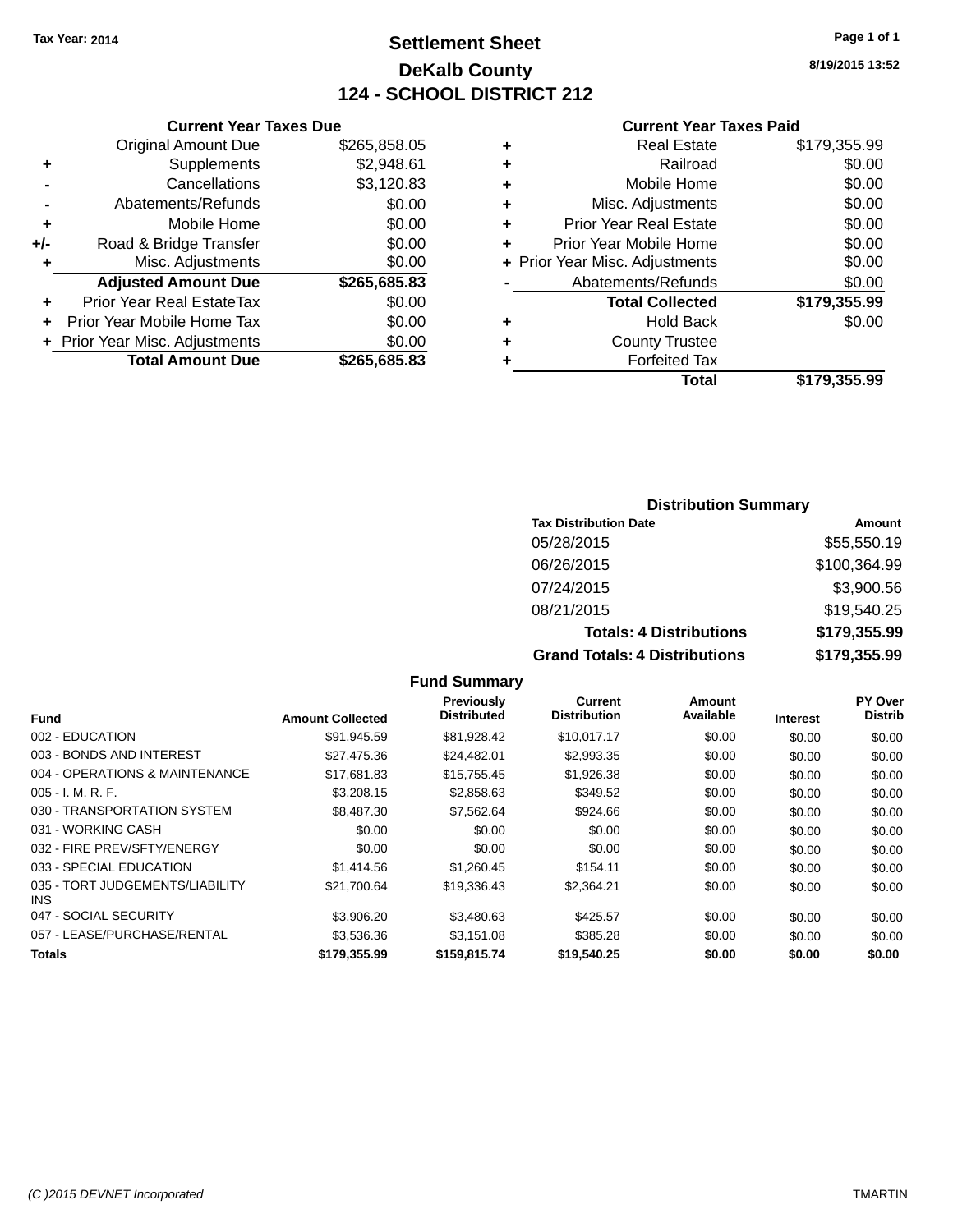Tax Year: 2014

# Settlement Sheet

## DeKalb County

## 124 - SCHOOL DISTRICT 212

8/19/2015 13:52

### Current Year Taxes Due

| | | |
|---|---|---|
| | Original Amount Due | $265,858.05 |
| + | Supplements | $2,948.61 |
| - | Cancellations | $3,120.83 |
| - | Abatements/Refunds | $0.00 |
| + | Mobile Home | $0.00 |
| +/- | Road & Bridge Transfer | $0.00 |
| + | Misc. Adjustments | $0.00 |
| | **Adjusted Amount Due** | **$265,685.83** |
| + | Prior Year Real EstateTax | $0.00 |
| + | Prior Year Mobile Home Tax | $0.00 |
| + | Prior Year Misc. Adjustments | $0.00 |
| | **Total Amount Due** | **$265,685.83** |

### Current Year Taxes Paid

| | | |
|---|---|---|
| + | Real Estate | $179,355.99 |
| + | Railroad | $0.00 |
| + | Mobile Home | $0.00 |
| + | Misc. Adjustments | $0.00 |
| + | Prior Year Real Estate | $0.00 |
| + | Prior Year Mobile Home | $0.00 |
| + | Prior Year Misc. Adjustments | $0.00 |
| - | Abatements/Refunds | $0.00 |
| | **Total Collected** | **$179,355.99** |
| + | Hold Back | $0.00 |
| + | County Trustee | |
| + | Forfeited Tax | |
| | **Total** | **$179,355.99** |

### Distribution Summary

| Tax Distribution Date | Amount |
|---|---|
| 05/28/2015 | $55,550.19 |
| 06/26/2015 | $100,364.99 |
| 07/24/2015 | $3,900.56 |
| 08/21/2015 | $19,540.25 |
| **Totals: 4 Distributions** | **$179,355.99** |
| **Grand Totals: 4 Distributions** | **$179,355.99** |

### Fund Summary

| Fund | Amount Collected | Previously Distributed | Current Distribution | Amount Available | Interest | PY Over Distrib |
|---|---|---|---|---|---|---|
| 002 - EDUCATION | $91,945.59 | $81,928.42 | $10,017.17 | $0.00 | $0.00 | $0.00 |
| 003 - BONDS AND INTEREST | $27,475.36 | $24,482.01 | $2,993.35 | $0.00 | $0.00 | $0.00 |
| 004 - OPERATIONS & MAINTENANCE | $17,681.83 | $15,755.45 | $1,926.38 | $0.00 | $0.00 | $0.00 |
| 005 - I. M. R. F. | $3,208.15 | $2,858.63 | $349.52 | $0.00 | $0.00 | $0.00 |
| 030 - TRANSPORTATION SYSTEM | $8,487.30 | $7,562.64 | $924.66 | $0.00 | $0.00 | $0.00 |
| 031 - WORKING CASH | $0.00 | $0.00 | $0.00 | $0.00 | $0.00 | $0.00 |
| 032 - FIRE PREV/SFTY/ENERGY | $0.00 | $0.00 | $0.00 | $0.00 | $0.00 | $0.00 |
| 033 - SPECIAL EDUCATION | $1,414.56 | $1,260.45 | $154.11 | $0.00 | $0.00 | $0.00 |
| 035 - TORT JUDGEMENTS/LIABILITY INS | $21,700.64 | $19,336.43 | $2,364.21 | $0.00 | $0.00 | $0.00 |
| 047 - SOCIAL SECURITY | $3,906.20 | $3,480.63 | $425.57 | $0.00 | $0.00 | $0.00 |
| 057 - LEASE/PURCHASE/RENTAL | $3,536.36 | $3,151.08 | $385.28 | $0.00 | $0.00 | $0.00 |
| **Totals** | **$179,355.99** | **$159,815.74** | **$19,540.25** | **$0.00** | **$0.00** | **$0.00** |

(C )2015 DEVNET Incorporated TMARTIN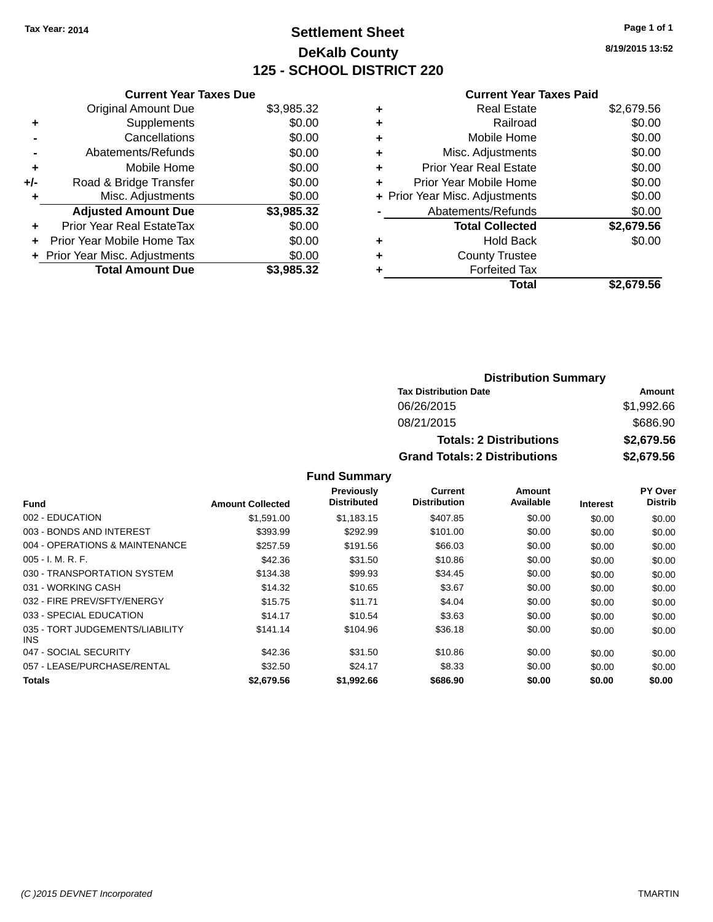Tax Year: 2014

# Settlement Sheet
## DeKalb County
## 125 - SCHOOL DISTRICT 220

8/19/2015 13:52

### Current Year Taxes Due

| | | |
|---|---|---|
| | Original Amount Due | $3,985.32 |
| + | Supplements | $0.00 |
| - | Cancellations | $0.00 |
| - | Abatements/Refunds | $0.00 |
| + | Mobile Home | $0.00 |
| +/- | Road & Bridge Transfer | $0.00 |
| + | Misc. Adjustments | $0.00 |
| | **Adjusted Amount Due** | **$3,985.32** |
| + | Prior Year Real EstateTax | $0.00 |
| + | Prior Year Mobile Home Tax | $0.00 |
| + | Prior Year Misc. Adjustments | $0.00 |
| | **Total Amount Due** | **$3,985.32** |

### Current Year Taxes Paid

| | | |
|---|---|---|
| + | Real Estate | $2,679.56 |
| + | Railroad | $0.00 |
| + | Mobile Home | $0.00 |
| + | Misc. Adjustments | $0.00 |
| + | Prior Year Real Estate | $0.00 |
| + | Prior Year Mobile Home | $0.00 |
| + | Prior Year Misc. Adjustments | $0.00 |
| - | Abatements/Refunds | $0.00 |
| | **Total Collected** | **$2,679.56** |
| + | Hold Back | $0.00 |
| + | County Trustee | |
| + | Forfeited Tax | |
| | **Total** | **$2,679.56** |

### Distribution Summary

| Tax Distribution Date | Amount |
|---|---|
| 06/26/2015 | $1,992.66 |
| 08/21/2015 | $686.90 |
| **Totals: 2 Distributions** | **$2,679.56** |
| **Grand Totals: 2 Distributions** | **$2,679.56** |

### Fund Summary

| Fund | Amount Collected | Previously Distributed | Current Distribution | Amount Available | Interest | PY Over Distrib |
|---|---|---|---|---|---|---|
| 002 - EDUCATION | $1,591.00 | $1,183.15 | $407.85 | $0.00 | $0.00 | $0.00 |
| 003 - BONDS AND INTEREST | $393.99 | $292.99 | $101.00 | $0.00 | $0.00 | $0.00 |
| 004 - OPERATIONS & MAINTENANCE | $257.59 | $191.56 | $66.03 | $0.00 | $0.00 | $0.00 |
| 005 - I. M. R. F. | $42.36 | $31.50 | $10.86 | $0.00 | $0.00 | $0.00 |
| 030 - TRANSPORTATION SYSTEM | $134.38 | $99.93 | $34.45 | $0.00 | $0.00 | $0.00 |
| 031 - WORKING CASH | $14.32 | $10.65 | $3.67 | $0.00 | $0.00 | $0.00 |
| 032 - FIRE PREV/SFTY/ENERGY | $15.75 | $11.71 | $4.04 | $0.00 | $0.00 | $0.00 |
| 033 - SPECIAL EDUCATION | $14.17 | $10.54 | $3.63 | $0.00 | $0.00 | $0.00 |
| 035 - TORT JUDGEMENTS/LIABILITY INS | $141.14 | $104.96 | $36.18 | $0.00 | $0.00 | $0.00 |
| 047 - SOCIAL SECURITY | $42.36 | $31.50 | $10.86 | $0.00 | $0.00 | $0.00 |
| 057 - LEASE/PURCHASE/RENTAL | $32.50 | $24.17 | $8.33 | $0.00 | $0.00 | $0.00 |
| **Totals** | **$2,679.56** | **$1,992.66** | **$686.90** | **$0.00** | **$0.00** | **$0.00** |

(C )2015 DEVNET Incorporated TMARTIN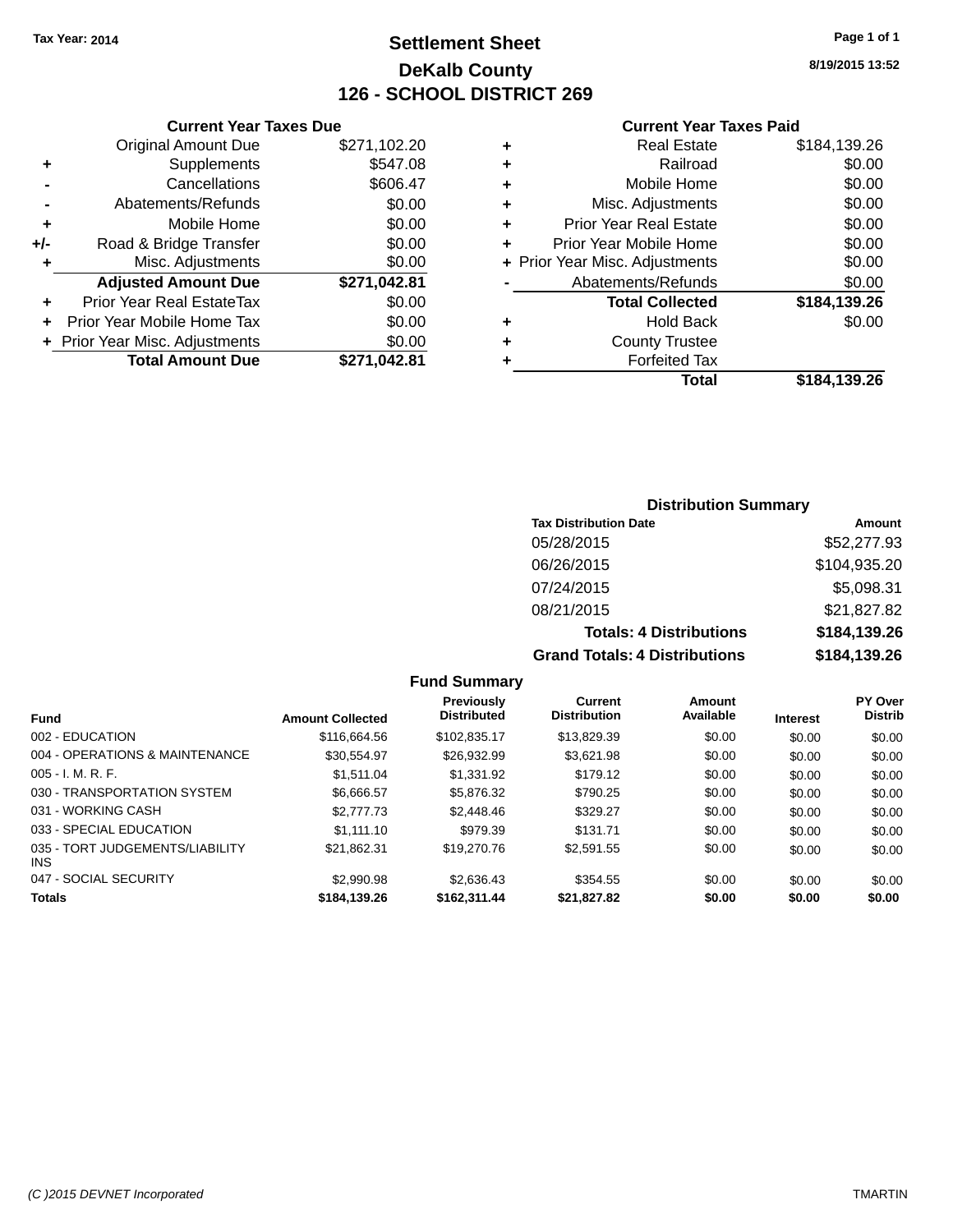Tax Year: 2014

# Settlement Sheet
## DeKalb County
## 126 - SCHOOL DISTRICT 269

8/19/2015 13:52

### Current Year Taxes Due

| | | |
|---|---|---|
| | Original Amount Due | $271,102.20 |
| + | Supplements | $547.08 |
| - | Cancellations | $606.47 |
| - | Abatements/Refunds | $0.00 |
| + | Mobile Home | $0.00 |
| +/- | Road & Bridge Transfer | $0.00 |
| + | Misc. Adjustments | $0.00 |
| | **Adjusted Amount Due** | **$271,042.81** |
| + | Prior Year Real EstateTax | $0.00 |
| + | Prior Year Mobile Home Tax | $0.00 |
| + | Prior Year Misc. Adjustments | $0.00 |
| | **Total Amount Due** | **$271,042.81** |

### Current Year Taxes Paid

| | | |
|---|---|---|
| + | Real Estate | $184,139.26 |
| + | Railroad | $0.00 |
| + | Mobile Home | $0.00 |
| + | Misc. Adjustments | $0.00 |
| + | Prior Year Real Estate | $0.00 |
| + | Prior Year Mobile Home | $0.00 |
| + | Prior Year Misc. Adjustments | $0.00 |
| - | Abatements/Refunds | $0.00 |
| | **Total Collected** | **$184,139.26** |
| + | Hold Back | $0.00 |
| + | County Trustee | |
| + | Forfeited Tax | |
| | **Total** | **$184,139.26** |

### Distribution Summary

| Tax Distribution Date | Amount |
|---|---|
| 05/28/2015 | $52,277.93 |
| 06/26/2015 | $104,935.20 |
| 07/24/2015 | $5,098.31 |
| 08/21/2015 | $21,827.82 |
| **Totals: 4 Distributions** | **$184,139.26** |
| **Grand Totals: 4 Distributions** | **$184,139.26** |

### Fund Summary

| Fund | Amount Collected | Previously Distributed | Current Distribution | Amount Available | Interest | PY Over Distrib |
|---|---|---|---|---|---|---|
| 002 - EDUCATION | $116,664.56 | $102,835.17 | $13,829.39 | $0.00 | $0.00 | $0.00 |
| 004 - OPERATIONS & MAINTENANCE | $30,554.97 | $26,932.99 | $3,621.98 | $0.00 | $0.00 | $0.00 |
| 005 - I. M. R. F. | $1,511.04 | $1,331.92 | $179.12 | $0.00 | $0.00 | $0.00 |
| 030 - TRANSPORTATION SYSTEM | $6,666.57 | $5,876.32 | $790.25 | $0.00 | $0.00 | $0.00 |
| 031 - WORKING CASH | $2,777.73 | $2,448.46 | $329.27 | $0.00 | $0.00 | $0.00 |
| 033 - SPECIAL EDUCATION | $1,111.10 | $979.39 | $131.71 | $0.00 | $0.00 | $0.00 |
| 035 - TORT JUDGEMENTS/LIABILITY INS | $21,862.31 | $19,270.76 | $2,591.55 | $0.00 | $0.00 | $0.00 |
| 047 - SOCIAL SECURITY | $2,990.98 | $2,636.43 | $354.55 | $0.00 | $0.00 | $0.00 |
| **Totals** | **$184,139.26** | **$162,311.44** | **$21,827.82** | **$0.00** | **$0.00** | **$0.00** |

(C )2015 DEVNET Incorporated — TMARTIN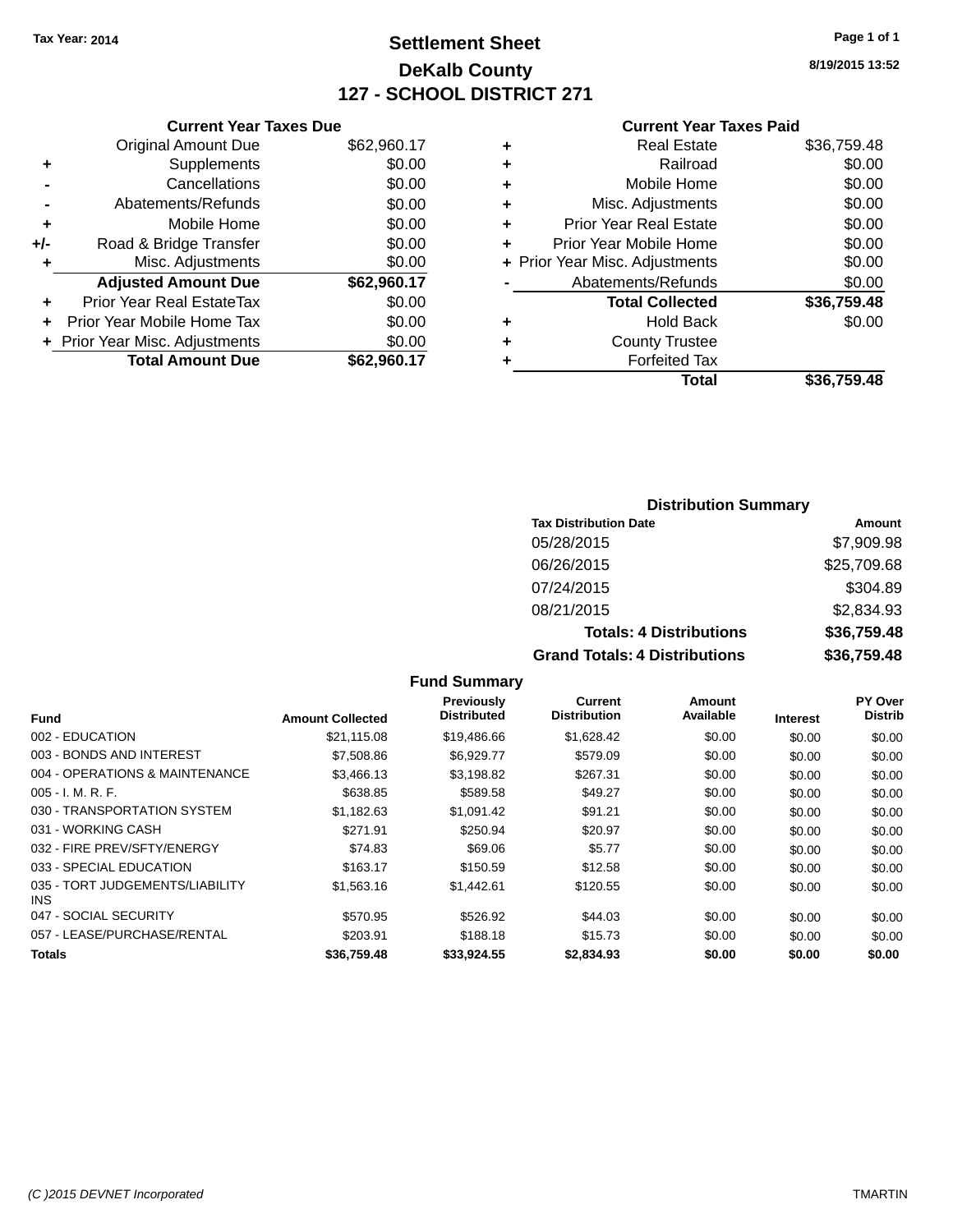Tax Year: 2014

# Settlement Sheet
## DeKalb County
## 127 - SCHOOL DISTRICT 271

8/19/2015 13:52

### Current Year Taxes Due

| | | |
|---|---|---|
| | Original Amount Due | $62,960.17 |
| + | Supplements | $0.00 |
| - | Cancellations | $0.00 |
| - | Abatements/Refunds | $0.00 |
| + | Mobile Home | $0.00 |
| +/- | Road & Bridge Transfer | $0.00 |
| + | Misc. Adjustments | $0.00 |
| | **Adjusted Amount Due** | **$62,960.17** |
| + | Prior Year Real EstateTax | $0.00 |
| + | Prior Year Mobile Home Tax | $0.00 |
| + | Prior Year Misc. Adjustments | $0.00 |
| | **Total Amount Due** | **$62,960.17** |

### Current Year Taxes Paid

| | | |
|---|---|---|
| + | Real Estate | $36,759.48 |
| + | Railroad | $0.00 |
| + | Mobile Home | $0.00 |
| + | Misc. Adjustments | $0.00 |
| + | Prior Year Real Estate | $0.00 |
| + | Prior Year Mobile Home | $0.00 |
| + | Prior Year Misc. Adjustments | $0.00 |
| - | Abatements/Refunds | $0.00 |
| | **Total Collected** | **$36,759.48** |
| + | Hold Back | $0.00 |
| + | County Trustee | |
| + | Forfeited Tax | |
| | **Total** | **$36,759.48** |

### Distribution Summary

| Tax Distribution Date | Amount |
|---|---|
| 05/28/2015 | $7,909.98 |
| 06/26/2015 | $25,709.68 |
| 07/24/2015 | $304.89 |
| 08/21/2015 | $2,834.93 |
| **Totals: 4 Distributions** | **$36,759.48** |
| **Grand Totals: 4 Distributions** | **$36,759.48** |

### Fund Summary

| Fund | Amount Collected | Previously Distributed | Current Distribution | Amount Available | Interest | PY Over Distrib |
|---|---|---|---|---|---|---|
| 002 - EDUCATION | $21,115.08 | $19,486.66 | $1,628.42 | $0.00 | $0.00 | $0.00 |
| 003 - BONDS AND INTEREST | $7,508.86 | $6,929.77 | $579.09 | $0.00 | $0.00 | $0.00 |
| 004 - OPERATIONS & MAINTENANCE | $3,466.13 | $3,198.82 | $267.31 | $0.00 | $0.00 | $0.00 |
| 005 - I. M. R. F. | $638.85 | $589.58 | $49.27 | $0.00 | $0.00 | $0.00 |
| 030 - TRANSPORTATION SYSTEM | $1,182.63 | $1,091.42 | $91.21 | $0.00 | $0.00 | $0.00 |
| 031 - WORKING CASH | $271.91 | $250.94 | $20.97 | $0.00 | $0.00 | $0.00 |
| 032 - FIRE PREV/SFTY/ENERGY | $74.83 | $69.06 | $5.77 | $0.00 | $0.00 | $0.00 |
| 033 - SPECIAL EDUCATION | $163.17 | $150.59 | $12.58 | $0.00 | $0.00 | $0.00 |
| 035 - TORT JUDGEMENTS/LIABILITY INS | $1,563.16 | $1,442.61 | $120.55 | $0.00 | $0.00 | $0.00 |
| 047 - SOCIAL SECURITY | $570.95 | $526.92 | $44.03 | $0.00 | $0.00 | $0.00 |
| 057 - LEASE/PURCHASE/RENTAL | $203.91 | $188.18 | $15.73 | $0.00 | $0.00 | $0.00 |
| **Totals** | **$36,759.48** | **$33,924.55** | **$2,834.93** | **$0.00** | **$0.00** | **$0.00** |

(C )2015 DEVNET Incorporated TMARTIN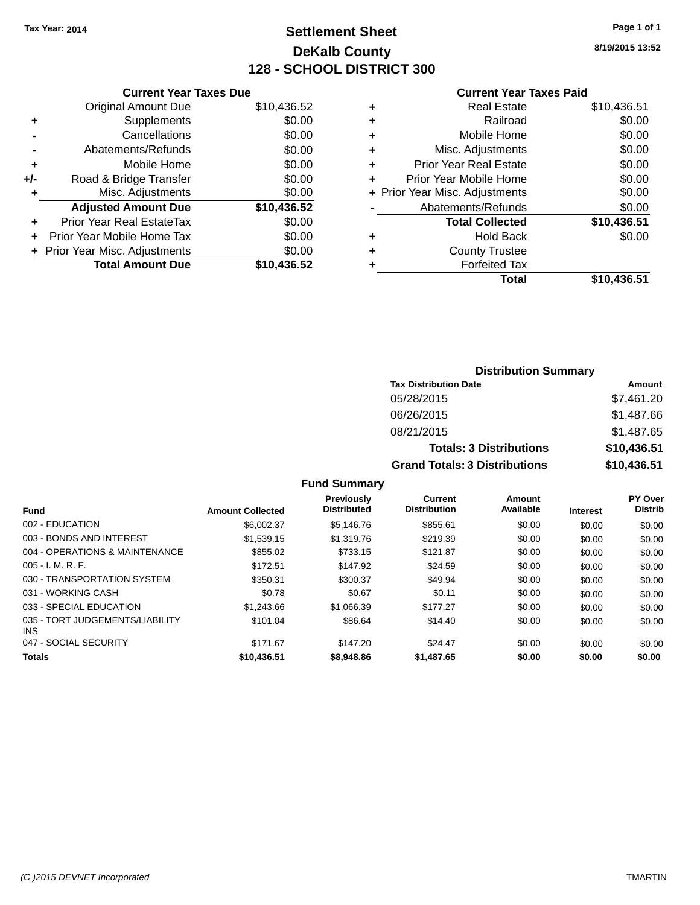**Tax Year: 2014**

# Settlement Sheet

## DeKalb County

## 128 - SCHOOL DISTRICT 300

8/19/2015 13:52

### Current Year Taxes Due

| | | |
|---|---|---|
| | Original Amount Due | $10,436.52 |
| + | Supplements | $0.00 |
| - | Cancellations | $0.00 |
| - | Abatements/Refunds | $0.00 |
| + | Mobile Home | $0.00 |
| +/- | Road & Bridge Transfer | $0.00 |
| + | Misc. Adjustments | $0.00 |
| | **Adjusted Amount Due** | **$10,436.52** |
| + | Prior Year Real EstateTax | $0.00 |
| + | Prior Year Mobile Home Tax | $0.00 |
| + | Prior Year Misc. Adjustments | $0.00 |
| | **Total Amount Due** | **$10,436.52** |

### Current Year Taxes Paid

| | | |
|---|---|---|
| + | Real Estate | $10,436.51 |
| + | Railroad | $0.00 |
| + | Mobile Home | $0.00 |
| + | Misc. Adjustments | $0.00 |
| + | Prior Year Real Estate | $0.00 |
| + | Prior Year Mobile Home | $0.00 |
| + | Prior Year Misc. Adjustments | $0.00 |
| - | Abatements/Refunds | $0.00 |
| | **Total Collected** | **$10,436.51** |
| + | Hold Back | $0.00 |
| + | County Trustee | |
| + | Forfeited Tax | |
| | **Total** | **$10,436.51** |

### Distribution Summary

| Tax Distribution Date | Amount |
|---|---|
| 05/28/2015 | $7,461.20 |
| 06/26/2015 | $1,487.66 |
| 08/21/2015 | $1,487.65 |
| **Totals: 3 Distributions** | **$10,436.51** |
| **Grand Totals: 3 Distributions** | **$10,436.51** |

### Fund Summary

| Fund | Amount Collected | Previously Distributed | Current Distribution | Amount Available | Interest | PY Over Distrib |
|---|---|---|---|---|---|---|
| 002 - EDUCATION | $6,002.37 | $5,146.76 | $855.61 | $0.00 | $0.00 | $0.00 |
| 003 - BONDS AND INTEREST | $1,539.15 | $1,319.76 | $219.39 | $0.00 | $0.00 | $0.00 |
| 004 - OPERATIONS & MAINTENANCE | $855.02 | $733.15 | $121.87 | $0.00 | $0.00 | $0.00 |
| 005 - I. M. R. F. | $172.51 | $147.92 | $24.59 | $0.00 | $0.00 | $0.00 |
| 030 - TRANSPORTATION SYSTEM | $350.31 | $300.37 | $49.94 | $0.00 | $0.00 | $0.00 |
| 031 - WORKING CASH | $0.78 | $0.67 | $0.11 | $0.00 | $0.00 | $0.00 |
| 033 - SPECIAL EDUCATION | $1,243.66 | $1,066.39 | $177.27 | $0.00 | $0.00 | $0.00 |
| 035 - TORT JUDGEMENTS/LIABILITY INS | $101.04 | $86.64 | $14.40 | $0.00 | $0.00 | $0.00 |
| 047 - SOCIAL SECURITY | $171.67 | $147.20 | $24.47 | $0.00 | $0.00 | $0.00 |
| **Totals** | **$10,436.51** | **$8,948.86** | **$1,487.65** | **$0.00** | **$0.00** | **$0.00** |

(C )2015 DEVNET Incorporated TMARTIN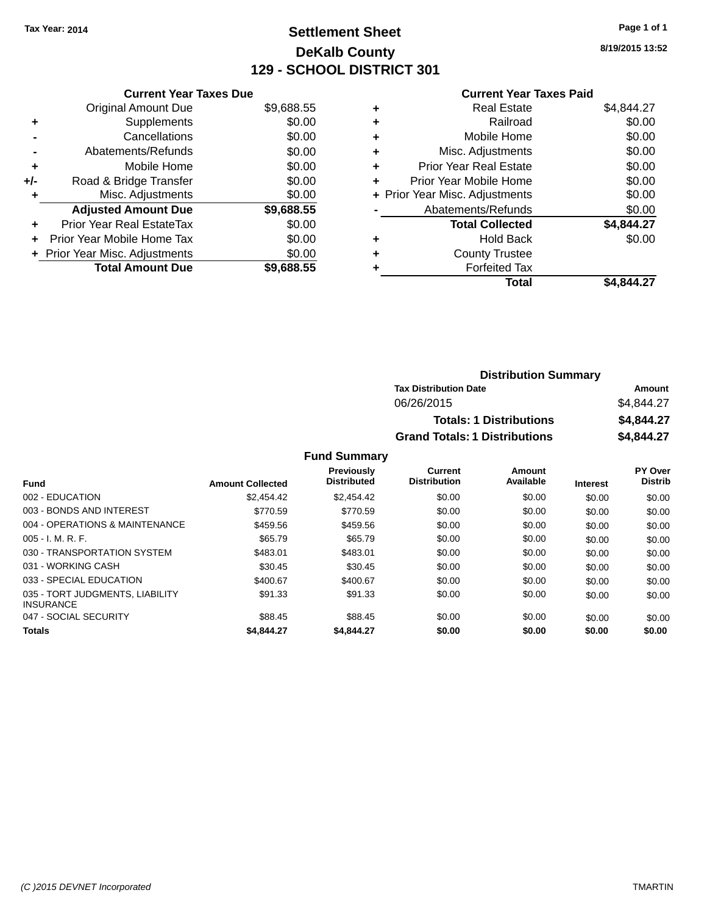Tax Year: 2014

# Settlement Sheet
## DeKalb County
## 129 - SCHOOL DISTRICT 301

8/19/2015 13:52

### Current Year Taxes Due

| | | |
|---|---|---|
| | Original Amount Due | $9,688.55 |
| + | Supplements | $0.00 |
| - | Cancellations | $0.00 |
| - | Abatements/Refunds | $0.00 |
| + | Mobile Home | $0.00 |
| +/- | Road & Bridge Transfer | $0.00 |
| + | Misc. Adjustments | $0.00 |
| | **Adjusted Amount Due** | **$9,688.55** |
| + | Prior Year Real EstateTax | $0.00 |
| + | Prior Year Mobile Home Tax | $0.00 |
| + | Prior Year Misc. Adjustments | $0.00 |
| | **Total Amount Due** | **$9,688.55** |

### Current Year Taxes Paid

| | | |
|---|---|---|
| + | Real Estate | $4,844.27 |
| + | Railroad | $0.00 |
| + | Mobile Home | $0.00 |
| + | Misc. Adjustments | $0.00 |
| + | Prior Year Real Estate | $0.00 |
| + | Prior Year Mobile Home | $0.00 |
| + | Prior Year Misc. Adjustments | $0.00 |
| - | Abatements/Refunds | $0.00 |
| | **Total Collected** | **$4,844.27** |
| + | Hold Back | $0.00 |
| + | County Trustee | |
| + | Forfeited Tax | |
| | **Total** | **$4,844.27** |

### Distribution Summary

| Tax Distribution Date | Amount |
|---|---|
| 06/26/2015 | $4,844.27 |
| **Totals: 1 Distributions** | **$4,844.27** |
| **Grand Totals: 1 Distributions** | **$4,844.27** |

### Fund Summary

| Fund | Amount Collected | Previously Distributed | Current Distribution | Amount Available | Interest | PY Over Distrib |
|---|---|---|---|---|---|---|
| 002 - EDUCATION | $2,454.42 | $2,454.42 | $0.00 | $0.00 | $0.00 | $0.00 |
| 003 - BONDS AND INTEREST | $770.59 | $770.59 | $0.00 | $0.00 | $0.00 | $0.00 |
| 004 - OPERATIONS & MAINTENANCE | $459.56 | $459.56 | $0.00 | $0.00 | $0.00 | $0.00 |
| 005 - I. M. R. F. | $65.79 | $65.79 | $0.00 | $0.00 | $0.00 | $0.00 |
| 030 - TRANSPORTATION SYSTEM | $483.01 | $483.01 | $0.00 | $0.00 | $0.00 | $0.00 |
| 031 - WORKING CASH | $30.45 | $30.45 | $0.00 | $0.00 | $0.00 | $0.00 |
| 033 - SPECIAL EDUCATION | $400.67 | $400.67 | $0.00 | $0.00 | $0.00 | $0.00 |
| 035 - TORT JUDGMENTS, LIABILITY INSURANCE | $91.33 | $91.33 | $0.00 | $0.00 | $0.00 | $0.00 |
| 047 - SOCIAL SECURITY | $88.45 | $88.45 | $0.00 | $0.00 | $0.00 | $0.00 |
| **Totals** | **$4,844.27** | **$4,844.27** | **$0.00** | **$0.00** | **$0.00** | **$0.00** |

(C )2015 DEVNET Incorporated TMARTIN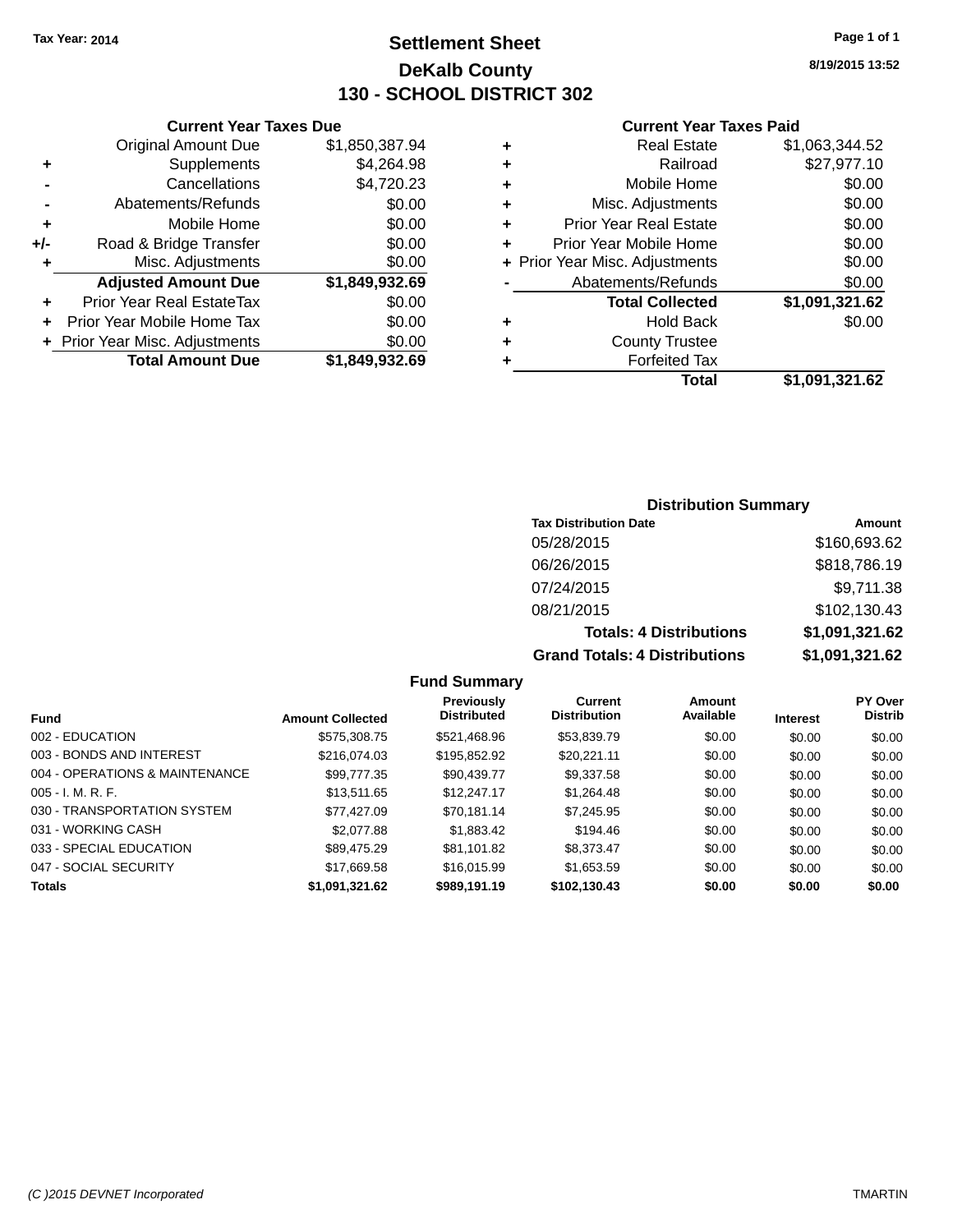Tax Year: 2014

# Settlement Sheet

## DeKalb County

## 130 - SCHOOL DISTRICT 302

8/19/2015 13:52

### Current Year Taxes Due

| | | |
|---|---|---|
| | Original Amount Due | $1,850,387.94 |
| + | Supplements | $4,264.98 |
| - | Cancellations | $4,720.23 |
| - | Abatements/Refunds | $0.00 |
| + | Mobile Home | $0.00 |
| +/- | Road & Bridge Transfer | $0.00 |
| + | Misc. Adjustments | $0.00 |
| | **Adjusted Amount Due** | **$1,849,932.69** |
| + | Prior Year Real EstateTax | $0.00 |
| + | Prior Year Mobile Home Tax | $0.00 |
| + | Prior Year Misc. Adjustments | $0.00 |
| | **Total Amount Due** | **$1,849,932.69** |

### Current Year Taxes Paid

| | | |
|---|---|---|
| + | Real Estate | $1,063,344.52 |
| + | Railroad | $27,977.10 |
| + | Mobile Home | $0.00 |
| + | Misc. Adjustments | $0.00 |
| + | Prior Year Real Estate | $0.00 |
| + | Prior Year Mobile Home | $0.00 |
| + | Prior Year Misc. Adjustments | $0.00 |
| - | Abatements/Refunds | $0.00 |
| | **Total Collected** | **$1,091,321.62** |
| + | Hold Back | $0.00 |
| + | County Trustee | |
| + | Forfeited Tax | |
| | **Total** | **$1,091,321.62** |

### Distribution Summary

| Tax Distribution Date | Amount |
|---|---|
| 05/28/2015 | $160,693.62 |
| 06/26/2015 | $818,786.19 |
| 07/24/2015 | $9,711.38 |
| 08/21/2015 | $102,130.43 |
| **Totals: 4 Distributions** | **$1,091,321.62** |
| **Grand Totals: 4 Distributions** | **$1,091,321.62** |

### Fund Summary

| Fund | Amount Collected | Previously Distributed | Current Distribution | Amount Available | Interest | PY Over Distrib |
|---|---|---|---|---|---|---|
| 002 - EDUCATION | $575,308.75 | $521,468.96 | $53,839.79 | $0.00 | $0.00 | $0.00 |
| 003 - BONDS AND INTEREST | $216,074.03 | $195,852.92 | $20,221.11 | $0.00 | $0.00 | $0.00 |
| 004 - OPERATIONS & MAINTENANCE | $99,777.35 | $90,439.77 | $9,337.58 | $0.00 | $0.00 | $0.00 |
| 005 - I. M. R. F. | $13,511.65 | $12,247.17 | $1,264.48 | $0.00 | $0.00 | $0.00 |
| 030 - TRANSPORTATION SYSTEM | $77,427.09 | $70,181.14 | $7,245.95 | $0.00 | $0.00 | $0.00 |
| 031 - WORKING CASH | $2,077.88 | $1,883.42 | $194.46 | $0.00 | $0.00 | $0.00 |
| 033 - SPECIAL EDUCATION | $89,475.29 | $81,101.82 | $8,373.47 | $0.00 | $0.00 | $0.00 |
| 047 - SOCIAL SECURITY | $17,669.58 | $16,015.99 | $1,653.59 | $0.00 | $0.00 | $0.00 |
| **Totals** | **$1,091,321.62** | **$989,191.19** | **$102,130.43** | **$0.00** | **$0.00** | **$0.00** |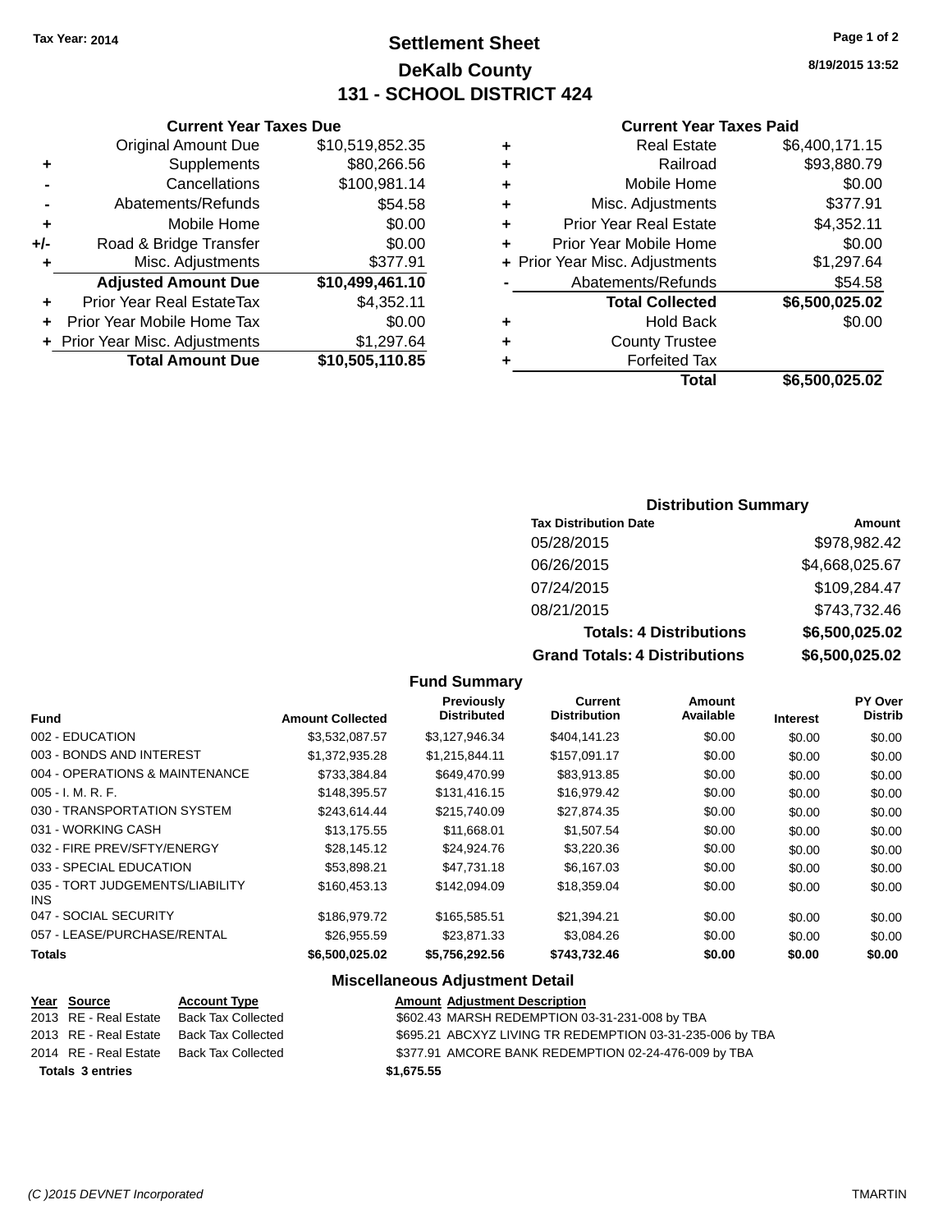Tax Year: 2014

# Settlement Sheet

## DeKalb County

## 131 - SCHOOL DISTRICT 424

8/19/2015 13:52

### Current Year Taxes Due

| | | |
|---|---|---|
| | Original Amount Due | $10,519,852.35 |
| + | Supplements | $80,266.56 |
| - | Cancellations | $100,981.14 |
| - | Abatements/Refunds | $54.58 |
| + | Mobile Home | $0.00 |
| +/- | Road & Bridge Transfer | $0.00 |
| + | Misc. Adjustments | $377.91 |
| | **Adjusted Amount Due** | **$10,499,461.10** |
| + | Prior Year Real EstateTax | $4,352.11 |
| + | Prior Year Mobile Home Tax | $0.00 |
| + | Prior Year Misc. Adjustments | $1,297.64 |
| | **Total Amount Due** | **$10,505,110.85** |

### Current Year Taxes Paid

| | | |
|---|---|---|
| + | Real Estate | $6,400,171.15 |
| + | Railroad | $93,880.79 |
| + | Mobile Home | $0.00 |
| + | Misc. Adjustments | $377.91 |
| + | Prior Year Real Estate | $4,352.11 |
| + | Prior Year Mobile Home | $0.00 |
| + | Prior Year Misc. Adjustments | $1,297.64 |
| - | Abatements/Refunds | $54.58 |
| | **Total Collected** | **$6,500,025.02** |
| + | Hold Back | $0.00 |
| + | County Trustee | |
| + | Forfeited Tax | |
| | **Total** | **$6,500,025.02** |

### Distribution Summary

| Tax Distribution Date | Amount |
|---|---|
| 05/28/2015 | $978,982.42 |
| 06/26/2015 | $4,668,025.67 |
| 07/24/2015 | $109,284.47 |
| 08/21/2015 | $743,732.46 |
| **Totals: 4 Distributions** | **$6,500,025.02** |
| **Grand Totals: 4 Distributions** | **$6,500,025.02** |

### Fund Summary

| Fund | Amount Collected | Previously Distributed | Current Distribution | Amount Available | Interest | PY Over Distrib |
|---|---|---|---|---|---|---|
| 002 - EDUCATION | $3,532,087.57 | $3,127,946.34 | $404,141.23 | $0.00 | $0.00 | $0.00 |
| 003 - BONDS AND INTEREST | $1,372,935.28 | $1,215,844.11 | $157,091.17 | $0.00 | $0.00 | $0.00 |
| 004 - OPERATIONS & MAINTENANCE | $733,384.84 | $649,470.99 | $83,913.85 | $0.00 | $0.00 | $0.00 |
| 005 - I. M. R. F. | $148,395.57 | $131,416.15 | $16,979.42 | $0.00 | $0.00 | $0.00 |
| 030 - TRANSPORTATION SYSTEM | $243,614.44 | $215,740.09 | $27,874.35 | $0.00 | $0.00 | $0.00 |
| 031 - WORKING CASH | $13,175.55 | $11,668.01 | $1,507.54 | $0.00 | $0.00 | $0.00 |
| 032 - FIRE PREV/SFTY/ENERGY | $28,145.12 | $24,924.76 | $3,220.36 | $0.00 | $0.00 | $0.00 |
| 033 - SPECIAL EDUCATION | $53,898.21 | $47,731.18 | $6,167.03 | $0.00 | $0.00 | $0.00 |
| 035 - TORT JUDGEMENTS/LIABILITY INS | $160,453.13 | $142,094.09 | $18,359.04 | $0.00 | $0.00 | $0.00 |
| 047 - SOCIAL SECURITY | $186,979.72 | $165,585.51 | $21,394.21 | $0.00 | $0.00 | $0.00 |
| 057 - LEASE/PURCHASE/RENTAL | $26,955.59 | $23,871.33 | $3,084.26 | $0.00 | $0.00 | $0.00 |
| **Totals** | **$6,500,025.02** | **$5,756,292.56** | **$743,732.46** | **$0.00** | **$0.00** | **$0.00** |

### Miscellaneous Adjustment Detail

| Year | Source | Account Type | Amount | Adjustment Description |
|---|---|---|---|---|
| 2013 | RE - Real Estate | Back Tax Collected | $602.43 | MARSH REDEMPTION 03-31-231-008 by TBA |
| 2013 | RE - Real Estate | Back Tax Collected | $695.21 | ABCXYZ LIVING TR REDEMPTION 03-31-235-006 by TBA |
| 2014 | RE - Real Estate | Back Tax Collected | $377.91 | AMCORE BANK REDEMPTION 02-24-476-009 by TBA |
| **Totals 3 entries** | | | **$1,675.55** | |

(C )2015 DEVNET Incorporated — TMARTIN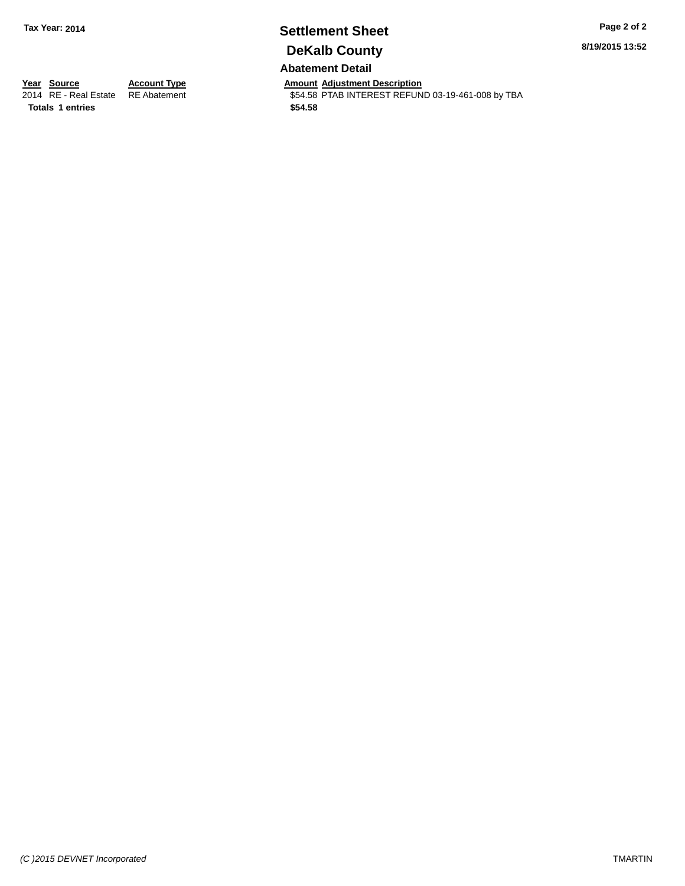**Tax Year: 2014**

# Settlement Sheet

## DeKalb County

### Abatement Detail

| Year | Source | Account Type | Amount | Adjustment Description |
|---|---|---|---|---|
| 2014 | RE - Real Estate | RE Abatement | $54.58 | PTAB INTEREST REFUND 03-19-461-008 by TBA |
| **Totals** | **1 entries** | | **$54.58** | |

*(C )2015 DEVNET Incorporated* TMARTIN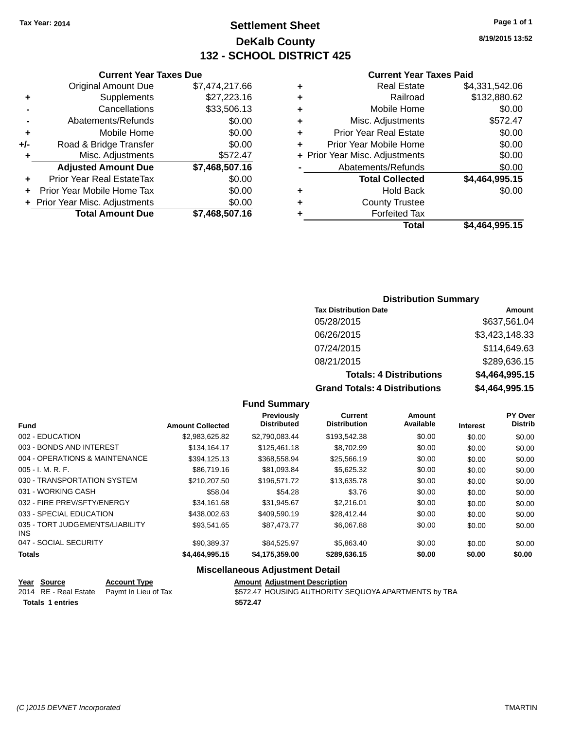Tax Year: 2014

# Settlement Sheet
## DeKalb County
## 132 - SCHOOL DISTRICT 425

8/19/2015 13:52

### Current Year Taxes Due

| | | |
|---|---|---|
| | Original Amount Due | $7,474,217.66 |
| + | Supplements | $27,223.16 |
| - | Cancellations | $33,506.13 |
| - | Abatements/Refunds | $0.00 |
| + | Mobile Home | $0.00 |
| +/- | Road & Bridge Transfer | $0.00 |
| + | Misc. Adjustments | $572.47 |
| | **Adjusted Amount Due** | **$7,468,507.16** |
| + | Prior Year Real EstateTax | $0.00 |
| + | Prior Year Mobile Home Tax | $0.00 |
| + | Prior Year Misc. Adjustments | $0.00 |
| | **Total Amount Due** | **$7,468,507.16** |

### Current Year Taxes Paid

| | | |
|---|---|---|
| + | Real Estate | $4,331,542.06 |
| + | Railroad | $132,880.62 |
| + | Mobile Home | $0.00 |
| + | Misc. Adjustments | $572.47 |
| + | Prior Year Real Estate | $0.00 |
| + | Prior Year Mobile Home | $0.00 |
| + | Prior Year Misc. Adjustments | $0.00 |
| - | Abatements/Refunds | $0.00 |
| | **Total Collected** | **$4,464,995.15** |
| + | Hold Back | $0.00 |
| + | County Trustee | |
| + | Forfeited Tax | |
| | **Total** | **$4,464,995.15** |

### Distribution Summary

| Tax Distribution Date | Amount |
|---|---|
| 05/28/2015 | $637,561.04 |
| 06/26/2015 | $3,423,148.33 |
| 07/24/2015 | $114,649.63 |
| 08/21/2015 | $289,636.15 |
| **Totals: 4 Distributions** | **$4,464,995.15** |
| **Grand Totals: 4 Distributions** | **$4,464,995.15** |

### Fund Summary

| Fund | Amount Collected | Previously Distributed | Current Distribution | Amount Available | Interest | PY Over Distrib |
|---|---|---|---|---|---|---|
| 002 - EDUCATION | $2,983,625.82 | $2,790,083.44 | $193,542.38 | $0.00 | $0.00 | $0.00 |
| 003 - BONDS AND INTEREST | $134,164.17 | $125,461.18 | $8,702.99 | $0.00 | $0.00 | $0.00 |
| 004 - OPERATIONS & MAINTENANCE | $394,125.13 | $368,558.94 | $25,566.19 | $0.00 | $0.00 | $0.00 |
| 005 - I. M. R. F. | $86,719.16 | $81,093.84 | $5,625.32 | $0.00 | $0.00 | $0.00 |
| 030 - TRANSPORTATION SYSTEM | $210,207.50 | $196,571.72 | $13,635.78 | $0.00 | $0.00 | $0.00 |
| 031 - WORKING CASH | $58.04 | $54.28 | $3.76 | $0.00 | $0.00 | $0.00 |
| 032 - FIRE PREV/SFTY/ENERGY | $34,161.68 | $31,945.67 | $2,216.01 | $0.00 | $0.00 | $0.00 |
| 033 - SPECIAL EDUCATION | $438,002.63 | $409,590.19 | $28,412.44 | $0.00 | $0.00 | $0.00 |
| 035 - TORT JUDGEMENTS/LIABILITY INS | $93,541.65 | $87,473.77 | $6,067.88 | $0.00 | $0.00 | $0.00 |
| 047 - SOCIAL SECURITY | $90,389.37 | $84,525.97 | $5,863.40 | $0.00 | $0.00 | $0.00 |
| **Totals** | **$4,464,995.15** | **$4,175,359.00** | **$289,636.15** | **$0.00** | **$0.00** | **$0.00** |

### Miscellaneous Adjustment Detail

| Year | Source | Account Type | Amount | Adjustment Description |
|---|---|---|---|---|
| 2014 | RE - Real Estate | Paymt In Lieu of Tax | $572.47 | HOUSING AUTHORITY SEQUOYA APARTMENTS by TBA |
| **Totals 1 entries** | | | **$572.47** | |

(C )2015 DEVNET Incorporated TMARTIN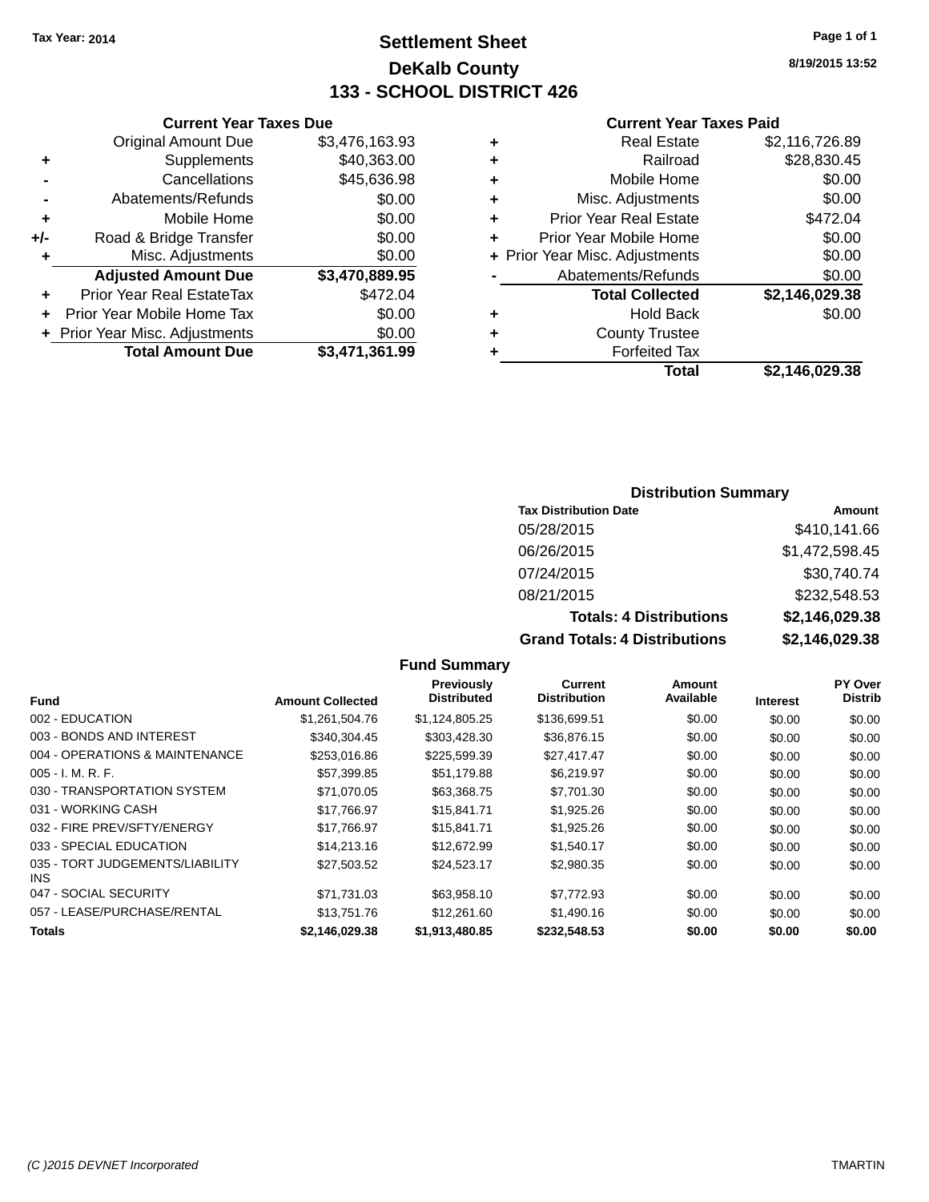Tax Year: 2014

# Settlement Sheet

## DeKalb County

## 133 - SCHOOL DISTRICT 426

8/19/2015 13:52

### Current Year Taxes Due

| | | |
|---|---|---|
| | Original Amount Due | $3,476,163.93 |
| + | Supplements | $40,363.00 |
| - | Cancellations | $45,636.98 |
| - | Abatements/Refunds | $0.00 |
| + | Mobile Home | $0.00 |
| +/- | Road & Bridge Transfer | $0.00 |
| + | Misc. Adjustments | $0.00 |
| | **Adjusted Amount Due** | **$3,470,889.95** |
| + | Prior Year Real EstateTax | $472.04 |
| + | Prior Year Mobile Home Tax | $0.00 |
| + | Prior Year Misc. Adjustments | $0.00 |
| | **Total Amount Due** | **$3,471,361.99** |

### Current Year Taxes Paid

| | | |
|---|---|---|
| + | Real Estate | $2,116,726.89 |
| + | Railroad | $28,830.45 |
| + | Mobile Home | $0.00 |
| + | Misc. Adjustments | $0.00 |
| + | Prior Year Real Estate | $472.04 |
| + | Prior Year Mobile Home | $0.00 |
| + | Prior Year Misc. Adjustments | $0.00 |
| - | Abatements/Refunds | $0.00 |
| | **Total Collected** | **$2,146,029.38** |
| + | Hold Back | $0.00 |
| + | County Trustee | |
| + | Forfeited Tax | |
| | **Total** | **$2,146,029.38** |

### Distribution Summary

| Tax Distribution Date | Amount |
|---|---|
| 05/28/2015 | $410,141.66 |
| 06/26/2015 | $1,472,598.45 |
| 07/24/2015 | $30,740.74 |
| 08/21/2015 | $232,548.53 |
| **Totals: 4 Distributions** | **$2,146,029.38** |
| **Grand Totals: 4 Distributions** | **$2,146,029.38** |

### Fund Summary

| Fund | Amount Collected | Previously Distributed | Current Distribution | Amount Available | Interest | PY Over Distrib |
|---|---|---|---|---|---|---|
| 002 - EDUCATION | $1,261,504.76 | $1,124,805.25 | $136,699.51 | $0.00 | $0.00 | $0.00 |
| 003 - BONDS AND INTEREST | $340,304.45 | $303,428.30 | $36,876.15 | $0.00 | $0.00 | $0.00 |
| 004 - OPERATIONS & MAINTENANCE | $253,016.86 | $225,599.39 | $27,417.47 | $0.00 | $0.00 | $0.00 |
| 005 - I. M. R. F. | $57,399.85 | $51,179.88 | $6,219.97 | $0.00 | $0.00 | $0.00 |
| 030 - TRANSPORTATION SYSTEM | $71,070.05 | $63,368.75 | $7,701.30 | $0.00 | $0.00 | $0.00 |
| 031 - WORKING CASH | $17,766.97 | $15,841.71 | $1,925.26 | $0.00 | $0.00 | $0.00 |
| 032 - FIRE PREV/SFTY/ENERGY | $17,766.97 | $15,841.71 | $1,925.26 | $0.00 | $0.00 | $0.00 |
| 033 - SPECIAL EDUCATION | $14,213.16 | $12,672.99 | $1,540.17 | $0.00 | $0.00 | $0.00 |
| 035 - TORT JUDGEMENTS/LIABILITY INS | $27,503.52 | $24,523.17 | $2,980.35 | $0.00 | $0.00 | $0.00 |
| 047 - SOCIAL SECURITY | $71,731.03 | $63,958.10 | $7,772.93 | $0.00 | $0.00 | $0.00 |
| 057 - LEASE/PURCHASE/RENTAL | $13,751.76 | $12,261.60 | $1,490.16 | $0.00 | $0.00 | $0.00 |
| **Totals** | **$2,146,029.38** | **$1,913,480.85** | **$232,548.53** | **$0.00** | **$0.00** | **$0.00** |

(C )2015 DEVNET Incorporated TMARTIN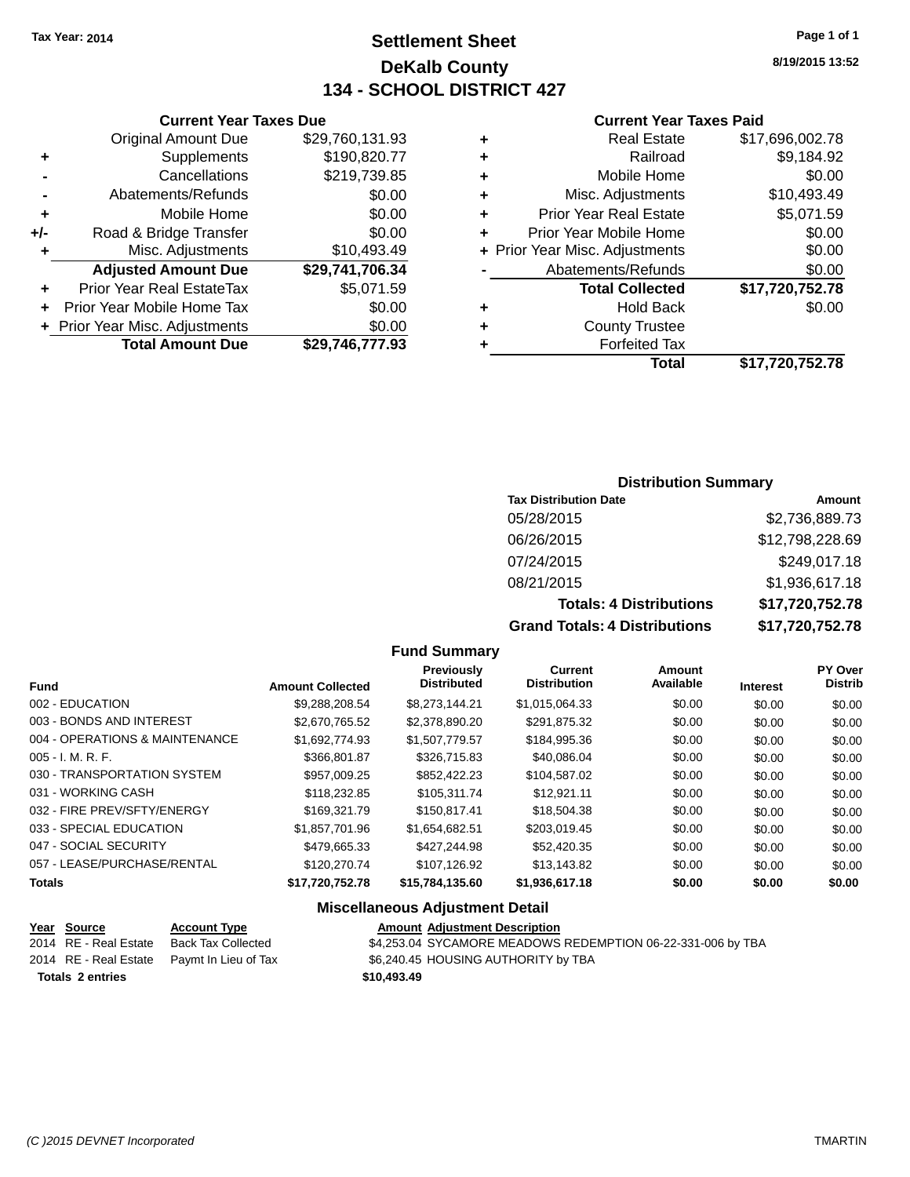Tax Year: 2014

# Settlement Sheet

## DeKalb County

## 134 - SCHOOL DISTRICT 427

8/19/2015 13:52

### Current Year Taxes Due

| | | |
|---|---|---|
| | Original Amount Due | $29,760,131.93 |
| + | Supplements | $190,820.77 |
| - | Cancellations | $219,739.85 |
| - | Abatements/Refunds | $0.00 |
| + | Mobile Home | $0.00 |
| +/- | Road & Bridge Transfer | $0.00 |
| + | Misc. Adjustments | $10,493.49 |
| | **Adjusted Amount Due** | **$29,741,706.34** |
| + | Prior Year Real EstateTax | $5,071.59 |
| + | Prior Year Mobile Home Tax | $0.00 |
| + | Prior Year Misc. Adjustments | $0.00 |
| | **Total Amount Due** | **$29,746,777.93** |

### Current Year Taxes Paid

| | | |
|---|---|---|
| + | Real Estate | $17,696,002.78 |
| + | Railroad | $9,184.92 |
| + | Mobile Home | $0.00 |
| + | Misc. Adjustments | $10,493.49 |
| + | Prior Year Real Estate | $5,071.59 |
| + | Prior Year Mobile Home | $0.00 |
| + | Prior Year Misc. Adjustments | $0.00 |
| - | Abatements/Refunds | $0.00 |
| | **Total Collected** | **$17,720,752.78** |
| + | Hold Back | $0.00 |
| + | County Trustee | |
| + | Forfeited Tax | |
| | **Total** | **$17,720,752.78** |

### Distribution Summary

| Tax Distribution Date | Amount |
|---|---|
| 05/28/2015 | $2,736,889.73 |
| 06/26/2015 | $12,798,228.69 |
| 07/24/2015 | $249,017.18 |
| 08/21/2015 | $1,936,617.18 |
| **Totals: 4 Distributions** | **$17,720,752.78** |
| **Grand Totals: 4 Distributions** | **$17,720,752.78** |

### Fund Summary

| Fund | Amount Collected | Previously Distributed | Current Distribution | Amount Available | Interest | PY Over Distrib |
|---|---|---|---|---|---|---|
| 002 - EDUCATION | $9,288,208.54 | $8,273,144.21 | $1,015,064.33 | $0.00 | $0.00 | $0.00 |
| 003 - BONDS AND INTEREST | $2,670,765.52 | $2,378,890.20 | $291,875.32 | $0.00 | $0.00 | $0.00 |
| 004 - OPERATIONS & MAINTENANCE | $1,692,774.93 | $1,507,779.57 | $184,995.36 | $0.00 | $0.00 | $0.00 |
| 005 - I. M. R. F. | $366,801.87 | $326,715.83 | $40,086.04 | $0.00 | $0.00 | $0.00 |
| 030 - TRANSPORTATION SYSTEM | $957,009.25 | $852,422.23 | $104,587.02 | $0.00 | $0.00 | $0.00 |
| 031 - WORKING CASH | $118,232.85 | $105,311.74 | $12,921.11 | $0.00 | $0.00 | $0.00 |
| 032 - FIRE PREV/SFTY/ENERGY | $169,321.79 | $150,817.41 | $18,504.38 | $0.00 | $0.00 | $0.00 |
| 033 - SPECIAL EDUCATION | $1,857,701.96 | $1,654,682.51 | $203,019.45 | $0.00 | $0.00 | $0.00 |
| 047 - SOCIAL SECURITY | $479,665.33 | $427,244.98 | $52,420.35 | $0.00 | $0.00 | $0.00 |
| 057 - LEASE/PURCHASE/RENTAL | $120,270.74 | $107,126.92 | $13,143.82 | $0.00 | $0.00 | $0.00 |
| **Totals** | **$17,720,752.78** | **$15,784,135.60** | **$1,936,617.18** | **$0.00** | **$0.00** | **$0.00** |

### Miscellaneous Adjustment Detail

| Year | Source | Account Type | Amount | Adjustment Description |
|---|---|---|---|---|
| 2014 | RE - Real Estate | Back Tax Collected | $4,253.04 | SYCAMORE MEADOWS REDEMPTION 06-22-331-006 by TBA |
| 2014 | RE - Real Estate | Paymt In Lieu of Tax | $6,240.45 | HOUSING AUTHORITY by TBA |
| **Totals 2 entries** | | | **$10,493.49** | |

(C )2015 DEVNET Incorporated — TMARTIN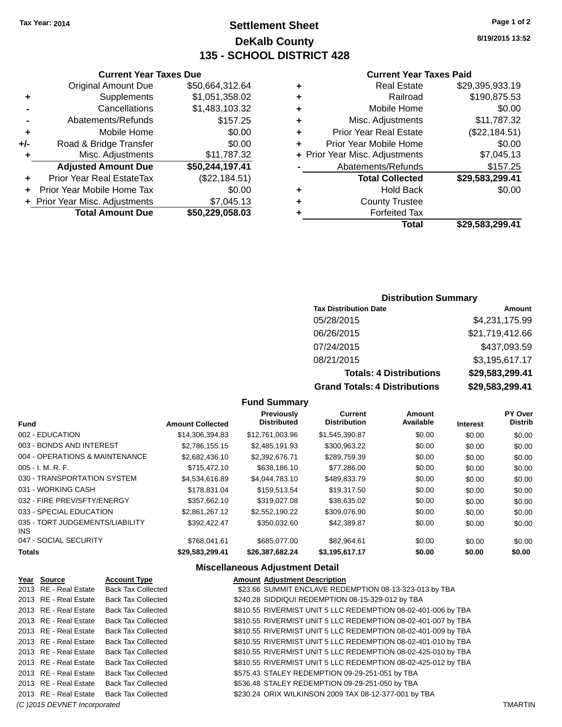Tax Year: 2014

# Settlement Sheet

## DeKalb County

## 135 - SCHOOL DISTRICT 428

8/19/2015 13:52

### Current Year Taxes Due

| | | |
|---|---|---|
| | Original Amount Due | $50,664,312.64 |
| + | Supplements | $1,051,358.02 |
| - | Cancellations | $1,483,103.32 |
| - | Abatements/Refunds | $157.25 |
| + | Mobile Home | $0.00 |
| +/- | Road & Bridge Transfer | $0.00 |
| + | Misc. Adjustments | $11,787.32 |
| | **Adjusted Amount Due** | **$50,244,197.41** |
| + | Prior Year Real EstateTax | ($22,184.51) |
| + | Prior Year Mobile Home Tax | $0.00 |
| + | Prior Year Misc. Adjustments | $7,045.13 |
| | **Total Amount Due** | **$50,229,058.03** |

### Current Year Taxes Paid

| | | |
|---|---|---|
| + | Real Estate | $29,395,933.19 |
| + | Railroad | $190,875.53 |
| + | Mobile Home | $0.00 |
| + | Misc. Adjustments | $11,787.32 |
| + | Prior Year Real Estate | ($22,184.51) |
| + | Prior Year Mobile Home | $0.00 |
| + | Prior Year Misc. Adjustments | $7,045.13 |
| - | Abatements/Refunds | $157.25 |
| | **Total Collected** | **$29,583,299.41** |
| + | Hold Back | $0.00 |
| + | County Trustee | |
| + | Forfeited Tax | |
| | **Total** | **$29,583,299.41** |

### Distribution Summary

| Tax Distribution Date | Amount |
|---|---|
| 05/28/2015 | $4,231,175.99 |
| 06/26/2015 | $21,719,412.66 |
| 07/24/2015 | $437,093.59 |
| 08/21/2015 | $3,195,617.17 |
| **Totals: 4 Distributions** | **$29,583,299.41** |
| **Grand Totals: 4 Distributions** | **$29,583,299.41** |

### Fund Summary

| Fund | Amount Collected | Previously Distributed | Current Distribution | Amount Available | Interest | PY Over Distrib |
|---|---|---|---|---|---|---|
| 002 - EDUCATION | $14,306,394.83 | $12,761,003.96 | $1,545,390.87 | $0.00 | $0.00 | $0.00 |
| 003 - BONDS AND INTEREST | $2,786,155.15 | $2,485,191.93 | $300,963.22 | $0.00 | $0.00 | $0.00 |
| 004 - OPERATIONS & MAINTENANCE | $2,682,436.10 | $2,392,676.71 | $289,759.39 | $0.00 | $0.00 | $0.00 |
| 005 - I. M. R. F. | $715,472.10 | $638,186.10 | $77,286.00 | $0.00 | $0.00 | $0.00 |
| 030 - TRANSPORTATION SYSTEM | $4,534,616.89 | $4,044,783.10 | $489,833.79 | $0.00 | $0.00 | $0.00 |
| 031 - WORKING CASH | $178,831.04 | $159,513.54 | $19,317.50 | $0.00 | $0.00 | $0.00 |
| 032 - FIRE PREV/SFTY/ENERGY | $357,662.10 | $319,027.08 | $38,635.02 | $0.00 | $0.00 | $0.00 |
| 033 - SPECIAL EDUCATION | $2,861,267.12 | $2,552,190.22 | $309,076.90 | $0.00 | $0.00 | $0.00 |
| 035 - TORT JUDGEMENTS/LIABILITY INS | $392,422.47 | $350,032.60 | $42,389.87 | $0.00 | $0.00 | $0.00 |
| 047 - SOCIAL SECURITY | $768,041.61 | $685,077.00 | $82,964.61 | $0.00 | $0.00 | $0.00 |
| **Totals** | **$29,583,299.41** | **$26,387,682.24** | **$3,195,617.17** | **$0.00** | **$0.00** | **$0.00** |

### Miscellaneous Adjustment Detail

| Year | Source | Account Type | Amount | Adjustment Description |
|---|---|---|---|---|
| 2013 | RE - Real Estate | Back Tax Collected | $23.66 | SUMMIT ENCLAVE REDEMPTION 08-13-323-013 by TBA |
| 2013 | RE - Real Estate | Back Tax Collected | $240.28 | SIDDIQUI REDEMPTION 08-15-329-012 by TBA |
| 2013 | RE - Real Estate | Back Tax Collected | $810.55 | RIVERMIST UNIT 5 LLC REDEMPTION 08-02-401-006 by TBA |
| 2013 | RE - Real Estate | Back Tax Collected | $810.55 | RIVERMIST UNIT 5 LLC REDEMPTION 08-02-401-007 by TBA |
| 2013 | RE - Real Estate | Back Tax Collected | $810.55 | RIVERMIST UNIT 5 LLC REDEMPTION 08-02-401-009 by TBA |
| 2013 | RE - Real Estate | Back Tax Collected | $810.55 | RIVERMIST UNIT 5 LLC REDEMPTION 08-02-401-010 by TBA |
| 2013 | RE - Real Estate | Back Tax Collected | $810.55 | RIVERMIST UNIT 5 LLC REDEMPTION 08-02-425-010 by TBA |
| 2013 | RE - Real Estate | Back Tax Collected | $810.55 | RIVERMIST UNIT 5 LLC REDEMPTION 08-02-425-012 by TBA |
| 2013 | RE - Real Estate | Back Tax Collected | $575.43 | STALEY REDEMPTION 09-29-251-051 by TBA |
| 2013 | RE - Real Estate | Back Tax Collected | $536.48 | STALEY REDEMPTION 09-29-251-050 by TBA |
| 2013 | RE - Real Estate | Back Tax Collected | $230.24 | ORIX WILKINSON 2009 TAX 08-12-377-001 by TBA |

(C )2015 DEVNET Incorporated TMARTIN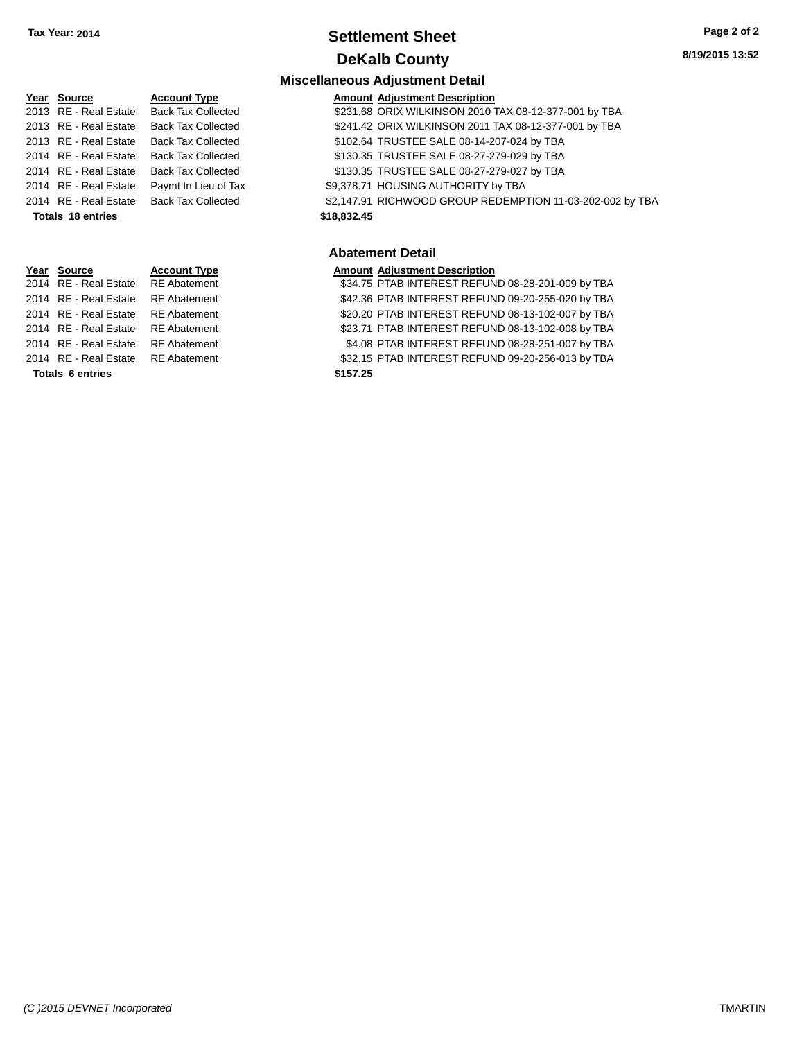# Settlement Sheet

## DeKalb County

Tax Year: 2014

### Miscellaneous Adjustment Detail

| Year | Source | Account Type | Amount | Adjustment Description |
|---|---|---|---|---|
| 2013 | RE - Real Estate | Back Tax Collected | $231.68 | ORIX WILKINSON 2010 TAX 08-12-377-001 by TBA |
| 2013 | RE - Real Estate | Back Tax Collected | $241.42 | ORIX WILKINSON 2011 TAX 08-12-377-001 by TBA |
| 2013 | RE - Real Estate | Back Tax Collected | $102.64 | TRUSTEE SALE 08-14-207-024 by TBA |
| 2014 | RE - Real Estate | Back Tax Collected | $130.35 | TRUSTEE SALE 08-27-279-029 by TBA |
| 2014 | RE - Real Estate | Back Tax Collected | $130.35 | TRUSTEE SALE 08-27-279-027 by TBA |
| 2014 | RE - Real Estate | Paymt In Lieu of Tax | $9,378.71 | HOUSING AUTHORITY by TBA |
| 2014 | RE - Real Estate | Back Tax Collected | $2,147.91 | RICHWOOD GROUP REDEMPTION 11-03-202-002 by TBA |
| **Totals 18 entries** | | | **$18,832.45** | |

### Abatement Detail

| Year | Source | Account Type | Amount | Adjustment Description |
|---|---|---|---|---|
| 2014 | RE - Real Estate | RE Abatement | $34.75 | PTAB INTEREST REFUND 08-28-201-009 by TBA |
| 2014 | RE - Real Estate | RE Abatement | $42.36 | PTAB INTEREST REFUND 09-20-255-020 by TBA |
| 2014 | RE - Real Estate | RE Abatement | $20.20 | PTAB INTEREST REFUND 08-13-102-007 by TBA |
| 2014 | RE - Real Estate | RE Abatement | $23.71 | PTAB INTEREST REFUND 08-13-102-008 by TBA |
| 2014 | RE - Real Estate | RE Abatement | $4.08 | PTAB INTEREST REFUND 08-28-251-007 by TBA |
| 2014 | RE - Real Estate | RE Abatement | $32.15 | PTAB INTEREST REFUND 09-20-256-013 by TBA |
| **Totals 6 entries** | | | **$157.25** | |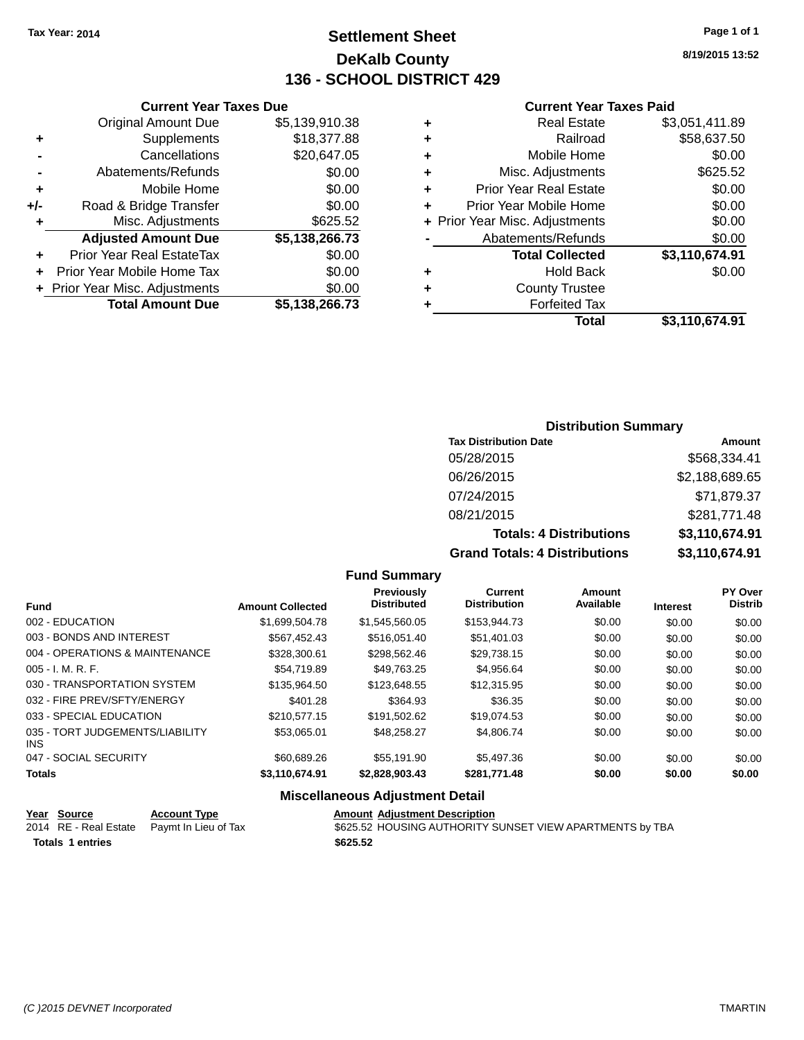Tax Year: 2014

# Settlement Sheet
## DeKalb County
## 136 - SCHOOL DISTRICT 429

8/19/2015 13:52

### Current Year Taxes Due

| | | |
|---|---|---|
| | Original Amount Due | $5,139,910.38 |
| + | Supplements | $18,377.88 |
| - | Cancellations | $20,647.05 |
| - | Abatements/Refunds | $0.00 |
| + | Mobile Home | $0.00 |
| +/- | Road & Bridge Transfer | $0.00 |
| + | Misc. Adjustments | $625.52 |
| | **Adjusted Amount Due** | **$5,138,266.73** |
| + | Prior Year Real EstateTax | $0.00 |
| + | Prior Year Mobile Home Tax | $0.00 |
| + | Prior Year Misc. Adjustments | $0.00 |
| | **Total Amount Due** | **$5,138,266.73** |

### Current Year Taxes Paid

| | | |
|---|---|---|
| + | Real Estate | $3,051,411.89 |
| + | Railroad | $58,637.50 |
| + | Mobile Home | $0.00 |
| + | Misc. Adjustments | $625.52 |
| + | Prior Year Real Estate | $0.00 |
| + | Prior Year Mobile Home | $0.00 |
| + | Prior Year Misc. Adjustments | $0.00 |
| - | Abatements/Refunds | $0.00 |
| | **Total Collected** | **$3,110,674.91** |
| + | Hold Back | $0.00 |
| + | County Trustee | |
| + | Forfeited Tax | |
| | **Total** | **$3,110,674.91** |

### Distribution Summary

| Tax Distribution Date | Amount |
|---|---|
| 05/28/2015 | $568,334.41 |
| 06/26/2015 | $2,188,689.65 |
| 07/24/2015 | $71,879.37 |
| 08/21/2015 | $281,771.48 |
| **Totals: 4 Distributions** | **$3,110,674.91** |
| **Grand Totals: 4 Distributions** | **$3,110,674.91** |

### Fund Summary

| Fund | Amount Collected | Previously Distributed | Current Distribution | Amount Available | Interest | PY Over Distrib |
|---|---|---|---|---|---|---|
| 002 - EDUCATION | $1,699,504.78 | $1,545,560.05 | $153,944.73 | $0.00 | $0.00 | $0.00 |
| 003 - BONDS AND INTEREST | $567,452.43 | $516,051.40 | $51,401.03 | $0.00 | $0.00 | $0.00 |
| 004 - OPERATIONS & MAINTENANCE | $328,300.61 | $298,562.46 | $29,738.15 | $0.00 | $0.00 | $0.00 |
| 005 - I. M. R. F. | $54,719.89 | $49,763.25 | $4,956.64 | $0.00 | $0.00 | $0.00 |
| 030 - TRANSPORTATION SYSTEM | $135,964.50 | $123,648.55 | $12,315.95 | $0.00 | $0.00 | $0.00 |
| 032 - FIRE PREV/SFTY/ENERGY | $401.28 | $364.93 | $36.35 | $0.00 | $0.00 | $0.00 |
| 033 - SPECIAL EDUCATION | $210,577.15 | $191,502.62 | $19,074.53 | $0.00 | $0.00 | $0.00 |
| 035 - TORT JUDGEMENTS/LIABILITY INS | $53,065.01 | $48,258.27 | $4,806.74 | $0.00 | $0.00 | $0.00 |
| 047 - SOCIAL SECURITY | $60,689.26 | $55,191.90 | $5,497.36 | $0.00 | $0.00 | $0.00 |
| **Totals** | **$3,110,674.91** | **$2,828,903.43** | **$281,771.48** | **$0.00** | **$0.00** | **$0.00** |

### Miscellaneous Adjustment Detail

| Year | Source | Account Type | Amount | Adjustment Description |
|---|---|---|---|---|
| 2014 | RE - Real Estate | Paymt In Lieu of Tax | $625.52 | HOUSING AUTHORITY SUNSET VIEW APARTMENTS by TBA |
| **Totals 1 entries** | | | **$625.52** | |

(C )2015 DEVNET Incorporated — TMARTIN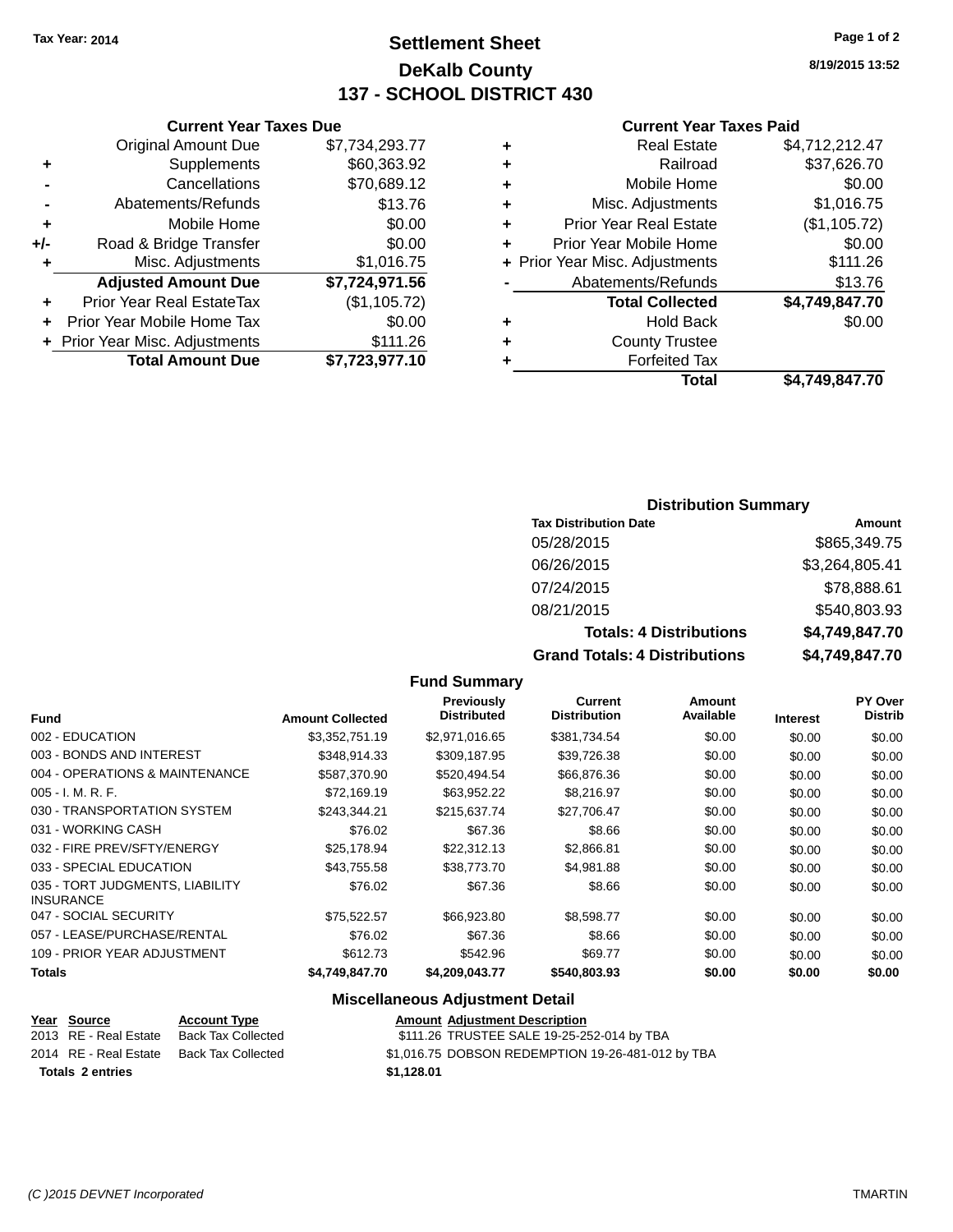Tax Year: 2014

# Settlement Sheet
## DeKalb County
## 137 - SCHOOL DISTRICT 430

8/19/2015 13:52

### Current Year Taxes Due

| | | |
|---|---|---|
| | Original Amount Due | $7,734,293.77 |
| + | Supplements | $60,363.92 |
| - | Cancellations | $70,689.12 |
| - | Abatements/Refunds | $13.76 |
| + | Mobile Home | $0.00 |
| +/- | Road & Bridge Transfer | $0.00 |
| + | Misc. Adjustments | $1,016.75 |
| | **Adjusted Amount Due** | **$7,724,971.56** |
| + | Prior Year Real EstateTax | ($1,105.72) |
| + | Prior Year Mobile Home Tax | $0.00 |
| + | Prior Year Misc. Adjustments | $111.26 |
| | **Total Amount Due** | **$7,723,977.10** |

### Current Year Taxes Paid

| | | |
|---|---|---|
| + | Real Estate | $4,712,212.47 |
| + | Railroad | $37,626.70 |
| + | Mobile Home | $0.00 |
| + | Misc. Adjustments | $1,016.75 |
| + | Prior Year Real Estate | ($1,105.72) |
| + | Prior Year Mobile Home | $0.00 |
| + | Prior Year Misc. Adjustments | $111.26 |
| - | Abatements/Refunds | $13.76 |
| | **Total Collected** | **$4,749,847.70** |
| + | Hold Back | $0.00 |
| + | County Trustee | |
| + | Forfeited Tax | |
| | **Total** | **$4,749,847.70** |

### Distribution Summary

| Tax Distribution Date | Amount |
|---|---|
| 05/28/2015 | $865,349.75 |
| 06/26/2015 | $3,264,805.41 |
| 07/24/2015 | $78,888.61 |
| 08/21/2015 | $540,803.93 |
| **Totals: 4 Distributions** | **$4,749,847.70** |
| **Grand Totals: 4 Distributions** | **$4,749,847.70** |

### Fund Summary

| Fund | Amount Collected | Previously Distributed | Current Distribution | Amount Available | Interest | PY Over Distrib |
|---|---|---|---|---|---|---|
| 002 - EDUCATION | $3,352,751.19 | $2,971,016.65 | $381,734.54 | $0.00 | $0.00 | $0.00 |
| 003 - BONDS AND INTEREST | $348,914.33 | $309,187.95 | $39,726.38 | $0.00 | $0.00 | $0.00 |
| 004 - OPERATIONS & MAINTENANCE | $587,370.90 | $520,494.54 | $66,876.36 | $0.00 | $0.00 | $0.00 |
| 005 - I. M. R. F. | $72,169.19 | $63,952.22 | $8,216.97 | $0.00 | $0.00 | $0.00 |
| 030 - TRANSPORTATION SYSTEM | $243,344.21 | $215,637.74 | $27,706.47 | $0.00 | $0.00 | $0.00 |
| 031 - WORKING CASH | $76.02 | $67.36 | $8.66 | $0.00 | $0.00 | $0.00 |
| 032 - FIRE PREV/SFTY/ENERGY | $25,178.94 | $22,312.13 | $2,866.81 | $0.00 | $0.00 | $0.00 |
| 033 - SPECIAL EDUCATION | $43,755.58 | $38,773.70 | $4,981.88 | $0.00 | $0.00 | $0.00 |
| 035 - TORT JUDGMENTS, LIABILITY INSURANCE | $76.02 | $67.36 | $8.66 | $0.00 | $0.00 | $0.00 |
| 047 - SOCIAL SECURITY | $75,522.57 | $66,923.80 | $8,598.77 | $0.00 | $0.00 | $0.00 |
| 057 - LEASE/PURCHASE/RENTAL | $76.02 | $67.36 | $8.66 | $0.00 | $0.00 | $0.00 |
| 109 - PRIOR YEAR ADJUSTMENT | $612.73 | $542.96 | $69.77 | $0.00 | $0.00 | $0.00 |
| **Totals** | **$4,749,847.70** | **$4,209,043.77** | **$540,803.93** | **$0.00** | **$0.00** | **$0.00** |

### Miscellaneous Adjustment Detail

| Year | Source | Account Type | Amount | Adjustment Description |
|---|---|---|---|---|
| 2013 | RE - Real Estate | Back Tax Collected | $111.26 | TRUSTEE SALE 19-25-252-014 by TBA |
| 2014 | RE - Real Estate | Back Tax Collected | $1,016.75 | DOBSON REDEMPTION 19-26-481-012 by TBA |
| **Totals 2 entries** | | | **$1,128.01** | |

(C )2015 DEVNET Incorporated TMARTIN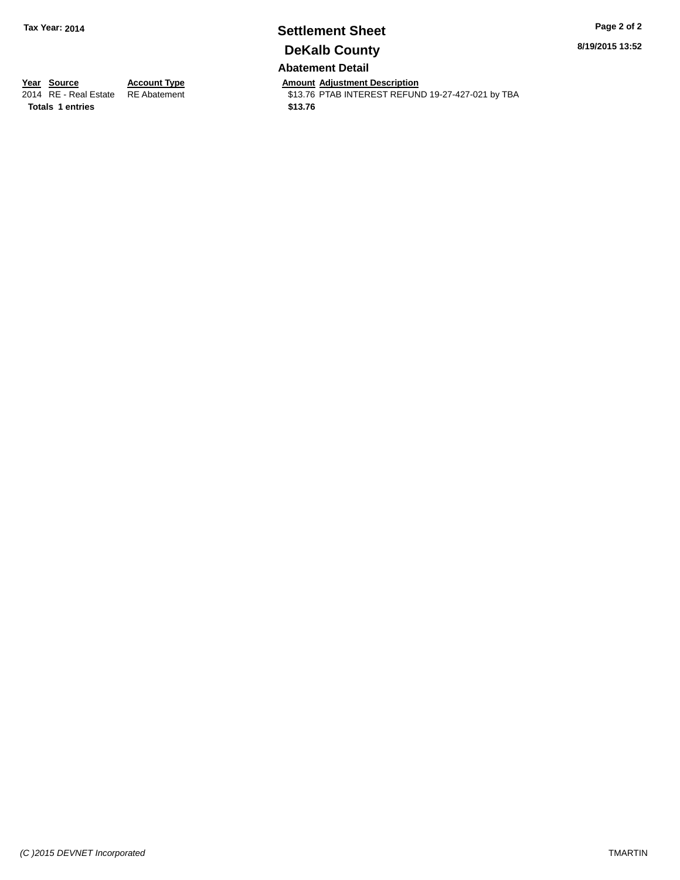**Tax Year: 2014**

# Settlement Sheet

## DeKalb County

8/19/2015 13:52

### Abatement Detail

| Year | Source | Account Type | Amount | Adjustment Description |
|---|---|---|---|---|
| 2014 | RE - Real Estate | RE Abatement | $13.76 | PTAB INTEREST REFUND 19-27-427-021 by TBA |
| **Totals** | **1 entries** | | **$13.76** | |

*(C )2015 DEVNET Incorporated*

TMARTIN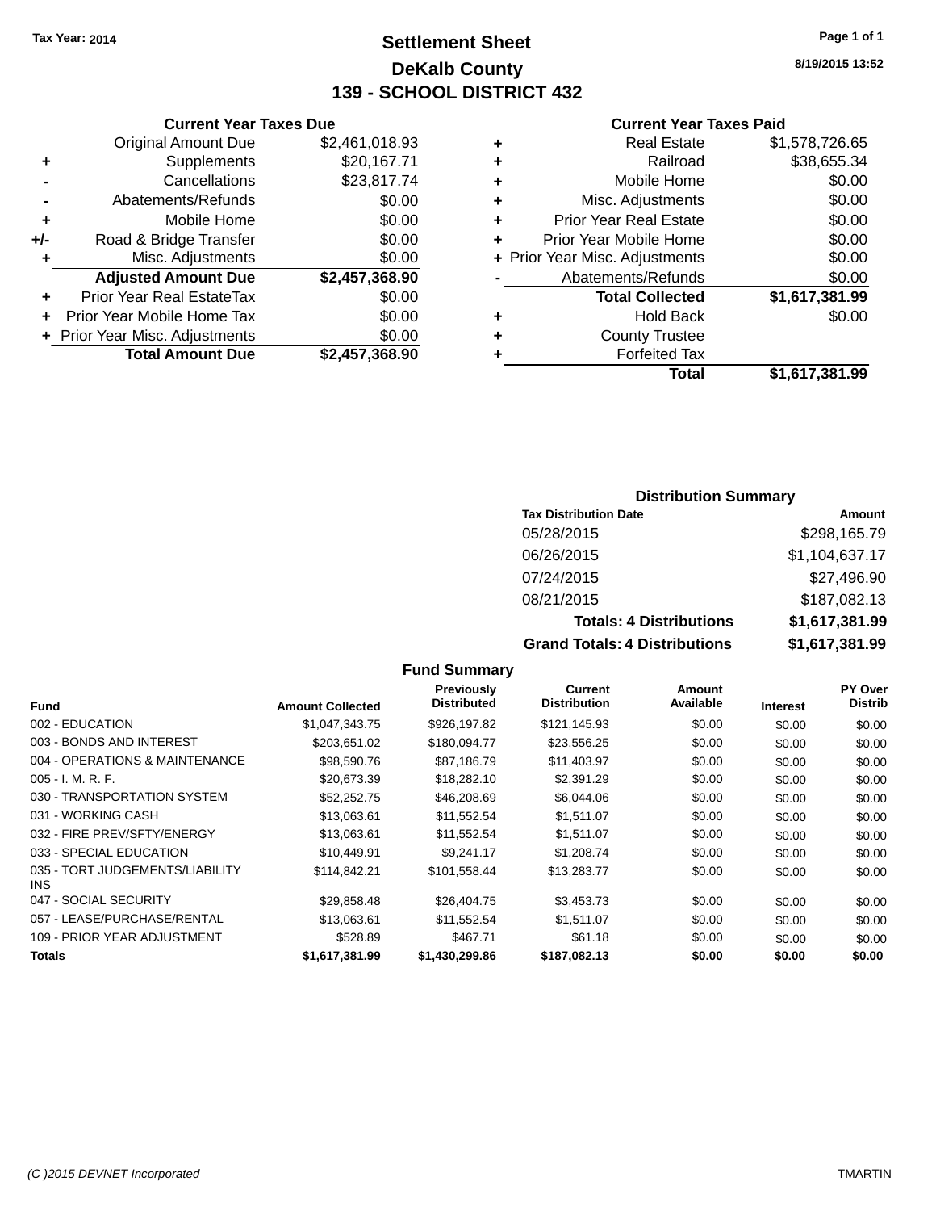Tax Year: 2014

# Settlement Sheet

## DeKalb County

## 139 - SCHOOL DISTRICT 432

8/19/2015 13:52

### Current Year Taxes Due

| | | |
|---|---|---|
| | Original Amount Due | $2,461,018.93 |
| + | Supplements | $20,167.71 |
| - | Cancellations | $23,817.74 |
| - | Abatements/Refunds | $0.00 |
| + | Mobile Home | $0.00 |
| +/- | Road & Bridge Transfer | $0.00 |
| + | Misc. Adjustments | $0.00 |
| | **Adjusted Amount Due** | **$2,457,368.90** |
| + | Prior Year Real EstateTax | $0.00 |
| + | Prior Year Mobile Home Tax | $0.00 |
| + | Prior Year Misc. Adjustments | $0.00 |
| | **Total Amount Due** | **$2,457,368.90** |

### Current Year Taxes Paid

| | | |
|---|---|---|
| + | Real Estate | $1,578,726.65 |
| + | Railroad | $38,655.34 |
| + | Mobile Home | $0.00 |
| + | Misc. Adjustments | $0.00 |
| + | Prior Year Real Estate | $0.00 |
| + | Prior Year Mobile Home | $0.00 |
| + | Prior Year Misc. Adjustments | $0.00 |
| - | Abatements/Refunds | $0.00 |
| | **Total Collected** | **$1,617,381.99** |
| + | Hold Back | $0.00 |
| + | County Trustee | |
| + | Forfeited Tax | |
| | **Total** | **$1,617,381.99** |

### Distribution Summary

| Tax Distribution Date | Amount |
|---|---|
| 05/28/2015 | $298,165.79 |
| 06/26/2015 | $1,104,637.17 |
| 07/24/2015 | $27,496.90 |
| 08/21/2015 | $187,082.13 |
| **Totals: 4 Distributions** | **$1,617,381.99** |
| **Grand Totals: 4 Distributions** | **$1,617,381.99** |

### Fund Summary

| Fund | Amount Collected | Previously Distributed | Current Distribution | Amount Available | Interest | PY Over Distrib |
|---|---|---|---|---|---|---|
| 002 - EDUCATION | $1,047,343.75 | $926,197.82 | $121,145.93 | $0.00 | $0.00 | $0.00 |
| 003 - BONDS AND INTEREST | $203,651.02 | $180,094.77 | $23,556.25 | $0.00 | $0.00 | $0.00 |
| 004 - OPERATIONS & MAINTENANCE | $98,590.76 | $87,186.79 | $11,403.97 | $0.00 | $0.00 | $0.00 |
| 005 - I. M. R. F. | $20,673.39 | $18,282.10 | $2,391.29 | $0.00 | $0.00 | $0.00 |
| 030 - TRANSPORTATION SYSTEM | $52,252.75 | $46,208.69 | $6,044.06 | $0.00 | $0.00 | $0.00 |
| 031 - WORKING CASH | $13,063.61 | $11,552.54 | $1,511.07 | $0.00 | $0.00 | $0.00 |
| 032 - FIRE PREV/SFTY/ENERGY | $13,063.61 | $11,552.54 | $1,511.07 | $0.00 | $0.00 | $0.00 |
| 033 - SPECIAL EDUCATION | $10,449.91 | $9,241.17 | $1,208.74 | $0.00 | $0.00 | $0.00 |
| 035 - TORT JUDGEMENTS/LIABILITY INS | $114,842.21 | $101,558.44 | $13,283.77 | $0.00 | $0.00 | $0.00 |
| 047 - SOCIAL SECURITY | $29,858.48 | $26,404.75 | $3,453.73 | $0.00 | $0.00 | $0.00 |
| 057 - LEASE/PURCHASE/RENTAL | $13,063.61 | $11,552.54 | $1,511.07 | $0.00 | $0.00 | $0.00 |
| 109 - PRIOR YEAR ADJUSTMENT | $528.89 | $467.71 | $61.18 | $0.00 | $0.00 | $0.00 |
| **Totals** | **$1,617,381.99** | **$1,430,299.86** | **$187,082.13** | **$0.00** | **$0.00** | **$0.00** |

(C )2015 DEVNET Incorporated TMARTIN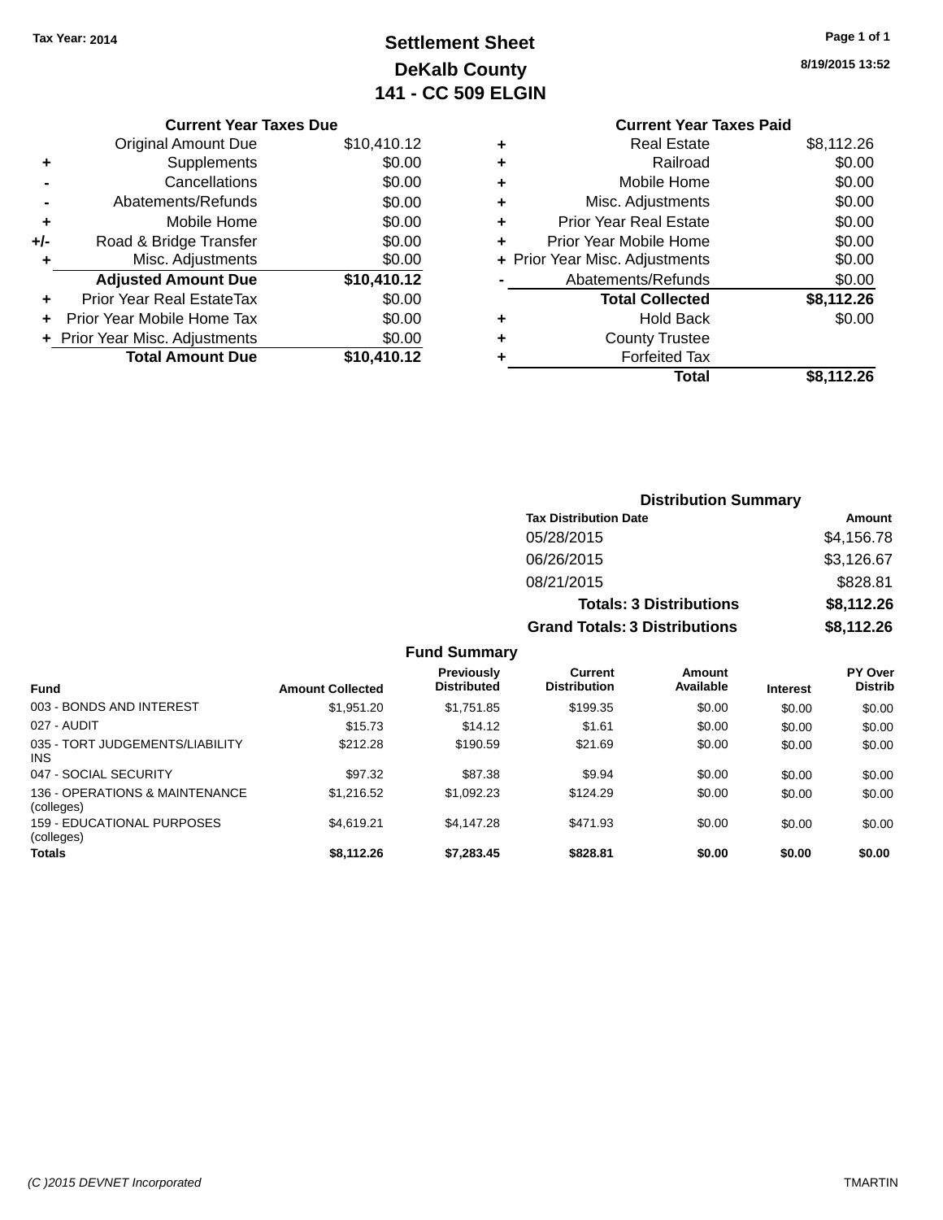Tax Year: 2014

# Settlement Sheet
## DeKalb County
## 141 - CC 509 ELGIN

8/19/2015 13:52

### Current Year Taxes Due

| | | |
|---|---|---|
| | Original Amount Due | $10,410.12 |
| + | Supplements | $0.00 |
| - | Cancellations | $0.00 |
| - | Abatements/Refunds | $0.00 |
| + | Mobile Home | $0.00 |
| +/- | Road & Bridge Transfer | $0.00 |
| + | Misc. Adjustments | $0.00 |
| | **Adjusted Amount Due** | **$10,410.12** |
| + | Prior Year Real EstateTax | $0.00 |
| + | Prior Year Mobile Home Tax | $0.00 |
| + | Prior Year Misc. Adjustments | $0.00 |
| | **Total Amount Due** | **$10,410.12** |

### Current Year Taxes Paid

| | | |
|---|---|---|
| + | Real Estate | $8,112.26 |
| + | Railroad | $0.00 |
| + | Mobile Home | $0.00 |
| + | Misc. Adjustments | $0.00 |
| + | Prior Year Real Estate | $0.00 |
| + | Prior Year Mobile Home | $0.00 |
| + | Prior Year Misc. Adjustments | $0.00 |
| - | Abatements/Refunds | $0.00 |
| | **Total Collected** | **$8,112.26** |
| + | Hold Back | $0.00 |
| + | County Trustee | |
| + | Forfeited Tax | |
| | **Total** | **$8,112.26** |

### Distribution Summary

| Tax Distribution Date | Amount |
|---|---|
| 05/28/2015 | $4,156.78 |
| 06/26/2015 | $3,126.67 |
| 08/21/2015 | $828.81 |
| **Totals: 3 Distributions** | **$8,112.26** |
| **Grand Totals: 3 Distributions** | **$8,112.26** |

### Fund Summary

| Fund | Amount Collected | Previously Distributed | Current Distribution | Amount Available | Interest | PY Over Distrib |
|---|---|---|---|---|---|---|
| 003 - BONDS AND INTEREST | $1,951.20 | $1,751.85 | $199.35 | $0.00 | $0.00 | $0.00 |
| 027 - AUDIT | $15.73 | $14.12 | $1.61 | $0.00 | $0.00 | $0.00 |
| 035 - TORT JUDGEMENTS/LIABILITY INS | $212.28 | $190.59 | $21.69 | $0.00 | $0.00 | $0.00 |
| 047 - SOCIAL SECURITY | $97.32 | $87.38 | $9.94 | $0.00 | $0.00 | $0.00 |
| 136 - OPERATIONS & MAINTENANCE (colleges) | $1,216.52 | $1,092.23 | $124.29 | $0.00 | $0.00 | $0.00 |
| 159 - EDUCATIONAL PURPOSES (colleges) | $4,619.21 | $4,147.28 | $471.93 | $0.00 | $0.00 | $0.00 |
| **Totals** | **$8,112.26** | **$7,283.45** | **$828.81** | **$0.00** | **$0.00** | **$0.00** |

(C )2015 DEVNET Incorporated TMARTIN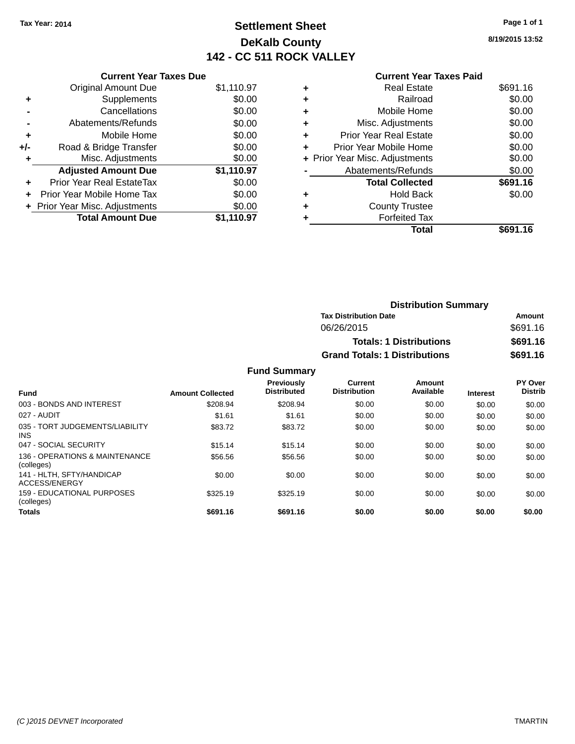Tax Year: 2014

# Settlement Sheet

## DeKalb County

## 142 - CC 511 ROCK VALLEY

8/19/2015 13:52

### Current Year Taxes Due

| | | |
|---|---|---|
| | Original Amount Due | $1,110.97 |
| + | Supplements | $0.00 |
| - | Cancellations | $0.00 |
| - | Abatements/Refunds | $0.00 |
| + | Mobile Home | $0.00 |
| +/- | Road & Bridge Transfer | $0.00 |
| + | Misc. Adjustments | $0.00 |
| | **Adjusted Amount Due** | **$1,110.97** |
| + | Prior Year Real EstateTax | $0.00 |
| + | Prior Year Mobile Home Tax | $0.00 |
| + | Prior Year Misc. Adjustments | $0.00 |
| | **Total Amount Due** | **$1,110.97** |

### Current Year Taxes Paid

| | | |
|---|---|---|
| + | Real Estate | $691.16 |
| + | Railroad | $0.00 |
| + | Mobile Home | $0.00 |
| + | Misc. Adjustments | $0.00 |
| + | Prior Year Real Estate | $0.00 |
| + | Prior Year Mobile Home | $0.00 |
| + | Prior Year Misc. Adjustments | $0.00 |
| - | Abatements/Refunds | $0.00 |
| | **Total Collected** | **$691.16** |
| + | Hold Back | $0.00 |
| + | County Trustee | |
| + | Forfeited Tax | |
| | **Total** | **$691.16** |

### Distribution Summary

| Tax Distribution Date | Amount |
|---|---|
| 06/26/2015 | $691.16 |
| **Totals: 1 Distributions** | **$691.16** |
| **Grand Totals: 1 Distributions** | **$691.16** |

### Fund Summary

| Fund | Amount Collected | Previously Distributed | Current Distribution | Amount Available | Interest | PY Over Distrib |
|---|---|---|---|---|---|---|
| 003 - BONDS AND INTEREST | $208.94 | $208.94 | $0.00 | $0.00 | $0.00 | $0.00 |
| 027 - AUDIT | $1.61 | $1.61 | $0.00 | $0.00 | $0.00 | $0.00 |
| 035 - TORT JUDGEMENTS/LIABILITY INS | $83.72 | $83.72 | $0.00 | $0.00 | $0.00 | $0.00 |
| 047 - SOCIAL SECURITY | $15.14 | $15.14 | $0.00 | $0.00 | $0.00 | $0.00 |
| 136 - OPERATIONS & MAINTENANCE (colleges) | $56.56 | $56.56 | $0.00 | $0.00 | $0.00 | $0.00 |
| 141 - HLTH, SFTY/HANDICAP ACCESS/ENERGY | $0.00 | $0.00 | $0.00 | $0.00 | $0.00 | $0.00 |
| 159 - EDUCATIONAL PURPOSES (colleges) | $325.19 | $325.19 | $0.00 | $0.00 | $0.00 | $0.00 |
| **Totals** | **$691.16** | **$691.16** | **$0.00** | **$0.00** | **$0.00** | **$0.00** |

(C )2015 DEVNET Incorporated TMARTIN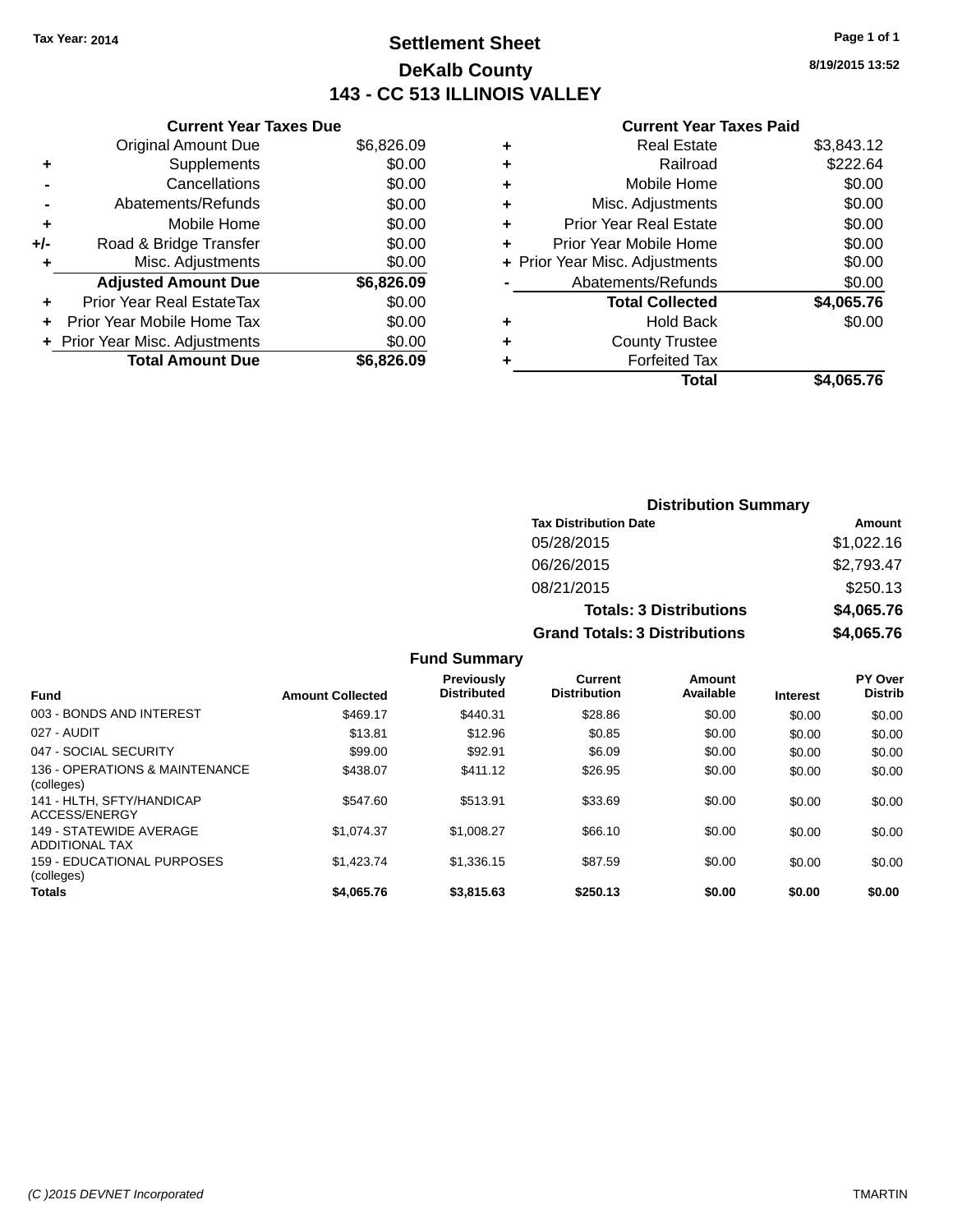Tax Year: 2014

# Settlement Sheet

## DeKalb County

## 143 - CC 513 ILLINOIS VALLEY

8/19/2015 13:52

### Current Year Taxes Due

| | | |
|---|---|---|
| | Original Amount Due | $6,826.09 |
| + | Supplements | $0.00 |
| - | Cancellations | $0.00 |
| - | Abatements/Refunds | $0.00 |
| + | Mobile Home | $0.00 |
| +/- | Road & Bridge Transfer | $0.00 |
| + | Misc. Adjustments | $0.00 |
| | **Adjusted Amount Due** | **$6,826.09** |
| + | Prior Year Real EstateTax | $0.00 |
| + | Prior Year Mobile Home Tax | $0.00 |
| + | Prior Year Misc. Adjustments | $0.00 |
| | **Total Amount Due** | **$6,826.09** |

### Current Year Taxes Paid

| | | |
|---|---|---|
| + | Real Estate | $3,843.12 |
| + | Railroad | $222.64 |
| + | Mobile Home | $0.00 |
| + | Misc. Adjustments | $0.00 |
| + | Prior Year Real Estate | $0.00 |
| + | Prior Year Mobile Home | $0.00 |
| + | Prior Year Misc. Adjustments | $0.00 |
| - | Abatements/Refunds | $0.00 |
| | **Total Collected** | **$4,065.76** |
| + | Hold Back | $0.00 |
| + | County Trustee | |
| + | Forfeited Tax | |
| | **Total** | **$4,065.76** |

### Distribution Summary

| Tax Distribution Date | Amount |
|---|---|
| 05/28/2015 | $1,022.16 |
| 06/26/2015 | $2,793.47 |
| 08/21/2015 | $250.13 |
| **Totals: 3 Distributions** | **$4,065.76** |
| **Grand Totals: 3 Distributions** | **$4,065.76** |

### Fund Summary

| Fund | Amount Collected | Previously Distributed | Current Distribution | Amount Available | Interest | PY Over Distrib |
|---|---|---|---|---|---|---|
| 003 - BONDS AND INTEREST | $469.17 | $440.31 | $28.86 | $0.00 | $0.00 | $0.00 |
| 027 - AUDIT | $13.81 | $12.96 | $0.85 | $0.00 | $0.00 | $0.00 |
| 047 - SOCIAL SECURITY | $99.00 | $92.91 | $6.09 | $0.00 | $0.00 | $0.00 |
| 136 - OPERATIONS & MAINTENANCE (colleges) | $438.07 | $411.12 | $26.95 | $0.00 | $0.00 | $0.00 |
| 141 - HLTH, SFTY/HANDICAP ACCESS/ENERGY | $547.60 | $513.91 | $33.69 | $0.00 | $0.00 | $0.00 |
| 149 - STATEWIDE AVERAGE ADDITIONAL TAX | $1,074.37 | $1,008.27 | $66.10 | $0.00 | $0.00 | $0.00 |
| 159 - EDUCATIONAL PURPOSES (colleges) | $1,423.74 | $1,336.15 | $87.59 | $0.00 | $0.00 | $0.00 |
| **Totals** | **$4,065.76** | **$3,815.63** | **$250.13** | **$0.00** | **$0.00** | **$0.00** |

(C )2015 DEVNET Incorporated TMARTIN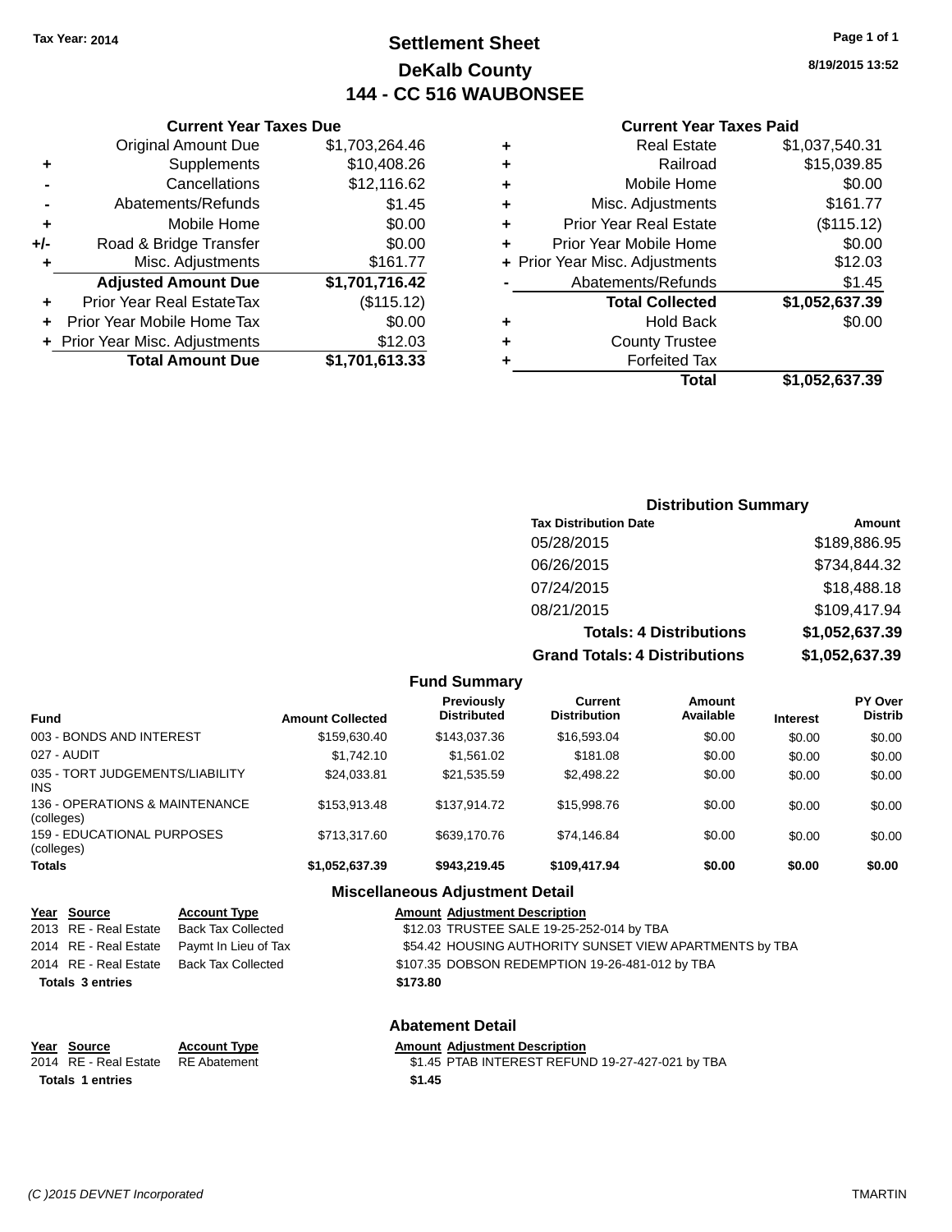Tax Year: 2014

# Settlement Sheet

## DeKalb County

## 144 - CC 516 WAUBONSEE

8/19/2015 13:52

### Current Year Taxes Due

| | | |
|---|---|---|
| | Original Amount Due | $1,703,264.46 |
| + | Supplements | $10,408.26 |
| - | Cancellations | $12,116.62 |
| - | Abatements/Refunds | $1.45 |
| + | Mobile Home | $0.00 |
| +/- | Road & Bridge Transfer | $0.00 |
| + | Misc. Adjustments | $161.77 |
| | **Adjusted Amount Due** | **$1,701,716.42** |
| + | Prior Year Real EstateTax | ($115.12) |
| + | Prior Year Mobile Home Tax | $0.00 |
| + | Prior Year Misc. Adjustments | $12.03 |
| | **Total Amount Due** | **$1,701,613.33** |

### Current Year Taxes Paid

| | | |
|---|---|---|
| + | Real Estate | $1,037,540.31 |
| + | Railroad | $15,039.85 |
| + | Mobile Home | $0.00 |
| + | Misc. Adjustments | $161.77 |
| + | Prior Year Real Estate | ($115.12) |
| + | Prior Year Mobile Home | $0.00 |
| + | Prior Year Misc. Adjustments | $12.03 |
| - | Abatements/Refunds | $1.45 |
| | **Total Collected** | **$1,052,637.39** |
| + | Hold Back | $0.00 |
| + | County Trustee | |
| + | Forfeited Tax | |
| | **Total** | **$1,052,637.39** |

### Distribution Summary

| Tax Distribution Date | Amount |
|---|---|
| 05/28/2015 | $189,886.95 |
| 06/26/2015 | $734,844.32 |
| 07/24/2015 | $18,488.18 |
| 08/21/2015 | $109,417.94 |
| **Totals: 4 Distributions** | **$1,052,637.39** |
| **Grand Totals: 4 Distributions** | **$1,052,637.39** |

### Fund Summary

| Fund | Amount Collected | Previously Distributed | Current Distribution | Amount Available | Interest | PY Over Distrib |
|---|---|---|---|---|---|---|
| 003 - BONDS AND INTEREST | $159,630.40 | $143,037.36 | $16,593.04 | $0.00 | $0.00 | $0.00 |
| 027 - AUDIT | $1,742.10 | $1,561.02 | $181.08 | $0.00 | $0.00 | $0.00 |
| 035 - TORT JUDGEMENTS/LIABILITY INS | $24,033.81 | $21,535.59 | $2,498.22 | $0.00 | $0.00 | $0.00 |
| 136 - OPERATIONS & MAINTENANCE (colleges) | $153,913.48 | $137,914.72 | $15,998.76 | $0.00 | $0.00 | $0.00 |
| 159 - EDUCATIONAL PURPOSES (colleges) | $713,317.60 | $639,170.76 | $74,146.84 | $0.00 | $0.00 | $0.00 |
| **Totals** | **$1,052,637.39** | **$943,219.45** | **$109,417.94** | **$0.00** | **$0.00** | **$0.00** |

### Miscellaneous Adjustment Detail

| Year | Source | Account Type | Amount | Adjustment Description |
|---|---|---|---|---|
| 2013 | RE - Real Estate | Back Tax Collected | $12.03 | TRUSTEE SALE 19-25-252-014 by TBA |
| 2014 | RE - Real Estate | Paymt In Lieu of Tax | $54.42 | HOUSING AUTHORITY SUNSET VIEW APARTMENTS by TBA |
| 2014 | RE - Real Estate | Back Tax Collected | $107.35 | DOBSON REDEMPTION 19-26-481-012 by TBA |
| **Totals** | **3 entries** | | **$173.80** | |

### Abatement Detail

| Year | Source | Account Type | Amount | Adjustment Description |
|---|---|---|---|---|
| 2014 | RE - Real Estate | RE Abatement | $1.45 | PTAB INTEREST REFUND 19-27-427-021 by TBA |
| **Totals** | **1 entries** | | **$1.45** | |

(C )2015 DEVNET Incorporated TMARTIN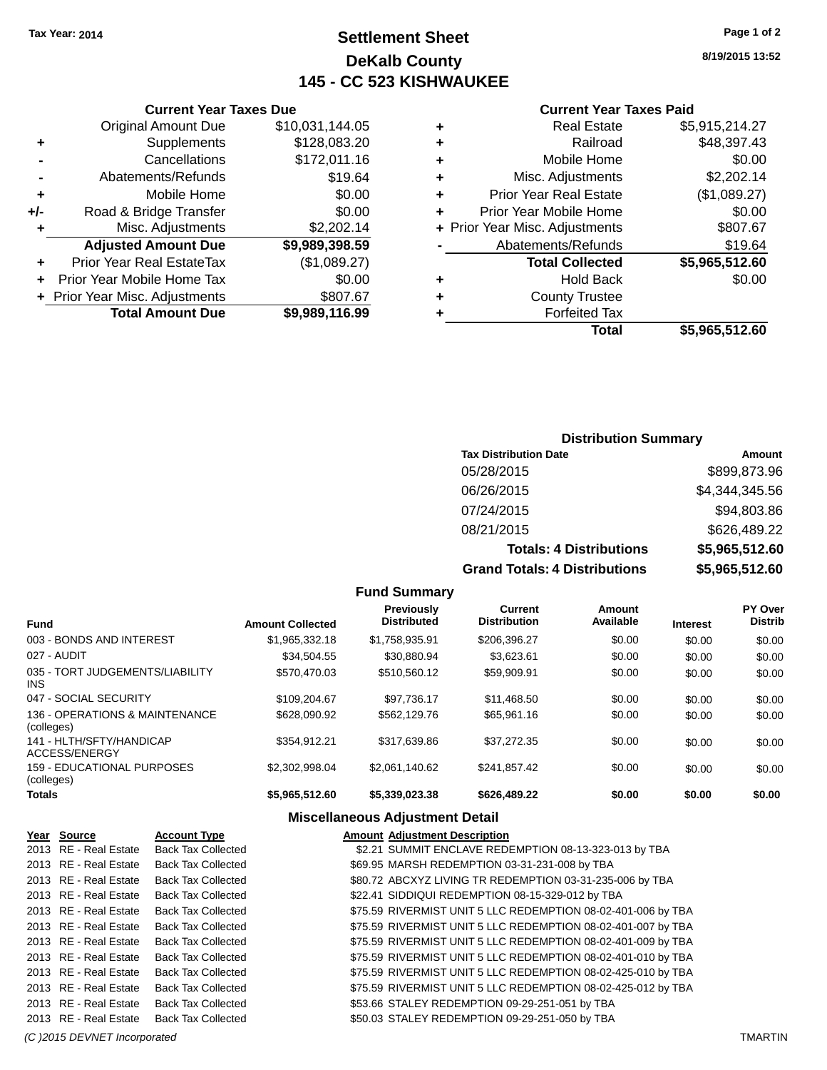Tax Year: 2014

# Settlement Sheet
## DeKalb County
## 145 - CC 523 KISHWAUKEE

8/19/2015 13:52

### Current Year Taxes Due

| | | |
|---|---|---|
| | Original Amount Due | $10,031,144.05 |
| + | Supplements | $128,083.20 |
| - | Cancellations | $172,011.16 |
| - | Abatements/Refunds | $19.64 |
| + | Mobile Home | $0.00 |
| +/- | Road & Bridge Transfer | $0.00 |
| + | Misc. Adjustments | $2,202.14 |
| | **Adjusted Amount Due** | **$9,989,398.59** |
| + | Prior Year Real EstateTax | ($1,089.27) |
| + | Prior Year Mobile Home Tax | $0.00 |
| + | Prior Year Misc. Adjustments | $807.67 |
| | **Total Amount Due** | **$9,989,116.99** |

### Current Year Taxes Paid

| | | |
|---|---|---|
| + | Real Estate | $5,915,214.27 |
| + | Railroad | $48,397.43 |
| + | Mobile Home | $0.00 |
| + | Misc. Adjustments | $2,202.14 |
| + | Prior Year Real Estate | ($1,089.27) |
| + | Prior Year Mobile Home | $0.00 |
| + | Prior Year Misc. Adjustments | $807.67 |
| - | Abatements/Refunds | $19.64 |
| | **Total Collected** | **$5,965,512.60** |
| + | Hold Back | $0.00 |
| + | County Trustee | |
| + | Forfeited Tax | |
| | **Total** | **$5,965,512.60** |

### Distribution Summary

| Tax Distribution Date | Amount |
|---|---|
| 05/28/2015 | $899,873.96 |
| 06/26/2015 | $4,344,345.56 |
| 07/24/2015 | $94,803.86 |
| 08/21/2015 | $626,489.22 |
| **Totals: 4 Distributions** | **$5,965,512.60** |
| **Grand Totals: 4 Distributions** | **$5,965,512.60** |

### Fund Summary

| Fund | Amount Collected | Previously Distributed | Current Distribution | Amount Available | Interest | PY Over Distrib |
|---|---|---|---|---|---|---|
| 003 - BONDS AND INTEREST | $1,965,332.18 | $1,758,935.91 | $206,396.27 | $0.00 | $0.00 | $0.00 |
| 027 - AUDIT | $34,504.55 | $30,880.94 | $3,623.61 | $0.00 | $0.00 | $0.00 |
| 035 - TORT JUDGEMENTS/LIABILITY INS | $570,470.03 | $510,560.12 | $59,909.91 | $0.00 | $0.00 | $0.00 |
| 047 - SOCIAL SECURITY | $109,204.67 | $97,736.17 | $11,468.50 | $0.00 | $0.00 | $0.00 |
| 136 - OPERATIONS & MAINTENANCE (colleges) | $628,090.92 | $562,129.76 | $65,961.16 | $0.00 | $0.00 | $0.00 |
| 141 - HLTH/SFTY/HANDICAP ACCESS/ENERGY | $354,912.21 | $317,639.86 | $37,272.35 | $0.00 | $0.00 | $0.00 |
| 159 - EDUCATIONAL PURPOSES (colleges) | $2,302,998.04 | $2,061,140.62 | $241,857.42 | $0.00 | $0.00 | $0.00 |
| **Totals** | **$5,965,512.60** | **$5,339,023.38** | **$626,489.22** | **$0.00** | **$0.00** | **$0.00** |

### Miscellaneous Adjustment Detail

| Year | Source | Account Type | Amount | Adjustment Description |
|---|---|---|---|---|
| 2013 | RE - Real Estate | Back Tax Collected | $2.21 | SUMMIT ENCLAVE REDEMPTION 08-13-323-013 by TBA |
| 2013 | RE - Real Estate | Back Tax Collected | $69.95 | MARSH REDEMPTION 03-31-231-008 by TBA |
| 2013 | RE - Real Estate | Back Tax Collected | $80.72 | ABCXYZ LIVING TR REDEMPTION 03-31-235-006 by TBA |
| 2013 | RE - Real Estate | Back Tax Collected | $22.41 | SIDDIQUI REDEMPTION 08-15-329-012 by TBA |
| 2013 | RE - Real Estate | Back Tax Collected | $75.59 | RIVERMIST UNIT 5 LLC REDEMPTION 08-02-401-006 by TBA |
| 2013 | RE - Real Estate | Back Tax Collected | $75.59 | RIVERMIST UNIT 5 LLC REDEMPTION 08-02-401-007 by TBA |
| 2013 | RE - Real Estate | Back Tax Collected | $75.59 | RIVERMIST UNIT 5 LLC REDEMPTION 08-02-401-009 by TBA |
| 2013 | RE - Real Estate | Back Tax Collected | $75.59 | RIVERMIST UNIT 5 LLC REDEMPTION 08-02-401-010 by TBA |
| 2013 | RE - Real Estate | Back Tax Collected | $75.59 | RIVERMIST UNIT 5 LLC REDEMPTION 08-02-425-010 by TBA |
| 2013 | RE - Real Estate | Back Tax Collected | $75.59 | RIVERMIST UNIT 5 LLC REDEMPTION 08-02-425-012 by TBA |
| 2013 | RE - Real Estate | Back Tax Collected | $53.66 | STALEY REDEMPTION 09-29-251-051 by TBA |
| 2013 | RE - Real Estate | Back Tax Collected | $50.03 | STALEY REDEMPTION 09-29-251-050 by TBA |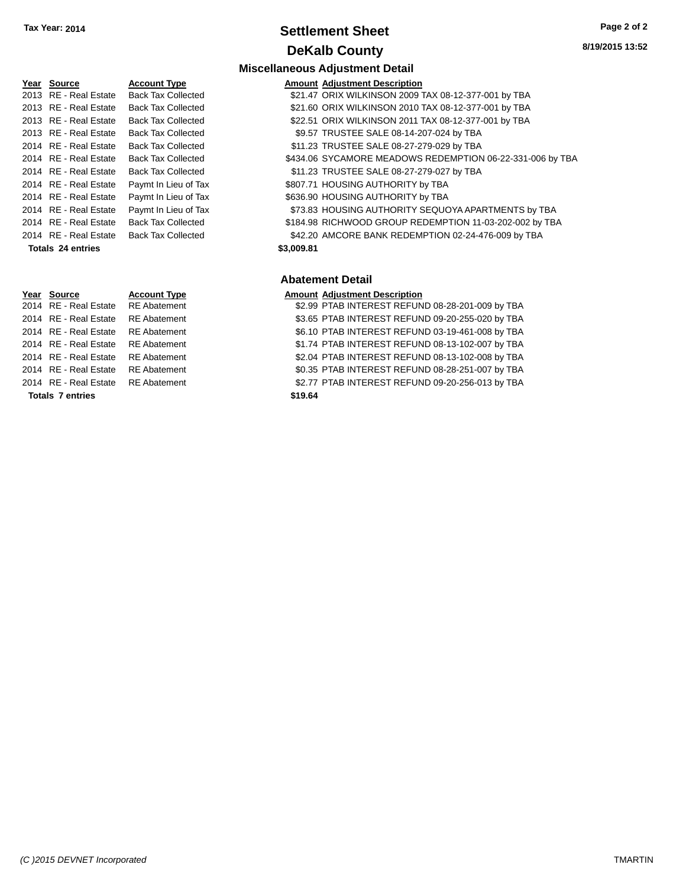Tax Year: 2014

# Settlement Sheet

## DeKalb County

8/19/2015 13:52

### Miscellaneous Adjustment Detail

| Year | Source | Account Type | Amount | Adjustment Description |
|---|---|---|---|---|
| 2013 | RE - Real Estate | Back Tax Collected | $21.47 | ORIX WILKINSON 2009 TAX 08-12-377-001 by TBA |
| 2013 | RE - Real Estate | Back Tax Collected | $21.60 | ORIX WILKINSON 2010 TAX 08-12-377-001 by TBA |
| 2013 | RE - Real Estate | Back Tax Collected | $22.51 | ORIX WILKINSON 2011 TAX 08-12-377-001 by TBA |
| 2013 | RE - Real Estate | Back Tax Collected | $9.57 | TRUSTEE SALE 08-14-207-024 by TBA |
| 2014 | RE - Real Estate | Back Tax Collected | $11.23 | TRUSTEE SALE 08-27-279-029 by TBA |
| 2014 | RE - Real Estate | Back Tax Collected | $434.06 | SYCAMORE MEADOWS REDEMPTION 06-22-331-006 by TBA |
| 2014 | RE - Real Estate | Back Tax Collected | $11.23 | TRUSTEE SALE 08-27-279-027 by TBA |
| 2014 | RE - Real Estate | Paymt In Lieu of Tax | $807.71 | HOUSING AUTHORITY by TBA |
| 2014 | RE - Real Estate | Paymt In Lieu of Tax | $636.90 | HOUSING AUTHORITY by TBA |
| 2014 | RE - Real Estate | Paymt In Lieu of Tax | $73.83 | HOUSING AUTHORITY SEQUOYA APARTMENTS by TBA |
| 2014 | RE - Real Estate | Back Tax Collected | $184.98 | RICHWOOD GROUP REDEMPTION 11-03-202-002 by TBA |
| 2014 | RE - Real Estate | Back Tax Collected | $42.20 | AMCORE BANK REDEMPTION 02-24-476-009 by TBA |
| **Totals 24 entries** | | | **$3,009.81** | |

### Abatement Detail

| Year | Source | Account Type | Amount | Adjustment Description |
|---|---|---|---|---|
| 2014 | RE - Real Estate | RE Abatement | $2.99 | PTAB INTEREST REFUND 08-28-201-009 by TBA |
| 2014 | RE - Real Estate | RE Abatement | $3.65 | PTAB INTEREST REFUND 09-20-255-020 by TBA |
| 2014 | RE - Real Estate | RE Abatement | $6.10 | PTAB INTEREST REFUND 03-19-461-008 by TBA |
| 2014 | RE - Real Estate | RE Abatement | $1.74 | PTAB INTEREST REFUND 08-13-102-007 by TBA |
| 2014 | RE - Real Estate | RE Abatement | $2.04 | PTAB INTEREST REFUND 08-13-102-008 by TBA |
| 2014 | RE - Real Estate | RE Abatement | $0.35 | PTAB INTEREST REFUND 08-28-251-007 by TBA |
| 2014 | RE - Real Estate | RE Abatement | $2.77 | PTAB INTEREST REFUND 09-20-256-013 by TBA |
| **Totals 7 entries** | | | **$19.64** | |

(C )2015 DEVNET Incorporated TMARTIN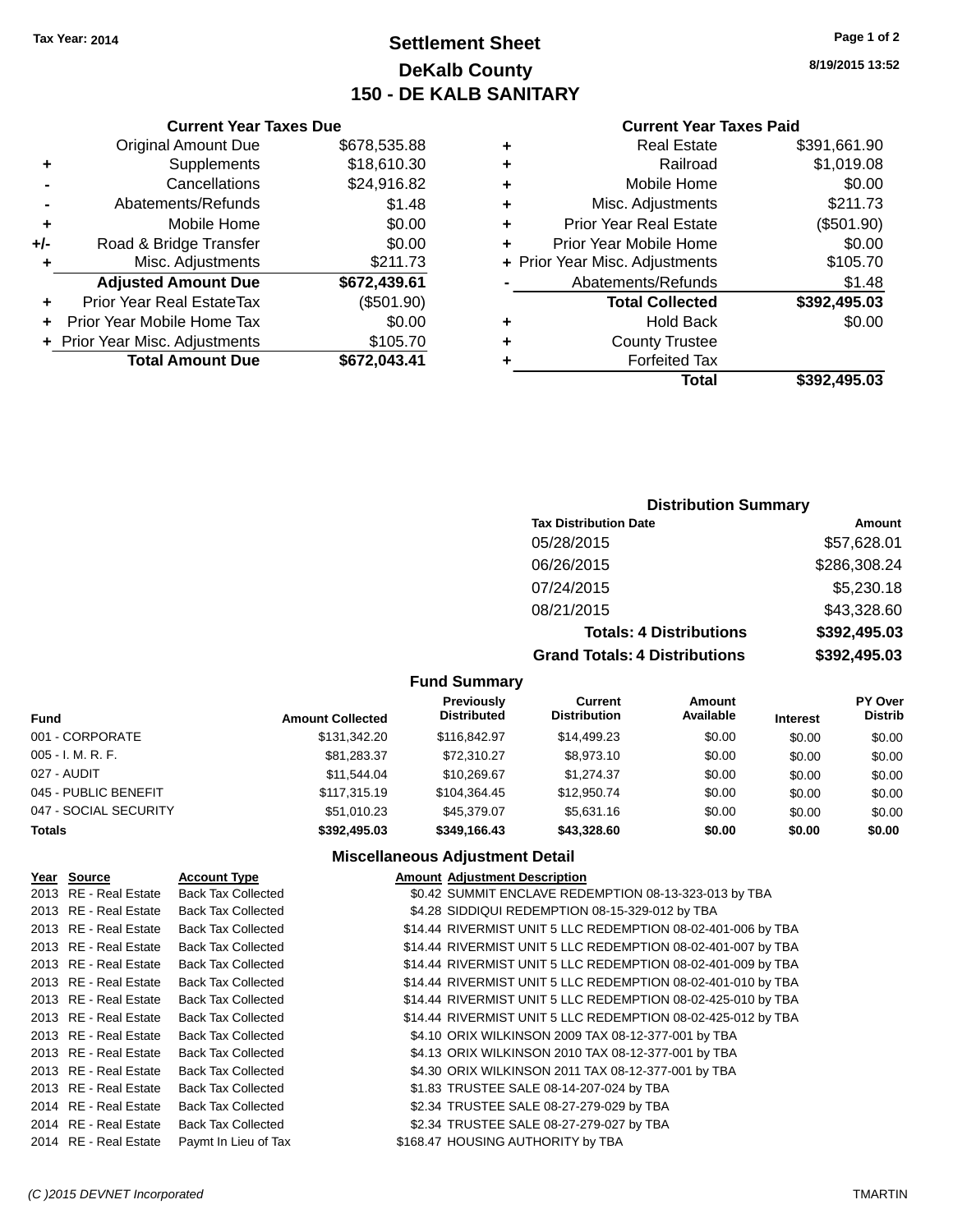Tax Year: 2014

# Settlement Sheet
## DeKalb County
## 150 - DE KALB SANITARY

8/19/2015 13:52

### Current Year Taxes Due

| | | |
|---|---|---|
| | Original Amount Due | $678,535.88 |
| + | Supplements | $18,610.30 |
| - | Cancellations | $24,916.82 |
| - | Abatements/Refunds | $1.48 |
| + | Mobile Home | $0.00 |
| +/- | Road & Bridge Transfer | $0.00 |
| + | Misc. Adjustments | $211.73 |
| | **Adjusted Amount Due** | **$672,439.61** |
| + | Prior Year Real EstateTax | ($501.90) |
| + | Prior Year Mobile Home Tax | $0.00 |
| + | Prior Year Misc. Adjustments | $105.70 |
| | **Total Amount Due** | **$672,043.41** |

### Current Year Taxes Paid

| | | |
|---|---|---|
| + | Real Estate | $391,661.90 |
| + | Railroad | $1,019.08 |
| + | Mobile Home | $0.00 |
| + | Misc. Adjustments | $211.73 |
| + | Prior Year Real Estate | ($501.90) |
| + | Prior Year Mobile Home | $0.00 |
| + | Prior Year Misc. Adjustments | $105.70 |
| - | Abatements/Refunds | $1.48 |
| | **Total Collected** | **$392,495.03** |
| + | Hold Back | $0.00 |
| + | County Trustee | |
| + | Forfeited Tax | |
| | **Total** | **$392,495.03** |

### Distribution Summary

| Tax Distribution Date | Amount |
|---|---|
| 05/28/2015 | $57,628.01 |
| 06/26/2015 | $286,308.24 |
| 07/24/2015 | $5,230.18 |
| 08/21/2015 | $43,328.60 |
| **Totals: 4 Distributions** | **$392,495.03** |
| **Grand Totals: 4 Distributions** | **$392,495.03** |

### Fund Summary

| Fund | Amount Collected | Previously Distributed | Current Distribution | Amount Available | Interest | PY Over Distrib |
|---|---|---|---|---|---|---|
| 001 - CORPORATE | $131,342.20 | $116,842.97 | $14,499.23 | $0.00 | $0.00 | $0.00 |
| 005 - I. M. R. F. | $81,283.37 | $72,310.27 | $8,973.10 | $0.00 | $0.00 | $0.00 |
| 027 - AUDIT | $11,544.04 | $10,269.67 | $1,274.37 | $0.00 | $0.00 | $0.00 |
| 045 - PUBLIC BENEFIT | $117,315.19 | $104,364.45 | $12,950.74 | $0.00 | $0.00 | $0.00 |
| 047 - SOCIAL SECURITY | $51,010.23 | $45,379.07 | $5,631.16 | $0.00 | $0.00 | $0.00 |
| **Totals** | **$392,495.03** | **$349,166.43** | **$43,328.60** | **$0.00** | **$0.00** | **$0.00** |

### Miscellaneous Adjustment Detail

| Year | Source | Account Type | Amount | Adjustment Description |
|---|---|---|---|---|
| 2013 | RE - Real Estate | Back Tax Collected | $0.42 | SUMMIT ENCLAVE REDEMPTION 08-13-323-013 by TBA |
| 2013 | RE - Real Estate | Back Tax Collected | $4.28 | SIDDIQUI REDEMPTION 08-15-329-012 by TBA |
| 2013 | RE - Real Estate | Back Tax Collected | $14.44 | RIVERMIST UNIT 5 LLC REDEMPTION 08-02-401-006 by TBA |
| 2013 | RE - Real Estate | Back Tax Collected | $14.44 | RIVERMIST UNIT 5 LLC REDEMPTION 08-02-401-007 by TBA |
| 2013 | RE - Real Estate | Back Tax Collected | $14.44 | RIVERMIST UNIT 5 LLC REDEMPTION 08-02-401-009 by TBA |
| 2013 | RE - Real Estate | Back Tax Collected | $14.44 | RIVERMIST UNIT 5 LLC REDEMPTION 08-02-401-010 by TBA |
| 2013 | RE - Real Estate | Back Tax Collected | $14.44 | RIVERMIST UNIT 5 LLC REDEMPTION 08-02-425-010 by TBA |
| 2013 | RE - Real Estate | Back Tax Collected | $14.44 | RIVERMIST UNIT 5 LLC REDEMPTION 08-02-425-012 by TBA |
| 2013 | RE - Real Estate | Back Tax Collected | $4.10 | ORIX WILKINSON 2009 TAX 08-12-377-001 by TBA |
| 2013 | RE - Real Estate | Back Tax Collected | $4.13 | ORIX WILKINSON 2010 TAX 08-12-377-001 by TBA |
| 2013 | RE - Real Estate | Back Tax Collected | $4.30 | ORIX WILKINSON 2011 TAX 08-12-377-001 by TBA |
| 2013 | RE - Real Estate | Back Tax Collected | $1.83 | TRUSTEE SALE 08-14-207-024 by TBA |
| 2014 | RE - Real Estate | Back Tax Collected | $2.34 | TRUSTEE SALE 08-27-279-029 by TBA |
| 2014 | RE - Real Estate | Back Tax Collected | $2.34 | TRUSTEE SALE 08-27-279-027 by TBA |
| 2014 | RE - Real Estate | Paymt In Lieu of Tax | $168.47 | HOUSING AUTHORITY by TBA |

(C )2015 DEVNET Incorporated — TMARTIN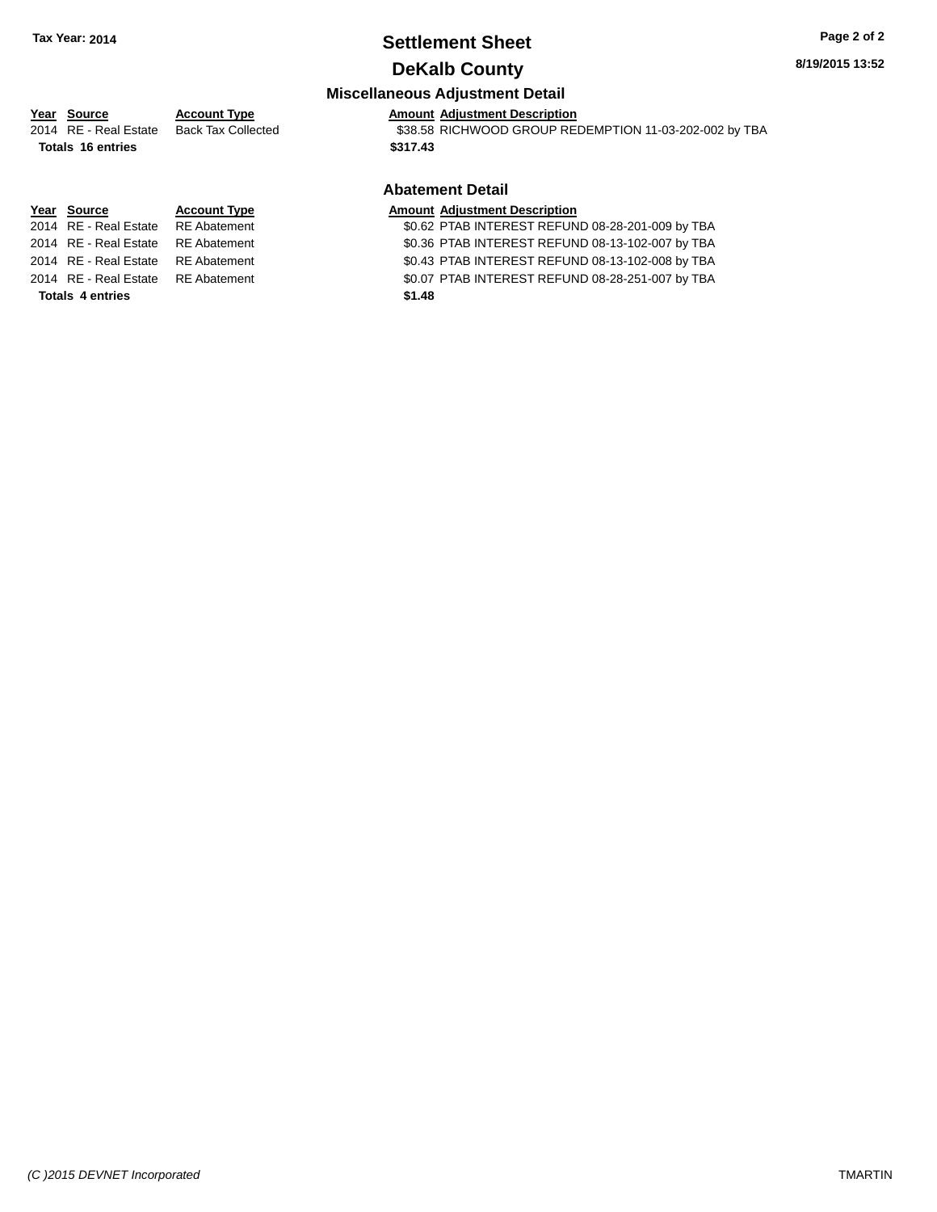# Settlement Sheet

## DeKalb County

**Tax Year: 2014**

### Miscellaneous Adjustment Detail

| Year | Source | Account Type | Amount | Adjustment Description |
|---|---|---|---|---|
| 2014 | RE - Real Estate | Back Tax Collected | $38.58 | RICHWOOD GROUP REDEMPTION 11-03-202-002 by TBA |
| **Totals 16 entries** | | | **$317.43** | |

### Abatement Detail

| Year | Source | Account Type | Amount | Adjustment Description |
|---|---|---|---|---|
| 2014 | RE - Real Estate | RE Abatement | $0.62 | PTAB INTEREST REFUND 08-28-201-009 by TBA |
| 2014 | RE - Real Estate | RE Abatement | $0.36 | PTAB INTEREST REFUND 08-13-102-007 by TBA |
| 2014 | RE - Real Estate | RE Abatement | $0.43 | PTAB INTEREST REFUND 08-13-102-008 by TBA |
| 2014 | RE - Real Estate | RE Abatement | $0.07 | PTAB INTEREST REFUND 08-28-251-007 by TBA |
| **Totals 4 entries** | | | **$1.48** | |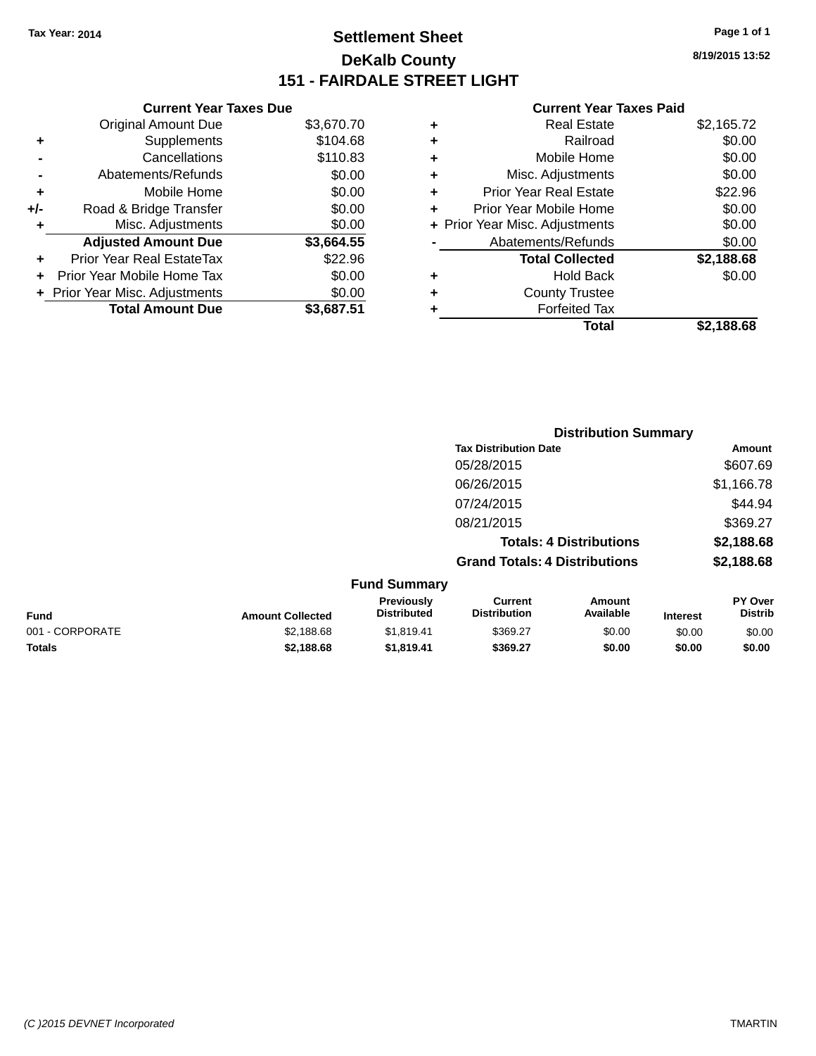Tax Year: 2014

# Settlement Sheet

## DeKalb County

## 151 - FAIRDALE STREET LIGHT

8/19/2015 13:52

### Current Year Taxes Due

| | | |
|---|---|---|
| | Original Amount Due | $3,670.70 |
| + | Supplements | $104.68 |
| - | Cancellations | $110.83 |
| - | Abatements/Refunds | $0.00 |
| + | Mobile Home | $0.00 |
| +/- | Road & Bridge Transfer | $0.00 |
| + | Misc. Adjustments | $0.00 |
| | **Adjusted Amount Due** | **$3,664.55** |
| + | Prior Year Real EstateTax | $22.96 |
| + | Prior Year Mobile Home Tax | $0.00 |
| + | Prior Year Misc. Adjustments | $0.00 |
| | **Total Amount Due** | **$3,687.51** |

### Current Year Taxes Paid

| | | |
|---|---|---|
| + | Real Estate | $2,165.72 |
| + | Railroad | $0.00 |
| + | Mobile Home | $0.00 |
| + | Misc. Adjustments | $0.00 |
| + | Prior Year Real Estate | $22.96 |
| + | Prior Year Mobile Home | $0.00 |
| + | Prior Year Misc. Adjustments | $0.00 |
| - | Abatements/Refunds | $0.00 |
| | **Total Collected** | **$2,188.68** |
| + | Hold Back | $0.00 |
| + | County Trustee | |
| + | Forfeited Tax | |
| | **Total** | **$2,188.68** |

### Distribution Summary

| Tax Distribution Date | Amount |
|---|---|
| 05/28/2015 | $607.69 |
| 06/26/2015 | $1,166.78 |
| 07/24/2015 | $44.94 |
| 08/21/2015 | $369.27 |
| **Totals: 4 Distributions** | **$2,188.68** |
| **Grand Totals: 4 Distributions** | **$2,188.68** |

### Fund Summary

| Fund | Amount Collected | Previously Distributed | Current Distribution | Amount Available | Interest | PY Over Distrib |
|---|---|---|---|---|---|---|
| 001 - CORPORATE | $2,188.68 | $1,819.41 | $369.27 | $0.00 | $0.00 | $0.00 |
| **Totals** | **$2,188.68** | **$1,819.41** | **$369.27** | **$0.00** | **$0.00** | **$0.00** |

(C )2015 DEVNET Incorporated TMARTIN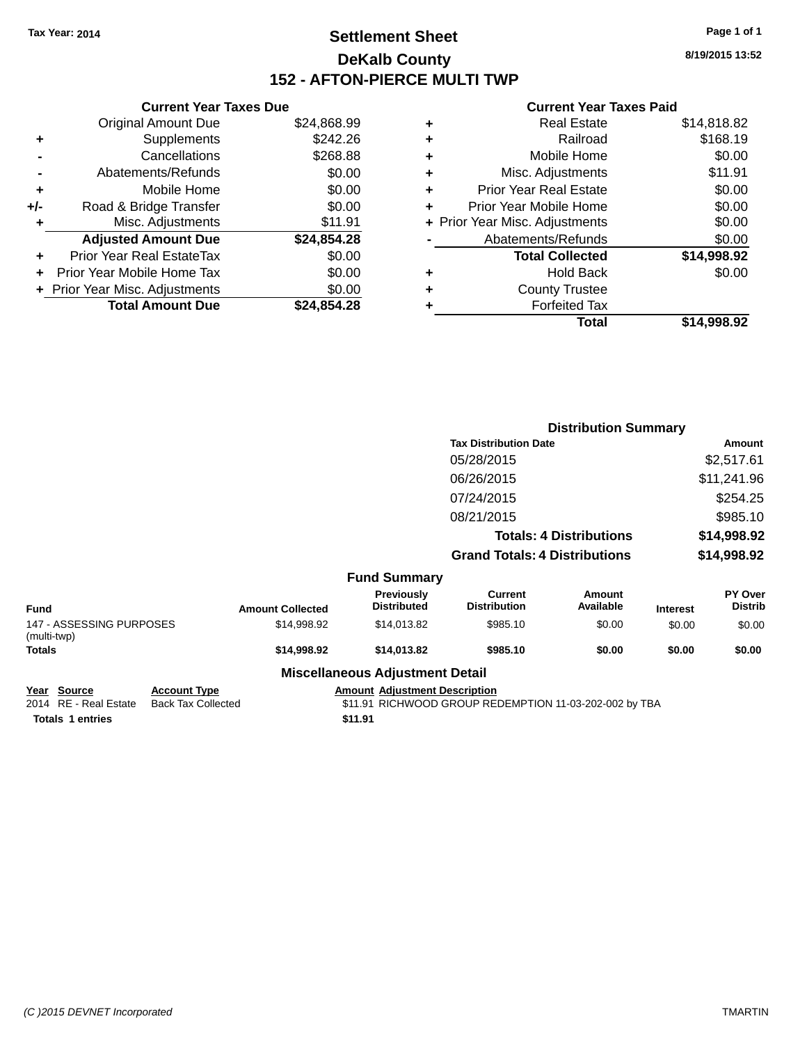Tax Year: 2014

# Settlement Sheet

## DeKalb County

## 152 - AFTON-PIERCE MULTI TWP

8/19/2015 13:52

### Current Year Taxes Due

| | | |
|---|---|---|
| | Original Amount Due | $24,868.99 |
| + | Supplements | $242.26 |
| - | Cancellations | $268.88 |
| - | Abatements/Refunds | $0.00 |
| + | Mobile Home | $0.00 |
| +/- | Road & Bridge Transfer | $0.00 |
| + | Misc. Adjustments | $11.91 |
| | **Adjusted Amount Due** | **$24,854.28** |
| + | Prior Year Real EstateTax | $0.00 |
| + | Prior Year Mobile Home Tax | $0.00 |
| + | Prior Year Misc. Adjustments | $0.00 |
| | **Total Amount Due** | **$24,854.28** |

### Current Year Taxes Paid

| | | |
|---|---|---|
| + | Real Estate | $14,818.82 |
| + | Railroad | $168.19 |
| + | Mobile Home | $0.00 |
| + | Misc. Adjustments | $11.91 |
| + | Prior Year Real Estate | $0.00 |
| + | Prior Year Mobile Home | $0.00 |
| + | Prior Year Misc. Adjustments | $0.00 |
| - | Abatements/Refunds | $0.00 |
| | **Total Collected** | **$14,998.92** |
| + | Hold Back | $0.00 |
| + | County Trustee | |
| + | Forfeited Tax | |
| | **Total** | **$14,998.92** |

### Distribution Summary

| Tax Distribution Date | Amount |
|---|---|
| 05/28/2015 | $2,517.61 |
| 06/26/2015 | $11,241.96 |
| 07/24/2015 | $254.25 |
| 08/21/2015 | $985.10 |
| **Totals: 4 Distributions** | **$14,998.92** |
| **Grand Totals: 4 Distributions** | **$14,998.92** |

### Fund Summary

| Fund | Amount Collected | Previously Distributed | Current Distribution | Amount Available | Interest | PY Over Distrib |
|---|---|---|---|---|---|---|
| 147 - ASSESSING PURPOSES (multi-twp) | $14,998.92 | $14,013.82 | $985.10 | $0.00 | $0.00 | $0.00 |
| **Totals** | **$14,998.92** | **$14,013.82** | **$985.10** | **$0.00** | **$0.00** | **$0.00** |

### Miscellaneous Adjustment Detail

| Year | Source | Account Type | Amount | Adjustment Description |
|---|---|---|---|---|
| 2014 | RE - Real Estate | Back Tax Collected | $11.91 | RICHWOOD GROUP REDEMPTION 11-03-202-002 by TBA |
| **Totals 1 entries** | | | **$11.91** | |

(C )2015 DEVNET Incorporated TMARTIN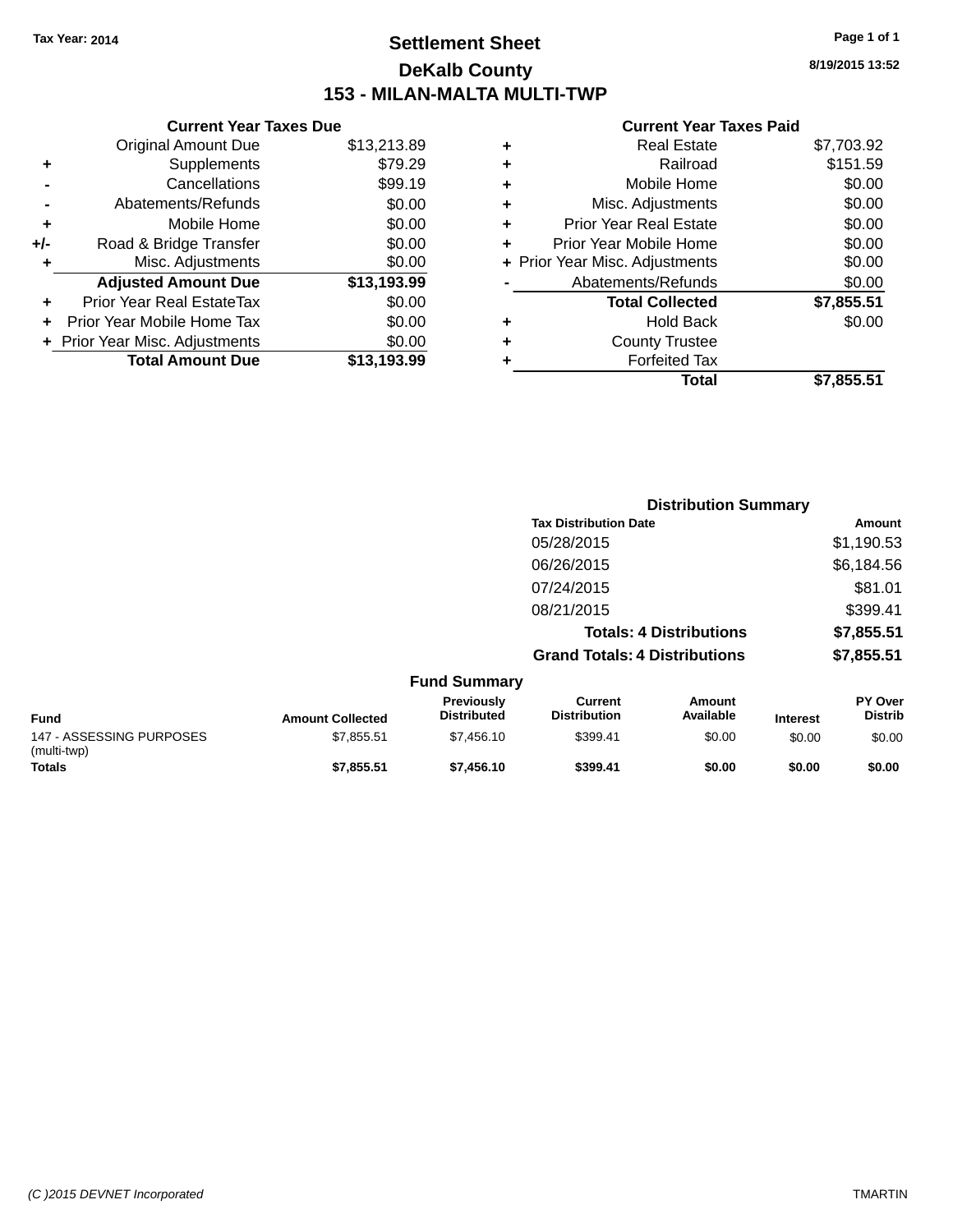Tax Year: 2014

# Settlement Sheet

## DeKalb County

## 153 - MILAN-MALTA MULTI-TWP

8/19/2015 13:52

### Current Year Taxes Due

| | | |
|---|---|---|
| | Original Amount Due | $13,213.89 |
| + | Supplements | $79.29 |
| - | Cancellations | $99.19 |
| - | Abatements/Refunds | $0.00 |
| + | Mobile Home | $0.00 |
| +/- | Road & Bridge Transfer | $0.00 |
| + | Misc. Adjustments | $0.00 |
| | **Adjusted Amount Due** | **$13,193.99** |
| + | Prior Year Real EstateTax | $0.00 |
| + | Prior Year Mobile Home Tax | $0.00 |
| + | Prior Year Misc. Adjustments | $0.00 |
| | **Total Amount Due** | **$13,193.99** |

### Current Year Taxes Paid

| | | |
|---|---|---|
| + | Real Estate | $7,703.92 |
| + | Railroad | $151.59 |
| + | Mobile Home | $0.00 |
| + | Misc. Adjustments | $0.00 |
| + | Prior Year Real Estate | $0.00 |
| + | Prior Year Mobile Home | $0.00 |
| + | Prior Year Misc. Adjustments | $0.00 |
| - | Abatements/Refunds | $0.00 |
| | **Total Collected** | **$7,855.51** |
| + | Hold Back | $0.00 |
| + | County Trustee | |
| + | Forfeited Tax | |
| | **Total** | **$7,855.51** |

### Distribution Summary

| Tax Distribution Date | Amount |
|---|---|
| 05/28/2015 | $1,190.53 |
| 06/26/2015 | $6,184.56 |
| 07/24/2015 | $81.01 |
| 08/21/2015 | $399.41 |
| **Totals: 4 Distributions** | **$7,855.51** |
| **Grand Totals: 4 Distributions** | **$7,855.51** |

### Fund Summary

| Fund | Amount Collected | Previously Distributed | Current Distribution | Amount Available | Interest | PY Over Distrib |
|---|---|---|---|---|---|---|
| 147 - ASSESSING PURPOSES (multi-twp) | $7,855.51 | $7,456.10 | $399.41 | $0.00 | $0.00 | $0.00 |
| **Totals** | **$7,855.51** | **$7,456.10** | **$399.41** | **$0.00** | **$0.00** | **$0.00** |

(C )2015 DEVNET Incorporated TMARTIN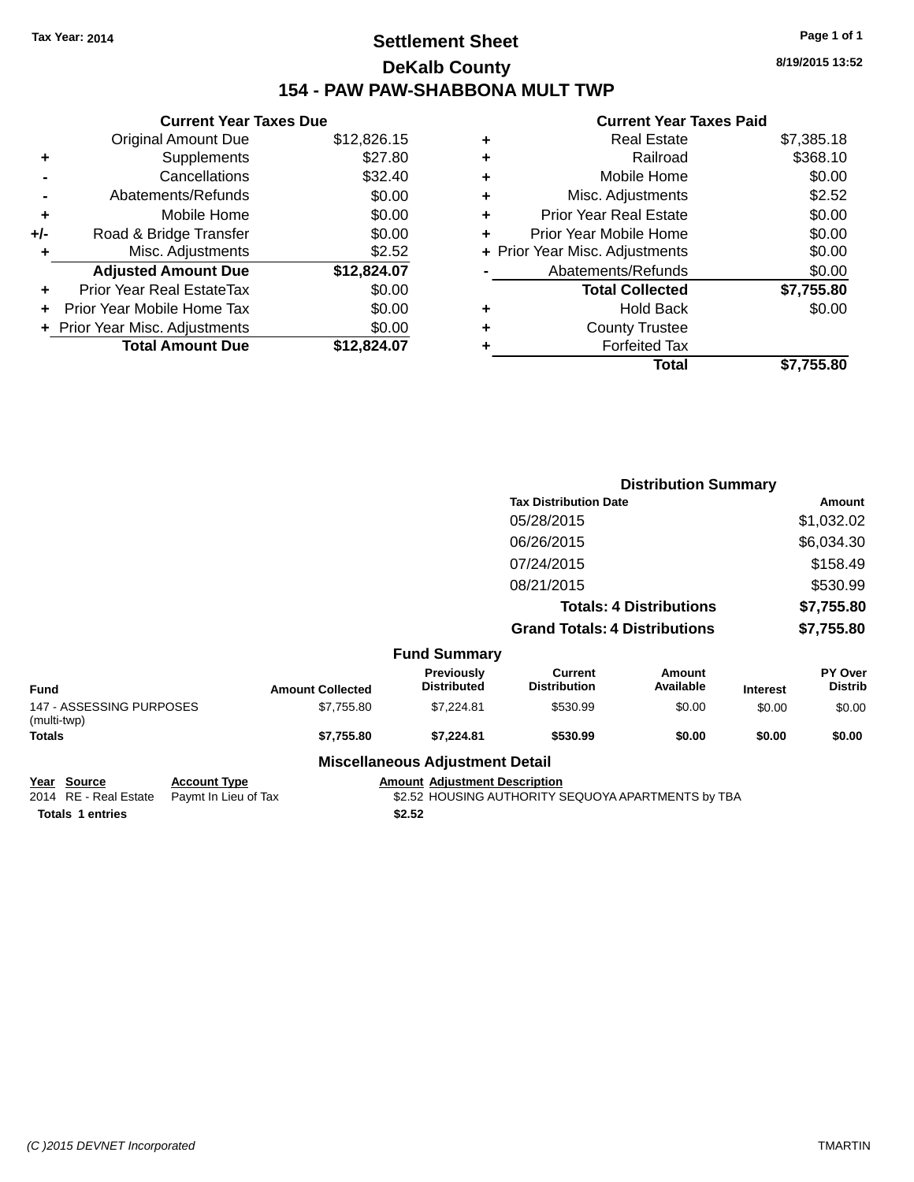Tax Year: 2014

# Settlement Sheet

## DeKalb County

## 154 - PAW PAW-SHABBONA MULT TWP

8/19/2015 13:52

| | Current Year Taxes Due | |
|---|---|---|
| | Original Amount Due | $12,826.15 |
| + | Supplements | $27.80 |
| - | Cancellations | $32.40 |
| - | Abatements/Refunds | $0.00 |
| + | Mobile Home | $0.00 |
| +/- | Road & Bridge Transfer | $0.00 |
| + | Misc. Adjustments | $2.52 |
| | **Adjusted Amount Due** | **$12,824.07** |
| + | Prior Year Real EstateTax | $0.00 |
| + | Prior Year Mobile Home Tax | $0.00 |
| + | Prior Year Misc. Adjustments | $0.00 |
| | **Total Amount Due** | **$12,824.07** |

| | Current Year Taxes Paid | |
|---|---|---|
| + | Real Estate | $7,385.18 |
| + | Railroad | $368.10 |
| + | Mobile Home | $0.00 |
| + | Misc. Adjustments | $2.52 |
| + | Prior Year Real Estate | $0.00 |
| + | Prior Year Mobile Home | $0.00 |
| + | Prior Year Misc. Adjustments | $0.00 |
| - | Abatements/Refunds | $0.00 |
| | **Total Collected** | **$7,755.80** |
| + | Hold Back | $0.00 |
| + | County Trustee | |
| + | Forfeited Tax | |
| | **Total** | **$7,755.80** |

### Distribution Summary

| Tax Distribution Date | Amount |
|---|---|
| 05/28/2015 | $1,032.02 |
| 06/26/2015 | $6,034.30 |
| 07/24/2015 | $158.49 |
| 08/21/2015 | $530.99 |
| **Totals: 4 Distributions** | **$7,755.80** |
| **Grand Totals: 4 Distributions** | **$7,755.80** |

### Fund Summary

| Fund | Amount Collected | Previously Distributed | Current Distribution | Amount Available | Interest | PY Over Distrib |
|---|---|---|---|---|---|---|
| 147 - ASSESSING PURPOSES (multi-twp) | $7,755.80 | $7,224.81 | $530.99 | $0.00 | $0.00 | $0.00 |
| **Totals** | **$7,755.80** | **$7,224.81** | **$530.99** | **$0.00** | **$0.00** | **$0.00** |

### Miscellaneous Adjustment Detail

| Year | Source | Account Type | Amount | Adjustment Description |
|---|---|---|---|---|
| 2014 | RE - Real Estate | Paymt In Lieu of Tax | $2.52 | HOUSING AUTHORITY SEQUOYA APARTMENTS by TBA |
| **Totals** | **1 entries** | | **$2.52** | |

(C )2015 DEVNET Incorporated TMARTIN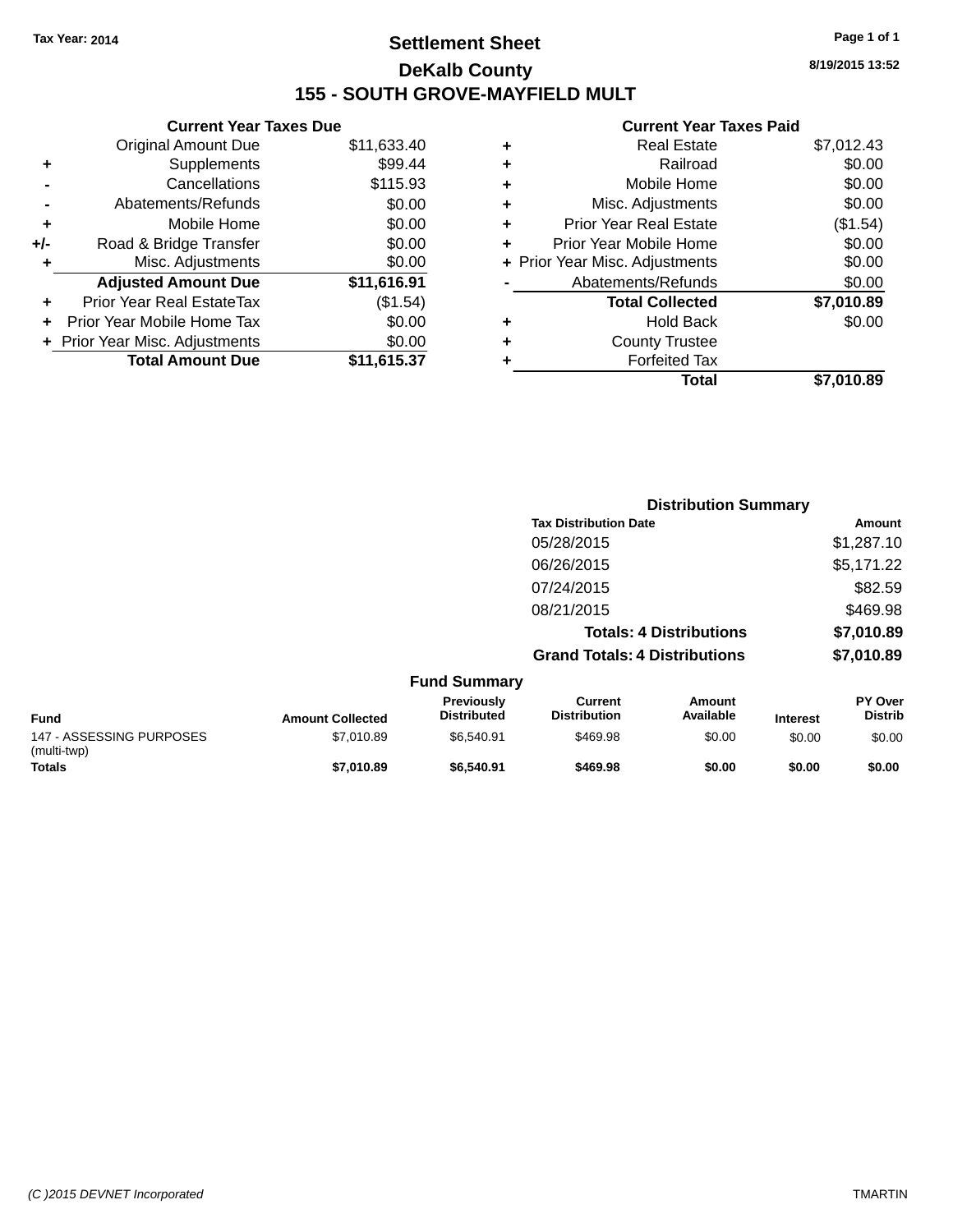Tax Year: 2014

# Settlement Sheet

## DeKalb County

## 155 - SOUTH GROVE-MAYFIELD MULT

8/19/2015 13:52

### Current Year Taxes Due

| | | |
|---|---|---|
| | Original Amount Due | $11,633.40 |
| + | Supplements | $99.44 |
| - | Cancellations | $115.93 |
| - | Abatements/Refunds | $0.00 |
| + | Mobile Home | $0.00 |
| +/- | Road & Bridge Transfer | $0.00 |
| + | Misc. Adjustments | $0.00 |
| | **Adjusted Amount Due** | **$11,616.91** |
| + | Prior Year Real EstateTax | ($1.54) |
| + | Prior Year Mobile Home Tax | $0.00 |
| + | Prior Year Misc. Adjustments | $0.00 |
| | **Total Amount Due** | **$11,615.37** |

### Current Year Taxes Paid

| | | |
|---|---|---|
| + | Real Estate | $7,012.43 |
| + | Railroad | $0.00 |
| + | Mobile Home | $0.00 |
| + | Misc. Adjustments | $0.00 |
| + | Prior Year Real Estate | ($1.54) |
| + | Prior Year Mobile Home | $0.00 |
| + | Prior Year Misc. Adjustments | $0.00 |
| - | Abatements/Refunds | $0.00 |
| | **Total Collected** | **$7,010.89** |
| + | Hold Back | $0.00 |
| + | County Trustee | |
| + | Forfeited Tax | |
| | **Total** | **$7,010.89** |

### Distribution Summary

| Tax Distribution Date | Amount |
|---|---|
| 05/28/2015 | $1,287.10 |
| 06/26/2015 | $5,171.22 |
| 07/24/2015 | $82.59 |
| 08/21/2015 | $469.98 |
| **Totals: 4 Distributions** | **$7,010.89** |
| **Grand Totals: 4 Distributions** | **$7,010.89** |

### Fund Summary

| Fund | Amount Collected | Previously Distributed | Current Distribution | Amount Available | Interest | PY Over Distrib |
|---|---|---|---|---|---|---|
| 147 - ASSESSING PURPOSES (multi-twp) | $7,010.89 | $6,540.91 | $469.98 | $0.00 | $0.00 | $0.00 |
| **Totals** | **$7,010.89** | **$6,540.91** | **$469.98** | **$0.00** | **$0.00** | **$0.00** |

(C )2015 DEVNET Incorporated TMARTIN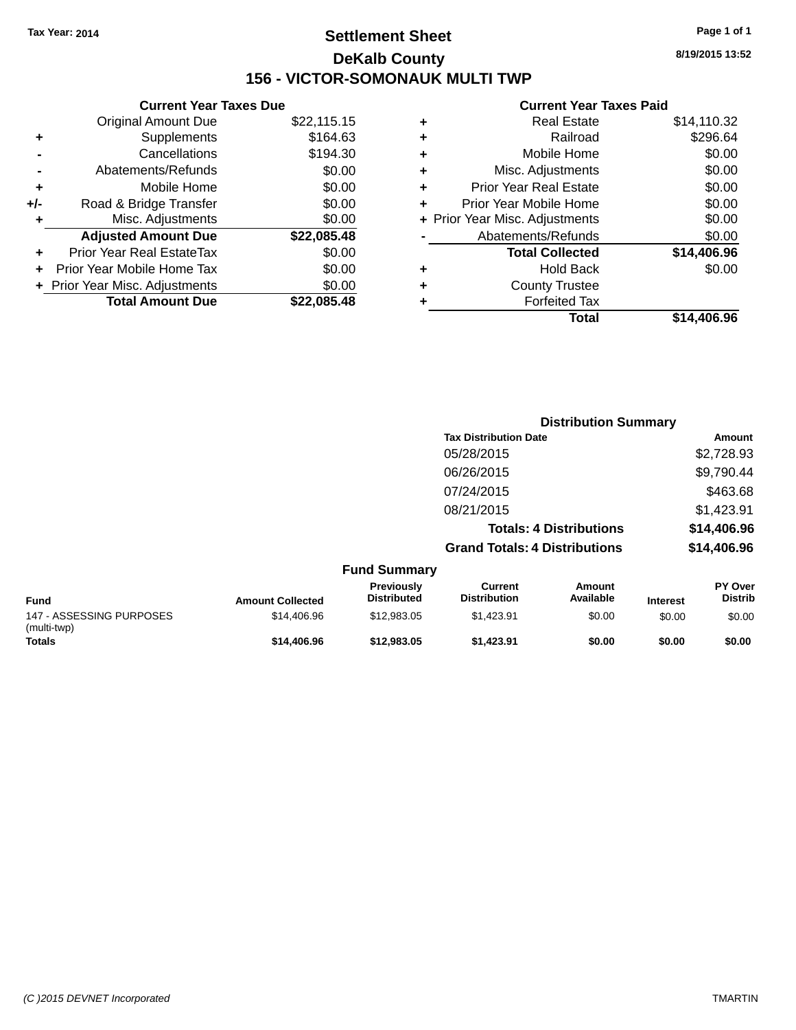Tax Year: 2014

# Settlement Sheet

## DeKalb County

## 156 - VICTOR-SOMONAUK MULTI TWP

8/19/2015 13:52

### Current Year Taxes Due

| | | |
|---|---|---|
| | Original Amount Due | $22,115.15 |
| + | Supplements | $164.63 |
| - | Cancellations | $194.30 |
| - | Abatements/Refunds | $0.00 |
| + | Mobile Home | $0.00 |
| +/- | Road & Bridge Transfer | $0.00 |
| + | Misc. Adjustments | $0.00 |
| | **Adjusted Amount Due** | **$22,085.48** |
| + | Prior Year Real EstateTax | $0.00 |
| + | Prior Year Mobile Home Tax | $0.00 |
| + | Prior Year Misc. Adjustments | $0.00 |
| | **Total Amount Due** | **$22,085.48** |

### Current Year Taxes Paid

| | | |
|---|---|---|
| + | Real Estate | $14,110.32 |
| + | Railroad | $296.64 |
| + | Mobile Home | $0.00 |
| + | Misc. Adjustments | $0.00 |
| + | Prior Year Real Estate | $0.00 |
| + | Prior Year Mobile Home | $0.00 |
| + | Prior Year Misc. Adjustments | $0.00 |
| - | Abatements/Refunds | $0.00 |
| | **Total Collected** | **$14,406.96** |
| + | Hold Back | $0.00 |
| + | County Trustee | |
| + | Forfeited Tax | |
| | **Total** | **$14,406.96** |

### Distribution Summary

| Tax Distribution Date | Amount |
|---|---|
| 05/28/2015 | $2,728.93 |
| 06/26/2015 | $9,790.44 |
| 07/24/2015 | $463.68 |
| 08/21/2015 | $1,423.91 |
| **Totals: 4 Distributions** | **$14,406.96** |
| **Grand Totals: 4 Distributions** | **$14,406.96** |

### Fund Summary

| Fund | Amount Collected | Previously Distributed | Current Distribution | Amount Available | Interest | PY Over Distrib |
|---|---|---|---|---|---|---|
| 147 - ASSESSING PURPOSES (multi-twp) | $14,406.96 | $12,983.05 | $1,423.91 | $0.00 | $0.00 | $0.00 |
| **Totals** | **$14,406.96** | **$12,983.05** | **$1,423.91** | **$0.00** | **$0.00** | **$0.00** |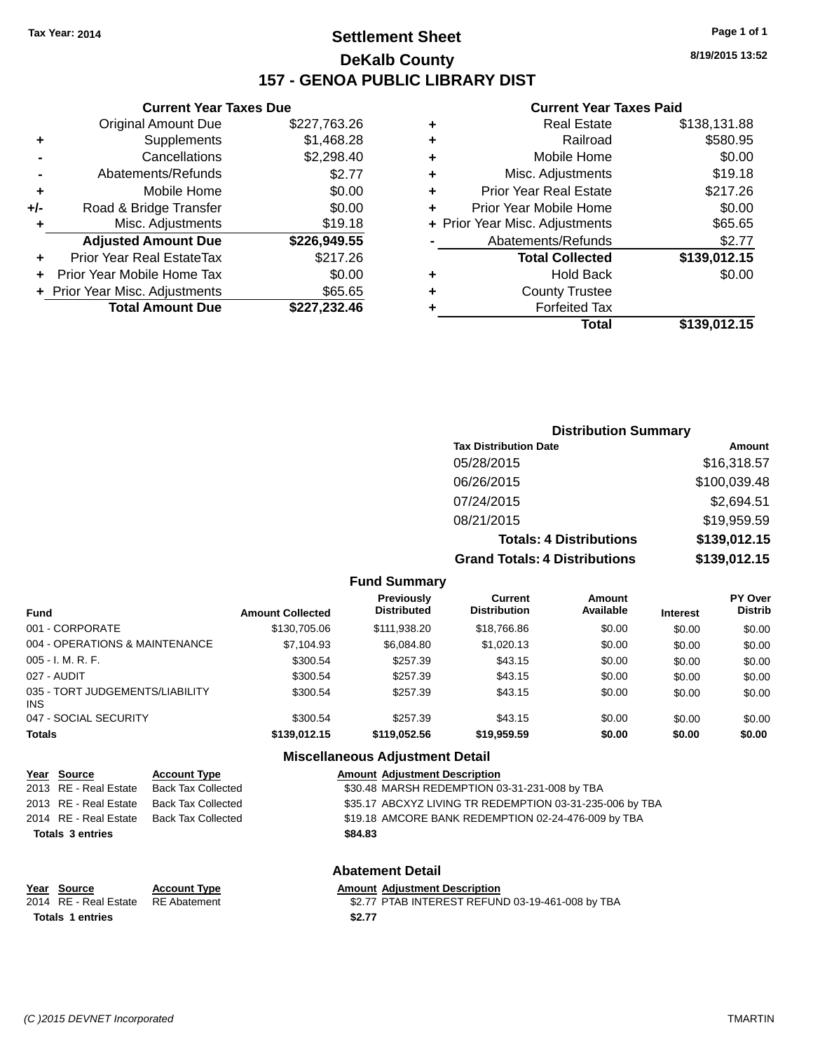Tax Year: 2014

# Settlement Sheet
## DeKalb County
## 157 - GENOA PUBLIC LIBRARY DIST

8/19/2015 13:52

### Current Year Taxes Due

| | | |
|---|---|---|
| | Original Amount Due | $227,763.26 |
| + | Supplements | $1,468.28 |
| - | Cancellations | $2,298.40 |
| - | Abatements/Refunds | $2.77 |
| + | Mobile Home | $0.00 |
| +/- | Road & Bridge Transfer | $0.00 |
| + | Misc. Adjustments | $19.18 |
| | **Adjusted Amount Due** | **$226,949.55** |
| + | Prior Year Real EstateTax | $217.26 |
| + | Prior Year Mobile Home Tax | $0.00 |
| + | Prior Year Misc. Adjustments | $65.65 |
| | **Total Amount Due** | **$227,232.46** |

### Current Year Taxes Paid

| | | |
|---|---|---|
| + | Real Estate | $138,131.88 |
| + | Railroad | $580.95 |
| + | Mobile Home | $0.00 |
| + | Misc. Adjustments | $19.18 |
| + | Prior Year Real Estate | $217.26 |
| + | Prior Year Mobile Home | $0.00 |
| + | Prior Year Misc. Adjustments | $65.65 |
| - | Abatements/Refunds | $2.77 |
| | **Total Collected** | **$139,012.15** |
| + | Hold Back | $0.00 |
| + | County Trustee | |
| + | Forfeited Tax | |
| | **Total** | **$139,012.15** |

### Distribution Summary

| Tax Distribution Date | Amount |
|---|---|
| 05/28/2015 | $16,318.57 |
| 06/26/2015 | $100,039.48 |
| 07/24/2015 | $2,694.51 |
| 08/21/2015 | $19,959.59 |
| **Totals: 4 Distributions** | **$139,012.15** |
| **Grand Totals: 4 Distributions** | **$139,012.15** |

### Fund Summary

| Fund | Amount Collected | Previously Distributed | Current Distribution | Amount Available | Interest | PY Over Distrib |
|---|---|---|---|---|---|---|
| 001 - CORPORATE | $130,705.06 | $111,938.20 | $18,766.86 | $0.00 | $0.00 | $0.00 |
| 004 - OPERATIONS & MAINTENANCE | $7,104.93 | $6,084.80 | $1,020.13 | $0.00 | $0.00 | $0.00 |
| 005 - I. M. R. F. | $300.54 | $257.39 | $43.15 | $0.00 | $0.00 | $0.00 |
| 027 - AUDIT | $300.54 | $257.39 | $43.15 | $0.00 | $0.00 | $0.00 |
| 035 - TORT JUDGEMENTS/LIABILITY INS | $300.54 | $257.39 | $43.15 | $0.00 | $0.00 | $0.00 |
| 047 - SOCIAL SECURITY | $300.54 | $257.39 | $43.15 | $0.00 | $0.00 | $0.00 |
| **Totals** | **$139,012.15** | **$119,052.56** | **$19,959.59** | **$0.00** | **$0.00** | **$0.00** |

### Miscellaneous Adjustment Detail

| Year | Source | Account Type | Amount | Adjustment Description |
|---|---|---|---|---|
| 2013 | RE - Real Estate | Back Tax Collected | $30.48 | MARSH REDEMPTION 03-31-231-008 by TBA |
| 2013 | RE - Real Estate | Back Tax Collected | $35.17 | ABCXYZ LIVING TR REDEMPTION 03-31-235-006 by TBA |
| 2014 | RE - Real Estate | Back Tax Collected | $19.18 | AMCORE BANK REDEMPTION 02-24-476-009 by TBA |
| **Totals 3 entries** | | | **$84.83** | |

### Abatement Detail

| Year | Source | Account Type | Amount | Adjustment Description |
|---|---|---|---|---|
| 2014 | RE - Real Estate | RE Abatement | $2.77 | PTAB INTEREST REFUND 03-19-461-008 by TBA |
| **Totals 1 entries** | | | **$2.77** | |

(C )2015 DEVNET Incorporated TMARTIN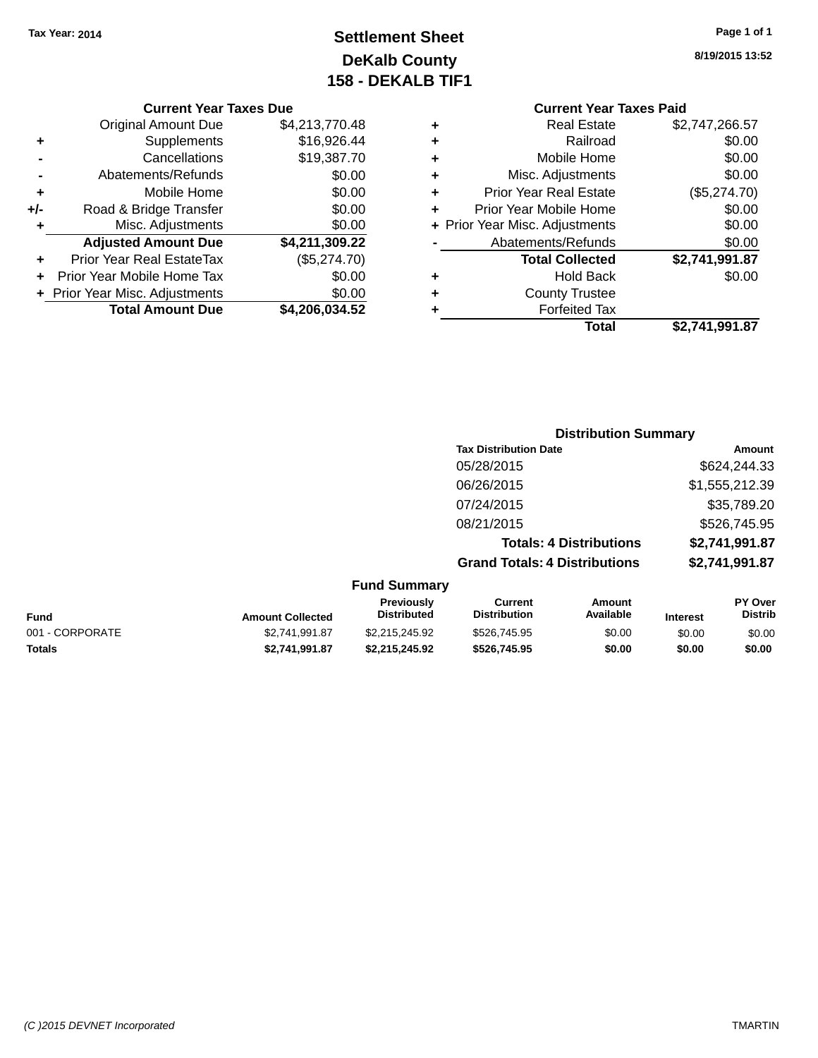Tax Year: 2014

# Settlement Sheet
## DeKalb County
## 158 - DEKALB TIF1

8/19/2015 13:52

### Current Year Taxes Due

| | | |
|---|---|---|
| | Original Amount Due | $4,213,770.48 |
| + | Supplements | $16,926.44 |
| - | Cancellations | $19,387.70 |
| - | Abatements/Refunds | $0.00 |
| + | Mobile Home | $0.00 |
| +/- | Road & Bridge Transfer | $0.00 |
| + | Misc. Adjustments | $0.00 |
| | **Adjusted Amount Due** | **$4,211,309.22** |
| + | Prior Year Real EstateTax | ($5,274.70) |
| + | Prior Year Mobile Home Tax | $0.00 |
| + | Prior Year Misc. Adjustments | $0.00 |
| | **Total Amount Due** | **$4,206,034.52** |

### Current Year Taxes Paid

| | | |
|---|---|---|
| + | Real Estate | $2,747,266.57 |
| + | Railroad | $0.00 |
| + | Mobile Home | $0.00 |
| + | Misc. Adjustments | $0.00 |
| + | Prior Year Real Estate | ($5,274.70) |
| + | Prior Year Mobile Home | $0.00 |
| + | Prior Year Misc. Adjustments | $0.00 |
| - | Abatements/Refunds | $0.00 |
| | **Total Collected** | **$2,741,991.87** |
| + | Hold Back | $0.00 |
| + | County Trustee | |
| + | Forfeited Tax | |
| | **Total** | **$2,741,991.87** |

### Distribution Summary

| Tax Distribution Date | Amount |
|---|---|
| 05/28/2015 | $624,244.33 |
| 06/26/2015 | $1,555,212.39 |
| 07/24/2015 | $35,789.20 |
| 08/21/2015 | $526,745.95 |
| **Totals: 4 Distributions** | **$2,741,991.87** |
| **Grand Totals: 4 Distributions** | **$2,741,991.87** |

### Fund Summary

| Fund | Amount Collected | Previously Distributed | Current Distribution | Amount Available | Interest | PY Over Distrib |
|---|---|---|---|---|---|---|
| 001 - CORPORATE | $2,741,991.87 | $2,215,245.92 | $526,745.95 | $0.00 | $0.00 | $0.00 |
| **Totals** | **$2,741,991.87** | **$2,215,245.92** | **$526,745.95** | **$0.00** | **$0.00** | **$0.00** |

(C )2015 DEVNET Incorporated — TMARTIN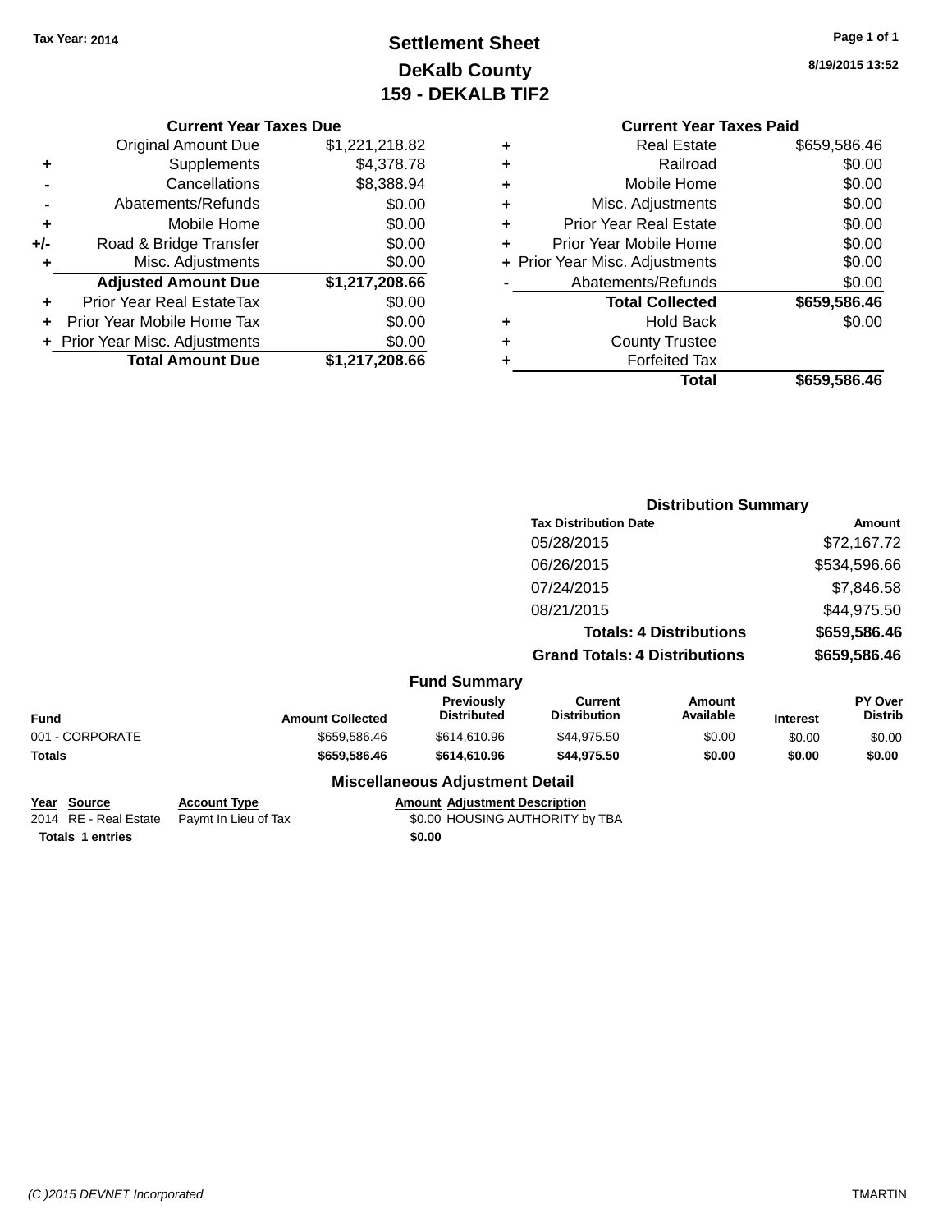Tax Year: 2014

# Settlement Sheet
## DeKalb County
## 159 - DEKALB TIF2

8/19/2015 13:52

### Current Year Taxes Due

| | | |
|---|---|---|
| | Original Amount Due | $1,221,218.82 |
| + | Supplements | $4,378.78 |
| - | Cancellations | $8,388.94 |
| - | Abatements/Refunds | $0.00 |
| + | Mobile Home | $0.00 |
| +/- | Road & Bridge Transfer | $0.00 |
| + | Misc. Adjustments | $0.00 |
| | **Adjusted Amount Due** | **$1,217,208.66** |
| + | Prior Year Real EstateTax | $0.00 |
| + | Prior Year Mobile Home Tax | $0.00 |
| + | Prior Year Misc. Adjustments | $0.00 |
| | **Total Amount Due** | **$1,217,208.66** |

### Current Year Taxes Paid

| | | |
|---|---|---|
| + | Real Estate | $659,586.46 |
| + | Railroad | $0.00 |
| + | Mobile Home | $0.00 |
| + | Misc. Adjustments | $0.00 |
| + | Prior Year Real Estate | $0.00 |
| + | Prior Year Mobile Home | $0.00 |
| + | Prior Year Misc. Adjustments | $0.00 |
| - | Abatements/Refunds | $0.00 |
| | **Total Collected** | **$659,586.46** |
| + | Hold Back | $0.00 |
| + | County Trustee | |
| + | Forfeited Tax | |
| | **Total** | **$659,586.46** |

### Distribution Summary

| Tax Distribution Date | Amount |
|---|---|
| 05/28/2015 | $72,167.72 |
| 06/26/2015 | $534,596.66 |
| 07/24/2015 | $7,846.58 |
| 08/21/2015 | $44,975.50 |
| **Totals: 4 Distributions** | **$659,586.46** |
| **Grand Totals: 4 Distributions** | **$659,586.46** |

### Fund Summary

| Fund | Amount Collected | Previously Distributed | Current Distribution | Amount Available | Interest | PY Over Distrib |
|---|---|---|---|---|---|---|
| 001 - CORPORATE | $659,586.46 | $614,610.96 | $44,975.50 | $0.00 | $0.00 | $0.00 |
| **Totals** | **$659,586.46** | **$614,610.96** | **$44,975.50** | **$0.00** | **$0.00** | **$0.00** |

### Miscellaneous Adjustment Detail

| Year | Source | Account Type | Amount | Adjustment Description |
|---|---|---|---|---|
| 2014 | RE - Real Estate | Paymt In Lieu of Tax | $0.00 | HOUSING AUTHORITY by TBA |
| **Totals** | **1 entries** | | **$0.00** | |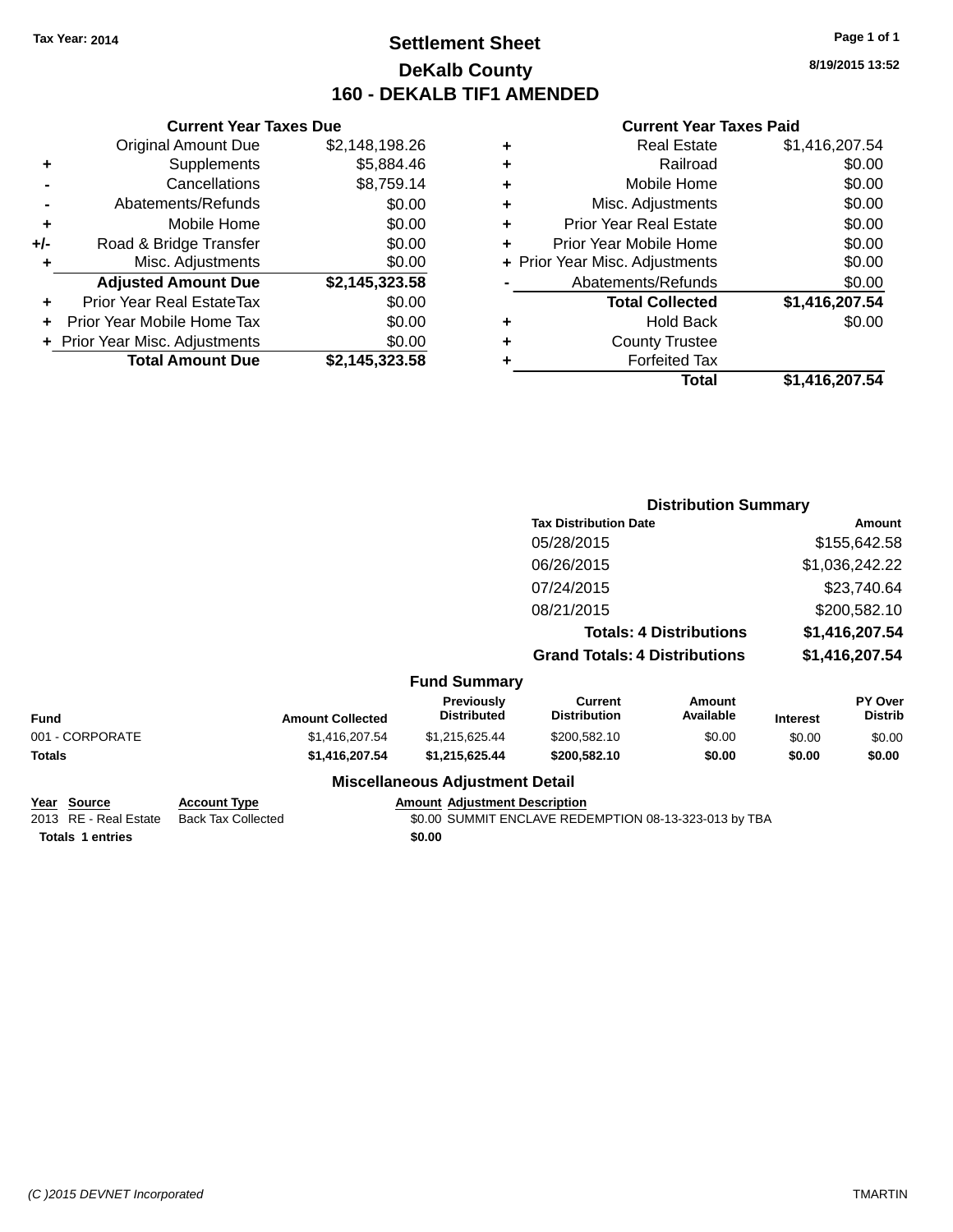Tax Year: 2014

# Settlement Sheet

## DeKalb County

## 160 - DEKALB TIF1 AMENDED

8/19/2015 13:52

### Current Year Taxes Due

| | | |
|---|---|---|
| | Original Amount Due | $2,148,198.26 |
| + | Supplements | $5,884.46 |
| - | Cancellations | $8,759.14 |
| - | Abatements/Refunds | $0.00 |
| + | Mobile Home | $0.00 |
| +/- | Road & Bridge Transfer | $0.00 |
| + | Misc. Adjustments | $0.00 |
| | **Adjusted Amount Due** | **$2,145,323.58** |
| + | Prior Year Real EstateTax | $0.00 |
| + | Prior Year Mobile Home Tax | $0.00 |
| + | Prior Year Misc. Adjustments | $0.00 |
| | **Total Amount Due** | **$2,145,323.58** |

### Current Year Taxes Paid

| | | |
|---|---|---|
| + | Real Estate | $1,416,207.54 |
| + | Railroad | $0.00 |
| + | Mobile Home | $0.00 |
| + | Misc. Adjustments | $0.00 |
| + | Prior Year Real Estate | $0.00 |
| + | Prior Year Mobile Home | $0.00 |
| + | Prior Year Misc. Adjustments | $0.00 |
| - | Abatements/Refunds | $0.00 |
| | **Total Collected** | **$1,416,207.54** |
| + | Hold Back | $0.00 |
| + | County Trustee | |
| + | Forfeited Tax | |
| | **Total** | **$1,416,207.54** |

### Distribution Summary

| Tax Distribution Date | Amount |
|---|---|
| 05/28/2015 | $155,642.58 |
| 06/26/2015 | $1,036,242.22 |
| 07/24/2015 | $23,740.64 |
| 08/21/2015 | $200,582.10 |
| **Totals: 4 Distributions** | **$1,416,207.54** |
| **Grand Totals: 4 Distributions** | **$1,416,207.54** |

### Fund Summary

| Fund | Amount Collected | Previously Distributed | Current Distribution | Amount Available | Interest | PY Over Distrib |
|---|---|---|---|---|---|---|
| 001 - CORPORATE | $1,416,207.54 | $1,215,625.44 | $200,582.10 | $0.00 | $0.00 | $0.00 |
| **Totals** | **$1,416,207.54** | **$1,215,625.44** | **$200,582.10** | **$0.00** | **$0.00** | **$0.00** |

### Miscellaneous Adjustment Detail

| Year | Source | Account Type | Amount | Adjustment Description |
|---|---|---|---|---|
| 2013 | RE - Real Estate | Back Tax Collected | $0.00 | SUMMIT ENCLAVE REDEMPTION 08-13-323-013 by TBA |
| **Totals** | **1 entries** | | **$0.00** | |

(C )2015 DEVNET Incorporated — TMARTIN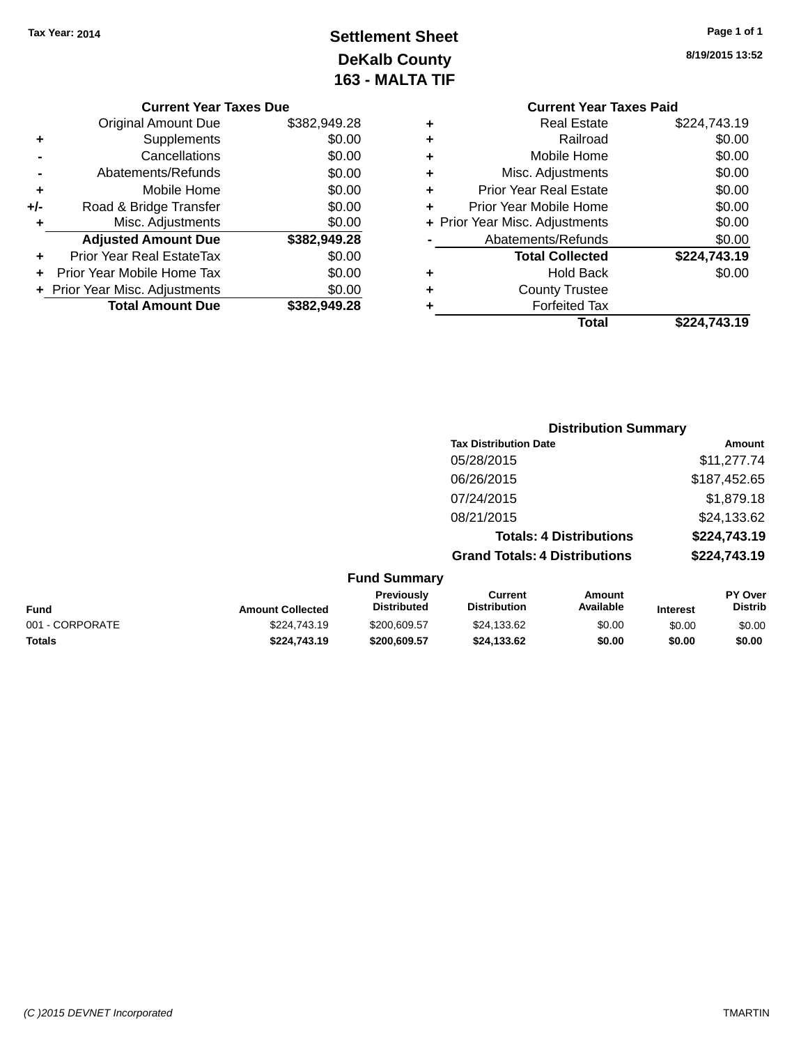Tax Year: 2014

# Settlement Sheet
## DeKalb County
## 163 - MALTA TIF

Page 1 of 1

8/19/2015 13:52

### Current Year Taxes Due

| | | |
|---|---|---|
| | Original Amount Due | $382,949.28 |
| + | Supplements | $0.00 |
| - | Cancellations | $0.00 |
| - | Abatements/Refunds | $0.00 |
| + | Mobile Home | $0.00 |
| +/- | Road & Bridge Transfer | $0.00 |
| + | Misc. Adjustments | $0.00 |
| | **Adjusted Amount Due** | **$382,949.28** |
| + | Prior Year Real EstateTax | $0.00 |
| + | Prior Year Mobile Home Tax | $0.00 |
| + | Prior Year Misc. Adjustments | $0.00 |
| | **Total Amount Due** | **$382,949.28** |

### Current Year Taxes Paid

| | | |
|---|---|---|
| + | Real Estate | $224,743.19 |
| + | Railroad | $0.00 |
| + | Mobile Home | $0.00 |
| + | Misc. Adjustments | $0.00 |
| + | Prior Year Real Estate | $0.00 |
| + | Prior Year Mobile Home | $0.00 |
| + | Prior Year Misc. Adjustments | $0.00 |
| - | Abatements/Refunds | $0.00 |
| | **Total Collected** | **$224,743.19** |
| + | Hold Back | $0.00 |
| + | County Trustee | |
| + | Forfeited Tax | |
| | **Total** | **$224,743.19** |

### Distribution Summary

| Tax Distribution Date | Amount |
|---|---|
| 05/28/2015 | $11,277.74 |
| 06/26/2015 | $187,452.65 |
| 07/24/2015 | $1,879.18 |
| 08/21/2015 | $24,133.62 |
| **Totals: 4 Distributions** | **$224,743.19** |
| **Grand Totals: 4 Distributions** | **$224,743.19** |

### Fund Summary

| Fund | Amount Collected | Previously Distributed | Current Distribution | Amount Available | Interest | PY Over Distrib |
|---|---|---|---|---|---|---|
| 001 - CORPORATE | $224,743.19 | $200,609.57 | $24,133.62 | $0.00 | $0.00 | $0.00 |
| **Totals** | **$224,743.19** | **$200,609.57** | **$24,133.62** | **$0.00** | **$0.00** | **$0.00** |

(C )2015 DEVNET Incorporated TMARTIN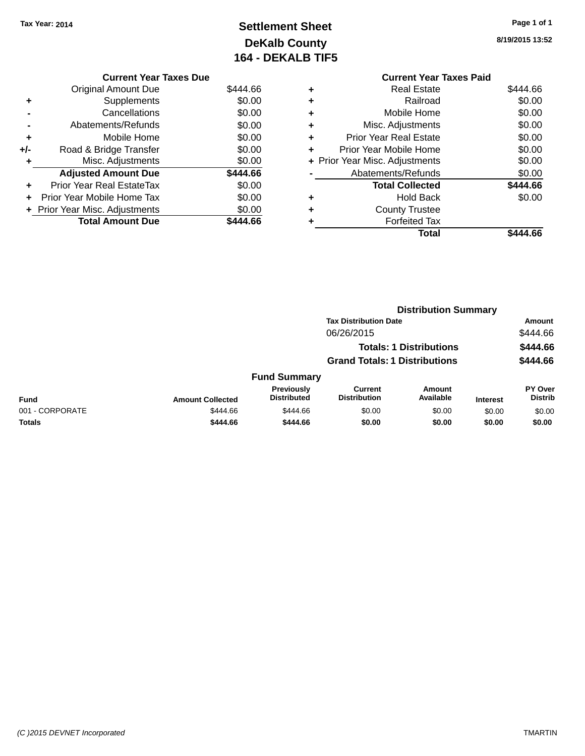Tax Year: 2014

# Settlement Sheet
## DeKalb County
## 164 - DEKALB TIF5

8/19/2015 13:52

### Current Year Taxes Due

| | | |
|---|---|---|
| | Original Amount Due | $444.66 |
| + | Supplements | $0.00 |
| - | Cancellations | $0.00 |
| - | Abatements/Refunds | $0.00 |
| + | Mobile Home | $0.00 |
| +/- | Road & Bridge Transfer | $0.00 |
| + | Misc. Adjustments | $0.00 |
| | **Adjusted Amount Due** | **$444.66** |
| + | Prior Year Real EstateTax | $0.00 |
| + | Prior Year Mobile Home Tax | $0.00 |
| + | Prior Year Misc. Adjustments | $0.00 |
| | **Total Amount Due** | **$444.66** |

### Current Year Taxes Paid

| | | |
|---|---|---|
| + | Real Estate | $444.66 |
| + | Railroad | $0.00 |
| + | Mobile Home | $0.00 |
| + | Misc. Adjustments | $0.00 |
| + | Prior Year Real Estate | $0.00 |
| + | Prior Year Mobile Home | $0.00 |
| + | Prior Year Misc. Adjustments | $0.00 |
| - | Abatements/Refunds | $0.00 |
| | **Total Collected** | **$444.66** |
| + | Hold Back | $0.00 |
| + | County Trustee | |
| + | Forfeited Tax | |
| | **Total** | **$444.66** |

### Distribution Summary

| Tax Distribution Date | Amount |
|---|---|
| 06/26/2015 | $444.66 |
| **Totals: 1 Distributions** | **$444.66** |
| **Grand Totals: 1 Distributions** | **$444.66** |

### Fund Summary

| Fund | Amount Collected | Previously Distributed | Current Distribution | Amount Available | Interest | PY Over Distrib |
|---|---|---|---|---|---|---|
| 001 - CORPORATE | $444.66 | $444.66 | $0.00 | $0.00 | $0.00 | $0.00 |
| **Totals** | **$444.66** | **$444.66** | **$0.00** | **$0.00** | **$0.00** | **$0.00** |

(C )2015 DEVNET Incorporated TMARTIN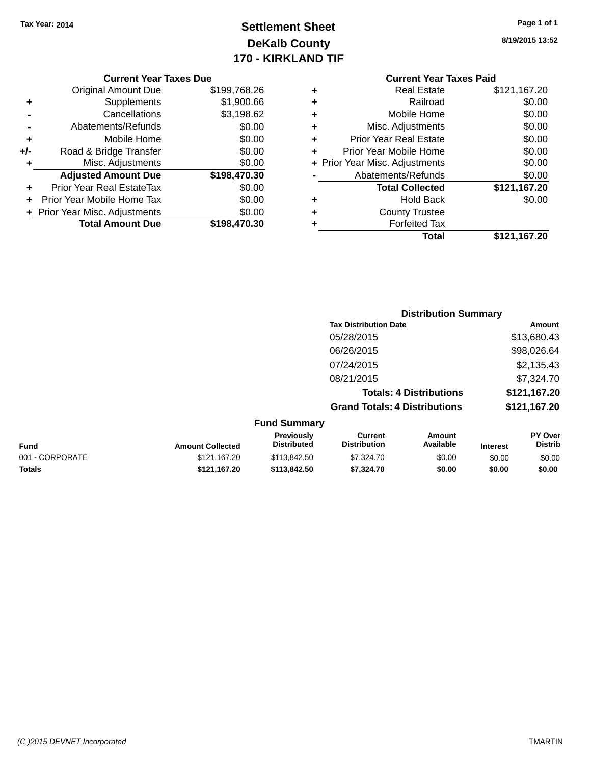Tax Year: 2014

# Settlement Sheet

## DeKalb County

## 170 - KIRKLAND TIF

8/19/2015 13:52

### Current Year Taxes Due

| | | |
|---|---|---|
| | Original Amount Due | $199,768.26 |
| + | Supplements | $1,900.66 |
| - | Cancellations | $3,198.62 |
| - | Abatements/Refunds | $0.00 |
| + | Mobile Home | $0.00 |
| +/- | Road & Bridge Transfer | $0.00 |
| + | Misc. Adjustments | $0.00 |
| | **Adjusted Amount Due** | **$198,470.30** |
| + | Prior Year Real EstateTax | $0.00 |
| + | Prior Year Mobile Home Tax | $0.00 |
| + | Prior Year Misc. Adjustments | $0.00 |
| | **Total Amount Due** | **$198,470.30** |

### Current Year Taxes Paid

| | | |
|---|---|---|
| + | Real Estate | $121,167.20 |
| + | Railroad | $0.00 |
| + | Mobile Home | $0.00 |
| + | Misc. Adjustments | $0.00 |
| + | Prior Year Real Estate | $0.00 |
| + | Prior Year Mobile Home | $0.00 |
| + | Prior Year Misc. Adjustments | $0.00 |
| - | Abatements/Refunds | $0.00 |
| | **Total Collected** | **$121,167.20** |
| + | Hold Back | $0.00 |
| + | County Trustee | |
| + | Forfeited Tax | |
| | **Total** | **$121,167.20** |

### Distribution Summary

| Tax Distribution Date | Amount |
|---|---|
| 05/28/2015 | $13,680.43 |
| 06/26/2015 | $98,026.64 |
| 07/24/2015 | $2,135.43 |
| 08/21/2015 | $7,324.70 |
| **Totals: 4 Distributions** | **$121,167.20** |
| **Grand Totals: 4 Distributions** | **$121,167.20** |

### Fund Summary

| Fund | Amount Collected | Previously Distributed | Current Distribution | Amount Available | Interest | PY Over Distrib |
|---|---|---|---|---|---|---|
| 001 - CORPORATE | $121,167.20 | $113,842.50 | $7,324.70 | $0.00 | $0.00 | $0.00 |
| **Totals** | **$121,167.20** | **$113,842.50** | **$7,324.70** | **$0.00** | **$0.00** | **$0.00** |

(C )2015 DEVNET Incorporated TMARTIN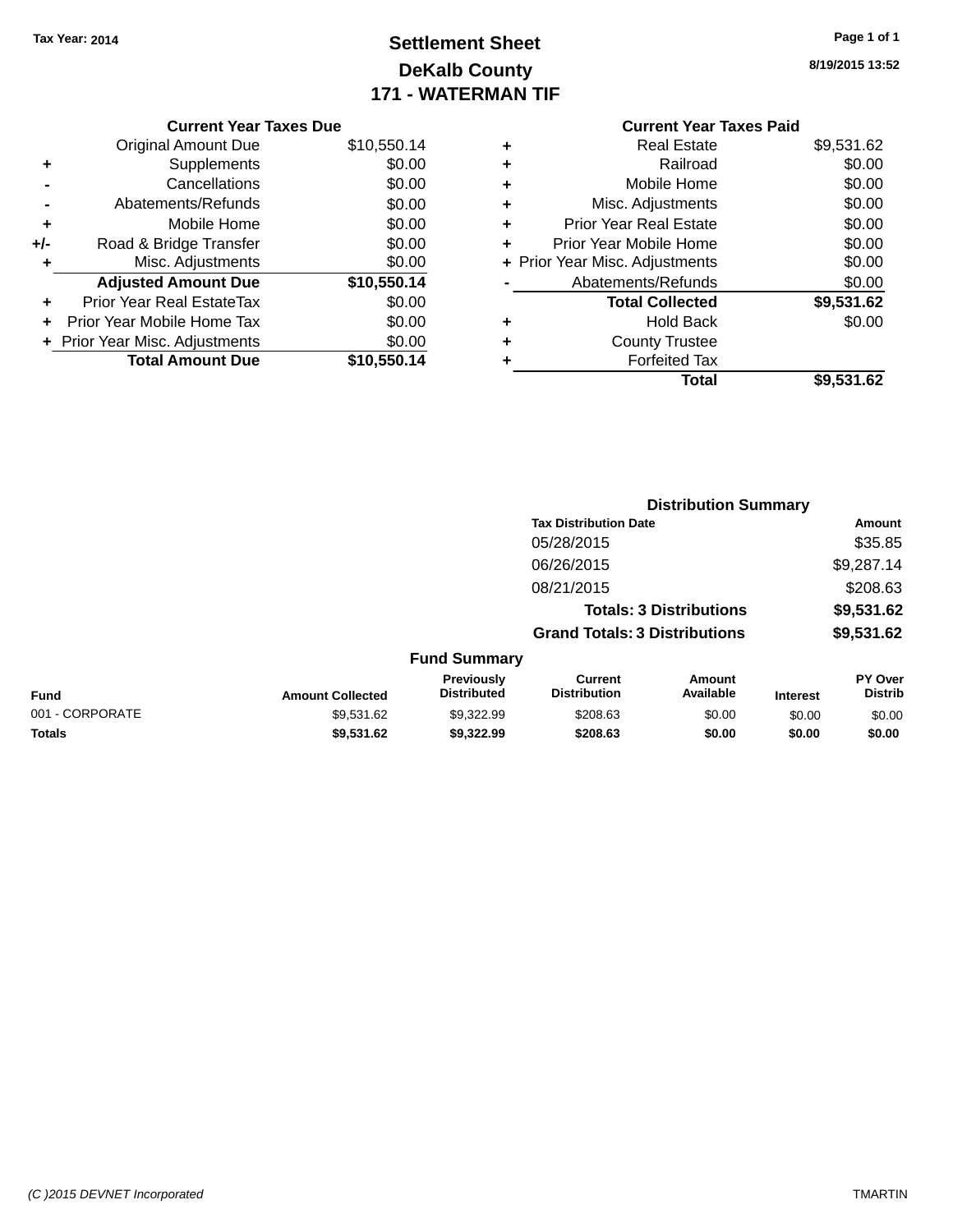Tax Year: 2014

# Settlement Sheet
## DeKalb County
## 171 - WATERMAN TIF

8/19/2015 13:52

### Current Year Taxes Due

| | | |
|---|---|---|
| | Original Amount Due | $10,550.14 |
| + | Supplements | $0.00 |
| - | Cancellations | $0.00 |
| - | Abatements/Refunds | $0.00 |
| + | Mobile Home | $0.00 |
| +/- | Road & Bridge Transfer | $0.00 |
| + | Misc. Adjustments | $0.00 |
| | **Adjusted Amount Due** | **$10,550.14** |
| + | Prior Year Real EstateTax | $0.00 |
| + | Prior Year Mobile Home Tax | $0.00 |
| + | Prior Year Misc. Adjustments | $0.00 |
| | **Total Amount Due** | **$10,550.14** |

### Current Year Taxes Paid

| | | |
|---|---|---|
| + | Real Estate | $9,531.62 |
| + | Railroad | $0.00 |
| + | Mobile Home | $0.00 |
| + | Misc. Adjustments | $0.00 |
| + | Prior Year Real Estate | $0.00 |
| + | Prior Year Mobile Home | $0.00 |
| + | Prior Year Misc. Adjustments | $0.00 |
| - | Abatements/Refunds | $0.00 |
| | **Total Collected** | **$9,531.62** |
| + | Hold Back | $0.00 |
| + | County Trustee | |
| + | Forfeited Tax | |
| | **Total** | **$9,531.62** |

### Distribution Summary

| Tax Distribution Date | Amount |
|---|---|
| 05/28/2015 | $35.85 |
| 06/26/2015 | $9,287.14 |
| 08/21/2015 | $208.63 |
| **Totals: 3 Distributions** | **$9,531.62** |
| **Grand Totals: 3 Distributions** | **$9,531.62** |

### Fund Summary

| Fund | Amount Collected | Previously Distributed | Current Distribution | Amount Available | Interest | PY Over Distrib |
|---|---|---|---|---|---|---|
| 001 - CORPORATE | $9,531.62 | $9,322.99 | $208.63 | $0.00 | $0.00 | $0.00 |
| **Totals** | **$9,531.62** | **$9,322.99** | **$208.63** | **$0.00** | **$0.00** | **$0.00** |

(C )2015 DEVNET Incorporated TMARTIN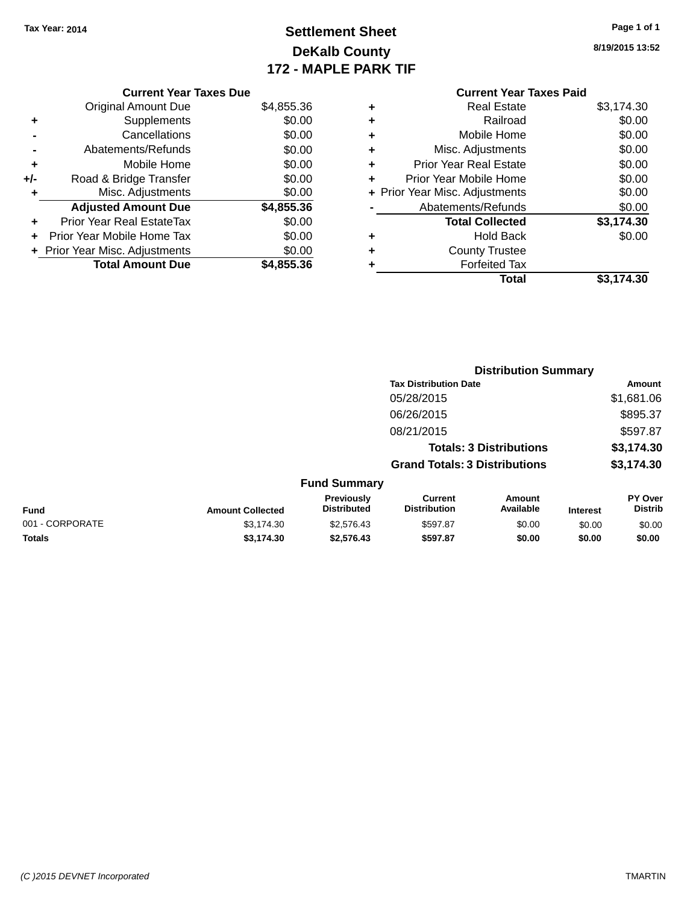Tax Year: 2014

# Settlement Sheet

## DeKalb County

## 172 - MAPLE PARK TIF

8/19/2015 13:52

| | Current Year Taxes Due | |
|---|---|---|
| | Original Amount Due | $4,855.36 |
| + | Supplements | $0.00 |
| - | Cancellations | $0.00 |
| - | Abatements/Refunds | $0.00 |
| + | Mobile Home | $0.00 |
| +/- | Road & Bridge Transfer | $0.00 |
| + | Misc. Adjustments | $0.00 |
| | **Adjusted Amount Due** | **$4,855.36** |
| + | Prior Year Real EstateTax | $0.00 |
| + | Prior Year Mobile Home Tax | $0.00 |
| + | Prior Year Misc. Adjustments | $0.00 |
| | **Total Amount Due** | **$4,855.36** |

| | Current Year Taxes Paid | |
|---|---|---|
| + | Real Estate | $3,174.30 |
| + | Railroad | $0.00 |
| + | Mobile Home | $0.00 |
| + | Misc. Adjustments | $0.00 |
| + | Prior Year Real Estate | $0.00 |
| + | Prior Year Mobile Home | $0.00 |
| + | Prior Year Misc. Adjustments | $0.00 |
| - | Abatements/Refunds | $0.00 |
| | **Total Collected** | **$3,174.30** |
| + | Hold Back | $0.00 |
| + | County Trustee | |
| + | Forfeited Tax | |
| | **Total** | **$3,174.30** |

### Distribution Summary

| Tax Distribution Date | Amount |
|---|---|
| 05/28/2015 | $1,681.06 |
| 06/26/2015 | $895.37 |
| 08/21/2015 | $597.87 |
| **Totals: 3 Distributions** | **$3,174.30** |
| **Grand Totals: 3 Distributions** | **$3,174.30** |

### Fund Summary

| Fund | Amount Collected | Previously Distributed | Current Distribution | Amount Available | Interest | PY Over Distrib |
|---|---|---|---|---|---|---|
| 001 - CORPORATE | $3,174.30 | $2,576.43 | $597.87 | $0.00 | $0.00 | $0.00 |
| **Totals** | **$3,174.30** | **$2,576.43** | **$597.87** | **$0.00** | **$0.00** | **$0.00** |

(C )2015 DEVNET Incorporated — TMARTIN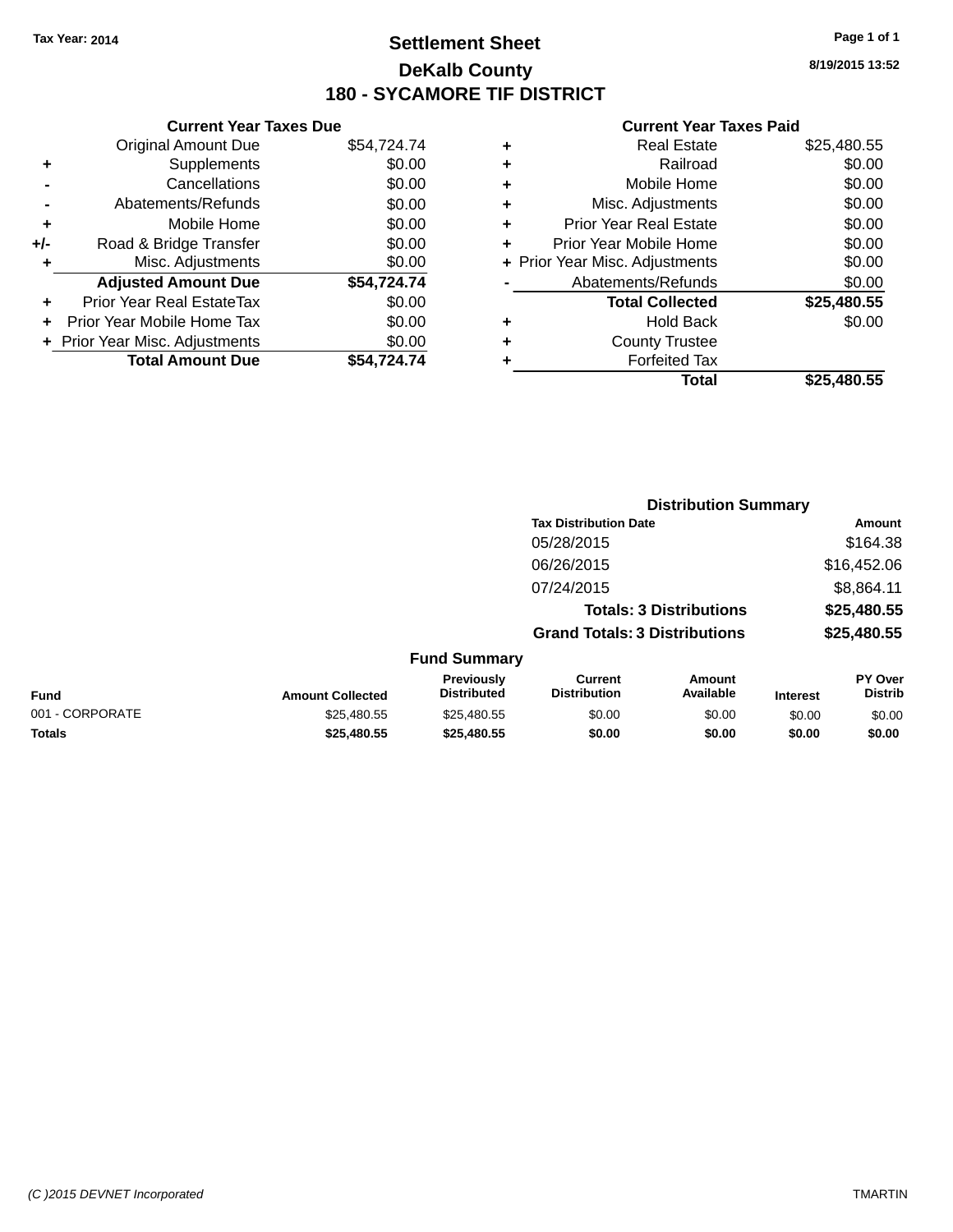Tax Year: 2014

# Settlement Sheet

## DeKalb County

## 180 - SYCAMORE TIF DISTRICT

8/19/2015 13:52

### Current Year Taxes Due

| | | |
|---|---|---|
| | Original Amount Due | $54,724.74 |
| + | Supplements | $0.00 |
| - | Cancellations | $0.00 |
| - | Abatements/Refunds | $0.00 |
| + | Mobile Home | $0.00 |
| +/- | Road & Bridge Transfer | $0.00 |
| + | Misc. Adjustments | $0.00 |
| | **Adjusted Amount Due** | **$54,724.74** |
| + | Prior Year Real EstateTax | $0.00 |
| + | Prior Year Mobile Home Tax | $0.00 |
| + | Prior Year Misc. Adjustments | $0.00 |
| | **Total Amount Due** | **$54,724.74** |

### Current Year Taxes Paid

| | | |
|---|---|---|
| + | Real Estate | $25,480.55 |
| + | Railroad | $0.00 |
| + | Mobile Home | $0.00 |
| + | Misc. Adjustments | $0.00 |
| + | Prior Year Real Estate | $0.00 |
| + | Prior Year Mobile Home | $0.00 |
| + | Prior Year Misc. Adjustments | $0.00 |
| - | Abatements/Refunds | $0.00 |
| | **Total Collected** | **$25,480.55** |
| + | Hold Back | $0.00 |
| + | County Trustee | |
| + | Forfeited Tax | |
| | **Total** | **$25,480.55** |

### Distribution Summary

| Tax Distribution Date | Amount |
|---|---|
| 05/28/2015 | $164.38 |
| 06/26/2015 | $16,452.06 |
| 07/24/2015 | $8,864.11 |
| **Totals: 3 Distributions** | **$25,480.55** |
| **Grand Totals: 3 Distributions** | **$25,480.55** |

### Fund Summary

| Fund | Amount Collected | Previously Distributed | Current Distribution | Amount Available | Interest | PY Over Distrib |
|---|---|---|---|---|---|---|
| 001 - CORPORATE | $25,480.55 | $25,480.55 | $0.00 | $0.00 | $0.00 | $0.00 |
| **Totals** | **$25,480.55** | **$25,480.55** | **$0.00** | **$0.00** | **$0.00** | **$0.00** |

(C )2015 DEVNET Incorporated

TMARTIN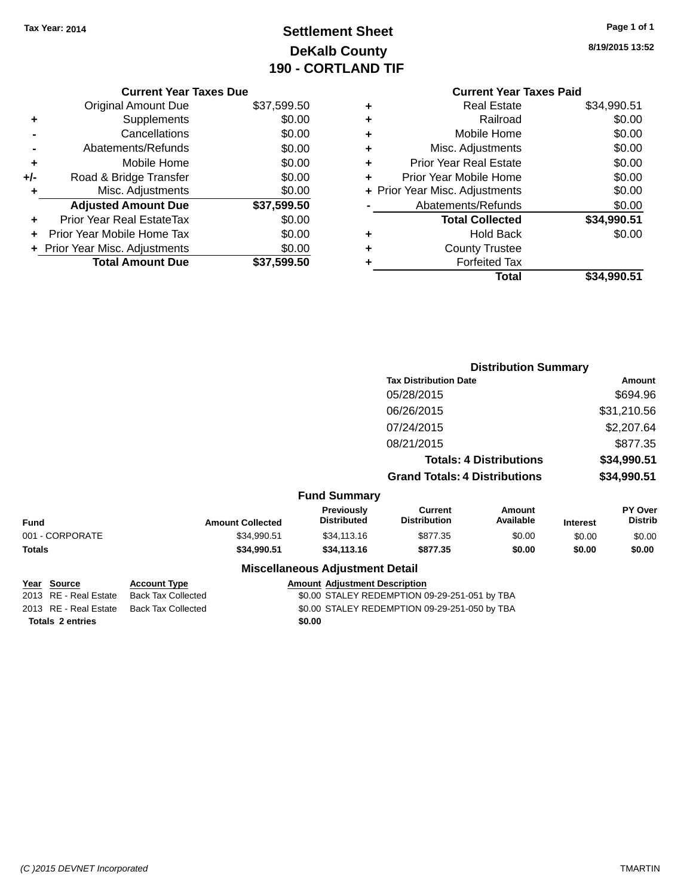Tax Year: 2014

# Settlement Sheet
## DeKalb County
## 190 - CORTLAND TIF

8/19/2015 13:52

### Current Year Taxes Due

| | | |
|---|---|---|
| | Original Amount Due | $37,599.50 |
| + | Supplements | $0.00 |
| - | Cancellations | $0.00 |
| - | Abatements/Refunds | $0.00 |
| + | Mobile Home | $0.00 |
| +/- | Road & Bridge Transfer | $0.00 |
| + | Misc. Adjustments | $0.00 |
| | **Adjusted Amount Due** | **$37,599.50** |
| + | Prior Year Real EstateTax | $0.00 |
| + | Prior Year Mobile Home Tax | $0.00 |
| + | Prior Year Misc. Adjustments | $0.00 |
| | **Total Amount Due** | **$37,599.50** |

### Current Year Taxes Paid

| | | |
|---|---|---|
| + | Real Estate | $34,990.51 |
| + | Railroad | $0.00 |
| + | Mobile Home | $0.00 |
| + | Misc. Adjustments | $0.00 |
| + | Prior Year Real Estate | $0.00 |
| + | Prior Year Mobile Home | $0.00 |
| + | Prior Year Misc. Adjustments | $0.00 |
| - | Abatements/Refunds | $0.00 |
| | **Total Collected** | **$34,990.51** |
| + | Hold Back | $0.00 |
| + | County Trustee | |
| + | Forfeited Tax | |
| | **Total** | **$34,990.51** |

### Distribution Summary

| Tax Distribution Date | Amount |
|---|---|
| 05/28/2015 | $694.96 |
| 06/26/2015 | $31,210.56 |
| 07/24/2015 | $2,207.64 |
| 08/21/2015 | $877.35 |
| **Totals: 4 Distributions** | **$34,990.51** |
| **Grand Totals: 4 Distributions** | **$34,990.51** |

### Fund Summary

| Fund | Amount Collected | Previously Distributed | Current Distribution | Amount Available | Interest | PY Over Distrib |
|---|---|---|---|---|---|---|
| 001 - CORPORATE | $34,990.51 | $34,113.16 | $877.35 | $0.00 | $0.00 | $0.00 |
| **Totals** | **$34,990.51** | **$34,113.16** | **$877.35** | **$0.00** | **$0.00** | **$0.00** |

### Miscellaneous Adjustment Detail

| Year | Source | Account Type | Amount | Adjustment Description |
|---|---|---|---|---|
| 2013 | RE - Real Estate | Back Tax Collected | $0.00 | STALEY REDEMPTION 09-29-251-051 by TBA |
| 2013 | RE - Real Estate | Back Tax Collected | $0.00 | STALEY REDEMPTION 09-29-251-050 by TBA |
| **Totals 2 entries** | | | **$0.00** | |

(C )2015 DEVNET Incorporated TMARTIN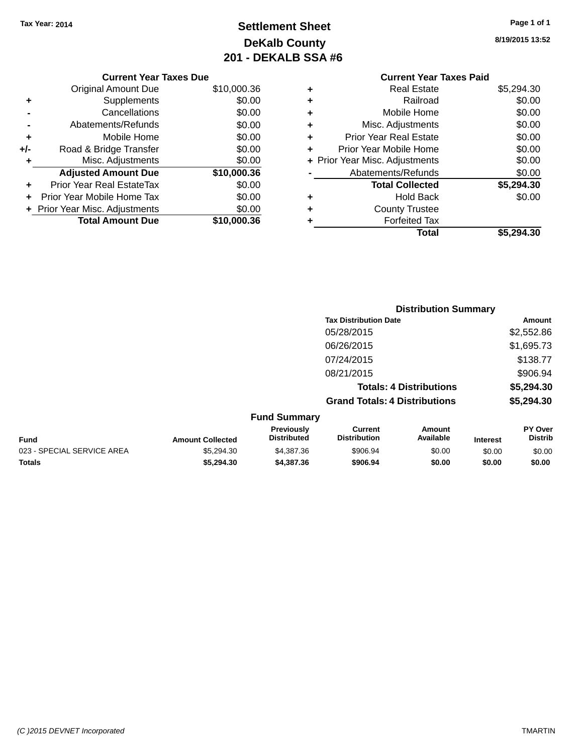Tax Year: 2014

# Settlement Sheet
## DeKalb County
## 201 - DEKALB SSA #6

8/19/2015 13:52

### Current Year Taxes Due

| | | |
|---|---|---|
| | Original Amount Due | $10,000.36 |
| + | Supplements | $0.00 |
| - | Cancellations | $0.00 |
| - | Abatements/Refunds | $0.00 |
| + | Mobile Home | $0.00 |
| +/- | Road & Bridge Transfer | $0.00 |
| + | Misc. Adjustments | $0.00 |
| | **Adjusted Amount Due** | **$10,000.36** |
| + | Prior Year Real EstateTax | $0.00 |
| + | Prior Year Mobile Home Tax | $0.00 |
| + | Prior Year Misc. Adjustments | $0.00 |
| | **Total Amount Due** | **$10,000.36** |

### Current Year Taxes Paid

| | | |
|---|---|---|
| + | Real Estate | $5,294.30 |
| + | Railroad | $0.00 |
| + | Mobile Home | $0.00 |
| + | Misc. Adjustments | $0.00 |
| + | Prior Year Real Estate | $0.00 |
| + | Prior Year Mobile Home | $0.00 |
| + | Prior Year Misc. Adjustments | $0.00 |
| - | Abatements/Refunds | $0.00 |
| | **Total Collected** | **$5,294.30** |
| + | Hold Back | $0.00 |
| + | County Trustee | |
| + | Forfeited Tax | |
| | **Total** | **$5,294.30** |

### Distribution Summary

| Tax Distribution Date | Amount |
|---|---|
| 05/28/2015 | $2,552.86 |
| 06/26/2015 | $1,695.73 |
| 07/24/2015 | $138.77 |
| 08/21/2015 | $906.94 |
| **Totals: 4 Distributions** | **$5,294.30** |
| **Grand Totals: 4 Distributions** | **$5,294.30** |

### Fund Summary

| Fund | Amount Collected | Previously Distributed | Current Distribution | Amount Available | Interest | PY Over Distrib |
|---|---|---|---|---|---|---|
| 023 - SPECIAL SERVICE AREA | $5,294.30 | $4,387.36 | $906.94 | $0.00 | $0.00 | $0.00 |
| **Totals** | **$5,294.30** | **$4,387.36** | **$906.94** | **$0.00** | **$0.00** | **$0.00** |

(C )2015 DEVNET Incorporated TMARTIN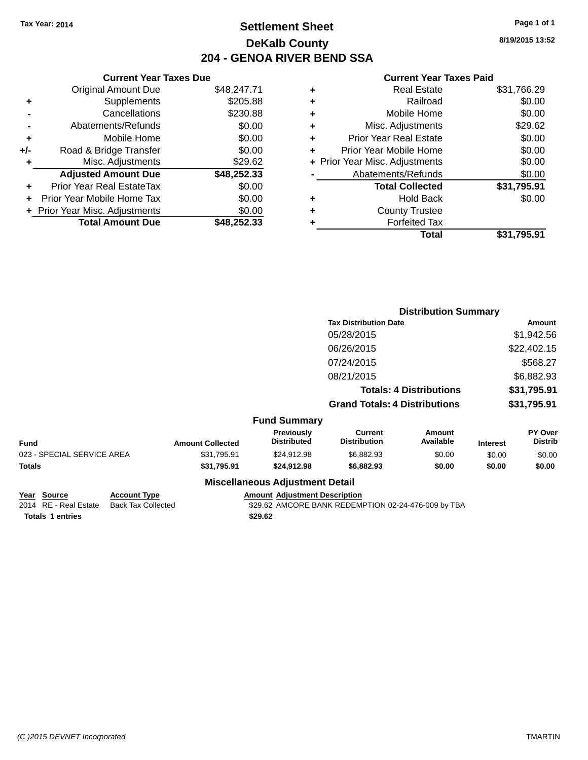Tax Year: 2014

# Settlement Sheet

## DeKalb County

## 204 - GENOA RIVER BEND SSA

8/19/2015 13:52

**Current Year Taxes Due**

| | | |
|---|---|---|
| | Original Amount Due | $48,247.71 |
| + | Supplements | $205.88 |
| - | Cancellations | $230.88 |
| - | Abatements/Refunds | $0.00 |
| + | Mobile Home | $0.00 |
| +/- | Road & Bridge Transfer | $0.00 |
| + | Misc. Adjustments | $29.62 |
| | **Adjusted Amount Due** | **$48,252.33** |
| + | Prior Year Real EstateTax | $0.00 |
| + | Prior Year Mobile Home Tax | $0.00 |
| + | Prior Year Misc. Adjustments | $0.00 |
| | **Total Amount Due** | **$48,252.33** |

**Current Year Taxes Paid**

| | | |
|---|---|---|
| + | Real Estate | $31,766.29 |
| + | Railroad | $0.00 |
| + | Mobile Home | $0.00 |
| + | Misc. Adjustments | $29.62 |
| + | Prior Year Real Estate | $0.00 |
| + | Prior Year Mobile Home | $0.00 |
| + | Prior Year Misc. Adjustments | $0.00 |
| - | Abatements/Refunds | $0.00 |
| | **Total Collected** | **$31,795.91** |
| + | Hold Back | $0.00 |
| + | County Trustee | |
| + | Forfeited Tax | |
| | **Total** | **$31,795.91** |

**Distribution Summary**

| Tax Distribution Date | Amount |
|---|---|
| 05/28/2015 | $1,942.56 |
| 06/26/2015 | $22,402.15 |
| 07/24/2015 | $568.27 |
| 08/21/2015 | $6,882.93 |
| **Totals: 4 Distributions** | **$31,795.91** |
| **Grand Totals: 4 Distributions** | **$31,795.91** |

**Fund Summary**

| Fund | Amount Collected | Previously Distributed | Current Distribution | Amount Available | Interest | PY Over Distrib |
|---|---|---|---|---|---|---|
| 023 - SPECIAL SERVICE AREA | $31,795.91 | $24,912.98 | $6,882.93 | $0.00 | $0.00 | $0.00 |
| **Totals** | **$31,795.91** | **$24,912.98** | **$6,882.93** | **$0.00** | **$0.00** | **$0.00** |

**Miscellaneous Adjustment Detail**

| Year | Source | Account Type | Amount | Adjustment Description |
|---|---|---|---|---|
| 2014 | RE - Real Estate | Back Tax Collected | $29.62 | AMCORE BANK REDEMPTION 02-24-476-009 by TBA |
| **Totals** | **1 entries** | | **$29.62** | |

(C )2015 DEVNET Incorporated TMARTIN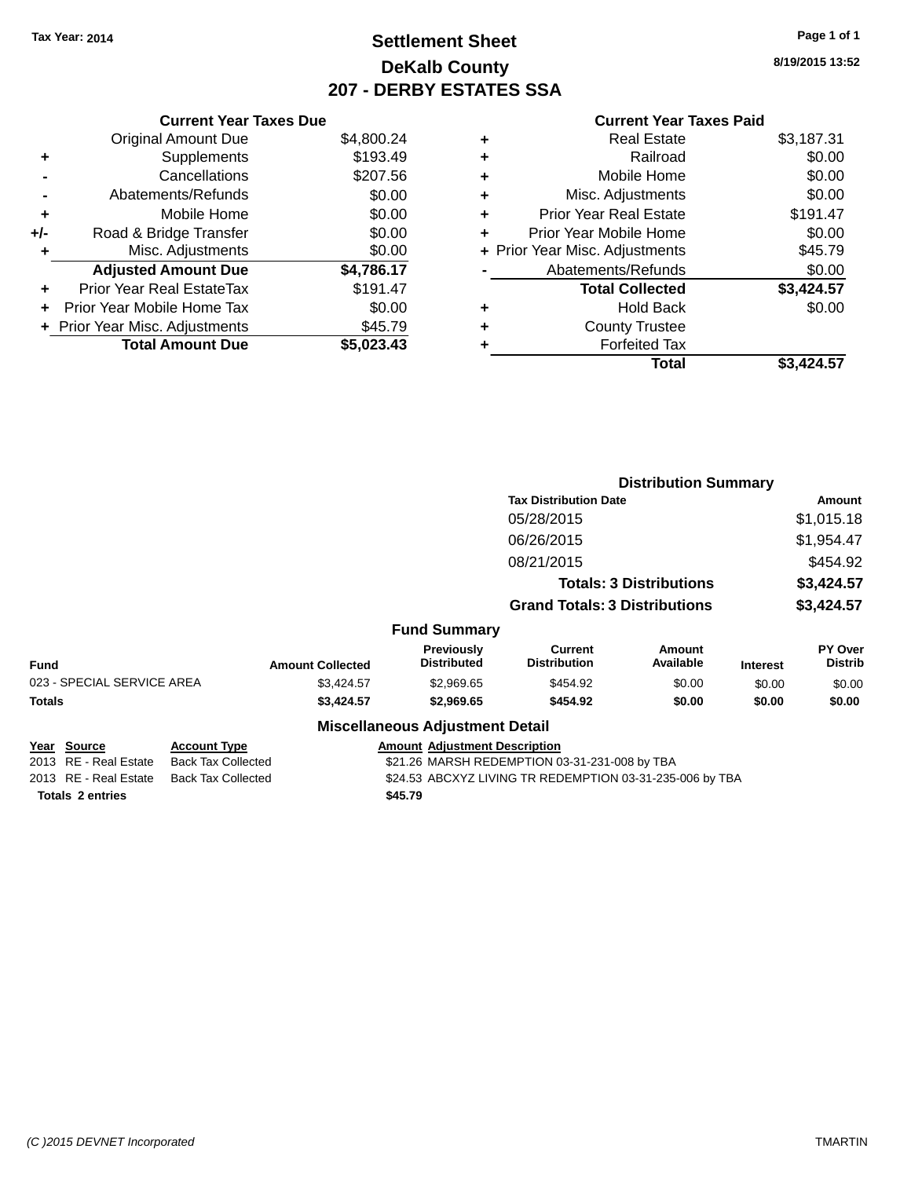Tax Year: 2014

# Settlement Sheet
## DeKalb County
## 207 - DERBY ESTATES SSA

8/19/2015 13:52

### Current Year Taxes Due

| | | |
|---|---|---|
| | Original Amount Due | $4,800.24 |
| + | Supplements | $193.49 |
| - | Cancellations | $207.56 |
| - | Abatements/Refunds | $0.00 |
| + | Mobile Home | $0.00 |
| +/- | Road & Bridge Transfer | $0.00 |
| + | Misc. Adjustments | $0.00 |
| | **Adjusted Amount Due** | **$4,786.17** |
| + | Prior Year Real EstateTax | $191.47 |
| + | Prior Year Mobile Home Tax | $0.00 |
| + | Prior Year Misc. Adjustments | $45.79 |
| | **Total Amount Due** | **$5,023.43** |

### Current Year Taxes Paid

| | | |
|---|---|---|
| + | Real Estate | $3,187.31 |
| + | Railroad | $0.00 |
| + | Mobile Home | $0.00 |
| + | Misc. Adjustments | $0.00 |
| + | Prior Year Real Estate | $191.47 |
| + | Prior Year Mobile Home | $0.00 |
| + | Prior Year Misc. Adjustments | $45.79 |
| - | Abatements/Refunds | $0.00 |
| | **Total Collected** | **$3,424.57** |
| + | Hold Back | $0.00 |
| + | County Trustee | |
| + | Forfeited Tax | |
| | **Total** | **$3,424.57** |

### Distribution Summary

| Tax Distribution Date | Amount |
|---|---|
| 05/28/2015 | $1,015.18 |
| 06/26/2015 | $1,954.47 |
| 08/21/2015 | $454.92 |
| **Totals: 3 Distributions** | **$3,424.57** |
| **Grand Totals: 3 Distributions** | **$3,424.57** |

### Fund Summary

| Fund | Amount Collected | Previously Distributed | Current Distribution | Amount Available | Interest | PY Over Distrib |
|---|---|---|---|---|---|---|
| 023 - SPECIAL SERVICE AREA | $3,424.57 | $2,969.65 | $454.92 | $0.00 | $0.00 | $0.00 |
| **Totals** | **$3,424.57** | **$2,969.65** | **$454.92** | **$0.00** | **$0.00** | **$0.00** |

### Miscellaneous Adjustment Detail

| Year | Source | Account Type | Amount | Adjustment Description |
|---|---|---|---|---|
| 2013 | RE - Real Estate | Back Tax Collected | $21.26 | MARSH REDEMPTION 03-31-231-008 by TBA |
| 2013 | RE - Real Estate | Back Tax Collected | $24.53 | ABCXYZ LIVING TR REDEMPTION 03-31-235-006 by TBA |
| **Totals 2 entries** | | | **$45.79** | |

(C )2015 DEVNET Incorporated TMARTIN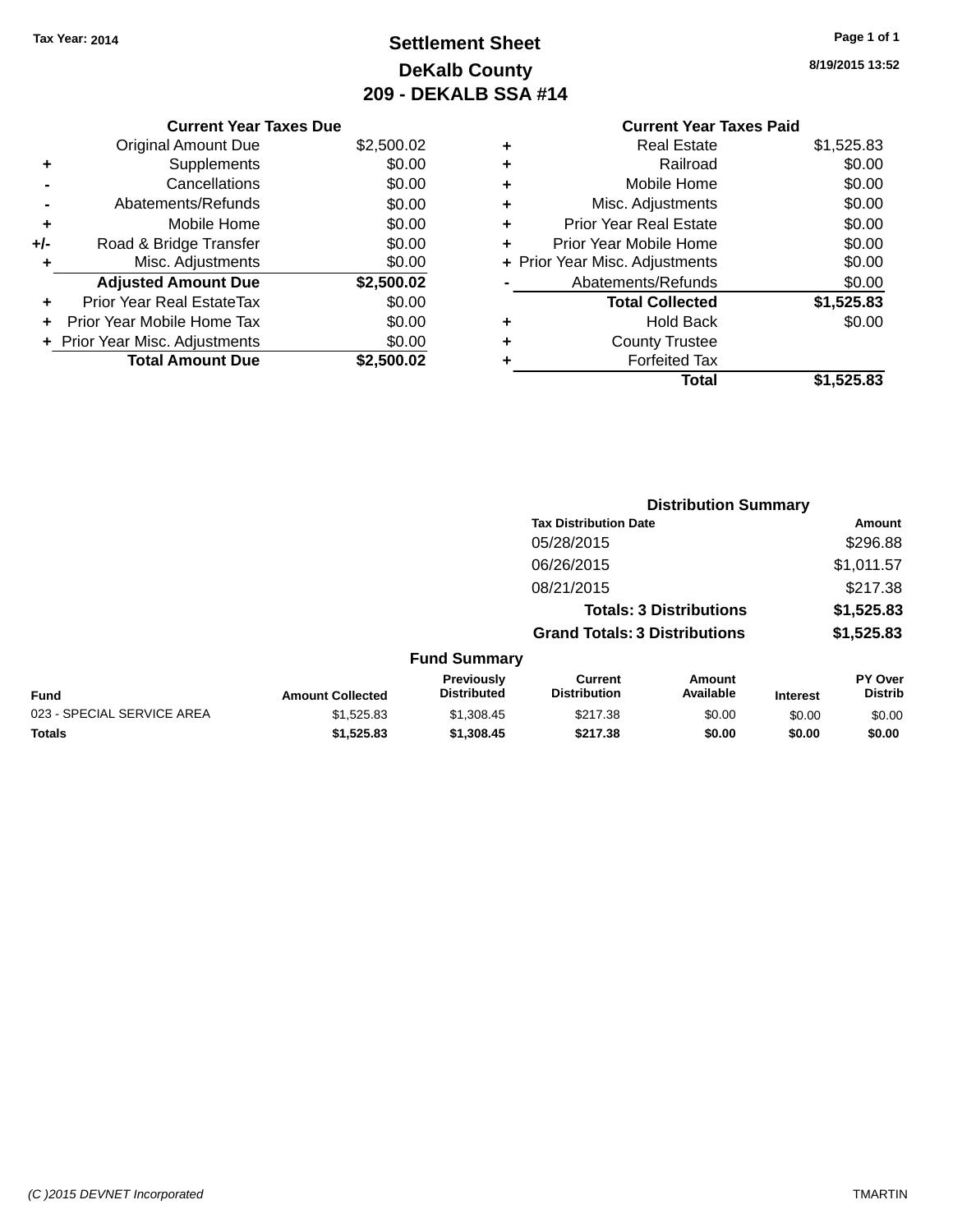Tax Year: 2014

# Settlement Sheet

## DeKalb County

## 209 - DEKALB SSA #14

8/19/2015 13:52

| | Current Year Taxes Due | |
|---|---|---|
| | Original Amount Due | $2,500.02 |
| + | Supplements | $0.00 |
| - | Cancellations | $0.00 |
| - | Abatements/Refunds | $0.00 |
| + | Mobile Home | $0.00 |
| +/- | Road & Bridge Transfer | $0.00 |
| + | Misc. Adjustments | $0.00 |
| | **Adjusted Amount Due** | **$2,500.02** |
| + | Prior Year Real EstateTax | $0.00 |
| + | Prior Year Mobile Home Tax | $0.00 |
| + | Prior Year Misc. Adjustments | $0.00 |
| | **Total Amount Due** | **$2,500.02** |

| | Current Year Taxes Paid | |
|---|---|---|
| + | Real Estate | $1,525.83 |
| + | Railroad | $0.00 |
| + | Mobile Home | $0.00 |
| + | Misc. Adjustments | $0.00 |
| + | Prior Year Real Estate | $0.00 |
| + | Prior Year Mobile Home | $0.00 |
| + | Prior Year Misc. Adjustments | $0.00 |
| - | Abatements/Refunds | $0.00 |
| | **Total Collected** | **$1,525.83** |
| + | Hold Back | $0.00 |
| + | County Trustee | |
| + | Forfeited Tax | |
| | **Total** | **$1,525.83** |

### Distribution Summary

| Tax Distribution Date | Amount |
|---|---|
| 05/28/2015 | $296.88 |
| 06/26/2015 | $1,011.57 |
| 08/21/2015 | $217.38 |
| **Totals: 3 Distributions** | **$1,525.83** |
| **Grand Totals: 3 Distributions** | **$1,525.83** |

### Fund Summary

| Fund | Amount Collected | Previously Distributed | Current Distribution | Amount Available | Interest | PY Over Distrib |
|---|---|---|---|---|---|---|
| 023 - SPECIAL SERVICE AREA | $1,525.83 | $1,308.45 | $217.38 | $0.00 | $0.00 | $0.00 |
| **Totals** | **$1,525.83** | **$1,308.45** | **$217.38** | **$0.00** | **$0.00** | **$0.00** |

(C )2015 DEVNET Incorporated TMARTIN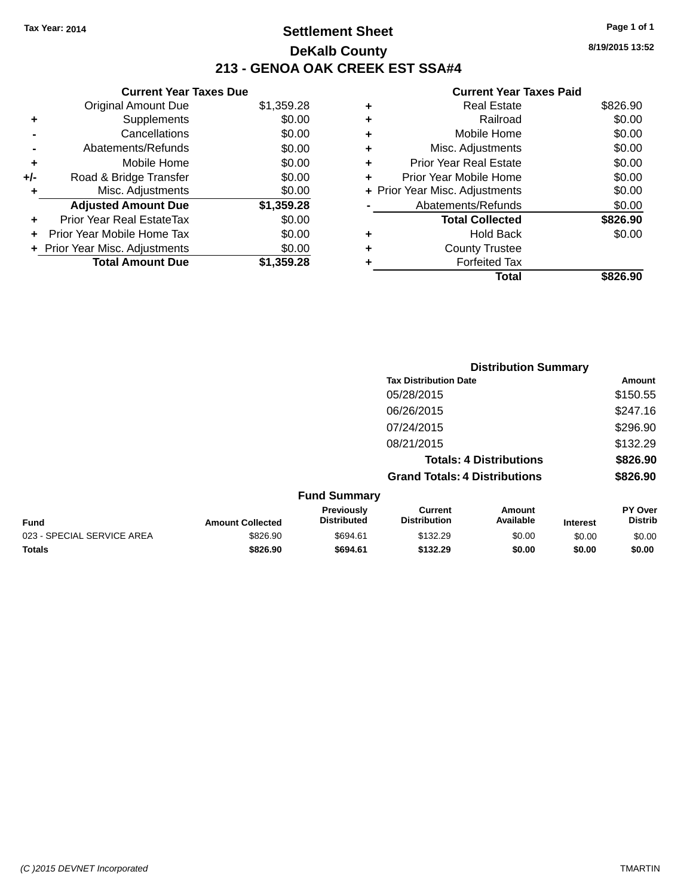Tax Year: 2014

# Settlement Sheet

## DeKalb County

## 213 - GENOA OAK CREEK EST SSA#4

8/19/2015 13:52

### Current Year Taxes Due

| | | |
|---|---|---|
| | Original Amount Due | $1,359.28 |
| + | Supplements | $0.00 |
| - | Cancellations | $0.00 |
| - | Abatements/Refunds | $0.00 |
| + | Mobile Home | $0.00 |
| +/- | Road & Bridge Transfer | $0.00 |
| + | Misc. Adjustments | $0.00 |
| | **Adjusted Amount Due** | **$1,359.28** |
| + | Prior Year Real EstateTax | $0.00 |
| + | Prior Year Mobile Home Tax | $0.00 |
| + | Prior Year Misc. Adjustments | $0.00 |
| | **Total Amount Due** | **$1,359.28** |

### Current Year Taxes Paid

| | | |
|---|---|---|
| + | Real Estate | $826.90 |
| + | Railroad | $0.00 |
| + | Mobile Home | $0.00 |
| + | Misc. Adjustments | $0.00 |
| + | Prior Year Real Estate | $0.00 |
| + | Prior Year Mobile Home | $0.00 |
| + | Prior Year Misc. Adjustments | $0.00 |
| - | Abatements/Refunds | $0.00 |
| | **Total Collected** | **$826.90** |
| + | Hold Back | $0.00 |
| + | County Trustee | |
| + | Forfeited Tax | |
| | **Total** | **$826.90** |

### Distribution Summary

| Tax Distribution Date | Amount |
|---|---|
| 05/28/2015 | $150.55 |
| 06/26/2015 | $247.16 |
| 07/24/2015 | $296.90 |
| 08/21/2015 | $132.29 |
| **Totals: 4 Distributions** | **$826.90** |
| **Grand Totals: 4 Distributions** | **$826.90** |

### Fund Summary

| Fund | Amount Collected | Previously Distributed | Current Distribution | Amount Available | Interest | PY Over Distrib |
|---|---|---|---|---|---|---|
| 023 - SPECIAL SERVICE AREA | $826.90 | $694.61 | $132.29 | $0.00 | $0.00 | $0.00 |
| **Totals** | **$826.90** | **$694.61** | **$132.29** | **$0.00** | **$0.00** | **$0.00** |

(C )2015 DEVNET Incorporated TMARTIN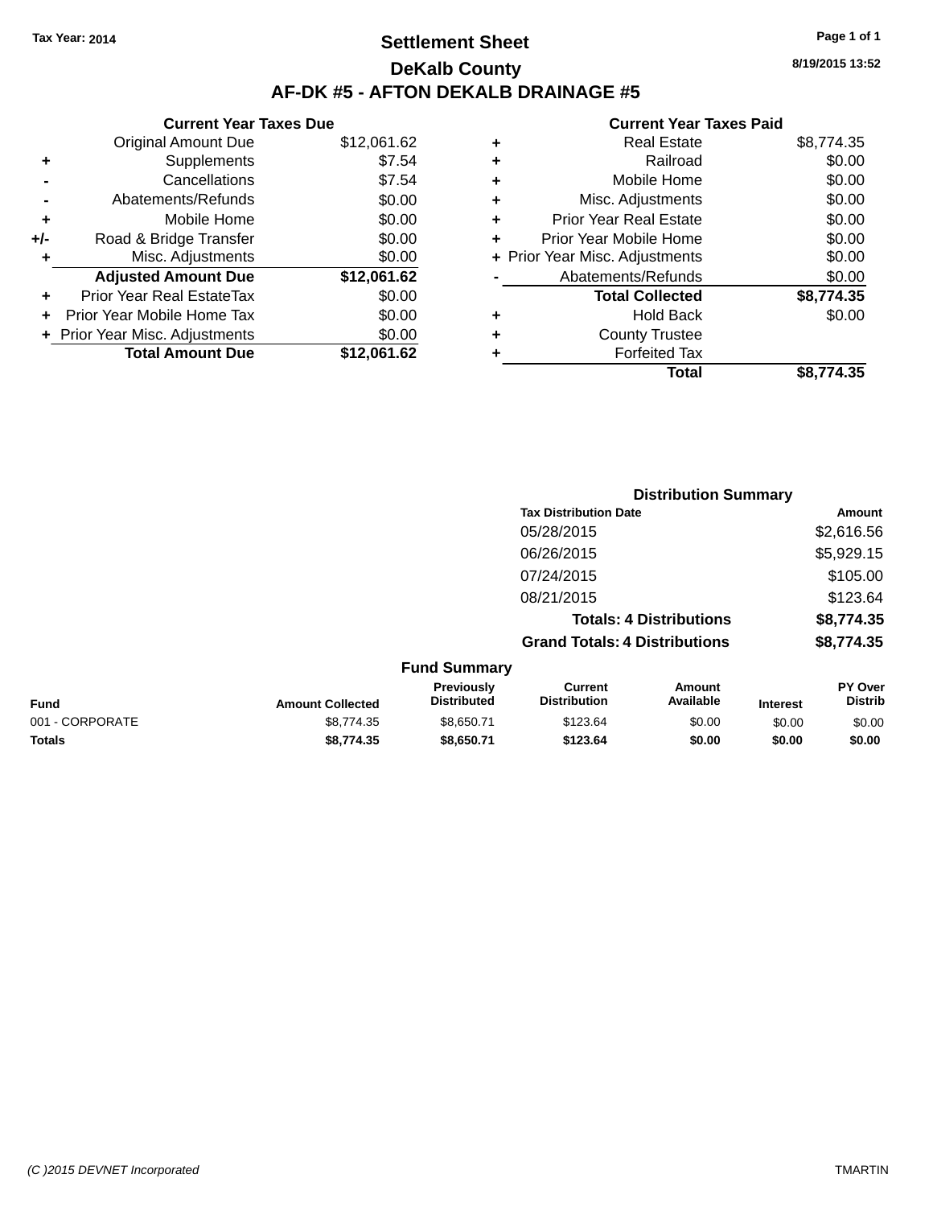Tax Year: 2014

# Settlement Sheet

## DeKalb County

## AF-DK #5 - AFTON DEKALB DRAINAGE #5

8/19/2015 13:52

### Current Year Taxes Due

| | | |
|---|---|---|
| | Original Amount Due | $12,061.62 |
| + | Supplements | $7.54 |
| - | Cancellations | $7.54 |
| - | Abatements/Refunds | $0.00 |
| + | Mobile Home | $0.00 |
| +/- | Road & Bridge Transfer | $0.00 |
| + | Misc. Adjustments | $0.00 |
| | **Adjusted Amount Due** | **$12,061.62** |
| + | Prior Year Real EstateTax | $0.00 |
| + | Prior Year Mobile Home Tax | $0.00 |
| + | Prior Year Misc. Adjustments | $0.00 |
| | **Total Amount Due** | **$12,061.62** |

### Current Year Taxes Paid

| | | |
|---|---|---|
| + | Real Estate | $8,774.35 |
| + | Railroad | $0.00 |
| + | Mobile Home | $0.00 |
| + | Misc. Adjustments | $0.00 |
| + | Prior Year Real Estate | $0.00 |
| + | Prior Year Mobile Home | $0.00 |
| + | Prior Year Misc. Adjustments | $0.00 |
| - | Abatements/Refunds | $0.00 |
| | **Total Collected** | **$8,774.35** |
| + | Hold Back | $0.00 |
| + | County Trustee | |
| + | Forfeited Tax | |
| | **Total** | **$8,774.35** |

### Distribution Summary

| Tax Distribution Date | Amount |
|---|---|
| 05/28/2015 | $2,616.56 |
| 06/26/2015 | $5,929.15 |
| 07/24/2015 | $105.00 |
| 08/21/2015 | $123.64 |
| **Totals: 4 Distributions** | **$8,774.35** |
| **Grand Totals: 4 Distributions** | **$8,774.35** |

### Fund Summary

| Fund | Amount Collected | Previously Distributed | Current Distribution | Amount Available | Interest | PY Over Distrib |
|---|---|---|---|---|---|---|
| 001 - CORPORATE | $8,774.35 | $8,650.71 | $123.64 | $0.00 | $0.00 | $0.00 |
| **Totals** | **$8,774.35** | **$8,650.71** | **$123.64** | **$0.00** | **$0.00** | **$0.00** |

(C )2015 DEVNET Incorporated TMARTIN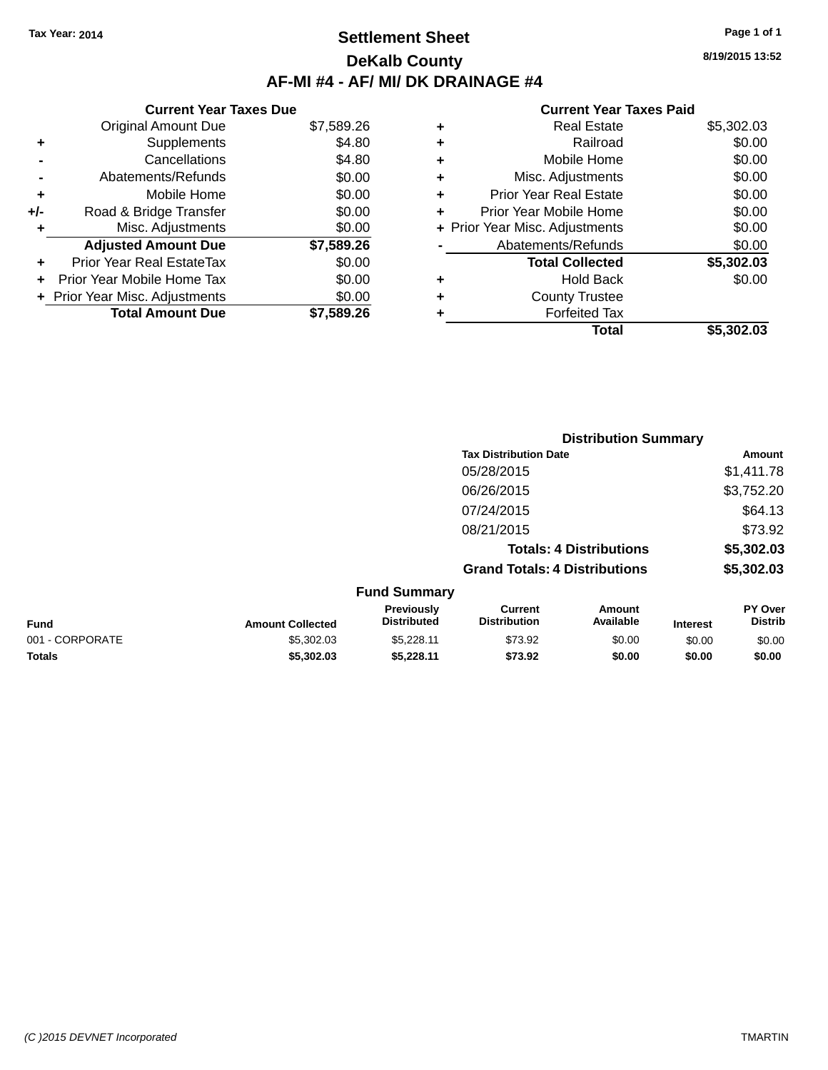Tax Year: 2014

# Settlement Sheet

## DeKalb County

## AF-MI #4 - AF/ MI/ DK DRAINAGE #4

8/19/2015 13:52

### Current Year Taxes Due

| | | |
|---|---|---|
| | Original Amount Due | $7,589.26 |
| + | Supplements | $4.80 |
| - | Cancellations | $4.80 |
| - | Abatements/Refunds | $0.00 |
| + | Mobile Home | $0.00 |
| +/- | Road & Bridge Transfer | $0.00 |
| + | Misc. Adjustments | $0.00 |
| | **Adjusted Amount Due** | **$7,589.26** |
| + | Prior Year Real EstateTax | $0.00 |
| + | Prior Year Mobile Home Tax | $0.00 |
| + | Prior Year Misc. Adjustments | $0.00 |
| | **Total Amount Due** | **$7,589.26** |

### Current Year Taxes Paid

| | | |
|---|---|---|
| + | Real Estate | $5,302.03 |
| + | Railroad | $0.00 |
| + | Mobile Home | $0.00 |
| + | Misc. Adjustments | $0.00 |
| + | Prior Year Real Estate | $0.00 |
| + | Prior Year Mobile Home | $0.00 |
| + | Prior Year Misc. Adjustments | $0.00 |
| - | Abatements/Refunds | $0.00 |
| | **Total Collected** | **$5,302.03** |
| + | Hold Back | $0.00 |
| + | County Trustee | |
| + | Forfeited Tax | |
| | **Total** | **$5,302.03** |

### Distribution Summary

| Tax Distribution Date | Amount |
|---|---|
| 05/28/2015 | $1,411.78 |
| 06/26/2015 | $3,752.20 |
| 07/24/2015 | $64.13 |
| 08/21/2015 | $73.92 |
| **Totals: 4 Distributions** | **$5,302.03** |
| **Grand Totals: 4 Distributions** | **$5,302.03** |

### Fund Summary

| Fund | Amount Collected | Previously Distributed | Current Distribution | Amount Available | Interest | PY Over Distrib |
|---|---|---|---|---|---|---|
| 001 - CORPORATE | $5,302.03 | $5,228.11 | $73.92 | $0.00 | $0.00 | $0.00 |
| **Totals** | **$5,302.03** | **$5,228.11** | **$73.92** | **$0.00** | **$0.00** | **$0.00** |

(C )2015 DEVNET Incorporated TMARTIN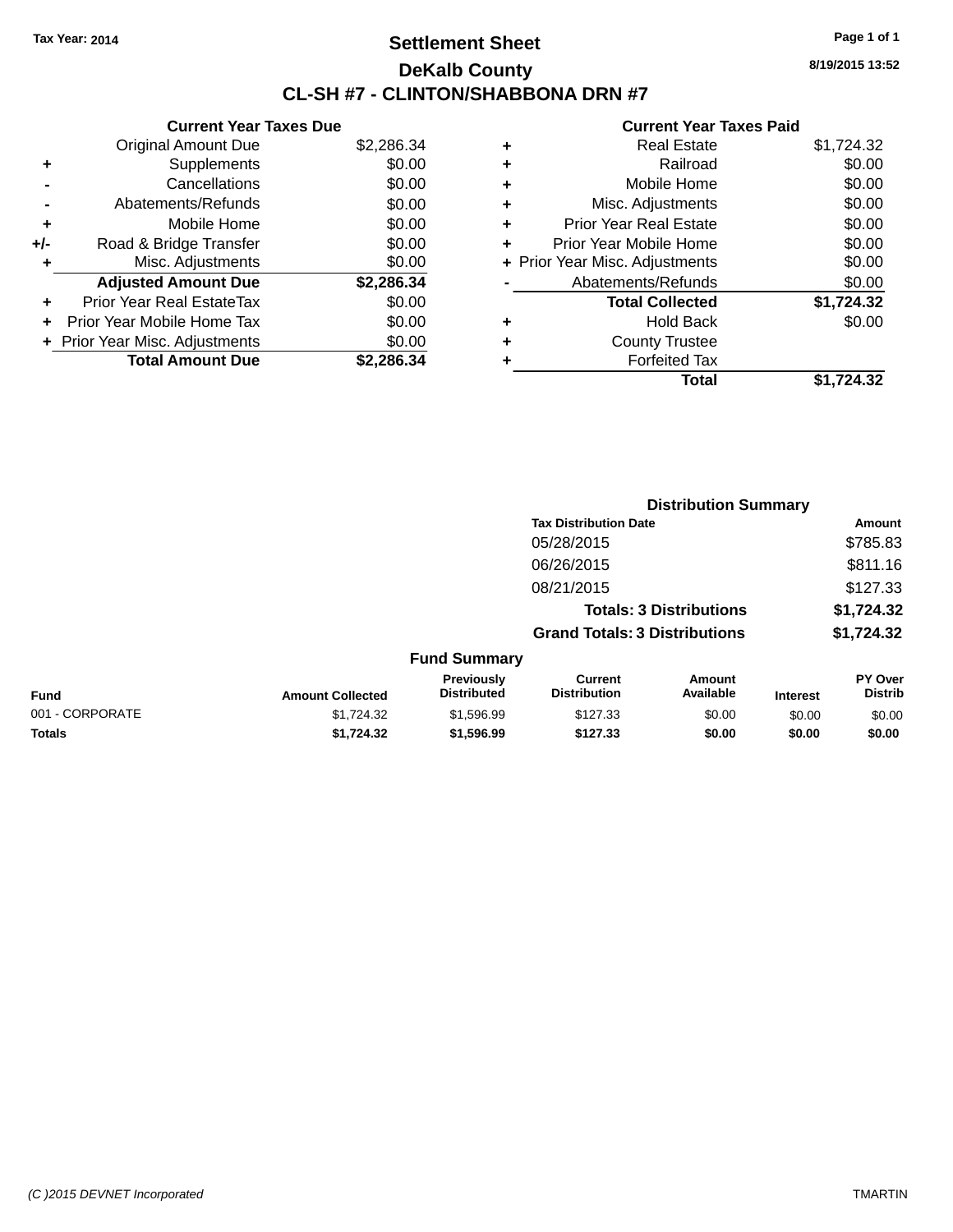Tax Year: 2014

# Settlement Sheet

## DeKalb County

## CL-SH #7 - CLINTON/SHABBONA DRN #7

8/19/2015 13:52

### Current Year Taxes Due

| | | |
|---|---|---|
| | Original Amount Due | $2,286.34 |
| + | Supplements | $0.00 |
| - | Cancellations | $0.00 |
| - | Abatements/Refunds | $0.00 |
| + | Mobile Home | $0.00 |
| +/- | Road & Bridge Transfer | $0.00 |
| + | Misc. Adjustments | $0.00 |
| | **Adjusted Amount Due** | **$2,286.34** |
| + | Prior Year Real EstateTax | $0.00 |
| + | Prior Year Mobile Home Tax | $0.00 |
| + | Prior Year Misc. Adjustments | $0.00 |
| | **Total Amount Due** | **$2,286.34** |

### Current Year Taxes Paid

| | | |
|---|---|---|
| + | Real Estate | $1,724.32 |
| + | Railroad | $0.00 |
| + | Mobile Home | $0.00 |
| + | Misc. Adjustments | $0.00 |
| + | Prior Year Real Estate | $0.00 |
| + | Prior Year Mobile Home | $0.00 |
| + | Prior Year Misc. Adjustments | $0.00 |
| - | Abatements/Refunds | $0.00 |
| | **Total Collected** | **$1,724.32** |
| + | Hold Back | $0.00 |
| + | County Trustee | |
| + | Forfeited Tax | |
| | **Total** | **$1,724.32** |

### Distribution Summary

| Tax Distribution Date | Amount |
|---|---|
| 05/28/2015 | $785.83 |
| 06/26/2015 | $811.16 |
| 08/21/2015 | $127.33 |
| **Totals: 3 Distributions** | **$1,724.32** |
| **Grand Totals: 3 Distributions** | **$1,724.32** |

### Fund Summary

| Fund | Amount Collected | Previously Distributed | Current Distribution | Amount Available | Interest | PY Over Distrib |
|---|---|---|---|---|---|---|
| 001 - CORPORATE | $1,724.32 | $1,596.99 | $127.33 | $0.00 | $0.00 | $0.00 |
| **Totals** | **$1,724.32** | **$1,596.99** | **$127.33** | **$0.00** | **$0.00** | **$0.00** |

(C )2015 DEVNET Incorporated

TMARTIN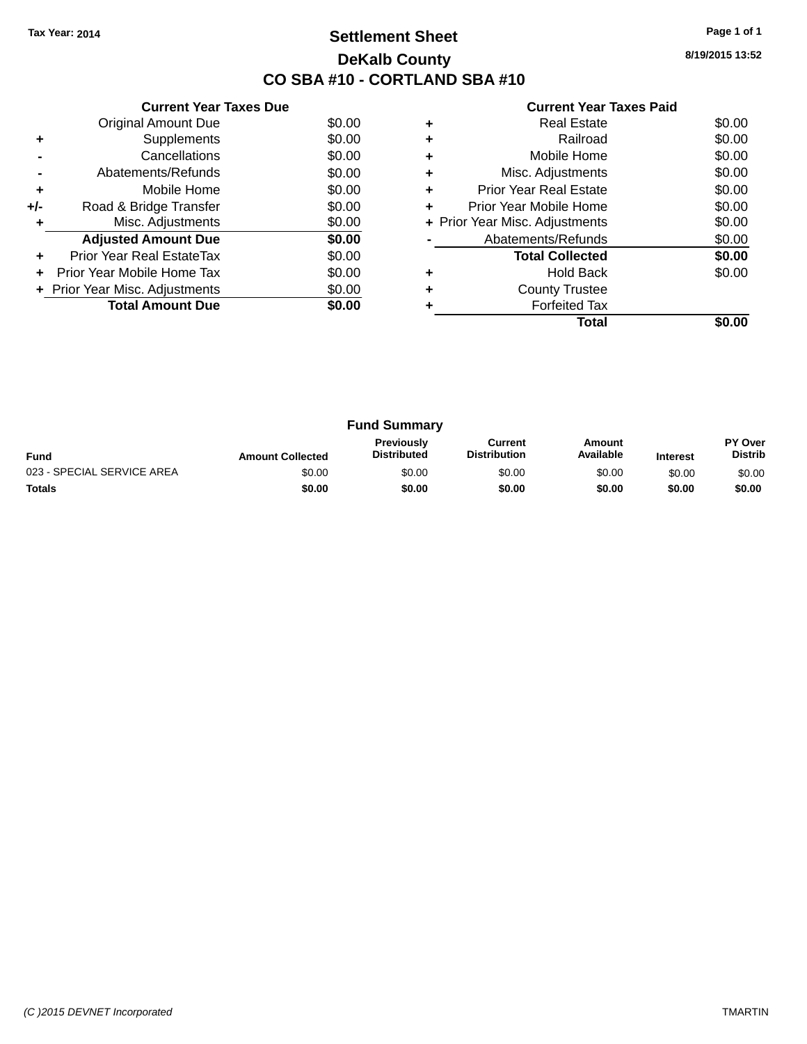Tax Year: 2014

# Settlement Sheet

## DeKalb County

## CO SBA #10 - CORTLAND SBA #10

8/19/2015 13:52

### Current Year Taxes Due

| | | |
|---|---|---|
| | Original Amount Due | $0.00 |
| + | Supplements | $0.00 |
| - | Cancellations | $0.00 |
| - | Abatements/Refunds | $0.00 |
| + | Mobile Home | $0.00 |
| +/- | Road & Bridge Transfer | $0.00 |
| + | Misc. Adjustments | $0.00 |
| | **Adjusted Amount Due** | **$0.00** |
| + | Prior Year Real EstateTax | $0.00 |
| + | Prior Year Mobile Home Tax | $0.00 |
| + | Prior Year Misc. Adjustments | $0.00 |
| | **Total Amount Due** | **$0.00** |

### Current Year Taxes Paid

| | | |
|---|---|---|
| + | Real Estate | $0.00 |
| + | Railroad | $0.00 |
| + | Mobile Home | $0.00 |
| + | Misc. Adjustments | $0.00 |
| + | Prior Year Real Estate | $0.00 |
| + | Prior Year Mobile Home | $0.00 |
| + | Prior Year Misc. Adjustments | $0.00 |
| - | Abatements/Refunds | $0.00 |
| | **Total Collected** | **$0.00** |
| + | Hold Back | $0.00 |
| + | County Trustee | |
| + | Forfeited Tax | |
| | **Total** | **$0.00** |

### Fund Summary

| Fund | Amount Collected | Previously Distributed | Current Distribution | Amount Available | Interest | PY Over Distrib |
|---|---|---|---|---|---|---|
| 023 - SPECIAL SERVICE AREA | $0.00 | $0.00 | $0.00 | $0.00 | $0.00 | $0.00 |
| **Totals** | **$0.00** | **$0.00** | **$0.00** | **$0.00** | **$0.00** | **$0.00** |

(C )2015 DEVNET Incorporated TMARTIN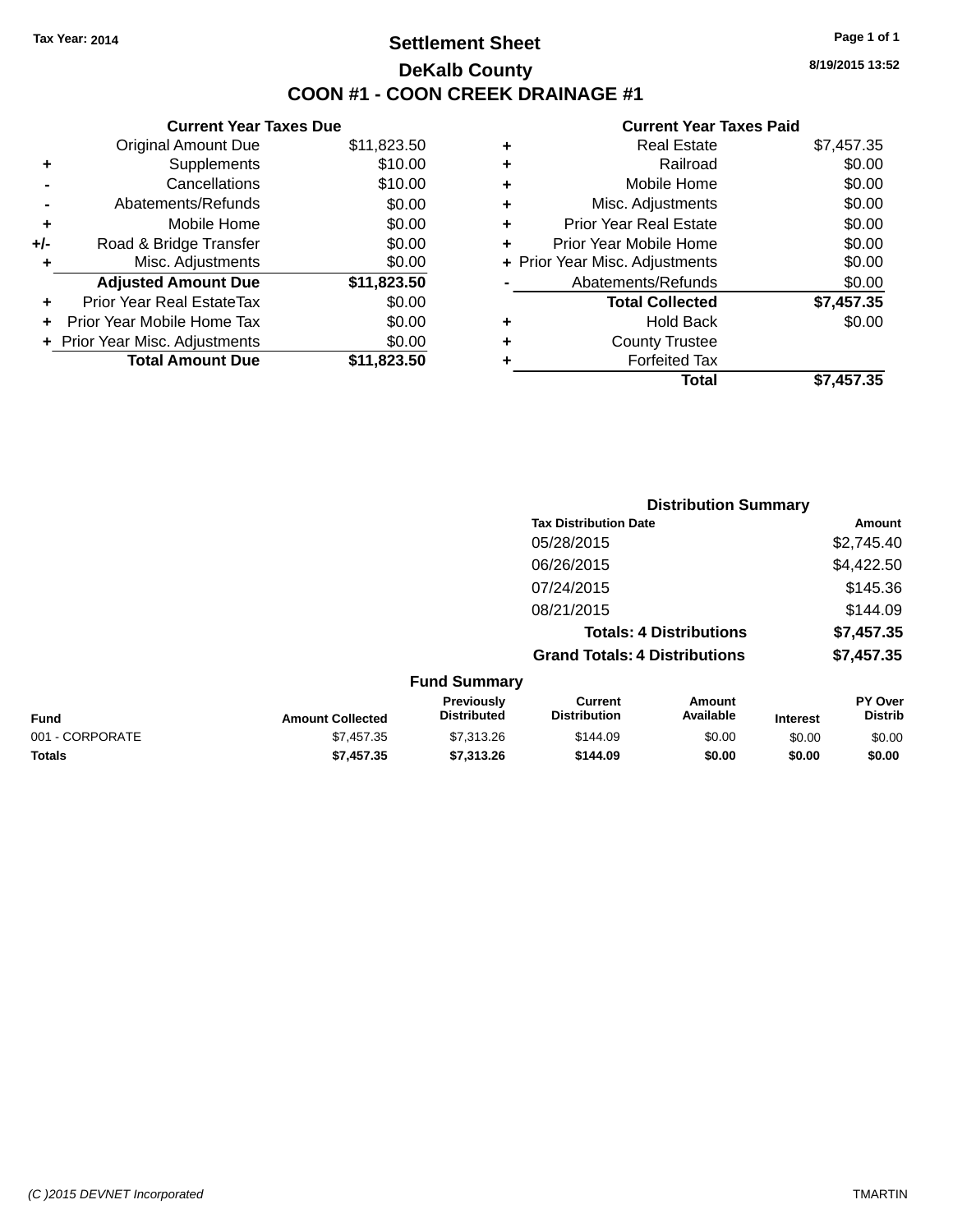Tax Year: 2014

# Settlement Sheet

## DeKalb County

## COON #1 - COON CREEK DRAINAGE #1

8/19/2015 13:52

### Current Year Taxes Due

| | | |
|---|---|---|
| | Original Amount Due | $11,823.50 |
| + | Supplements | $10.00 |
| - | Cancellations | $10.00 |
| - | Abatements/Refunds | $0.00 |
| + | Mobile Home | $0.00 |
| +/- | Road & Bridge Transfer | $0.00 |
| + | Misc. Adjustments | $0.00 |
| | **Adjusted Amount Due** | **$11,823.50** |
| + | Prior Year Real EstateTax | $0.00 |
| + | Prior Year Mobile Home Tax | $0.00 |
| + | Prior Year Misc. Adjustments | $0.00 |
| | **Total Amount Due** | **$11,823.50** |

### Current Year Taxes Paid

| | | |
|---|---|---|
| + | Real Estate | $7,457.35 |
| + | Railroad | $0.00 |
| + | Mobile Home | $0.00 |
| + | Misc. Adjustments | $0.00 |
| + | Prior Year Real Estate | $0.00 |
| + | Prior Year Mobile Home | $0.00 |
| + | Prior Year Misc. Adjustments | $0.00 |
| - | Abatements/Refunds | $0.00 |
| | **Total Collected** | **$7,457.35** |
| + | Hold Back | $0.00 |
| + | County Trustee | |
| + | Forfeited Tax | |
| | **Total** | **$7,457.35** |

### Distribution Summary

| Tax Distribution Date | Amount |
|---|---|
| 05/28/2015 | $2,745.40 |
| 06/26/2015 | $4,422.50 |
| 07/24/2015 | $145.36 |
| 08/21/2015 | $144.09 |
| **Totals: 4 Distributions** | **$7,457.35** |
| **Grand Totals: 4 Distributions** | **$7,457.35** |

### Fund Summary

| Fund | Amount Collected | Previously Distributed | Current Distribution | Amount Available | Interest | PY Over Distrib |
|---|---|---|---|---|---|---|
| 001 - CORPORATE | $7,457.35 | $7,313.26 | $144.09 | $0.00 | $0.00 | $0.00 |
| **Totals** | **$7,457.35** | **$7,313.26** | **$144.09** | **$0.00** | **$0.00** | **$0.00** |

(C )2015 DEVNET Incorporated TMARTIN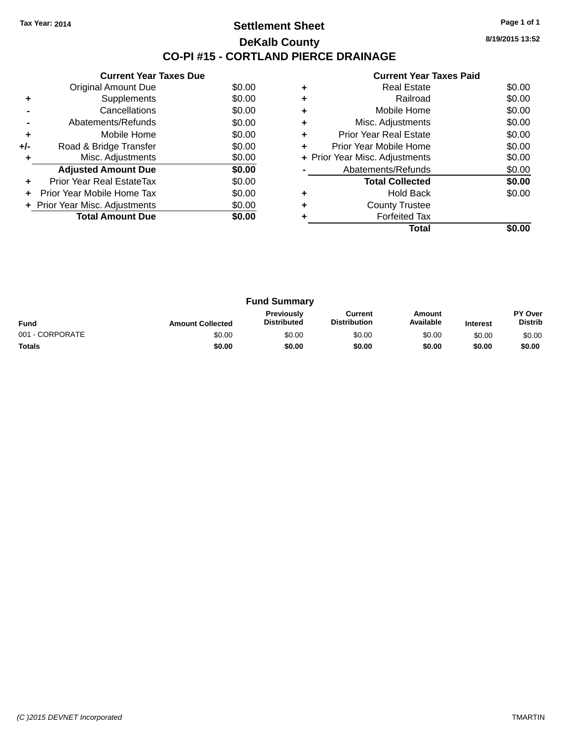Tax Year: 2014

# Settlement Sheet

## DeKalb County

## CO-PI #15 - CORTLAND PIERCE DRAINAGE

8/19/2015 13:52

### Current Year Taxes Due

| | | |
|---|---|---|
| | Original Amount Due | $0.00 |
| + | Supplements | $0.00 |
| - | Cancellations | $0.00 |
| - | Abatements/Refunds | $0.00 |
| + | Mobile Home | $0.00 |
| +/- | Road & Bridge Transfer | $0.00 |
| + | Misc. Adjustments | $0.00 |
| | **Adjusted Amount Due** | **$0.00** |
| + | Prior Year Real EstateTax | $0.00 |
| + | Prior Year Mobile Home Tax | $0.00 |
| + | Prior Year Misc. Adjustments | $0.00 |
| | **Total Amount Due** | **$0.00** |

### Current Year Taxes Paid

| | | |
|---|---|---|
| + | Real Estate | $0.00 |
| + | Railroad | $0.00 |
| + | Mobile Home | $0.00 |
| + | Misc. Adjustments | $0.00 |
| + | Prior Year Real Estate | $0.00 |
| + | Prior Year Mobile Home | $0.00 |
| + | Prior Year Misc. Adjustments | $0.00 |
| - | Abatements/Refunds | $0.00 |
| | **Total Collected** | **$0.00** |
| + | Hold Back | $0.00 |
| + | County Trustee | |
| + | Forfeited Tax | |
| | **Total** | **$0.00** |

### Fund Summary

| Fund | Amount Collected | Previously Distributed | Current Distribution | Amount Available | Interest | PY Over Distrib |
|---|---|---|---|---|---|---|
| 001 - CORPORATE | $0.00 | $0.00 | $0.00 | $0.00 | $0.00 | $0.00 |
| **Totals** | **$0.00** | **$0.00** | **$0.00** | **$0.00** | **$0.00** | **$0.00** |

(C )2015 DEVNET Incorporated TMARTIN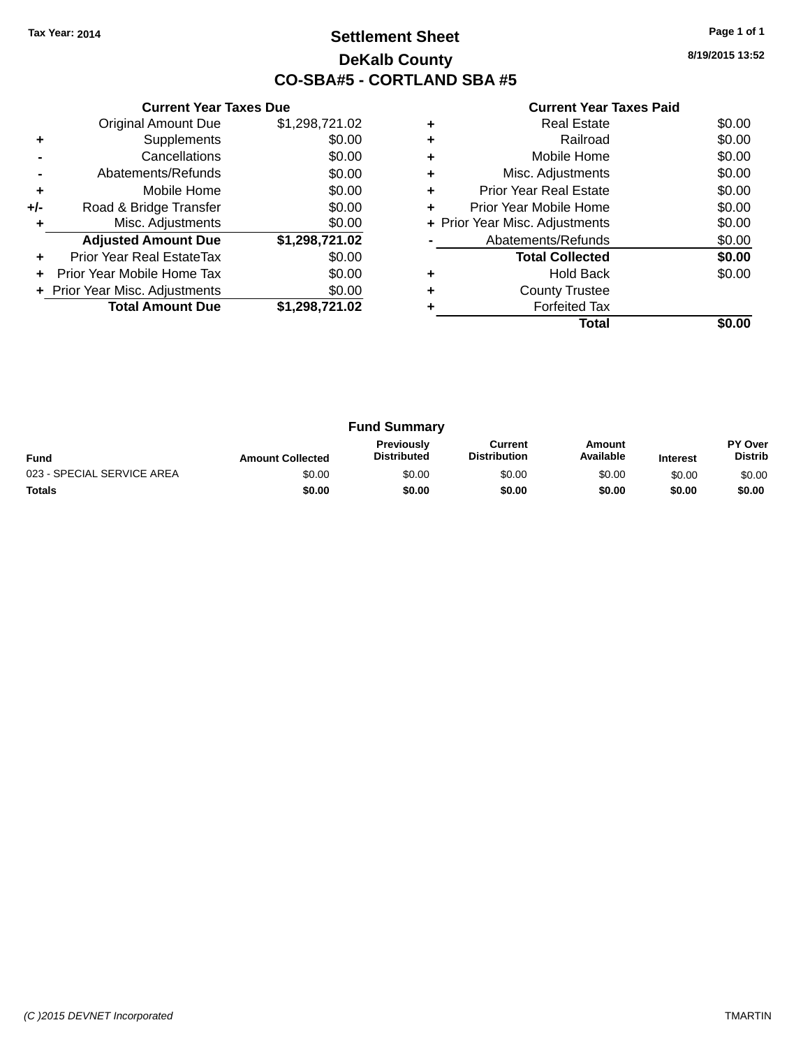Tax Year: 2014

# Settlement Sheet

## DeKalb County

## CO-SBA#5 - CORTLAND SBA #5

8/19/2015 13:52

### Current Year Taxes Due

| | | |
|---|---|---|
| | Original Amount Due | $1,298,721.02 |
| + | Supplements | $0.00 |
| - | Cancellations | $0.00 |
| - | Abatements/Refunds | $0.00 |
| + | Mobile Home | $0.00 |
| +/- | Road & Bridge Transfer | $0.00 |
| + | Misc. Adjustments | $0.00 |
| | **Adjusted Amount Due** | **$1,298,721.02** |
| + | Prior Year Real EstateTax | $0.00 |
| + | Prior Year Mobile Home Tax | $0.00 |
| + | Prior Year Misc. Adjustments | $0.00 |
| | **Total Amount Due** | **$1,298,721.02** |

### Current Year Taxes Paid

| | | |
|---|---|---|
| + | Real Estate | $0.00 |
| + | Railroad | $0.00 |
| + | Mobile Home | $0.00 |
| + | Misc. Adjustments | $0.00 |
| + | Prior Year Real Estate | $0.00 |
| + | Prior Year Mobile Home | $0.00 |
| + | Prior Year Misc. Adjustments | $0.00 |
| - | Abatements/Refunds | $0.00 |
| | **Total Collected** | **$0.00** |
| + | Hold Back | $0.00 |
| + | County Trustee | |
| + | Forfeited Tax | |
| | **Total** | **$0.00** |

### Fund Summary

| Fund | Amount Collected | Previously Distributed | Current Distribution | Amount Available | Interest | PY Over Distrib |
|---|---|---|---|---|---|---|
| 023 - SPECIAL SERVICE AREA | $0.00 | $0.00 | $0.00 | $0.00 | $0.00 | $0.00 |
| **Totals** | **$0.00** | **$0.00** | **$0.00** | **$0.00** | **$0.00** | **$0.00** |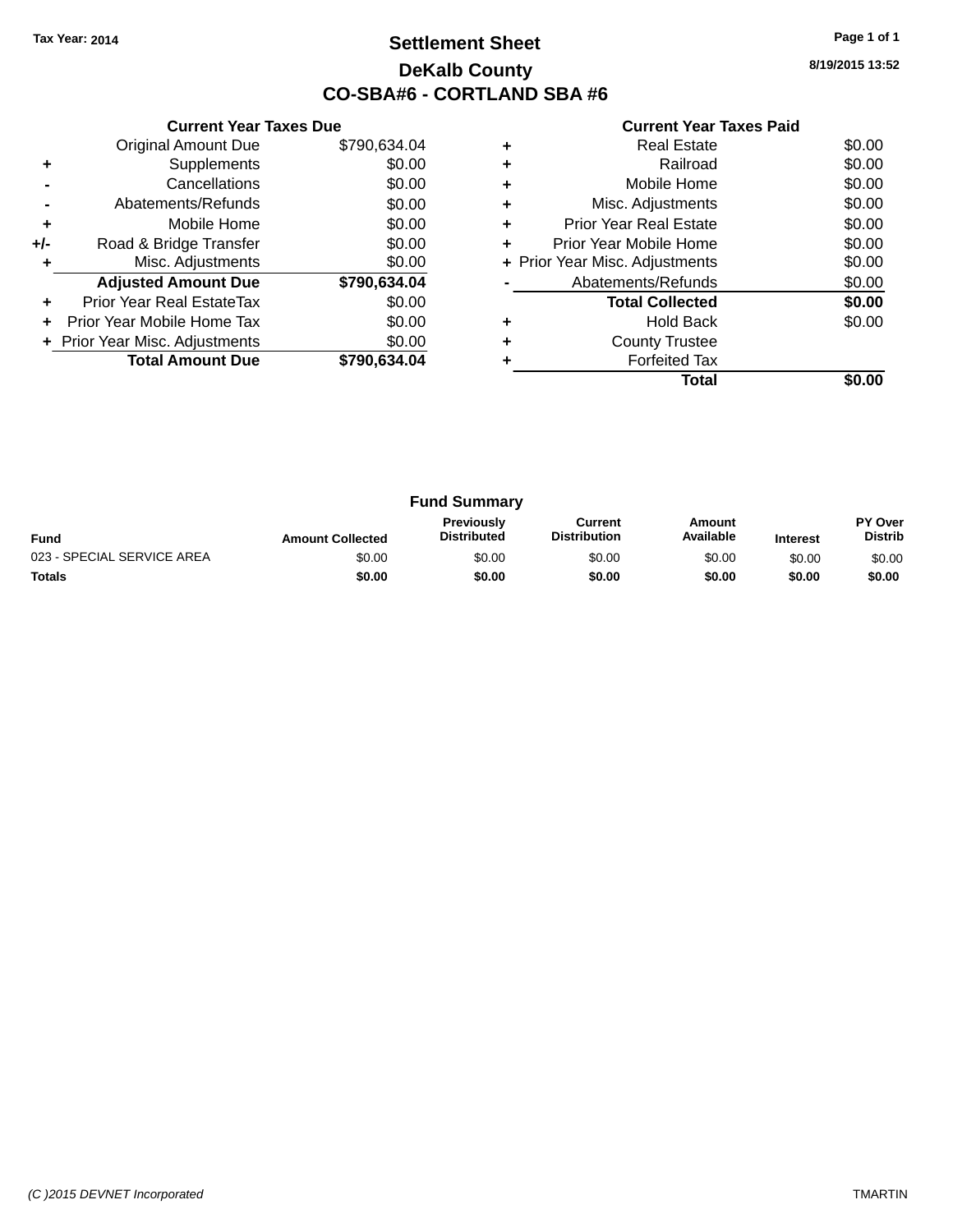Tax Year: 2014

# Settlement Sheet

## DeKalb County

## CO-SBA#6 - CORTLAND SBA #6

8/19/2015 13:52

### Current Year Taxes Due

| | | |
|---|---|---|
| | Original Amount Due | $790,634.04 |
| + | Supplements | $0.00 |
| - | Cancellations | $0.00 |
| - | Abatements/Refunds | $0.00 |
| + | Mobile Home | $0.00 |
| +/- | Road & Bridge Transfer | $0.00 |
| + | Misc. Adjustments | $0.00 |
| | **Adjusted Amount Due** | **$790,634.04** |
| + | Prior Year Real EstateTax | $0.00 |
| + | Prior Year Mobile Home Tax | $0.00 |
| + | Prior Year Misc. Adjustments | $0.00 |
| | **Total Amount Due** | **$790,634.04** |

### Current Year Taxes Paid

| | | |
|---|---|---|
| + | Real Estate | $0.00 |
| + | Railroad | $0.00 |
| + | Mobile Home | $0.00 |
| + | Misc. Adjustments | $0.00 |
| + | Prior Year Real Estate | $0.00 |
| + | Prior Year Mobile Home | $0.00 |
| + | Prior Year Misc. Adjustments | $0.00 |
| - | Abatements/Refunds | $0.00 |
| | **Total Collected** | **$0.00** |
| + | Hold Back | $0.00 |
| + | County Trustee | |
| + | Forfeited Tax | |
| | **Total** | **$0.00** |

### Fund Summary

| Fund | Amount Collected | Previously Distributed | Current Distribution | Amount Available | Interest | PY Over Distrib |
|---|---|---|---|---|---|---|
| 023 - SPECIAL SERVICE AREA | $0.00 | $0.00 | $0.00 | $0.00 | $0.00 | $0.00 |
| **Totals** | **$0.00** | **$0.00** | **$0.00** | **$0.00** | **$0.00** | **$0.00** |

(C )2015 DEVNET Incorporated

TMARTIN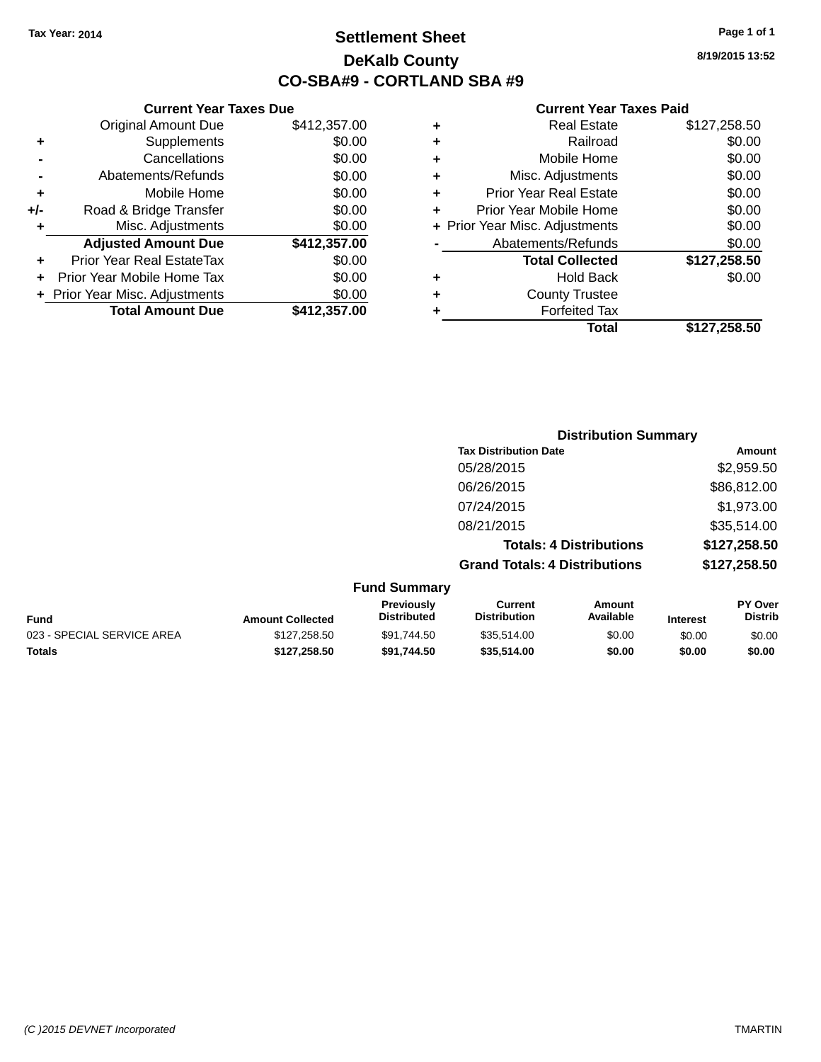**Tax Year: 2014**

# Settlement Sheet

## DeKalb County

## CO-SBA#9 - CORTLAND SBA #9

8/19/2015 13:52

### Current Year Taxes Due

| | | |
|---|---|---|
| | Original Amount Due | $412,357.00 |
| + | Supplements | $0.00 |
| - | Cancellations | $0.00 |
| - | Abatements/Refunds | $0.00 |
| + | Mobile Home | $0.00 |
| +/- | Road & Bridge Transfer | $0.00 |
| + | Misc. Adjustments | $0.00 |
| | **Adjusted Amount Due** | **$412,357.00** |
| + | Prior Year Real EstateTax | $0.00 |
| + | Prior Year Mobile Home Tax | $0.00 |
| + | Prior Year Misc. Adjustments | $0.00 |
| | **Total Amount Due** | **$412,357.00** |

### Current Year Taxes Paid

| | | |
|---|---|---|
| + | Real Estate | $127,258.50 |
| + | Railroad | $0.00 |
| + | Mobile Home | $0.00 |
| + | Misc. Adjustments | $0.00 |
| + | Prior Year Real Estate | $0.00 |
| + | Prior Year Mobile Home | $0.00 |
| + | Prior Year Misc. Adjustments | $0.00 |
| - | Abatements/Refunds | $0.00 |
| | **Total Collected** | **$127,258.50** |
| + | Hold Back | $0.00 |
| + | County Trustee | |
| + | Forfeited Tax | |
| | **Total** | **$127,258.50** |

### Distribution Summary

| Tax Distribution Date | Amount |
|---|---|
| 05/28/2015 | $2,959.50 |
| 06/26/2015 | $86,812.00 |
| 07/24/2015 | $1,973.00 |
| 08/21/2015 | $35,514.00 |
| **Totals: 4 Distributions** | **$127,258.50** |
| **Grand Totals: 4 Distributions** | **$127,258.50** |

### Fund Summary

| Fund | Amount Collected | Previously Distributed | Current Distribution | Amount Available | Interest | PY Over Distrib |
|---|---|---|---|---|---|---|
| 023 - SPECIAL SERVICE AREA | $127,258.50 | $91,744.50 | $35,514.00 | $0.00 | $0.00 | $0.00 |
| **Totals** | **$127,258.50** | **$91,744.50** | **$35,514.00** | **$0.00** | **$0.00** | **$0.00** |

*(C )2015 DEVNET Incorporated* TMARTIN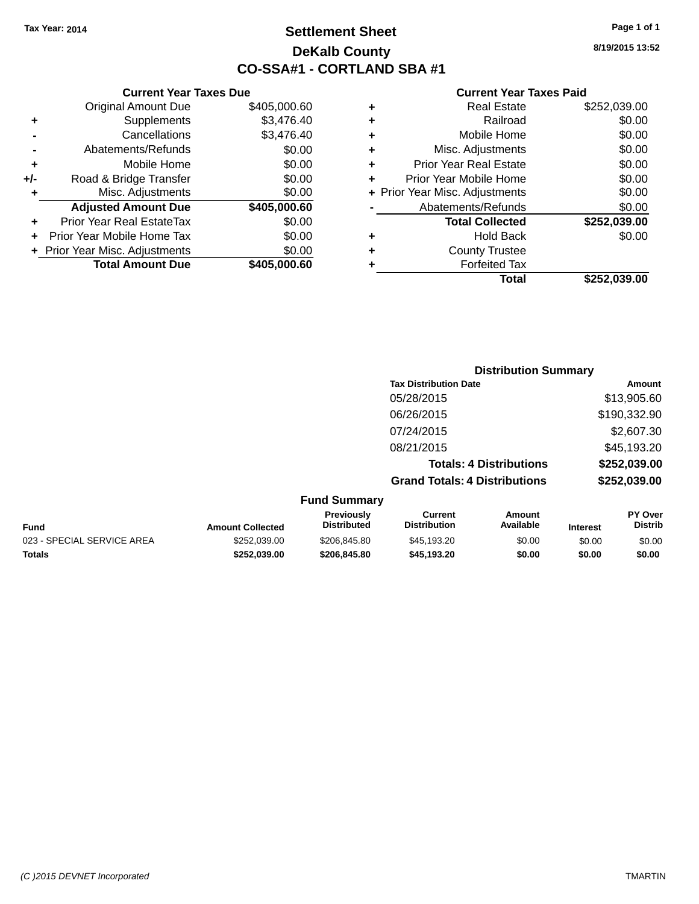Tax Year: 2014

# Settlement Sheet

## DeKalb County

## CO-SSA#1 - CORTLAND SBA #1

8/19/2015 13:52

### Current Year Taxes Due

| | | |
|---|---|---|
| | Original Amount Due | $405,000.60 |
| + | Supplements | $3,476.40 |
| - | Cancellations | $3,476.40 |
| - | Abatements/Refunds | $0.00 |
| + | Mobile Home | $0.00 |
| +/- | Road & Bridge Transfer | $0.00 |
| + | Misc. Adjustments | $0.00 |
| | **Adjusted Amount Due** | **$405,000.60** |
| + | Prior Year Real EstateTax | $0.00 |
| + | Prior Year Mobile Home Tax | $0.00 |
| + | Prior Year Misc. Adjustments | $0.00 |
| | **Total Amount Due** | **$405,000.60** |

### Current Year Taxes Paid

| | | |
|---|---|---|
| + | Real Estate | $252,039.00 |
| + | Railroad | $0.00 |
| + | Mobile Home | $0.00 |
| + | Misc. Adjustments | $0.00 |
| + | Prior Year Real Estate | $0.00 |
| + | Prior Year Mobile Home | $0.00 |
| + | Prior Year Misc. Adjustments | $0.00 |
| - | Abatements/Refunds | $0.00 |
| | **Total Collected** | **$252,039.00** |
| + | Hold Back | $0.00 |
| + | County Trustee | |
| + | Forfeited Tax | |
| | **Total** | **$252,039.00** |

### Distribution Summary

| Tax Distribution Date | Amount |
|---|---|
| 05/28/2015 | $13,905.60 |
| 06/26/2015 | $190,332.90 |
| 07/24/2015 | $2,607.30 |
| 08/21/2015 | $45,193.20 |
| **Totals: 4 Distributions** | **$252,039.00** |
| **Grand Totals: 4 Distributions** | **$252,039.00** |

### Fund Summary

| Fund | Amount Collected | Previously Distributed | Current Distribution | Amount Available | Interest | PY Over Distrib |
|---|---|---|---|---|---|---|
| 023 - SPECIAL SERVICE AREA | $252,039.00 | $206,845.80 | $45,193.20 | $0.00 | $0.00 | $0.00 |
| **Totals** | **$252,039.00** | **$206,845.80** | **$45,193.20** | **$0.00** | **$0.00** | **$0.00** |

(C )2015 DEVNET Incorporated TMARTIN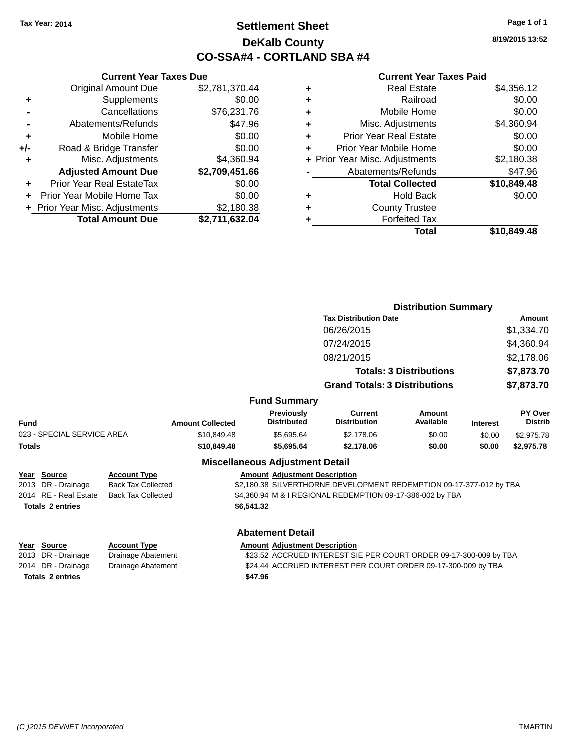**Tax Year: 2014**

# Settlement Sheet

## DeKalb County

## CO-SSA#4 - CORTLAND SBA #4

8/19/2015 13:52

### Current Year Taxes Due

| | | |
|---|---|---|
| | Original Amount Due | $2,781,370.44 |
| + | Supplements | $0.00 |
| - | Cancellations | $76,231.76 |
| - | Abatements/Refunds | $47.96 |
| + | Mobile Home | $0.00 |
| +/- | Road & Bridge Transfer | $0.00 |
| + | Misc. Adjustments | $4,360.94 |
| | **Adjusted Amount Due** | **$2,709,451.66** |
| + | Prior Year Real EstateTax | $0.00 |
| + | Prior Year Mobile Home Tax | $0.00 |
| + | Prior Year Misc. Adjustments | $2,180.38 |
| | **Total Amount Due** | **$2,711,632.04** |

### Current Year Taxes Paid

| | | |
|---|---|---|
| + | Real Estate | $4,356.12 |
| + | Railroad | $0.00 |
| + | Mobile Home | $0.00 |
| + | Misc. Adjustments | $4,360.94 |
| + | Prior Year Real Estate | $0.00 |
| + | Prior Year Mobile Home | $0.00 |
| + | Prior Year Misc. Adjustments | $2,180.38 |
| - | Abatements/Refunds | $47.96 |
| | **Total Collected** | **$10,849.48** |
| + | Hold Back | $0.00 |
| + | County Trustee | |
| + | Forfeited Tax | |
| | **Total** | **$10,849.48** |

### Distribution Summary

| Tax Distribution Date | Amount |
|---|---|
| 06/26/2015 | $1,334.70 |
| 07/24/2015 | $4,360.94 |
| 08/21/2015 | $2,178.06 |
| **Totals: 3 Distributions** | **$7,873.70** |
| **Grand Totals: 3 Distributions** | **$7,873.70** |

### Fund Summary

| Fund | Amount Collected | Previously Distributed | Current Distribution | Amount Available | Interest | PY Over Distrib |
|---|---|---|---|---|---|---|
| 023 - SPECIAL SERVICE AREA | $10,849.48 | $5,695.64 | $2,178.06 | $0.00 | $0.00 | $2,975.78 |
| **Totals** | **$10,849.48** | **$5,695.64** | **$2,178.06** | **$0.00** | **$0.00** | **$2,975.78** |

### Miscellaneous Adjustment Detail

| Year | Source | Account Type | Amount | Adjustment Description |
|---|---|---|---|---|
| 2013 | DR - Drainage | Back Tax Collected | $2,180.38 | SILVERTHORNE DEVELOPMENT REDEMPTION 09-17-377-012 by TBA |
| 2014 | RE - Real Estate | Back Tax Collected | $4,360.94 | M & I REGIONAL REDEMPTION 09-17-386-002 by TBA |
| **Totals** | **2 entries** | | **$6,541.32** | |

### Abatement Detail

| Year | Source | Account Type | Amount | Adjustment Description |
|---|---|---|---|---|
| 2013 | DR - Drainage | Drainage Abatement | $23.52 | ACCRUED INTEREST SIE PER COURT ORDER 09-17-300-009 by TBA |
| 2014 | DR - Drainage | Drainage Abatement | $24.44 | ACCRUED INTEREST PER COURT ORDER 09-17-300-009 by TBA |
| **Totals** | **2 entries** | | **$47.96** | |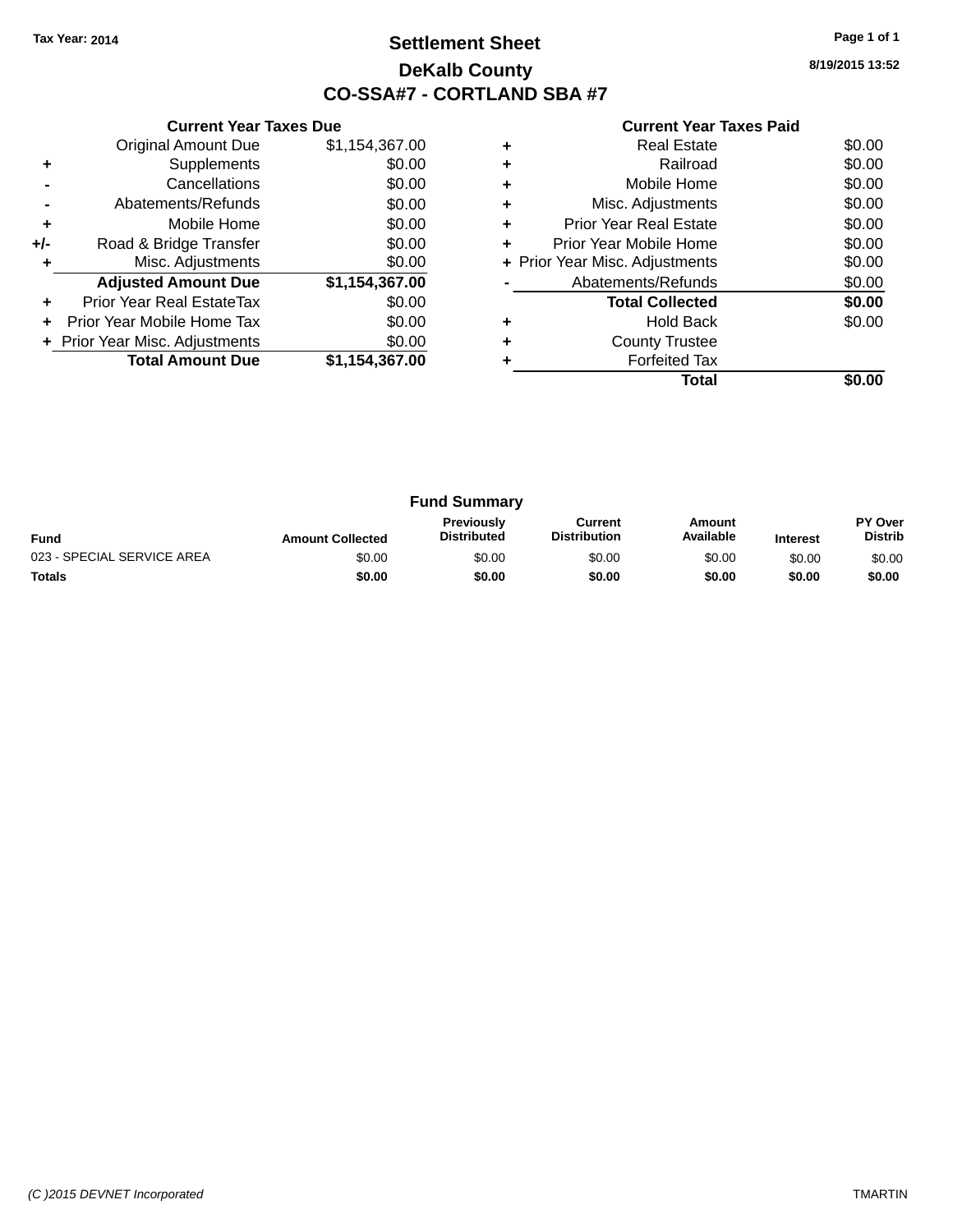Tax Year: 2014

# Settlement Sheet

## DeKalb County

## CO-SSA#7 - CORTLAND SBA #7

8/19/2015 13:52

### Current Year Taxes Due

| | | |
|---|---|---|
| | Original Amount Due | $1,154,367.00 |
| + | Supplements | $0.00 |
| - | Cancellations | $0.00 |
| - | Abatements/Refunds | $0.00 |
| + | Mobile Home | $0.00 |
| +/- | Road & Bridge Transfer | $0.00 |
| + | Misc. Adjustments | $0.00 |
| | **Adjusted Amount Due** | **$1,154,367.00** |
| + | Prior Year Real EstateTax | $0.00 |
| + | Prior Year Mobile Home Tax | $0.00 |
| + | Prior Year Misc. Adjustments | $0.00 |
| | **Total Amount Due** | **$1,154,367.00** |

### Current Year Taxes Paid

| | | |
|---|---|---|
| + | Real Estate | $0.00 |
| + | Railroad | $0.00 |
| + | Mobile Home | $0.00 |
| + | Misc. Adjustments | $0.00 |
| + | Prior Year Real Estate | $0.00 |
| + | Prior Year Mobile Home | $0.00 |
| + | Prior Year Misc. Adjustments | $0.00 |
| - | Abatements/Refunds | $0.00 |
| | **Total Collected** | **$0.00** |
| + | Hold Back | $0.00 |
| + | County Trustee | |
| + | Forfeited Tax | |
| | **Total** | **$0.00** |

### Fund Summary

| Fund | Amount Collected | Previously Distributed | Current Distribution | Amount Available | Interest | PY Over Distrib |
|---|---|---|---|---|---|---|
| 023 - SPECIAL SERVICE AREA | $0.00 | $0.00 | $0.00 | $0.00 | $0.00 | $0.00 |
| **Totals** | **$0.00** | **$0.00** | **$0.00** | **$0.00** | **$0.00** | **$0.00** |

(C )2015 DEVNET Incorporated TMARTIN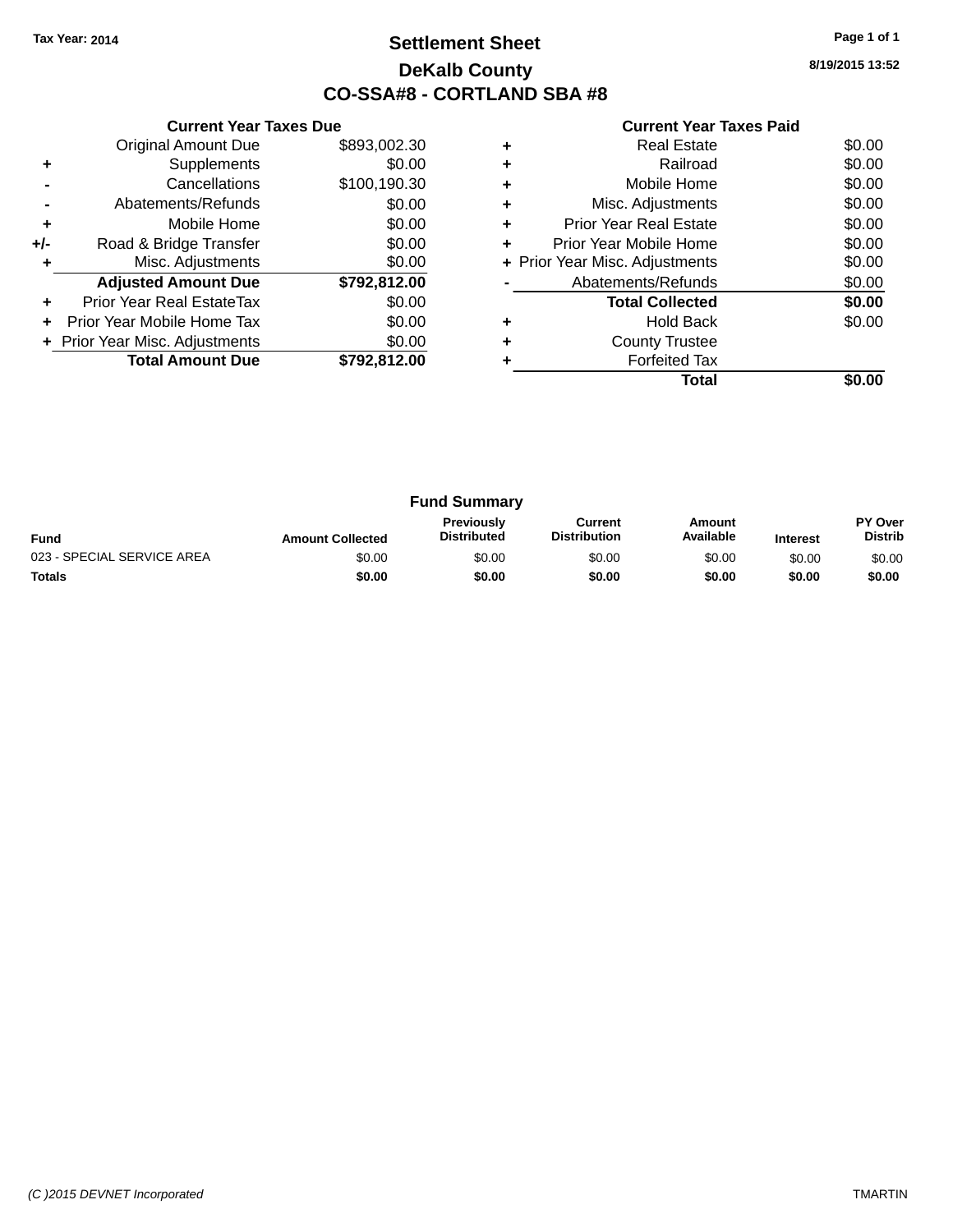Tax Year: 2014

# Settlement Sheet

## DeKalb County

## CO-SSA#8 - CORTLAND SBA #8

8/19/2015 13:52

### Current Year Taxes Due

| | | |
|---|---|---|
| | Original Amount Due | $893,002.30 |
| + | Supplements | $0.00 |
| - | Cancellations | $100,190.30 |
| - | Abatements/Refunds | $0.00 |
| + | Mobile Home | $0.00 |
| +/- | Road & Bridge Transfer | $0.00 |
| + | Misc. Adjustments | $0.00 |
| | **Adjusted Amount Due** | **$792,812.00** |
| + | Prior Year Real EstateTax | $0.00 |
| + | Prior Year Mobile Home Tax | $0.00 |
| + | Prior Year Misc. Adjustments | $0.00 |
| | **Total Amount Due** | **$792,812.00** |

### Current Year Taxes Paid

| | | |
|---|---|---|
| + | Real Estate | $0.00 |
| + | Railroad | $0.00 |
| + | Mobile Home | $0.00 |
| + | Misc. Adjustments | $0.00 |
| + | Prior Year Real Estate | $0.00 |
| + | Prior Year Mobile Home | $0.00 |
| + | Prior Year Misc. Adjustments | $0.00 |
| - | Abatements/Refunds | $0.00 |
| | **Total Collected** | **$0.00** |
| + | Hold Back | $0.00 |
| + | County Trustee | |
| + | Forfeited Tax | |
| | **Total** | **$0.00** |

### Fund Summary

| Fund | Amount Collected | Previously Distributed | Current Distribution | Amount Available | Interest | PY Over Distrib |
|---|---|---|---|---|---|---|
| 023 - SPECIAL SERVICE AREA | $0.00 | $0.00 | $0.00 | $0.00 | $0.00 | $0.00 |
| **Totals** | **$0.00** | **$0.00** | **$0.00** | **$0.00** | **$0.00** | **$0.00** |

(C )2015 DEVNET Incorporated TMARTIN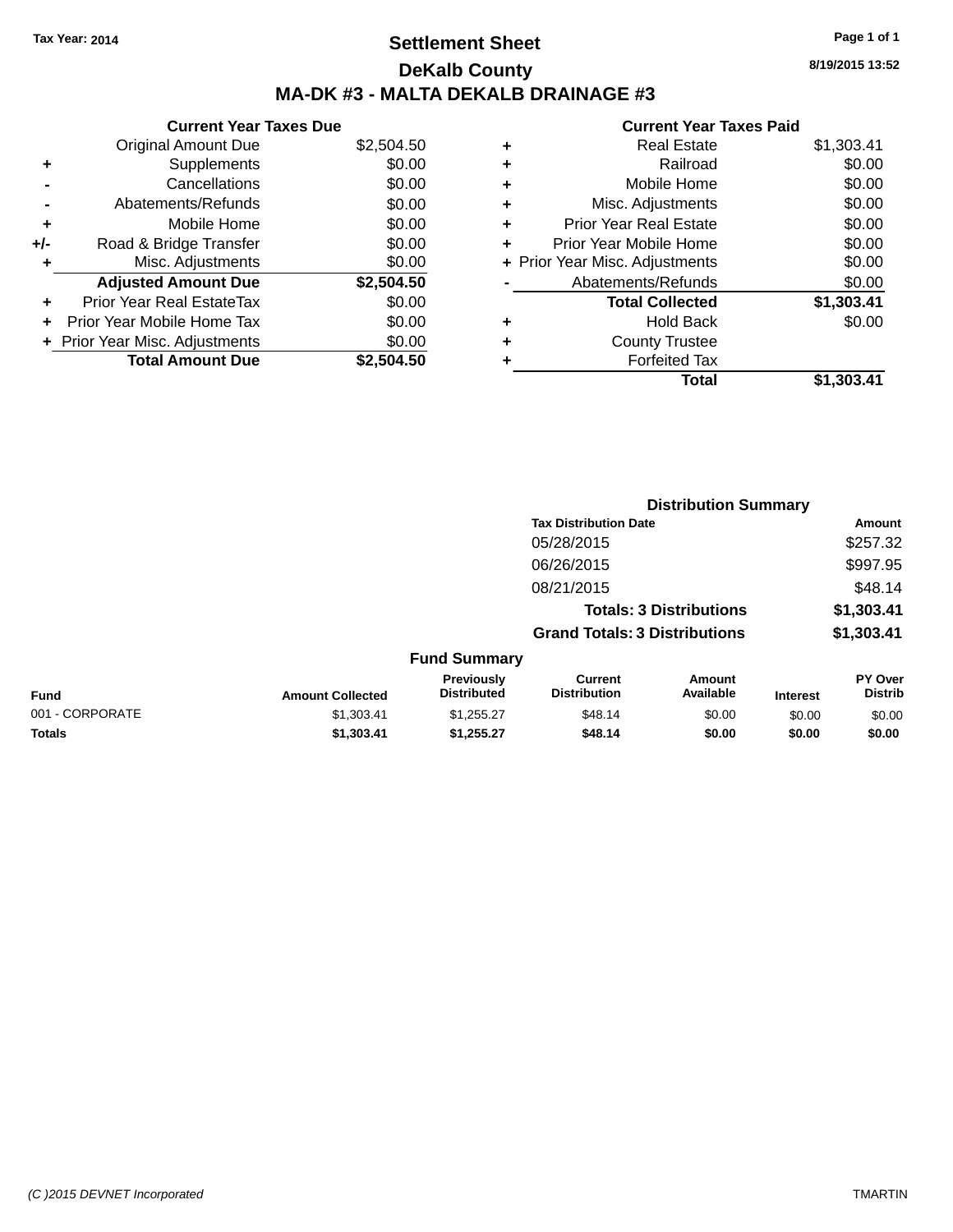Tax Year: 2014

# Settlement Sheet

## DeKalb County

## MA-DK #3 - MALTA DEKALB DRAINAGE #3

8/19/2015 13:52

### Current Year Taxes Due

| | | |
|---|---|---|
| | Original Amount Due | $2,504.50 |
| + | Supplements | $0.00 |
| - | Cancellations | $0.00 |
| - | Abatements/Refunds | $0.00 |
| + | Mobile Home | $0.00 |
| +/- | Road & Bridge Transfer | $0.00 |
| + | Misc. Adjustments | $0.00 |
| | **Adjusted Amount Due** | **$2,504.50** |
| + | Prior Year Real EstateTax | $0.00 |
| + | Prior Year Mobile Home Tax | $0.00 |
| + | Prior Year Misc. Adjustments | $0.00 |
| | **Total Amount Due** | **$2,504.50** |

### Current Year Taxes Paid

| | | |
|---|---|---|
| + | Real Estate | $1,303.41 |
| + | Railroad | $0.00 |
| + | Mobile Home | $0.00 |
| + | Misc. Adjustments | $0.00 |
| + | Prior Year Real Estate | $0.00 |
| + | Prior Year Mobile Home | $0.00 |
| + | Prior Year Misc. Adjustments | $0.00 |
| - | Abatements/Refunds | $0.00 |
| | **Total Collected** | **$1,303.41** |
| + | Hold Back | $0.00 |
| + | County Trustee | |
| + | Forfeited Tax | |
| | **Total** | **$1,303.41** |

### Distribution Summary

| Tax Distribution Date | Amount |
|---|---|
| 05/28/2015 | $257.32 |
| 06/26/2015 | $997.95 |
| 08/21/2015 | $48.14 |
| **Totals: 3 Distributions** | **$1,303.41** |
| **Grand Totals: 3 Distributions** | **$1,303.41** |

### Fund Summary

| Fund | Amount Collected | Previously Distributed | Current Distribution | Amount Available | Interest | PY Over Distrib |
|---|---|---|---|---|---|---|
| 001 - CORPORATE | $1,303.41 | $1,255.27 | $48.14 | $0.00 | $0.00 | $0.00 |
| **Totals** | **$1,303.41** | **$1,255.27** | **$48.14** | **$0.00** | **$0.00** | **$0.00** |

(C )2015 DEVNET Incorporated TMARTIN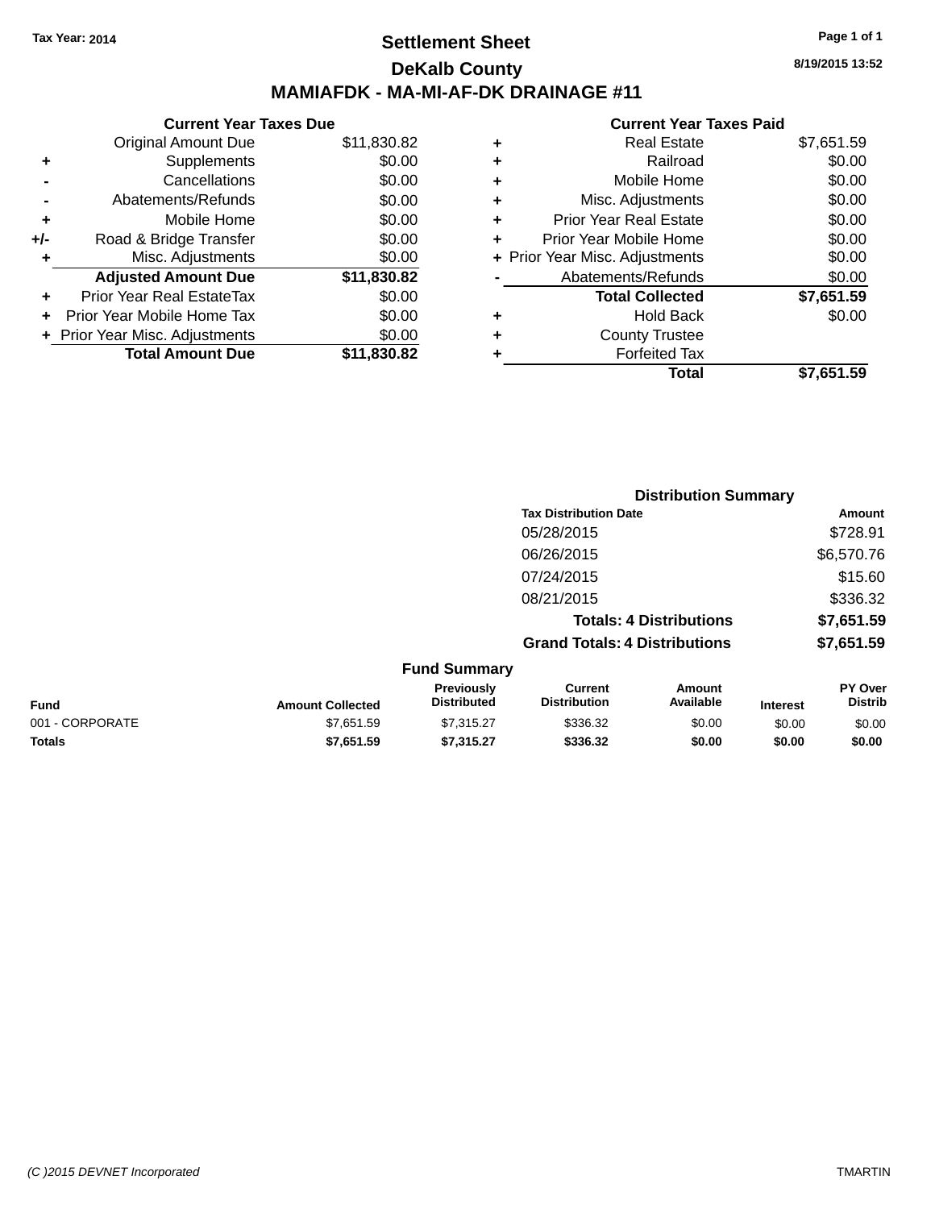Tax Year: 2014

# Settlement Sheet

## DeKalb County

## MAMIAFDK - MA-MI-AF-DK DRAINAGE #11

8/19/2015 13:52

### Current Year Taxes Due

| | | |
|---|---|---|
| | Original Amount Due | $11,830.82 |
| + | Supplements | $0.00 |
| - | Cancellations | $0.00 |
| - | Abatements/Refunds | $0.00 |
| + | Mobile Home | $0.00 |
| +/- | Road & Bridge Transfer | $0.00 |
| + | Misc. Adjustments | $0.00 |
| | **Adjusted Amount Due** | **$11,830.82** |
| + | Prior Year Real EstateTax | $0.00 |
| + | Prior Year Mobile Home Tax | $0.00 |
| + | Prior Year Misc. Adjustments | $0.00 |
| | **Total Amount Due** | **$11,830.82** |

### Current Year Taxes Paid

| | | |
|---|---|---|
| + | Real Estate | $7,651.59 |
| + | Railroad | $0.00 |
| + | Mobile Home | $0.00 |
| + | Misc. Adjustments | $0.00 |
| + | Prior Year Real Estate | $0.00 |
| + | Prior Year Mobile Home | $0.00 |
| + | Prior Year Misc. Adjustments | $0.00 |
| - | Abatements/Refunds | $0.00 |
| | **Total Collected** | **$7,651.59** |
| + | Hold Back | $0.00 |
| + | County Trustee | |
| + | Forfeited Tax | |
| | **Total** | **$7,651.59** |

### Distribution Summary

| Tax Distribution Date | Amount |
|---|---|
| 05/28/2015 | $728.91 |
| 06/26/2015 | $6,570.76 |
| 07/24/2015 | $15.60 |
| 08/21/2015 | $336.32 |
| **Totals: 4 Distributions** | **$7,651.59** |
| **Grand Totals: 4 Distributions** | **$7,651.59** |

### Fund Summary

| Fund | Amount Collected | Previously Distributed | Current Distribution | Amount Available | Interest | PY Over Distrib |
|---|---|---|---|---|---|---|
| 001 - CORPORATE | $7,651.59 | $7,315.27 | $336.32 | $0.00 | $0.00 | $0.00 |
| **Totals** | **$7,651.59** | **$7,315.27** | **$336.32** | **$0.00** | **$0.00** | **$0.00** |

(C )2015 DEVNET Incorporated TMARTIN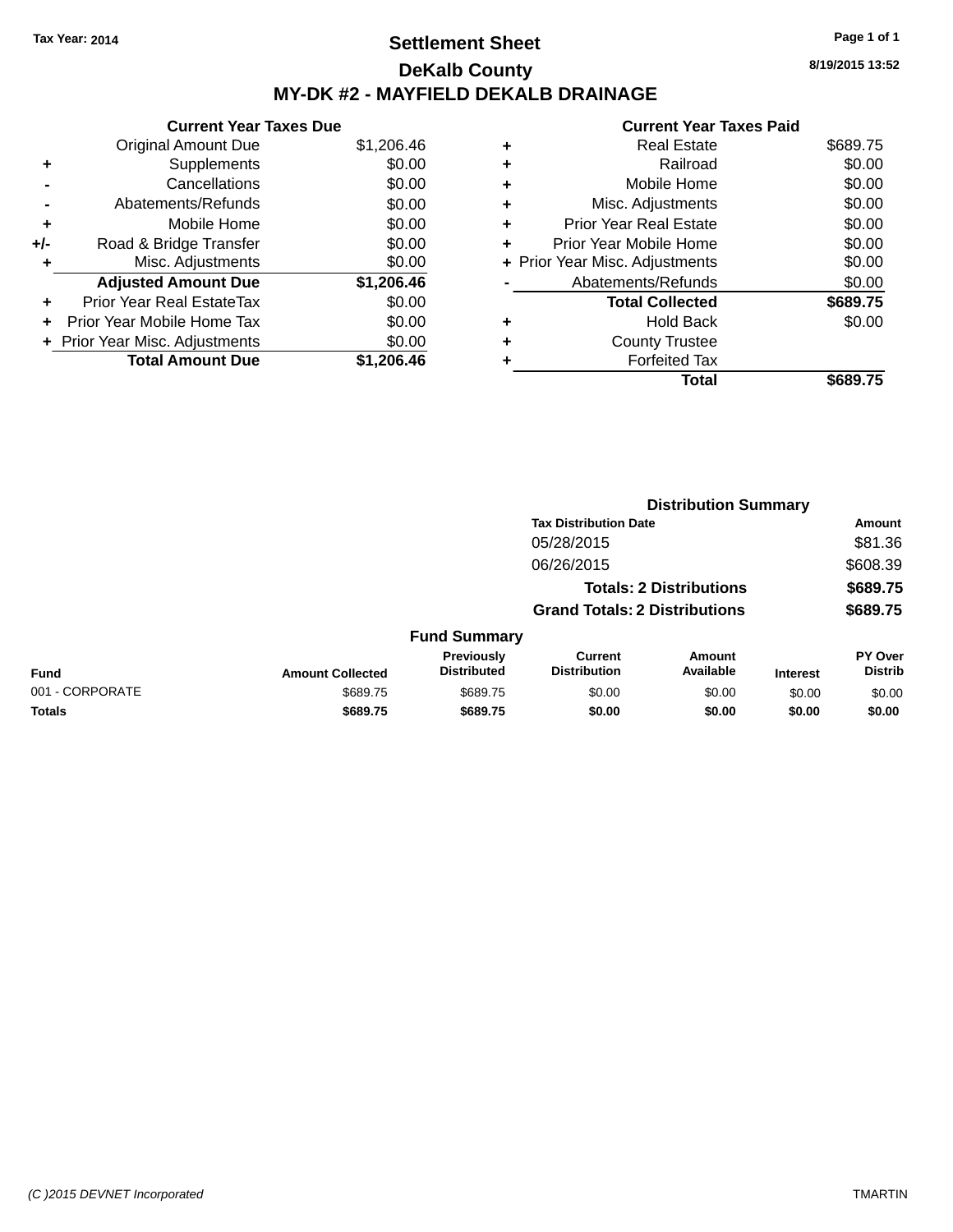Tax Year: 2014

# Settlement Sheet

## DeKalb County

## MY-DK #2 - MAYFIELD DEKALB DRAINAGE

8/19/2015 13:52

### Current Year Taxes Due

| | | |
|---|---|---|
| | Original Amount Due | $1,206.46 |
| + | Supplements | $0.00 |
| - | Cancellations | $0.00 |
| - | Abatements/Refunds | $0.00 |
| + | Mobile Home | $0.00 |
| +/- | Road & Bridge Transfer | $0.00 |
| + | Misc. Adjustments | $0.00 |
| | **Adjusted Amount Due** | **$1,206.46** |
| + | Prior Year Real EstateTax | $0.00 |
| + | Prior Year Mobile Home Tax | $0.00 |
| + | Prior Year Misc. Adjustments | $0.00 |
| | **Total Amount Due** | **$1,206.46** |

### Current Year Taxes Paid

| | | |
|---|---|---|
| + | Real Estate | $689.75 |
| + | Railroad | $0.00 |
| + | Mobile Home | $0.00 |
| + | Misc. Adjustments | $0.00 |
| + | Prior Year Real Estate | $0.00 |
| + | Prior Year Mobile Home | $0.00 |
| + | Prior Year Misc. Adjustments | $0.00 |
| - | Abatements/Refunds | $0.00 |
| | **Total Collected** | **$689.75** |
| + | Hold Back | $0.00 |
| + | County Trustee | |
| + | Forfeited Tax | |
| | **Total** | **$689.75** |

### Distribution Summary

| Tax Distribution Date | Amount |
|---|---|
| 05/28/2015 | $81.36 |
| 06/26/2015 | $608.39 |
| **Totals: 2 Distributions** | **$689.75** |
| **Grand Totals: 2 Distributions** | **$689.75** |

### Fund Summary

| Fund | Amount Collected | Previously Distributed | Current Distribution | Amount Available | Interest | PY Over Distrib |
|---|---|---|---|---|---|---|
| 001 - CORPORATE | $689.75 | $689.75 | $0.00 | $0.00 | $0.00 | $0.00 |
| **Totals** | **$689.75** | **$689.75** | **$0.00** | **$0.00** | **$0.00** | **$0.00** |

(C )2015 DEVNET Incorporated TMARTIN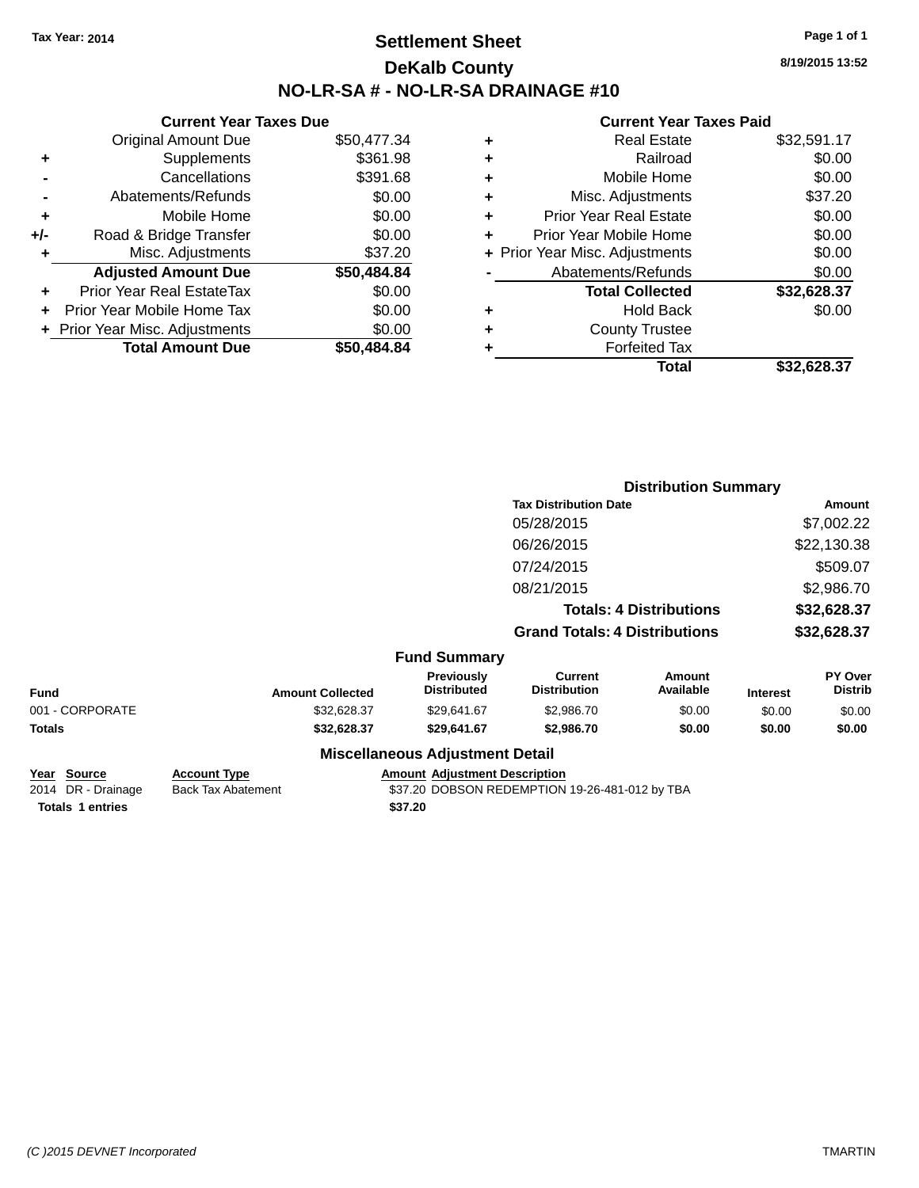Tax Year: 2014

# Settlement Sheet

## DeKalb County

## NO-LR-SA # - NO-LR-SA DRAINAGE #10

8/19/2015 13:52

### Current Year Taxes Due

| | | |
|---|---|---|
| | Original Amount Due | $50,477.34 |
| + | Supplements | $361.98 |
| - | Cancellations | $391.68 |
| - | Abatements/Refunds | $0.00 |
| + | Mobile Home | $0.00 |
| +/- | Road & Bridge Transfer | $0.00 |
| + | Misc. Adjustments | $37.20 |
| | **Adjusted Amount Due** | **$50,484.84** |
| + | Prior Year Real EstateTax | $0.00 |
| + | Prior Year Mobile Home Tax | $0.00 |
| + | Prior Year Misc. Adjustments | $0.00 |
| | **Total Amount Due** | **$50,484.84** |

### Current Year Taxes Paid

| | | |
|---|---|---|
| + | Real Estate | $32,591.17 |
| + | Railroad | $0.00 |
| + | Mobile Home | $0.00 |
| + | Misc. Adjustments | $37.20 |
| + | Prior Year Real Estate | $0.00 |
| + | Prior Year Mobile Home | $0.00 |
| + | Prior Year Misc. Adjustments | $0.00 |
| - | Abatements/Refunds | $0.00 |
| | **Total Collected** | **$32,628.37** |
| + | Hold Back | $0.00 |
| + | County Trustee | |
| + | Forfeited Tax | |
| | **Total** | **$32,628.37** |

### Distribution Summary

| Tax Distribution Date | Amount |
|---|---|
| 05/28/2015 | $7,002.22 |
| 06/26/2015 | $22,130.38 |
| 07/24/2015 | $509.07 |
| 08/21/2015 | $2,986.70 |
| **Totals: 4 Distributions** | **$32,628.37** |
| **Grand Totals: 4 Distributions** | **$32,628.37** |

### Fund Summary

| Fund | Amount Collected | Previously Distributed | Current Distribution | Amount Available | Interest | PY Over Distrib |
|---|---|---|---|---|---|---|
| 001 - CORPORATE | $32,628.37 | $29,641.67 | $2,986.70 | $0.00 | $0.00 | $0.00 |
| **Totals** | **$32,628.37** | **$29,641.67** | **$2,986.70** | **$0.00** | **$0.00** | **$0.00** |

### Miscellaneous Adjustment Detail

| Year | Source | Account Type | Amount | Adjustment Description |
|---|---|---|---|---|
| 2014 | DR - Drainage | Back Tax Abatement | $37.20 | DOBSON REDEMPTION 19-26-481-012 by TBA |
| **Totals 1 entries** | | | **$37.20** | |

(C )2015 DEVNET Incorporated TMARTIN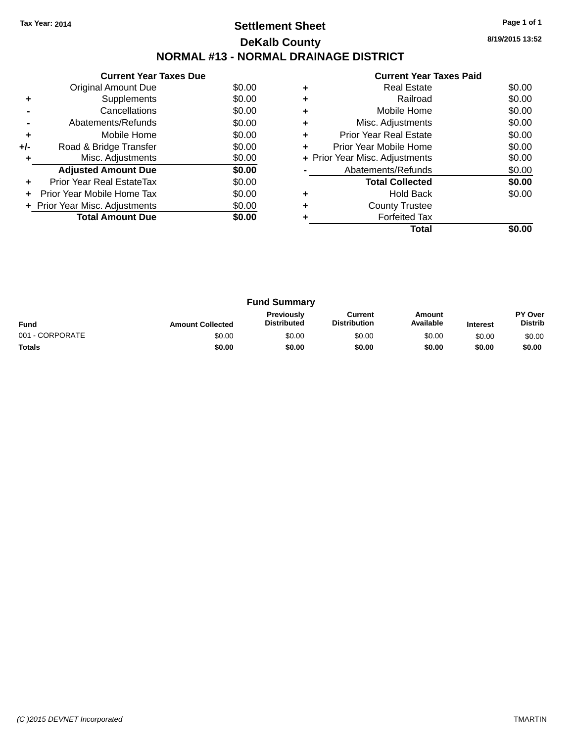Tax Year: 2014

# Settlement Sheet

## DeKalb County

## NORMAL #13 - NORMAL DRAINAGE DISTRICT

8/19/2015 13:52

### Current Year Taxes Due

| | | |
|---|---|---|
| | Original Amount Due | $0.00 |
| + | Supplements | $0.00 |
| - | Cancellations | $0.00 |
| - | Abatements/Refunds | $0.00 |
| + | Mobile Home | $0.00 |
| +/- | Road & Bridge Transfer | $0.00 |
| + | Misc. Adjustments | $0.00 |
| | **Adjusted Amount Due** | **$0.00** |
| + | Prior Year Real EstateTax | $0.00 |
| + | Prior Year Mobile Home Tax | $0.00 |
| + | Prior Year Misc. Adjustments | $0.00 |
| | **Total Amount Due** | **$0.00** |

### Current Year Taxes Paid

| | | |
|---|---|---|
| + | Real Estate | $0.00 |
| + | Railroad | $0.00 |
| + | Mobile Home | $0.00 |
| + | Misc. Adjustments | $0.00 |
| + | Prior Year Real Estate | $0.00 |
| + | Prior Year Mobile Home | $0.00 |
| + | Prior Year Misc. Adjustments | $0.00 |
| - | Abatements/Refunds | $0.00 |
| | **Total Collected** | **$0.00** |
| + | Hold Back | $0.00 |
| + | County Trustee | |
| + | Forfeited Tax | |
| | **Total** | **$0.00** |

### Fund Summary

| Fund | Amount Collected | Previously Distributed | Current Distribution | Amount Available | Interest | PY Over Distrib |
|---|---|---|---|---|---|---|
| 001 - CORPORATE | $0.00 | $0.00 | $0.00 | $0.00 | $0.00 | $0.00 |
| **Totals** | **$0.00** | **$0.00** | **$0.00** | **$0.00** | **$0.00** | **$0.00** |

(C )2015 DEVNET Incorporated TMARTIN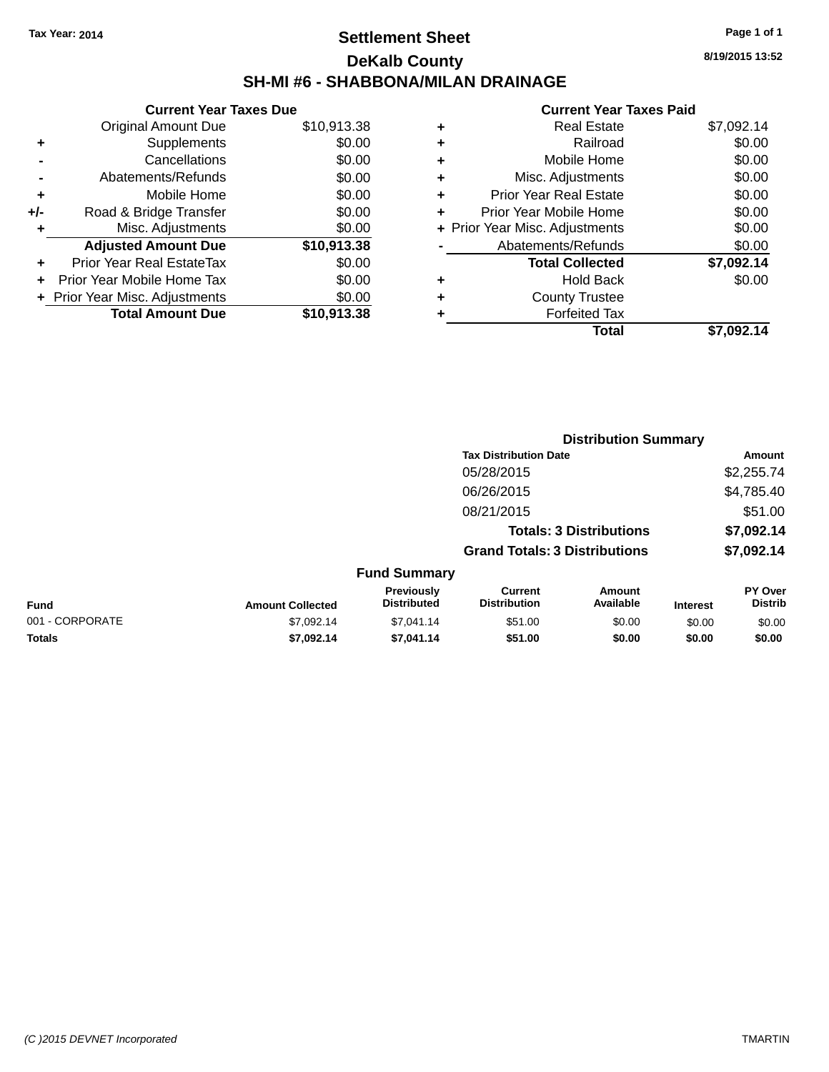Tax Year: 2014

# Settlement Sheet

## DeKalb County

## SH-MI #6 - SHABBONA/MILAN DRAINAGE

8/19/2015 13:52

### Current Year Taxes Due

| | | |
|---|---|---|
| | Original Amount Due | $10,913.38 |
| + | Supplements | $0.00 |
| - | Cancellations | $0.00 |
| - | Abatements/Refunds | $0.00 |
| + | Mobile Home | $0.00 |
| +/- | Road & Bridge Transfer | $0.00 |
| + | Misc. Adjustments | $0.00 |
| | **Adjusted Amount Due** | **$10,913.38** |
| + | Prior Year Real EstateTax | $0.00 |
| + | Prior Year Mobile Home Tax | $0.00 |
| + | Prior Year Misc. Adjustments | $0.00 |
| | **Total Amount Due** | **$10,913.38** |

### Current Year Taxes Paid

| | | |
|---|---|---|
| + | Real Estate | $7,092.14 |
| + | Railroad | $0.00 |
| + | Mobile Home | $0.00 |
| + | Misc. Adjustments | $0.00 |
| + | Prior Year Real Estate | $0.00 |
| + | Prior Year Mobile Home | $0.00 |
| + | Prior Year Misc. Adjustments | $0.00 |
| - | Abatements/Refunds | $0.00 |
| | **Total Collected** | **$7,092.14** |
| + | Hold Back | $0.00 |
| + | County Trustee | |
| + | Forfeited Tax | |
| | **Total** | **$7,092.14** |

### Distribution Summary

| Tax Distribution Date | Amount |
|---|---|
| 05/28/2015 | $2,255.74 |
| 06/26/2015 | $4,785.40 |
| 08/21/2015 | $51.00 |
| **Totals: 3 Distributions** | **$7,092.14** |
| **Grand Totals: 3 Distributions** | **$7,092.14** |

### Fund Summary

| Fund | Amount Collected | Previously Distributed | Current Distribution | Amount Available | Interest | PY Over Distrib |
|---|---|---|---|---|---|---|
| 001 - CORPORATE | $7,092.14 | $7,041.14 | $51.00 | $0.00 | $0.00 | $0.00 |
| **Totals** | **$7,092.14** | **$7,041.14** | **$51.00** | **$0.00** | **$0.00** | **$0.00** |

(C )2015 DEVNET Incorporated TMARTIN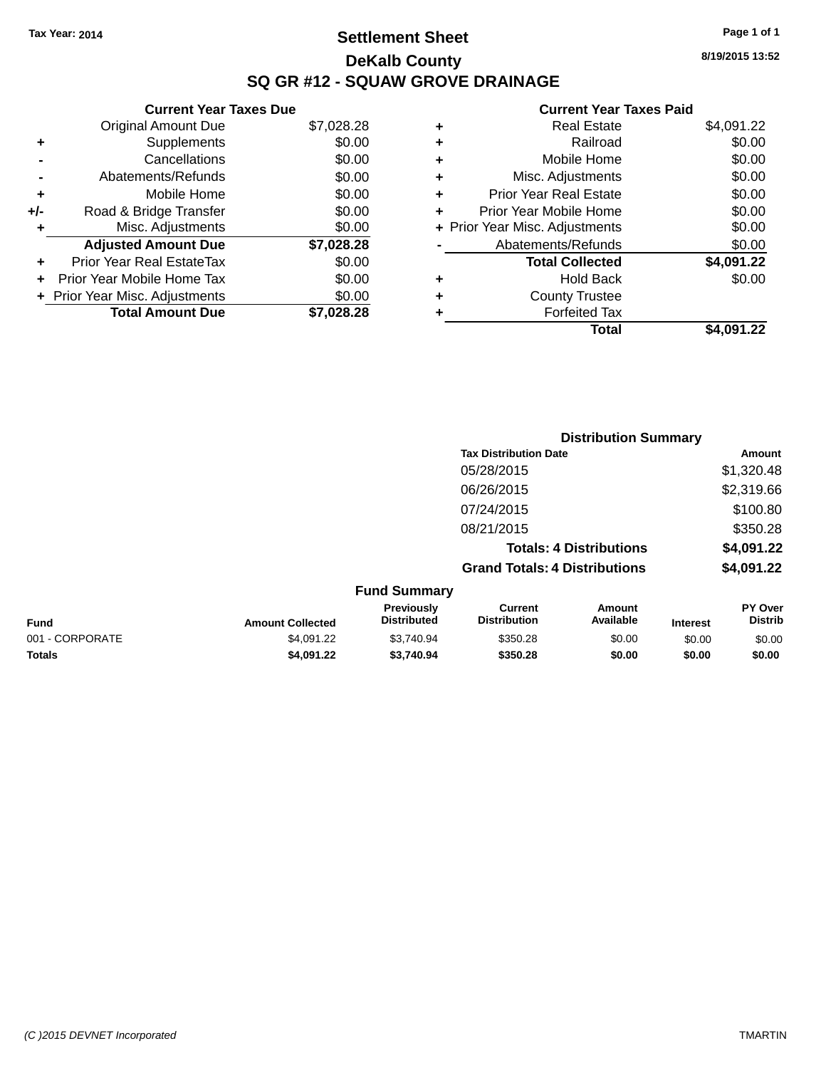Tax Year: 2014

# Settlement Sheet

## DeKalb County

## SQ GR #12 - SQUAW GROVE DRAINAGE

8/19/2015 13:52

**Current Year Taxes Due**

| | | |
|---|---|---|
| | Original Amount Due | $7,028.28 |
| + | Supplements | $0.00 |
| - | Cancellations | $0.00 |
| - | Abatements/Refunds | $0.00 |
| + | Mobile Home | $0.00 |
| +/- | Road & Bridge Transfer | $0.00 |
| + | Misc. Adjustments | $0.00 |
| | **Adjusted Amount Due** | **$7,028.28** |
| + | Prior Year Real EstateTax | $0.00 |
| + | Prior Year Mobile Home Tax | $0.00 |
| + | Prior Year Misc. Adjustments | $0.00 |
| | **Total Amount Due** | **$7,028.28** |

**Current Year Taxes Paid**

| | | |
|---|---|---|
| + | Real Estate | $4,091.22 |
| + | Railroad | $0.00 |
| + | Mobile Home | $0.00 |
| + | Misc. Adjustments | $0.00 |
| + | Prior Year Real Estate | $0.00 |
| + | Prior Year Mobile Home | $0.00 |
| + | Prior Year Misc. Adjustments | $0.00 |
| - | Abatements/Refunds | $0.00 |
| | **Total Collected** | **$4,091.22** |
| + | Hold Back | $0.00 |
| + | County Trustee | |
| + | Forfeited Tax | |
| | **Total** | **$4,091.22** |

**Distribution Summary**

| Tax Distribution Date | Amount |
|---|---|
| 05/28/2015 | $1,320.48 |
| 06/26/2015 | $2,319.66 |
| 07/24/2015 | $100.80 |
| 08/21/2015 | $350.28 |
| **Totals: 4 Distributions** | **$4,091.22** |
| **Grand Totals: 4 Distributions** | **$4,091.22** |

**Fund Summary**

| Fund | Amount Collected | Previously Distributed | Current Distribution | Amount Available | Interest | PY Over Distrib |
|---|---|---|---|---|---|---|
| 001 - CORPORATE | $4,091.22 | $3,740.94 | $350.28 | $0.00 | $0.00 | $0.00 |
| **Totals** | **$4,091.22** | **$3,740.94** | **$350.28** | **$0.00** | **$0.00** | **$0.00** |

(C )2015 DEVNET Incorporated TMARTIN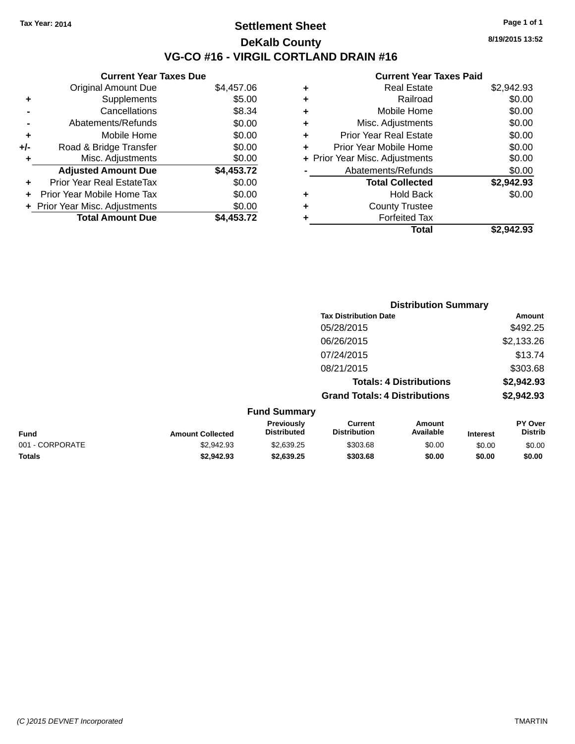Tax Year: 2014

# Settlement Sheet

## DeKalb County

## VG-CO #16 - VIRGIL CORTLAND DRAIN #16

8/19/2015 13:52

### Current Year Taxes Due

| | | |
|---|---|---|
| | Original Amount Due | $4,457.06 |
| + | Supplements | $5.00 |
| - | Cancellations | $8.34 |
| - | Abatements/Refunds | $0.00 |
| + | Mobile Home | $0.00 |
| +/- | Road & Bridge Transfer | $0.00 |
| + | Misc. Adjustments | $0.00 |
| | **Adjusted Amount Due** | **$4,453.72** |
| + | Prior Year Real EstateTax | $0.00 |
| + | Prior Year Mobile Home Tax | $0.00 |
| + | Prior Year Misc. Adjustments | $0.00 |
| | **Total Amount Due** | **$4,453.72** |

### Current Year Taxes Paid

| | | |
|---|---|---|
| + | Real Estate | $2,942.93 |
| + | Railroad | $0.00 |
| + | Mobile Home | $0.00 |
| + | Misc. Adjustments | $0.00 |
| + | Prior Year Real Estate | $0.00 |
| + | Prior Year Mobile Home | $0.00 |
| + | Prior Year Misc. Adjustments | $0.00 |
| - | Abatements/Refunds | $0.00 |
| | **Total Collected** | **$2,942.93** |
| + | Hold Back | $0.00 |
| + | County Trustee | |
| + | Forfeited Tax | |
| | **Total** | **$2,942.93** |

### Distribution Summary

| Tax Distribution Date | Amount |
|---|---|
| 05/28/2015 | $492.25 |
| 06/26/2015 | $2,133.26 |
| 07/24/2015 | $13.74 |
| 08/21/2015 | $303.68 |
| **Totals: 4 Distributions** | **$2,942.93** |
| **Grand Totals: 4 Distributions** | **$2,942.93** |

### Fund Summary

| Fund | Amount Collected | Previously Distributed | Current Distribution | Amount Available | Interest | PY Over Distrib |
|---|---|---|---|---|---|---|
| 001 - CORPORATE | $2,942.93 | $2,639.25 | $303.68 | $0.00 | $0.00 | $0.00 |
| **Totals** | **$2,942.93** | **$2,639.25** | **$303.68** | **$0.00** | **$0.00** | **$0.00** |

(C )2015 DEVNET Incorporated TMARTIN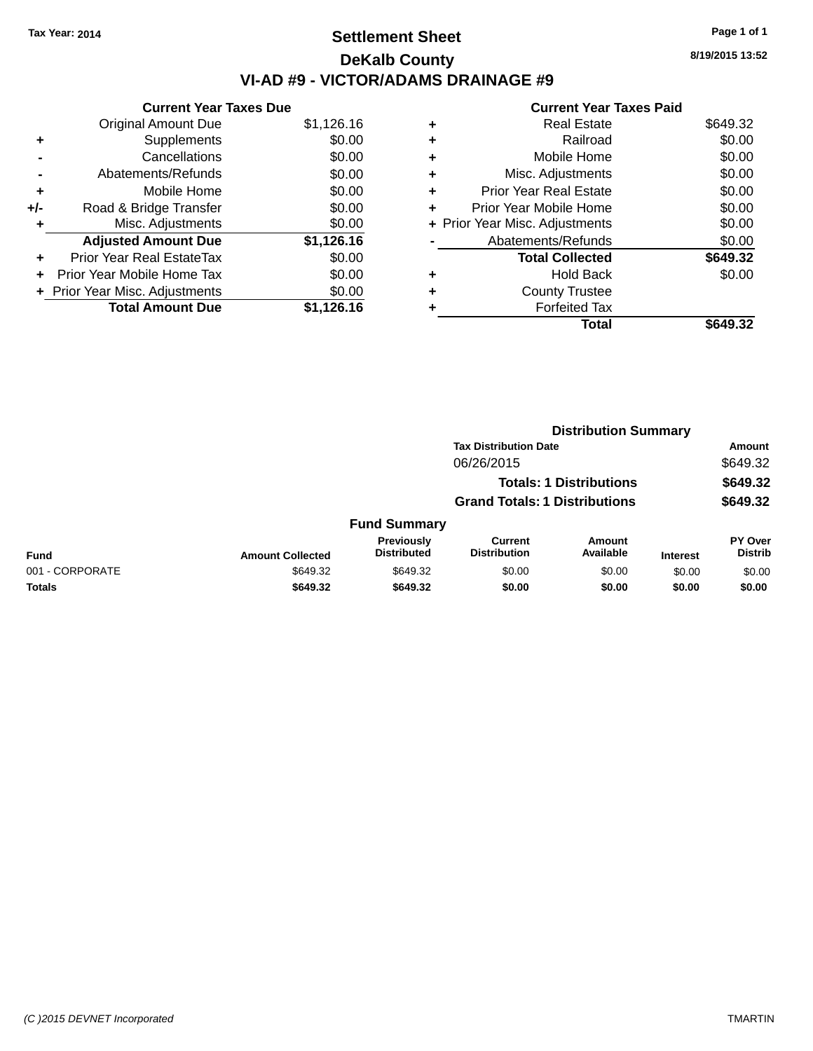Tax Year: 2014

# Settlement Sheet

## DeKalb County

## VI-AD #9 - VICTOR/ADAMS DRAINAGE #9

8/19/2015 13:52

**Current Year Taxes Due**

| | | |
|---|---|---|
| | Original Amount Due | $1,126.16 |
| + | Supplements | $0.00 |
| - | Cancellations | $0.00 |
| - | Abatements/Refunds | $0.00 |
| + | Mobile Home | $0.00 |
| +/- | Road & Bridge Transfer | $0.00 |
| + | Misc. Adjustments | $0.00 |
| | **Adjusted Amount Due** | **$1,126.16** |
| + | Prior Year Real EstateTax | $0.00 |
| + | Prior Year Mobile Home Tax | $0.00 |
| + | Prior Year Misc. Adjustments | $0.00 |
| | **Total Amount Due** | **$1,126.16** |

**Current Year Taxes Paid**

| | | |
|---|---|---|
| + | Real Estate | $649.32 |
| + | Railroad | $0.00 |
| + | Mobile Home | $0.00 |
| + | Misc. Adjustments | $0.00 |
| + | Prior Year Real Estate | $0.00 |
| + | Prior Year Mobile Home | $0.00 |
| + | Prior Year Misc. Adjustments | $0.00 |
| - | Abatements/Refunds | $0.00 |
| | **Total Collected** | **$649.32** |
| + | Hold Back | $0.00 |
| + | County Trustee | |
| + | Forfeited Tax | |
| | **Total** | **$649.32** |

**Distribution Summary**

| Tax Distribution Date | Amount |
|---|---|
| 06/26/2015 | $649.32 |
| **Totals: 1 Distributions** | **$649.32** |
| **Grand Totals: 1 Distributions** | **$649.32** |

**Fund Summary**

| Fund | Amount Collected | Previously Distributed | Current Distribution | Amount Available | Interest | PY Over Distrib |
|---|---|---|---|---|---|---|
| 001 - CORPORATE | $649.32 | $649.32 | $0.00 | $0.00 | $0.00 | $0.00 |
| **Totals** | **$649.32** | **$649.32** | **$0.00** | **$0.00** | **$0.00** | **$0.00** |

(C )2015 DEVNET Incorporated

TMARTIN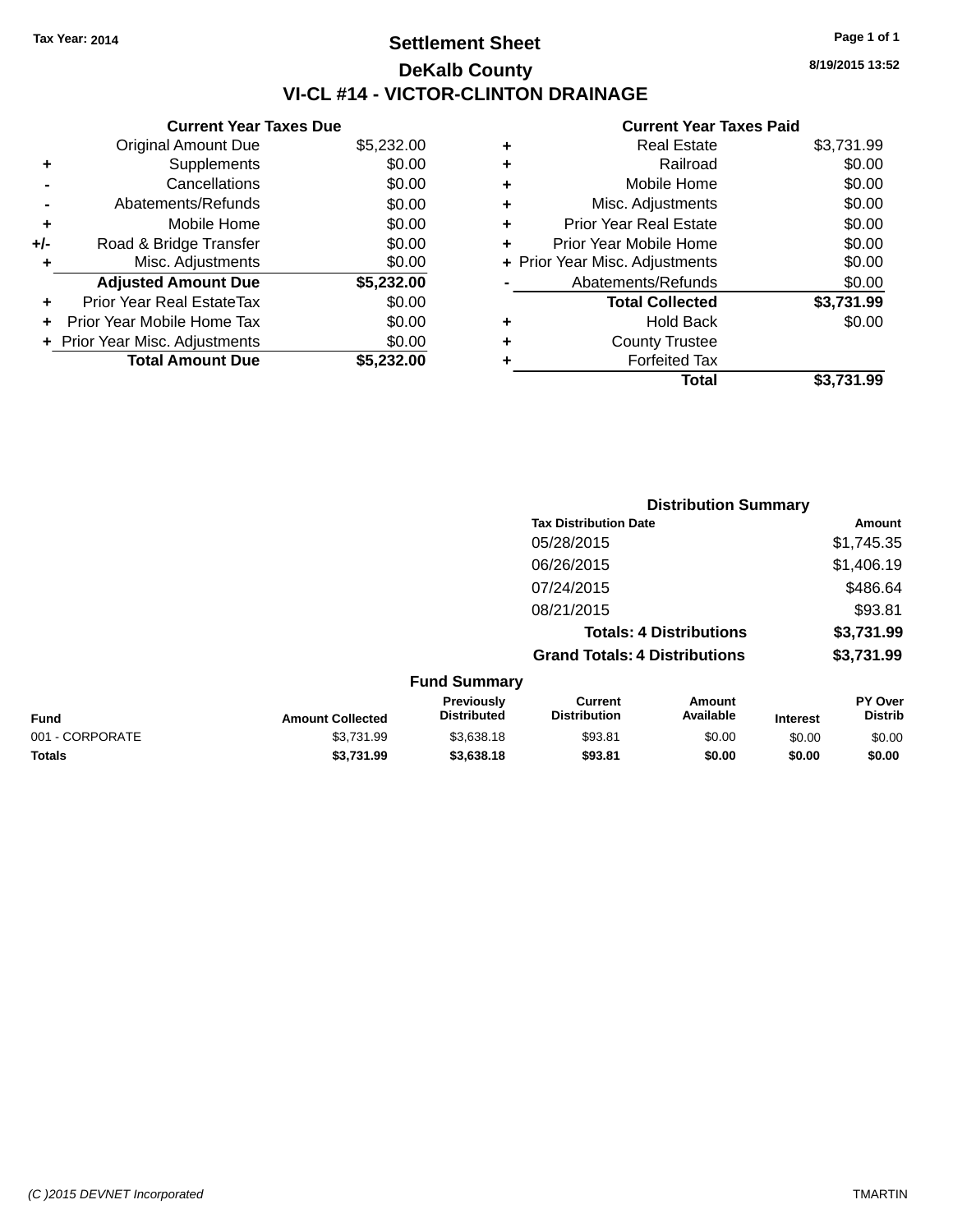Tax Year: 2014

# Settlement Sheet

## DeKalb County

## VI-CL #14 - VICTOR-CLINTON DRAINAGE

8/19/2015 13:52

### Current Year Taxes Due

| | | |
|---|---|---|
| | Original Amount Due | $5,232.00 |
| + | Supplements | $0.00 |
| - | Cancellations | $0.00 |
| - | Abatements/Refunds | $0.00 |
| + | Mobile Home | $0.00 |
| +/- | Road & Bridge Transfer | $0.00 |
| + | Misc. Adjustments | $0.00 |
| | **Adjusted Amount Due** | **$5,232.00** |
| + | Prior Year Real EstateTax | $0.00 |
| + | Prior Year Mobile Home Tax | $0.00 |
| + | Prior Year Misc. Adjustments | $0.00 |
| | **Total Amount Due** | **$5,232.00** |

### Current Year Taxes Paid

| | | |
|---|---|---|
| + | Real Estate | $3,731.99 |
| + | Railroad | $0.00 |
| + | Mobile Home | $0.00 |
| + | Misc. Adjustments | $0.00 |
| + | Prior Year Real Estate | $0.00 |
| + | Prior Year Mobile Home | $0.00 |
| + | Prior Year Misc. Adjustments | $0.00 |
| - | Abatements/Refunds | $0.00 |
| | **Total Collected** | **$3,731.99** |
| + | Hold Back | $0.00 |
| + | County Trustee | |
| + | Forfeited Tax | |
| | **Total** | **$3,731.99** |

### Distribution Summary

| Tax Distribution Date | Amount |
|---|---|
| 05/28/2015 | $1,745.35 |
| 06/26/2015 | $1,406.19 |
| 07/24/2015 | $486.64 |
| 08/21/2015 | $93.81 |
| **Totals: 4 Distributions** | **$3,731.99** |
| **Grand Totals: 4 Distributions** | **$3,731.99** |

### Fund Summary

| Fund | Amount Collected | Previously Distributed | Current Distribution | Amount Available | Interest | PY Over Distrib |
|---|---|---|---|---|---|---|
| 001 - CORPORATE | $3,731.99 | $3,638.18 | $93.81 | $0.00 | $0.00 | $0.00 |
| **Totals** | **$3,731.99** | **$3,638.18** | **$93.81** | **$0.00** | **$0.00** | **$0.00** |

(C )2015 DEVNET Incorporated TMARTIN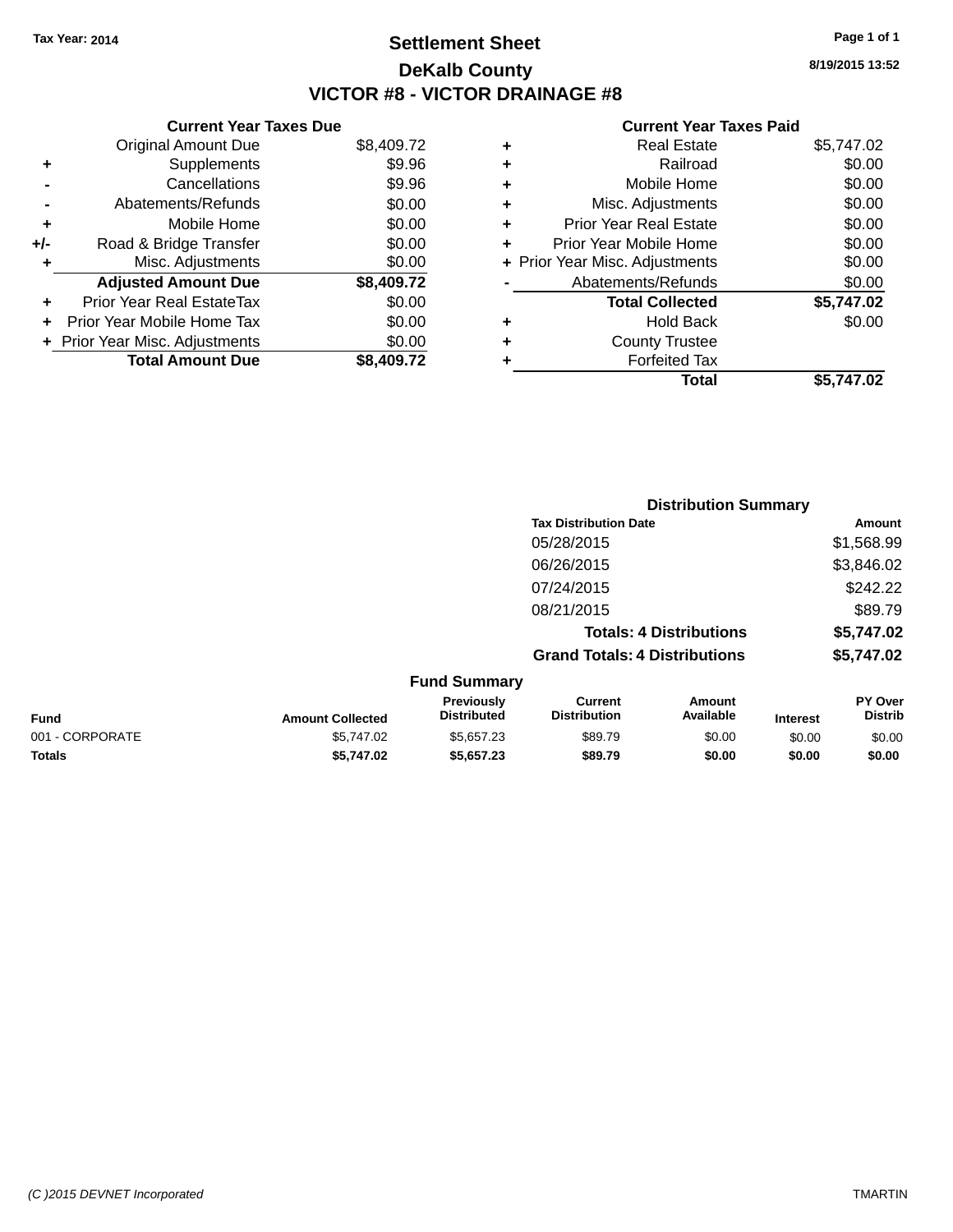Tax Year: 2014

# Settlement Sheet

## DeKalb County

## VICTOR #8 - VICTOR DRAINAGE #8

8/19/2015 13:52

### Current Year Taxes Due

| | | |
|---|---|---|
| | Original Amount Due | $8,409.72 |
| + | Supplements | $9.96 |
| - | Cancellations | $9.96 |
| - | Abatements/Refunds | $0.00 |
| + | Mobile Home | $0.00 |
| +/- | Road & Bridge Transfer | $0.00 |
| + | Misc. Adjustments | $0.00 |
| | **Adjusted Amount Due** | **$8,409.72** |
| + | Prior Year Real EstateTax | $0.00 |
| + | Prior Year Mobile Home Tax | $0.00 |
| + | Prior Year Misc. Adjustments | $0.00 |
| | **Total Amount Due** | **$8,409.72** |

### Current Year Taxes Paid

| | | |
|---|---|---|
| + | Real Estate | $5,747.02 |
| + | Railroad | $0.00 |
| + | Mobile Home | $0.00 |
| + | Misc. Adjustments | $0.00 |
| + | Prior Year Real Estate | $0.00 |
| + | Prior Year Mobile Home | $0.00 |
| + | Prior Year Misc. Adjustments | $0.00 |
| - | Abatements/Refunds | $0.00 |
| | **Total Collected** | **$5,747.02** |
| + | Hold Back | $0.00 |
| + | County Trustee | |
| + | Forfeited Tax | |
| | **Total** | **$5,747.02** |

### Distribution Summary

| Tax Distribution Date | Amount |
|---|---|
| 05/28/2015 | $1,568.99 |
| 06/26/2015 | $3,846.02 |
| 07/24/2015 | $242.22 |
| 08/21/2015 | $89.79 |
| **Totals: 4 Distributions** | **$5,747.02** |
| **Grand Totals: 4 Distributions** | **$5,747.02** |

### Fund Summary

| Fund | Amount Collected | Previously Distributed | Current Distribution | Amount Available | Interest | PY Over Distrib |
|---|---|---|---|---|---|---|
| 001 - CORPORATE | $5,747.02 | $5,657.23 | $89.79 | $0.00 | $0.00 | $0.00 |
| **Totals** | **$5,747.02** | **$5,657.23** | **$89.79** | **$0.00** | **$0.00** | **$0.00** |

(C )2015 DEVNET Incorporated

TMARTIN